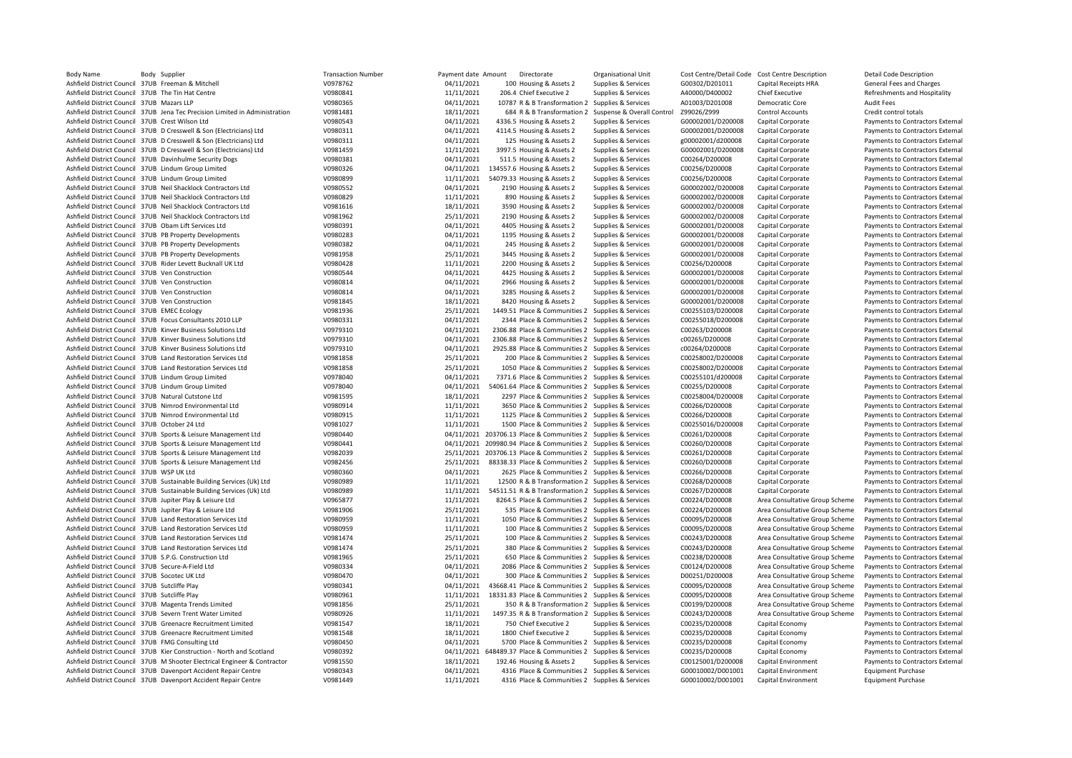| Body Name | Body | Supplier | Transaction Number | Payment date | Amount | Directorate | Organisational Unit | Cost Centre/Detail Code | Cost Centre Description | Detail Code Description |
|---|---|---|---|---|---|---|---|---|---|---|
| Ashfield District Council | 37UB | Freeman & Mitchell | V0978762 | 04/11/2021 | 100 | Housing & Assets 2 | Supplies & Services | G00302/D201011 | Capital Receipts HRA | General Fees and Charges |
| Ashfield District Council | 37UB | The Tin Hat Centre | V0980841 | 11/11/2021 | 206.4 | Chief Executive 2 | Supplies & Services | A40000/D400002 | Chief Executive | Refreshments and Hospitality |
| Ashfield District Council | 37UB | Mazars LLP | V0980365 | 04/11/2021 | 10787 | R & B Transformation 2 | Supplies & Services | A01003/D201008 | Democratic Core | Audit Fees |
| Ashfield District Council | 37UB | Jena Tec Precision Limited in Administration | V0981481 | 18/11/2021 | 684 | R & B Transformation 2 | Suspense & Overall Control | Z99026/Z999 | Control Accounts | Credit control totals |
| Ashfield District Council | 37UB | Crest Wilson Ltd | V0980543 | 04/11/2021 | 4336.5 | Housing & Assets 2 | Supplies & Services | G00002001/D200008 | Capital Corporate | Payments to Contractors External |
| Ashfield District Council | 37UB | D Cresswell & Son (Electricians) Ltd | V0980311 | 04/11/2021 | 4114.5 | Housing & Assets 2 | Supplies & Services | G00002001/D200008 | Capital Corporate | Payments to Contractors External |
| Ashfield District Council | 37UB | D Cresswell & Son (Electricians) Ltd | V0980311 | 04/11/2021 | 125 | Housing & Assets 2 | Supplies & Services | g00002001/d200008 | Capital Corporate | Payments to Contractors External |
| Ashfield District Council | 37UB | D Cresswell & Son (Electricians) Ltd | V0981459 | 11/11/2021 | 3997.5 | Housing & Assets 2 | Supplies & Services | G00002001/D200008 | Capital Corporate | Payments to Contractors External |
| Ashfield District Council | 37UB | Davinhulme Security Dogs | V0980381 | 04/11/2021 | 511.5 | Housing & Assets 2 | Supplies & Services | C00264/D200008 | Capital Corporate | Payments to Contractors External |
| Ashfield District Council | 37UB | Lindum Group Limited | V0980326 | 04/11/2021 | 134557.6 | Housing & Assets 2 | Supplies & Services | C00256/D200008 | Capital Corporate | Payments to Contractors External |
| Ashfield District Council | 37UB | Lindum Group Limited | V0980899 | 11/11/2021 | 54079.33 | Housing & Assets 2 | Supplies & Services | C00256/D200008 | Capital Corporate | Payments to Contractors External |
| Ashfield District Council | 37UB | Neil Shacklock Contractors Ltd | V0980552 | 04/11/2021 | 2190 | Housing & Assets 2 | Supplies & Services | G00002002/D200008 | Capital Corporate | Payments to Contractors External |
| Ashfield District Council | 37UB | Neil Shacklock Contractors Ltd | V0980829 | 11/11/2021 | 890 | Housing & Assets 2 | Supplies & Services | G00002002/D200008 | Capital Corporate | Payments to Contractors External |
| Ashfield District Council | 37UB | Neil Shacklock Contractors Ltd | V0981616 | 18/11/2021 | 3590 | Housing & Assets 2 | Supplies & Services | G00002002/D200008 | Capital Corporate | Payments to Contractors External |
| Ashfield District Council | 37UB | Neil Shacklock Contractors Ltd | V0981962 | 25/11/2021 | 2190 | Housing & Assets 2 | Supplies & Services | G00002002/D200008 | Capital Corporate | Payments to Contractors External |
| Ashfield District Council | 37UB | Obam Lift Services Ltd | V0980391 | 04/11/2021 | 4405 | Housing & Assets 2 | Supplies & Services | G00002001/D200008 | Capital Corporate | Payments to Contractors External |
| Ashfield District Council | 37UB | PB Property Developments | V0980283 | 04/11/2021 | 1195 | Housing & Assets 2 | Supplies & Services | G00002001/D200008 | Capital Corporate | Payments to Contractors External |
| Ashfield District Council | 37UB | PB Property Developments | V0980382 | 04/11/2021 | 245 | Housing & Assets 2 | Supplies & Services | G00002001/D200008 | Capital Corporate | Payments to Contractors External |
| Ashfield District Council | 37UB | PB Property Developments | V0981958 | 25/11/2021 | 3445 | Housing & Assets 2 | Supplies & Services | G00002001/D200008 | Capital Corporate | Payments to Contractors External |
| Ashfield District Council | 37UB | Rider Levett Bucknall UK Ltd | V0980428 | 11/11/2021 | 2200 | Housing & Assets 2 | Supplies & Services | C00256/D200008 | Capital Corporate | Payments to Contractors External |
| Ashfield District Council | 37UB | Ven Construction | V0980544 | 04/11/2021 | 4425 | Housing & Assets 2 | Supplies & Services | G00002001/D200008 | Capital Corporate | Payments to Contractors External |
| Ashfield District Council | 37UB | Ven Construction | V0980814 | 04/11/2021 | 2966 | Housing & Assets 2 | Supplies & Services | G00002001/D200008 | Capital Corporate | Payments to Contractors External |
| Ashfield District Council | 37UB | Ven Construction | V0980814 | 04/11/2021 | 3285 | Housing & Assets 2 | Supplies & Services | G00002001/D200008 | Capital Corporate | Payments to Contractors External |
| Ashfield District Council | 37UB | Ven Construction | V0981845 | 18/11/2021 | 8420 | Housing & Assets 2 | Supplies & Services | G00002001/D200008 | Capital Corporate | Payments to Contractors External |
| Ashfield District Council | 37UB | EMEC Ecology | V0981936 | 25/11/2021 | 1449.51 | Place & Communities 2 | Supplies & Services | C00255103/D200008 | Capital Corporate | Payments to Contractors External |
| Ashfield District Council | 37UB | Focus Consultants 2010 LLP | V0980331 | 04/11/2021 | 2344 | Place & Communities 2 | Supplies & Services | C00255018/D200008 | Capital Corporate | Payments to Contractors External |
| Ashfield District Council | 37UB | Kinver Business Solutions Ltd | V0979310 | 04/11/2021 | 2306.88 | Place & Communities 2 | Supplies & Services | C00263/D200008 | Capital Corporate | Payments to Contractors External |
| Ashfield District Council | 37UB | Kinver Business Solutions Ltd | V0979310 | 04/11/2021 | 2306.88 | Place & Communities 2 | Supplies & Services | c00265/D200008 | Capital Corporate | Payments to Contractors External |
| Ashfield District Council | 37UB | Kinver Business Solutions Ltd | V0979310 | 04/11/2021 | 2925.88 | Place & Communities 2 | Supplies & Services | c00264/D200008 | Capital Corporate | Payments to Contractors External |
| Ashfield District Council | 37UB | Land Restoration Services Ltd | V0981858 | 25/11/2021 | 200 | Place & Communities 2 | Supplies & Services | C00258002/D200008 | Capital Corporate | Payments to Contractors External |
| Ashfield District Council | 37UB | Land Restoration Services Ltd | V0981858 | 25/11/2021 | 1050 | Place & Communities 2 | Supplies & Services | C00258002/D200008 | Capital Corporate | Payments to Contractors External |
| Ashfield District Council | 37UB | Lindum Group Limited | V0978040 | 04/11/2021 | 7371.6 | Place & Communities 2 | Supplies & Services | C00255101/d200008 | Capital Corporate | Payments to Contractors External |
| Ashfield District Council | 37UB | Lindum Group Limited | V0978040 | 04/11/2021 | 54061.64 | Place & Communities 2 | Supplies & Services | C00255/D200008 | Capital Corporate | Payments to Contractors External |
| Ashfield District Council | 37UB | Natural Cutstone Ltd | V0981595 | 18/11/2021 | 2297 | Place & Communities 2 | Supplies & Services | C00258004/D200008 | Capital Corporate | Payments to Contractors External |
| Ashfield District Council | 37UB | Nimrod Environmental Ltd | V0980914 | 11/11/2021 | 3650 | Place & Communities 2 | Supplies & Services | C00266/D200008 | Capital Corporate | Payments to Contractors External |
| Ashfield District Council | 37UB | Nimrod Environmental Ltd | V0980915 | 11/11/2021 | 1125 | Place & Communities 2 | Supplies & Services | C00266/D200008 | Capital Corporate | Payments to Contractors External |
| Ashfield District Council | 37UB | October 24 Ltd | V0981027 | 11/11/2021 | 1500 | Place & Communities 2 | Supplies & Services | C00255016/D200008 | Capital Corporate | Payments to Contractors External |
| Ashfield District Council | 37UB | Sports & Leisure Management Ltd | V0980440 | 04/11/2021 | 203706.13 | Place & Communities 2 | Supplies & Services | C00261/D200008 | Capital Corporate | Payments to Contractors External |
| Ashfield District Council | 37UB | Sports & Leisure Management Ltd | V0980441 | 04/11/2021 | 209980.94 | Place & Communities 2 | Supplies & Services | C00260/D200008 | Capital Corporate | Payments to Contractors External |
| Ashfield District Council | 37UB | Sports & Leisure Management Ltd | V0982039 | 25/11/2021 | 203706.13 | Place & Communities 2 | Supplies & Services | C00261/D200008 | Capital Corporate | Payments to Contractors External |
| Ashfield District Council | 37UB | Sports & Leisure Management Ltd | V0982456 | 25/11/2021 | 88338.33 | Place & Communities 2 | Supplies & Services | C00260/D200008 | Capital Corporate | Payments to Contractors External |
| Ashfield District Council | 37UB | WSP UK Ltd | V0980360 | 04/11/2021 | 2625 | Place & Communities 2 | Supplies & Services | C00266/D200008 | Capital Corporate | Payments to Contractors External |
| Ashfield District Council | 37UB | Sustainable Building Services (Uk) Ltd | V0980989 | 11/11/2021 | 12500 | R & B Transformation 2 | Supplies & Services | C00268/D200008 | Capital Corporate | Payments to Contractors External |
| Ashfield District Council | 37UB | Sustainable Building Services (Uk) Ltd | V0980989 | 11/11/2021 | 54511.51 | R & B Transformation 2 | Supplies & Services | C00267/D200008 | Capital Corporate | Payments to Contractors External |
| Ashfield District Council | 37UB | Jupiter Play & Leisure Ltd | V0965877 | 11/11/2021 | 8264.5 | Place & Communities 2 | Supplies & Services | C00224/D200008 | Area Consultative Group Scheme | Payments to Contractors External |
| Ashfield District Council | 37UB | Jupiter Play & Leisure Ltd | V0981906 | 25/11/2021 | 535 | Place & Communities 2 | Supplies & Services | C00224/D200008 | Area Consultative Group Scheme | Payments to Contractors External |
| Ashfield District Council | 37UB | Land Restoration Services Ltd | V0980959 | 11/11/2021 | 1050 | Place & Communities 2 | Supplies & Services | C00095/D200008 | Area Consultative Group Scheme | Payments to Contractors External |
| Ashfield District Council | 37UB | Land Restoration Services Ltd | V0980959 | 11/11/2021 | 100 | Place & Communities 2 | Supplies & Services | C00095/D200008 | Area Consultative Group Scheme | Payments to Contractors External |
| Ashfield District Council | 37UB | Land Restoration Services Ltd | V0981474 | 25/11/2021 | 100 | Place & Communities 2 | Supplies & Services | C00243/D200008 | Area Consultative Group Scheme | Payments to Contractors External |
| Ashfield District Council | 37UB | Land Restoration Services Ltd | V0981474 | 25/11/2021 | 380 | Place & Communities 2 | Supplies & Services | C00243/D200008 | Area Consultative Group Scheme | Payments to Contractors External |
| Ashfield District Council | 37UB | S.P.G. Construction Ltd | V0981965 | 25/11/2021 | 650 | Place & Communities 2 | Supplies & Services | C00238/D200008 | Area Consultative Group Scheme | Payments to Contractors External |
| Ashfield District Council | 37UB | Secure-A-Field Ltd | V0980334 | 04/11/2021 | 2086 | Place & Communities 2 | Supplies & Services | C00124/D200008 | Area Consultative Group Scheme | Payments to Contractors External |
| Ashfield District Council | 37UB | Socotec UK Ltd | V0980470 | 04/11/2021 | 300 | Place & Communities 2 | Supplies & Services | D00251/D200008 | Area Consultative Group Scheme | Payments to Contractors External |
| Ashfield District Council | 37UB | Sutcliffe Play | V0980341 | 04/11/2021 | 43668.41 | Place & Communities 2 | Supplies & Services | C00095/D200008 | Area Consultative Group Scheme | Payments to Contractors External |
| Ashfield District Council | 37UB | Sutcliffe Play | V0980961 | 11/11/2021 | 18331.83 | Place & Communities 2 | Supplies & Services | C00095/D200008 | Area Consultative Group Scheme | Payments to Contractors External |
| Ashfield District Council | 37UB | Magenta Trends Limited | V0981856 | 25/11/2021 | 350 | R & B Transformation 2 | Supplies & Services | C00199/D200008 | Area Consultative Group Scheme | Payments to Contractors External |
| Ashfield District Council | 37UB | Severn Trent Water Limited | V0980926 | 11/11/2021 | 1497.35 | R & B Transformation 2 | Supplies & Services | C00243/D200008 | Area Consultative Group Scheme | Payments to Contractors External |
| Ashfield District Council | 37UB | Greenacre Recruitment Limited | V0981547 | 18/11/2021 | 750 | Chief Executive 2 | Supplies & Services | C00235/D200008 | Capital Economy | Payments to Contractors External |
| Ashfield District Council | 37UB | Greenacre Recruitment Limited | V0981548 | 18/11/2021 | 1800 | Chief Executive 2 | Supplies & Services | C00235/D200008 | Capital Economy | Payments to Contractors External |
| Ashfield District Council | 37UB | FMG Consulting Ltd | V0980450 | 04/11/2021 | 5700 | Place & Communities 2 | Supplies & Services | C00235/D200008 | Capital Economy | Payments to Contractors External |
| Ashfield District Council | 37UB | Kier Construction - North and Scotland | V0980392 | 04/11/2021 | 648489.37 | Place & Communities 2 | Supplies & Services | C00235/D200008 | Capital Economy | Payments to Contractors External |
| Ashfield District Council | 37UB | M Shooter Electrical Engineer & Contractor | V0981550 | 18/11/2021 | 192.46 | Housing & Assets 2 | Supplies & Services | C00125001/D200008 | Capital Environment | Payments to Contractors External |
| Ashfield District Council | 37UB | Davenport Accident Repair Centre | V0980343 | 04/11/2021 | 4316 | Place & Communities 2 | Supplies & Services | G00010002/D001001 | Capital Environment | Equipment Purchase |
| Ashfield District Council | 37UB | Davenport Accident Repair Centre | V0981449 | 11/11/2021 | 4316 | Place & Communities 2 | Supplies & Services | G00010002/D001001 | Capital Environment | Equipment Purchase |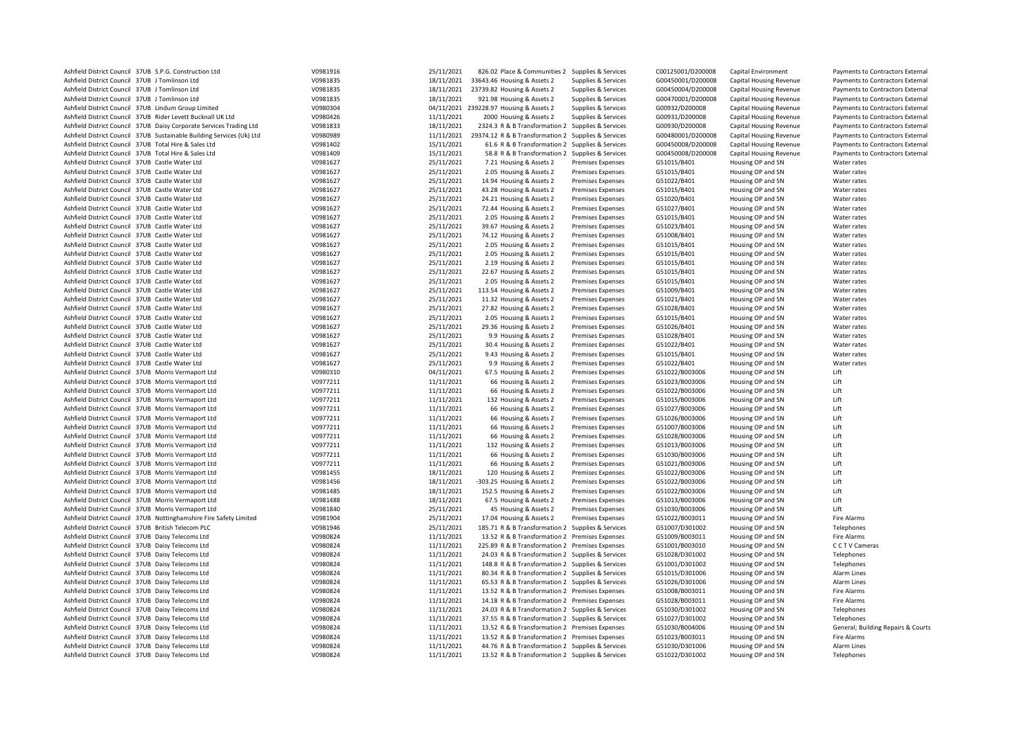| | | | | | | | | | | |
|---|---|---|---|---|---|---|---|---|---|---|
| Ashfield District Council | 37UB | S.P.G. Construction Ltd | V0981916 | 25/11/2021 | 826.02 | Place & Communities 2 | Supplies & Services | C00125001/D200008 | Capital Environment | Payments to Contractors External |
| Ashfield District Council | 37UB | J Tomlinson Ltd | V0981835 | 18/11/2021 | 33643.46 | Housing & Assets 2 | Supplies & Services | G00450001/D200008 | Capital Housing Revenue | Payments to Contractors External |
| Ashfield District Council | 37UB | J Tomlinson Ltd | V0981835 | 18/11/2021 | 23739.82 | Housing & Assets 2 | Supplies & Services | G00450004/D200008 | Capital Housing Revenue | Payments to Contractors External |
| Ashfield District Council | 37UB | J Tomlinson Ltd | V0981835 | 18/11/2021 | 921.98 | Housing & Assets 2 | Supplies & Services | G00470001/D200008 | Capital Housing Revenue | Payments to Contractors External |
| Ashfield District Council | 37UB | Lindum Group Limited | V0980304 | 04/11/2021 | 239228.97 | Housing & Assets 2 | Supplies & Services | G00932/D200008 | Capital Housing Revenue | Payments to Contractors External |
| Ashfield District Council | 37UB | Rider Levett Bucknall UK Ltd | V0980426 | 11/11/2021 | 2000 | Housing & Assets 2 | Supplies & Services | G00931/D200008 | Capital Housing Revenue | Payments to Contractors External |
| Ashfield District Council | 37UB | Daisy Corporate Services Trading Ltd | V0981833 | 18/11/2021 | 2324.3 | R & B Transformation 2 | Supplies & Services | G00930/D200008 | Capital Housing Revenue | Payments to Contractors External |
| Ashfield District Council | 37UB | Sustainable Building Services (Uk) Ltd | V0980989 | 11/11/2021 | 29374.12 | R & B Transformation 2 | Supplies & Services | G00480001/D200008 | Capital Housing Revenue | Payments to Contractors External |
| Ashfield District Council | 37UB | Total Hire & Sales Ltd | V0981402 | 15/11/2021 | 61.6 | R & B Transformation 2 | Supplies & Services | G00450008/D200008 | Capital Housing Revenue | Payments to Contractors External |
| Ashfield District Council | 37UB | Total Hire & Sales Ltd | V0981409 | 15/11/2021 | 58.8 | R & B Transformation 2 | Supplies & Services | G00450008/D200008 | Capital Housing Revenue | Payments to Contractors External |
| Ashfield District Council | 37UB | Castle Water Ltd | V0981627 | 25/11/2021 | 7.21 | Housing & Assets 2 | Premises Expenses | G51015/B401 | Housing OP and SN | Water rates |
| Ashfield District Council | 37UB | Castle Water Ltd | V0981627 | 25/11/2021 | 2.05 | Housing & Assets 2 | Premises Expenses | G51015/B401 | Housing OP and SN | Water rates |
| Ashfield District Council | 37UB | Castle Water Ltd | V0981627 | 25/11/2021 | 14.94 | Housing & Assets 2 | Premises Expenses | G51022/B401 | Housing OP and SN | Water rates |
| Ashfield District Council | 37UB | Castle Water Ltd | V0981627 | 25/11/2021 | 43.28 | Housing & Assets 2 | Premises Expenses | G51015/B401 | Housing OP and SN | Water rates |
| Ashfield District Council | 37UB | Castle Water Ltd | V0981627 | 25/11/2021 | 24.21 | Housing & Assets 2 | Premises Expenses | G51020/B401 | Housing OP and SN | Water rates |
| Ashfield District Council | 37UB | Castle Water Ltd | V0981627 | 25/11/2021 | 72.44 | Housing & Assets 2 | Premises Expenses | G51027/B401 | Housing OP and SN | Water rates |
| Ashfield District Council | 37UB | Castle Water Ltd | V0981627 | 25/11/2021 | 2.05 | Housing & Assets 2 | Premises Expenses | G51015/B401 | Housing OP and SN | Water rates |
| Ashfield District Council | 37UB | Castle Water Ltd | V0981627 | 25/11/2021 | 39.67 | Housing & Assets 2 | Premises Expenses | G51023/B401 | Housing OP and SN | Water rates |
| Ashfield District Council | 37UB | Castle Water Ltd | V0981627 | 25/11/2021 | 74.12 | Housing & Assets 2 | Premises Expenses | G51008/B401 | Housing OP and SN | Water rates |
| Ashfield District Council | 37UB | Castle Water Ltd | V0981627 | 25/11/2021 | 2.05 | Housing & Assets 2 | Premises Expenses | G51015/B401 | Housing OP and SN | Water rates |
| Ashfield District Council | 37UB | Castle Water Ltd | V0981627 | 25/11/2021 | 2.05 | Housing & Assets 2 | Premises Expenses | G51015/B401 | Housing OP and SN | Water rates |
| Ashfield District Council | 37UB | Castle Water Ltd | V0981627 | 25/11/2021 | 2.19 | Housing & Assets 2 | Premises Expenses | G51015/B401 | Housing OP and SN | Water rates |
| Ashfield District Council | 37UB | Castle Water Ltd | V0981627 | 25/11/2021 | 22.67 | Housing & Assets 2 | Premises Expenses | G51015/B401 | Housing OP and SN | Water rates |
| Ashfield District Council | 37UB | Castle Water Ltd | V0981627 | 25/11/2021 | 2.05 | Housing & Assets 2 | Premises Expenses | G51015/B401 | Housing OP and SN | Water rates |
| Ashfield District Council | 37UB | Castle Water Ltd | V0981627 | 25/11/2021 | 113.54 | Housing & Assets 2 | Premises Expenses | G51009/B401 | Housing OP and SN | Water rates |
| Ashfield District Council | 37UB | Castle Water Ltd | V0981627 | 25/11/2021 | 11.32 | Housing & Assets 2 | Premises Expenses | G51021/B401 | Housing OP and SN | Water rates |
| Ashfield District Council | 37UB | Castle Water Ltd | V0981627 | 25/11/2021 | 27.82 | Housing & Assets 2 | Premises Expenses | G51028/B401 | Housing OP and SN | Water rates |
| Ashfield District Council | 37UB | Castle Water Ltd | V0981627 | 25/11/2021 | 2.05 | Housing & Assets 2 | Premises Expenses | G51015/B401 | Housing OP and SN | Water rates |
| Ashfield District Council | 37UB | Castle Water Ltd | V0981627 | 25/11/2021 | 29.36 | Housing & Assets 2 | Premises Expenses | G51026/B401 | Housing OP and SN | Water rates |
| Ashfield District Council | 37UB | Castle Water Ltd | V0981627 | 25/11/2021 | 9.9 | Housing & Assets 2 | Premises Expenses | G51028/B401 | Housing OP and SN | Water rates |
| Ashfield District Council | 37UB | Castle Water Ltd | V0981627 | 25/11/2021 | 30.4 | Housing & Assets 2 | Premises Expenses | G51022/B401 | Housing OP and SN | Water rates |
| Ashfield District Council | 37UB | Castle Water Ltd | V0981627 | 25/11/2021 | 9.43 | Housing & Assets 2 | Premises Expenses | G51015/B401 | Housing OP and SN | Water rates |
| Ashfield District Council | 37UB | Castle Water Ltd | V0981627 | 25/11/2021 | 9.9 | Housing & Assets 2 | Premises Expenses | G51022/B401 | Housing OP and SN | Water rates |
| Ashfield District Council | 37UB | Morris Vermaport Ltd | V0980310 | 04/11/2021 | 67.5 | Housing & Assets 2 | Premises Expenses | G51022/B003006 | Housing OP and SN | Lift |
| Ashfield District Council | 37UB | Morris Vermaport Ltd | V0977211 | 11/11/2021 | 66 | Housing & Assets 2 | Premises Expenses | G51023/B003006 | Housing OP and SN | Lift |
| Ashfield District Council | 37UB | Morris Vermaport Ltd | V0977211 | 11/11/2021 | 66 | Housing & Assets 2 | Premises Expenses | G51022/B003006 | Housing OP and SN | Lift |
| Ashfield District Council | 37UB | Morris Vermaport Ltd | V0977211 | 11/11/2021 | 132 | Housing & Assets 2 | Premises Expenses | G51015/B003006 | Housing OP and SN | Lift |
| Ashfield District Council | 37UB | Morris Vermaport Ltd | V0977211 | 11/11/2021 | 66 | Housing & Assets 2 | Premises Expenses | G51027/B003006 | Housing OP and SN | Lift |
| Ashfield District Council | 37UB | Morris Vermaport Ltd | V0977211 | 11/11/2021 | 66 | Housing & Assets 2 | Premises Expenses | G51026/B003006 | Housing OP and SN | Lift |
| Ashfield District Council | 37UB | Morris Vermaport Ltd | V0977211 | 11/11/2021 | 66 | Housing & Assets 2 | Premises Expenses | G51007/B003006 | Housing OP and SN | Lift |
| Ashfield District Council | 37UB | Morris Vermaport Ltd | V0977211 | 11/11/2021 | 66 | Housing & Assets 2 | Premises Expenses | G51028/B003006 | Housing OP and SN | Lift |
| Ashfield District Council | 37UB | Morris Vermaport Ltd | V0977211 | 11/11/2021 | 132 | Housing & Assets 2 | Premises Expenses | G51013/B003006 | Housing OP and SN | Lift |
| Ashfield District Council | 37UB | Morris Vermaport Ltd | V0977211 | 11/11/2021 | 66 | Housing & Assets 2 | Premises Expenses | G51030/B003006 | Housing OP and SN | Lift |
| Ashfield District Council | 37UB | Morris Vermaport Ltd | V0977211 | 11/11/2021 | 66 | Housing & Assets 2 | Premises Expenses | G51021/B003006 | Housing OP and SN | Lift |
| Ashfield District Council | 37UB | Morris Vermaport Ltd | V0981455 | 18/11/2021 | 120 | Housing & Assets 2 | Premises Expenses | G51022/B003006 | Housing OP and SN | Lift |
| Ashfield District Council | 37UB | Morris Vermaport Ltd | V0981456 | 18/11/2021 | -303.25 | Housing & Assets 2 | Premises Expenses | G51022/B003006 | Housing OP and SN | Lift |
| Ashfield District Council | 37UB | Morris Vermaport Ltd | V0981485 | 18/11/2021 | 152.5 | Housing & Assets 2 | Premises Expenses | G51022/B003006 | Housing OP and SN | Lift |
| Ashfield District Council | 37UB | Morris Vermaport Ltd | V0981488 | 18/11/2021 | 67.5 | Housing & Assets 2 | Premises Expenses | G51013/B003006 | Housing OP and SN | Lift |
| Ashfield District Council | 37UB | Morris Vermaport Ltd | V0981840 | 25/11/2021 | 45 | Housing & Assets 2 | Premises Expenses | G51030/B003006 | Housing OP and SN | Lift |
| Ashfield District Council | 37UB | Nottinghamshire Fire Safety Limited | V0981904 | 25/11/2021 | 17.04 | Housing & Assets 2 | Premises Expenses | G51022/B003011 | Housing OP and SN | Fire Alarms |
| Ashfield District Council | 37UB | British Telecom PLC | V0981946 | 25/11/2021 | 185.71 | R & B Transformation 2 | Supplies & Services | G51007/D301002 | Housing OP and SN | Telephones |
| Ashfield District Council | 37UB | Daisy Telecoms Ltd | V0980824 | 11/11/2021 | 13.52 | R & B Transformation 2 | Premises Expenses | G51009/B003011 | Housing OP and SN | Fire Alarms |
| Ashfield District Council | 37UB | Daisy Telecoms Ltd | V0980824 | 11/11/2021 | 225.89 | R & B Transformation 2 | Premises Expenses | G51001/B003010 | Housing OP and SN | C C T V Cameras |
| Ashfield District Council | 37UB | Daisy Telecoms Ltd | V0980824 | 11/11/2021 | 24.03 | R & B Transformation 2 | Supplies & Services | G51028/D301002 | Housing OP and SN | Telephones |
| Ashfield District Council | 37UB | Daisy Telecoms Ltd | V0980824 | 11/11/2021 | 148.8 | R & B Transformation 2 | Supplies & Services | G51001/D301002 | Housing OP and SN | Telephones |
| Ashfield District Council | 37UB | Daisy Telecoms Ltd | V0980824 | 11/11/2021 | 80.34 | R & B Transformation 2 | Supplies & Services | G51015/D301006 | Housing OP and SN | Alarm Lines |
| Ashfield District Council | 37UB | Daisy Telecoms Ltd | V0980824 | 11/11/2021 | 65.53 | R & B Transformation 2 | Supplies & Services | G51026/D301006 | Housing OP and SN | Alarm Lines |
| Ashfield District Council | 37UB | Daisy Telecoms Ltd | V0980824 | 11/11/2021 | 13.52 | R & B Transformation 2 | Premises Expenses | G51008/B003011 | Housing OP and SN | Fire Alarms |
| Ashfield District Council | 37UB | Daisy Telecoms Ltd | V0980824 | 11/11/2021 | 14.18 | R & B Transformation 2 | Premises Expenses | G51028/B003011 | Housing OP and SN | Fire Alarms |
| Ashfield District Council | 37UB | Daisy Telecoms Ltd | V0980824 | 11/11/2021 | 24.03 | R & B Transformation 2 | Supplies & Services | G51030/D301002 | Housing OP and SN | Telephones |
| Ashfield District Council | 37UB | Daisy Telecoms Ltd | V0980824 | 11/11/2021 | 37.55 | R & B Transformation 2 | Supplies & Services | G51027/D301002 | Housing OP and SN | Telephones |
| Ashfield District Council | 37UB | Daisy Telecoms Ltd | V0980824 | 11/11/2021 | 13.52 | R & B Transformation 2 | Premises Expenses | G51030/B004006 | Housing OP and SN | General; Building Repairs & Courts |
| Ashfield District Council | 37UB | Daisy Telecoms Ltd | V0980824 | 11/11/2021 | 13.52 | R & B Transformation 2 | Premises Expenses | G51023/B003011 | Housing OP and SN | Fire Alarms |
| Ashfield District Council | 37UB | Daisy Telecoms Ltd | V0980824 | 11/11/2021 | 44.76 | R & B Transformation 2 | Supplies & Services | G51030/D301006 | Housing OP and SN | Alarm Lines |
| Ashfield District Council | 37UB | Daisy Telecoms Ltd | V0980824 | 11/11/2021 | 13.52 | R & B Transformation 2 | Supplies & Services | G51022/D301002 | Housing OP and SN | Telephones |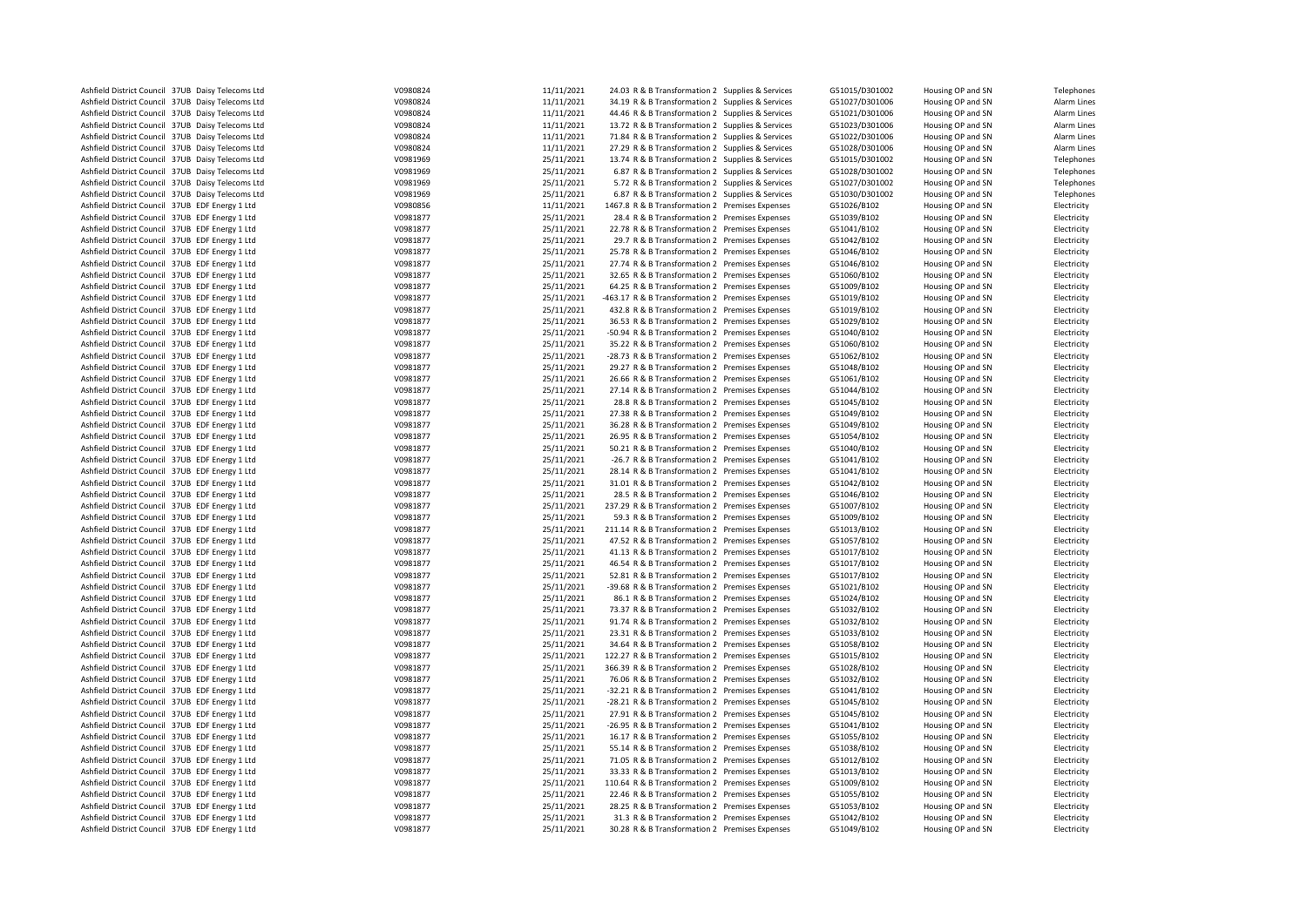| | | | | | | | | | | |
|---|---|---|---|---|---|---|---|---|---|---|
| Ashfield District Council | 37UB | Daisy Telecoms Ltd | V0980824 | 11/11/2021 | 24.03 | R & B Transformation 2 | Supplies & Services | G51015/D301002 | Housing OP and SN | Telephones |
| Ashfield District Council | 37UB | Daisy Telecoms Ltd | V0980824 | 11/11/2021 | 34.19 | R & B Transformation 2 | Supplies & Services | G51027/D301006 | Housing OP and SN | Alarm Lines |
| Ashfield District Council | 37UB | Daisy Telecoms Ltd | V0980824 | 11/11/2021 | 44.46 | R & B Transformation 2 | Supplies & Services | G51021/D301006 | Housing OP and SN | Alarm Lines |
| Ashfield District Council | 37UB | Daisy Telecoms Ltd | V0980824 | 11/11/2021 | 13.72 | R & B Transformation 2 | Supplies & Services | G51023/D301006 | Housing OP and SN | Alarm Lines |
| Ashfield District Council | 37UB | Daisy Telecoms Ltd | V0980824 | 11/11/2021 | 71.84 | R & B Transformation 2 | Supplies & Services | G51022/D301006 | Housing OP and SN | Alarm Lines |
| Ashfield District Council | 37UB | Daisy Telecoms Ltd | V0980824 | 11/11/2021 | 27.29 | R & B Transformation 2 | Supplies & Services | G51028/D301006 | Housing OP and SN | Alarm Lines |
| Ashfield District Council | 37UB | Daisy Telecoms Ltd | V0981969 | 25/11/2021 | 13.74 | R & B Transformation 2 | Supplies & Services | G51015/D301002 | Housing OP and SN | Telephones |
| Ashfield District Council | 37UB | Daisy Telecoms Ltd | V0981969 | 25/11/2021 | 6.87 | R & B Transformation 2 | Supplies & Services | G51028/D301002 | Housing OP and SN | Telephones |
| Ashfield District Council | 37UB | Daisy Telecoms Ltd | V0981969 | 25/11/2021 | 5.72 | R & B Transformation 2 | Supplies & Services | G51027/D301002 | Housing OP and SN | Telephones |
| Ashfield District Council | 37UB | Daisy Telecoms Ltd | V0981969 | 25/11/2021 | 6.87 | R & B Transformation 2 | Supplies & Services | G51030/D301002 | Housing OP and SN | Telephones |
| Ashfield District Council | 37UB | EDF Energy 1 Ltd | V0980856 | 11/11/2021 | 1467.8 | R & B Transformation 2 | Premises Expenses | G51026/B102 | Housing OP and SN | Electricity |
| Ashfield District Council | 37UB | EDF Energy 1 Ltd | V0981877 | 25/11/2021 | 28.4 | R & B Transformation 2 | Premises Expenses | G51039/B102 | Housing OP and SN | Electricity |
| Ashfield District Council | 37UB | EDF Energy 1 Ltd | V0981877 | 25/11/2021 | 22.78 | R & B Transformation 2 | Premises Expenses | G51041/B102 | Housing OP and SN | Electricity |
| Ashfield District Council | 37UB | EDF Energy 1 Ltd | V0981877 | 25/11/2021 | 29.7 | R & B Transformation 2 | Premises Expenses | G51042/B102 | Housing OP and SN | Electricity |
| Ashfield District Council | 37UB | EDF Energy 1 Ltd | V0981877 | 25/11/2021 | 25.78 | R & B Transformation 2 | Premises Expenses | G51046/B102 | Housing OP and SN | Electricity |
| Ashfield District Council | 37UB | EDF Energy 1 Ltd | V0981877 | 25/11/2021 | 27.74 | R & B Transformation 2 | Premises Expenses | G51046/B102 | Housing OP and SN | Electricity |
| Ashfield District Council | 37UB | EDF Energy 1 Ltd | V0981877 | 25/11/2021 | 32.65 | R & B Transformation 2 | Premises Expenses | G51060/B102 | Housing OP and SN | Electricity |
| Ashfield District Council | 37UB | EDF Energy 1 Ltd | V0981877 | 25/11/2021 | 64.25 | R & B Transformation 2 | Premises Expenses | G51009/B102 | Housing OP and SN | Electricity |
| Ashfield District Council | 37UB | EDF Energy 1 Ltd | V0981877 | 25/11/2021 | -463.17 | R & B Transformation 2 | Premises Expenses | G51019/B102 | Housing OP and SN | Electricity |
| Ashfield District Council | 37UB | EDF Energy 1 Ltd | V0981877 | 25/11/2021 | 432.8 | R & B Transformation 2 | Premises Expenses | G51019/B102 | Housing OP and SN | Electricity |
| Ashfield District Council | 37UB | EDF Energy 1 Ltd | V0981877 | 25/11/2021 | 36.53 | R & B Transformation 2 | Premises Expenses | G51029/B102 | Housing OP and SN | Electricity |
| Ashfield District Council | 37UB | EDF Energy 1 Ltd | V0981877 | 25/11/2021 | -50.94 | R & B Transformation 2 | Premises Expenses | G51040/B102 | Housing OP and SN | Electricity |
| Ashfield District Council | 37UB | EDF Energy 1 Ltd | V0981877 | 25/11/2021 | 35.22 | R & B Transformation 2 | Premises Expenses | G51060/B102 | Housing OP and SN | Electricity |
| Ashfield District Council | 37UB | EDF Energy 1 Ltd | V0981877 | 25/11/2021 | -28.73 | R & B Transformation 2 | Premises Expenses | G51062/B102 | Housing OP and SN | Electricity |
| Ashfield District Council | 37UB | EDF Energy 1 Ltd | V0981877 | 25/11/2021 | 29.27 | R & B Transformation 2 | Premises Expenses | G51048/B102 | Housing OP and SN | Electricity |
| Ashfield District Council | 37UB | EDF Energy 1 Ltd | V0981877 | 25/11/2021 | 26.66 | R & B Transformation 2 | Premises Expenses | G51061/B102 | Housing OP and SN | Electricity |
| Ashfield District Council | 37UB | EDF Energy 1 Ltd | V0981877 | 25/11/2021 | 27.14 | R & B Transformation 2 | Premises Expenses | G51044/B102 | Housing OP and SN | Electricity |
| Ashfield District Council | 37UB | EDF Energy 1 Ltd | V0981877 | 25/11/2021 | 28.8 | R & B Transformation 2 | Premises Expenses | G51045/B102 | Housing OP and SN | Electricity |
| Ashfield District Council | 37UB | EDF Energy 1 Ltd | V0981877 | 25/11/2021 | 27.38 | R & B Transformation 2 | Premises Expenses | G51049/B102 | Housing OP and SN | Electricity |
| Ashfield District Council | 37UB | EDF Energy 1 Ltd | V0981877 | 25/11/2021 | 36.28 | R & B Transformation 2 | Premises Expenses | G51049/B102 | Housing OP and SN | Electricity |
| Ashfield District Council | 37UB | EDF Energy 1 Ltd | V0981877 | 25/11/2021 | 26.95 | R & B Transformation 2 | Premises Expenses | G51054/B102 | Housing OP and SN | Electricity |
| Ashfield District Council | 37UB | EDF Energy 1 Ltd | V0981877 | 25/11/2021 | 50.21 | R & B Transformation 2 | Premises Expenses | G51040/B102 | Housing OP and SN | Electricity |
| Ashfield District Council | 37UB | EDF Energy 1 Ltd | V0981877 | 25/11/2021 | -26.7 | R & B Transformation 2 | Premises Expenses | G51041/B102 | Housing OP and SN | Electricity |
| Ashfield District Council | 37UB | EDF Energy 1 Ltd | V0981877 | 25/11/2021 | 28.14 | R & B Transformation 2 | Premises Expenses | G51041/B102 | Housing OP and SN | Electricity |
| Ashfield District Council | 37UB | EDF Energy 1 Ltd | V0981877 | 25/11/2021 | 31.01 | R & B Transformation 2 | Premises Expenses | G51042/B102 | Housing OP and SN | Electricity |
| Ashfield District Council | 37UB | EDF Energy 1 Ltd | V0981877 | 25/11/2021 | 28.5 | R & B Transformation 2 | Premises Expenses | G51046/B102 | Housing OP and SN | Electricity |
| Ashfield District Council | 37UB | EDF Energy 1 Ltd | V0981877 | 25/11/2021 | 237.29 | R & B Transformation 2 | Premises Expenses | G51007/B102 | Housing OP and SN | Electricity |
| Ashfield District Council | 37UB | EDF Energy 1 Ltd | V0981877 | 25/11/2021 | 59.3 | R & B Transformation 2 | Premises Expenses | G51009/B102 | Housing OP and SN | Electricity |
| Ashfield District Council | 37UB | EDF Energy 1 Ltd | V0981877 | 25/11/2021 | 211.14 | R & B Transformation 2 | Premises Expenses | G51013/B102 | Housing OP and SN | Electricity |
| Ashfield District Council | 37UB | EDF Energy 1 Ltd | V0981877 | 25/11/2021 | 47.52 | R & B Transformation 2 | Premises Expenses | G51057/B102 | Housing OP and SN | Electricity |
| Ashfield District Council | 37UB | EDF Energy 1 Ltd | V0981877 | 25/11/2021 | 41.13 | R & B Transformation 2 | Premises Expenses | G51017/B102 | Housing OP and SN | Electricity |
| Ashfield District Council | 37UB | EDF Energy 1 Ltd | V0981877 | 25/11/2021 | 46.54 | R & B Transformation 2 | Premises Expenses | G51017/B102 | Housing OP and SN | Electricity |
| Ashfield District Council | 37UB | EDF Energy 1 Ltd | V0981877 | 25/11/2021 | 52.81 | R & B Transformation 2 | Premises Expenses | G51017/B102 | Housing OP and SN | Electricity |
| Ashfield District Council | 37UB | EDF Energy 1 Ltd | V0981877 | 25/11/2021 | -39.68 | R & B Transformation 2 | Premises Expenses | G51021/B102 | Housing OP and SN | Electricity |
| Ashfield District Council | 37UB | EDF Energy 1 Ltd | V0981877 | 25/11/2021 | 86.1 | R & B Transformation 2 | Premises Expenses | G51024/B102 | Housing OP and SN | Electricity |
| Ashfield District Council | 37UB | EDF Energy 1 Ltd | V0981877 | 25/11/2021 | 73.37 | R & B Transformation 2 | Premises Expenses | G51032/B102 | Housing OP and SN | Electricity |
| Ashfield District Council | 37UB | EDF Energy 1 Ltd | V0981877 | 25/11/2021 | 91.74 | R & B Transformation 2 | Premises Expenses | G51032/B102 | Housing OP and SN | Electricity |
| Ashfield District Council | 37UB | EDF Energy 1 Ltd | V0981877 | 25/11/2021 | 23.31 | R & B Transformation 2 | Premises Expenses | G51033/B102 | Housing OP and SN | Electricity |
| Ashfield District Council | 37UB | EDF Energy 1 Ltd | V0981877 | 25/11/2021 | 34.64 | R & B Transformation 2 | Premises Expenses | G51058/B102 | Housing OP and SN | Electricity |
| Ashfield District Council | 37UB | EDF Energy 1 Ltd | V0981877 | 25/11/2021 | 122.27 | R & B Transformation 2 | Premises Expenses | G51015/B102 | Housing OP and SN | Electricity |
| Ashfield District Council | 37UB | EDF Energy 1 Ltd | V0981877 | 25/11/2021 | 366.39 | R & B Transformation 2 | Premises Expenses | G51028/B102 | Housing OP and SN | Electricity |
| Ashfield District Council | 37UB | EDF Energy 1 Ltd | V0981877 | 25/11/2021 | 76.06 | R & B Transformation 2 | Premises Expenses | G51032/B102 | Housing OP and SN | Electricity |
| Ashfield District Council | 37UB | EDF Energy 1 Ltd | V0981877 | 25/11/2021 | -32.21 | R & B Transformation 2 | Premises Expenses | G51041/B102 | Housing OP and SN | Electricity |
| Ashfield District Council | 37UB | EDF Energy 1 Ltd | V0981877 | 25/11/2021 | -28.21 | R & B Transformation 2 | Premises Expenses | G51045/B102 | Housing OP and SN | Electricity |
| Ashfield District Council | 37UB | EDF Energy 1 Ltd | V0981877 | 25/11/2021 | 27.91 | R & B Transformation 2 | Premises Expenses | G51045/B102 | Housing OP and SN | Electricity |
| Ashfield District Council | 37UB | EDF Energy 1 Ltd | V0981877 | 25/11/2021 | -26.95 | R & B Transformation 2 | Premises Expenses | G51041/B102 | Housing OP and SN | Electricity |
| Ashfield District Council | 37UB | EDF Energy 1 Ltd | V0981877 | 25/11/2021 | 16.17 | R & B Transformation 2 | Premises Expenses | G51055/B102 | Housing OP and SN | Electricity |
| Ashfield District Council | 37UB | EDF Energy 1 Ltd | V0981877 | 25/11/2021 | 55.14 | R & B Transformation 2 | Premises Expenses | G51038/B102 | Housing OP and SN | Electricity |
| Ashfield District Council | 37UB | EDF Energy 1 Ltd | V0981877 | 25/11/2021 | 71.05 | R & B Transformation 2 | Premises Expenses | G51012/B102 | Housing OP and SN | Electricity |
| Ashfield District Council | 37UB | EDF Energy 1 Ltd | V0981877 | 25/11/2021 | 33.33 | R & B Transformation 2 | Premises Expenses | G51013/B102 | Housing OP and SN | Electricity |
| Ashfield District Council | 37UB | EDF Energy 1 Ltd | V0981877 | 25/11/2021 | 110.64 | R & B Transformation 2 | Premises Expenses | G51009/B102 | Housing OP and SN | Electricity |
| Ashfield District Council | 37UB | EDF Energy 1 Ltd | V0981877 | 25/11/2021 | 22.46 | R & B Transformation 2 | Premises Expenses | G51055/B102 | Housing OP and SN | Electricity |
| Ashfield District Council | 37UB | EDF Energy 1 Ltd | V0981877 | 25/11/2021 | 28.25 | R & B Transformation 2 | Premises Expenses | G51053/B102 | Housing OP and SN | Electricity |
| Ashfield District Council | 37UB | EDF Energy 1 Ltd | V0981877 | 25/11/2021 | 31.3 | R & B Transformation 2 | Premises Expenses | G51042/B102 | Housing OP and SN | Electricity |
| Ashfield District Council | 37UB | EDF Energy 1 Ltd | V0981877 | 25/11/2021 | 30.28 | R & B Transformation 2 | Premises Expenses | G51049/B102 | Housing OP and SN | Electricity |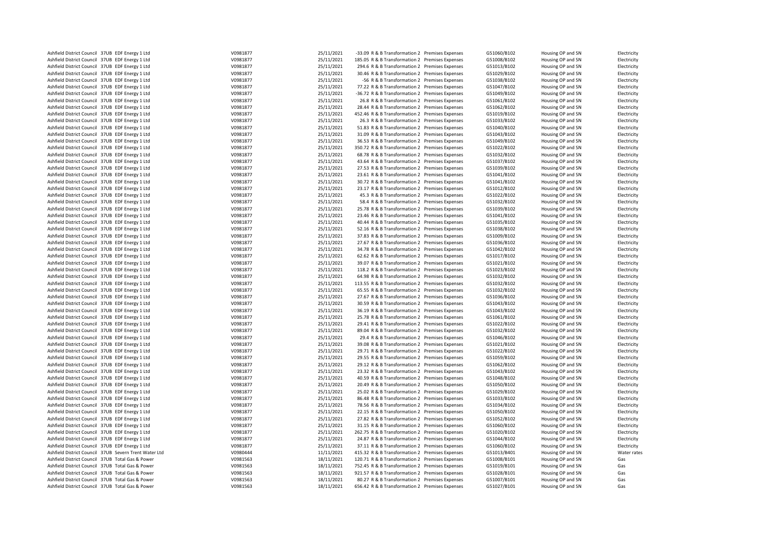| | | | | | | | | | | |
|---|---|---|---|---|---|---|---|---|---|---|
| Ashfield District Council | 37UB | EDF Energy 1 Ltd | V0981877 | 25/11/2021 | -33.09 | R & B Transformation 2 | Premises Expenses | G51060/B102 | Housing OP and SN | Electricity |
| Ashfield District Council | 37UB | EDF Energy 1 Ltd | V0981877 | 25/11/2021 | 185.05 | R & B Transformation 2 | Premises Expenses | G51008/B102 | Housing OP and SN | Electricity |
| Ashfield District Council | 37UB | EDF Energy 1 Ltd | V0981877 | 25/11/2021 | 294.6 | R & B Transformation 2 | Premises Expenses | G51013/B102 | Housing OP and SN | Electricity |
| Ashfield District Council | 37UB | EDF Energy 1 Ltd | V0981877 | 25/11/2021 | 30.46 | R & B Transformation 2 | Premises Expenses | G51029/B102 | Housing OP and SN | Electricity |
| Ashfield District Council | 37UB | EDF Energy 1 Ltd | V0981877 | 25/11/2021 | -56 | R & B Transformation 2 | Premises Expenses | G51038/B102 | Housing OP and SN | Electricity |
| Ashfield District Council | 37UB | EDF Energy 1 Ltd | V0981877 | 25/11/2021 | 77.22 | R & B Transformation 2 | Premises Expenses | G51047/B102 | Housing OP and SN | Electricity |
| Ashfield District Council | 37UB | EDF Energy 1 Ltd | V0981877 | 25/11/2021 | -36.72 | R & B Transformation 2 | Premises Expenses | G51049/B102 | Housing OP and SN | Electricity |
| Ashfield District Council | 37UB | EDF Energy 1 Ltd | V0981877 | 25/11/2021 | 26.8 | R & B Transformation 2 | Premises Expenses | G51061/B102 | Housing OP and SN | Electricity |
| Ashfield District Council | 37UB | EDF Energy 1 Ltd | V0981877 | 25/11/2021 | 28.44 | R & B Transformation 2 | Premises Expenses | G51062/B102 | Housing OP and SN | Electricity |
| Ashfield District Council | 37UB | EDF Energy 1 Ltd | V0981877 | 25/11/2021 | 452.46 | R & B Transformation 2 | Premises Expenses | G51019/B102 | Housing OP and SN | Electricity |
| Ashfield District Council | 37UB | EDF Energy 1 Ltd | V0981877 | 25/11/2021 | 26.3 | R & B Transformation 2 | Premises Expenses | G51033/B102 | Housing OP and SN | Electricity |
| Ashfield District Council | 37UB | EDF Energy 1 Ltd | V0981877 | 25/11/2021 | 51.83 | R & B Transformation 2 | Premises Expenses | G51040/B102 | Housing OP and SN | Electricity |
| Ashfield District Council | 37UB | EDF Energy 1 Ltd | V0981877 | 25/11/2021 | 31.09 | R & B Transformation 2 | Premises Expenses | G51043/B102 | Housing OP and SN | Electricity |
| Ashfield District Council | 37UB | EDF Energy 1 Ltd | V0981877 | 25/11/2021 | 36.53 | R & B Transformation 2 | Premises Expenses | G51049/B102 | Housing OP and SN | Electricity |
| Ashfield District Council | 37UB | EDF Energy 1 Ltd | V0981877 | 25/11/2021 | 350.72 | R & B Transformation 2 | Premises Expenses | G51022/B102 | Housing OP and SN | Electricity |
| Ashfield District Council | 37UB | EDF Energy 1 Ltd | V0981877 | 25/11/2021 | 68.78 | R & B Transformation 2 | Premises Expenses | G51032/B102 | Housing OP and SN | Electricity |
| Ashfield District Council | 37UB | EDF Energy 1 Ltd | V0981877 | 25/11/2021 | 43.64 | R & B Transformation 2 | Premises Expenses | G51037/B102 | Housing OP and SN | Electricity |
| Ashfield District Council | 37UB | EDF Energy 1 Ltd | V0981877 | 25/11/2021 | 27.53 | R & B Transformation 2 | Premises Expenses | G51039/B102 | Housing OP and SN | Electricity |
| Ashfield District Council | 37UB | EDF Energy 1 Ltd | V0981877 | 25/11/2021 | 23.61 | R & B Transformation 2 | Premises Expenses | G51041/B102 | Housing OP and SN | Electricity |
| Ashfield District Council | 37UB | EDF Energy 1 Ltd | V0981877 | 25/11/2021 | 30.72 | R & B Transformation 2 | Premises Expenses | G51041/B102 | Housing OP and SN | Electricity |
| Ashfield District Council | 37UB | EDF Energy 1 Ltd | V0981877 | 25/11/2021 | 23.17 | R & B Transformation 2 | Premises Expenses | G51012/B102 | Housing OP and SN | Electricity |
| Ashfield District Council | 37UB | EDF Energy 1 Ltd | V0981877 | 25/11/2021 | 45.3 | R & B Transformation 2 | Premises Expenses | G51022/B102 | Housing OP and SN | Electricity |
| Ashfield District Council | 37UB | EDF Energy 1 Ltd | V0981877 | 25/11/2021 | 58.4 | R & B Transformation 2 | Premises Expenses | G51032/B102 | Housing OP and SN | Electricity |
| Ashfield District Council | 37UB | EDF Energy 1 Ltd | V0981877 | 25/11/2021 | 25.78 | R & B Transformation 2 | Premises Expenses | G51039/B102 | Housing OP and SN | Electricity |
| Ashfield District Council | 37UB | EDF Energy 1 Ltd | V0981877 | 25/11/2021 | 23.46 | R & B Transformation 2 | Premises Expenses | G51041/B102 | Housing OP and SN | Electricity |
| Ashfield District Council | 37UB | EDF Energy 1 Ltd | V0981877 | 25/11/2021 | 40.44 | R & B Transformation 2 | Premises Expenses | G51035/B102 | Housing OP and SN | Electricity |
| Ashfield District Council | 37UB | EDF Energy 1 Ltd | V0981877 | 25/11/2021 | 52.16 | R & B Transformation 2 | Premises Expenses | G51038/B102 | Housing OP and SN | Electricity |
| Ashfield District Council | 37UB | EDF Energy 1 Ltd | V0981877 | 25/11/2021 | 37.83 | R & B Transformation 2 | Premises Expenses | G51009/B102 | Housing OP and SN | Electricity |
| Ashfield District Council | 37UB | EDF Energy 1 Ltd | V0981877 | 25/11/2021 | 27.67 | R & B Transformation 2 | Premises Expenses | G51036/B102 | Housing OP and SN | Electricity |
| Ashfield District Council | 37UB | EDF Energy 1 Ltd | V0981877 | 25/11/2021 | 34.78 | R & B Transformation 2 | Premises Expenses | G51042/B102 | Housing OP and SN | Electricity |
| Ashfield District Council | 37UB | EDF Energy 1 Ltd | V0981877 | 25/11/2021 | 62.62 | R & B Transformation 2 | Premises Expenses | G51017/B102 | Housing OP and SN | Electricity |
| Ashfield District Council | 37UB | EDF Energy 1 Ltd | V0981877 | 25/11/2021 | 39.07 | R & B Transformation 2 | Premises Expenses | G51021/B102 | Housing OP and SN | Electricity |
| Ashfield District Council | 37UB | EDF Energy 1 Ltd | V0981877 | 25/11/2021 | 118.2 | R & B Transformation 2 | Premises Expenses | G51023/B102 | Housing OP and SN | Electricity |
| Ashfield District Council | 37UB | EDF Energy 1 Ltd | V0981877 | 25/11/2021 | 64.98 | R & B Transformation 2 | Premises Expenses | G51032/B102 | Housing OP and SN | Electricity |
| Ashfield District Council | 37UB | EDF Energy 1 Ltd | V0981877 | 25/11/2021 | 113.55 | R & B Transformation 2 | Premises Expenses | G51032/B102 | Housing OP and SN | Electricity |
| Ashfield District Council | 37UB | EDF Energy 1 Ltd | V0981877 | 25/11/2021 | 65.55 | R & B Transformation 2 | Premises Expenses | G51032/B102 | Housing OP and SN | Electricity |
| Ashfield District Council | 37UB | EDF Energy 1 Ltd | V0981877 | 25/11/2021 | 27.67 | R & B Transformation 2 | Premises Expenses | G51036/B102 | Housing OP and SN | Electricity |
| Ashfield District Council | 37UB | EDF Energy 1 Ltd | V0981877 | 25/11/2021 | 30.59 | R & B Transformation 2 | Premises Expenses | G51043/B102 | Housing OP and SN | Electricity |
| Ashfield District Council | 37UB | EDF Energy 1 Ltd | V0981877 | 25/11/2021 | 36.19 | R & B Transformation 2 | Premises Expenses | G51043/B102 | Housing OP and SN | Electricity |
| Ashfield District Council | 37UB | EDF Energy 1 Ltd | V0981877 | 25/11/2021 | 25.78 | R & B Transformation 2 | Premises Expenses | G51061/B102 | Housing OP and SN | Electricity |
| Ashfield District Council | 37UB | EDF Energy 1 Ltd | V0981877 | 25/11/2021 | 29.41 | R & B Transformation 2 | Premises Expenses | G51022/B102 | Housing OP and SN | Electricity |
| Ashfield District Council | 37UB | EDF Energy 1 Ltd | V0981877 | 25/11/2021 | 89.04 | R & B Transformation 2 | Premises Expenses | G51032/B102 | Housing OP and SN | Electricity |
| Ashfield District Council | 37UB | EDF Energy 1 Ltd | V0981877 | 25/11/2021 | 29.4 | R & B Transformation 2 | Premises Expenses | G51046/B102 | Housing OP and SN | Electricity |
| Ashfield District Council | 37UB | EDF Energy 1 Ltd | V0981877 | 25/11/2021 | 39.08 | R & B Transformation 2 | Premises Expenses | G51021/B102 | Housing OP and SN | Electricity |
| Ashfield District Council | 37UB | EDF Energy 1 Ltd | V0981877 | 25/11/2021 | 29.71 | R & B Transformation 2 | Premises Expenses | G51022/B102 | Housing OP and SN | Electricity |
| Ashfield District Council | 37UB | EDF Energy 1 Ltd | V0981877 | 25/11/2021 | 29.55 | R & B Transformation 2 | Premises Expenses | G51059/B102 | Housing OP and SN | Electricity |
| Ashfield District Council | 37UB | EDF Energy 1 Ltd | V0981877 | 25/11/2021 | 29.12 | R & B Transformation 2 | Premises Expenses | G51062/B102 | Housing OP and SN | Electricity |
| Ashfield District Council | 37UB | EDF Energy 1 Ltd | V0981877 | 25/11/2021 | 23.32 | R & B Transformation 2 | Premises Expenses | G51043/B102 | Housing OP and SN | Electricity |
| Ashfield District Council | 37UB | EDF Energy 1 Ltd | V0981877 | 25/11/2021 | 40.59 | R & B Transformation 2 | Premises Expenses | G51048/B102 | Housing OP and SN | Electricity |
| Ashfield District Council | 37UB | EDF Energy 1 Ltd | V0981877 | 25/11/2021 | 20.49 | R & B Transformation 2 | Premises Expenses | G51050/B102 | Housing OP and SN | Electricity |
| Ashfield District Council | 37UB | EDF Energy 1 Ltd | V0981877 | 25/11/2021 | 25.02 | R & B Transformation 2 | Premises Expenses | G51029/B102 | Housing OP and SN | Electricity |
| Ashfield District Council | 37UB | EDF Energy 1 Ltd | V0981877 | 25/11/2021 | 86.48 | R & B Transformation 2 | Premises Expenses | G51033/B102 | Housing OP and SN | Electricity |
| Ashfield District Council | 37UB | EDF Energy 1 Ltd | V0981877 | 25/11/2021 | 78.56 | R & B Transformation 2 | Premises Expenses | G51034/B102 | Housing OP and SN | Electricity |
| Ashfield District Council | 37UB | EDF Energy 1 Ltd | V0981877 | 25/11/2021 | 22.15 | R & B Transformation 2 | Premises Expenses | G51050/B102 | Housing OP and SN | Electricity |
| Ashfield District Council | 37UB | EDF Energy 1 Ltd | V0981877 | 25/11/2021 | 27.82 | R & B Transformation 2 | Premises Expenses | G51052/B102 | Housing OP and SN | Electricity |
| Ashfield District Council | 37UB | EDF Energy 1 Ltd | V0981877 | 25/11/2021 | 31.15 | R & B Transformation 2 | Premises Expenses | G51060/B102 | Housing OP and SN | Electricity |
| Ashfield District Council | 37UB | EDF Energy 1 Ltd | V0981877 | 25/11/2021 | 262.75 | R & B Transformation 2 | Premises Expenses | G51020/B102 | Housing OP and SN | Electricity |
| Ashfield District Council | 37UB | EDF Energy 1 Ltd | V0981877 | 25/11/2021 | 24.87 | R & B Transformation 2 | Premises Expenses | G51044/B102 | Housing OP and SN | Electricity |
| Ashfield District Council | 37UB | EDF Energy 1 Ltd | V0981877 | 25/11/2021 | 37.11 | R & B Transformation 2 | Premises Expenses | G51060/B102 | Housing OP and SN | Electricity |
| Ashfield District Council | 37UB | Severn Trent Water Ltd | V0980444 | 11/11/2021 | 415.32 | R & B Transformation 2 | Premises Expenses | G51013/B401 | Housing OP and SN | Water rates |
| Ashfield District Council | 37UB | Total Gas & Power | V0981563 | 18/11/2021 | 120.71 | R & B Transformation 2 | Premises Expenses | G51008/B101 | Housing OP and SN | Gas |
| Ashfield District Council | 37UB | Total Gas & Power | V0981563 | 18/11/2021 | 752.45 | R & B Transformation 2 | Premises Expenses | G51019/B101 | Housing OP and SN | Gas |
| Ashfield District Council | 37UB | Total Gas & Power | V0981563 | 18/11/2021 | 921.57 | R & B Transformation 2 | Premises Expenses | G51028/B101 | Housing OP and SN | Gas |
| Ashfield District Council | 37UB | Total Gas & Power | V0981563 | 18/11/2021 | 80.27 | R & B Transformation 2 | Premises Expenses | G51007/B101 | Housing OP and SN | Gas |
| Ashfield District Council | 37UB | Total Gas & Power | V0981563 | 18/11/2021 | 656.42 | R & B Transformation 2 | Premises Expenses | G51027/B101 | Housing OP and SN | Gas |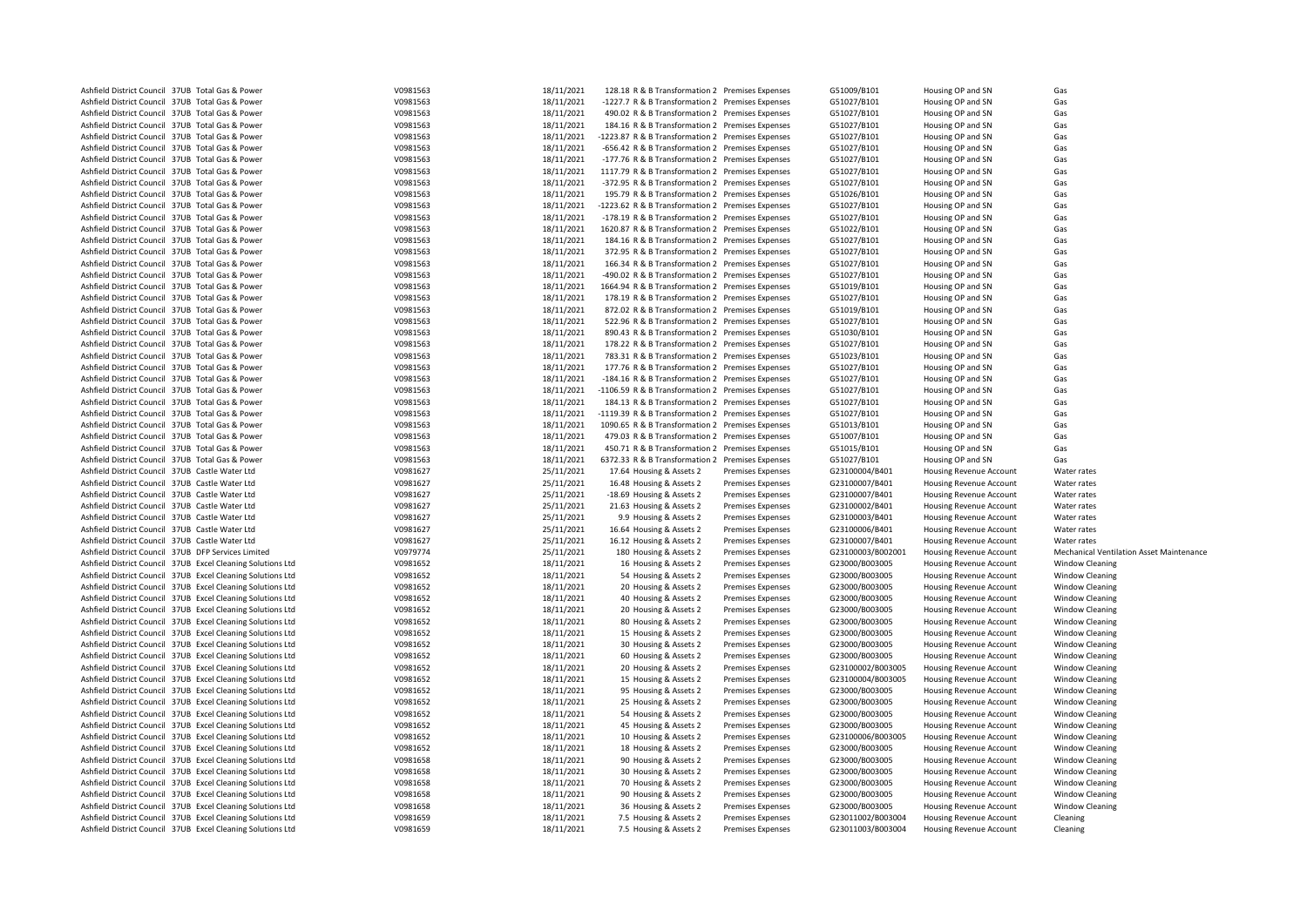| | | | | | | | | | | |
|---|---|---|---|---|---|---|---|---|---|---|
| Ashfield District Council | 37UB | Total Gas & Power | V0981563 | 18/11/2021 | 128.18 | R & B Transformation 2 | Premises Expenses | G51009/B101 | Housing OP and SN | Gas |
| Ashfield District Council | 37UB | Total Gas & Power | V0981563 | 18/11/2021 | -1227.7 | R & B Transformation 2 | Premises Expenses | G51027/B101 | Housing OP and SN | Gas |
| Ashfield District Council | 37UB | Total Gas & Power | V0981563 | 18/11/2021 | 490.02 | R & B Transformation 2 | Premises Expenses | G51027/B101 | Housing OP and SN | Gas |
| Ashfield District Council | 37UB | Total Gas & Power | V0981563 | 18/11/2021 | 184.16 | R & B Transformation 2 | Premises Expenses | G51027/B101 | Housing OP and SN | Gas |
| Ashfield District Council | 37UB | Total Gas & Power | V0981563 | 18/11/2021 | -1223.87 | R & B Transformation 2 | Premises Expenses | G51027/B101 | Housing OP and SN | Gas |
| Ashfield District Council | 37UB | Total Gas & Power | V0981563 | 18/11/2021 | -656.42 | R & B Transformation 2 | Premises Expenses | G51027/B101 | Housing OP and SN | Gas |
| Ashfield District Council | 37UB | Total Gas & Power | V0981563 | 18/11/2021 | -177.76 | R & B Transformation 2 | Premises Expenses | G51027/B101 | Housing OP and SN | Gas |
| Ashfield District Council | 37UB | Total Gas & Power | V0981563 | 18/11/2021 | 1117.79 | R & B Transformation 2 | Premises Expenses | G51027/B101 | Housing OP and SN | Gas |
| Ashfield District Council | 37UB | Total Gas & Power | V0981563 | 18/11/2021 | -372.95 | R & B Transformation 2 | Premises Expenses | G51027/B101 | Housing OP and SN | Gas |
| Ashfield District Council | 37UB | Total Gas & Power | V0981563 | 18/11/2021 | 195.79 | R & B Transformation 2 | Premises Expenses | G51026/B101 | Housing OP and SN | Gas |
| Ashfield District Council | 37UB | Total Gas & Power | V0981563 | 18/11/2021 | -1223.62 | R & B Transformation 2 | Premises Expenses | G51027/B101 | Housing OP and SN | Gas |
| Ashfield District Council | 37UB | Total Gas & Power | V0981563 | 18/11/2021 | -178.19 | R & B Transformation 2 | Premises Expenses | G51027/B101 | Housing OP and SN | Gas |
| Ashfield District Council | 37UB | Total Gas & Power | V0981563 | 18/11/2021 | 1620.87 | R & B Transformation 2 | Premises Expenses | G51022/B101 | Housing OP and SN | Gas |
| Ashfield District Council | 37UB | Total Gas & Power | V0981563 | 18/11/2021 | 184.16 | R & B Transformation 2 | Premises Expenses | G51027/B101 | Housing OP and SN | Gas |
| Ashfield District Council | 37UB | Total Gas & Power | V0981563 | 18/11/2021 | 372.95 | R & B Transformation 2 | Premises Expenses | G51027/B101 | Housing OP and SN | Gas |
| Ashfield District Council | 37UB | Total Gas & Power | V0981563 | 18/11/2021 | 166.34 | R & B Transformation 2 | Premises Expenses | G51027/B101 | Housing OP and SN | Gas |
| Ashfield District Council | 37UB | Total Gas & Power | V0981563 | 18/11/2021 | -490.02 | R & B Transformation 2 | Premises Expenses | G51027/B101 | Housing OP and SN | Gas |
| Ashfield District Council | 37UB | Total Gas & Power | V0981563 | 18/11/2021 | 1664.94 | R & B Transformation 2 | Premises Expenses | G51019/B101 | Housing OP and SN | Gas |
| Ashfield District Council | 37UB | Total Gas & Power | V0981563 | 18/11/2021 | 178.19 | R & B Transformation 2 | Premises Expenses | G51027/B101 | Housing OP and SN | Gas |
| Ashfield District Council | 37UB | Total Gas & Power | V0981563 | 18/11/2021 | 872.02 | R & B Transformation 2 | Premises Expenses | G51019/B101 | Housing OP and SN | Gas |
| Ashfield District Council | 37UB | Total Gas & Power | V0981563 | 18/11/2021 | 522.96 | R & B Transformation 2 | Premises Expenses | G51027/B101 | Housing OP and SN | Gas |
| Ashfield District Council | 37UB | Total Gas & Power | V0981563 | 18/11/2021 | 890.43 | R & B Transformation 2 | Premises Expenses | G51030/B101 | Housing OP and SN | Gas |
| Ashfield District Council | 37UB | Total Gas & Power | V0981563 | 18/11/2021 | 178.22 | R & B Transformation 2 | Premises Expenses | G51027/B101 | Housing OP and SN | Gas |
| Ashfield District Council | 37UB | Total Gas & Power | V0981563 | 18/11/2021 | 783.31 | R & B Transformation 2 | Premises Expenses | G51023/B101 | Housing OP and SN | Gas |
| Ashfield District Council | 37UB | Total Gas & Power | V0981563 | 18/11/2021 | 177.76 | R & B Transformation 2 | Premises Expenses | G51027/B101 | Housing OP and SN | Gas |
| Ashfield District Council | 37UB | Total Gas & Power | V0981563 | 18/11/2021 | -184.16 | R & B Transformation 2 | Premises Expenses | G51027/B101 | Housing OP and SN | Gas |
| Ashfield District Council | 37UB | Total Gas & Power | V0981563 | 18/11/2021 | -1106.59 | R & B Transformation 2 | Premises Expenses | G51027/B101 | Housing OP and SN | Gas |
| Ashfield District Council | 37UB | Total Gas & Power | V0981563 | 18/11/2021 | 184.13 | R & B Transformation 2 | Premises Expenses | G51027/B101 | Housing OP and SN | Gas |
| Ashfield District Council | 37UB | Total Gas & Power | V0981563 | 18/11/2021 | -1119.39 | R & B Transformation 2 | Premises Expenses | G51027/B101 | Housing OP and SN | Gas |
| Ashfield District Council | 37UB | Total Gas & Power | V0981563 | 18/11/2021 | 1090.65 | R & B Transformation 2 | Premises Expenses | G51013/B101 | Housing OP and SN | Gas |
| Ashfield District Council | 37UB | Total Gas & Power | V0981563 | 18/11/2021 | 479.03 | R & B Transformation 2 | Premises Expenses | G51007/B101 | Housing OP and SN | Gas |
| Ashfield District Council | 37UB | Total Gas & Power | V0981563 | 18/11/2021 | 450.71 | R & B Transformation 2 | Premises Expenses | G51015/B101 | Housing OP and SN | Gas |
| Ashfield District Council | 37UB | Total Gas & Power | V0981563 | 18/11/2021 | 6372.33 | R & B Transformation 2 | Premises Expenses | G51027/B101 | Housing OP and SN | Gas |
| Ashfield District Council | 37UB | Castle Water Ltd | V0981627 | 25/11/2021 | 17.64 | Housing & Assets 2 | Premises Expenses | G23100004/B401 | Housing Revenue Account | Water rates |
| Ashfield District Council | 37UB | Castle Water Ltd | V0981627 | 25/11/2021 | 16.48 | Housing & Assets 2 | Premises Expenses | G23100007/B401 | Housing Revenue Account | Water rates |
| Ashfield District Council | 37UB | Castle Water Ltd | V0981627 | 25/11/2021 | -18.69 | Housing & Assets 2 | Premises Expenses | G23100007/B401 | Housing Revenue Account | Water rates |
| Ashfield District Council | 37UB | Castle Water Ltd | V0981627 | 25/11/2021 | 21.63 | Housing & Assets 2 | Premises Expenses | G23100002/B401 | Housing Revenue Account | Water rates |
| Ashfield District Council | 37UB | Castle Water Ltd | V0981627 | 25/11/2021 | 9.9 | Housing & Assets 2 | Premises Expenses | G23100003/B401 | Housing Revenue Account | Water rates |
| Ashfield District Council | 37UB | Castle Water Ltd | V0981627 | 25/11/2021 | 16.64 | Housing & Assets 2 | Premises Expenses | G23100006/B401 | Housing Revenue Account | Water rates |
| Ashfield District Council | 37UB | Castle Water Ltd | V0981627 | 25/11/2021 | 16.12 | Housing & Assets 2 | Premises Expenses | G23100007/B401 | Housing Revenue Account | Water rates |
| Ashfield District Council | 37UB | DFP Services Limited | V0979774 | 25/11/2021 | 180 | Housing & Assets 2 | Premises Expenses | G23100003/B002001 | Housing Revenue Account | Mechanical Ventilation Asset Maintenance |
| Ashfield District Council | 37UB | Excel Cleaning Solutions Ltd | V0981652 | 18/11/2021 | 16 | Housing & Assets 2 | Premises Expenses | G23000/B003005 | Housing Revenue Account | Window Cleaning |
| Ashfield District Council | 37UB | Excel Cleaning Solutions Ltd | V0981652 | 18/11/2021 | 54 | Housing & Assets 2 | Premises Expenses | G23000/B003005 | Housing Revenue Account | Window Cleaning |
| Ashfield District Council | 37UB | Excel Cleaning Solutions Ltd | V0981652 | 18/11/2021 | 20 | Housing & Assets 2 | Premises Expenses | G23000/B003005 | Housing Revenue Account | Window Cleaning |
| Ashfield District Council | 37UB | Excel Cleaning Solutions Ltd | V0981652 | 18/11/2021 | 40 | Housing & Assets 2 | Premises Expenses | G23000/B003005 | Housing Revenue Account | Window Cleaning |
| Ashfield District Council | 37UB | Excel Cleaning Solutions Ltd | V0981652 | 18/11/2021 | 20 | Housing & Assets 2 | Premises Expenses | G23000/B003005 | Housing Revenue Account | Window Cleaning |
| Ashfield District Council | 37UB | Excel Cleaning Solutions Ltd | V0981652 | 18/11/2021 | 80 | Housing & Assets 2 | Premises Expenses | G23000/B003005 | Housing Revenue Account | Window Cleaning |
| Ashfield District Council | 37UB | Excel Cleaning Solutions Ltd | V0981652 | 18/11/2021 | 15 | Housing & Assets 2 | Premises Expenses | G23000/B003005 | Housing Revenue Account | Window Cleaning |
| Ashfield District Council | 37UB | Excel Cleaning Solutions Ltd | V0981652 | 18/11/2021 | 30 | Housing & Assets 2 | Premises Expenses | G23000/B003005 | Housing Revenue Account | Window Cleaning |
| Ashfield District Council | 37UB | Excel Cleaning Solutions Ltd | V0981652 | 18/11/2021 | 60 | Housing & Assets 2 | Premises Expenses | G23000/B003005 | Housing Revenue Account | Window Cleaning |
| Ashfield District Council | 37UB | Excel Cleaning Solutions Ltd | V0981652 | 18/11/2021 | 20 | Housing & Assets 2 | Premises Expenses | G23100002/B003005 | Housing Revenue Account | Window Cleaning |
| Ashfield District Council | 37UB | Excel Cleaning Solutions Ltd | V0981652 | 18/11/2021 | 15 | Housing & Assets 2 | Premises Expenses | G23100004/B003005 | Housing Revenue Account | Window Cleaning |
| Ashfield District Council | 37UB | Excel Cleaning Solutions Ltd | V0981652 | 18/11/2021 | 95 | Housing & Assets 2 | Premises Expenses | G23000/B003005 | Housing Revenue Account | Window Cleaning |
| Ashfield District Council | 37UB | Excel Cleaning Solutions Ltd | V0981652 | 18/11/2021 | 25 | Housing & Assets 2 | Premises Expenses | G23000/B003005 | Housing Revenue Account | Window Cleaning |
| Ashfield District Council | 37UB | Excel Cleaning Solutions Ltd | V0981652 | 18/11/2021 | 54 | Housing & Assets 2 | Premises Expenses | G23000/B003005 | Housing Revenue Account | Window Cleaning |
| Ashfield District Council | 37UB | Excel Cleaning Solutions Ltd | V0981652 | 18/11/2021 | 45 | Housing & Assets 2 | Premises Expenses | G23000/B003005 | Housing Revenue Account | Window Cleaning |
| Ashfield District Council | 37UB | Excel Cleaning Solutions Ltd | V0981652 | 18/11/2021 | 10 | Housing & Assets 2 | Premises Expenses | G23100006/B003005 | Housing Revenue Account | Window Cleaning |
| Ashfield District Council | 37UB | Excel Cleaning Solutions Ltd | V0981652 | 18/11/2021 | 18 | Housing & Assets 2 | Premises Expenses | G23000/B003005 | Housing Revenue Account | Window Cleaning |
| Ashfield District Council | 37UB | Excel Cleaning Solutions Ltd | V0981658 | 18/11/2021 | 90 | Housing & Assets 2 | Premises Expenses | G23000/B003005 | Housing Revenue Account | Window Cleaning |
| Ashfield District Council | 37UB | Excel Cleaning Solutions Ltd | V0981658 | 18/11/2021 | 30 | Housing & Assets 2 | Premises Expenses | G23000/B003005 | Housing Revenue Account | Window Cleaning |
| Ashfield District Council | 37UB | Excel Cleaning Solutions Ltd | V0981658 | 18/11/2021 | 70 | Housing & Assets 2 | Premises Expenses | G23000/B003005 | Housing Revenue Account | Window Cleaning |
| Ashfield District Council | 37UB | Excel Cleaning Solutions Ltd | V0981658 | 18/11/2021 | 90 | Housing & Assets 2 | Premises Expenses | G23000/B003005 | Housing Revenue Account | Window Cleaning |
| Ashfield District Council | 37UB | Excel Cleaning Solutions Ltd | V0981658 | 18/11/2021 | 36 | Housing & Assets 2 | Premises Expenses | G23000/B003005 | Housing Revenue Account | Window Cleaning |
| Ashfield District Council | 37UB | Excel Cleaning Solutions Ltd | V0981659 | 18/11/2021 | 7.5 | Housing & Assets 2 | Premises Expenses | G23011002/B003004 | Housing Revenue Account | Cleaning |
| Ashfield District Council | 37UB | Excel Cleaning Solutions Ltd | V0981659 | 18/11/2021 | 7.5 | Housing & Assets 2 | Premises Expenses | G23011003/B003004 | Housing Revenue Account | Cleaning |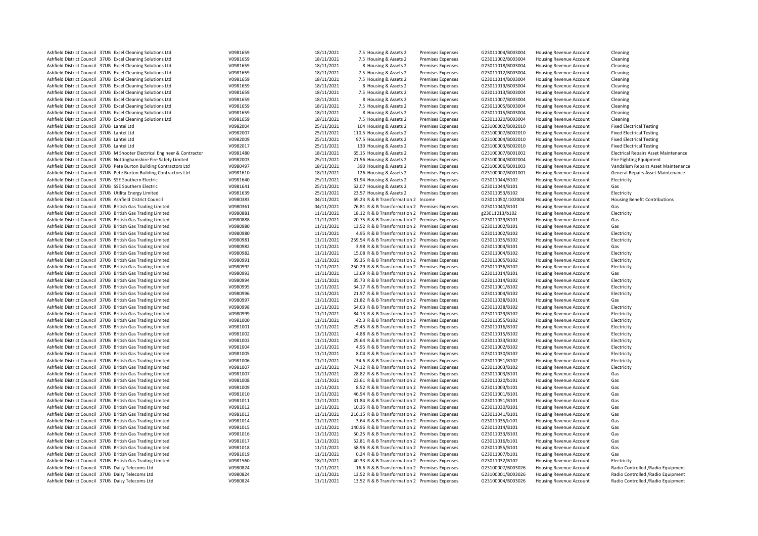| | | | | | | | | | | |
|---|---|---|---|---|---|---|---|---|---|---|
| Ashfield District Council | 37UB | Excel Cleaning Solutions Ltd | V0981659 | 18/11/2021 | 7.5 | Housing & Assets 2 | Premises Expenses | G23011004/B003004 | Housing Revenue Account | Cleaning |
| Ashfield District Council | 37UB | Excel Cleaning Solutions Ltd | V0981659 | 18/11/2021 | 7.5 | Housing & Assets 2 | Premises Expenses | G23011002/B003004 | Housing Revenue Account | Cleaning |
| Ashfield District Council | 37UB | Excel Cleaning Solutions Ltd | V0981659 | 18/11/2021 | 8 | Housing & Assets 2 | Premises Expenses | G23011018/B003004 | Housing Revenue Account | Cleaning |
| Ashfield District Council | 37UB | Excel Cleaning Solutions Ltd | V0981659 | 18/11/2021 | 7.5 | Housing & Assets 2 | Premises Expenses | G23011012/B003004 | Housing Revenue Account | Cleaning |
| Ashfield District Council | 37UB | Excel Cleaning Solutions Ltd | V0981659 | 18/11/2021 | 7.5 | Housing & Assets 2 | Premises Expenses | G23011014/B003004 | Housing Revenue Account | Cleaning |
| Ashfield District Council | 37UB | Excel Cleaning Solutions Ltd | V0981659 | 18/11/2021 | 8 | Housing & Assets 2 | Premises Expenses | G23011019/B003004 | Housing Revenue Account | Cleaning |
| Ashfield District Council | 37UB | Excel Cleaning Solutions Ltd | V0981659 | 18/11/2021 | 7.5 | Housing & Assets 2 | Premises Expenses | G23011013/B003004 | Housing Revenue Account | Cleaning |
| Ashfield District Council | 37UB | Excel Cleaning Solutions Ltd | V0981659 | 18/11/2021 | 8 | Housing & Assets 2 | Premises Expenses | G23011007/B003004 | Housing Revenue Account | Cleaning |
| Ashfield District Council | 37UB | Excel Cleaning Solutions Ltd | V0981659 | 18/11/2021 | 7.5 | Housing & Assets 2 | Premises Expenses | G23011005/B003004 | Housing Revenue Account | Cleaning |
| Ashfield District Council | 37UB | Excel Cleaning Solutions Ltd | V0981659 | 18/11/2021 | 8 | Housing & Assets 2 | Premises Expenses | G23011015/B003004 | Housing Revenue Account | Cleaning |
| Ashfield District Council | 37UB | Excel Cleaning Solutions Ltd | V0981659 | 18/11/2021 | 7.5 | Housing & Assets 2 | Premises Expenses | G23011020/B003004 | Housing Revenue Account | Cleaning |
| Ashfield District Council | 37UB | Lantei Ltd | V0982004 | 25/11/2021 | 104 | Housing & Assets 2 | Premises Expenses | G23100002/B002010 | Housing Revenue Account | Fixed Electrical Testing |
| Ashfield District Council | 37UB | Lantei Ltd | V0982007 | 25/11/2021 | 110.5 | Housing & Assets 2 | Premises Expenses | G23100007/B002010 | Housing Revenue Account | Fixed Electrical Testing |
| Ashfield District Council | 37UB | Lantei Ltd | V0982009 | 25/11/2021 | 97.5 | Housing & Assets 2 | Premises Expenses | G23100004/B002010 | Housing Revenue Account | Fixed Electrical Testing |
| Ashfield District Council | 37UB | Lantei Ltd | V0982017 | 25/11/2021 | 130 | Housing & Assets 2 | Premises Expenses | G23100003/B002010 | Housing Revenue Account | Fixed Electrical Testing |
| Ashfield District Council | 37UB | M Shooter Electrical Engineer & Contractor | V0981480 | 18/11/2021 | 65.15 | Housing & Assets 2 | Premises Expenses | G23100007/B001002 | Housing Revenue Account | Electrical Repairs Asset Maintenance |
| Ashfield District Council | 37UB | Nottinghamshire Fire Safety Limited | V0982003 | 25/11/2021 | 21.56 | Housing & Assets 2 | Premises Expenses | G23100004/B002004 | Housing Revenue Account | Fire Fighting Equipment |
| Ashfield District Council | 37UB | Pete Burton Building Contractors Ltd | V0980497 | 18/11/2021 | 390 | Housing & Assets 2 | Premises Expenses | G23100006/B001003 | Housing Revenue Account | Vandalism Repairs Asset Maintenance |
| Ashfield District Council | 37UB | Pete Burton Building Contractors Ltd | V0981610 | 18/11/2021 | 126 | Housing & Assets 2 | Premises Expenses | G23100007/B001001 | Housing Revenue Account | General Repairs Asset Maintenance |
| Ashfield District Council | 37UB | SSE Southern Electric | V0981640 | 25/11/2021 | 81.94 | Housing & Assets 2 | Premises Expenses | G23011044/B102 | Housing Revenue Account | Electricity |
| Ashfield District Council | 37UB | SSE Southern Electric | V0981641 | 25/11/2021 | 52.07 | Housing & Assets 2 | Premises Expenses | G23011044/B101 | Housing Revenue Account | Gas |
| Ashfield District Council | 37UB | Utilita Energy Limited | V0981639 | 25/11/2021 | 23.57 | Housing & Assets 2 | Premises Expenses | G23011053/B102 | Housing Revenue Account | Electricity |
| Ashfield District Council | 37UB | Ashfield District Council | V0980383 | 04/11/2021 | 69.23 | R & B Transformation 2 | Income | G23011050/J102004 | Housing Revenue Account | Housing Benefit Contributions |
| Ashfield District Council | 37UB | British Gas Trading Limited | V0980361 | 04/11/2021 | 76.81 | R & B Transformation 2 | Premises Expenses | G23011040/B101 | Housing Revenue Account | Gas |
| Ashfield District Council | 37UB | British Gas Trading Limited | V0980881 | 11/11/2021 | 18.12 | R & B Transformation 2 | Premises Expenses | g23011013/b102 | Housing Revenue Account | Electricity |
| Ashfield District Council | 37UB | British Gas Trading Limited | V0980888 | 11/11/2021 | 20.75 | R & B Transformation 2 | Premises Expenses | G23011029/B101 | Housing Revenue Account | Gas |
| Ashfield District Council | 37UB | British Gas Trading Limited | V0980980 | 11/11/2021 | 13.52 | R & B Transformation 2 | Premises Expenses | G23011002/B101 | Housing Revenue Account | Gas |
| Ashfield District Council | 37UB | British Gas Trading Limited | V0980980 | 11/11/2021 | 4.95 | R & B Transformation 2 | Premises Expenses | G23011002/B102 | Housing Revenue Account | Electricity |
| Ashfield District Council | 37UB | British Gas Trading Limited | V0980981 | 11/11/2021 | 259.54 | R & B Transformation 2 | Premises Expenses | G23011035/B102 | Housing Revenue Account | Electricity |
| Ashfield District Council | 37UB | British Gas Trading Limited | V0980982 | 11/11/2021 | 3.98 | R & B Transformation 2 | Premises Expenses | G23011004/B101 | Housing Revenue Account | Gas |
| Ashfield District Council | 37UB | British Gas Trading Limited | V0980982 | 11/11/2021 | 15.08 | R & B Transformation 2 | Premises Expenses | G23011004/B102 | Housing Revenue Account | Electricity |
| Ashfield District Council | 37UB | British Gas Trading Limited | V0980991 | 11/11/2021 | 39.35 | R & B Transformation 2 | Premises Expenses | G23011005/B102 | Housing Revenue Account | Electricity |
| Ashfield District Council | 37UB | British Gas Trading Limited | V0980992 | 11/11/2021 | 250.29 | R & B Transformation 2 | Premises Expenses | G23011036/B102 | Housing Revenue Account | Electricity |
| Ashfield District Council | 37UB | British Gas Trading Limited | V0980993 | 11/11/2021 | 13.69 | R & B Transformation 2 | Premises Expenses | G23011014/B101 | Housing Revenue Account | Gas |
| Ashfield District Council | 37UB | British Gas Trading Limited | V0980994 | 11/11/2021 | 35.73 | R & B Transformation 2 | Premises Expenses | G23011014/B102 | Housing Revenue Account | Electricity |
| Ashfield District Council | 37UB | British Gas Trading Limited | V0980995 | 11/11/2021 | 34.17 | R & B Transformation 2 | Premises Expenses | G23011001/B102 | Housing Revenue Account | Electricity |
| Ashfield District Council | 37UB | British Gas Trading Limited | V0980996 | 11/11/2021 | 21.97 | R & B Transformation 2 | Premises Expenses | G23011004/B102 | Housing Revenue Account | Electricity |
| Ashfield District Council | 37UB | British Gas Trading Limited | V0980997 | 11/11/2021 | 21.82 | R & B Transformation 2 | Premises Expenses | G23011038/B101 | Housing Revenue Account | Gas |
| Ashfield District Council | 37UB | British Gas Trading Limited | V0980998 | 11/11/2021 | 64.63 | R & B Transformation 2 | Premises Expenses | G23011038/B102 | Housing Revenue Account | Electricity |
| Ashfield District Council | 37UB | British Gas Trading Limited | V0980999 | 11/11/2021 | 84.13 | R & B Transformation 2 | Premises Expenses | G23011029/B102 | Housing Revenue Account | Electricity |
| Ashfield District Council | 37UB | British Gas Trading Limited | V0981000 | 11/11/2021 | 42.3 | R & B Transformation 2 | Premises Expenses | G23011055/B102 | Housing Revenue Account | Electricity |
| Ashfield District Council | 37UB | British Gas Trading Limited | V0981001 | 11/11/2021 | 29.45 | R & B Transformation 2 | Premises Expenses | G23011016/B102 | Housing Revenue Account | Electricity |
| Ashfield District Council | 37UB | British Gas Trading Limited | V0981002 | 11/11/2021 | 4.88 | R & B Transformation 2 | Premises Expenses | G23011015/B102 | Housing Revenue Account | Electricity |
| Ashfield District Council | 37UB | British Gas Trading Limited | V0981003 | 11/11/2021 | 29.64 | R & B Transformation 2 | Premises Expenses | G23011033/B102 | Housing Revenue Account | Electricity |
| Ashfield District Council | 37UB | British Gas Trading Limited | V0981004 | 11/11/2021 | 4.95 | R & B Transformation 2 | Premises Expenses | G23011002/B102 | Housing Revenue Account | Electricity |
| Ashfield District Council | 37UB | British Gas Trading Limited | V0981005 | 11/11/2021 | 8.04 | R & B Transformation 2 | Premises Expenses | G23011030/B102 | Housing Revenue Account | Electricity |
| Ashfield District Council | 37UB | British Gas Trading Limited | V0981006 | 11/11/2021 | 34.6 | R & B Transformation 2 | Premises Expenses | G23011051/B102 | Housing Revenue Account | Electricity |
| Ashfield District Council | 37UB | British Gas Trading Limited | V0981007 | 11/11/2021 | 74.12 | R & B Transformation 2 | Premises Expenses | G23011003/B102 | Housing Revenue Account | Electricity |
| Ashfield District Council | 37UB | British Gas Trading Limited | V0981007 | 11/11/2021 | 28.82 | R & B Transformation 2 | Premises Expenses | G23011003/B101 | Housing Revenue Account | Gas |
| Ashfield District Council | 37UB | British Gas Trading Limited | V0981008 | 11/11/2021 | 23.61 | R & B Transformation 2 | Premises Expenses | G23011020/b101 | Housing Revenue Account | Gas |
| Ashfield District Council | 37UB | British Gas Trading Limited | V0981009 | 11/11/2021 | 8.52 | R & B Transformation 2 | Premises Expenses | G23011003/b101 | Housing Revenue Account | Gas |
| Ashfield District Council | 37UB | British Gas Trading Limited | V0981010 | 11/11/2021 | 46.94 | R & B Transformation 2 | Premises Expenses | G23011001/B101 | Housing Revenue Account | Gas |
| Ashfield District Council | 37UB | British Gas Trading Limited | V0981011 | 11/11/2021 | 31.84 | R & B Transformation 2 | Premises Expenses | G23011051/B101 | Housing Revenue Account | Gas |
| Ashfield District Council | 37UB | British Gas Trading Limited | V0981012 | 11/11/2021 | 10.35 | R & B Transformation 2 | Premises Expenses | G23011030/B101 | Housing Revenue Account | Gas |
| Ashfield District Council | 37UB | British Gas Trading Limited | V0981013 | 11/11/2021 | 216.15 | R & B Transformation 2 | Premises Expenses | G23011041/B101 | Housing Revenue Account | Gas |
| Ashfield District Council | 37UB | British Gas Trading Limited | V0981014 | 11/11/2021 | 3.64 | R & B Transformation 2 | Premises Expenses | G23011035/b101 | Housing Revenue Account | Gas |
| Ashfield District Council | 37UB | British Gas Trading Limited | V0981015 | 11/11/2021 | 140.96 | R & B Transformation 2 | Premises Expenses | G23011014/B101 | Housing Revenue Account | Gas |
| Ashfield District Council | 37UB | British Gas Trading Limited | V0981016 | 11/11/2021 | 50.25 | R & B Transformation 2 | Premises Expenses | G23011033/B101 | Housing Revenue Account | Gas |
| Ashfield District Council | 37UB | British Gas Trading Limited | V0981017 | 11/11/2021 | 52.81 | R & B Transformation 2 | Premises Expenses | G23011016/b101 | Housing Revenue Account | Gas |
| Ashfield District Council | 37UB | British Gas Trading Limited | V0981018 | 11/11/2021 | 58.96 | R & B Transformation 2 | Premises Expenses | G23011055/B101 | Housing Revenue Account | Gas |
| Ashfield District Council | 37UB | British Gas Trading Limited | V0981019 | 11/11/2021 | 0.24 | R & B Transformation 2 | Premises Expenses | G23011007/b101 | Housing Revenue Account | Gas |
| Ashfield District Council | 37UB | British Gas Trading Limited | V0981560 | 18/11/2021 | 40.33 | R & B Transformation 2 | Premises Expenses | G23011032/B102 | Housing Revenue Account | Electricity |
| Ashfield District Council | 37UB | Daisy Telecoms Ltd | V0980824 | 11/11/2021 | 16.6 | R & B Transformation 2 | Premises Expenses | G23100007/B003026 | Housing Revenue Account | Radio Controlled /Radio Equipment |
| Ashfield District Council | 37UB | Daisy Telecoms Ltd | V0980824 | 11/11/2021 | 13.52 | R & B Transformation 2 | Premises Expenses | G23100001/B003026 | Housing Revenue Account | Radio Controlled /Radio Equipment |
| Ashfield District Council | 37UB | Daisy Telecoms Ltd | V0980824 | 11/11/2021 | 13.52 | R & B Transformation 2 | Premises Expenses | G23100004/B003026 | Housing Revenue Account | Radio Controlled /Radio Equipment |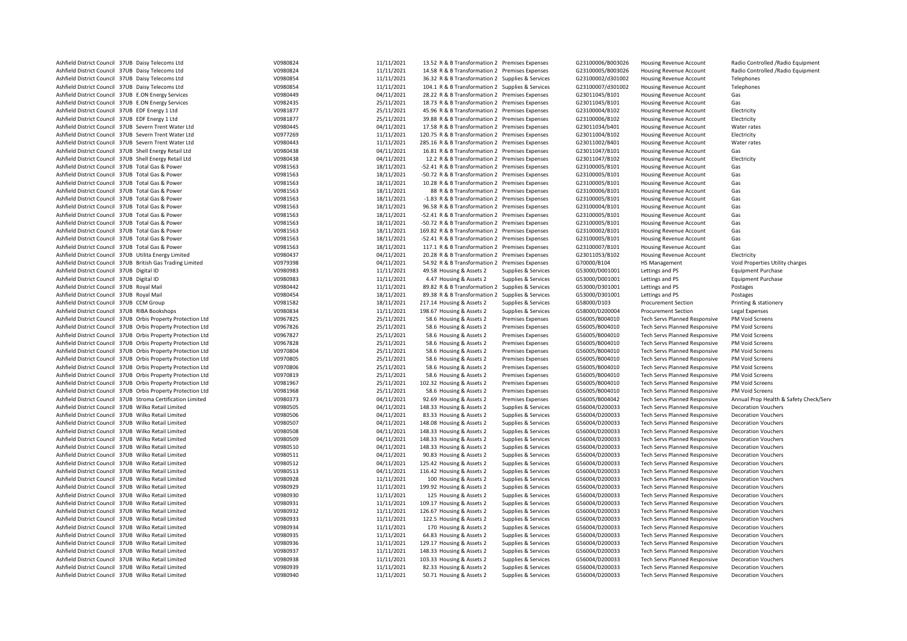| | | | | | | | | | | | |
|---|---|---|---|---|---|---|---|---|---|---|---|
| Ashfield District Council | 37UB | Daisy Telecoms Ltd | V0980824 | 11/11/2021 | 13.52 | R & B Transformation 2 | Premises Expenses | G23100006/B003026 | Housing Revenue Account | Radio Controlled /Radio Equipment |
| Ashfield District Council | 37UB | Daisy Telecoms Ltd | V0980824 | 11/11/2021 | 14.58 | R & B Transformation 2 | Premises Expenses | G23100005/B003026 | Housing Revenue Account | Radio Controlled /Radio Equipment |
| Ashfield District Council | 37UB | Daisy Telecoms Ltd | V0980854 | 11/11/2021 | 36.32 | R & B Transformation 2 | Supplies & Services | G23100002/d301002 | Housing Revenue Account | Telephones |
| Ashfield District Council | 37UB | Daisy Telecoms Ltd | V0980854 | 11/11/2021 | 104.1 | R & B Transformation 2 | Supplies & Services | G23100007/d301002 | Housing Revenue Account | Telephones |
| Ashfield District Council | 37UB | E.ON Energy Services | V0980449 | 04/11/2021 | 28.22 | R & B Transformation 2 | Premises Expenses | G23011045/B101 | Housing Revenue Account | Gas |
| Ashfield District Council | 37UB | E.ON Energy Services | V0982435 | 25/11/2021 | 18.73 | R & B Transformation 2 | Premises Expenses | G23011045/B101 | Housing Revenue Account | Gas |
| Ashfield District Council | 37UB | EDF Energy 1 Ltd | V0981877 | 25/11/2021 | 45.96 | R & B Transformation 2 | Premises Expenses | G23100004/B102 | Housing Revenue Account | Electricity |
| Ashfield District Council | 37UB | EDF Energy 1 Ltd | V0981877 | 25/11/2021 | 39.88 | R & B Transformation 2 | Premises Expenses | G23100006/B102 | Housing Revenue Account | Electricity |
| Ashfield District Council | 37UB | Severn Trent Water Ltd | V0980445 | 04/11/2021 | 17.58 | R & B Transformation 2 | Premises Expenses | G23011034/b401 | Housing Revenue Account | Water rates |
| Ashfield District Council | 37UB | Severn Trent Water Ltd | V0977269 | 11/11/2021 | 120.75 | R & B Transformation 2 | Premises Expenses | G23011004/B102 | Housing Revenue Account | Electricity |
| Ashfield District Council | 37UB | Severn Trent Water Ltd | V0980443 | 11/11/2021 | 285.16 | R & B Transformation 2 | Premises Expenses | G23011002/B401 | Housing Revenue Account | Water rates |
| Ashfield District Council | 37UB | Shell Energy Retail Ltd | V0980438 | 04/11/2021 | 16.81 | R & B Transformation 2 | Premises Expenses | G23011047/B101 | Housing Revenue Account | Gas |
| Ashfield District Council | 37UB | Shell Energy Retail Ltd | V0980438 | 04/11/2021 | 12.2 | R & B Transformation 2 | Premises Expenses | G23011047/B102 | Housing Revenue Account | Electricity |
| Ashfield District Council | 37UB | Total Gas & Power | V0981563 | 18/11/2021 | -52.41 | R & B Transformation 2 | Premises Expenses | G23100005/B101 | Housing Revenue Account | Gas |
| Ashfield District Council | 37UB | Total Gas & Power | V0981563 | 18/11/2021 | -50.72 | R & B Transformation 2 | Premises Expenses | G23100005/B101 | Housing Revenue Account | Gas |
| Ashfield District Council | 37UB | Total Gas & Power | V0981563 | 18/11/2021 | 10.28 | R & B Transformation 2 | Premises Expenses | G23100005/B101 | Housing Revenue Account | Gas |
| Ashfield District Council | 37UB | Total Gas & Power | V0981563 | 18/11/2021 | 88 | R & B Transformation 2 | Premises Expenses | G23100006/B101 | Housing Revenue Account | Gas |
| Ashfield District Council | 37UB | Total Gas & Power | V0981563 | 18/11/2021 | -1.83 | R & B Transformation 2 | Premises Expenses | G23100005/B101 | Housing Revenue Account | Gas |
| Ashfield District Council | 37UB | Total Gas & Power | V0981563 | 18/11/2021 | 96.58 | R & B Transformation 2 | Premises Expenses | G23100004/B101 | Housing Revenue Account | Gas |
| Ashfield District Council | 37UB | Total Gas & Power | V0981563 | 18/11/2021 | -52.41 | R & B Transformation 2 | Premises Expenses | G23100005/B101 | Housing Revenue Account | Gas |
| Ashfield District Council | 37UB | Total Gas & Power | V0981563 | 18/11/2021 | -50.72 | R & B Transformation 2 | Premises Expenses | G23100005/B101 | Housing Revenue Account | Gas |
| Ashfield District Council | 37UB | Total Gas & Power | V0981563 | 18/11/2021 | 169.82 | R & B Transformation 2 | Premises Expenses | G23100002/B101 | Housing Revenue Account | Gas |
| Ashfield District Council | 37UB | Total Gas & Power | V0981563 | 18/11/2021 | -52.41 | R & B Transformation 2 | Premises Expenses | G23100005/B101 | Housing Revenue Account | Gas |
| Ashfield District Council | 37UB | Total Gas & Power | V0981563 | 18/11/2021 | 117.1 | R & B Transformation 2 | Premises Expenses | G23100007/B101 | Housing Revenue Account | Gas |
| Ashfield District Council | 37UB | Utilita Energy Limited | V0980437 | 04/11/2021 | 20.28 | R & B Transformation 2 | Premises Expenses | G23011053/B102 | Housing Revenue Account | Electricity |
| Ashfield District Council | 37UB | British Gas Trading Limited | V0979398 | 04/11/2021 | 54.92 | R & B Transformation 2 | Premises Expenses | G70000/B104 | HS Management | Void Properties Utility charges |
| Ashfield District Council | 37UB | Digital ID | V0980983 | 11/11/2021 | 49.58 | Housing & Assets 2 | Supplies & Services | G53000/D001001 | Lettings and PS | Equipment Purchase |
| Ashfield District Council | 37UB | Digital ID | V0980983 | 11/11/2021 | 4.47 | Housing & Assets 2 | Supplies & Services | G53000/D001001 | Lettings and PS | Equipment Purchase |
| Ashfield District Council | 37UB | Royal Mail | V0980442 | 11/11/2021 | 89.82 | R & B Transformation 2 | Supplies & Services | G53000/D301001 | Lettings and PS | Postages |
| Ashfield District Council | 37UB | Royal Mail | V0980454 | 18/11/2021 | 89.38 | R & B Transformation 2 | Supplies & Services | G53000/D301001 | Lettings and PS | Postages |
| Ashfield District Council | 37UB | CCM Group | V0981582 | 18/11/2021 | 217.14 | Housing & Assets 2 | Supplies & Services | G58000/D103 | Procurement Section | Printing & stationery |
| Ashfield District Council | 37UB | RIBA Bookshops | V0980834 | 11/11/2021 | 198.67 | Housing & Assets 2 | Supplies & Services | G58000/D200004 | Procurement Section | Legal Expenses |
| Ashfield District Council | 37UB | Orbis Property Protection Ltd | V0967825 | 25/11/2021 | 58.6 | Housing & Assets 2 | Premises Expenses | G56005/B004010 | Tech Servs Planned Responsive | PM Void Screens |
| Ashfield District Council | 37UB | Orbis Property Protection Ltd | V0967826 | 25/11/2021 | 58.6 | Housing & Assets 2 | Premises Expenses | G56005/B004010 | Tech Servs Planned Responsive | PM Void Screens |
| Ashfield District Council | 37UB | Orbis Property Protection Ltd | V0967827 | 25/11/2021 | 58.6 | Housing & Assets 2 | Premises Expenses | G56005/B004010 | Tech Servs Planned Responsive | PM Void Screens |
| Ashfield District Council | 37UB | Orbis Property Protection Ltd | V0967828 | 25/11/2021 | 58.6 | Housing & Assets 2 | Premises Expenses | G56005/B004010 | Tech Servs Planned Responsive | PM Void Screens |
| Ashfield District Council | 37UB | Orbis Property Protection Ltd | V0970804 | 25/11/2021 | 58.6 | Housing & Assets 2 | Premises Expenses | G56005/B004010 | Tech Servs Planned Responsive | PM Void Screens |
| Ashfield District Council | 37UB | Orbis Property Protection Ltd | V0970805 | 25/11/2021 | 58.6 | Housing & Assets 2 | Premises Expenses | G56005/B004010 | Tech Servs Planned Responsive | PM Void Screens |
| Ashfield District Council | 37UB | Orbis Property Protection Ltd | V0970806 | 25/11/2021 | 58.6 | Housing & Assets 2 | Premises Expenses | G56005/B004010 | Tech Servs Planned Responsive | PM Void Screens |
| Ashfield District Council | 37UB | Orbis Property Protection Ltd | V0970819 | 25/11/2021 | 58.6 | Housing & Assets 2 | Premises Expenses | G56005/B004010 | Tech Servs Planned Responsive | PM Void Screens |
| Ashfield District Council | 37UB | Orbis Property Protection Ltd | V0981967 | 25/11/2021 | 102.32 | Housing & Assets 2 | Premises Expenses | G56005/B004010 | Tech Servs Planned Responsive | PM Void Screens |
| Ashfield District Council | 37UB | Orbis Property Protection Ltd | V0981968 | 25/11/2021 | 58.6 | Housing & Assets 2 | Premises Expenses | G56005/B004010 | Tech Servs Planned Responsive | PM Void Screens |
| Ashfield District Council | 37UB | Stroma Certification Limited | V0980373 | 04/11/2021 | 92.69 | Housing & Assets 2 | Premises Expenses | G56005/B004042 | Tech Servs Planned Responsive | Annual Prop Health & Safety Check/Serv |
| Ashfield District Council | 37UB | Wilko Retail Limited | V0980505 | 04/11/2021 | 148.33 | Housing & Assets 2 | Supplies & Services | G56004/D200033 | Tech Servs Planned Responsive | Decoration Vouchers |
| Ashfield District Council | 37UB | Wilko Retail Limited | V0980506 | 04/11/2021 | 83.33 | Housing & Assets 2 | Supplies & Services | G56004/D200033 | Tech Servs Planned Responsive | Decoration Vouchers |
| Ashfield District Council | 37UB | Wilko Retail Limited | V0980507 | 04/11/2021 | 148.08 | Housing & Assets 2 | Supplies & Services | G56004/D200033 | Tech Servs Planned Responsive | Decoration Vouchers |
| Ashfield District Council | 37UB | Wilko Retail Limited | V0980508 | 04/11/2021 | 148.33 | Housing & Assets 2 | Supplies & Services | G56004/D200033 | Tech Servs Planned Responsive | Decoration Vouchers |
| Ashfield District Council | 37UB | Wilko Retail Limited | V0980509 | 04/11/2021 | 148.33 | Housing & Assets 2 | Supplies & Services | G56004/D200033 | Tech Servs Planned Responsive | Decoration Vouchers |
| Ashfield District Council | 37UB | Wilko Retail Limited | V0980510 | 04/11/2021 | 148.33 | Housing & Assets 2 | Supplies & Services | G56004/D200033 | Tech Servs Planned Responsive | Decoration Vouchers |
| Ashfield District Council | 37UB | Wilko Retail Limited | V0980511 | 04/11/2021 | 90.83 | Housing & Assets 2 | Supplies & Services | G56004/D200033 | Tech Servs Planned Responsive | Decoration Vouchers |
| Ashfield District Council | 37UB | Wilko Retail Limited | V0980512 | 04/11/2021 | 125.42 | Housing & Assets 2 | Supplies & Services | G56004/D200033 | Tech Servs Planned Responsive | Decoration Vouchers |
| Ashfield District Council | 37UB | Wilko Retail Limited | V0980513 | 04/11/2021 | 116.42 | Housing & Assets 2 | Supplies & Services | G56004/D200033 | Tech Servs Planned Responsive | Decoration Vouchers |
| Ashfield District Council | 37UB | Wilko Retail Limited | V0980928 | 11/11/2021 | 100 | Housing & Assets 2 | Supplies & Services | G56004/D200033 | Tech Servs Planned Responsive | Decoration Vouchers |
| Ashfield District Council | 37UB | Wilko Retail Limited | V0980929 | 11/11/2021 | 199.92 | Housing & Assets 2 | Supplies & Services | G56004/D200033 | Tech Servs Planned Responsive | Decoration Vouchers |
| Ashfield District Council | 37UB | Wilko Retail Limited | V0980930 | 11/11/2021 | 125 | Housing & Assets 2 | Supplies & Services | G56004/D200033 | Tech Servs Planned Responsive | Decoration Vouchers |
| Ashfield District Council | 37UB | Wilko Retail Limited | V0980931 | 11/11/2021 | 109.17 | Housing & Assets 2 | Supplies & Services | G56004/D200033 | Tech Servs Planned Responsive | Decoration Vouchers |
| Ashfield District Council | 37UB | Wilko Retail Limited | V0980932 | 11/11/2021 | 126.67 | Housing & Assets 2 | Supplies & Services | G56004/D200033 | Tech Servs Planned Responsive | Decoration Vouchers |
| Ashfield District Council | 37UB | Wilko Retail Limited | V0980933 | 11/11/2021 | 122.5 | Housing & Assets 2 | Supplies & Services | G56004/D200033 | Tech Servs Planned Responsive | Decoration Vouchers |
| Ashfield District Council | 37UB | Wilko Retail Limited | V0980934 | 11/11/2021 | 170 | Housing & Assets 2 | Supplies & Services | G56004/D200033 | Tech Servs Planned Responsive | Decoration Vouchers |
| Ashfield District Council | 37UB | Wilko Retail Limited | V0980935 | 11/11/2021 | 64.83 | Housing & Assets 2 | Supplies & Services | G56004/D200033 | Tech Servs Planned Responsive | Decoration Vouchers |
| Ashfield District Council | 37UB | Wilko Retail Limited | V0980936 | 11/11/2021 | 129.17 | Housing & Assets 2 | Supplies & Services | G56004/D200033 | Tech Servs Planned Responsive | Decoration Vouchers |
| Ashfield District Council | 37UB | Wilko Retail Limited | V0980937 | 11/11/2021 | 148.33 | Housing & Assets 2 | Supplies & Services | G56004/D200033 | Tech Servs Planned Responsive | Decoration Vouchers |
| Ashfield District Council | 37UB | Wilko Retail Limited | V0980938 | 11/11/2021 | 103.33 | Housing & Assets 2 | Supplies & Services | G56004/D200033 | Tech Servs Planned Responsive | Decoration Vouchers |
| Ashfield District Council | 37UB | Wilko Retail Limited | V0980939 | 11/11/2021 | 82.33 | Housing & Assets 2 | Supplies & Services | G56004/D200033 | Tech Servs Planned Responsive | Decoration Vouchers |
| Ashfield District Council | 37UB | Wilko Retail Limited | V0980940 | 11/11/2021 | 50.71 | Housing & Assets 2 | Supplies & Services | G56004/D200033 | Tech Servs Planned Responsive | Decoration Vouchers |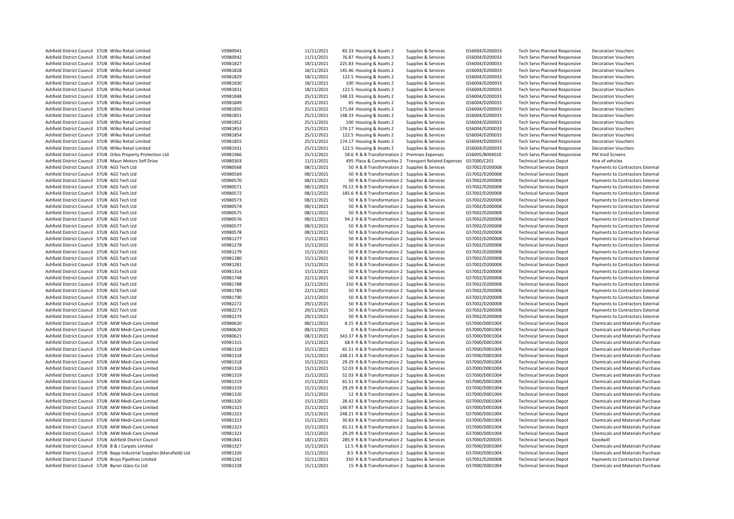| | | | | | | | | | | |
|---|---|---|---|---|---|---|---|---|---|---|
| Ashfield District Council | 37UB | Wilko Retail Limited | V0980941 | 11/11/2021 | 83.33 | Housing & Assets 2 | Supplies & Services | G56004/D200033 | Tech Servs Planned Responsive | Decoration Vouchers |
| Ashfield District Council | 37UB | Wilko Retail Limited | V0980942 | 11/11/2021 | 76.87 | Housing & Assets 2 | Supplies & Services | G56004/D200033 | Tech Servs Planned Responsive | Decoration Vouchers |
| Ashfield District Council | 37UB | Wilko Retail Limited | V0981827 | 18/11/2021 | 225.83 | Housing & Assets 2 | Supplies & Services | G56004/D200033 | Tech Servs Planned Responsive | Decoration Vouchers |
| Ashfield District Council | 37UB | Wilko Retail Limited | V0981828 | 18/11/2021 | 145.46 | Housing & Assets 2 | Supplies & Services | G56004/D200033 | Tech Servs Planned Responsive | Decoration Vouchers |
| Ashfield District Council | 37UB | Wilko Retail Limited | V0981829 | 18/11/2021 | 122.5 | Housing & Assets 2 | Supplies & Services | G56004/D200033 | Tech Servs Planned Responsive | Decoration Vouchers |
| Ashfield District Council | 37UB | Wilko Retail Limited | V0981830 | 18/11/2021 | 100 | Housing & Assets 2 | Supplies & Services | G56004/D200033 | Tech Servs Planned Responsive | Decoration Vouchers |
| Ashfield District Council | 37UB | Wilko Retail Limited | V0981831 | 18/11/2021 | 122.5 | Housing & Assets 2 | Supplies & Services | G56004/D200033 | Tech Servs Planned Responsive | Decoration Vouchers |
| Ashfield District Council | 37UB | Wilko Retail Limited | V0981848 | 25/11/2021 | 148.33 | Housing & Assets 2 | Supplies & Services | G56004/D200033 | Tech Servs Planned Responsive | Decoration Vouchers |
| Ashfield District Council | 37UB | Wilko Retail Limited | V0981849 | 25/11/2021 | 65 | Housing & Assets 2 | Supplies & Services | G56004/D200033 | Tech Servs Planned Responsive | Decoration Vouchers |
| Ashfield District Council | 37UB | Wilko Retail Limited | V0981850 | 25/11/2021 | 171.04 | Housing & Assets 2 | Supplies & Services | G56004/D200033 | Tech Servs Planned Responsive | Decoration Vouchers |
| Ashfield District Council | 37UB | Wilko Retail Limited | V0981851 | 25/11/2021 | 148.33 | Housing & Assets 2 | Supplies & Services | G56004/D200033 | Tech Servs Planned Responsive | Decoration Vouchers |
| Ashfield District Council | 37UB | Wilko Retail Limited | V0981852 | 25/11/2021 | 100 | Housing & Assets 2 | Supplies & Services | G56004/D200033 | Tech Servs Planned Responsive | Decoration Vouchers |
| Ashfield District Council | 37UB | Wilko Retail Limited | V0981853 | 25/11/2021 | 174.17 | Housing & Assets 2 | Supplies & Services | G56004/D200033 | Tech Servs Planned Responsive | Decoration Vouchers |
| Ashfield District Council | 37UB | Wilko Retail Limited | V0981854 | 25/11/2021 | 122.5 | Housing & Assets 2 | Supplies & Services | G56004/D200033 | Tech Servs Planned Responsive | Decoration Vouchers |
| Ashfield District Council | 37UB | Wilko Retail Limited | V0981855 | 25/11/2021 | 174.17 | Housing & Assets 2 | Supplies & Services | G56004/D200033 | Tech Servs Planned Responsive | Decoration Vouchers |
| Ashfield District Council | 37UB | Wilko Retail Limited | V0981931 | 25/11/2021 | 122.5 | Housing & Assets 2 | Supplies & Services | G56004/D200033 | Tech Servs Planned Responsive | Decoration Vouchers |
| Ashfield District Council | 37UB | Orbis Property Protection Ltd | V0981966 | 25/11/2021 | 58.6 | R & B Transformation 2 | Premises Expenses | G56005/B004010 | Tech Servs Planned Responsive | PM Void Screens |
| Ashfield District Council | 37UB | Maun Motors Self Drive | V0980303 | 11/11/2021 | 495 | Place & Communities 2 | Transport Related Expenses | G57000/C201 | Technical Services Depot | Hire of vehicles |
| Ashfield District Council | 37UB | AGS Tech Ltd | V0980568 | 08/11/2021 | 50 | R & B Transformation 2 | Supplies & Services | G57002/D200008 | Technical Services Depot | Payments to Contractors External |
| Ashfield District Council | 37UB | AGS Tech Ltd | V0980569 | 08/11/2021 | 50 | R & B Transformation 2 | Supplies & Services | G57002/D200008 | Technical Services Depot | Payments to Contractors External |
| Ashfield District Council | 37UB | AGS Tech Ltd | V0980570 | 08/11/2021 | 50 | R & B Transformation 2 | Supplies & Services | G57002/D200008 | Technical Services Depot | Payments to Contractors External |
| Ashfield District Council | 37UB | AGS Tech Ltd | V0980571 | 08/11/2021 | 70.12 | R & B Transformation 2 | Supplies & Services | G57002/D200008 | Technical Services Depot | Payments to Contractors External |
| Ashfield District Council | 37UB | AGS Tech Ltd | V0980572 | 08/11/2021 | 185.6 | R & B Transformation 2 | Supplies & Services | G57002/D200008 | Technical Services Depot | Payments to Contractors External |
| Ashfield District Council | 37UB | AGS Tech Ltd | V0980573 | 08/11/2021 | 50 | R & B Transformation 2 | Supplies & Services | G57002/D200008 | Technical Services Depot | Payments to Contractors External |
| Ashfield District Council | 37UB | AGS Tech Ltd | V0980574 | 08/11/2021 | 50 | R & B Transformation 2 | Supplies & Services | G57002/D200008 | Technical Services Depot | Payments to Contractors External |
| Ashfield District Council | 37UB | AGS Tech Ltd | V0980575 | 08/11/2021 | 50 | R & B Transformation 2 | Supplies & Services | G57002/D200008 | Technical Services Depot | Payments to Contractors External |
| Ashfield District Council | 37UB | AGS Tech Ltd | V0980576 | 08/11/2021 | 94.2 | R & B Transformation 2 | Supplies & Services | G57002/D200008 | Technical Services Depot | Payments to Contractors External |
| Ashfield District Council | 37UB | AGS Tech Ltd | V0980577 | 08/11/2021 | 50 | R & B Transformation 2 | Supplies & Services | G57002/D200008 | Technical Services Depot | Payments to Contractors External |
| Ashfield District Council | 37UB | AGS Tech Ltd | V0980578 | 08/11/2021 | 50 | R & B Transformation 2 | Supplies & Services | G57002/D200008 | Technical Services Depot | Payments to Contractors External |
| Ashfield District Council | 37UB | AGS Tech Ltd | V0981277 | 15/11/2021 | 50 | R & B Transformation 2 | Supplies & Services | G57002/D200008 | Technical Services Depot | Payments to Contractors External |
| Ashfield District Council | 37UB | AGS Tech Ltd | V0981278 | 15/11/2021 | 50 | R & B Transformation 2 | Supplies & Services | G57002/D200008 | Technical Services Depot | Payments to Contractors External |
| Ashfield District Council | 37UB | AGS Tech Ltd | V0981279 | 15/11/2021 | 50 | R & B Transformation 2 | Supplies & Services | G57002/D200008 | Technical Services Depot | Payments to Contractors External |
| Ashfield District Council | 37UB | AGS Tech Ltd | V0981280 | 15/11/2021 | 50 | R & B Transformation 2 | Supplies & Services | G57002/D200008 | Technical Services Depot | Payments to Contractors External |
| Ashfield District Council | 37UB | AGS Tech Ltd | V0981281 | 15/11/2021 | 50 | R & B Transformation 2 | Supplies & Services | G57002/D200008 | Technical Services Depot | Payments to Contractors External |
| Ashfield District Council | 37UB | AGS Tech Ltd | V0981314 | 15/11/2021 | 50 | R & B Transformation 2 | Supplies & Services | G57002/D200008 | Technical Services Depot | Payments to Contractors External |
| Ashfield District Council | 37UB | AGS Tech Ltd | V0981748 | 22/11/2021 | 50 | R & B Transformation 2 | Supplies & Services | G57002/D200008 | Technical Services Depot | Payments to Contractors External |
| Ashfield District Council | 37UB | AGS Tech Ltd | V0981788 | 22/11/2021 | 150 | R & B Transformation 2 | Supplies & Services | G57002/D200008 | Technical Services Depot | Payments to Contractors External |
| Ashfield District Council | 37UB | AGS Tech Ltd | V0981789 | 22/11/2021 | 50 | R & B Transformation 2 | Supplies & Services | G57002/D200008 | Technical Services Depot | Payments to Contractors External |
| Ashfield District Council | 37UB | AGS Tech Ltd | V0981790 | 22/11/2021 | 50 | R & B Transformation 2 | Supplies & Services | G57002/D200008 | Technical Services Depot | Payments to Contractors External |
| Ashfield District Council | 37UB | AGS Tech Ltd | V0982272 | 29/11/2021 | 50 | R & B Transformation 2 | Supplies & Services | G57002/D200008 | Technical Services Depot | Payments to Contractors External |
| Ashfield District Council | 37UB | AGS Tech Ltd | V0982273 | 29/11/2021 | 50 | R & B Transformation 2 | Supplies & Services | G57002/D200008 | Technical Services Depot | Payments to Contractors External |
| Ashfield District Council | 37UB | AGS Tech Ltd | V0982274 | 29/11/2021 | 50 | R & B Transformation 2 | Supplies & Services | G57002/D200008 | Technical Services Depot | Payments to Contractors External |
| Ashfield District Council | 37UB | AKW Medi-Care Limited | V0980620 | 08/11/2021 | 8.15 | R & B Transformation 2 | Supplies & Services | G57000/D001004 | Technical Services Depot | Chemicals and Materials Purchase |
| Ashfield District Council | 37UB | AKW Medi-Care Limited | V0980620 | 08/11/2021 | 0 | R & B Transformation 2 | Supplies & Services | G57000/D001004 | Technical Services Depot | Chemicals and Materials Purchase |
| Ashfield District Council | 37UB | AKW Medi-Care Limited | V0980621 | 08/11/2021 | 343.37 | R & B Transformation 2 | Supplies & Services | G57000/D001004 | Technical Services Depot | Chemicals and Materials Purchase |
| Ashfield District Council | 37UB | AKW Medi-Care Limited | V0981315 | 15/11/2021 | 68.9 | R & B Transformation 2 | Supplies & Services | G57000/D001004 | Technical Services Depot | Chemicals and Materials Purchase |
| Ashfield District Council | 37UB | AKW Medi-Care Limited | V0981318 | 15/11/2021 | 65.51 | R & B Transformation 2 | Supplies & Services | G57000/D001004 | Technical Services Depot | Chemicals and Materials Purchase |
| Ashfield District Council | 37UB | AKW Medi-Care Limited | V0981318 | 15/11/2021 | 248.21 | R & B Transformation 2 | Supplies & Services | G57000/D001004 | Technical Services Depot | Chemicals and Materials Purchase |
| Ashfield District Council | 37UB | AKW Medi-Care Limited | V0981318 | 15/11/2021 | 29.29 | R & B Transformation 2 | Supplies & Services | G57000/D001004 | Technical Services Depot | Chemicals and Materials Purchase |
| Ashfield District Council | 37UB | AKW Medi-Care Limited | V0981318 | 15/11/2021 | 52.03 | R & B Transformation 2 | Supplies & Services | G57000/D001004 | Technical Services Depot | Chemicals and Materials Purchase |
| Ashfield District Council | 37UB | AKW Medi-Care Limited | V0981319 | 15/11/2021 | 52.03 | R & B Transformation 2 | Supplies & Services | G57000/D001004 | Technical Services Depot | Chemicals and Materials Purchase |
| Ashfield District Council | 37UB | AKW Medi-Care Limited | V0981319 | 15/11/2021 | 65.51 | R & B Transformation 2 | Supplies & Services | G57000/D001004 | Technical Services Depot | Chemicals and Materials Purchase |
| Ashfield District Council | 37UB | AKW Medi-Care Limited | V0981319 | 15/11/2021 | 29.29 | R & B Transformation 2 | Supplies & Services | G57000/D001004 | Technical Services Depot | Chemicals and Materials Purchase |
| Ashfield District Council | 37UB | AKW Medi-Care Limited | V0981320 | 15/11/2021 | 12 | R & B Transformation 2 | Supplies & Services | G57000/D001004 | Technical Services Depot | Chemicals and Materials Purchase |
| Ashfield District Council | 37UB | AKW Medi-Care Limited | V0981320 | 15/11/2021 | 28.42 | R & B Transformation 2 | Supplies & Services | G57000/D001004 | Technical Services Depot | Chemicals and Materials Purchase |
| Ashfield District Council | 37UB | AKW Medi-Care Limited | V0981323 | 15/11/2021 | 140.97 | R & B Transformation 2 | Supplies & Services | G57000/D001004 | Technical Services Depot | Chemicals and Materials Purchase |
| Ashfield District Council | 37UB | AKW Medi-Care Limited | V0981323 | 15/11/2021 | 248.21 | R & B Transformation 2 | Supplies & Services | G57000/D001004 | Technical Services Depot | Chemicals and Materials Purchase |
| Ashfield District Council | 37UB | AKW Medi-Care Limited | V0981323 | 15/11/2021 | 30.83 | R & B Transformation 2 | Supplies & Services | G57000/D001004 | Technical Services Depot | Chemicals and Materials Purchase |
| Ashfield District Council | 37UB | AKW Medi-Care Limited | V0981323 | 15/11/2021 | 65.51 | R & B Transformation 2 | Supplies & Services | G57000/D001004 | Technical Services Depot | Chemicals and Materials Purchase |
| Ashfield District Council | 37UB | AKW Medi-Care Limited | V0981323 | 15/11/2021 | 29.29 | R & B Transformation 2 | Supplies & Services | G57000/D001004 | Technical Services Depot | Chemicals and Materials Purchase |
| Ashfield District Council | 37UB | Ashfield District Council | V0981841 | 18/11/2021 | 285.9 | R & B Transformation 2 | Supplies & Services | G57000/D200035 | Technical Services Depot | Goodwill |
| Ashfield District Council | 37UB | B & J Carpets Limited | V0981327 | 15/11/2021 | 12.5 | R & B Transformation 2 | Supplies & Services | G57000/D001004 | Technical Services Depot | Chemicals and Materials Purchase |
| Ashfield District Council | 37UB | Bapp Industrial Supplies (Mansfield) Ltd | V0981326 | 15/11/2021 | 8.5 | R & B Transformation 2 | Supplies & Services | G57000/D001004 | Technical Services Depot | Chemicals and Materials Purchase |
| Ashfield District Council | 37UB | Brays Pipelines Limited | V0981242 | 15/11/2021 | 350 | R & B Transformation 2 | Supplies & Services | G57002/D200008 | Technical Services Depot | Payments to Contractors External |
| Ashfield District Council | 37UB | Byron Glass Co Ltd | V0981328 | 15/11/2021 | 15 | R & B Transformation 2 | Supplies & Services | G57000/D001004 | Technical Services Depot | Chemicals and Materials Purchase |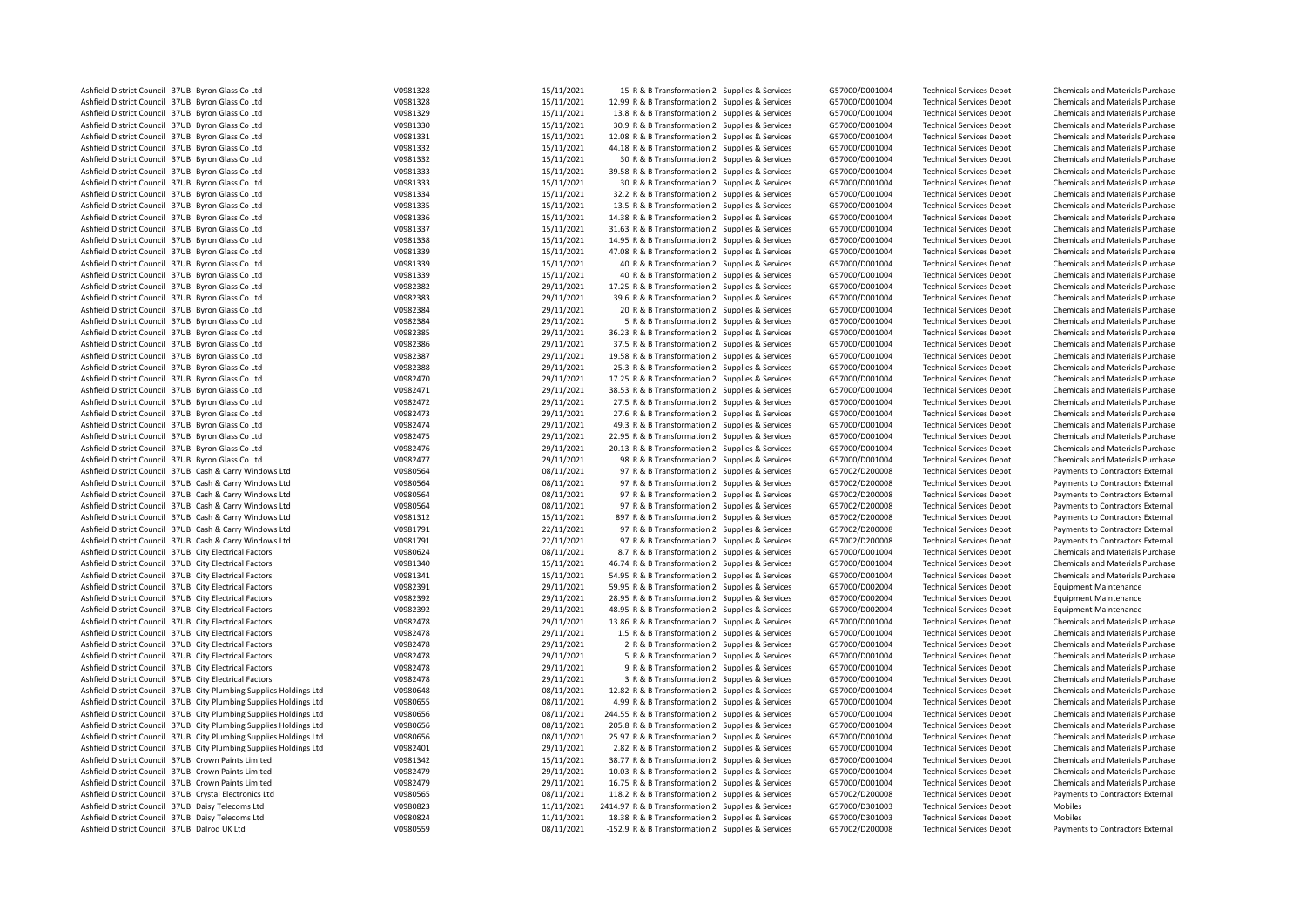| | | | | | | | | | | |
|---|---|---|---|---|---|---|---|---|---|---|
| Ashfield District Council | 37UB | Byron Glass Co Ltd | V0981328 | 15/11/2021 | 15 | R & B Transformation 2 | Supplies & Services | G57000/D001004 | Technical Services Depot | Chemicals and Materials Purchase |
| Ashfield District Council | 37UB | Byron Glass Co Ltd | V0981328 | 15/11/2021 | 12.99 | R & B Transformation 2 | Supplies & Services | G57000/D001004 | Technical Services Depot | Chemicals and Materials Purchase |
| Ashfield District Council | 37UB | Byron Glass Co Ltd | V0981329 | 15/11/2021 | 13.8 | R & B Transformation 2 | Supplies & Services | G57000/D001004 | Technical Services Depot | Chemicals and Materials Purchase |
| Ashfield District Council | 37UB | Byron Glass Co Ltd | V0981330 | 15/11/2021 | 30.9 | R & B Transformation 2 | Supplies & Services | G57000/D001004 | Technical Services Depot | Chemicals and Materials Purchase |
| Ashfield District Council | 37UB | Byron Glass Co Ltd | V0981331 | 15/11/2021 | 12.08 | R & B Transformation 2 | Supplies & Services | G57000/D001004 | Technical Services Depot | Chemicals and Materials Purchase |
| Ashfield District Council | 37UB | Byron Glass Co Ltd | V0981332 | 15/11/2021 | 44.18 | R & B Transformation 2 | Supplies & Services | G57000/D001004 | Technical Services Depot | Chemicals and Materials Purchase |
| Ashfield District Council | 37UB | Byron Glass Co Ltd | V0981332 | 15/11/2021 | 30 | R & B Transformation 2 | Supplies & Services | G57000/D001004 | Technical Services Depot | Chemicals and Materials Purchase |
| Ashfield District Council | 37UB | Byron Glass Co Ltd | V0981333 | 15/11/2021 | 39.58 | R & B Transformation 2 | Supplies & Services | G57000/D001004 | Technical Services Depot | Chemicals and Materials Purchase |
| Ashfield District Council | 37UB | Byron Glass Co Ltd | V0981333 | 15/11/2021 | 30 | R & B Transformation 2 | Supplies & Services | G57000/D001004 | Technical Services Depot | Chemicals and Materials Purchase |
| Ashfield District Council | 37UB | Byron Glass Co Ltd | V0981334 | 15/11/2021 | 32.2 | R & B Transformation 2 | Supplies & Services | G57000/D001004 | Technical Services Depot | Chemicals and Materials Purchase |
| Ashfield District Council | 37UB | Byron Glass Co Ltd | V0981335 | 15/11/2021 | 13.5 | R & B Transformation 2 | Supplies & Services | G57000/D001004 | Technical Services Depot | Chemicals and Materials Purchase |
| Ashfield District Council | 37UB | Byron Glass Co Ltd | V0981336 | 15/11/2021 | 14.38 | R & B Transformation 2 | Supplies & Services | G57000/D001004 | Technical Services Depot | Chemicals and Materials Purchase |
| Ashfield District Council | 37UB | Byron Glass Co Ltd | V0981337 | 15/11/2021 | 31.63 | R & B Transformation 2 | Supplies & Services | G57000/D001004 | Technical Services Depot | Chemicals and Materials Purchase |
| Ashfield District Council | 37UB | Byron Glass Co Ltd | V0981338 | 15/11/2021 | 14.95 | R & B Transformation 2 | Supplies & Services | G57000/D001004 | Technical Services Depot | Chemicals and Materials Purchase |
| Ashfield District Council | 37UB | Byron Glass Co Ltd | V0981339 | 15/11/2021 | 47.08 | R & B Transformation 2 | Supplies & Services | G57000/D001004 | Technical Services Depot | Chemicals and Materials Purchase |
| Ashfield District Council | 37UB | Byron Glass Co Ltd | V0981339 | 15/11/2021 | 40 | R & B Transformation 2 | Supplies & Services | G57000/D001004 | Technical Services Depot | Chemicals and Materials Purchase |
| Ashfield District Council | 37UB | Byron Glass Co Ltd | V0981339 | 15/11/2021 | 40 | R & B Transformation 2 | Supplies & Services | G57000/D001004 | Technical Services Depot | Chemicals and Materials Purchase |
| Ashfield District Council | 37UB | Byron Glass Co Ltd | V0982382 | 29/11/2021 | 17.25 | R & B Transformation 2 | Supplies & Services | G57000/D001004 | Technical Services Depot | Chemicals and Materials Purchase |
| Ashfield District Council | 37UB | Byron Glass Co Ltd | V0982383 | 29/11/2021 | 39.6 | R & B Transformation 2 | Supplies & Services | G57000/D001004 | Technical Services Depot | Chemicals and Materials Purchase |
| Ashfield District Council | 37UB | Byron Glass Co Ltd | V0982384 | 29/11/2021 | 20 | R & B Transformation 2 | Supplies & Services | G57000/D001004 | Technical Services Depot | Chemicals and Materials Purchase |
| Ashfield District Council | 37UB | Byron Glass Co Ltd | V0982384 | 29/11/2021 | 5 | R & B Transformation 2 | Supplies & Services | G57000/D001004 | Technical Services Depot | Chemicals and Materials Purchase |
| Ashfield District Council | 37UB | Byron Glass Co Ltd | V0982385 | 29/11/2021 | 36.23 | R & B Transformation 2 | Supplies & Services | G57000/D001004 | Technical Services Depot | Chemicals and Materials Purchase |
| Ashfield District Council | 37UB | Byron Glass Co Ltd | V0982386 | 29/11/2021 | 37.5 | R & B Transformation 2 | Supplies & Services | G57000/D001004 | Technical Services Depot | Chemicals and Materials Purchase |
| Ashfield District Council | 37UB | Byron Glass Co Ltd | V0982387 | 29/11/2021 | 19.58 | R & B Transformation 2 | Supplies & Services | G57000/D001004 | Technical Services Depot | Chemicals and Materials Purchase |
| Ashfield District Council | 37UB | Byron Glass Co Ltd | V0982388 | 29/11/2021 | 25.3 | R & B Transformation 2 | Supplies & Services | G57000/D001004 | Technical Services Depot | Chemicals and Materials Purchase |
| Ashfield District Council | 37UB | Byron Glass Co Ltd | V0982470 | 29/11/2021 | 17.25 | R & B Transformation 2 | Supplies & Services | G57000/D001004 | Technical Services Depot | Chemicals and Materials Purchase |
| Ashfield District Council | 37UB | Byron Glass Co Ltd | V0982471 | 29/11/2021 | 38.53 | R & B Transformation 2 | Supplies & Services | G57000/D001004 | Technical Services Depot | Chemicals and Materials Purchase |
| Ashfield District Council | 37UB | Byron Glass Co Ltd | V0982472 | 29/11/2021 | 27.5 | R & B Transformation 2 | Supplies & Services | G57000/D001004 | Technical Services Depot | Chemicals and Materials Purchase |
| Ashfield District Council | 37UB | Byron Glass Co Ltd | V0982473 | 29/11/2021 | 27.6 | R & B Transformation 2 | Supplies & Services | G57000/D001004 | Technical Services Depot | Chemicals and Materials Purchase |
| Ashfield District Council | 37UB | Byron Glass Co Ltd | V0982474 | 29/11/2021 | 49.3 | R & B Transformation 2 | Supplies & Services | G57000/D001004 | Technical Services Depot | Chemicals and Materials Purchase |
| Ashfield District Council | 37UB | Byron Glass Co Ltd | V0982475 | 29/11/2021 | 22.95 | R & B Transformation 2 | Supplies & Services | G57000/D001004 | Technical Services Depot | Chemicals and Materials Purchase |
| Ashfield District Council | 37UB | Byron Glass Co Ltd | V0982476 | 29/11/2021 | 20.13 | R & B Transformation 2 | Supplies & Services | G57000/D001004 | Technical Services Depot | Chemicals and Materials Purchase |
| Ashfield District Council | 37UB | Byron Glass Co Ltd | V0982477 | 29/11/2021 | 98 | R & B Transformation 2 | Supplies & Services | G57000/D001004 | Technical Services Depot | Chemicals and Materials Purchase |
| Ashfield District Council | 37UB | Cash & Carry Windows Ltd | V0980564 | 08/11/2021 | 97 | R & B Transformation 2 | Supplies & Services | G57002/D200008 | Technical Services Depot | Payments to Contractors External |
| Ashfield District Council | 37UB | Cash & Carry Windows Ltd | V0980564 | 08/11/2021 | 97 | R & B Transformation 2 | Supplies & Services | G57002/D200008 | Technical Services Depot | Payments to Contractors External |
| Ashfield District Council | 37UB | Cash & Carry Windows Ltd | V0980564 | 08/11/2021 | 97 | R & B Transformation 2 | Supplies & Services | G57002/D200008 | Technical Services Depot | Payments to Contractors External |
| Ashfield District Council | 37UB | Cash & Carry Windows Ltd | V0980564 | 08/11/2021 | 97 | R & B Transformation 2 | Supplies & Services | G57002/D200008 | Technical Services Depot | Payments to Contractors External |
| Ashfield District Council | 37UB | Cash & Carry Windows Ltd | V0981312 | 15/11/2021 | 897 | R & B Transformation 2 | Supplies & Services | G57002/D200008 | Technical Services Depot | Payments to Contractors External |
| Ashfield District Council | 37UB | Cash & Carry Windows Ltd | V0981791 | 22/11/2021 | 97 | R & B Transformation 2 | Supplies & Services | G57002/D200008 | Technical Services Depot | Payments to Contractors External |
| Ashfield District Council | 37UB | Cash & Carry Windows Ltd | V0981791 | 22/11/2021 | 97 | R & B Transformation 2 | Supplies & Services | G57002/D200008 | Technical Services Depot | Payments to Contractors External |
| Ashfield District Council | 37UB | City Electrical Factors | V0980624 | 08/11/2021 | 8.7 | R & B Transformation 2 | Supplies & Services | G57000/D001004 | Technical Services Depot | Chemicals and Materials Purchase |
| Ashfield District Council | 37UB | City Electrical Factors | V0981340 | 15/11/2021 | 46.74 | R & B Transformation 2 | Supplies & Services | G57000/D001004 | Technical Services Depot | Chemicals and Materials Purchase |
| Ashfield District Council | 37UB | City Electrical Factors | V0981341 | 15/11/2021 | 54.95 | R & B Transformation 2 | Supplies & Services | G57000/D001004 | Technical Services Depot | Chemicals and Materials Purchase |
| Ashfield District Council | 37UB | City Electrical Factors | V0982391 | 29/11/2021 | 59.95 | R & B Transformation 2 | Supplies & Services | G57000/D002004 | Technical Services Depot | Equipment Maintenance |
| Ashfield District Council | 37UB | City Electrical Factors | V0982392 | 29/11/2021 | 28.95 | R & B Transformation 2 | Supplies & Services | G57000/D002004 | Technical Services Depot | Equipment Maintenance |
| Ashfield District Council | 37UB | City Electrical Factors | V0982392 | 29/11/2021 | 48.95 | R & B Transformation 2 | Supplies & Services | G57000/D002004 | Technical Services Depot | Equipment Maintenance |
| Ashfield District Council | 37UB | City Electrical Factors | V0982478 | 29/11/2021 | 13.86 | R & B Transformation 2 | Supplies & Services | G57000/D001004 | Technical Services Depot | Chemicals and Materials Purchase |
| Ashfield District Council | 37UB | City Electrical Factors | V0982478 | 29/11/2021 | 1.5 | R & B Transformation 2 | Supplies & Services | G57000/D001004 | Technical Services Depot | Chemicals and Materials Purchase |
| Ashfield District Council | 37UB | City Electrical Factors | V0982478 | 29/11/2021 | 2 | R & B Transformation 2 | Supplies & Services | G57000/D001004 | Technical Services Depot | Chemicals and Materials Purchase |
| Ashfield District Council | 37UB | City Electrical Factors | V0982478 | 29/11/2021 | 5 | R & B Transformation 2 | Supplies & Services | G57000/D001004 | Technical Services Depot | Chemicals and Materials Purchase |
| Ashfield District Council | 37UB | City Electrical Factors | V0982478 | 29/11/2021 | 9 | R & B Transformation 2 | Supplies & Services | G57000/D001004 | Technical Services Depot | Chemicals and Materials Purchase |
| Ashfield District Council | 37UB | City Electrical Factors | V0982478 | 29/11/2021 | 3 | R & B Transformation 2 | Supplies & Services | G57000/D001004 | Technical Services Depot | Chemicals and Materials Purchase |
| Ashfield District Council | 37UB | City Plumbing Supplies Holdings Ltd | V0980648 | 08/11/2021 | 12.82 | R & B Transformation 2 | Supplies & Services | G57000/D001004 | Technical Services Depot | Chemicals and Materials Purchase |
| Ashfield District Council | 37UB | City Plumbing Supplies Holdings Ltd | V0980655 | 08/11/2021 | 4.99 | R & B Transformation 2 | Supplies & Services | G57000/D001004 | Technical Services Depot | Chemicals and Materials Purchase |
| Ashfield District Council | 37UB | City Plumbing Supplies Holdings Ltd | V0980656 | 08/11/2021 | 244.55 | R & B Transformation 2 | Supplies & Services | G57000/D001004 | Technical Services Depot | Chemicals and Materials Purchase |
| Ashfield District Council | 37UB | City Plumbing Supplies Holdings Ltd | V0980656 | 08/11/2021 | 205.8 | R & B Transformation 2 | Supplies & Services | G57000/D001004 | Technical Services Depot | Chemicals and Materials Purchase |
| Ashfield District Council | 37UB | City Plumbing Supplies Holdings Ltd | V0980656 | 08/11/2021 | 25.97 | R & B Transformation 2 | Supplies & Services | G57000/D001004 | Technical Services Depot | Chemicals and Materials Purchase |
| Ashfield District Council | 37UB | City Plumbing Supplies Holdings Ltd | V0982401 | 29/11/2021 | 2.82 | R & B Transformation 2 | Supplies & Services | G57000/D001004 | Technical Services Depot | Chemicals and Materials Purchase |
| Ashfield District Council | 37UB | Crown Paints Limited | V0981342 | 15/11/2021 | 38.77 | R & B Transformation 2 | Supplies & Services | G57000/D001004 | Technical Services Depot | Chemicals and Materials Purchase |
| Ashfield District Council | 37UB | Crown Paints Limited | V0982479 | 29/11/2021 | 10.03 | R & B Transformation 2 | Supplies & Services | G57000/D001004 | Technical Services Depot | Chemicals and Materials Purchase |
| Ashfield District Council | 37UB | Crown Paints Limited | V0982479 | 29/11/2021 | 16.75 | R & B Transformation 2 | Supplies & Services | G57000/D001004 | Technical Services Depot | Chemicals and Materials Purchase |
| Ashfield District Council | 37UB | Crystal Electronics Ltd | V0980565 | 08/11/2021 | 118.2 | R & B Transformation 2 | Supplies & Services | G57002/D200008 | Technical Services Depot | Payments to Contractors External |
| Ashfield District Council | 37UB | Daisy Telecoms Ltd | V0980823 | 11/11/2021 | 2414.97 | R & B Transformation 2 | Supplies & Services | G57000/D301003 | Technical Services Depot | Mobiles |
| Ashfield District Council | 37UB | Daisy Telecoms Ltd | V0980824 | 11/11/2021 | 18.38 | R & B Transformation 2 | Supplies & Services | G57000/D301003 | Technical Services Depot | Mobiles |
| Ashfield District Council | 37UB | Dalrod UK Ltd | V0980559 | 08/11/2021 | -152.9 | R & B Transformation 2 | Supplies & Services | G57002/D200008 | Technical Services Depot | Payments to Contractors External |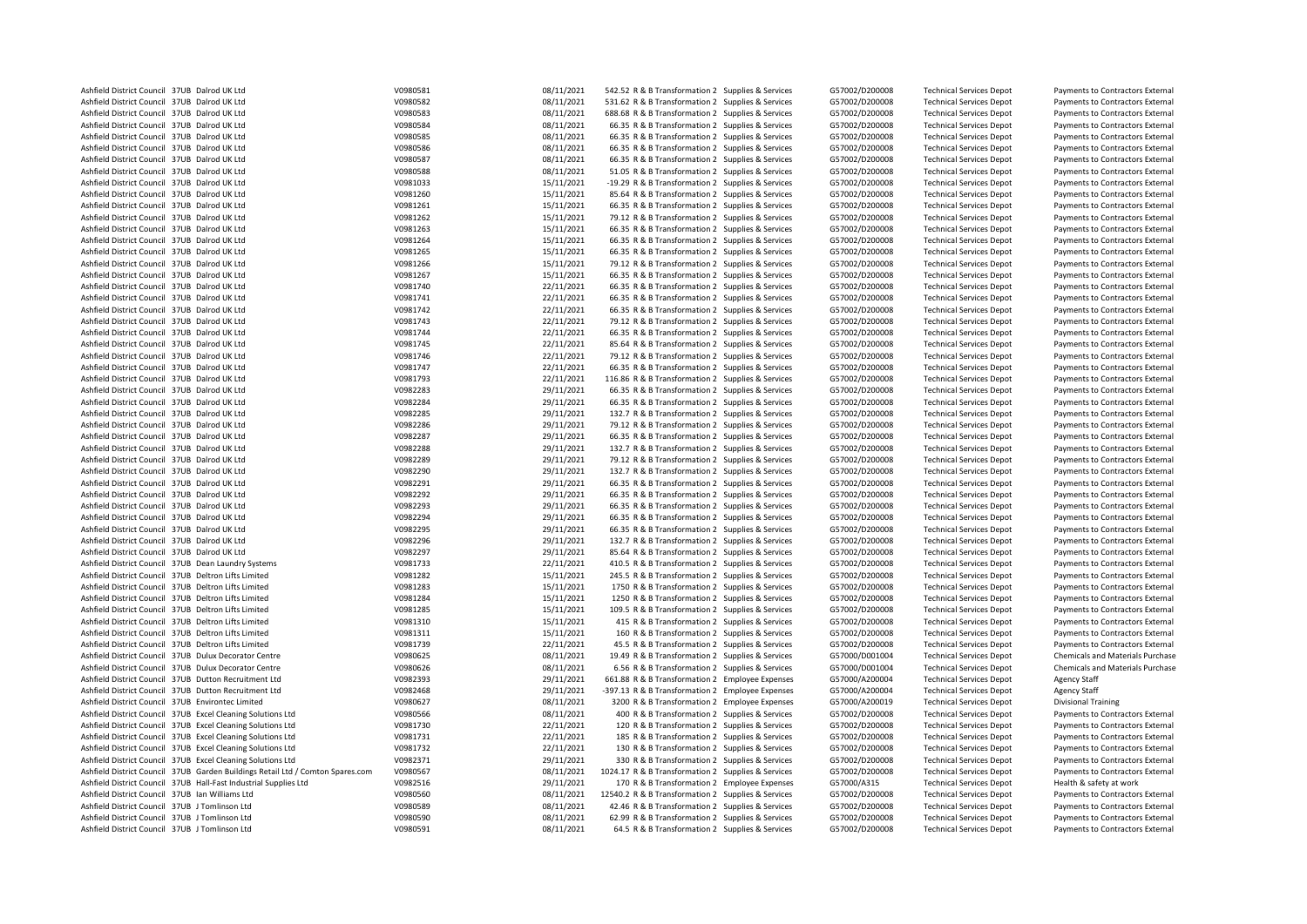| | | | | | | | | | | | |
|---|---|---|---|---|---|---|---|---|---|---|---|
| Ashfield District Council | 37UB | Dalrod UK Ltd | V0980581 | 08/11/2021 | 542.52 | R & B Transformation 2 | Supplies & Services | G57002/D200008 | Technical Services Depot | Payments to Contractors External |
| Ashfield District Council | 37UB | Dalrod UK Ltd | V0980582 | 08/11/2021 | 531.62 | R & B Transformation 2 | Supplies & Services | G57002/D200008 | Technical Services Depot | Payments to Contractors External |
| Ashfield District Council | 37UB | Dalrod UK Ltd | V0980583 | 08/11/2021 | 688.68 | R & B Transformation 2 | Supplies & Services | G57002/D200008 | Technical Services Depot | Payments to Contractors External |
| Ashfield District Council | 37UB | Dalrod UK Ltd | V0980584 | 08/11/2021 | 66.35 | R & B Transformation 2 | Supplies & Services | G57002/D200008 | Technical Services Depot | Payments to Contractors External |
| Ashfield District Council | 37UB | Dalrod UK Ltd | V0980585 | 08/11/2021 | 66.35 | R & B Transformation 2 | Supplies & Services | G57002/D200008 | Technical Services Depot | Payments to Contractors External |
| Ashfield District Council | 37UB | Dalrod UK Ltd | V0980586 | 08/11/2021 | 66.35 | R & B Transformation 2 | Supplies & Services | G57002/D200008 | Technical Services Depot | Payments to Contractors External |
| Ashfield District Council | 37UB | Dalrod UK Ltd | V0980587 | 08/11/2021 | 66.35 | R & B Transformation 2 | Supplies & Services | G57002/D200008 | Technical Services Depot | Payments to Contractors External |
| Ashfield District Council | 37UB | Dalrod UK Ltd | V0980588 | 08/11/2021 | 51.05 | R & B Transformation 2 | Supplies & Services | G57002/D200008 | Technical Services Depot | Payments to Contractors External |
| Ashfield District Council | 37UB | Dalrod UK Ltd | V0981033 | 15/11/2021 | -19.29 | R & B Transformation 2 | Supplies & Services | G57002/D200008 | Technical Services Depot | Payments to Contractors External |
| Ashfield District Council | 37UB | Dalrod UK Ltd | V0981260 | 15/11/2021 | 85.64 | R & B Transformation 2 | Supplies & Services | G57002/D200008 | Technical Services Depot | Payments to Contractors External |
| Ashfield District Council | 37UB | Dalrod UK Ltd | V0981261 | 15/11/2021 | 66.35 | R & B Transformation 2 | Supplies & Services | G57002/D200008 | Technical Services Depot | Payments to Contractors External |
| Ashfield District Council | 37UB | Dalrod UK Ltd | V0981262 | 15/11/2021 | 79.12 | R & B Transformation 2 | Supplies & Services | G57002/D200008 | Technical Services Depot | Payments to Contractors External |
| Ashfield District Council | 37UB | Dalrod UK Ltd | V0981263 | 15/11/2021 | 66.35 | R & B Transformation 2 | Supplies & Services | G57002/D200008 | Technical Services Depot | Payments to Contractors External |
| Ashfield District Council | 37UB | Dalrod UK Ltd | V0981264 | 15/11/2021 | 66.35 | R & B Transformation 2 | Supplies & Services | G57002/D200008 | Technical Services Depot | Payments to Contractors External |
| Ashfield District Council | 37UB | Dalrod UK Ltd | V0981265 | 15/11/2021 | 66.35 | R & B Transformation 2 | Supplies & Services | G57002/D200008 | Technical Services Depot | Payments to Contractors External |
| Ashfield District Council | 37UB | Dalrod UK Ltd | V0981266 | 15/11/2021 | 79.12 | R & B Transformation 2 | Supplies & Services | G57002/D200008 | Technical Services Depot | Payments to Contractors External |
| Ashfield District Council | 37UB | Dalrod UK Ltd | V0981267 | 15/11/2021 | 66.35 | R & B Transformation 2 | Supplies & Services | G57002/D200008 | Technical Services Depot | Payments to Contractors External |
| Ashfield District Council | 37UB | Dalrod UK Ltd | V0981740 | 22/11/2021 | 66.35 | R & B Transformation 2 | Supplies & Services | G57002/D200008 | Technical Services Depot | Payments to Contractors External |
| Ashfield District Council | 37UB | Dalrod UK Ltd | V0981741 | 22/11/2021 | 66.35 | R & B Transformation 2 | Supplies & Services | G57002/D200008 | Technical Services Depot | Payments to Contractors External |
| Ashfield District Council | 37UB | Dalrod UK Ltd | V0981742 | 22/11/2021 | 66.35 | R & B Transformation 2 | Supplies & Services | G57002/D200008 | Technical Services Depot | Payments to Contractors External |
| Ashfield District Council | 37UB | Dalrod UK Ltd | V0981743 | 22/11/2021 | 79.12 | R & B Transformation 2 | Supplies & Services | G57002/D200008 | Technical Services Depot | Payments to Contractors External |
| Ashfield District Council | 37UB | Dalrod UK Ltd | V0981744 | 22/11/2021 | 66.35 | R & B Transformation 2 | Supplies & Services | G57002/D200008 | Technical Services Depot | Payments to Contractors External |
| Ashfield District Council | 37UB | Dalrod UK Ltd | V0981745 | 22/11/2021 | 85.64 | R & B Transformation 2 | Supplies & Services | G57002/D200008 | Technical Services Depot | Payments to Contractors External |
| Ashfield District Council | 37UB | Dalrod UK Ltd | V0981746 | 22/11/2021 | 79.12 | R & B Transformation 2 | Supplies & Services | G57002/D200008 | Technical Services Depot | Payments to Contractors External |
| Ashfield District Council | 37UB | Dalrod UK Ltd | V0981747 | 22/11/2021 | 66.35 | R & B Transformation 2 | Supplies & Services | G57002/D200008 | Technical Services Depot | Payments to Contractors External |
| Ashfield District Council | 37UB | Dalrod UK Ltd | V0981793 | 22/11/2021 | 116.86 | R & B Transformation 2 | Supplies & Services | G57002/D200008 | Technical Services Depot | Payments to Contractors External |
| Ashfield District Council | 37UB | Dalrod UK Ltd | V0982283 | 29/11/2021 | 66.35 | R & B Transformation 2 | Supplies & Services | G57002/D200008 | Technical Services Depot | Payments to Contractors External |
| Ashfield District Council | 37UB | Dalrod UK Ltd | V0982284 | 29/11/2021 | 66.35 | R & B Transformation 2 | Supplies & Services | G57002/D200008 | Technical Services Depot | Payments to Contractors External |
| Ashfield District Council | 37UB | Dalrod UK Ltd | V0982285 | 29/11/2021 | 132.7 | R & B Transformation 2 | Supplies & Services | G57002/D200008 | Technical Services Depot | Payments to Contractors External |
| Ashfield District Council | 37UB | Dalrod UK Ltd | V0982286 | 29/11/2021 | 79.12 | R & B Transformation 2 | Supplies & Services | G57002/D200008 | Technical Services Depot | Payments to Contractors External |
| Ashfield District Council | 37UB | Dalrod UK Ltd | V0982287 | 29/11/2021 | 66.35 | R & B Transformation 2 | Supplies & Services | G57002/D200008 | Technical Services Depot | Payments to Contractors External |
| Ashfield District Council | 37UB | Dalrod UK Ltd | V0982288 | 29/11/2021 | 132.7 | R & B Transformation 2 | Supplies & Services | G57002/D200008 | Technical Services Depot | Payments to Contractors External |
| Ashfield District Council | 37UB | Dalrod UK Ltd | V0982289 | 29/11/2021 | 79.12 | R & B Transformation 2 | Supplies & Services | G57002/D200008 | Technical Services Depot | Payments to Contractors External |
| Ashfield District Council | 37UB | Dalrod UK Ltd | V0982290 | 29/11/2021 | 132.7 | R & B Transformation 2 | Supplies & Services | G57002/D200008 | Technical Services Depot | Payments to Contractors External |
| Ashfield District Council | 37UB | Dalrod UK Ltd | V0982291 | 29/11/2021 | 66.35 | R & B Transformation 2 | Supplies & Services | G57002/D200008 | Technical Services Depot | Payments to Contractors External |
| Ashfield District Council | 37UB | Dalrod UK Ltd | V0982292 | 29/11/2021 | 66.35 | R & B Transformation 2 | Supplies & Services | G57002/D200008 | Technical Services Depot | Payments to Contractors External |
| Ashfield District Council | 37UB | Dalrod UK Ltd | V0982293 | 29/11/2021 | 66.35 | R & B Transformation 2 | Supplies & Services | G57002/D200008 | Technical Services Depot | Payments to Contractors External |
| Ashfield District Council | 37UB | Dalrod UK Ltd | V0982294 | 29/11/2021 | 66.35 | R & B Transformation 2 | Supplies & Services | G57002/D200008 | Technical Services Depot | Payments to Contractors External |
| Ashfield District Council | 37UB | Dalrod UK Ltd | V0982295 | 29/11/2021 | 66.35 | R & B Transformation 2 | Supplies & Services | G57002/D200008 | Technical Services Depot | Payments to Contractors External |
| Ashfield District Council | 37UB | Dalrod UK Ltd | V0982296 | 29/11/2021 | 132.7 | R & B Transformation 2 | Supplies & Services | G57002/D200008 | Technical Services Depot | Payments to Contractors External |
| Ashfield District Council | 37UB | Dalrod UK Ltd | V0982297 | 29/11/2021 | 85.64 | R & B Transformation 2 | Supplies & Services | G57002/D200008 | Technical Services Depot | Payments to Contractors External |
| Ashfield District Council | 37UB | Dean Laundry Systems | V0981733 | 22/11/2021 | 410.5 | R & B Transformation 2 | Supplies & Services | G57002/D200008 | Technical Services Depot | Payments to Contractors External |
| Ashfield District Council | 37UB | Deltron Lifts Limited | V0981282 | 15/11/2021 | 245.5 | R & B Transformation 2 | Supplies & Services | G57002/D200008 | Technical Services Depot | Payments to Contractors External |
| Ashfield District Council | 37UB | Deltron Lifts Limited | V0981283 | 15/11/2021 | 1750 | R & B Transformation 2 | Supplies & Services | G57002/D200008 | Technical Services Depot | Payments to Contractors External |
| Ashfield District Council | 37UB | Deltron Lifts Limited | V0981284 | 15/11/2021 | 1250 | R & B Transformation 2 | Supplies & Services | G57002/D200008 | Technical Services Depot | Payments to Contractors External |
| Ashfield District Council | 37UB | Deltron Lifts Limited | V0981285 | 15/11/2021 | 109.5 | R & B Transformation 2 | Supplies & Services | G57002/D200008 | Technical Services Depot | Payments to Contractors External |
| Ashfield District Council | 37UB | Deltron Lifts Limited | V0981310 | 15/11/2021 | 415 | R & B Transformation 2 | Supplies & Services | G57002/D200008 | Technical Services Depot | Payments to Contractors External |
| Ashfield District Council | 37UB | Deltron Lifts Limited | V0981311 | 15/11/2021 | 160 | R & B Transformation 2 | Supplies & Services | G57002/D200008 | Technical Services Depot | Payments to Contractors External |
| Ashfield District Council | 37UB | Deltron Lifts Limited | V0981739 | 22/11/2021 | 45.5 | R & B Transformation 2 | Supplies & Services | G57002/D200008 | Technical Services Depot | Payments to Contractors External |
| Ashfield District Council | 37UB | Dulux Decorator Centre | V0980625 | 08/11/2021 | 19.49 | R & B Transformation 2 | Supplies & Services | G57000/D001004 | Technical Services Depot | Chemicals and Materials Purchase |
| Ashfield District Council | 37UB | Dulux Decorator Centre | V0980626 | 08/11/2021 | 6.56 | R & B Transformation 2 | Supplies & Services | G57000/D001004 | Technical Services Depot | Chemicals and Materials Purchase |
| Ashfield District Council | 37UB | Dutton Recruitment Ltd | V0982393 | 29/11/2021 | 661.88 | R & B Transformation 2 | Employee Expenses | G57000/A200004 | Technical Services Depot | Agency Staff |
| Ashfield District Council | 37UB | Dutton Recruitment Ltd | V0982468 | 29/11/2021 | -397.13 | R & B Transformation 2 | Employee Expenses | G57000/A200004 | Technical Services Depot | Agency Staff |
| Ashfield District Council | 37UB | Environtec Limited | V0980627 | 08/11/2021 | 3200 | R & B Transformation 2 | Employee Expenses | G57000/A200019 | Technical Services Depot | Divisional Training |
| Ashfield District Council | 37UB | Excel Cleaning Solutions Ltd | V0980566 | 08/11/2021 | 400 | R & B Transformation 2 | Supplies & Services | G57002/D200008 | Technical Services Depot | Payments to Contractors External |
| Ashfield District Council | 37UB | Excel Cleaning Solutions Ltd | V0981730 | 22/11/2021 | 120 | R & B Transformation 2 | Supplies & Services | G57002/D200008 | Technical Services Depot | Payments to Contractors External |
| Ashfield District Council | 37UB | Excel Cleaning Solutions Ltd | V0981731 | 22/11/2021 | 185 | R & B Transformation 2 | Supplies & Services | G57002/D200008 | Technical Services Depot | Payments to Contractors External |
| Ashfield District Council | 37UB | Excel Cleaning Solutions Ltd | V0981732 | 22/11/2021 | 130 | R & B Transformation 2 | Supplies & Services | G57002/D200008 | Technical Services Depot | Payments to Contractors External |
| Ashfield District Council | 37UB | Excel Cleaning Solutions Ltd | V0982371 | 29/11/2021 | 330 | R & B Transformation 2 | Supplies & Services | G57002/D200008 | Technical Services Depot | Payments to Contractors External |
| Ashfield District Council | 37UB | Garden Buildings Retail Ltd / Comton Spares.com | V0980567 | 08/11/2021 | 1024.17 | R & B Transformation 2 | Supplies & Services | G57002/D200008 | Technical Services Depot | Payments to Contractors External |
| Ashfield District Council | 37UB | Hall-Fast Industrial Supplies Ltd | V0982516 | 29/11/2021 | 170 | R & B Transformation 2 | Employee Expenses | G57000/A315 | Technical Services Depot | Health & safety at work |
| Ashfield District Council | 37UB | Ian Williams Ltd | V0980560 | 08/11/2021 | 12540.2 | R & B Transformation 2 | Supplies & Services | G57002/D200008 | Technical Services Depot | Payments to Contractors External |
| Ashfield District Council | 37UB | J Tomlinson Ltd | V0980589 | 08/11/2021 | 42.46 | R & B Transformation 2 | Supplies & Services | G57002/D200008 | Technical Services Depot | Payments to Contractors External |
| Ashfield District Council | 37UB | J Tomlinson Ltd | V0980590 | 08/11/2021 | 62.99 | R & B Transformation 2 | Supplies & Services | G57002/D200008 | Technical Services Depot | Payments to Contractors External |
| Ashfield District Council | 37UB | J Tomlinson Ltd | V0980591 | 08/11/2021 | 64.5 | R & B Transformation 2 | Supplies & Services | G57002/D200008 | Technical Services Depot | Payments to Contractors External |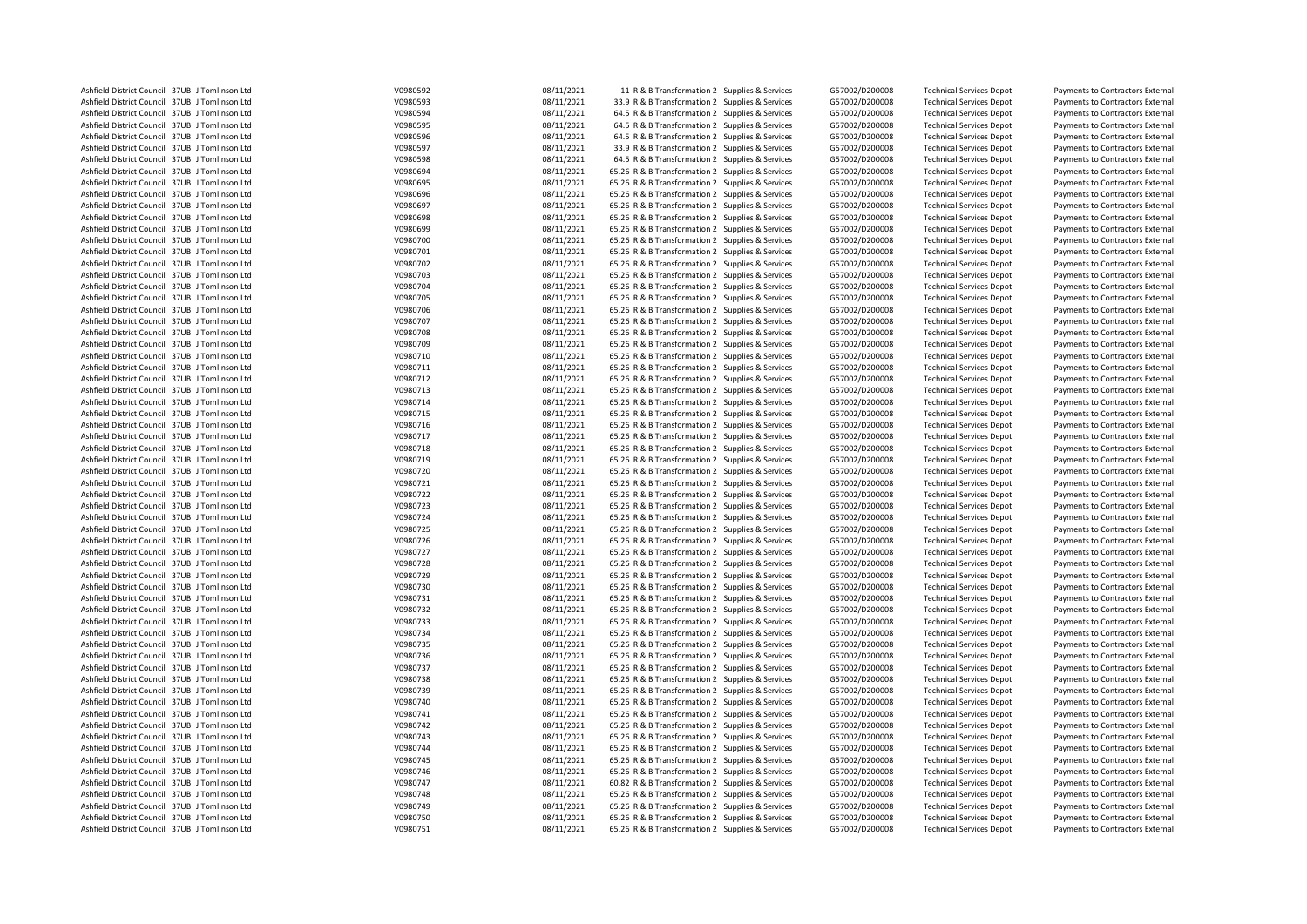| | | | | | | | | | | | |
|---|---|---|---|---|---|---|---|---|---|---|---|
| Ashfield District Council | 37UB | J Tomlinson Ltd | V0980592 | 08/11/2021 | 11 | R & B Transformation 2 | Supplies & Services | G57002/D200008 | Technical Services Depot | Payments to Contractors External |
| Ashfield District Council | 37UB | J Tomlinson Ltd | V0980593 | 08/11/2021 | 33.9 | R & B Transformation 2 | Supplies & Services | G57002/D200008 | Technical Services Depot | Payments to Contractors External |
| Ashfield District Council | 37UB | J Tomlinson Ltd | V0980594 | 08/11/2021 | 64.5 | R & B Transformation 2 | Supplies & Services | G57002/D200008 | Technical Services Depot | Payments to Contractors External |
| Ashfield District Council | 37UB | J Tomlinson Ltd | V0980595 | 08/11/2021 | 64.5 | R & B Transformation 2 | Supplies & Services | G57002/D200008 | Technical Services Depot | Payments to Contractors External |
| Ashfield District Council | 37UB | J Tomlinson Ltd | V0980596 | 08/11/2021 | 64.5 | R & B Transformation 2 | Supplies & Services | G57002/D200008 | Technical Services Depot | Payments to Contractors External |
| Ashfield District Council | 37UB | J Tomlinson Ltd | V0980597 | 08/11/2021 | 33.9 | R & B Transformation 2 | Supplies & Services | G57002/D200008 | Technical Services Depot | Payments to Contractors External |
| Ashfield District Council | 37UB | J Tomlinson Ltd | V0980598 | 08/11/2021 | 64.5 | R & B Transformation 2 | Supplies & Services | G57002/D200008 | Technical Services Depot | Payments to Contractors External |
| Ashfield District Council | 37UB | J Tomlinson Ltd | V0980694 | 08/11/2021 | 65.26 | R & B Transformation 2 | Supplies & Services | G57002/D200008 | Technical Services Depot | Payments to Contractors External |
| Ashfield District Council | 37UB | J Tomlinson Ltd | V0980695 | 08/11/2021 | 65.26 | R & B Transformation 2 | Supplies & Services | G57002/D200008 | Technical Services Depot | Payments to Contractors External |
| Ashfield District Council | 37UB | J Tomlinson Ltd | V0980696 | 08/11/2021 | 65.26 | R & B Transformation 2 | Supplies & Services | G57002/D200008 | Technical Services Depot | Payments to Contractors External |
| Ashfield District Council | 37UB | J Tomlinson Ltd | V0980697 | 08/11/2021 | 65.26 | R & B Transformation 2 | Supplies & Services | G57002/D200008 | Technical Services Depot | Payments to Contractors External |
| Ashfield District Council | 37UB | J Tomlinson Ltd | V0980698 | 08/11/2021 | 65.26 | R & B Transformation 2 | Supplies & Services | G57002/D200008 | Technical Services Depot | Payments to Contractors External |
| Ashfield District Council | 37UB | J Tomlinson Ltd | V0980699 | 08/11/2021 | 65.26 | R & B Transformation 2 | Supplies & Services | G57002/D200008 | Technical Services Depot | Payments to Contractors External |
| Ashfield District Council | 37UB | J Tomlinson Ltd | V0980700 | 08/11/2021 | 65.26 | R & B Transformation 2 | Supplies & Services | G57002/D200008 | Technical Services Depot | Payments to Contractors External |
| Ashfield District Council | 37UB | J Tomlinson Ltd | V0980701 | 08/11/2021 | 65.26 | R & B Transformation 2 | Supplies & Services | G57002/D200008 | Technical Services Depot | Payments to Contractors External |
| Ashfield District Council | 37UB | J Tomlinson Ltd | V0980702 | 08/11/2021 | 65.26 | R & B Transformation 2 | Supplies & Services | G57002/D200008 | Technical Services Depot | Payments to Contractors External |
| Ashfield District Council | 37UB | J Tomlinson Ltd | V0980703 | 08/11/2021 | 65.26 | R & B Transformation 2 | Supplies & Services | G57002/D200008 | Technical Services Depot | Payments to Contractors External |
| Ashfield District Council | 37UB | J Tomlinson Ltd | V0980704 | 08/11/2021 | 65.26 | R & B Transformation 2 | Supplies & Services | G57002/D200008 | Technical Services Depot | Payments to Contractors External |
| Ashfield District Council | 37UB | J Tomlinson Ltd | V0980705 | 08/11/2021 | 65.26 | R & B Transformation 2 | Supplies & Services | G57002/D200008 | Technical Services Depot | Payments to Contractors External |
| Ashfield District Council | 37UB | J Tomlinson Ltd | V0980706 | 08/11/2021 | 65.26 | R & B Transformation 2 | Supplies & Services | G57002/D200008 | Technical Services Depot | Payments to Contractors External |
| Ashfield District Council | 37UB | J Tomlinson Ltd | V0980707 | 08/11/2021 | 65.26 | R & B Transformation 2 | Supplies & Services | G57002/D200008 | Technical Services Depot | Payments to Contractors External |
| Ashfield District Council | 37UB | J Tomlinson Ltd | V0980708 | 08/11/2021 | 65.26 | R & B Transformation 2 | Supplies & Services | G57002/D200008 | Technical Services Depot | Payments to Contractors External |
| Ashfield District Council | 37UB | J Tomlinson Ltd | V0980709 | 08/11/2021 | 65.26 | R & B Transformation 2 | Supplies & Services | G57002/D200008 | Technical Services Depot | Payments to Contractors External |
| Ashfield District Council | 37UB | J Tomlinson Ltd | V0980710 | 08/11/2021 | 65.26 | R & B Transformation 2 | Supplies & Services | G57002/D200008 | Technical Services Depot | Payments to Contractors External |
| Ashfield District Council | 37UB | J Tomlinson Ltd | V0980711 | 08/11/2021 | 65.26 | R & B Transformation 2 | Supplies & Services | G57002/D200008 | Technical Services Depot | Payments to Contractors External |
| Ashfield District Council | 37UB | J Tomlinson Ltd | V0980712 | 08/11/2021 | 65.26 | R & B Transformation 2 | Supplies & Services | G57002/D200008 | Technical Services Depot | Payments to Contractors External |
| Ashfield District Council | 37UB | J Tomlinson Ltd | V0980713 | 08/11/2021 | 65.26 | R & B Transformation 2 | Supplies & Services | G57002/D200008 | Technical Services Depot | Payments to Contractors External |
| Ashfield District Council | 37UB | J Tomlinson Ltd | V0980714 | 08/11/2021 | 65.26 | R & B Transformation 2 | Supplies & Services | G57002/D200008 | Technical Services Depot | Payments to Contractors External |
| Ashfield District Council | 37UB | J Tomlinson Ltd | V0980715 | 08/11/2021 | 65.26 | R & B Transformation 2 | Supplies & Services | G57002/D200008 | Technical Services Depot | Payments to Contractors External |
| Ashfield District Council | 37UB | J Tomlinson Ltd | V0980716 | 08/11/2021 | 65.26 | R & B Transformation 2 | Supplies & Services | G57002/D200008 | Technical Services Depot | Payments to Contractors External |
| Ashfield District Council | 37UB | J Tomlinson Ltd | V0980717 | 08/11/2021 | 65.26 | R & B Transformation 2 | Supplies & Services | G57002/D200008 | Technical Services Depot | Payments to Contractors External |
| Ashfield District Council | 37UB | J Tomlinson Ltd | V0980718 | 08/11/2021 | 65.26 | R & B Transformation 2 | Supplies & Services | G57002/D200008 | Technical Services Depot | Payments to Contractors External |
| Ashfield District Council | 37UB | J Tomlinson Ltd | V0980719 | 08/11/2021 | 65.26 | R & B Transformation 2 | Supplies & Services | G57002/D200008 | Technical Services Depot | Payments to Contractors External |
| Ashfield District Council | 37UB | J Tomlinson Ltd | V0980720 | 08/11/2021 | 65.26 | R & B Transformation 2 | Supplies & Services | G57002/D200008 | Technical Services Depot | Payments to Contractors External |
| Ashfield District Council | 37UB | J Tomlinson Ltd | V0980721 | 08/11/2021 | 65.26 | R & B Transformation 2 | Supplies & Services | G57002/D200008 | Technical Services Depot | Payments to Contractors External |
| Ashfield District Council | 37UB | J Tomlinson Ltd | V0980722 | 08/11/2021 | 65.26 | R & B Transformation 2 | Supplies & Services | G57002/D200008 | Technical Services Depot | Payments to Contractors External |
| Ashfield District Council | 37UB | J Tomlinson Ltd | V0980723 | 08/11/2021 | 65.26 | R & B Transformation 2 | Supplies & Services | G57002/D200008 | Technical Services Depot | Payments to Contractors External |
| Ashfield District Council | 37UB | J Tomlinson Ltd | V0980724 | 08/11/2021 | 65.26 | R & B Transformation 2 | Supplies & Services | G57002/D200008 | Technical Services Depot | Payments to Contractors External |
| Ashfield District Council | 37UB | J Tomlinson Ltd | V0980725 | 08/11/2021 | 65.26 | R & B Transformation 2 | Supplies & Services | G57002/D200008 | Technical Services Depot | Payments to Contractors External |
| Ashfield District Council | 37UB | J Tomlinson Ltd | V0980726 | 08/11/2021 | 65.26 | R & B Transformation 2 | Supplies & Services | G57002/D200008 | Technical Services Depot | Payments to Contractors External |
| Ashfield District Council | 37UB | J Tomlinson Ltd | V0980727 | 08/11/2021 | 65.26 | R & B Transformation 2 | Supplies & Services | G57002/D200008 | Technical Services Depot | Payments to Contractors External |
| Ashfield District Council | 37UB | J Tomlinson Ltd | V0980728 | 08/11/2021 | 65.26 | R & B Transformation 2 | Supplies & Services | G57002/D200008 | Technical Services Depot | Payments to Contractors External |
| Ashfield District Council | 37UB | J Tomlinson Ltd | V0980729 | 08/11/2021 | 65.26 | R & B Transformation 2 | Supplies & Services | G57002/D200008 | Technical Services Depot | Payments to Contractors External |
| Ashfield District Council | 37UB | J Tomlinson Ltd | V0980730 | 08/11/2021 | 65.26 | R & B Transformation 2 | Supplies & Services | G57002/D200008 | Technical Services Depot | Payments to Contractors External |
| Ashfield District Council | 37UB | J Tomlinson Ltd | V0980731 | 08/11/2021 | 65.26 | R & B Transformation 2 | Supplies & Services | G57002/D200008 | Technical Services Depot | Payments to Contractors External |
| Ashfield District Council | 37UB | J Tomlinson Ltd | V0980732 | 08/11/2021 | 65.26 | R & B Transformation 2 | Supplies & Services | G57002/D200008 | Technical Services Depot | Payments to Contractors External |
| Ashfield District Council | 37UB | J Tomlinson Ltd | V0980733 | 08/11/2021 | 65.26 | R & B Transformation 2 | Supplies & Services | G57002/D200008 | Technical Services Depot | Payments to Contractors External |
| Ashfield District Council | 37UB | J Tomlinson Ltd | V0980734 | 08/11/2021 | 65.26 | R & B Transformation 2 | Supplies & Services | G57002/D200008 | Technical Services Depot | Payments to Contractors External |
| Ashfield District Council | 37UB | J Tomlinson Ltd | V0980735 | 08/11/2021 | 65.26 | R & B Transformation 2 | Supplies & Services | G57002/D200008 | Technical Services Depot | Payments to Contractors External |
| Ashfield District Council | 37UB | J Tomlinson Ltd | V0980736 | 08/11/2021 | 65.26 | R & B Transformation 2 | Supplies & Services | G57002/D200008 | Technical Services Depot | Payments to Contractors External |
| Ashfield District Council | 37UB | J Tomlinson Ltd | V0980737 | 08/11/2021 | 65.26 | R & B Transformation 2 | Supplies & Services | G57002/D200008 | Technical Services Depot | Payments to Contractors External |
| Ashfield District Council | 37UB | J Tomlinson Ltd | V0980738 | 08/11/2021 | 65.26 | R & B Transformation 2 | Supplies & Services | G57002/D200008 | Technical Services Depot | Payments to Contractors External |
| Ashfield District Council | 37UB | J Tomlinson Ltd | V0980739 | 08/11/2021 | 65.26 | R & B Transformation 2 | Supplies & Services | G57002/D200008 | Technical Services Depot | Payments to Contractors External |
| Ashfield District Council | 37UB | J Tomlinson Ltd | V0980740 | 08/11/2021 | 65.26 | R & B Transformation 2 | Supplies & Services | G57002/D200008 | Technical Services Depot | Payments to Contractors External |
| Ashfield District Council | 37UB | J Tomlinson Ltd | V0980741 | 08/11/2021 | 65.26 | R & B Transformation 2 | Supplies & Services | G57002/D200008 | Technical Services Depot | Payments to Contractors External |
| Ashfield District Council | 37UB | J Tomlinson Ltd | V0980742 | 08/11/2021 | 65.26 | R & B Transformation 2 | Supplies & Services | G57002/D200008 | Technical Services Depot | Payments to Contractors External |
| Ashfield District Council | 37UB | J Tomlinson Ltd | V0980743 | 08/11/2021 | 65.26 | R & B Transformation 2 | Supplies & Services | G57002/D200008 | Technical Services Depot | Payments to Contractors External |
| Ashfield District Council | 37UB | J Tomlinson Ltd | V0980744 | 08/11/2021 | 65.26 | R & B Transformation 2 | Supplies & Services | G57002/D200008 | Technical Services Depot | Payments to Contractors External |
| Ashfield District Council | 37UB | J Tomlinson Ltd | V0980745 | 08/11/2021 | 65.26 | R & B Transformation 2 | Supplies & Services | G57002/D200008 | Technical Services Depot | Payments to Contractors External |
| Ashfield District Council | 37UB | J Tomlinson Ltd | V0980746 | 08/11/2021 | 65.26 | R & B Transformation 2 | Supplies & Services | G57002/D200008 | Technical Services Depot | Payments to Contractors External |
| Ashfield District Council | 37UB | J Tomlinson Ltd | V0980747 | 08/11/2021 | 60.82 | R & B Transformation 2 | Supplies & Services | G57002/D200008 | Technical Services Depot | Payments to Contractors External |
| Ashfield District Council | 37UB | J Tomlinson Ltd | V0980748 | 08/11/2021 | 65.26 | R & B Transformation 2 | Supplies & Services | G57002/D200008 | Technical Services Depot | Payments to Contractors External |
| Ashfield District Council | 37UB | J Tomlinson Ltd | V0980749 | 08/11/2021 | 65.26 | R & B Transformation 2 | Supplies & Services | G57002/D200008 | Technical Services Depot | Payments to Contractors External |
| Ashfield District Council | 37UB | J Tomlinson Ltd | V0980750 | 08/11/2021 | 65.26 | R & B Transformation 2 | Supplies & Services | G57002/D200008 | Technical Services Depot | Payments to Contractors External |
| Ashfield District Council | 37UB | J Tomlinson Ltd | V0980751 | 08/11/2021 | 65.26 | R & B Transformation 2 | Supplies & Services | G57002/D200008 | Technical Services Depot | Payments to Contractors External |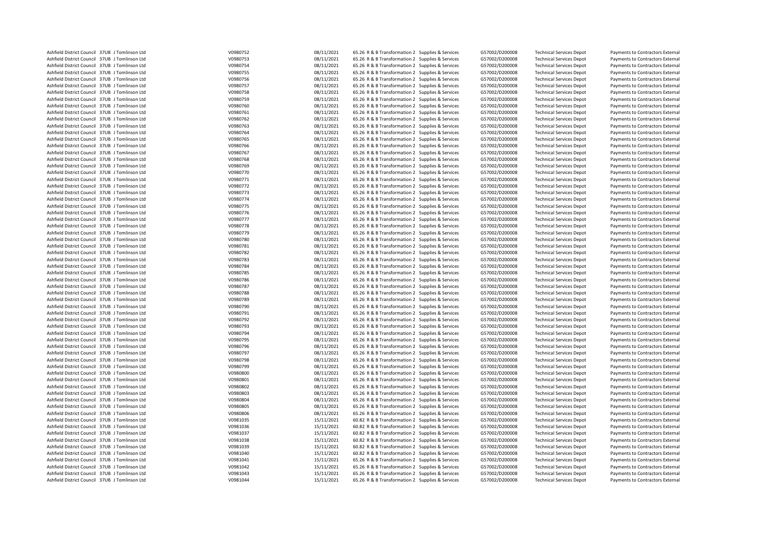| | | | | | | | | | | | |
|---|---|---|---|---|---|---|---|---|---|---|---|
| Ashfield District Council | 37UB | J Tomlinson Ltd | V0980752 | 08/11/2021 | 65.26 | R & B Transformation 2 | Supplies & Services | G57002/D200008 | Technical Services Depot | Payments to Contractors External |
| Ashfield District Council | 37UB | J Tomlinson Ltd | V0980753 | 08/11/2021 | 65.26 | R & B Transformation 2 | Supplies & Services | G57002/D200008 | Technical Services Depot | Payments to Contractors External |
| Ashfield District Council | 37UB | J Tomlinson Ltd | V0980754 | 08/11/2021 | 65.26 | R & B Transformation 2 | Supplies & Services | G57002/D200008 | Technical Services Depot | Payments to Contractors External |
| Ashfield District Council | 37UB | J Tomlinson Ltd | V0980755 | 08/11/2021 | 65.26 | R & B Transformation 2 | Supplies & Services | G57002/D200008 | Technical Services Depot | Payments to Contractors External |
| Ashfield District Council | 37UB | J Tomlinson Ltd | V0980756 | 08/11/2021 | 65.26 | R & B Transformation 2 | Supplies & Services | G57002/D200008 | Technical Services Depot | Payments to Contractors External |
| Ashfield District Council | 37UB | J Tomlinson Ltd | V0980757 | 08/11/2021 | 65.26 | R & B Transformation 2 | Supplies & Services | G57002/D200008 | Technical Services Depot | Payments to Contractors External |
| Ashfield District Council | 37UB | J Tomlinson Ltd | V0980758 | 08/11/2021 | 65.26 | R & B Transformation 2 | Supplies & Services | G57002/D200008 | Technical Services Depot | Payments to Contractors External |
| Ashfield District Council | 37UB | J Tomlinson Ltd | V0980759 | 08/11/2021 | 65.26 | R & B Transformation 2 | Supplies & Services | G57002/D200008 | Technical Services Depot | Payments to Contractors External |
| Ashfield District Council | 37UB | J Tomlinson Ltd | V0980760 | 08/11/2021 | 65.26 | R & B Transformation 2 | Supplies & Services | G57002/D200008 | Technical Services Depot | Payments to Contractors External |
| Ashfield District Council | 37UB | J Tomlinson Ltd | V0980761 | 08/11/2021 | 65.26 | R & B Transformation 2 | Supplies & Services | G57002/D200008 | Technical Services Depot | Payments to Contractors External |
| Ashfield District Council | 37UB | J Tomlinson Ltd | V0980762 | 08/11/2021 | 65.26 | R & B Transformation 2 | Supplies & Services | G57002/D200008 | Technical Services Depot | Payments to Contractors External |
| Ashfield District Council | 37UB | J Tomlinson Ltd | V0980763 | 08/11/2021 | 65.26 | R & B Transformation 2 | Supplies & Services | G57002/D200008 | Technical Services Depot | Payments to Contractors External |
| Ashfield District Council | 37UB | J Tomlinson Ltd | V0980764 | 08/11/2021 | 65.26 | R & B Transformation 2 | Supplies & Services | G57002/D200008 | Technical Services Depot | Payments to Contractors External |
| Ashfield District Council | 37UB | J Tomlinson Ltd | V0980765 | 08/11/2021 | 65.26 | R & B Transformation 2 | Supplies & Services | G57002/D200008 | Technical Services Depot | Payments to Contractors External |
| Ashfield District Council | 37UB | J Tomlinson Ltd | V0980766 | 08/11/2021 | 65.26 | R & B Transformation 2 | Supplies & Services | G57002/D200008 | Technical Services Depot | Payments to Contractors External |
| Ashfield District Council | 37UB | J Tomlinson Ltd | V0980767 | 08/11/2021 | 65.26 | R & B Transformation 2 | Supplies & Services | G57002/D200008 | Technical Services Depot | Payments to Contractors External |
| Ashfield District Council | 37UB | J Tomlinson Ltd | V0980768 | 08/11/2021 | 65.26 | R & B Transformation 2 | Supplies & Services | G57002/D200008 | Technical Services Depot | Payments to Contractors External |
| Ashfield District Council | 37UB | J Tomlinson Ltd | V0980769 | 08/11/2021 | 65.26 | R & B Transformation 2 | Supplies & Services | G57002/D200008 | Technical Services Depot | Payments to Contractors External |
| Ashfield District Council | 37UB | J Tomlinson Ltd | V0980770 | 08/11/2021 | 65.26 | R & B Transformation 2 | Supplies & Services | G57002/D200008 | Technical Services Depot | Payments to Contractors External |
| Ashfield District Council | 37UB | J Tomlinson Ltd | V0980771 | 08/11/2021 | 65.26 | R & B Transformation 2 | Supplies & Services | G57002/D200008 | Technical Services Depot | Payments to Contractors External |
| Ashfield District Council | 37UB | J Tomlinson Ltd | V0980772 | 08/11/2021 | 65.26 | R & B Transformation 2 | Supplies & Services | G57002/D200008 | Technical Services Depot | Payments to Contractors External |
| Ashfield District Council | 37UB | J Tomlinson Ltd | V0980773 | 08/11/2021 | 65.26 | R & B Transformation 2 | Supplies & Services | G57002/D200008 | Technical Services Depot | Payments to Contractors External |
| Ashfield District Council | 37UB | J Tomlinson Ltd | V0980774 | 08/11/2021 | 65.26 | R & B Transformation 2 | Supplies & Services | G57002/D200008 | Technical Services Depot | Payments to Contractors External |
| Ashfield District Council | 37UB | J Tomlinson Ltd | V0980775 | 08/11/2021 | 65.26 | R & B Transformation 2 | Supplies & Services | G57002/D200008 | Technical Services Depot | Payments to Contractors External |
| Ashfield District Council | 37UB | J Tomlinson Ltd | V0980776 | 08/11/2021 | 65.26 | R & B Transformation 2 | Supplies & Services | G57002/D200008 | Technical Services Depot | Payments to Contractors External |
| Ashfield District Council | 37UB | J Tomlinson Ltd | V0980777 | 08/11/2021 | 65.26 | R & B Transformation 2 | Supplies & Services | G57002/D200008 | Technical Services Depot | Payments to Contractors External |
| Ashfield District Council | 37UB | J Tomlinson Ltd | V0980778 | 08/11/2021 | 65.26 | R & B Transformation 2 | Supplies & Services | G57002/D200008 | Technical Services Depot | Payments to Contractors External |
| Ashfield District Council | 37UB | J Tomlinson Ltd | V0980779 | 08/11/2021 | 65.26 | R & B Transformation 2 | Supplies & Services | G57002/D200008 | Technical Services Depot | Payments to Contractors External |
| Ashfield District Council | 37UB | J Tomlinson Ltd | V0980780 | 08/11/2021 | 65.26 | R & B Transformation 2 | Supplies & Services | G57002/D200008 | Technical Services Depot | Payments to Contractors External |
| Ashfield District Council | 37UB | J Tomlinson Ltd | V0980781 | 08/11/2021 | 65.26 | R & B Transformation 2 | Supplies & Services | G57002/D200008 | Technical Services Depot | Payments to Contractors External |
| Ashfield District Council | 37UB | J Tomlinson Ltd | V0980782 | 08/11/2021 | 65.26 | R & B Transformation 2 | Supplies & Services | G57002/D200008 | Technical Services Depot | Payments to Contractors External |
| Ashfield District Council | 37UB | J Tomlinson Ltd | V0980783 | 08/11/2021 | 65.26 | R & B Transformation 2 | Supplies & Services | G57002/D200008 | Technical Services Depot | Payments to Contractors External |
| Ashfield District Council | 37UB | J Tomlinson Ltd | V0980784 | 08/11/2021 | 65.26 | R & B Transformation 2 | Supplies & Services | G57002/D200008 | Technical Services Depot | Payments to Contractors External |
| Ashfield District Council | 37UB | J Tomlinson Ltd | V0980785 | 08/11/2021 | 65.26 | R & B Transformation 2 | Supplies & Services | G57002/D200008 | Technical Services Depot | Payments to Contractors External |
| Ashfield District Council | 37UB | J Tomlinson Ltd | V0980786 | 08/11/2021 | 65.26 | R & B Transformation 2 | Supplies & Services | G57002/D200008 | Technical Services Depot | Payments to Contractors External |
| Ashfield District Council | 37UB | J Tomlinson Ltd | V0980787 | 08/11/2021 | 65.26 | R & B Transformation 2 | Supplies & Services | G57002/D200008 | Technical Services Depot | Payments to Contractors External |
| Ashfield District Council | 37UB | J Tomlinson Ltd | V0980788 | 08/11/2021 | 65.26 | R & B Transformation 2 | Supplies & Services | G57002/D200008 | Technical Services Depot | Payments to Contractors External |
| Ashfield District Council | 37UB | J Tomlinson Ltd | V0980789 | 08/11/2021 | 65.26 | R & B Transformation 2 | Supplies & Services | G57002/D200008 | Technical Services Depot | Payments to Contractors External |
| Ashfield District Council | 37UB | J Tomlinson Ltd | V0980790 | 08/11/2021 | 65.26 | R & B Transformation 2 | Supplies & Services | G57002/D200008 | Technical Services Depot | Payments to Contractors External |
| Ashfield District Council | 37UB | J Tomlinson Ltd | V0980791 | 08/11/2021 | 65.26 | R & B Transformation 2 | Supplies & Services | G57002/D200008 | Technical Services Depot | Payments to Contractors External |
| Ashfield District Council | 37UB | J Tomlinson Ltd | V0980792 | 08/11/2021 | 65.26 | R & B Transformation 2 | Supplies & Services | G57002/D200008 | Technical Services Depot | Payments to Contractors External |
| Ashfield District Council | 37UB | J Tomlinson Ltd | V0980793 | 08/11/2021 | 65.26 | R & B Transformation 2 | Supplies & Services | G57002/D200008 | Technical Services Depot | Payments to Contractors External |
| Ashfield District Council | 37UB | J Tomlinson Ltd | V0980794 | 08/11/2021 | 65.26 | R & B Transformation 2 | Supplies & Services | G57002/D200008 | Technical Services Depot | Payments to Contractors External |
| Ashfield District Council | 37UB | J Tomlinson Ltd | V0980795 | 08/11/2021 | 65.26 | R & B Transformation 2 | Supplies & Services | G57002/D200008 | Technical Services Depot | Payments to Contractors External |
| Ashfield District Council | 37UB | J Tomlinson Ltd | V0980796 | 08/11/2021 | 65.26 | R & B Transformation 2 | Supplies & Services | G57002/D200008 | Technical Services Depot | Payments to Contractors External |
| Ashfield District Council | 37UB | J Tomlinson Ltd | V0980797 | 08/11/2021 | 65.26 | R & B Transformation 2 | Supplies & Services | G57002/D200008 | Technical Services Depot | Payments to Contractors External |
| Ashfield District Council | 37UB | J Tomlinson Ltd | V0980798 | 08/11/2021 | 65.26 | R & B Transformation 2 | Supplies & Services | G57002/D200008 | Technical Services Depot | Payments to Contractors External |
| Ashfield District Council | 37UB | J Tomlinson Ltd | V0980799 | 08/11/2021 | 65.26 | R & B Transformation 2 | Supplies & Services | G57002/D200008 | Technical Services Depot | Payments to Contractors External |
| Ashfield District Council | 37UB | J Tomlinson Ltd | V0980800 | 08/11/2021 | 65.26 | R & B Transformation 2 | Supplies & Services | G57002/D200008 | Technical Services Depot | Payments to Contractors External |
| Ashfield District Council | 37UB | J Tomlinson Ltd | V0980801 | 08/11/2021 | 65.26 | R & B Transformation 2 | Supplies & Services | G57002/D200008 | Technical Services Depot | Payments to Contractors External |
| Ashfield District Council | 37UB | J Tomlinson Ltd | V0980802 | 08/11/2021 | 65.26 | R & B Transformation 2 | Supplies & Services | G57002/D200008 | Technical Services Depot | Payments to Contractors External |
| Ashfield District Council | 37UB | J Tomlinson Ltd | V0980803 | 08/11/2021 | 65.26 | R & B Transformation 2 | Supplies & Services | G57002/D200008 | Technical Services Depot | Payments to Contractors External |
| Ashfield District Council | 37UB | J Tomlinson Ltd | V0980804 | 08/11/2021 | 65.26 | R & B Transformation 2 | Supplies & Services | G57002/D200008 | Technical Services Depot | Payments to Contractors External |
| Ashfield District Council | 37UB | J Tomlinson Ltd | V0980805 | 08/11/2021 | 65.26 | R & B Transformation 2 | Supplies & Services | G57002/D200008 | Technical Services Depot | Payments to Contractors External |
| Ashfield District Council | 37UB | J Tomlinson Ltd | V0980806 | 08/11/2021 | 65.26 | R & B Transformation 2 | Supplies & Services | G57002/D200008 | Technical Services Depot | Payments to Contractors External |
| Ashfield District Council | 37UB | J Tomlinson Ltd | V0981035 | 15/11/2021 | 60.82 | R & B Transformation 2 | Supplies & Services | G57002/D200008 | Technical Services Depot | Payments to Contractors External |
| Ashfield District Council | 37UB | J Tomlinson Ltd | V0981036 | 15/11/2021 | 60.82 | R & B Transformation 2 | Supplies & Services | G57002/D200008 | Technical Services Depot | Payments to Contractors External |
| Ashfield District Council | 37UB | J Tomlinson Ltd | V0981037 | 15/11/2021 | 60.82 | R & B Transformation 2 | Supplies & Services | G57002/D200008 | Technical Services Depot | Payments to Contractors External |
| Ashfield District Council | 37UB | J Tomlinson Ltd | V0981038 | 15/11/2021 | 60.82 | R & B Transformation 2 | Supplies & Services | G57002/D200008 | Technical Services Depot | Payments to Contractors External |
| Ashfield District Council | 37UB | J Tomlinson Ltd | V0981039 | 15/11/2021 | 60.82 | R & B Transformation 2 | Supplies & Services | G57002/D200008 | Technical Services Depot | Payments to Contractors External |
| Ashfield District Council | 37UB | J Tomlinson Ltd | V0981040 | 15/11/2021 | 60.82 | R & B Transformation 2 | Supplies & Services | G57002/D200008 | Technical Services Depot | Payments to Contractors External |
| Ashfield District Council | 37UB | J Tomlinson Ltd | V0981041 | 15/11/2021 | 65.26 | R & B Transformation 2 | Supplies & Services | G57002/D200008 | Technical Services Depot | Payments to Contractors External |
| Ashfield District Council | 37UB | J Tomlinson Ltd | V0981042 | 15/11/2021 | 65.26 | R & B Transformation 2 | Supplies & Services | G57002/D200008 | Technical Services Depot | Payments to Contractors External |
| Ashfield District Council | 37UB | J Tomlinson Ltd | V0981043 | 15/11/2021 | 65.26 | R & B Transformation 2 | Supplies & Services | G57002/D200008 | Technical Services Depot | Payments to Contractors External |
| Ashfield District Council | 37UB | J Tomlinson Ltd | V0981044 | 15/11/2021 | 65.26 | R & B Transformation 2 | Supplies & Services | G57002/D200008 | Technical Services Depot | Payments to Contractors External |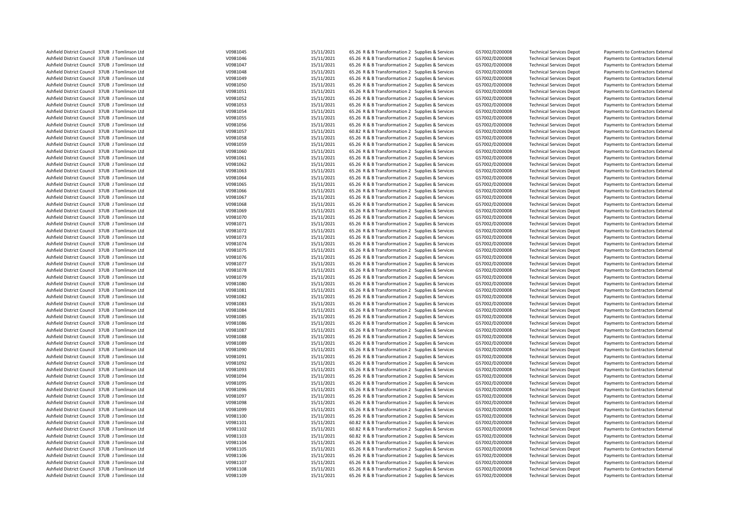| | | | | | | | | | | | |
|---|---|---|---|---|---|---|---|---|---|---|---|
| Ashfield District Council | 37UB | J Tomlinson Ltd | V0981045 | 15/11/2021 | 65.26 | R & B Transformation 2 | Supplies & Services | G57002/D200008 | Technical Services Depot | Payments to Contractors External |
| Ashfield District Council | 37UB | J Tomlinson Ltd | V0981046 | 15/11/2021 | 65.26 | R & B Transformation 2 | Supplies & Services | G57002/D200008 | Technical Services Depot | Payments to Contractors External |
| Ashfield District Council | 37UB | J Tomlinson Ltd | V0981047 | 15/11/2021 | 65.26 | R & B Transformation 2 | Supplies & Services | G57002/D200008 | Technical Services Depot | Payments to Contractors External |
| Ashfield District Council | 37UB | J Tomlinson Ltd | V0981048 | 15/11/2021 | 65.26 | R & B Transformation 2 | Supplies & Services | G57002/D200008 | Technical Services Depot | Payments to Contractors External |
| Ashfield District Council | 37UB | J Tomlinson Ltd | V0981049 | 15/11/2021 | 65.26 | R & B Transformation 2 | Supplies & Services | G57002/D200008 | Technical Services Depot | Payments to Contractors External |
| Ashfield District Council | 37UB | J Tomlinson Ltd | V0981050 | 15/11/2021 | 65.26 | R & B Transformation 2 | Supplies & Services | G57002/D200008 | Technical Services Depot | Payments to Contractors External |
| Ashfield District Council | 37UB | J Tomlinson Ltd | V0981051 | 15/11/2021 | 65.26 | R & B Transformation 2 | Supplies & Services | G57002/D200008 | Technical Services Depot | Payments to Contractors External |
| Ashfield District Council | 37UB | J Tomlinson Ltd | V0981052 | 15/11/2021 | 65.26 | R & B Transformation 2 | Supplies & Services | G57002/D200008 | Technical Services Depot | Payments to Contractors External |
| Ashfield District Council | 37UB | J Tomlinson Ltd | V0981053 | 15/11/2021 | 65.26 | R & B Transformation 2 | Supplies & Services | G57002/D200008 | Technical Services Depot | Payments to Contractors External |
| Ashfield District Council | 37UB | J Tomlinson Ltd | V0981054 | 15/11/2021 | 65.26 | R & B Transformation 2 | Supplies & Services | G57002/D200008 | Technical Services Depot | Payments to Contractors External |
| Ashfield District Council | 37UB | J Tomlinson Ltd | V0981055 | 15/11/2021 | 65.26 | R & B Transformation 2 | Supplies & Services | G57002/D200008 | Technical Services Depot | Payments to Contractors External |
| Ashfield District Council | 37UB | J Tomlinson Ltd | V0981056 | 15/11/2021 | 65.26 | R & B Transformation 2 | Supplies & Services | G57002/D200008 | Technical Services Depot | Payments to Contractors External |
| Ashfield District Council | 37UB | J Tomlinson Ltd | V0981057 | 15/11/2021 | 60.82 | R & B Transformation 2 | Supplies & Services | G57002/D200008 | Technical Services Depot | Payments to Contractors External |
| Ashfield District Council | 37UB | J Tomlinson Ltd | V0981058 | 15/11/2021 | 65.26 | R & B Transformation 2 | Supplies & Services | G57002/D200008 | Technical Services Depot | Payments to Contractors External |
| Ashfield District Council | 37UB | J Tomlinson Ltd | V0981059 | 15/11/2021 | 65.26 | R & B Transformation 2 | Supplies & Services | G57002/D200008 | Technical Services Depot | Payments to Contractors External |
| Ashfield District Council | 37UB | J Tomlinson Ltd | V0981060 | 15/11/2021 | 65.26 | R & B Transformation 2 | Supplies & Services | G57002/D200008 | Technical Services Depot | Payments to Contractors External |
| Ashfield District Council | 37UB | J Tomlinson Ltd | V0981061 | 15/11/2021 | 65.26 | R & B Transformation 2 | Supplies & Services | G57002/D200008 | Technical Services Depot | Payments to Contractors External |
| Ashfield District Council | 37UB | J Tomlinson Ltd | V0981062 | 15/11/2021 | 65.26 | R & B Transformation 2 | Supplies & Services | G57002/D200008 | Technical Services Depot | Payments to Contractors External |
| Ashfield District Council | 37UB | J Tomlinson Ltd | V0981063 | 15/11/2021 | 65.26 | R & B Transformation 2 | Supplies & Services | G57002/D200008 | Technical Services Depot | Payments to Contractors External |
| Ashfield District Council | 37UB | J Tomlinson Ltd | V0981064 | 15/11/2021 | 65.26 | R & B Transformation 2 | Supplies & Services | G57002/D200008 | Technical Services Depot | Payments to Contractors External |
| Ashfield District Council | 37UB | J Tomlinson Ltd | V0981065 | 15/11/2021 | 65.26 | R & B Transformation 2 | Supplies & Services | G57002/D200008 | Technical Services Depot | Payments to Contractors External |
| Ashfield District Council | 37UB | J Tomlinson Ltd | V0981066 | 15/11/2021 | 65.26 | R & B Transformation 2 | Supplies & Services | G57002/D200008 | Technical Services Depot | Payments to Contractors External |
| Ashfield District Council | 37UB | J Tomlinson Ltd | V0981067 | 15/11/2021 | 65.26 | R & B Transformation 2 | Supplies & Services | G57002/D200008 | Technical Services Depot | Payments to Contractors External |
| Ashfield District Council | 37UB | J Tomlinson Ltd | V0981068 | 15/11/2021 | 65.26 | R & B Transformation 2 | Supplies & Services | G57002/D200008 | Technical Services Depot | Payments to Contractors External |
| Ashfield District Council | 37UB | J Tomlinson Ltd | V0981069 | 15/11/2021 | 65.26 | R & B Transformation 2 | Supplies & Services | G57002/D200008 | Technical Services Depot | Payments to Contractors External |
| Ashfield District Council | 37UB | J Tomlinson Ltd | V0981070 | 15/11/2021 | 65.26 | R & B Transformation 2 | Supplies & Services | G57002/D200008 | Technical Services Depot | Payments to Contractors External |
| Ashfield District Council | 37UB | J Tomlinson Ltd | V0981071 | 15/11/2021 | 65.26 | R & B Transformation 2 | Supplies & Services | G57002/D200008 | Technical Services Depot | Payments to Contractors External |
| Ashfield District Council | 37UB | J Tomlinson Ltd | V0981072 | 15/11/2021 | 65.26 | R & B Transformation 2 | Supplies & Services | G57002/D200008 | Technical Services Depot | Payments to Contractors External |
| Ashfield District Council | 37UB | J Tomlinson Ltd | V0981073 | 15/11/2021 | 65.26 | R & B Transformation 2 | Supplies & Services | G57002/D200008 | Technical Services Depot | Payments to Contractors External |
| Ashfield District Council | 37UB | J Tomlinson Ltd | V0981074 | 15/11/2021 | 65.26 | R & B Transformation 2 | Supplies & Services | G57002/D200008 | Technical Services Depot | Payments to Contractors External |
| Ashfield District Council | 37UB | J Tomlinson Ltd | V0981075 | 15/11/2021 | 65.26 | R & B Transformation 2 | Supplies & Services | G57002/D200008 | Technical Services Depot | Payments to Contractors External |
| Ashfield District Council | 37UB | J Tomlinson Ltd | V0981076 | 15/11/2021 | 65.26 | R & B Transformation 2 | Supplies & Services | G57002/D200008 | Technical Services Depot | Payments to Contractors External |
| Ashfield District Council | 37UB | J Tomlinson Ltd | V0981077 | 15/11/2021 | 65.26 | R & B Transformation 2 | Supplies & Services | G57002/D200008 | Technical Services Depot | Payments to Contractors External |
| Ashfield District Council | 37UB | J Tomlinson Ltd | V0981078 | 15/11/2021 | 65.26 | R & B Transformation 2 | Supplies & Services | G57002/D200008 | Technical Services Depot | Payments to Contractors External |
| Ashfield District Council | 37UB | J Tomlinson Ltd | V0981079 | 15/11/2021 | 65.26 | R & B Transformation 2 | Supplies & Services | G57002/D200008 | Technical Services Depot | Payments to Contractors External |
| Ashfield District Council | 37UB | J Tomlinson Ltd | V0981080 | 15/11/2021 | 65.26 | R & B Transformation 2 | Supplies & Services | G57002/D200008 | Technical Services Depot | Payments to Contractors External |
| Ashfield District Council | 37UB | J Tomlinson Ltd | V0981081 | 15/11/2021 | 65.26 | R & B Transformation 2 | Supplies & Services | G57002/D200008 | Technical Services Depot | Payments to Contractors External |
| Ashfield District Council | 37UB | J Tomlinson Ltd | V0981082 | 15/11/2021 | 65.26 | R & B Transformation 2 | Supplies & Services | G57002/D200008 | Technical Services Depot | Payments to Contractors External |
| Ashfield District Council | 37UB | J Tomlinson Ltd | V0981083 | 15/11/2021 | 65.26 | R & B Transformation 2 | Supplies & Services | G57002/D200008 | Technical Services Depot | Payments to Contractors External |
| Ashfield District Council | 37UB | J Tomlinson Ltd | V0981084 | 15/11/2021 | 65.26 | R & B Transformation 2 | Supplies & Services | G57002/D200008 | Technical Services Depot | Payments to Contractors External |
| Ashfield District Council | 37UB | J Tomlinson Ltd | V0981085 | 15/11/2021 | 65.26 | R & B Transformation 2 | Supplies & Services | G57002/D200008 | Technical Services Depot | Payments to Contractors External |
| Ashfield District Council | 37UB | J Tomlinson Ltd | V0981086 | 15/11/2021 | 65.26 | R & B Transformation 2 | Supplies & Services | G57002/D200008 | Technical Services Depot | Payments to Contractors External |
| Ashfield District Council | 37UB | J Tomlinson Ltd | V0981087 | 15/11/2021 | 65.26 | R & B Transformation 2 | Supplies & Services | G57002/D200008 | Technical Services Depot | Payments to Contractors External |
| Ashfield District Council | 37UB | J Tomlinson Ltd | V0981088 | 15/11/2021 | 65.26 | R & B Transformation 2 | Supplies & Services | G57002/D200008 | Technical Services Depot | Payments to Contractors External |
| Ashfield District Council | 37UB | J Tomlinson Ltd | V0981089 | 15/11/2021 | 65.26 | R & B Transformation 2 | Supplies & Services | G57002/D200008 | Technical Services Depot | Payments to Contractors External |
| Ashfield District Council | 37UB | J Tomlinson Ltd | V0981090 | 15/11/2021 | 65.26 | R & B Transformation 2 | Supplies & Services | G57002/D200008 | Technical Services Depot | Payments to Contractors External |
| Ashfield District Council | 37UB | J Tomlinson Ltd | V0981091 | 15/11/2021 | 65.26 | R & B Transformation 2 | Supplies & Services | G57002/D200008 | Technical Services Depot | Payments to Contractors External |
| Ashfield District Council | 37UB | J Tomlinson Ltd | V0981092 | 15/11/2021 | 65.26 | R & B Transformation 2 | Supplies & Services | G57002/D200008 | Technical Services Depot | Payments to Contractors External |
| Ashfield District Council | 37UB | J Tomlinson Ltd | V0981093 | 15/11/2021 | 65.26 | R & B Transformation 2 | Supplies & Services | G57002/D200008 | Technical Services Depot | Payments to Contractors External |
| Ashfield District Council | 37UB | J Tomlinson Ltd | V0981094 | 15/11/2021 | 65.26 | R & B Transformation 2 | Supplies & Services | G57002/D200008 | Technical Services Depot | Payments to Contractors External |
| Ashfield District Council | 37UB | J Tomlinson Ltd | V0981095 | 15/11/2021 | 65.26 | R & B Transformation 2 | Supplies & Services | G57002/D200008 | Technical Services Depot | Payments to Contractors External |
| Ashfield District Council | 37UB | J Tomlinson Ltd | V0981096 | 15/11/2021 | 65.26 | R & B Transformation 2 | Supplies & Services | G57002/D200008 | Technical Services Depot | Payments to Contractors External |
| Ashfield District Council | 37UB | J Tomlinson Ltd | V0981097 | 15/11/2021 | 65.26 | R & B Transformation 2 | Supplies & Services | G57002/D200008 | Technical Services Depot | Payments to Contractors External |
| Ashfield District Council | 37UB | J Tomlinson Ltd | V0981098 | 15/11/2021 | 65.26 | R & B Transformation 2 | Supplies & Services | G57002/D200008 | Technical Services Depot | Payments to Contractors External |
| Ashfield District Council | 37UB | J Tomlinson Ltd | V0981099 | 15/11/2021 | 65.26 | R & B Transformation 2 | Supplies & Services | G57002/D200008 | Technical Services Depot | Payments to Contractors External |
| Ashfield District Council | 37UB | J Tomlinson Ltd | V0981100 | 15/11/2021 | 65.26 | R & B Transformation 2 | Supplies & Services | G57002/D200008 | Technical Services Depot | Payments to Contractors External |
| Ashfield District Council | 37UB | J Tomlinson Ltd | V0981101 | 15/11/2021 | 60.82 | R & B Transformation 2 | Supplies & Services | G57002/D200008 | Technical Services Depot | Payments to Contractors External |
| Ashfield District Council | 37UB | J Tomlinson Ltd | V0981102 | 15/11/2021 | 60.82 | R & B Transformation 2 | Supplies & Services | G57002/D200008 | Technical Services Depot | Payments to Contractors External |
| Ashfield District Council | 37UB | J Tomlinson Ltd | V0981103 | 15/11/2021 | 60.82 | R & B Transformation 2 | Supplies & Services | G57002/D200008 | Technical Services Depot | Payments to Contractors External |
| Ashfield District Council | 37UB | J Tomlinson Ltd | V0981104 | 15/11/2021 | 65.26 | R & B Transformation 2 | Supplies & Services | G57002/D200008 | Technical Services Depot | Payments to Contractors External |
| Ashfield District Council | 37UB | J Tomlinson Ltd | V0981105 | 15/11/2021 | 65.26 | R & B Transformation 2 | Supplies & Services | G57002/D200008 | Technical Services Depot | Payments to Contractors External |
| Ashfield District Council | 37UB | J Tomlinson Ltd | V0981106 | 15/11/2021 | 65.26 | R & B Transformation 2 | Supplies & Services | G57002/D200008 | Technical Services Depot | Payments to Contractors External |
| Ashfield District Council | 37UB | J Tomlinson Ltd | V0981107 | 15/11/2021 | 65.26 | R & B Transformation 2 | Supplies & Services | G57002/D200008 | Technical Services Depot | Payments to Contractors External |
| Ashfield District Council | 37UB | J Tomlinson Ltd | V0981108 | 15/11/2021 | 65.26 | R & B Transformation 2 | Supplies & Services | G57002/D200008 | Technical Services Depot | Payments to Contractors External |
| Ashfield District Council | 37UB | J Tomlinson Ltd | V0981109 | 15/11/2021 | 65.26 | R & B Transformation 2 | Supplies & Services | G57002/D200008 | Technical Services Depot | Payments to Contractors External |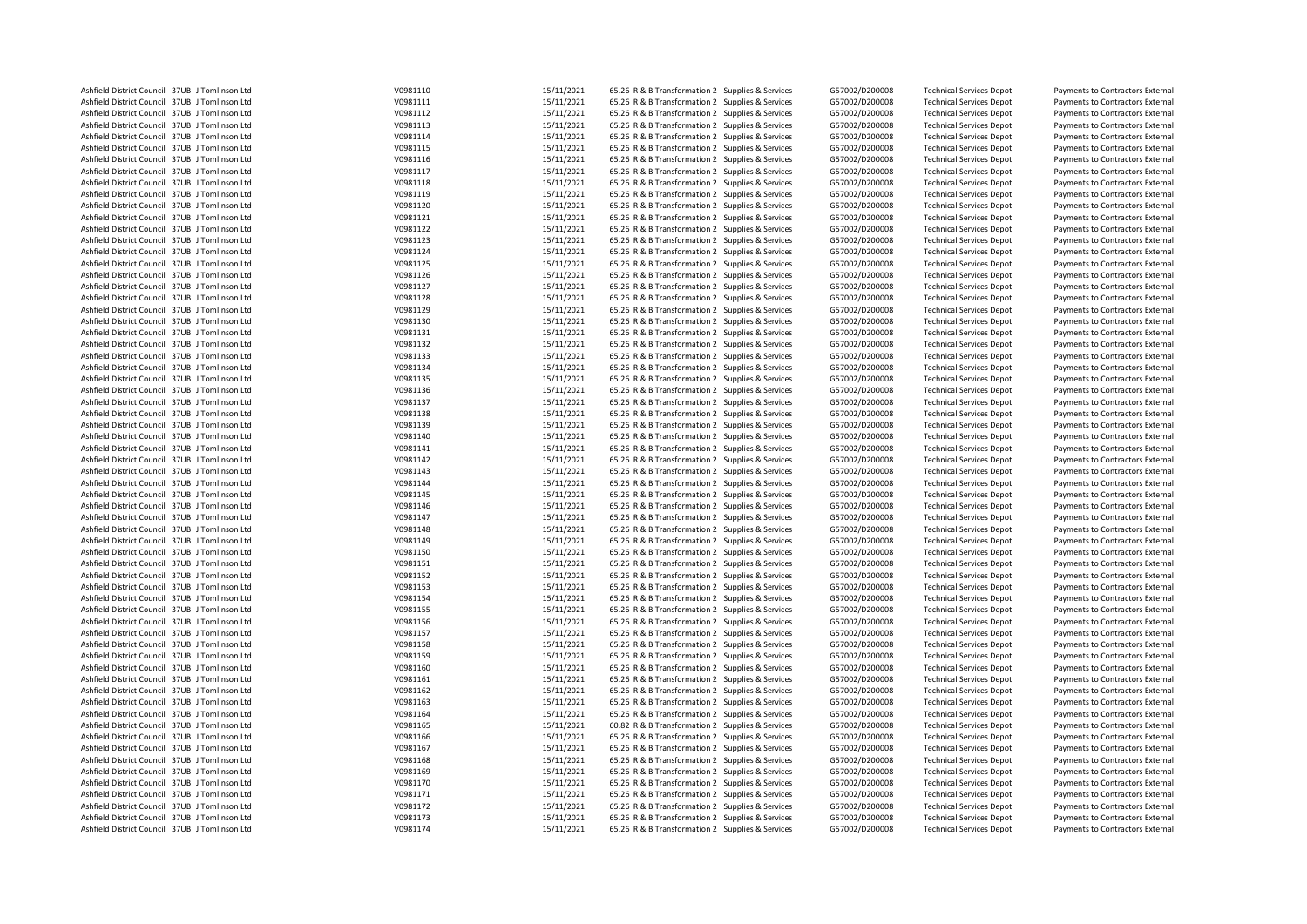| | | | | | | | | | | |
|---|---|---|---|---|---|---|---|---|---|---|
| Ashfield District Council | 37UB | J Tomlinson Ltd | V0981110 | 15/11/2021 | 65.26 | R & B Transformation 2 | Supplies & Services | G57002/D200008 | Technical Services Depot | Payments to Contractors External |
| Ashfield District Council | 37UB | J Tomlinson Ltd | V0981111 | 15/11/2021 | 65.26 | R & B Transformation 2 | Supplies & Services | G57002/D200008 | Technical Services Depot | Payments to Contractors External |
| Ashfield District Council | 37UB | J Tomlinson Ltd | V0981112 | 15/11/2021 | 65.26 | R & B Transformation 2 | Supplies & Services | G57002/D200008 | Technical Services Depot | Payments to Contractors External |
| Ashfield District Council | 37UB | J Tomlinson Ltd | V0981113 | 15/11/2021 | 65.26 | R & B Transformation 2 | Supplies & Services | G57002/D200008 | Technical Services Depot | Payments to Contractors External |
| Ashfield District Council | 37UB | J Tomlinson Ltd | V0981114 | 15/11/2021 | 65.26 | R & B Transformation 2 | Supplies & Services | G57002/D200008 | Technical Services Depot | Payments to Contractors External |
| Ashfield District Council | 37UB | J Tomlinson Ltd | V0981115 | 15/11/2021 | 65.26 | R & B Transformation 2 | Supplies & Services | G57002/D200008 | Technical Services Depot | Payments to Contractors External |
| Ashfield District Council | 37UB | J Tomlinson Ltd | V0981116 | 15/11/2021 | 65.26 | R & B Transformation 2 | Supplies & Services | G57002/D200008 | Technical Services Depot | Payments to Contractors External |
| Ashfield District Council | 37UB | J Tomlinson Ltd | V0981117 | 15/11/2021 | 65.26 | R & B Transformation 2 | Supplies & Services | G57002/D200008 | Technical Services Depot | Payments to Contractors External |
| Ashfield District Council | 37UB | J Tomlinson Ltd | V0981118 | 15/11/2021 | 65.26 | R & B Transformation 2 | Supplies & Services | G57002/D200008 | Technical Services Depot | Payments to Contractors External |
| Ashfield District Council | 37UB | J Tomlinson Ltd | V0981119 | 15/11/2021 | 65.26 | R & B Transformation 2 | Supplies & Services | G57002/D200008 | Technical Services Depot | Payments to Contractors External |
| Ashfield District Council | 37UB | J Tomlinson Ltd | V0981120 | 15/11/2021 | 65.26 | R & B Transformation 2 | Supplies & Services | G57002/D200008 | Technical Services Depot | Payments to Contractors External |
| Ashfield District Council | 37UB | J Tomlinson Ltd | V0981121 | 15/11/2021 | 65.26 | R & B Transformation 2 | Supplies & Services | G57002/D200008 | Technical Services Depot | Payments to Contractors External |
| Ashfield District Council | 37UB | J Tomlinson Ltd | V0981122 | 15/11/2021 | 65.26 | R & B Transformation 2 | Supplies & Services | G57002/D200008 | Technical Services Depot | Payments to Contractors External |
| Ashfield District Council | 37UB | J Tomlinson Ltd | V0981123 | 15/11/2021 | 65.26 | R & B Transformation 2 | Supplies & Services | G57002/D200008 | Technical Services Depot | Payments to Contractors External |
| Ashfield District Council | 37UB | J Tomlinson Ltd | V0981124 | 15/11/2021 | 65.26 | R & B Transformation 2 | Supplies & Services | G57002/D200008 | Technical Services Depot | Payments to Contractors External |
| Ashfield District Council | 37UB | J Tomlinson Ltd | V0981125 | 15/11/2021 | 65.26 | R & B Transformation 2 | Supplies & Services | G57002/D200008 | Technical Services Depot | Payments to Contractors External |
| Ashfield District Council | 37UB | J Tomlinson Ltd | V0981126 | 15/11/2021 | 65.26 | R & B Transformation 2 | Supplies & Services | G57002/D200008 | Technical Services Depot | Payments to Contractors External |
| Ashfield District Council | 37UB | J Tomlinson Ltd | V0981127 | 15/11/2021 | 65.26 | R & B Transformation 2 | Supplies & Services | G57002/D200008 | Technical Services Depot | Payments to Contractors External |
| Ashfield District Council | 37UB | J Tomlinson Ltd | V0981128 | 15/11/2021 | 65.26 | R & B Transformation 2 | Supplies & Services | G57002/D200008 | Technical Services Depot | Payments to Contractors External |
| Ashfield District Council | 37UB | J Tomlinson Ltd | V0981129 | 15/11/2021 | 65.26 | R & B Transformation 2 | Supplies & Services | G57002/D200008 | Technical Services Depot | Payments to Contractors External |
| Ashfield District Council | 37UB | J Tomlinson Ltd | V0981130 | 15/11/2021 | 65.26 | R & B Transformation 2 | Supplies & Services | G57002/D200008 | Technical Services Depot | Payments to Contractors External |
| Ashfield District Council | 37UB | J Tomlinson Ltd | V0981131 | 15/11/2021 | 65.26 | R & B Transformation 2 | Supplies & Services | G57002/D200008 | Technical Services Depot | Payments to Contractors External |
| Ashfield District Council | 37UB | J Tomlinson Ltd | V0981132 | 15/11/2021 | 65.26 | R & B Transformation 2 | Supplies & Services | G57002/D200008 | Technical Services Depot | Payments to Contractors External |
| Ashfield District Council | 37UB | J Tomlinson Ltd | V0981133 | 15/11/2021 | 65.26 | R & B Transformation 2 | Supplies & Services | G57002/D200008 | Technical Services Depot | Payments to Contractors External |
| Ashfield District Council | 37UB | J Tomlinson Ltd | V0981134 | 15/11/2021 | 65.26 | R & B Transformation 2 | Supplies & Services | G57002/D200008 | Technical Services Depot | Payments to Contractors External |
| Ashfield District Council | 37UB | J Tomlinson Ltd | V0981135 | 15/11/2021 | 65.26 | R & B Transformation 2 | Supplies & Services | G57002/D200008 | Technical Services Depot | Payments to Contractors External |
| Ashfield District Council | 37UB | J Tomlinson Ltd | V0981136 | 15/11/2021 | 65.26 | R & B Transformation 2 | Supplies & Services | G57002/D200008 | Technical Services Depot | Payments to Contractors External |
| Ashfield District Council | 37UB | J Tomlinson Ltd | V0981137 | 15/11/2021 | 65.26 | R & B Transformation 2 | Supplies & Services | G57002/D200008 | Technical Services Depot | Payments to Contractors External |
| Ashfield District Council | 37UB | J Tomlinson Ltd | V0981138 | 15/11/2021 | 65.26 | R & B Transformation 2 | Supplies & Services | G57002/D200008 | Technical Services Depot | Payments to Contractors External |
| Ashfield District Council | 37UB | J Tomlinson Ltd | V0981139 | 15/11/2021 | 65.26 | R & B Transformation 2 | Supplies & Services | G57002/D200008 | Technical Services Depot | Payments to Contractors External |
| Ashfield District Council | 37UB | J Tomlinson Ltd | V0981140 | 15/11/2021 | 65.26 | R & B Transformation 2 | Supplies & Services | G57002/D200008 | Technical Services Depot | Payments to Contractors External |
| Ashfield District Council | 37UB | J Tomlinson Ltd | V0981141 | 15/11/2021 | 65.26 | R & B Transformation 2 | Supplies & Services | G57002/D200008 | Technical Services Depot | Payments to Contractors External |
| Ashfield District Council | 37UB | J Tomlinson Ltd | V0981142 | 15/11/2021 | 65.26 | R & B Transformation 2 | Supplies & Services | G57002/D200008 | Technical Services Depot | Payments to Contractors External |
| Ashfield District Council | 37UB | J Tomlinson Ltd | V0981143 | 15/11/2021 | 65.26 | R & B Transformation 2 | Supplies & Services | G57002/D200008 | Technical Services Depot | Payments to Contractors External |
| Ashfield District Council | 37UB | J Tomlinson Ltd | V0981144 | 15/11/2021 | 65.26 | R & B Transformation 2 | Supplies & Services | G57002/D200008 | Technical Services Depot | Payments to Contractors External |
| Ashfield District Council | 37UB | J Tomlinson Ltd | V0981145 | 15/11/2021 | 65.26 | R & B Transformation 2 | Supplies & Services | G57002/D200008 | Technical Services Depot | Payments to Contractors External |
| Ashfield District Council | 37UB | J Tomlinson Ltd | V0981146 | 15/11/2021 | 65.26 | R & B Transformation 2 | Supplies & Services | G57002/D200008 | Technical Services Depot | Payments to Contractors External |
| Ashfield District Council | 37UB | J Tomlinson Ltd | V0981147 | 15/11/2021 | 65.26 | R & B Transformation 2 | Supplies & Services | G57002/D200008 | Technical Services Depot | Payments to Contractors External |
| Ashfield District Council | 37UB | J Tomlinson Ltd | V0981148 | 15/11/2021 | 65.26 | R & B Transformation 2 | Supplies & Services | G57002/D200008 | Technical Services Depot | Payments to Contractors External |
| Ashfield District Council | 37UB | J Tomlinson Ltd | V0981149 | 15/11/2021 | 65.26 | R & B Transformation 2 | Supplies & Services | G57002/D200008 | Technical Services Depot | Payments to Contractors External |
| Ashfield District Council | 37UB | J Tomlinson Ltd | V0981150 | 15/11/2021 | 65.26 | R & B Transformation 2 | Supplies & Services | G57002/D200008 | Technical Services Depot | Payments to Contractors External |
| Ashfield District Council | 37UB | J Tomlinson Ltd | V0981151 | 15/11/2021 | 65.26 | R & B Transformation 2 | Supplies & Services | G57002/D200008 | Technical Services Depot | Payments to Contractors External |
| Ashfield District Council | 37UB | J Tomlinson Ltd | V0981152 | 15/11/2021 | 65.26 | R & B Transformation 2 | Supplies & Services | G57002/D200008 | Technical Services Depot | Payments to Contractors External |
| Ashfield District Council | 37UB | J Tomlinson Ltd | V0981153 | 15/11/2021 | 65.26 | R & B Transformation 2 | Supplies & Services | G57002/D200008 | Technical Services Depot | Payments to Contractors External |
| Ashfield District Council | 37UB | J Tomlinson Ltd | V0981154 | 15/11/2021 | 65.26 | R & B Transformation 2 | Supplies & Services | G57002/D200008 | Technical Services Depot | Payments to Contractors External |
| Ashfield District Council | 37UB | J Tomlinson Ltd | V0981155 | 15/11/2021 | 65.26 | R & B Transformation 2 | Supplies & Services | G57002/D200008 | Technical Services Depot | Payments to Contractors External |
| Ashfield District Council | 37UB | J Tomlinson Ltd | V0981156 | 15/11/2021 | 65.26 | R & B Transformation 2 | Supplies & Services | G57002/D200008 | Technical Services Depot | Payments to Contractors External |
| Ashfield District Council | 37UB | J Tomlinson Ltd | V0981157 | 15/11/2021 | 65.26 | R & B Transformation 2 | Supplies & Services | G57002/D200008 | Technical Services Depot | Payments to Contractors External |
| Ashfield District Council | 37UB | J Tomlinson Ltd | V0981158 | 15/11/2021 | 65.26 | R & B Transformation 2 | Supplies & Services | G57002/D200008 | Technical Services Depot | Payments to Contractors External |
| Ashfield District Council | 37UB | J Tomlinson Ltd | V0981159 | 15/11/2021 | 65.26 | R & B Transformation 2 | Supplies & Services | G57002/D200008 | Technical Services Depot | Payments to Contractors External |
| Ashfield District Council | 37UB | J Tomlinson Ltd | V0981160 | 15/11/2021 | 65.26 | R & B Transformation 2 | Supplies & Services | G57002/D200008 | Technical Services Depot | Payments to Contractors External |
| Ashfield District Council | 37UB | J Tomlinson Ltd | V0981161 | 15/11/2021 | 65.26 | R & B Transformation 2 | Supplies & Services | G57002/D200008 | Technical Services Depot | Payments to Contractors External |
| Ashfield District Council | 37UB | J Tomlinson Ltd | V0981162 | 15/11/2021 | 65.26 | R & B Transformation 2 | Supplies & Services | G57002/D200008 | Technical Services Depot | Payments to Contractors External |
| Ashfield District Council | 37UB | J Tomlinson Ltd | V0981163 | 15/11/2021 | 65.26 | R & B Transformation 2 | Supplies & Services | G57002/D200008 | Technical Services Depot | Payments to Contractors External |
| Ashfield District Council | 37UB | J Tomlinson Ltd | V0981164 | 15/11/2021 | 65.26 | R & B Transformation 2 | Supplies & Services | G57002/D200008 | Technical Services Depot | Payments to Contractors External |
| Ashfield District Council | 37UB | J Tomlinson Ltd | V0981165 | 15/11/2021 | 60.82 | R & B Transformation 2 | Supplies & Services | G57002/D200008 | Technical Services Depot | Payments to Contractors External |
| Ashfield District Council | 37UB | J Tomlinson Ltd | V0981166 | 15/11/2021 | 65.26 | R & B Transformation 2 | Supplies & Services | G57002/D200008 | Technical Services Depot | Payments to Contractors External |
| Ashfield District Council | 37UB | J Tomlinson Ltd | V0981167 | 15/11/2021 | 65.26 | R & B Transformation 2 | Supplies & Services | G57002/D200008 | Technical Services Depot | Payments to Contractors External |
| Ashfield District Council | 37UB | J Tomlinson Ltd | V0981168 | 15/11/2021 | 65.26 | R & B Transformation 2 | Supplies & Services | G57002/D200008 | Technical Services Depot | Payments to Contractors External |
| Ashfield District Council | 37UB | J Tomlinson Ltd | V0981169 | 15/11/2021 | 65.26 | R & B Transformation 2 | Supplies & Services | G57002/D200008 | Technical Services Depot | Payments to Contractors External |
| Ashfield District Council | 37UB | J Tomlinson Ltd | V0981170 | 15/11/2021 | 65.26 | R & B Transformation 2 | Supplies & Services | G57002/D200008 | Technical Services Depot | Payments to Contractors External |
| Ashfield District Council | 37UB | J Tomlinson Ltd | V0981171 | 15/11/2021 | 65.26 | R & B Transformation 2 | Supplies & Services | G57002/D200008 | Technical Services Depot | Payments to Contractors External |
| Ashfield District Council | 37UB | J Tomlinson Ltd | V0981172 | 15/11/2021 | 65.26 | R & B Transformation 2 | Supplies & Services | G57002/D200008 | Technical Services Depot | Payments to Contractors External |
| Ashfield District Council | 37UB | J Tomlinson Ltd | V0981173 | 15/11/2021 | 65.26 | R & B Transformation 2 | Supplies & Services | G57002/D200008 | Technical Services Depot | Payments to Contractors External |
| Ashfield District Council | 37UB | J Tomlinson Ltd | V0981174 | 15/11/2021 | 65.26 | R & B Transformation 2 | Supplies & Services | G57002/D200008 | Technical Services Depot | Payments to Contractors External |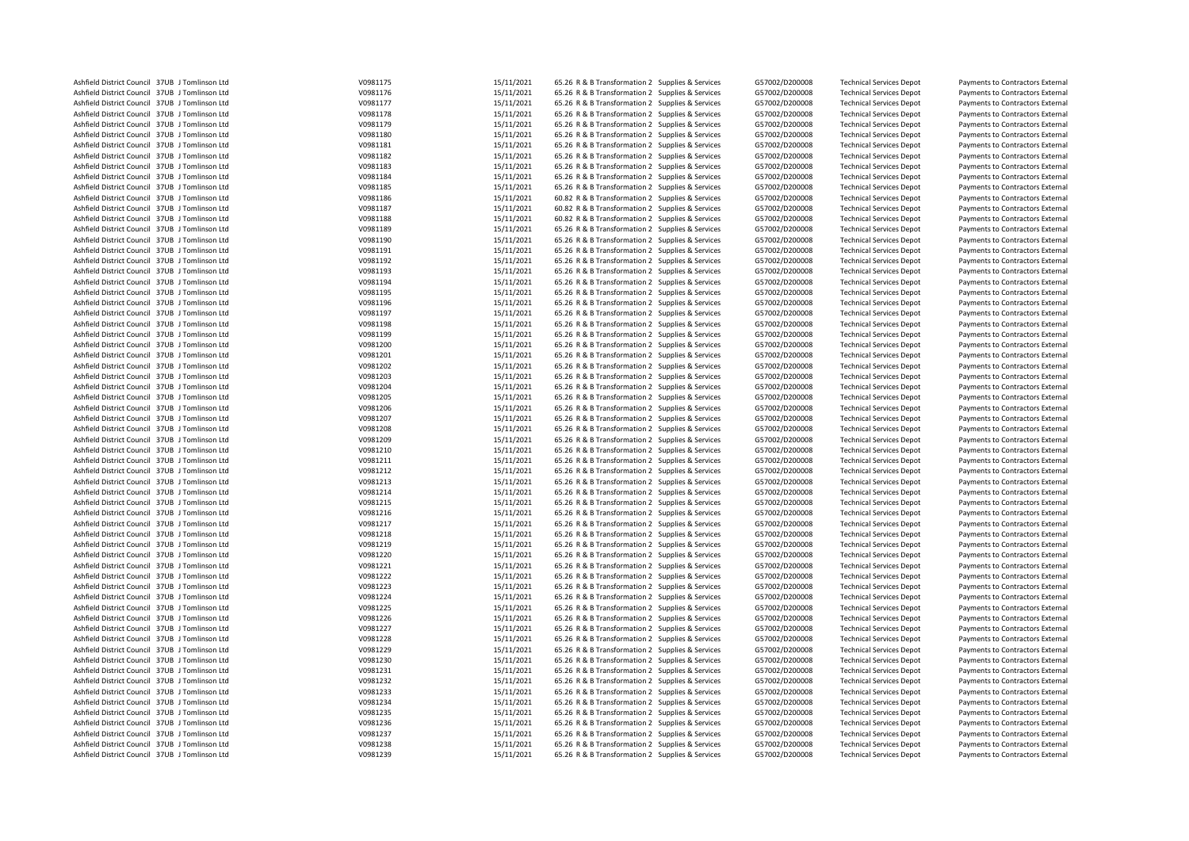| | | | | | | | | | | |
|---|---|---|---|---|---|---|---|---|---|---|
| Ashfield District Council | 37UB | J Tomlinson Ltd | V0981175 | 15/11/2021 | 65.26 | R & B Transformation 2 | Supplies & Services | G57002/D200008 | Technical Services Depot | Payments to Contractors External |
| Ashfield District Council | 37UB | J Tomlinson Ltd | V0981176 | 15/11/2021 | 65.26 | R & B Transformation 2 | Supplies & Services | G57002/D200008 | Technical Services Depot | Payments to Contractors External |
| Ashfield District Council | 37UB | J Tomlinson Ltd | V0981177 | 15/11/2021 | 65.26 | R & B Transformation 2 | Supplies & Services | G57002/D200008 | Technical Services Depot | Payments to Contractors External |
| Ashfield District Council | 37UB | J Tomlinson Ltd | V0981178 | 15/11/2021 | 65.26 | R & B Transformation 2 | Supplies & Services | G57002/D200008 | Technical Services Depot | Payments to Contractors External |
| Ashfield District Council | 37UB | J Tomlinson Ltd | V0981179 | 15/11/2021 | 65.26 | R & B Transformation 2 | Supplies & Services | G57002/D200008 | Technical Services Depot | Payments to Contractors External |
| Ashfield District Council | 37UB | J Tomlinson Ltd | V0981180 | 15/11/2021 | 65.26 | R & B Transformation 2 | Supplies & Services | G57002/D200008 | Technical Services Depot | Payments to Contractors External |
| Ashfield District Council | 37UB | J Tomlinson Ltd | V0981181 | 15/11/2021 | 65.26 | R & B Transformation 2 | Supplies & Services | G57002/D200008 | Technical Services Depot | Payments to Contractors External |
| Ashfield District Council | 37UB | J Tomlinson Ltd | V0981182 | 15/11/2021 | 65.26 | R & B Transformation 2 | Supplies & Services | G57002/D200008 | Technical Services Depot | Payments to Contractors External |
| Ashfield District Council | 37UB | J Tomlinson Ltd | V0981183 | 15/11/2021 | 65.26 | R & B Transformation 2 | Supplies & Services | G57002/D200008 | Technical Services Depot | Payments to Contractors External |
| Ashfield District Council | 37UB | J Tomlinson Ltd | V0981184 | 15/11/2021 | 65.26 | R & B Transformation 2 | Supplies & Services | G57002/D200008 | Technical Services Depot | Payments to Contractors External |
| Ashfield District Council | 37UB | J Tomlinson Ltd | V0981185 | 15/11/2021 | 65.26 | R & B Transformation 2 | Supplies & Services | G57002/D200008 | Technical Services Depot | Payments to Contractors External |
| Ashfield District Council | 37UB | J Tomlinson Ltd | V0981186 | 15/11/2021 | 60.82 | R & B Transformation 2 | Supplies & Services | G57002/D200008 | Technical Services Depot | Payments to Contractors External |
| Ashfield District Council | 37UB | J Tomlinson Ltd | V0981187 | 15/11/2021 | 60.82 | R & B Transformation 2 | Supplies & Services | G57002/D200008 | Technical Services Depot | Payments to Contractors External |
| Ashfield District Council | 37UB | J Tomlinson Ltd | V0981188 | 15/11/2021 | 60.82 | R & B Transformation 2 | Supplies & Services | G57002/D200008 | Technical Services Depot | Payments to Contractors External |
| Ashfield District Council | 37UB | J Tomlinson Ltd | V0981189 | 15/11/2021 | 65.26 | R & B Transformation 2 | Supplies & Services | G57002/D200008 | Technical Services Depot | Payments to Contractors External |
| Ashfield District Council | 37UB | J Tomlinson Ltd | V0981190 | 15/11/2021 | 65.26 | R & B Transformation 2 | Supplies & Services | G57002/D200008 | Technical Services Depot | Payments to Contractors External |
| Ashfield District Council | 37UB | J Tomlinson Ltd | V0981191 | 15/11/2021 | 65.26 | R & B Transformation 2 | Supplies & Services | G57002/D200008 | Technical Services Depot | Payments to Contractors External |
| Ashfield District Council | 37UB | J Tomlinson Ltd | V0981192 | 15/11/2021 | 65.26 | R & B Transformation 2 | Supplies & Services | G57002/D200008 | Technical Services Depot | Payments to Contractors External |
| Ashfield District Council | 37UB | J Tomlinson Ltd | V0981193 | 15/11/2021 | 65.26 | R & B Transformation 2 | Supplies & Services | G57002/D200008 | Technical Services Depot | Payments to Contractors External |
| Ashfield District Council | 37UB | J Tomlinson Ltd | V0981194 | 15/11/2021 | 65.26 | R & B Transformation 2 | Supplies & Services | G57002/D200008 | Technical Services Depot | Payments to Contractors External |
| Ashfield District Council | 37UB | J Tomlinson Ltd | V0981195 | 15/11/2021 | 65.26 | R & B Transformation 2 | Supplies & Services | G57002/D200008 | Technical Services Depot | Payments to Contractors External |
| Ashfield District Council | 37UB | J Tomlinson Ltd | V0981196 | 15/11/2021 | 65.26 | R & B Transformation 2 | Supplies & Services | G57002/D200008 | Technical Services Depot | Payments to Contractors External |
| Ashfield District Council | 37UB | J Tomlinson Ltd | V0981197 | 15/11/2021 | 65.26 | R & B Transformation 2 | Supplies & Services | G57002/D200008 | Technical Services Depot | Payments to Contractors External |
| Ashfield District Council | 37UB | J Tomlinson Ltd | V0981198 | 15/11/2021 | 65.26 | R & B Transformation 2 | Supplies & Services | G57002/D200008 | Technical Services Depot | Payments to Contractors External |
| Ashfield District Council | 37UB | J Tomlinson Ltd | V0981199 | 15/11/2021 | 65.26 | R & B Transformation 2 | Supplies & Services | G57002/D200008 | Technical Services Depot | Payments to Contractors External |
| Ashfield District Council | 37UB | J Tomlinson Ltd | V0981200 | 15/11/2021 | 65.26 | R & B Transformation 2 | Supplies & Services | G57002/D200008 | Technical Services Depot | Payments to Contractors External |
| Ashfield District Council | 37UB | J Tomlinson Ltd | V0981201 | 15/11/2021 | 65.26 | R & B Transformation 2 | Supplies & Services | G57002/D200008 | Technical Services Depot | Payments to Contractors External |
| Ashfield District Council | 37UB | J Tomlinson Ltd | V0981202 | 15/11/2021 | 65.26 | R & B Transformation 2 | Supplies & Services | G57002/D200008 | Technical Services Depot | Payments to Contractors External |
| Ashfield District Council | 37UB | J Tomlinson Ltd | V0981203 | 15/11/2021 | 65.26 | R & B Transformation 2 | Supplies & Services | G57002/D200008 | Technical Services Depot | Payments to Contractors External |
| Ashfield District Council | 37UB | J Tomlinson Ltd | V0981204 | 15/11/2021 | 65.26 | R & B Transformation 2 | Supplies & Services | G57002/D200008 | Technical Services Depot | Payments to Contractors External |
| Ashfield District Council | 37UB | J Tomlinson Ltd | V0981205 | 15/11/2021 | 65.26 | R & B Transformation 2 | Supplies & Services | G57002/D200008 | Technical Services Depot | Payments to Contractors External |
| Ashfield District Council | 37UB | J Tomlinson Ltd | V0981206 | 15/11/2021 | 65.26 | R & B Transformation 2 | Supplies & Services | G57002/D200008 | Technical Services Depot | Payments to Contractors External |
| Ashfield District Council | 37UB | J Tomlinson Ltd | V0981207 | 15/11/2021 | 65.26 | R & B Transformation 2 | Supplies & Services | G57002/D200008 | Technical Services Depot | Payments to Contractors External |
| Ashfield District Council | 37UB | J Tomlinson Ltd | V0981208 | 15/11/2021 | 65.26 | R & B Transformation 2 | Supplies & Services | G57002/D200008 | Technical Services Depot | Payments to Contractors External |
| Ashfield District Council | 37UB | J Tomlinson Ltd | V0981209 | 15/11/2021 | 65.26 | R & B Transformation 2 | Supplies & Services | G57002/D200008 | Technical Services Depot | Payments to Contractors External |
| Ashfield District Council | 37UB | J Tomlinson Ltd | V0981210 | 15/11/2021 | 65.26 | R & B Transformation 2 | Supplies & Services | G57002/D200008 | Technical Services Depot | Payments to Contractors External |
| Ashfield District Council | 37UB | J Tomlinson Ltd | V0981211 | 15/11/2021 | 65.26 | R & B Transformation 2 | Supplies & Services | G57002/D200008 | Technical Services Depot | Payments to Contractors External |
| Ashfield District Council | 37UB | J Tomlinson Ltd | V0981212 | 15/11/2021 | 65.26 | R & B Transformation 2 | Supplies & Services | G57002/D200008 | Technical Services Depot | Payments to Contractors External |
| Ashfield District Council | 37UB | J Tomlinson Ltd | V0981213 | 15/11/2021 | 65.26 | R & B Transformation 2 | Supplies & Services | G57002/D200008 | Technical Services Depot | Payments to Contractors External |
| Ashfield District Council | 37UB | J Tomlinson Ltd | V0981214 | 15/11/2021 | 65.26 | R & B Transformation 2 | Supplies & Services | G57002/D200008 | Technical Services Depot | Payments to Contractors External |
| Ashfield District Council | 37UB | J Tomlinson Ltd | V0981215 | 15/11/2021 | 65.26 | R & B Transformation 2 | Supplies & Services | G57002/D200008 | Technical Services Depot | Payments to Contractors External |
| Ashfield District Council | 37UB | J Tomlinson Ltd | V0981216 | 15/11/2021 | 65.26 | R & B Transformation 2 | Supplies & Services | G57002/D200008 | Technical Services Depot | Payments to Contractors External |
| Ashfield District Council | 37UB | J Tomlinson Ltd | V0981217 | 15/11/2021 | 65.26 | R & B Transformation 2 | Supplies & Services | G57002/D200008 | Technical Services Depot | Payments to Contractors External |
| Ashfield District Council | 37UB | J Tomlinson Ltd | V0981218 | 15/11/2021 | 65.26 | R & B Transformation 2 | Supplies & Services | G57002/D200008 | Technical Services Depot | Payments to Contractors External |
| Ashfield District Council | 37UB | J Tomlinson Ltd | V0981219 | 15/11/2021 | 65.26 | R & B Transformation 2 | Supplies & Services | G57002/D200008 | Technical Services Depot | Payments to Contractors External |
| Ashfield District Council | 37UB | J Tomlinson Ltd | V0981220 | 15/11/2021 | 65.26 | R & B Transformation 2 | Supplies & Services | G57002/D200008 | Technical Services Depot | Payments to Contractors External |
| Ashfield District Council | 37UB | J Tomlinson Ltd | V0981221 | 15/11/2021 | 65.26 | R & B Transformation 2 | Supplies & Services | G57002/D200008 | Technical Services Depot | Payments to Contractors External |
| Ashfield District Council | 37UB | J Tomlinson Ltd | V0981222 | 15/11/2021 | 65.26 | R & B Transformation 2 | Supplies & Services | G57002/D200008 | Technical Services Depot | Payments to Contractors External |
| Ashfield District Council | 37UB | J Tomlinson Ltd | V0981223 | 15/11/2021 | 65.26 | R & B Transformation 2 | Supplies & Services | G57002/D200008 | Technical Services Depot | Payments to Contractors External |
| Ashfield District Council | 37UB | J Tomlinson Ltd | V0981224 | 15/11/2021 | 65.26 | R & B Transformation 2 | Supplies & Services | G57002/D200008 | Technical Services Depot | Payments to Contractors External |
| Ashfield District Council | 37UB | J Tomlinson Ltd | V0981225 | 15/11/2021 | 65.26 | R & B Transformation 2 | Supplies & Services | G57002/D200008 | Technical Services Depot | Payments to Contractors External |
| Ashfield District Council | 37UB | J Tomlinson Ltd | V0981226 | 15/11/2021 | 65.26 | R & B Transformation 2 | Supplies & Services | G57002/D200008 | Technical Services Depot | Payments to Contractors External |
| Ashfield District Council | 37UB | J Tomlinson Ltd | V0981227 | 15/11/2021 | 65.26 | R & B Transformation 2 | Supplies & Services | G57002/D200008 | Technical Services Depot | Payments to Contractors External |
| Ashfield District Council | 37UB | J Tomlinson Ltd | V0981228 | 15/11/2021 | 65.26 | R & B Transformation 2 | Supplies & Services | G57002/D200008 | Technical Services Depot | Payments to Contractors External |
| Ashfield District Council | 37UB | J Tomlinson Ltd | V0981229 | 15/11/2021 | 65.26 | R & B Transformation 2 | Supplies & Services | G57002/D200008 | Technical Services Depot | Payments to Contractors External |
| Ashfield District Council | 37UB | J Tomlinson Ltd | V0981230 | 15/11/2021 | 65.26 | R & B Transformation 2 | Supplies & Services | G57002/D200008 | Technical Services Depot | Payments to Contractors External |
| Ashfield District Council | 37UB | J Tomlinson Ltd | V0981231 | 15/11/2021 | 65.26 | R & B Transformation 2 | Supplies & Services | G57002/D200008 | Technical Services Depot | Payments to Contractors External |
| Ashfield District Council | 37UB | J Tomlinson Ltd | V0981232 | 15/11/2021 | 65.26 | R & B Transformation 2 | Supplies & Services | G57002/D200008 | Technical Services Depot | Payments to Contractors External |
| Ashfield District Council | 37UB | J Tomlinson Ltd | V0981233 | 15/11/2021 | 65.26 | R & B Transformation 2 | Supplies & Services | G57002/D200008 | Technical Services Depot | Payments to Contractors External |
| Ashfield District Council | 37UB | J Tomlinson Ltd | V0981234 | 15/11/2021 | 65.26 | R & B Transformation 2 | Supplies & Services | G57002/D200008 | Technical Services Depot | Payments to Contractors External |
| Ashfield District Council | 37UB | J Tomlinson Ltd | V0981235 | 15/11/2021 | 65.26 | R & B Transformation 2 | Supplies & Services | G57002/D200008 | Technical Services Depot | Payments to Contractors External |
| Ashfield District Council | 37UB | J Tomlinson Ltd | V0981236 | 15/11/2021 | 65.26 | R & B Transformation 2 | Supplies & Services | G57002/D200008 | Technical Services Depot | Payments to Contractors External |
| Ashfield District Council | 37UB | J Tomlinson Ltd | V0981237 | 15/11/2021 | 65.26 | R & B Transformation 2 | Supplies & Services | G57002/D200008 | Technical Services Depot | Payments to Contractors External |
| Ashfield District Council | 37UB | J Tomlinson Ltd | V0981238 | 15/11/2021 | 65.26 | R & B Transformation 2 | Supplies & Services | G57002/D200008 | Technical Services Depot | Payments to Contractors External |
| Ashfield District Council | 37UB | J Tomlinson Ltd | V0981239 | 15/11/2021 | 65.26 | R & B Transformation 2 | Supplies & Services | G57002/D200008 | Technical Services Depot | Payments to Contractors External |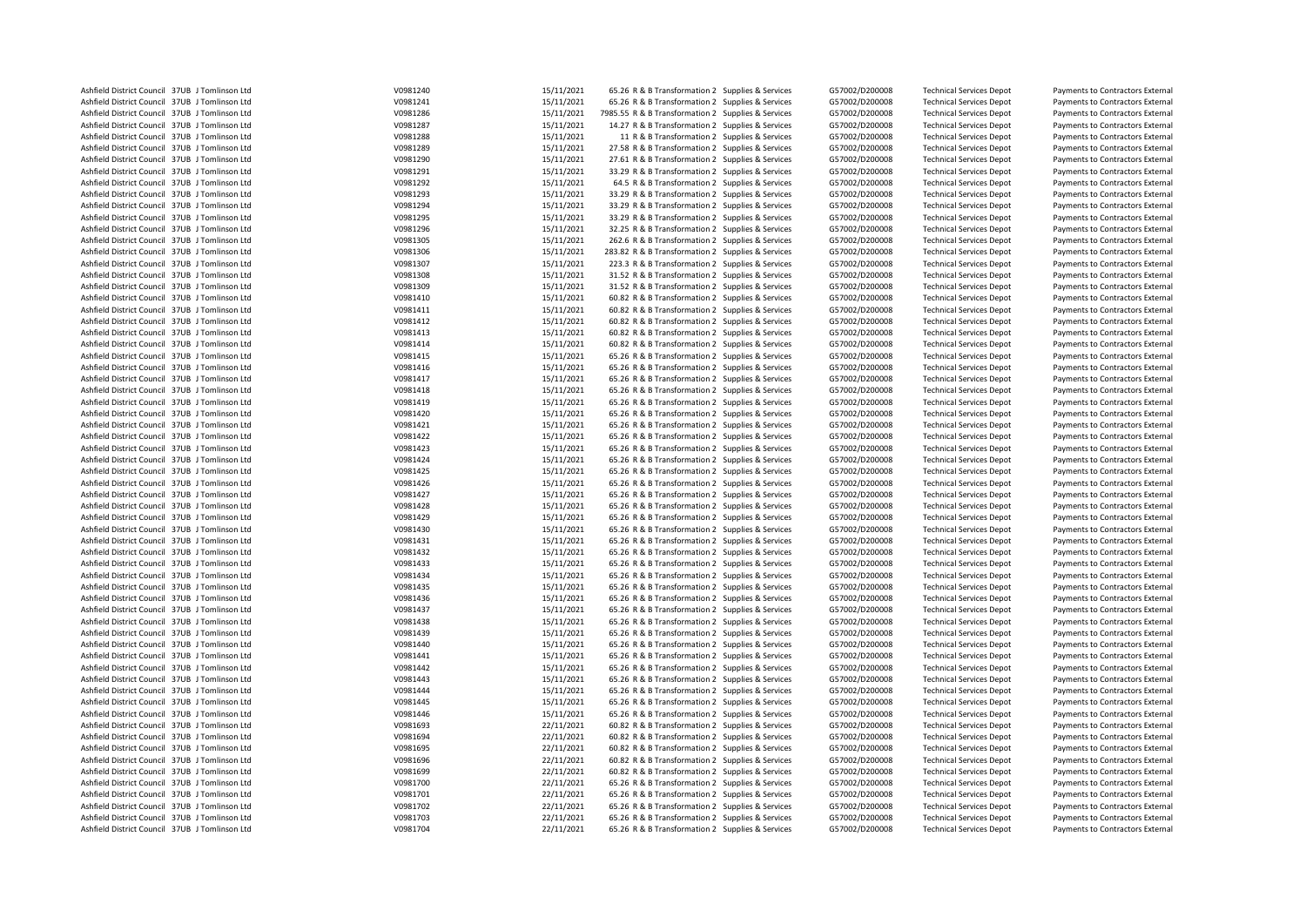| | | | | | | | | | | | |
|---|---|---|---|---|---|---|---|---|---|---|---|
| Ashfield District Council | 37UB | J Tomlinson Ltd | V0981240 | 15/11/2021 | 65.26 | R & B Transformation 2 | Supplies & Services | G57002/D200008 | Technical Services Depot | Payments to Contractors External |
| Ashfield District Council | 37UB | J Tomlinson Ltd | V0981241 | 15/11/2021 | 65.26 | R & B Transformation 2 | Supplies & Services | G57002/D200008 | Technical Services Depot | Payments to Contractors External |
| Ashfield District Council | 37UB | J Tomlinson Ltd | V0981286 | 15/11/2021 | 7985.55 | R & B Transformation 2 | Supplies & Services | G57002/D200008 | Technical Services Depot | Payments to Contractors External |
| Ashfield District Council | 37UB | J Tomlinson Ltd | V0981287 | 15/11/2021 | 14.27 | R & B Transformation 2 | Supplies & Services | G57002/D200008 | Technical Services Depot | Payments to Contractors External |
| Ashfield District Council | 37UB | J Tomlinson Ltd | V0981288 | 15/11/2021 | 11 | R & B Transformation 2 | Supplies & Services | G57002/D200008 | Technical Services Depot | Payments to Contractors External |
| Ashfield District Council | 37UB | J Tomlinson Ltd | V0981289 | 15/11/2021 | 27.58 | R & B Transformation 2 | Supplies & Services | G57002/D200008 | Technical Services Depot | Payments to Contractors External |
| Ashfield District Council | 37UB | J Tomlinson Ltd | V0981290 | 15/11/2021 | 27.61 | R & B Transformation 2 | Supplies & Services | G57002/D200008 | Technical Services Depot | Payments to Contractors External |
| Ashfield District Council | 37UB | J Tomlinson Ltd | V0981291 | 15/11/2021 | 33.29 | R & B Transformation 2 | Supplies & Services | G57002/D200008 | Technical Services Depot | Payments to Contractors External |
| Ashfield District Council | 37UB | J Tomlinson Ltd | V0981292 | 15/11/2021 | 64.5 | R & B Transformation 2 | Supplies & Services | G57002/D200008 | Technical Services Depot | Payments to Contractors External |
| Ashfield District Council | 37UB | J Tomlinson Ltd | V0981293 | 15/11/2021 | 33.29 | R & B Transformation 2 | Supplies & Services | G57002/D200008 | Technical Services Depot | Payments to Contractors External |
| Ashfield District Council | 37UB | J Tomlinson Ltd | V0981294 | 15/11/2021 | 33.29 | R & B Transformation 2 | Supplies & Services | G57002/D200008 | Technical Services Depot | Payments to Contractors External |
| Ashfield District Council | 37UB | J Tomlinson Ltd | V0981295 | 15/11/2021 | 33.29 | R & B Transformation 2 | Supplies & Services | G57002/D200008 | Technical Services Depot | Payments to Contractors External |
| Ashfield District Council | 37UB | J Tomlinson Ltd | V0981296 | 15/11/2021 | 32.25 | R & B Transformation 2 | Supplies & Services | G57002/D200008 | Technical Services Depot | Payments to Contractors External |
| Ashfield District Council | 37UB | J Tomlinson Ltd | V0981305 | 15/11/2021 | 262.6 | R & B Transformation 2 | Supplies & Services | G57002/D200008 | Technical Services Depot | Payments to Contractors External |
| Ashfield District Council | 37UB | J Tomlinson Ltd | V0981306 | 15/11/2021 | 283.82 | R & B Transformation 2 | Supplies & Services | G57002/D200008 | Technical Services Depot | Payments to Contractors External |
| Ashfield District Council | 37UB | J Tomlinson Ltd | V0981307 | 15/11/2021 | 223.3 | R & B Transformation 2 | Supplies & Services | G57002/D200008 | Technical Services Depot | Payments to Contractors External |
| Ashfield District Council | 37UB | J Tomlinson Ltd | V0981308 | 15/11/2021 | 31.52 | R & B Transformation 2 | Supplies & Services | G57002/D200008 | Technical Services Depot | Payments to Contractors External |
| Ashfield District Council | 37UB | J Tomlinson Ltd | V0981309 | 15/11/2021 | 31.52 | R & B Transformation 2 | Supplies & Services | G57002/D200008 | Technical Services Depot | Payments to Contractors External |
| Ashfield District Council | 37UB | J Tomlinson Ltd | V0981410 | 15/11/2021 | 60.82 | R & B Transformation 2 | Supplies & Services | G57002/D200008 | Technical Services Depot | Payments to Contractors External |
| Ashfield District Council | 37UB | J Tomlinson Ltd | V0981411 | 15/11/2021 | 60.82 | R & B Transformation 2 | Supplies & Services | G57002/D200008 | Technical Services Depot | Payments to Contractors External |
| Ashfield District Council | 37UB | J Tomlinson Ltd | V0981412 | 15/11/2021 | 60.82 | R & B Transformation 2 | Supplies & Services | G57002/D200008 | Technical Services Depot | Payments to Contractors External |
| Ashfield District Council | 37UB | J Tomlinson Ltd | V0981413 | 15/11/2021 | 60.82 | R & B Transformation 2 | Supplies & Services | G57002/D200008 | Technical Services Depot | Payments to Contractors External |
| Ashfield District Council | 37UB | J Tomlinson Ltd | V0981414 | 15/11/2021 | 60.82 | R & B Transformation 2 | Supplies & Services | G57002/D200008 | Technical Services Depot | Payments to Contractors External |
| Ashfield District Council | 37UB | J Tomlinson Ltd | V0981415 | 15/11/2021 | 65.26 | R & B Transformation 2 | Supplies & Services | G57002/D200008 | Technical Services Depot | Payments to Contractors External |
| Ashfield District Council | 37UB | J Tomlinson Ltd | V0981416 | 15/11/2021 | 65.26 | R & B Transformation 2 | Supplies & Services | G57002/D200008 | Technical Services Depot | Payments to Contractors External |
| Ashfield District Council | 37UB | J Tomlinson Ltd | V0981417 | 15/11/2021 | 65.26 | R & B Transformation 2 | Supplies & Services | G57002/D200008 | Technical Services Depot | Payments to Contractors External |
| Ashfield District Council | 37UB | J Tomlinson Ltd | V0981418 | 15/11/2021 | 65.26 | R & B Transformation 2 | Supplies & Services | G57002/D200008 | Technical Services Depot | Payments to Contractors External |
| Ashfield District Council | 37UB | J Tomlinson Ltd | V0981419 | 15/11/2021 | 65.26 | R & B Transformation 2 | Supplies & Services | G57002/D200008 | Technical Services Depot | Payments to Contractors External |
| Ashfield District Council | 37UB | J Tomlinson Ltd | V0981420 | 15/11/2021 | 65.26 | R & B Transformation 2 | Supplies & Services | G57002/D200008 | Technical Services Depot | Payments to Contractors External |
| Ashfield District Council | 37UB | J Tomlinson Ltd | V0981421 | 15/11/2021 | 65.26 | R & B Transformation 2 | Supplies & Services | G57002/D200008 | Technical Services Depot | Payments to Contractors External |
| Ashfield District Council | 37UB | J Tomlinson Ltd | V0981422 | 15/11/2021 | 65.26 | R & B Transformation 2 | Supplies & Services | G57002/D200008 | Technical Services Depot | Payments to Contractors External |
| Ashfield District Council | 37UB | J Tomlinson Ltd | V0981423 | 15/11/2021 | 65.26 | R & B Transformation 2 | Supplies & Services | G57002/D200008 | Technical Services Depot | Payments to Contractors External |
| Ashfield District Council | 37UB | J Tomlinson Ltd | V0981424 | 15/11/2021 | 65.26 | R & B Transformation 2 | Supplies & Services | G57002/D200008 | Technical Services Depot | Payments to Contractors External |
| Ashfield District Council | 37UB | J Tomlinson Ltd | V0981425 | 15/11/2021 | 65.26 | R & B Transformation 2 | Supplies & Services | G57002/D200008 | Technical Services Depot | Payments to Contractors External |
| Ashfield District Council | 37UB | J Tomlinson Ltd | V0981426 | 15/11/2021 | 65.26 | R & B Transformation 2 | Supplies & Services | G57002/D200008 | Technical Services Depot | Payments to Contractors External |
| Ashfield District Council | 37UB | J Tomlinson Ltd | V0981427 | 15/11/2021 | 65.26 | R & B Transformation 2 | Supplies & Services | G57002/D200008 | Technical Services Depot | Payments to Contractors External |
| Ashfield District Council | 37UB | J Tomlinson Ltd | V0981428 | 15/11/2021 | 65.26 | R & B Transformation 2 | Supplies & Services | G57002/D200008 | Technical Services Depot | Payments to Contractors External |
| Ashfield District Council | 37UB | J Tomlinson Ltd | V0981429 | 15/11/2021 | 65.26 | R & B Transformation 2 | Supplies & Services | G57002/D200008 | Technical Services Depot | Payments to Contractors External |
| Ashfield District Council | 37UB | J Tomlinson Ltd | V0981430 | 15/11/2021 | 65.26 | R & B Transformation 2 | Supplies & Services | G57002/D200008 | Technical Services Depot | Payments to Contractors External |
| Ashfield District Council | 37UB | J Tomlinson Ltd | V0981431 | 15/11/2021 | 65.26 | R & B Transformation 2 | Supplies & Services | G57002/D200008 | Technical Services Depot | Payments to Contractors External |
| Ashfield District Council | 37UB | J Tomlinson Ltd | V0981432 | 15/11/2021 | 65.26 | R & B Transformation 2 | Supplies & Services | G57002/D200008 | Technical Services Depot | Payments to Contractors External |
| Ashfield District Council | 37UB | J Tomlinson Ltd | V0981433 | 15/11/2021 | 65.26 | R & B Transformation 2 | Supplies & Services | G57002/D200008 | Technical Services Depot | Payments to Contractors External |
| Ashfield District Council | 37UB | J Tomlinson Ltd | V0981434 | 15/11/2021 | 65.26 | R & B Transformation 2 | Supplies & Services | G57002/D200008 | Technical Services Depot | Payments to Contractors External |
| Ashfield District Council | 37UB | J Tomlinson Ltd | V0981435 | 15/11/2021 | 65.26 | R & B Transformation 2 | Supplies & Services | G57002/D200008 | Technical Services Depot | Payments to Contractors External |
| Ashfield District Council | 37UB | J Tomlinson Ltd | V0981436 | 15/11/2021 | 65.26 | R & B Transformation 2 | Supplies & Services | G57002/D200008 | Technical Services Depot | Payments to Contractors External |
| Ashfield District Council | 37UB | J Tomlinson Ltd | V0981437 | 15/11/2021 | 65.26 | R & B Transformation 2 | Supplies & Services | G57002/D200008 | Technical Services Depot | Payments to Contractors External |
| Ashfield District Council | 37UB | J Tomlinson Ltd | V0981438 | 15/11/2021 | 65.26 | R & B Transformation 2 | Supplies & Services | G57002/D200008 | Technical Services Depot | Payments to Contractors External |
| Ashfield District Council | 37UB | J Tomlinson Ltd | V0981439 | 15/11/2021 | 65.26 | R & B Transformation 2 | Supplies & Services | G57002/D200008 | Technical Services Depot | Payments to Contractors External |
| Ashfield District Council | 37UB | J Tomlinson Ltd | V0981440 | 15/11/2021 | 65.26 | R & B Transformation 2 | Supplies & Services | G57002/D200008 | Technical Services Depot | Payments to Contractors External |
| Ashfield District Council | 37UB | J Tomlinson Ltd | V0981441 | 15/11/2021 | 65.26 | R & B Transformation 2 | Supplies & Services | G57002/D200008 | Technical Services Depot | Payments to Contractors External |
| Ashfield District Council | 37UB | J Tomlinson Ltd | V0981442 | 15/11/2021 | 65.26 | R & B Transformation 2 | Supplies & Services | G57002/D200008 | Technical Services Depot | Payments to Contractors External |
| Ashfield District Council | 37UB | J Tomlinson Ltd | V0981443 | 15/11/2021 | 65.26 | R & B Transformation 2 | Supplies & Services | G57002/D200008 | Technical Services Depot | Payments to Contractors External |
| Ashfield District Council | 37UB | J Tomlinson Ltd | V0981444 | 15/11/2021 | 65.26 | R & B Transformation 2 | Supplies & Services | G57002/D200008 | Technical Services Depot | Payments to Contractors External |
| Ashfield District Council | 37UB | J Tomlinson Ltd | V0981445 | 15/11/2021 | 65.26 | R & B Transformation 2 | Supplies & Services | G57002/D200008 | Technical Services Depot | Payments to Contractors External |
| Ashfield District Council | 37UB | J Tomlinson Ltd | V0981446 | 15/11/2021 | 65.26 | R & B Transformation 2 | Supplies & Services | G57002/D200008 | Technical Services Depot | Payments to Contractors External |
| Ashfield District Council | 37UB | J Tomlinson Ltd | V0981693 | 22/11/2021 | 60.82 | R & B Transformation 2 | Supplies & Services | G57002/D200008 | Technical Services Depot | Payments to Contractors External |
| Ashfield District Council | 37UB | J Tomlinson Ltd | V0981694 | 22/11/2021 | 60.82 | R & B Transformation 2 | Supplies & Services | G57002/D200008 | Technical Services Depot | Payments to Contractors External |
| Ashfield District Council | 37UB | J Tomlinson Ltd | V0981695 | 22/11/2021 | 60.82 | R & B Transformation 2 | Supplies & Services | G57002/D200008 | Technical Services Depot | Payments to Contractors External |
| Ashfield District Council | 37UB | J Tomlinson Ltd | V0981696 | 22/11/2021 | 60.82 | R & B Transformation 2 | Supplies & Services | G57002/D200008 | Technical Services Depot | Payments to Contractors External |
| Ashfield District Council | 37UB | J Tomlinson Ltd | V0981699 | 22/11/2021 | 60.82 | R & B Transformation 2 | Supplies & Services | G57002/D200008 | Technical Services Depot | Payments to Contractors External |
| Ashfield District Council | 37UB | J Tomlinson Ltd | V0981700 | 22/11/2021 | 65.26 | R & B Transformation 2 | Supplies & Services | G57002/D200008 | Technical Services Depot | Payments to Contractors External |
| Ashfield District Council | 37UB | J Tomlinson Ltd | V0981701 | 22/11/2021 | 65.26 | R & B Transformation 2 | Supplies & Services | G57002/D200008 | Technical Services Depot | Payments to Contractors External |
| Ashfield District Council | 37UB | J Tomlinson Ltd | V0981702 | 22/11/2021 | 65.26 | R & B Transformation 2 | Supplies & Services | G57002/D200008 | Technical Services Depot | Payments to Contractors External |
| Ashfield District Council | 37UB | J Tomlinson Ltd | V0981703 | 22/11/2021 | 65.26 | R & B Transformation 2 | Supplies & Services | G57002/D200008 | Technical Services Depot | Payments to Contractors External |
| Ashfield District Council | 37UB | J Tomlinson Ltd | V0981704 | 22/11/2021 | 65.26 | R & B Transformation 2 | Supplies & Services | G57002/D200008 | Technical Services Depot | Payments to Contractors External |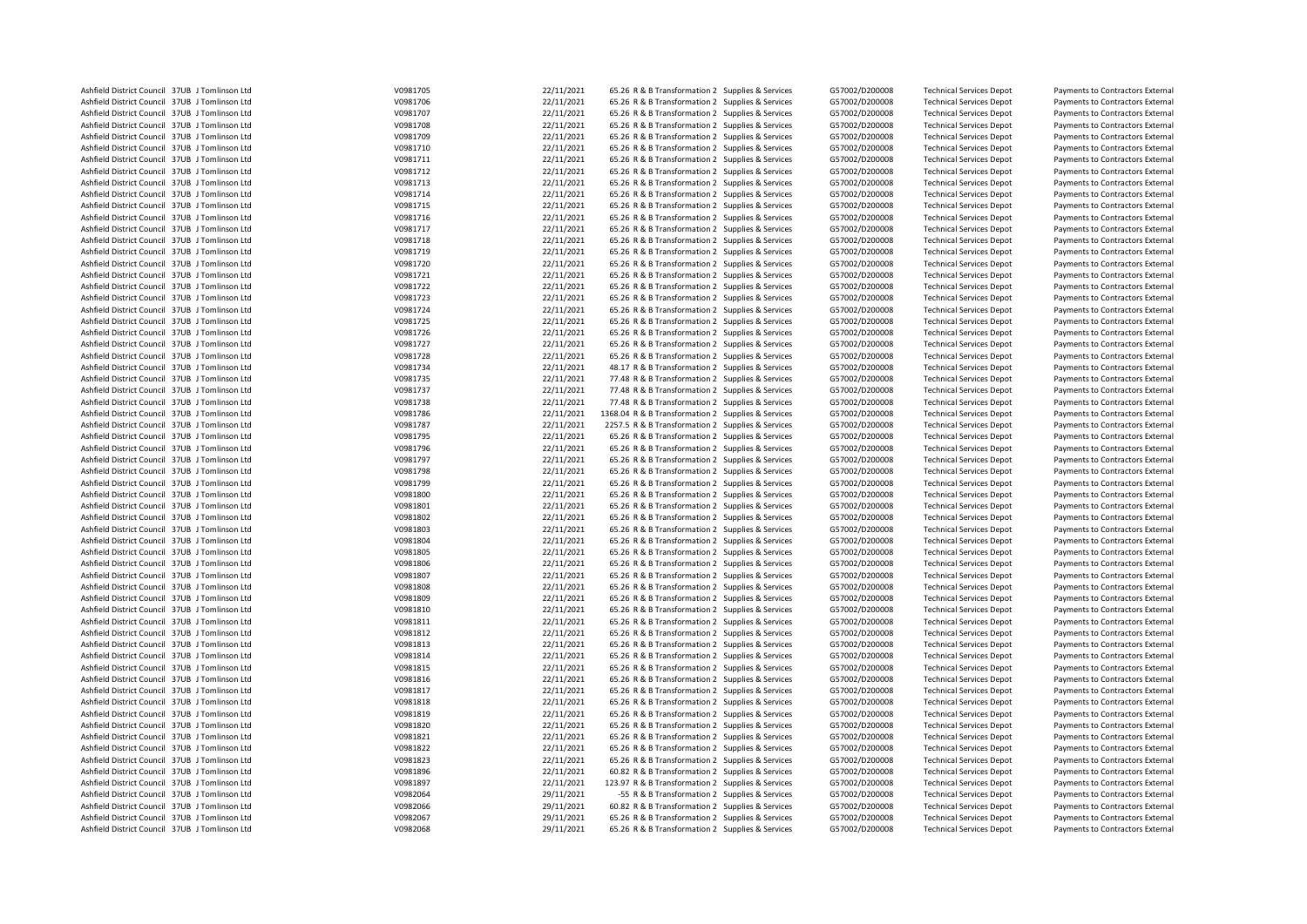| | | | | | | | | | | | |
|---|---|---|---|---|---|---|---|---|---|---|---|
| Ashfield District Council | 37UB | J Tomlinson Ltd | V0981705 | 22/11/2021 | 65.26 | R & B Transformation 2 | Supplies & Services | G57002/D200008 | Technical Services Depot | Payments to Contractors External |
| Ashfield District Council | 37UB | J Tomlinson Ltd | V0981706 | 22/11/2021 | 65.26 | R & B Transformation 2 | Supplies & Services | G57002/D200008 | Technical Services Depot | Payments to Contractors External |
| Ashfield District Council | 37UB | J Tomlinson Ltd | V0981707 | 22/11/2021 | 65.26 | R & B Transformation 2 | Supplies & Services | G57002/D200008 | Technical Services Depot | Payments to Contractors External |
| Ashfield District Council | 37UB | J Tomlinson Ltd | V0981708 | 22/11/2021 | 65.26 | R & B Transformation 2 | Supplies & Services | G57002/D200008 | Technical Services Depot | Payments to Contractors External |
| Ashfield District Council | 37UB | J Tomlinson Ltd | V0981709 | 22/11/2021 | 65.26 | R & B Transformation 2 | Supplies & Services | G57002/D200008 | Technical Services Depot | Payments to Contractors External |
| Ashfield District Council | 37UB | J Tomlinson Ltd | V0981710 | 22/11/2021 | 65.26 | R & B Transformation 2 | Supplies & Services | G57002/D200008 | Technical Services Depot | Payments to Contractors External |
| Ashfield District Council | 37UB | J Tomlinson Ltd | V0981711 | 22/11/2021 | 65.26 | R & B Transformation 2 | Supplies & Services | G57002/D200008 | Technical Services Depot | Payments to Contractors External |
| Ashfield District Council | 37UB | J Tomlinson Ltd | V0981712 | 22/11/2021 | 65.26 | R & B Transformation 2 | Supplies & Services | G57002/D200008 | Technical Services Depot | Payments to Contractors External |
| Ashfield District Council | 37UB | J Tomlinson Ltd | V0981713 | 22/11/2021 | 65.26 | R & B Transformation 2 | Supplies & Services | G57002/D200008 | Technical Services Depot | Payments to Contractors External |
| Ashfield District Council | 37UB | J Tomlinson Ltd | V0981714 | 22/11/2021 | 65.26 | R & B Transformation 2 | Supplies & Services | G57002/D200008 | Technical Services Depot | Payments to Contractors External |
| Ashfield District Council | 37UB | J Tomlinson Ltd | V0981715 | 22/11/2021 | 65.26 | R & B Transformation 2 | Supplies & Services | G57002/D200008 | Technical Services Depot | Payments to Contractors External |
| Ashfield District Council | 37UB | J Tomlinson Ltd | V0981716 | 22/11/2021 | 65.26 | R & B Transformation 2 | Supplies & Services | G57002/D200008 | Technical Services Depot | Payments to Contractors External |
| Ashfield District Council | 37UB | J Tomlinson Ltd | V0981717 | 22/11/2021 | 65.26 | R & B Transformation 2 | Supplies & Services | G57002/D200008 | Technical Services Depot | Payments to Contractors External |
| Ashfield District Council | 37UB | J Tomlinson Ltd | V0981718 | 22/11/2021 | 65.26 | R & B Transformation 2 | Supplies & Services | G57002/D200008 | Technical Services Depot | Payments to Contractors External |
| Ashfield District Council | 37UB | J Tomlinson Ltd | V0981719 | 22/11/2021 | 65.26 | R & B Transformation 2 | Supplies & Services | G57002/D200008 | Technical Services Depot | Payments to Contractors External |
| Ashfield District Council | 37UB | J Tomlinson Ltd | V0981720 | 22/11/2021 | 65.26 | R & B Transformation 2 | Supplies & Services | G57002/D200008 | Technical Services Depot | Payments to Contractors External |
| Ashfield District Council | 37UB | J Tomlinson Ltd | V0981721 | 22/11/2021 | 65.26 | R & B Transformation 2 | Supplies & Services | G57002/D200008 | Technical Services Depot | Payments to Contractors External |
| Ashfield District Council | 37UB | J Tomlinson Ltd | V0981722 | 22/11/2021 | 65.26 | R & B Transformation 2 | Supplies & Services | G57002/D200008 | Technical Services Depot | Payments to Contractors External |
| Ashfield District Council | 37UB | J Tomlinson Ltd | V0981723 | 22/11/2021 | 65.26 | R & B Transformation 2 | Supplies & Services | G57002/D200008 | Technical Services Depot | Payments to Contractors External |
| Ashfield District Council | 37UB | J Tomlinson Ltd | V0981724 | 22/11/2021 | 65.26 | R & B Transformation 2 | Supplies & Services | G57002/D200008 | Technical Services Depot | Payments to Contractors External |
| Ashfield District Council | 37UB | J Tomlinson Ltd | V0981725 | 22/11/2021 | 65.26 | R & B Transformation 2 | Supplies & Services | G57002/D200008 | Technical Services Depot | Payments to Contractors External |
| Ashfield District Council | 37UB | J Tomlinson Ltd | V0981726 | 22/11/2021 | 65.26 | R & B Transformation 2 | Supplies & Services | G57002/D200008 | Technical Services Depot | Payments to Contractors External |
| Ashfield District Council | 37UB | J Tomlinson Ltd | V0981727 | 22/11/2021 | 65.26 | R & B Transformation 2 | Supplies & Services | G57002/D200008 | Technical Services Depot | Payments to Contractors External |
| Ashfield District Council | 37UB | J Tomlinson Ltd | V0981728 | 22/11/2021 | 65.26 | R & B Transformation 2 | Supplies & Services | G57002/D200008 | Technical Services Depot | Payments to Contractors External |
| Ashfield District Council | 37UB | J Tomlinson Ltd | V0981734 | 22/11/2021 | 48.17 | R & B Transformation 2 | Supplies & Services | G57002/D200008 | Technical Services Depot | Payments to Contractors External |
| Ashfield District Council | 37UB | J Tomlinson Ltd | V0981735 | 22/11/2021 | 77.48 | R & B Transformation 2 | Supplies & Services | G57002/D200008 | Technical Services Depot | Payments to Contractors External |
| Ashfield District Council | 37UB | J Tomlinson Ltd | V0981737 | 22/11/2021 | 77.48 | R & B Transformation 2 | Supplies & Services | G57002/D200008 | Technical Services Depot | Payments to Contractors External |
| Ashfield District Council | 37UB | J Tomlinson Ltd | V0981738 | 22/11/2021 | 77.48 | R & B Transformation 2 | Supplies & Services | G57002/D200008 | Technical Services Depot | Payments to Contractors External |
| Ashfield District Council | 37UB | J Tomlinson Ltd | V0981786 | 22/11/2021 | 1368.04 | R & B Transformation 2 | Supplies & Services | G57002/D200008 | Technical Services Depot | Payments to Contractors External |
| Ashfield District Council | 37UB | J Tomlinson Ltd | V0981787 | 22/11/2021 | 2257.5 | R & B Transformation 2 | Supplies & Services | G57002/D200008 | Technical Services Depot | Payments to Contractors External |
| Ashfield District Council | 37UB | J Tomlinson Ltd | V0981795 | 22/11/2021 | 65.26 | R & B Transformation 2 | Supplies & Services | G57002/D200008 | Technical Services Depot | Payments to Contractors External |
| Ashfield District Council | 37UB | J Tomlinson Ltd | V0981796 | 22/11/2021 | 65.26 | R & B Transformation 2 | Supplies & Services | G57002/D200008 | Technical Services Depot | Payments to Contractors External |
| Ashfield District Council | 37UB | J Tomlinson Ltd | V0981797 | 22/11/2021 | 65.26 | R & B Transformation 2 | Supplies & Services | G57002/D200008 | Technical Services Depot | Payments to Contractors External |
| Ashfield District Council | 37UB | J Tomlinson Ltd | V0981798 | 22/11/2021 | 65.26 | R & B Transformation 2 | Supplies & Services | G57002/D200008 | Technical Services Depot | Payments to Contractors External |
| Ashfield District Council | 37UB | J Tomlinson Ltd | V0981799 | 22/11/2021 | 65.26 | R & B Transformation 2 | Supplies & Services | G57002/D200008 | Technical Services Depot | Payments to Contractors External |
| Ashfield District Council | 37UB | J Tomlinson Ltd | V0981800 | 22/11/2021 | 65.26 | R & B Transformation 2 | Supplies & Services | G57002/D200008 | Technical Services Depot | Payments to Contractors External |
| Ashfield District Council | 37UB | J Tomlinson Ltd | V0981801 | 22/11/2021 | 65.26 | R & B Transformation 2 | Supplies & Services | G57002/D200008 | Technical Services Depot | Payments to Contractors External |
| Ashfield District Council | 37UB | J Tomlinson Ltd | V0981802 | 22/11/2021 | 65.26 | R & B Transformation 2 | Supplies & Services | G57002/D200008 | Technical Services Depot | Payments to Contractors External |
| Ashfield District Council | 37UB | J Tomlinson Ltd | V0981803 | 22/11/2021 | 65.26 | R & B Transformation 2 | Supplies & Services | G57002/D200008 | Technical Services Depot | Payments to Contractors External |
| Ashfield District Council | 37UB | J Tomlinson Ltd | V0981804 | 22/11/2021 | 65.26 | R & B Transformation 2 | Supplies & Services | G57002/D200008 | Technical Services Depot | Payments to Contractors External |
| Ashfield District Council | 37UB | J Tomlinson Ltd | V0981805 | 22/11/2021 | 65.26 | R & B Transformation 2 | Supplies & Services | G57002/D200008 | Technical Services Depot | Payments to Contractors External |
| Ashfield District Council | 37UB | J Tomlinson Ltd | V0981806 | 22/11/2021 | 65.26 | R & B Transformation 2 | Supplies & Services | G57002/D200008 | Technical Services Depot | Payments to Contractors External |
| Ashfield District Council | 37UB | J Tomlinson Ltd | V0981807 | 22/11/2021 | 65.26 | R & B Transformation 2 | Supplies & Services | G57002/D200008 | Technical Services Depot | Payments to Contractors External |
| Ashfield District Council | 37UB | J Tomlinson Ltd | V0981808 | 22/11/2021 | 65.26 | R & B Transformation 2 | Supplies & Services | G57002/D200008 | Technical Services Depot | Payments to Contractors External |
| Ashfield District Council | 37UB | J Tomlinson Ltd | V0981809 | 22/11/2021 | 65.26 | R & B Transformation 2 | Supplies & Services | G57002/D200008 | Technical Services Depot | Payments to Contractors External |
| Ashfield District Council | 37UB | J Tomlinson Ltd | V0981810 | 22/11/2021 | 65.26 | R & B Transformation 2 | Supplies & Services | G57002/D200008 | Technical Services Depot | Payments to Contractors External |
| Ashfield District Council | 37UB | J Tomlinson Ltd | V0981811 | 22/11/2021 | 65.26 | R & B Transformation 2 | Supplies & Services | G57002/D200008 | Technical Services Depot | Payments to Contractors External |
| Ashfield District Council | 37UB | J Tomlinson Ltd | V0981812 | 22/11/2021 | 65.26 | R & B Transformation 2 | Supplies & Services | G57002/D200008 | Technical Services Depot | Payments to Contractors External |
| Ashfield District Council | 37UB | J Tomlinson Ltd | V0981813 | 22/11/2021 | 65.26 | R & B Transformation 2 | Supplies & Services | G57002/D200008 | Technical Services Depot | Payments to Contractors External |
| Ashfield District Council | 37UB | J Tomlinson Ltd | V0981814 | 22/11/2021 | 65.26 | R & B Transformation 2 | Supplies & Services | G57002/D200008 | Technical Services Depot | Payments to Contractors External |
| Ashfield District Council | 37UB | J Tomlinson Ltd | V0981815 | 22/11/2021 | 65.26 | R & B Transformation 2 | Supplies & Services | G57002/D200008 | Technical Services Depot | Payments to Contractors External |
| Ashfield District Council | 37UB | J Tomlinson Ltd | V0981816 | 22/11/2021 | 65.26 | R & B Transformation 2 | Supplies & Services | G57002/D200008 | Technical Services Depot | Payments to Contractors External |
| Ashfield District Council | 37UB | J Tomlinson Ltd | V0981817 | 22/11/2021 | 65.26 | R & B Transformation 2 | Supplies & Services | G57002/D200008 | Technical Services Depot | Payments to Contractors External |
| Ashfield District Council | 37UB | J Tomlinson Ltd | V0981818 | 22/11/2021 | 65.26 | R & B Transformation 2 | Supplies & Services | G57002/D200008 | Technical Services Depot | Payments to Contractors External |
| Ashfield District Council | 37UB | J Tomlinson Ltd | V0981819 | 22/11/2021 | 65.26 | R & B Transformation 2 | Supplies & Services | G57002/D200008 | Technical Services Depot | Payments to Contractors External |
| Ashfield District Council | 37UB | J Tomlinson Ltd | V0981820 | 22/11/2021 | 65.26 | R & B Transformation 2 | Supplies & Services | G57002/D200008 | Technical Services Depot | Payments to Contractors External |
| Ashfield District Council | 37UB | J Tomlinson Ltd | V0981821 | 22/11/2021 | 65.26 | R & B Transformation 2 | Supplies & Services | G57002/D200008 | Technical Services Depot | Payments to Contractors External |
| Ashfield District Council | 37UB | J Tomlinson Ltd | V0981822 | 22/11/2021 | 65.26 | R & B Transformation 2 | Supplies & Services | G57002/D200008 | Technical Services Depot | Payments to Contractors External |
| Ashfield District Council | 37UB | J Tomlinson Ltd | V0981823 | 22/11/2021 | 65.26 | R & B Transformation 2 | Supplies & Services | G57002/D200008 | Technical Services Depot | Payments to Contractors External |
| Ashfield District Council | 37UB | J Tomlinson Ltd | V0981896 | 22/11/2021 | 60.82 | R & B Transformation 2 | Supplies & Services | G57002/D200008 | Technical Services Depot | Payments to Contractors External |
| Ashfield District Council | 37UB | J Tomlinson Ltd | V0981897 | 22/11/2021 | 123.97 | R & B Transformation 2 | Supplies & Services | G57002/D200008 | Technical Services Depot | Payments to Contractors External |
| Ashfield District Council | 37UB | J Tomlinson Ltd | V0982064 | 29/11/2021 | -55 | R & B Transformation 2 | Supplies & Services | G57002/D200008 | Technical Services Depot | Payments to Contractors External |
| Ashfield District Council | 37UB | J Tomlinson Ltd | V0982066 | 29/11/2021 | 60.82 | R & B Transformation 2 | Supplies & Services | G57002/D200008 | Technical Services Depot | Payments to Contractors External |
| Ashfield District Council | 37UB | J Tomlinson Ltd | V0982067 | 29/11/2021 | 65.26 | R & B Transformation 2 | Supplies & Services | G57002/D200008 | Technical Services Depot | Payments to Contractors External |
| Ashfield District Council | 37UB | J Tomlinson Ltd | V0982068 | 29/11/2021 | 65.26 | R & B Transformation 2 | Supplies & Services | G57002/D200008 | Technical Services Depot | Payments to Contractors External |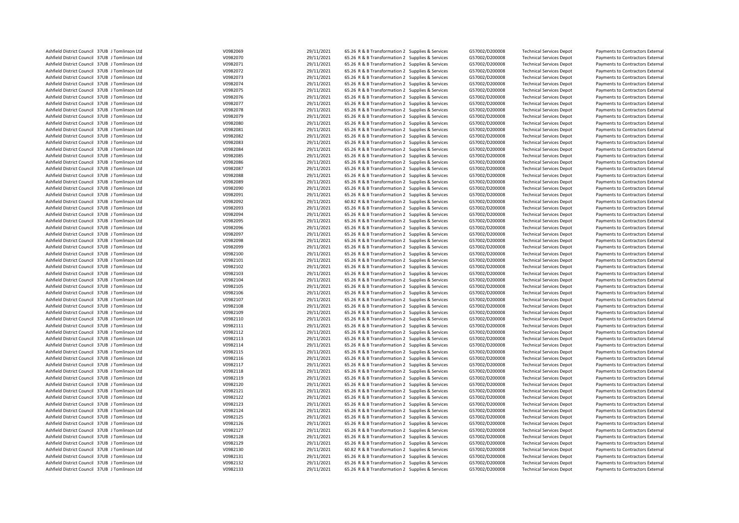| | | | | | | | | | | | |
|---|---|---|---|---|---|---|---|---|---|---|---|
| Ashfield District Council | 37UB | J Tomlinson Ltd | V0982069 | 29/11/2021 | 65.26 | R & B Transformation 2 | Supplies & Services | G57002/D200008 | Technical Services Depot | Payments to Contractors External |
| Ashfield District Council | 37UB | J Tomlinson Ltd | V0982070 | 29/11/2021 | 65.26 | R & B Transformation 2 | Supplies & Services | G57002/D200008 | Technical Services Depot | Payments to Contractors External |
| Ashfield District Council | 37UB | J Tomlinson Ltd | V0982071 | 29/11/2021 | 65.26 | R & B Transformation 2 | Supplies & Services | G57002/D200008 | Technical Services Depot | Payments to Contractors External |
| Ashfield District Council | 37UB | J Tomlinson Ltd | V0982072 | 29/11/2021 | 65.26 | R & B Transformation 2 | Supplies & Services | G57002/D200008 | Technical Services Depot | Payments to Contractors External |
| Ashfield District Council | 37UB | J Tomlinson Ltd | V0982073 | 29/11/2021 | 65.26 | R & B Transformation 2 | Supplies & Services | G57002/D200008 | Technical Services Depot | Payments to Contractors External |
| Ashfield District Council | 37UB | J Tomlinson Ltd | V0982074 | 29/11/2021 | 65.26 | R & B Transformation 2 | Supplies & Services | G57002/D200008 | Technical Services Depot | Payments to Contractors External |
| Ashfield District Council | 37UB | J Tomlinson Ltd | V0982075 | 29/11/2021 | 65.26 | R & B Transformation 2 | Supplies & Services | G57002/D200008 | Technical Services Depot | Payments to Contractors External |
| Ashfield District Council | 37UB | J Tomlinson Ltd | V0982076 | 29/11/2021 | 65.26 | R & B Transformation 2 | Supplies & Services | G57002/D200008 | Technical Services Depot | Payments to Contractors External |
| Ashfield District Council | 37UB | J Tomlinson Ltd | V0982077 | 29/11/2021 | 65.26 | R & B Transformation 2 | Supplies & Services | G57002/D200008 | Technical Services Depot | Payments to Contractors External |
| Ashfield District Council | 37UB | J Tomlinson Ltd | V0982078 | 29/11/2021 | 65.26 | R & B Transformation 2 | Supplies & Services | G57002/D200008 | Technical Services Depot | Payments to Contractors External |
| Ashfield District Council | 37UB | J Tomlinson Ltd | V0982079 | 29/11/2021 | 65.26 | R & B Transformation 2 | Supplies & Services | G57002/D200008 | Technical Services Depot | Payments to Contractors External |
| Ashfield District Council | 37UB | J Tomlinson Ltd | V0982080 | 29/11/2021 | 65.26 | R & B Transformation 2 | Supplies & Services | G57002/D200008 | Technical Services Depot | Payments to Contractors External |
| Ashfield District Council | 37UB | J Tomlinson Ltd | V0982081 | 29/11/2021 | 65.26 | R & B Transformation 2 | Supplies & Services | G57002/D200008 | Technical Services Depot | Payments to Contractors External |
| Ashfield District Council | 37UB | J Tomlinson Ltd | V0982082 | 29/11/2021 | 65.26 | R & B Transformation 2 | Supplies & Services | G57002/D200008 | Technical Services Depot | Payments to Contractors External |
| Ashfield District Council | 37UB | J Tomlinson Ltd | V0982083 | 29/11/2021 | 65.26 | R & B Transformation 2 | Supplies & Services | G57002/D200008 | Technical Services Depot | Payments to Contractors External |
| Ashfield District Council | 37UB | J Tomlinson Ltd | V0982084 | 29/11/2021 | 65.26 | R & B Transformation 2 | Supplies & Services | G57002/D200008 | Technical Services Depot | Payments to Contractors External |
| Ashfield District Council | 37UB | J Tomlinson Ltd | V0982085 | 29/11/2021 | 65.26 | R & B Transformation 2 | Supplies & Services | G57002/D200008 | Technical Services Depot | Payments to Contractors External |
| Ashfield District Council | 37UB | J Tomlinson Ltd | V0982086 | 29/11/2021 | 65.26 | R & B Transformation 2 | Supplies & Services | G57002/D200008 | Technical Services Depot | Payments to Contractors External |
| Ashfield District Council | 37UB | J Tomlinson Ltd | V0982087 | 29/11/2021 | 65.26 | R & B Transformation 2 | Supplies & Services | G57002/D200008 | Technical Services Depot | Payments to Contractors External |
| Ashfield District Council | 37UB | J Tomlinson Ltd | V0982088 | 29/11/2021 | 65.26 | R & B Transformation 2 | Supplies & Services | G57002/D200008 | Technical Services Depot | Payments to Contractors External |
| Ashfield District Council | 37UB | J Tomlinson Ltd | V0982089 | 29/11/2021 | 65.26 | R & B Transformation 2 | Supplies & Services | G57002/D200008 | Technical Services Depot | Payments to Contractors External |
| Ashfield District Council | 37UB | J Tomlinson Ltd | V0982090 | 29/11/2021 | 65.26 | R & B Transformation 2 | Supplies & Services | G57002/D200008 | Technical Services Depot | Payments to Contractors External |
| Ashfield District Council | 37UB | J Tomlinson Ltd | V0982091 | 29/11/2021 | 65.26 | R & B Transformation 2 | Supplies & Services | G57002/D200008 | Technical Services Depot | Payments to Contractors External |
| Ashfield District Council | 37UB | J Tomlinson Ltd | V0982092 | 29/11/2021 | 60.82 | R & B Transformation 2 | Supplies & Services | G57002/D200008 | Technical Services Depot | Payments to Contractors External |
| Ashfield District Council | 37UB | J Tomlinson Ltd | V0982093 | 29/11/2021 | 65.26 | R & B Transformation 2 | Supplies & Services | G57002/D200008 | Technical Services Depot | Payments to Contractors External |
| Ashfield District Council | 37UB | J Tomlinson Ltd | V0982094 | 29/11/2021 | 65.26 | R & B Transformation 2 | Supplies & Services | G57002/D200008 | Technical Services Depot | Payments to Contractors External |
| Ashfield District Council | 37UB | J Tomlinson Ltd | V0982095 | 29/11/2021 | 65.26 | R & B Transformation 2 | Supplies & Services | G57002/D200008 | Technical Services Depot | Payments to Contractors External |
| Ashfield District Council | 37UB | J Tomlinson Ltd | V0982096 | 29/11/2021 | 65.26 | R & B Transformation 2 | Supplies & Services | G57002/D200008 | Technical Services Depot | Payments to Contractors External |
| Ashfield District Council | 37UB | J Tomlinson Ltd | V0982097 | 29/11/2021 | 65.26 | R & B Transformation 2 | Supplies & Services | G57002/D200008 | Technical Services Depot | Payments to Contractors External |
| Ashfield District Council | 37UB | J Tomlinson Ltd | V0982098 | 29/11/2021 | 65.26 | R & B Transformation 2 | Supplies & Services | G57002/D200008 | Technical Services Depot | Payments to Contractors External |
| Ashfield District Council | 37UB | J Tomlinson Ltd | V0982099 | 29/11/2021 | 65.26 | R & B Transformation 2 | Supplies & Services | G57002/D200008 | Technical Services Depot | Payments to Contractors External |
| Ashfield District Council | 37UB | J Tomlinson Ltd | V0982100 | 29/11/2021 | 65.26 | R & B Transformation 2 | Supplies & Services | G57002/D200008 | Technical Services Depot | Payments to Contractors External |
| Ashfield District Council | 37UB | J Tomlinson Ltd | V0982101 | 29/11/2021 | 65.26 | R & B Transformation 2 | Supplies & Services | G57002/D200008 | Technical Services Depot | Payments to Contractors External |
| Ashfield District Council | 37UB | J Tomlinson Ltd | V0982102 | 29/11/2021 | 65.26 | R & B Transformation 2 | Supplies & Services | G57002/D200008 | Technical Services Depot | Payments to Contractors External |
| Ashfield District Council | 37UB | J Tomlinson Ltd | V0982103 | 29/11/2021 | 65.26 | R & B Transformation 2 | Supplies & Services | G57002/D200008 | Technical Services Depot | Payments to Contractors External |
| Ashfield District Council | 37UB | J Tomlinson Ltd | V0982104 | 29/11/2021 | 65.26 | R & B Transformation 2 | Supplies & Services | G57002/D200008 | Technical Services Depot | Payments to Contractors External |
| Ashfield District Council | 37UB | J Tomlinson Ltd | V0982105 | 29/11/2021 | 65.26 | R & B Transformation 2 | Supplies & Services | G57002/D200008 | Technical Services Depot | Payments to Contractors External |
| Ashfield District Council | 37UB | J Tomlinson Ltd | V0982106 | 29/11/2021 | 65.26 | R & B Transformation 2 | Supplies & Services | G57002/D200008 | Technical Services Depot | Payments to Contractors External |
| Ashfield District Council | 37UB | J Tomlinson Ltd | V0982107 | 29/11/2021 | 65.26 | R & B Transformation 2 | Supplies & Services | G57002/D200008 | Technical Services Depot | Payments to Contractors External |
| Ashfield District Council | 37UB | J Tomlinson Ltd | V0982108 | 29/11/2021 | 65.26 | R & B Transformation 2 | Supplies & Services | G57002/D200008 | Technical Services Depot | Payments to Contractors External |
| Ashfield District Council | 37UB | J Tomlinson Ltd | V0982109 | 29/11/2021 | 65.26 | R & B Transformation 2 | Supplies & Services | G57002/D200008 | Technical Services Depot | Payments to Contractors External |
| Ashfield District Council | 37UB | J Tomlinson Ltd | V0982110 | 29/11/2021 | 65.26 | R & B Transformation 2 | Supplies & Services | G57002/D200008 | Technical Services Depot | Payments to Contractors External |
| Ashfield District Council | 37UB | J Tomlinson Ltd | V0982111 | 29/11/2021 | 65.26 | R & B Transformation 2 | Supplies & Services | G57002/D200008 | Technical Services Depot | Payments to Contractors External |
| Ashfield District Council | 37UB | J Tomlinson Ltd | V0982112 | 29/11/2021 | 65.26 | R & B Transformation 2 | Supplies & Services | G57002/D200008 | Technical Services Depot | Payments to Contractors External |
| Ashfield District Council | 37UB | J Tomlinson Ltd | V0982113 | 29/11/2021 | 65.26 | R & B Transformation 2 | Supplies & Services | G57002/D200008 | Technical Services Depot | Payments to Contractors External |
| Ashfield District Council | 37UB | J Tomlinson Ltd | V0982114 | 29/11/2021 | 65.26 | R & B Transformation 2 | Supplies & Services | G57002/D200008 | Technical Services Depot | Payments to Contractors External |
| Ashfield District Council | 37UB | J Tomlinson Ltd | V0982115 | 29/11/2021 | 65.26 | R & B Transformation 2 | Supplies & Services | G57002/D200008 | Technical Services Depot | Payments to Contractors External |
| Ashfield District Council | 37UB | J Tomlinson Ltd | V0982116 | 29/11/2021 | 65.26 | R & B Transformation 2 | Supplies & Services | G57002/D200008 | Technical Services Depot | Payments to Contractors External |
| Ashfield District Council | 37UB | J Tomlinson Ltd | V0982117 | 29/11/2021 | 65.26 | R & B Transformation 2 | Supplies & Services | G57002/D200008 | Technical Services Depot | Payments to Contractors External |
| Ashfield District Council | 37UB | J Tomlinson Ltd | V0982118 | 29/11/2021 | 65.26 | R & B Transformation 2 | Supplies & Services | G57002/D200008 | Technical Services Depot | Payments to Contractors External |
| Ashfield District Council | 37UB | J Tomlinson Ltd | V0982119 | 29/11/2021 | 65.26 | R & B Transformation 2 | Supplies & Services | G57002/D200008 | Technical Services Depot | Payments to Contractors External |
| Ashfield District Council | 37UB | J Tomlinson Ltd | V0982120 | 29/11/2021 | 65.26 | R & B Transformation 2 | Supplies & Services | G57002/D200008 | Technical Services Depot | Payments to Contractors External |
| Ashfield District Council | 37UB | J Tomlinson Ltd | V0982121 | 29/11/2021 | 65.26 | R & B Transformation 2 | Supplies & Services | G57002/D200008 | Technical Services Depot | Payments to Contractors External |
| Ashfield District Council | 37UB | J Tomlinson Ltd | V0982122 | 29/11/2021 | 65.26 | R & B Transformation 2 | Supplies & Services | G57002/D200008 | Technical Services Depot | Payments to Contractors External |
| Ashfield District Council | 37UB | J Tomlinson Ltd | V0982123 | 29/11/2021 | 65.26 | R & B Transformation 2 | Supplies & Services | G57002/D200008 | Technical Services Depot | Payments to Contractors External |
| Ashfield District Council | 37UB | J Tomlinson Ltd | V0982124 | 29/11/2021 | 65.26 | R & B Transformation 2 | Supplies & Services | G57002/D200008 | Technical Services Depot | Payments to Contractors External |
| Ashfield District Council | 37UB | J Tomlinson Ltd | V0982125 | 29/11/2021 | 65.26 | R & B Transformation 2 | Supplies & Services | G57002/D200008 | Technical Services Depot | Payments to Contractors External |
| Ashfield District Council | 37UB | J Tomlinson Ltd | V0982126 | 29/11/2021 | 65.26 | R & B Transformation 2 | Supplies & Services | G57002/D200008 | Technical Services Depot | Payments to Contractors External |
| Ashfield District Council | 37UB | J Tomlinson Ltd | V0982127 | 29/11/2021 | 65.26 | R & B Transformation 2 | Supplies & Services | G57002/D200008 | Technical Services Depot | Payments to Contractors External |
| Ashfield District Council | 37UB | J Tomlinson Ltd | V0982128 | 29/11/2021 | 65.26 | R & B Transformation 2 | Supplies & Services | G57002/D200008 | Technical Services Depot | Payments to Contractors External |
| Ashfield District Council | 37UB | J Tomlinson Ltd | V0982129 | 29/11/2021 | 65.26 | R & B Transformation 2 | Supplies & Services | G57002/D200008 | Technical Services Depot | Payments to Contractors External |
| Ashfield District Council | 37UB | J Tomlinson Ltd | V0982130 | 29/11/2021 | 60.82 | R & B Transformation 2 | Supplies & Services | G57002/D200008 | Technical Services Depot | Payments to Contractors External |
| Ashfield District Council | 37UB | J Tomlinson Ltd | V0982131 | 29/11/2021 | 65.26 | R & B Transformation 2 | Supplies & Services | G57002/D200008 | Technical Services Depot | Payments to Contractors External |
| Ashfield District Council | 37UB | J Tomlinson Ltd | V0982132 | 29/11/2021 | 65.26 | R & B Transformation 2 | Supplies & Services | G57002/D200008 | Technical Services Depot | Payments to Contractors External |
| Ashfield District Council | 37UB | J Tomlinson Ltd | V0982133 | 29/11/2021 | 65.26 | R & B Transformation 2 | Supplies & Services | G57002/D200008 | Technical Services Depot | Payments to Contractors External |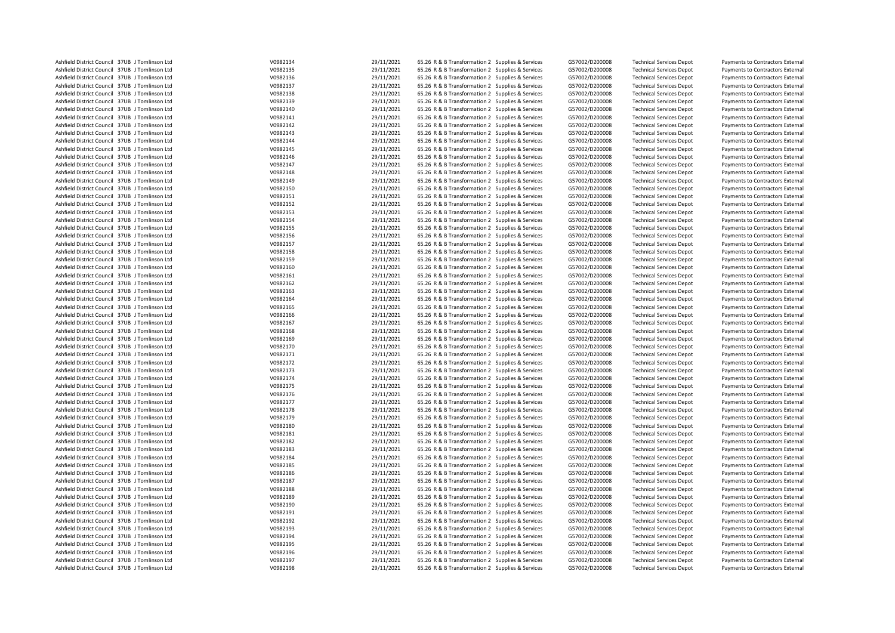| | | | | | | | | | | | |
|---|---|---|---|---|---|---|---|---|---|---|---|
| Ashfield District Council | 37UB | J Tomlinson Ltd | V0982134 | 29/11/2021 | 65.26 | R & B Transformation 2 | Supplies & Services | G57002/D200008 | Technical Services Depot | Payments to Contractors External |
| Ashfield District Council | 37UB | J Tomlinson Ltd | V0982135 | 29/11/2021 | 65.26 | R & B Transformation 2 | Supplies & Services | G57002/D200008 | Technical Services Depot | Payments to Contractors External |
| Ashfield District Council | 37UB | J Tomlinson Ltd | V0982136 | 29/11/2021 | 65.26 | R & B Transformation 2 | Supplies & Services | G57002/D200008 | Technical Services Depot | Payments to Contractors External |
| Ashfield District Council | 37UB | J Tomlinson Ltd | V0982137 | 29/11/2021 | 65.26 | R & B Transformation 2 | Supplies & Services | G57002/D200008 | Technical Services Depot | Payments to Contractors External |
| Ashfield District Council | 37UB | J Tomlinson Ltd | V0982138 | 29/11/2021 | 65.26 | R & B Transformation 2 | Supplies & Services | G57002/D200008 | Technical Services Depot | Payments to Contractors External |
| Ashfield District Council | 37UB | J Tomlinson Ltd | V0982139 | 29/11/2021 | 65.26 | R & B Transformation 2 | Supplies & Services | G57002/D200008 | Technical Services Depot | Payments to Contractors External |
| Ashfield District Council | 37UB | J Tomlinson Ltd | V0982140 | 29/11/2021 | 65.26 | R & B Transformation 2 | Supplies & Services | G57002/D200008 | Technical Services Depot | Payments to Contractors External |
| Ashfield District Council | 37UB | J Tomlinson Ltd | V0982141 | 29/11/2021 | 65.26 | R & B Transformation 2 | Supplies & Services | G57002/D200008 | Technical Services Depot | Payments to Contractors External |
| Ashfield District Council | 37UB | J Tomlinson Ltd | V0982142 | 29/11/2021 | 65.26 | R & B Transformation 2 | Supplies & Services | G57002/D200008 | Technical Services Depot | Payments to Contractors External |
| Ashfield District Council | 37UB | J Tomlinson Ltd | V0982143 | 29/11/2021 | 65.26 | R & B Transformation 2 | Supplies & Services | G57002/D200008 | Technical Services Depot | Payments to Contractors External |
| Ashfield District Council | 37UB | J Tomlinson Ltd | V0982144 | 29/11/2021 | 65.26 | R & B Transformation 2 | Supplies & Services | G57002/D200008 | Technical Services Depot | Payments to Contractors External |
| Ashfield District Council | 37UB | J Tomlinson Ltd | V0982145 | 29/11/2021 | 65.26 | R & B Transformation 2 | Supplies & Services | G57002/D200008 | Technical Services Depot | Payments to Contractors External |
| Ashfield District Council | 37UB | J Tomlinson Ltd | V0982146 | 29/11/2021 | 65.26 | R & B Transformation 2 | Supplies & Services | G57002/D200008 | Technical Services Depot | Payments to Contractors External |
| Ashfield District Council | 37UB | J Tomlinson Ltd | V0982147 | 29/11/2021 | 65.26 | R & B Transformation 2 | Supplies & Services | G57002/D200008 | Technical Services Depot | Payments to Contractors External |
| Ashfield District Council | 37UB | J Tomlinson Ltd | V0982148 | 29/11/2021 | 65.26 | R & B Transformation 2 | Supplies & Services | G57002/D200008 | Technical Services Depot | Payments to Contractors External |
| Ashfield District Council | 37UB | J Tomlinson Ltd | V0982149 | 29/11/2021 | 65.26 | R & B Transformation 2 | Supplies & Services | G57002/D200008 | Technical Services Depot | Payments to Contractors External |
| Ashfield District Council | 37UB | J Tomlinson Ltd | V0982150 | 29/11/2021 | 65.26 | R & B Transformation 2 | Supplies & Services | G57002/D200008 | Technical Services Depot | Payments to Contractors External |
| Ashfield District Council | 37UB | J Tomlinson Ltd | V0982151 | 29/11/2021 | 65.26 | R & B Transformation 2 | Supplies & Services | G57002/D200008 | Technical Services Depot | Payments to Contractors External |
| Ashfield District Council | 37UB | J Tomlinson Ltd | V0982152 | 29/11/2021 | 65.26 | R & B Transformation 2 | Supplies & Services | G57002/D200008 | Technical Services Depot | Payments to Contractors External |
| Ashfield District Council | 37UB | J Tomlinson Ltd | V0982153 | 29/11/2021 | 65.26 | R & B Transformation 2 | Supplies & Services | G57002/D200008 | Technical Services Depot | Payments to Contractors External |
| Ashfield District Council | 37UB | J Tomlinson Ltd | V0982154 | 29/11/2021 | 65.26 | R & B Transformation 2 | Supplies & Services | G57002/D200008 | Technical Services Depot | Payments to Contractors External |
| Ashfield District Council | 37UB | J Tomlinson Ltd | V0982155 | 29/11/2021 | 65.26 | R & B Transformation 2 | Supplies & Services | G57002/D200008 | Technical Services Depot | Payments to Contractors External |
| Ashfield District Council | 37UB | J Tomlinson Ltd | V0982156 | 29/11/2021 | 65.26 | R & B Transformation 2 | Supplies & Services | G57002/D200008 | Technical Services Depot | Payments to Contractors External |
| Ashfield District Council | 37UB | J Tomlinson Ltd | V0982157 | 29/11/2021 | 65.26 | R & B Transformation 2 | Supplies & Services | G57002/D200008 | Technical Services Depot | Payments to Contractors External |
| Ashfield District Council | 37UB | J Tomlinson Ltd | V0982158 | 29/11/2021 | 65.26 | R & B Transformation 2 | Supplies & Services | G57002/D200008 | Technical Services Depot | Payments to Contractors External |
| Ashfield District Council | 37UB | J Tomlinson Ltd | V0982159 | 29/11/2021 | 65.26 | R & B Transformation 2 | Supplies & Services | G57002/D200008 | Technical Services Depot | Payments to Contractors External |
| Ashfield District Council | 37UB | J Tomlinson Ltd | V0982160 | 29/11/2021 | 65.26 | R & B Transformation 2 | Supplies & Services | G57002/D200008 | Technical Services Depot | Payments to Contractors External |
| Ashfield District Council | 37UB | J Tomlinson Ltd | V0982161 | 29/11/2021 | 65.26 | R & B Transformation 2 | Supplies & Services | G57002/D200008 | Technical Services Depot | Payments to Contractors External |
| Ashfield District Council | 37UB | J Tomlinson Ltd | V0982162 | 29/11/2021 | 65.26 | R & B Transformation 2 | Supplies & Services | G57002/D200008 | Technical Services Depot | Payments to Contractors External |
| Ashfield District Council | 37UB | J Tomlinson Ltd | V0982163 | 29/11/2021 | 65.26 | R & B Transformation 2 | Supplies & Services | G57002/D200008 | Technical Services Depot | Payments to Contractors External |
| Ashfield District Council | 37UB | J Tomlinson Ltd | V0982164 | 29/11/2021 | 65.26 | R & B Transformation 2 | Supplies & Services | G57002/D200008 | Technical Services Depot | Payments to Contractors External |
| Ashfield District Council | 37UB | J Tomlinson Ltd | V0982165 | 29/11/2021 | 65.26 | R & B Transformation 2 | Supplies & Services | G57002/D200008 | Technical Services Depot | Payments to Contractors External |
| Ashfield District Council | 37UB | J Tomlinson Ltd | V0982166 | 29/11/2021 | 65.26 | R & B Transformation 2 | Supplies & Services | G57002/D200008 | Technical Services Depot | Payments to Contractors External |
| Ashfield District Council | 37UB | J Tomlinson Ltd | V0982167 | 29/11/2021 | 65.26 | R & B Transformation 2 | Supplies & Services | G57002/D200008 | Technical Services Depot | Payments to Contractors External |
| Ashfield District Council | 37UB | J Tomlinson Ltd | V0982168 | 29/11/2021 | 65.26 | R & B Transformation 2 | Supplies & Services | G57002/D200008 | Technical Services Depot | Payments to Contractors External |
| Ashfield District Council | 37UB | J Tomlinson Ltd | V0982169 | 29/11/2021 | 65.26 | R & B Transformation 2 | Supplies & Services | G57002/D200008 | Technical Services Depot | Payments to Contractors External |
| Ashfield District Council | 37UB | J Tomlinson Ltd | V0982170 | 29/11/2021 | 65.26 | R & B Transformation 2 | Supplies & Services | G57002/D200008 | Technical Services Depot | Payments to Contractors External |
| Ashfield District Council | 37UB | J Tomlinson Ltd | V0982171 | 29/11/2021 | 65.26 | R & B Transformation 2 | Supplies & Services | G57002/D200008 | Technical Services Depot | Payments to Contractors External |
| Ashfield District Council | 37UB | J Tomlinson Ltd | V0982172 | 29/11/2021 | 65.26 | R & B Transformation 2 | Supplies & Services | G57002/D200008 | Technical Services Depot | Payments to Contractors External |
| Ashfield District Council | 37UB | J Tomlinson Ltd | V0982173 | 29/11/2021 | 65.26 | R & B Transformation 2 | Supplies & Services | G57002/D200008 | Technical Services Depot | Payments to Contractors External |
| Ashfield District Council | 37UB | J Tomlinson Ltd | V0982174 | 29/11/2021 | 65.26 | R & B Transformation 2 | Supplies & Services | G57002/D200008 | Technical Services Depot | Payments to Contractors External |
| Ashfield District Council | 37UB | J Tomlinson Ltd | V0982175 | 29/11/2021 | 65.26 | R & B Transformation 2 | Supplies & Services | G57002/D200008 | Technical Services Depot | Payments to Contractors External |
| Ashfield District Council | 37UB | J Tomlinson Ltd | V0982176 | 29/11/2021 | 65.26 | R & B Transformation 2 | Supplies & Services | G57002/D200008 | Technical Services Depot | Payments to Contractors External |
| Ashfield District Council | 37UB | J Tomlinson Ltd | V0982177 | 29/11/2021 | 65.26 | R & B Transformation 2 | Supplies & Services | G57002/D200008 | Technical Services Depot | Payments to Contractors External |
| Ashfield District Council | 37UB | J Tomlinson Ltd | V0982178 | 29/11/2021 | 65.26 | R & B Transformation 2 | Supplies & Services | G57002/D200008 | Technical Services Depot | Payments to Contractors External |
| Ashfield District Council | 37UB | J Tomlinson Ltd | V0982179 | 29/11/2021 | 65.26 | R & B Transformation 2 | Supplies & Services | G57002/D200008 | Technical Services Depot | Payments to Contractors External |
| Ashfield District Council | 37UB | J Tomlinson Ltd | V0982180 | 29/11/2021 | 65.26 | R & B Transformation 2 | Supplies & Services | G57002/D200008 | Technical Services Depot | Payments to Contractors External |
| Ashfield District Council | 37UB | J Tomlinson Ltd | V0982181 | 29/11/2021 | 65.26 | R & B Transformation 2 | Supplies & Services | G57002/D200008 | Technical Services Depot | Payments to Contractors External |
| Ashfield District Council | 37UB | J Tomlinson Ltd | V0982182 | 29/11/2021 | 65.26 | R & B Transformation 2 | Supplies & Services | G57002/D200008 | Technical Services Depot | Payments to Contractors External |
| Ashfield District Council | 37UB | J Tomlinson Ltd | V0982183 | 29/11/2021 | 65.26 | R & B Transformation 2 | Supplies & Services | G57002/D200008 | Technical Services Depot | Payments to Contractors External |
| Ashfield District Council | 37UB | J Tomlinson Ltd | V0982184 | 29/11/2021 | 65.26 | R & B Transformation 2 | Supplies & Services | G57002/D200008 | Technical Services Depot | Payments to Contractors External |
| Ashfield District Council | 37UB | J Tomlinson Ltd | V0982185 | 29/11/2021 | 65.26 | R & B Transformation 2 | Supplies & Services | G57002/D200008 | Technical Services Depot | Payments to Contractors External |
| Ashfield District Council | 37UB | J Tomlinson Ltd | V0982186 | 29/11/2021 | 65.26 | R & B Transformation 2 | Supplies & Services | G57002/D200008 | Technical Services Depot | Payments to Contractors External |
| Ashfield District Council | 37UB | J Tomlinson Ltd | V0982187 | 29/11/2021 | 65.26 | R & B Transformation 2 | Supplies & Services | G57002/D200008 | Technical Services Depot | Payments to Contractors External |
| Ashfield District Council | 37UB | J Tomlinson Ltd | V0982188 | 29/11/2021 | 65.26 | R & B Transformation 2 | Supplies & Services | G57002/D200008 | Technical Services Depot | Payments to Contractors External |
| Ashfield District Council | 37UB | J Tomlinson Ltd | V0982189 | 29/11/2021 | 65.26 | R & B Transformation 2 | Supplies & Services | G57002/D200008 | Technical Services Depot | Payments to Contractors External |
| Ashfield District Council | 37UB | J Tomlinson Ltd | V0982190 | 29/11/2021 | 65.26 | R & B Transformation 2 | Supplies & Services | G57002/D200008 | Technical Services Depot | Payments to Contractors External |
| Ashfield District Council | 37UB | J Tomlinson Ltd | V0982191 | 29/11/2021 | 65.26 | R & B Transformation 2 | Supplies & Services | G57002/D200008 | Technical Services Depot | Payments to Contractors External |
| Ashfield District Council | 37UB | J Tomlinson Ltd | V0982192 | 29/11/2021 | 65.26 | R & B Transformation 2 | Supplies & Services | G57002/D200008 | Technical Services Depot | Payments to Contractors External |
| Ashfield District Council | 37UB | J Tomlinson Ltd | V0982193 | 29/11/2021 | 65.26 | R & B Transformation 2 | Supplies & Services | G57002/D200008 | Technical Services Depot | Payments to Contractors External |
| Ashfield District Council | 37UB | J Tomlinson Ltd | V0982194 | 29/11/2021 | 65.26 | R & B Transformation 2 | Supplies & Services | G57002/D200008 | Technical Services Depot | Payments to Contractors External |
| Ashfield District Council | 37UB | J Tomlinson Ltd | V0982195 | 29/11/2021 | 65.26 | R & B Transformation 2 | Supplies & Services | G57002/D200008 | Technical Services Depot | Payments to Contractors External |
| Ashfield District Council | 37UB | J Tomlinson Ltd | V0982196 | 29/11/2021 | 65.26 | R & B Transformation 2 | Supplies & Services | G57002/D200008 | Technical Services Depot | Payments to Contractors External |
| Ashfield District Council | 37UB | J Tomlinson Ltd | V0982197 | 29/11/2021 | 65.26 | R & B Transformation 2 | Supplies & Services | G57002/D200008 | Technical Services Depot | Payments to Contractors External |
| Ashfield District Council | 37UB | J Tomlinson Ltd | V0982198 | 29/11/2021 | 65.26 | R & B Transformation 2 | Supplies & Services | G57002/D200008 | Technical Services Depot | Payments to Contractors External |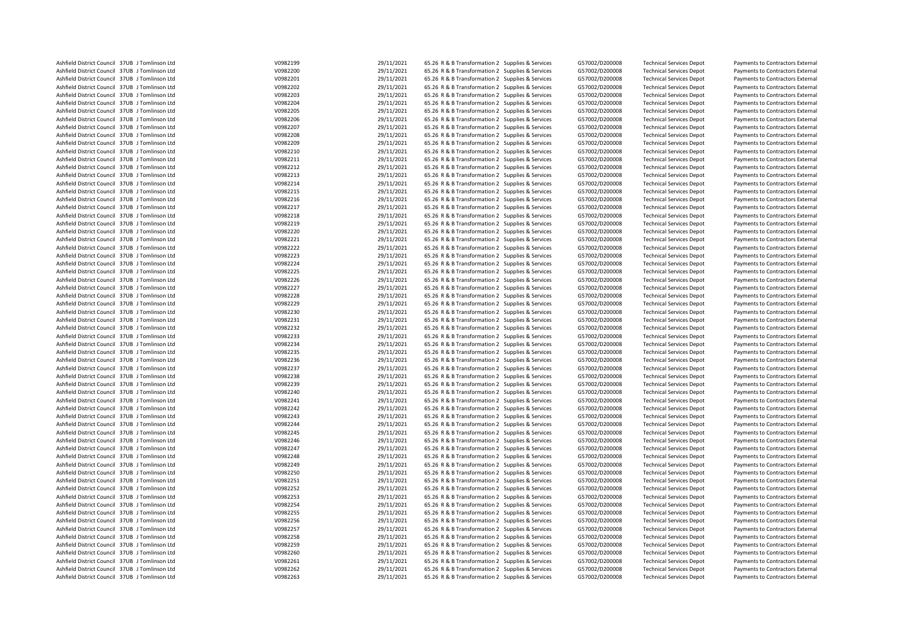| | | | | | | | | | | |
|---|---|---|---|---|---|---|---|---|---|---|
| Ashfield District Council | 37UB | J Tomlinson Ltd | V0982199 | 29/11/2021 | 65.26 | R & B Transformation 2 | Supplies & Services | G57002/D200008 | Technical Services Depot | Payments to Contractors External |
| Ashfield District Council | 37UB | J Tomlinson Ltd | V0982200 | 29/11/2021 | 65.26 | R & B Transformation 2 | Supplies & Services | G57002/D200008 | Technical Services Depot | Payments to Contractors External |
| Ashfield District Council | 37UB | J Tomlinson Ltd | V0982201 | 29/11/2021 | 65.26 | R & B Transformation 2 | Supplies & Services | G57002/D200008 | Technical Services Depot | Payments to Contractors External |
| Ashfield District Council | 37UB | J Tomlinson Ltd | V0982202 | 29/11/2021 | 65.26 | R & B Transformation 2 | Supplies & Services | G57002/D200008 | Technical Services Depot | Payments to Contractors External |
| Ashfield District Council | 37UB | J Tomlinson Ltd | V0982203 | 29/11/2021 | 65.26 | R & B Transformation 2 | Supplies & Services | G57002/D200008 | Technical Services Depot | Payments to Contractors External |
| Ashfield District Council | 37UB | J Tomlinson Ltd | V0982204 | 29/11/2021 | 65.26 | R & B Transformation 2 | Supplies & Services | G57002/D200008 | Technical Services Depot | Payments to Contractors External |
| Ashfield District Council | 37UB | J Tomlinson Ltd | V0982205 | 29/11/2021 | 65.26 | R & B Transformation 2 | Supplies & Services | G57002/D200008 | Technical Services Depot | Payments to Contractors External |
| Ashfield District Council | 37UB | J Tomlinson Ltd | V0982206 | 29/11/2021 | 65.26 | R & B Transformation 2 | Supplies & Services | G57002/D200008 | Technical Services Depot | Payments to Contractors External |
| Ashfield District Council | 37UB | J Tomlinson Ltd | V0982207 | 29/11/2021 | 65.26 | R & B Transformation 2 | Supplies & Services | G57002/D200008 | Technical Services Depot | Payments to Contractors External |
| Ashfield District Council | 37UB | J Tomlinson Ltd | V0982208 | 29/11/2021 | 65.26 | R & B Transformation 2 | Supplies & Services | G57002/D200008 | Technical Services Depot | Payments to Contractors External |
| Ashfield District Council | 37UB | J Tomlinson Ltd | V0982209 | 29/11/2021 | 65.26 | R & B Transformation 2 | Supplies & Services | G57002/D200008 | Technical Services Depot | Payments to Contractors External |
| Ashfield District Council | 37UB | J Tomlinson Ltd | V0982210 | 29/11/2021 | 65.26 | R & B Transformation 2 | Supplies & Services | G57002/D200008 | Technical Services Depot | Payments to Contractors External |
| Ashfield District Council | 37UB | J Tomlinson Ltd | V0982211 | 29/11/2021 | 65.26 | R & B Transformation 2 | Supplies & Services | G57002/D200008 | Technical Services Depot | Payments to Contractors External |
| Ashfield District Council | 37UB | J Tomlinson Ltd | V0982212 | 29/11/2021 | 65.26 | R & B Transformation 2 | Supplies & Services | G57002/D200008 | Technical Services Depot | Payments to Contractors External |
| Ashfield District Council | 37UB | J Tomlinson Ltd | V0982213 | 29/11/2021 | 65.26 | R & B Transformation 2 | Supplies & Services | G57002/D200008 | Technical Services Depot | Payments to Contractors External |
| Ashfield District Council | 37UB | J Tomlinson Ltd | V0982214 | 29/11/2021 | 65.26 | R & B Transformation 2 | Supplies & Services | G57002/D200008 | Technical Services Depot | Payments to Contractors External |
| Ashfield District Council | 37UB | J Tomlinson Ltd | V0982215 | 29/11/2021 | 65.26 | R & B Transformation 2 | Supplies & Services | G57002/D200008 | Technical Services Depot | Payments to Contractors External |
| Ashfield District Council | 37UB | J Tomlinson Ltd | V0982216 | 29/11/2021 | 65.26 | R & B Transformation 2 | Supplies & Services | G57002/D200008 | Technical Services Depot | Payments to Contractors External |
| Ashfield District Council | 37UB | J Tomlinson Ltd | V0982217 | 29/11/2021 | 65.26 | R & B Transformation 2 | Supplies & Services | G57002/D200008 | Technical Services Depot | Payments to Contractors External |
| Ashfield District Council | 37UB | J Tomlinson Ltd | V0982218 | 29/11/2021 | 65.26 | R & B Transformation 2 | Supplies & Services | G57002/D200008 | Technical Services Depot | Payments to Contractors External |
| Ashfield District Council | 37UB | J Tomlinson Ltd | V0982219 | 29/11/2021 | 65.26 | R & B Transformation 2 | Supplies & Services | G57002/D200008 | Technical Services Depot | Payments to Contractors External |
| Ashfield District Council | 37UB | J Tomlinson Ltd | V0982220 | 29/11/2021 | 65.26 | R & B Transformation 2 | Supplies & Services | G57002/D200008 | Technical Services Depot | Payments to Contractors External |
| Ashfield District Council | 37UB | J Tomlinson Ltd | V0982221 | 29/11/2021 | 65.26 | R & B Transformation 2 | Supplies & Services | G57002/D200008 | Technical Services Depot | Payments to Contractors External |
| Ashfield District Council | 37UB | J Tomlinson Ltd | V0982222 | 29/11/2021 | 65.26 | R & B Transformation 2 | Supplies & Services | G57002/D200008 | Technical Services Depot | Payments to Contractors External |
| Ashfield District Council | 37UB | J Tomlinson Ltd | V0982223 | 29/11/2021 | 65.26 | R & B Transformation 2 | Supplies & Services | G57002/D200008 | Technical Services Depot | Payments to Contractors External |
| Ashfield District Council | 37UB | J Tomlinson Ltd | V0982224 | 29/11/2021 | 65.26 | R & B Transformation 2 | Supplies & Services | G57002/D200008 | Technical Services Depot | Payments to Contractors External |
| Ashfield District Council | 37UB | J Tomlinson Ltd | V0982225 | 29/11/2021 | 65.26 | R & B Transformation 2 | Supplies & Services | G57002/D200008 | Technical Services Depot | Payments to Contractors External |
| Ashfield District Council | 37UB | J Tomlinson Ltd | V0982226 | 29/11/2021 | 65.26 | R & B Transformation 2 | Supplies & Services | G57002/D200008 | Technical Services Depot | Payments to Contractors External |
| Ashfield District Council | 37UB | J Tomlinson Ltd | V0982227 | 29/11/2021 | 65.26 | R & B Transformation 2 | Supplies & Services | G57002/D200008 | Technical Services Depot | Payments to Contractors External |
| Ashfield District Council | 37UB | J Tomlinson Ltd | V0982228 | 29/11/2021 | 65.26 | R & B Transformation 2 | Supplies & Services | G57002/D200008 | Technical Services Depot | Payments to Contractors External |
| Ashfield District Council | 37UB | J Tomlinson Ltd | V0982229 | 29/11/2021 | 65.26 | R & B Transformation 2 | Supplies & Services | G57002/D200008 | Technical Services Depot | Payments to Contractors External |
| Ashfield District Council | 37UB | J Tomlinson Ltd | V0982230 | 29/11/2021 | 65.26 | R & B Transformation 2 | Supplies & Services | G57002/D200008 | Technical Services Depot | Payments to Contractors External |
| Ashfield District Council | 37UB | J Tomlinson Ltd | V0982231 | 29/11/2021 | 65.26 | R & B Transformation 2 | Supplies & Services | G57002/D200008 | Technical Services Depot | Payments to Contractors External |
| Ashfield District Council | 37UB | J Tomlinson Ltd | V0982232 | 29/11/2021 | 65.26 | R & B Transformation 2 | Supplies & Services | G57002/D200008 | Technical Services Depot | Payments to Contractors External |
| Ashfield District Council | 37UB | J Tomlinson Ltd | V0982233 | 29/11/2021 | 65.26 | R & B Transformation 2 | Supplies & Services | G57002/D200008 | Technical Services Depot | Payments to Contractors External |
| Ashfield District Council | 37UB | J Tomlinson Ltd | V0982234 | 29/11/2021 | 65.26 | R & B Transformation 2 | Supplies & Services | G57002/D200008 | Technical Services Depot | Payments to Contractors External |
| Ashfield District Council | 37UB | J Tomlinson Ltd | V0982235 | 29/11/2021 | 65.26 | R & B Transformation 2 | Supplies & Services | G57002/D200008 | Technical Services Depot | Payments to Contractors External |
| Ashfield District Council | 37UB | J Tomlinson Ltd | V0982236 | 29/11/2021 | 65.26 | R & B Transformation 2 | Supplies & Services | G57002/D200008 | Technical Services Depot | Payments to Contractors External |
| Ashfield District Council | 37UB | J Tomlinson Ltd | V0982237 | 29/11/2021 | 65.26 | R & B Transformation 2 | Supplies & Services | G57002/D200008 | Technical Services Depot | Payments to Contractors External |
| Ashfield District Council | 37UB | J Tomlinson Ltd | V0982238 | 29/11/2021 | 65.26 | R & B Transformation 2 | Supplies & Services | G57002/D200008 | Technical Services Depot | Payments to Contractors External |
| Ashfield District Council | 37UB | J Tomlinson Ltd | V0982239 | 29/11/2021 | 65.26 | R & B Transformation 2 | Supplies & Services | G57002/D200008 | Technical Services Depot | Payments to Contractors External |
| Ashfield District Council | 37UB | J Tomlinson Ltd | V0982240 | 29/11/2021 | 65.26 | R & B Transformation 2 | Supplies & Services | G57002/D200008 | Technical Services Depot | Payments to Contractors External |
| Ashfield District Council | 37UB | J Tomlinson Ltd | V0982241 | 29/11/2021 | 65.26 | R & B Transformation 2 | Supplies & Services | G57002/D200008 | Technical Services Depot | Payments to Contractors External |
| Ashfield District Council | 37UB | J Tomlinson Ltd | V0982242 | 29/11/2021 | 65.26 | R & B Transformation 2 | Supplies & Services | G57002/D200008 | Technical Services Depot | Payments to Contractors External |
| Ashfield District Council | 37UB | J Tomlinson Ltd | V0982243 | 29/11/2021 | 65.26 | R & B Transformation 2 | Supplies & Services | G57002/D200008 | Technical Services Depot | Payments to Contractors External |
| Ashfield District Council | 37UB | J Tomlinson Ltd | V0982244 | 29/11/2021 | 65.26 | R & B Transformation 2 | Supplies & Services | G57002/D200008 | Technical Services Depot | Payments to Contractors External |
| Ashfield District Council | 37UB | J Tomlinson Ltd | V0982245 | 29/11/2021 | 65.26 | R & B Transformation 2 | Supplies & Services | G57002/D200008 | Technical Services Depot | Payments to Contractors External |
| Ashfield District Council | 37UB | J Tomlinson Ltd | V0982246 | 29/11/2021 | 65.26 | R & B Transformation 2 | Supplies & Services | G57002/D200008 | Technical Services Depot | Payments to Contractors External |
| Ashfield District Council | 37UB | J Tomlinson Ltd | V0982247 | 29/11/2021 | 65.26 | R & B Transformation 2 | Supplies & Services | G57002/D200008 | Technical Services Depot | Payments to Contractors External |
| Ashfield District Council | 37UB | J Tomlinson Ltd | V0982248 | 29/11/2021 | 65.26 | R & B Transformation 2 | Supplies & Services | G57002/D200008 | Technical Services Depot | Payments to Contractors External |
| Ashfield District Council | 37UB | J Tomlinson Ltd | V0982249 | 29/11/2021 | 65.26 | R & B Transformation 2 | Supplies & Services | G57002/D200008 | Technical Services Depot | Payments to Contractors External |
| Ashfield District Council | 37UB | J Tomlinson Ltd | V0982250 | 29/11/2021 | 65.26 | R & B Transformation 2 | Supplies & Services | G57002/D200008 | Technical Services Depot | Payments to Contractors External |
| Ashfield District Council | 37UB | J Tomlinson Ltd | V0982251 | 29/11/2021 | 65.26 | R & B Transformation 2 | Supplies & Services | G57002/D200008 | Technical Services Depot | Payments to Contractors External |
| Ashfield District Council | 37UB | J Tomlinson Ltd | V0982252 | 29/11/2021 | 65.26 | R & B Transformation 2 | Supplies & Services | G57002/D200008 | Technical Services Depot | Payments to Contractors External |
| Ashfield District Council | 37UB | J Tomlinson Ltd | V0982253 | 29/11/2021 | 65.26 | R & B Transformation 2 | Supplies & Services | G57002/D200008 | Technical Services Depot | Payments to Contractors External |
| Ashfield District Council | 37UB | J Tomlinson Ltd | V0982254 | 29/11/2021 | 65.26 | R & B Transformation 2 | Supplies & Services | G57002/D200008 | Technical Services Depot | Payments to Contractors External |
| Ashfield District Council | 37UB | J Tomlinson Ltd | V0982255 | 29/11/2021 | 65.26 | R & B Transformation 2 | Supplies & Services | G57002/D200008 | Technical Services Depot | Payments to Contractors External |
| Ashfield District Council | 37UB | J Tomlinson Ltd | V0982256 | 29/11/2021 | 65.26 | R & B Transformation 2 | Supplies & Services | G57002/D200008 | Technical Services Depot | Payments to Contractors External |
| Ashfield District Council | 37UB | J Tomlinson Ltd | V0982257 | 29/11/2021 | 65.26 | R & B Transformation 2 | Supplies & Services | G57002/D200008 | Technical Services Depot | Payments to Contractors External |
| Ashfield District Council | 37UB | J Tomlinson Ltd | V0982258 | 29/11/2021 | 65.26 | R & B Transformation 2 | Supplies & Services | G57002/D200008 | Technical Services Depot | Payments to Contractors External |
| Ashfield District Council | 37UB | J Tomlinson Ltd | V0982259 | 29/11/2021 | 65.26 | R & B Transformation 2 | Supplies & Services | G57002/D200008 | Technical Services Depot | Payments to Contractors External |
| Ashfield District Council | 37UB | J Tomlinson Ltd | V0982260 | 29/11/2021 | 65.26 | R & B Transformation 2 | Supplies & Services | G57002/D200008 | Technical Services Depot | Payments to Contractors External |
| Ashfield District Council | 37UB | J Tomlinson Ltd | V0982261 | 29/11/2021 | 65.26 | R & B Transformation 2 | Supplies & Services | G57002/D200008 | Technical Services Depot | Payments to Contractors External |
| Ashfield District Council | 37UB | J Tomlinson Ltd | V0982262 | 29/11/2021 | 65.26 | R & B Transformation 2 | Supplies & Services | G57002/D200008 | Technical Services Depot | Payments to Contractors External |
| Ashfield District Council | 37UB | J Tomlinson Ltd | V0982263 | 29/11/2021 | 65.26 | R & B Transformation 2 | Supplies & Services | G57002/D200008 | Technical Services Depot | Payments to Contractors External |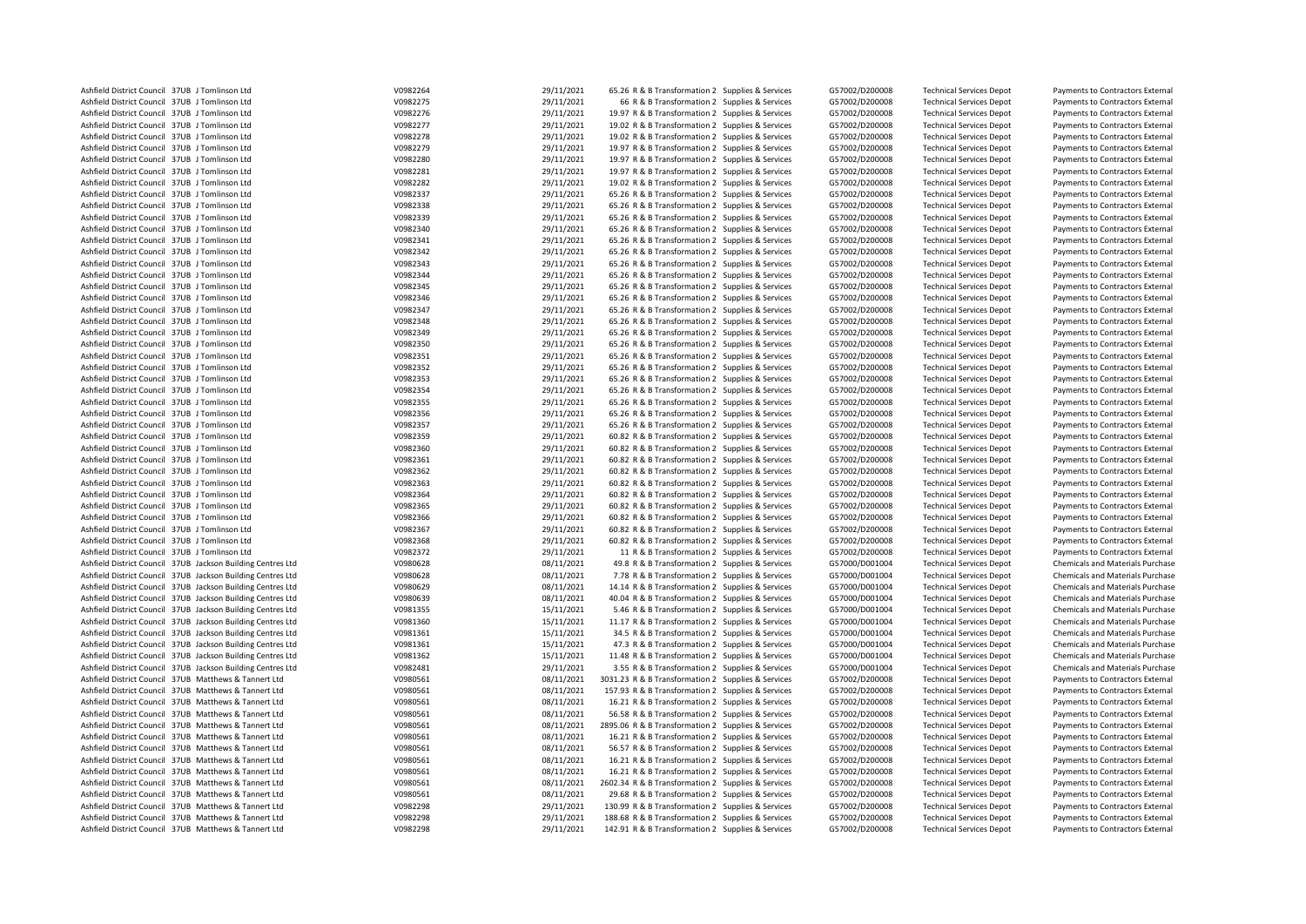| | | | | | | | | | | |
|---|---|---|---|---|---|---|---|---|---|---|
| Ashfield District Council | 37UB | J Tomlinson Ltd | V0982264 | 29/11/2021 | 65.26 | R & B Transformation 2 | Supplies & Services | G57002/D200008 | Technical Services Depot | Payments to Contractors External |
| Ashfield District Council | 37UB | J Tomlinson Ltd | V0982275 | 29/11/2021 | 66 | R & B Transformation 2 | Supplies & Services | G57002/D200008 | Technical Services Depot | Payments to Contractors External |
| Ashfield District Council | 37UB | J Tomlinson Ltd | V0982276 | 29/11/2021 | 19.97 | R & B Transformation 2 | Supplies & Services | G57002/D200008 | Technical Services Depot | Payments to Contractors External |
| Ashfield District Council | 37UB | J Tomlinson Ltd | V0982277 | 29/11/2021 | 19.02 | R & B Transformation 2 | Supplies & Services | G57002/D200008 | Technical Services Depot | Payments to Contractors External |
| Ashfield District Council | 37UB | J Tomlinson Ltd | V0982278 | 29/11/2021 | 19.02 | R & B Transformation 2 | Supplies & Services | G57002/D200008 | Technical Services Depot | Payments to Contractors External |
| Ashfield District Council | 37UB | J Tomlinson Ltd | V0982279 | 29/11/2021 | 19.97 | R & B Transformation 2 | Supplies & Services | G57002/D200008 | Technical Services Depot | Payments to Contractors External |
| Ashfield District Council | 37UB | J Tomlinson Ltd | V0982280 | 29/11/2021 | 19.97 | R & B Transformation 2 | Supplies & Services | G57002/D200008 | Technical Services Depot | Payments to Contractors External |
| Ashfield District Council | 37UB | J Tomlinson Ltd | V0982281 | 29/11/2021 | 19.97 | R & B Transformation 2 | Supplies & Services | G57002/D200008 | Technical Services Depot | Payments to Contractors External |
| Ashfield District Council | 37UB | J Tomlinson Ltd | V0982282 | 29/11/2021 | 19.02 | R & B Transformation 2 | Supplies & Services | G57002/D200008 | Technical Services Depot | Payments to Contractors External |
| Ashfield District Council | 37UB | J Tomlinson Ltd | V0982337 | 29/11/2021 | 65.26 | R & B Transformation 2 | Supplies & Services | G57002/D200008 | Technical Services Depot | Payments to Contractors External |
| Ashfield District Council | 37UB | J Tomlinson Ltd | V0982338 | 29/11/2021 | 65.26 | R & B Transformation 2 | Supplies & Services | G57002/D200008 | Technical Services Depot | Payments to Contractors External |
| Ashfield District Council | 37UB | J Tomlinson Ltd | V0982339 | 29/11/2021 | 65.26 | R & B Transformation 2 | Supplies & Services | G57002/D200008 | Technical Services Depot | Payments to Contractors External |
| Ashfield District Council | 37UB | J Tomlinson Ltd | V0982340 | 29/11/2021 | 65.26 | R & B Transformation 2 | Supplies & Services | G57002/D200008 | Technical Services Depot | Payments to Contractors External |
| Ashfield District Council | 37UB | J Tomlinson Ltd | V0982341 | 29/11/2021 | 65.26 | R & B Transformation 2 | Supplies & Services | G57002/D200008 | Technical Services Depot | Payments to Contractors External |
| Ashfield District Council | 37UB | J Tomlinson Ltd | V0982342 | 29/11/2021 | 65.26 | R & B Transformation 2 | Supplies & Services | G57002/D200008 | Technical Services Depot | Payments to Contractors External |
| Ashfield District Council | 37UB | J Tomlinson Ltd | V0982343 | 29/11/2021 | 65.26 | R & B Transformation 2 | Supplies & Services | G57002/D200008 | Technical Services Depot | Payments to Contractors External |
| Ashfield District Council | 37UB | J Tomlinson Ltd | V0982344 | 29/11/2021 | 65.26 | R & B Transformation 2 | Supplies & Services | G57002/D200008 | Technical Services Depot | Payments to Contractors External |
| Ashfield District Council | 37UB | J Tomlinson Ltd | V0982345 | 29/11/2021 | 65.26 | R & B Transformation 2 | Supplies & Services | G57002/D200008 | Technical Services Depot | Payments to Contractors External |
| Ashfield District Council | 37UB | J Tomlinson Ltd | V0982346 | 29/11/2021 | 65.26 | R & B Transformation 2 | Supplies & Services | G57002/D200008 | Technical Services Depot | Payments to Contractors External |
| Ashfield District Council | 37UB | J Tomlinson Ltd | V0982347 | 29/11/2021 | 65.26 | R & B Transformation 2 | Supplies & Services | G57002/D200008 | Technical Services Depot | Payments to Contractors External |
| Ashfield District Council | 37UB | J Tomlinson Ltd | V0982348 | 29/11/2021 | 65.26 | R & B Transformation 2 | Supplies & Services | G57002/D200008 | Technical Services Depot | Payments to Contractors External |
| Ashfield District Council | 37UB | J Tomlinson Ltd | V0982349 | 29/11/2021 | 65.26 | R & B Transformation 2 | Supplies & Services | G57002/D200008 | Technical Services Depot | Payments to Contractors External |
| Ashfield District Council | 37UB | J Tomlinson Ltd | V0982350 | 29/11/2021 | 65.26 | R & B Transformation 2 | Supplies & Services | G57002/D200008 | Technical Services Depot | Payments to Contractors External |
| Ashfield District Council | 37UB | J Tomlinson Ltd | V0982351 | 29/11/2021 | 65.26 | R & B Transformation 2 | Supplies & Services | G57002/D200008 | Technical Services Depot | Payments to Contractors External |
| Ashfield District Council | 37UB | J Tomlinson Ltd | V0982352 | 29/11/2021 | 65.26 | R & B Transformation 2 | Supplies & Services | G57002/D200008 | Technical Services Depot | Payments to Contractors External |
| Ashfield District Council | 37UB | J Tomlinson Ltd | V0982353 | 29/11/2021 | 65.26 | R & B Transformation 2 | Supplies & Services | G57002/D200008 | Technical Services Depot | Payments to Contractors External |
| Ashfield District Council | 37UB | J Tomlinson Ltd | V0982354 | 29/11/2021 | 65.26 | R & B Transformation 2 | Supplies & Services | G57002/D200008 | Technical Services Depot | Payments to Contractors External |
| Ashfield District Council | 37UB | J Tomlinson Ltd | V0982355 | 29/11/2021 | 65.26 | R & B Transformation 2 | Supplies & Services | G57002/D200008 | Technical Services Depot | Payments to Contractors External |
| Ashfield District Council | 37UB | J Tomlinson Ltd | V0982356 | 29/11/2021 | 65.26 | R & B Transformation 2 | Supplies & Services | G57002/D200008 | Technical Services Depot | Payments to Contractors External |
| Ashfield District Council | 37UB | J Tomlinson Ltd | V0982357 | 29/11/2021 | 65.26 | R & B Transformation 2 | Supplies & Services | G57002/D200008 | Technical Services Depot | Payments to Contractors External |
| Ashfield District Council | 37UB | J Tomlinson Ltd | V0982359 | 29/11/2021 | 60.82 | R & B Transformation 2 | Supplies & Services | G57002/D200008 | Technical Services Depot | Payments to Contractors External |
| Ashfield District Council | 37UB | J Tomlinson Ltd | V0982360 | 29/11/2021 | 60.82 | R & B Transformation 2 | Supplies & Services | G57002/D200008 | Technical Services Depot | Payments to Contractors External |
| Ashfield District Council | 37UB | J Tomlinson Ltd | V0982361 | 29/11/2021 | 60.82 | R & B Transformation 2 | Supplies & Services | G57002/D200008 | Technical Services Depot | Payments to Contractors External |
| Ashfield District Council | 37UB | J Tomlinson Ltd | V0982362 | 29/11/2021 | 60.82 | R & B Transformation 2 | Supplies & Services | G57002/D200008 | Technical Services Depot | Payments to Contractors External |
| Ashfield District Council | 37UB | J Tomlinson Ltd | V0982363 | 29/11/2021 | 60.82 | R & B Transformation 2 | Supplies & Services | G57002/D200008 | Technical Services Depot | Payments to Contractors External |
| Ashfield District Council | 37UB | J Tomlinson Ltd | V0982364 | 29/11/2021 | 60.82 | R & B Transformation 2 | Supplies & Services | G57002/D200008 | Technical Services Depot | Payments to Contractors External |
| Ashfield District Council | 37UB | J Tomlinson Ltd | V0982365 | 29/11/2021 | 60.82 | R & B Transformation 2 | Supplies & Services | G57002/D200008 | Technical Services Depot | Payments to Contractors External |
| Ashfield District Council | 37UB | J Tomlinson Ltd | V0982366 | 29/11/2021 | 60.82 | R & B Transformation 2 | Supplies & Services | G57002/D200008 | Technical Services Depot | Payments to Contractors External |
| Ashfield District Council | 37UB | J Tomlinson Ltd | V0982367 | 29/11/2021 | 60.82 | R & B Transformation 2 | Supplies & Services | G57002/D200008 | Technical Services Depot | Payments to Contractors External |
| Ashfield District Council | 37UB | J Tomlinson Ltd | V0982368 | 29/11/2021 | 60.82 | R & B Transformation 2 | Supplies & Services | G57002/D200008 | Technical Services Depot | Payments to Contractors External |
| Ashfield District Council | 37UB | J Tomlinson Ltd | V0982372 | 29/11/2021 | 11 | R & B Transformation 2 | Supplies & Services | G57002/D200008 | Technical Services Depot | Payments to Contractors External |
| Ashfield District Council | 37UB | Jackson Building Centres Ltd | V0980628 | 08/11/2021 | 49.8 | R & B Transformation 2 | Supplies & Services | G57000/D001004 | Technical Services Depot | Chemicals and Materials Purchase |
| Ashfield District Council | 37UB | Jackson Building Centres Ltd | V0980628 | 08/11/2021 | 7.78 | R & B Transformation 2 | Supplies & Services | G57000/D001004 | Technical Services Depot | Chemicals and Materials Purchase |
| Ashfield District Council | 37UB | Jackson Building Centres Ltd | V0980629 | 08/11/2021 | 14.14 | R & B Transformation 2 | Supplies & Services | G57000/D001004 | Technical Services Depot | Chemicals and Materials Purchase |
| Ashfield District Council | 37UB | Jackson Building Centres Ltd | V0980639 | 08/11/2021 | 40.04 | R & B Transformation 2 | Supplies & Services | G57000/D001004 | Technical Services Depot | Chemicals and Materials Purchase |
| Ashfield District Council | 37UB | Jackson Building Centres Ltd | V0981355 | 15/11/2021 | 5.46 | R & B Transformation 2 | Supplies & Services | G57000/D001004 | Technical Services Depot | Chemicals and Materials Purchase |
| Ashfield District Council | 37UB | Jackson Building Centres Ltd | V0981360 | 15/11/2021 | 11.17 | R & B Transformation 2 | Supplies & Services | G57000/D001004 | Technical Services Depot | Chemicals and Materials Purchase |
| Ashfield District Council | 37UB | Jackson Building Centres Ltd | V0981361 | 15/11/2021 | 34.5 | R & B Transformation 2 | Supplies & Services | G57000/D001004 | Technical Services Depot | Chemicals and Materials Purchase |
| Ashfield District Council | 37UB | Jackson Building Centres Ltd | V0981361 | 15/11/2021 | 47.3 | R & B Transformation 2 | Supplies & Services | G57000/D001004 | Technical Services Depot | Chemicals and Materials Purchase |
| Ashfield District Council | 37UB | Jackson Building Centres Ltd | V0981362 | 15/11/2021 | 11.48 | R & B Transformation 2 | Supplies & Services | G57000/D001004 | Technical Services Depot | Chemicals and Materials Purchase |
| Ashfield District Council | 37UB | Jackson Building Centres Ltd | V0982481 | 29/11/2021 | 3.55 | R & B Transformation 2 | Supplies & Services | G57000/D001004 | Technical Services Depot | Chemicals and Materials Purchase |
| Ashfield District Council | 37UB | Matthews & Tannert Ltd | V0980561 | 08/11/2021 | 3031.23 | R & B Transformation 2 | Supplies & Services | G57002/D200008 | Technical Services Depot | Payments to Contractors External |
| Ashfield District Council | 37UB | Matthews & Tannert Ltd | V0980561 | 08/11/2021 | 157.93 | R & B Transformation 2 | Supplies & Services | G57002/D200008 | Technical Services Depot | Payments to Contractors External |
| Ashfield District Council | 37UB | Matthews & Tannert Ltd | V0980561 | 08/11/2021 | 16.21 | R & B Transformation 2 | Supplies & Services | G57002/D200008 | Technical Services Depot | Payments to Contractors External |
| Ashfield District Council | 37UB | Matthews & Tannert Ltd | V0980561 | 08/11/2021 | 56.58 | R & B Transformation 2 | Supplies & Services | G57002/D200008 | Technical Services Depot | Payments to Contractors External |
| Ashfield District Council | 37UB | Matthews & Tannert Ltd | V0980561 | 08/11/2021 | 2895.06 | R & B Transformation 2 | Supplies & Services | G57002/D200008 | Technical Services Depot | Payments to Contractors External |
| Ashfield District Council | 37UB | Matthews & Tannert Ltd | V0980561 | 08/11/2021 | 16.21 | R & B Transformation 2 | Supplies & Services | G57002/D200008 | Technical Services Depot | Payments to Contractors External |
| Ashfield District Council | 37UB | Matthews & Tannert Ltd | V0980561 | 08/11/2021 | 56.57 | R & B Transformation 2 | Supplies & Services | G57002/D200008 | Technical Services Depot | Payments to Contractors External |
| Ashfield District Council | 37UB | Matthews & Tannert Ltd | V0980561 | 08/11/2021 | 16.21 | R & B Transformation 2 | Supplies & Services | G57002/D200008 | Technical Services Depot | Payments to Contractors External |
| Ashfield District Council | 37UB | Matthews & Tannert Ltd | V0980561 | 08/11/2021 | 16.21 | R & B Transformation 2 | Supplies & Services | G57002/D200008 | Technical Services Depot | Payments to Contractors External |
| Ashfield District Council | 37UB | Matthews & Tannert Ltd | V0980561 | 08/11/2021 | 2602.34 | R & B Transformation 2 | Supplies & Services | G57002/D200008 | Technical Services Depot | Payments to Contractors External |
| Ashfield District Council | 37UB | Matthews & Tannert Ltd | V0980561 | 08/11/2021 | 29.68 | R & B Transformation 2 | Supplies & Services | G57002/D200008 | Technical Services Depot | Payments to Contractors External |
| Ashfield District Council | 37UB | Matthews & Tannert Ltd | V0982298 | 29/11/2021 | 130.99 | R & B Transformation 2 | Supplies & Services | G57002/D200008 | Technical Services Depot | Payments to Contractors External |
| Ashfield District Council | 37UB | Matthews & Tannert Ltd | V0982298 | 29/11/2021 | 188.68 | R & B Transformation 2 | Supplies & Services | G57002/D200008 | Technical Services Depot | Payments to Contractors External |
| Ashfield District Council | 37UB | Matthews & Tannert Ltd | V0982298 | 29/11/2021 | 142.91 | R & B Transformation 2 | Supplies & Services | G57002/D200008 | Technical Services Depot | Payments to Contractors External |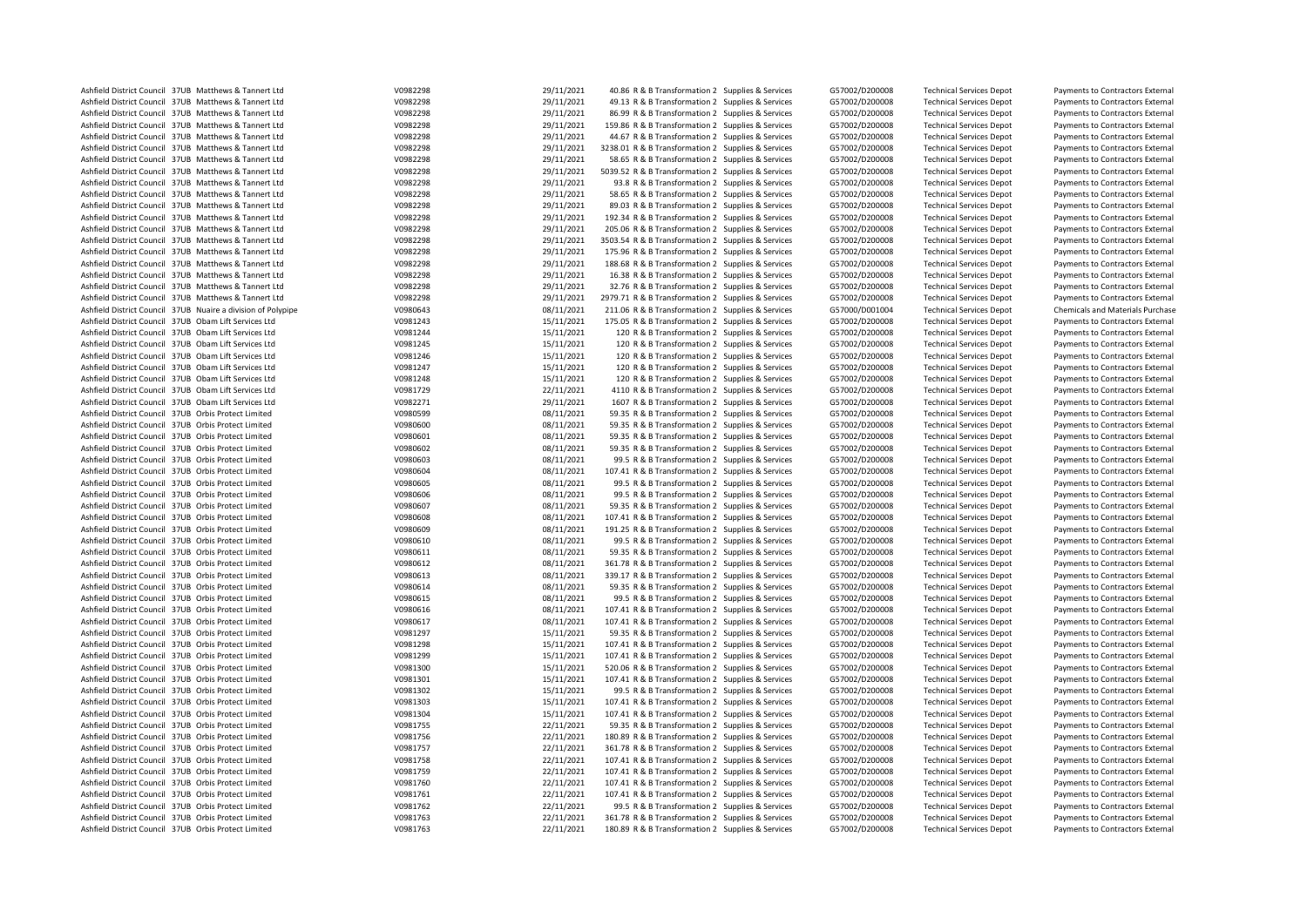| | | | | | | | | | | |
|---|---|---|---|---|---|---|---|---|---|---|
| Ashfield District Council | 37UB | Matthews & Tannert Ltd | V0982298 | 29/11/2021 | 40.86 | R & B Transformation 2 | Supplies & Services | G57002/D200008 | Technical Services Depot | Payments to Contractors External |
| Ashfield District Council | 37UB | Matthews & Tannert Ltd | V0982298 | 29/11/2021 | 49.13 | R & B Transformation 2 | Supplies & Services | G57002/D200008 | Technical Services Depot | Payments to Contractors External |
| Ashfield District Council | 37UB | Matthews & Tannert Ltd | V0982298 | 29/11/2021 | 86.99 | R & B Transformation 2 | Supplies & Services | G57002/D200008 | Technical Services Depot | Payments to Contractors External |
| Ashfield District Council | 37UB | Matthews & Tannert Ltd | V0982298 | 29/11/2021 | 159.86 | R & B Transformation 2 | Supplies & Services | G57002/D200008 | Technical Services Depot | Payments to Contractors External |
| Ashfield District Council | 37UB | Matthews & Tannert Ltd | V0982298 | 29/11/2021 | 44.67 | R & B Transformation 2 | Supplies & Services | G57002/D200008 | Technical Services Depot | Payments to Contractors External |
| Ashfield District Council | 37UB | Matthews & Tannert Ltd | V0982298 | 29/11/2021 | 3238.01 | R & B Transformation 2 | Supplies & Services | G57002/D200008 | Technical Services Depot | Payments to Contractors External |
| Ashfield District Council | 37UB | Matthews & Tannert Ltd | V0982298 | 29/11/2021 | 58.65 | R & B Transformation 2 | Supplies & Services | G57002/D200008 | Technical Services Depot | Payments to Contractors External |
| Ashfield District Council | 37UB | Matthews & Tannert Ltd | V0982298 | 29/11/2021 | 5039.52 | R & B Transformation 2 | Supplies & Services | G57002/D200008 | Technical Services Depot | Payments to Contractors External |
| Ashfield District Council | 37UB | Matthews & Tannert Ltd | V0982298 | 29/11/2021 | 93.8 | R & B Transformation 2 | Supplies & Services | G57002/D200008 | Technical Services Depot | Payments to Contractors External |
| Ashfield District Council | 37UB | Matthews & Tannert Ltd | V0982298 | 29/11/2021 | 58.65 | R & B Transformation 2 | Supplies & Services | G57002/D200008 | Technical Services Depot | Payments to Contractors External |
| Ashfield District Council | 37UB | Matthews & Tannert Ltd | V0982298 | 29/11/2021 | 89.03 | R & B Transformation 2 | Supplies & Services | G57002/D200008 | Technical Services Depot | Payments to Contractors External |
| Ashfield District Council | 37UB | Matthews & Tannert Ltd | V0982298 | 29/11/2021 | 192.34 | R & B Transformation 2 | Supplies & Services | G57002/D200008 | Technical Services Depot | Payments to Contractors External |
| Ashfield District Council | 37UB | Matthews & Tannert Ltd | V0982298 | 29/11/2021 | 205.06 | R & B Transformation 2 | Supplies & Services | G57002/D200008 | Technical Services Depot | Payments to Contractors External |
| Ashfield District Council | 37UB | Matthews & Tannert Ltd | V0982298 | 29/11/2021 | 3503.54 | R & B Transformation 2 | Supplies & Services | G57002/D200008 | Technical Services Depot | Payments to Contractors External |
| Ashfield District Council | 37UB | Matthews & Tannert Ltd | V0982298 | 29/11/2021 | 175.96 | R & B Transformation 2 | Supplies & Services | G57002/D200008 | Technical Services Depot | Payments to Contractors External |
| Ashfield District Council | 37UB | Matthews & Tannert Ltd | V0982298 | 29/11/2021 | 188.68 | R & B Transformation 2 | Supplies & Services | G57002/D200008 | Technical Services Depot | Payments to Contractors External |
| Ashfield District Council | 37UB | Matthews & Tannert Ltd | V0982298 | 29/11/2021 | 16.38 | R & B Transformation 2 | Supplies & Services | G57002/D200008 | Technical Services Depot | Payments to Contractors External |
| Ashfield District Council | 37UB | Matthews & Tannert Ltd | V0982298 | 29/11/2021 | 32.76 | R & B Transformation 2 | Supplies & Services | G57002/D200008 | Technical Services Depot | Payments to Contractors External |
| Ashfield District Council | 37UB | Matthews & Tannert Ltd | V0982298 | 29/11/2021 | 2979.71 | R & B Transformation 2 | Supplies & Services | G57002/D200008 | Technical Services Depot | Payments to Contractors External |
| Ashfield District Council | 37UB | Nuaire a division of Polypipe | V0980643 | 08/11/2021 | 211.06 | R & B Transformation 2 | Supplies & Services | G57000/D001004 | Technical Services Depot | Chemicals and Materials Purchase |
| Ashfield District Council | 37UB | Obam Lift Services Ltd | V0981243 | 15/11/2021 | 175.05 | R & B Transformation 2 | Supplies & Services | G57002/D200008 | Technical Services Depot | Payments to Contractors External |
| Ashfield District Council | 37UB | Obam Lift Services Ltd | V0981244 | 15/11/2021 | 120 | R & B Transformation 2 | Supplies & Services | G57002/D200008 | Technical Services Depot | Payments to Contractors External |
| Ashfield District Council | 37UB | Obam Lift Services Ltd | V0981245 | 15/11/2021 | 120 | R & B Transformation 2 | Supplies & Services | G57002/D200008 | Technical Services Depot | Payments to Contractors External |
| Ashfield District Council | 37UB | Obam Lift Services Ltd | V0981246 | 15/11/2021 | 120 | R & B Transformation 2 | Supplies & Services | G57002/D200008 | Technical Services Depot | Payments to Contractors External |
| Ashfield District Council | 37UB | Obam Lift Services Ltd | V0981247 | 15/11/2021 | 120 | R & B Transformation 2 | Supplies & Services | G57002/D200008 | Technical Services Depot | Payments to Contractors External |
| Ashfield District Council | 37UB | Obam Lift Services Ltd | V0981248 | 15/11/2021 | 120 | R & B Transformation 2 | Supplies & Services | G57002/D200008 | Technical Services Depot | Payments to Contractors External |
| Ashfield District Council | 37UB | Obam Lift Services Ltd | V0981729 | 22/11/2021 | 4110 | R & B Transformation 2 | Supplies & Services | G57002/D200008 | Technical Services Depot | Payments to Contractors External |
| Ashfield District Council | 37UB | Obam Lift Services Ltd | V0982271 | 29/11/2021 | 1607 | R & B Transformation 2 | Supplies & Services | G57002/D200008 | Technical Services Depot | Payments to Contractors External |
| Ashfield District Council | 37UB | Orbis Protect Limited | V0980599 | 08/11/2021 | 59.35 | R & B Transformation 2 | Supplies & Services | G57002/D200008 | Technical Services Depot | Payments to Contractors External |
| Ashfield District Council | 37UB | Orbis Protect Limited | V0980600 | 08/11/2021 | 59.35 | R & B Transformation 2 | Supplies & Services | G57002/D200008 | Technical Services Depot | Payments to Contractors External |
| Ashfield District Council | 37UB | Orbis Protect Limited | V0980601 | 08/11/2021 | 59.35 | R & B Transformation 2 | Supplies & Services | G57002/D200008 | Technical Services Depot | Payments to Contractors External |
| Ashfield District Council | 37UB | Orbis Protect Limited | V0980602 | 08/11/2021 | 59.35 | R & B Transformation 2 | Supplies & Services | G57002/D200008 | Technical Services Depot | Payments to Contractors External |
| Ashfield District Council | 37UB | Orbis Protect Limited | V0980603 | 08/11/2021 | 99.5 | R & B Transformation 2 | Supplies & Services | G57002/D200008 | Technical Services Depot | Payments to Contractors External |
| Ashfield District Council | 37UB | Orbis Protect Limited | V0980604 | 08/11/2021 | 107.41 | R & B Transformation 2 | Supplies & Services | G57002/D200008 | Technical Services Depot | Payments to Contractors External |
| Ashfield District Council | 37UB | Orbis Protect Limited | V0980605 | 08/11/2021 | 99.5 | R & B Transformation 2 | Supplies & Services | G57002/D200008 | Technical Services Depot | Payments to Contractors External |
| Ashfield District Council | 37UB | Orbis Protect Limited | V0980606 | 08/11/2021 | 99.5 | R & B Transformation 2 | Supplies & Services | G57002/D200008 | Technical Services Depot | Payments to Contractors External |
| Ashfield District Council | 37UB | Orbis Protect Limited | V0980607 | 08/11/2021 | 59.35 | R & B Transformation 2 | Supplies & Services | G57002/D200008 | Technical Services Depot | Payments to Contractors External |
| Ashfield District Council | 37UB | Orbis Protect Limited | V0980608 | 08/11/2021 | 107.41 | R & B Transformation 2 | Supplies & Services | G57002/D200008 | Technical Services Depot | Payments to Contractors External |
| Ashfield District Council | 37UB | Orbis Protect Limited | V0980609 | 08/11/2021 | 191.25 | R & B Transformation 2 | Supplies & Services | G57002/D200008 | Technical Services Depot | Payments to Contractors External |
| Ashfield District Council | 37UB | Orbis Protect Limited | V0980610 | 08/11/2021 | 99.5 | R & B Transformation 2 | Supplies & Services | G57002/D200008 | Technical Services Depot | Payments to Contractors External |
| Ashfield District Council | 37UB | Orbis Protect Limited | V0980611 | 08/11/2021 | 59.35 | R & B Transformation 2 | Supplies & Services | G57002/D200008 | Technical Services Depot | Payments to Contractors External |
| Ashfield District Council | 37UB | Orbis Protect Limited | V0980612 | 08/11/2021 | 361.78 | R & B Transformation 2 | Supplies & Services | G57002/D200008 | Technical Services Depot | Payments to Contractors External |
| Ashfield District Council | 37UB | Orbis Protect Limited | V0980613 | 08/11/2021 | 339.17 | R & B Transformation 2 | Supplies & Services | G57002/D200008 | Technical Services Depot | Payments to Contractors External |
| Ashfield District Council | 37UB | Orbis Protect Limited | V0980614 | 08/11/2021 | 59.35 | R & B Transformation 2 | Supplies & Services | G57002/D200008 | Technical Services Depot | Payments to Contractors External |
| Ashfield District Council | 37UB | Orbis Protect Limited | V0980615 | 08/11/2021 | 99.5 | R & B Transformation 2 | Supplies & Services | G57002/D200008 | Technical Services Depot | Payments to Contractors External |
| Ashfield District Council | 37UB | Orbis Protect Limited | V0980616 | 08/11/2021 | 107.41 | R & B Transformation 2 | Supplies & Services | G57002/D200008 | Technical Services Depot | Payments to Contractors External |
| Ashfield District Council | 37UB | Orbis Protect Limited | V0980617 | 08/11/2021 | 107.41 | R & B Transformation 2 | Supplies & Services | G57002/D200008 | Technical Services Depot | Payments to Contractors External |
| Ashfield District Council | 37UB | Orbis Protect Limited | V0981297 | 15/11/2021 | 59.35 | R & B Transformation 2 | Supplies & Services | G57002/D200008 | Technical Services Depot | Payments to Contractors External |
| Ashfield District Council | 37UB | Orbis Protect Limited | V0981298 | 15/11/2021 | 107.41 | R & B Transformation 2 | Supplies & Services | G57002/D200008 | Technical Services Depot | Payments to Contractors External |
| Ashfield District Council | 37UB | Orbis Protect Limited | V0981299 | 15/11/2021 | 107.41 | R & B Transformation 2 | Supplies & Services | G57002/D200008 | Technical Services Depot | Payments to Contractors External |
| Ashfield District Council | 37UB | Orbis Protect Limited | V0981300 | 15/11/2021 | 520.06 | R & B Transformation 2 | Supplies & Services | G57002/D200008 | Technical Services Depot | Payments to Contractors External |
| Ashfield District Council | 37UB | Orbis Protect Limited | V0981301 | 15/11/2021 | 107.41 | R & B Transformation 2 | Supplies & Services | G57002/D200008 | Technical Services Depot | Payments to Contractors External |
| Ashfield District Council | 37UB | Orbis Protect Limited | V0981302 | 15/11/2021 | 99.5 | R & B Transformation 2 | Supplies & Services | G57002/D200008 | Technical Services Depot | Payments to Contractors External |
| Ashfield District Council | 37UB | Orbis Protect Limited | V0981303 | 15/11/2021 | 107.41 | R & B Transformation 2 | Supplies & Services | G57002/D200008 | Technical Services Depot | Payments to Contractors External |
| Ashfield District Council | 37UB | Orbis Protect Limited | V0981304 | 15/11/2021 | 107.41 | R & B Transformation 2 | Supplies & Services | G57002/D200008 | Technical Services Depot | Payments to Contractors External |
| Ashfield District Council | 37UB | Orbis Protect Limited | V0981755 | 22/11/2021 | 59.35 | R & B Transformation 2 | Supplies & Services | G57002/D200008 | Technical Services Depot | Payments to Contractors External |
| Ashfield District Council | 37UB | Orbis Protect Limited | V0981756 | 22/11/2021 | 180.89 | R & B Transformation 2 | Supplies & Services | G57002/D200008 | Technical Services Depot | Payments to Contractors External |
| Ashfield District Council | 37UB | Orbis Protect Limited | V0981757 | 22/11/2021 | 361.78 | R & B Transformation 2 | Supplies & Services | G57002/D200008 | Technical Services Depot | Payments to Contractors External |
| Ashfield District Council | 37UB | Orbis Protect Limited | V0981758 | 22/11/2021 | 107.41 | R & B Transformation 2 | Supplies & Services | G57002/D200008 | Technical Services Depot | Payments to Contractors External |
| Ashfield District Council | 37UB | Orbis Protect Limited | V0981759 | 22/11/2021 | 107.41 | R & B Transformation 2 | Supplies & Services | G57002/D200008 | Technical Services Depot | Payments to Contractors External |
| Ashfield District Council | 37UB | Orbis Protect Limited | V0981760 | 22/11/2021 | 107.41 | R & B Transformation 2 | Supplies & Services | G57002/D200008 | Technical Services Depot | Payments to Contractors External |
| Ashfield District Council | 37UB | Orbis Protect Limited | V0981761 | 22/11/2021 | 107.41 | R & B Transformation 2 | Supplies & Services | G57002/D200008 | Technical Services Depot | Payments to Contractors External |
| Ashfield District Council | 37UB | Orbis Protect Limited | V0981762 | 22/11/2021 | 99.5 | R & B Transformation 2 | Supplies & Services | G57002/D200008 | Technical Services Depot | Payments to Contractors External |
| Ashfield District Council | 37UB | Orbis Protect Limited | V0981763 | 22/11/2021 | 361.78 | R & B Transformation 2 | Supplies & Services | G57002/D200008 | Technical Services Depot | Payments to Contractors External |
| Ashfield District Council | 37UB | Orbis Protect Limited | V0981763 | 22/11/2021 | 180.89 | R & B Transformation 2 | Supplies & Services | G57002/D200008 | Technical Services Depot | Payments to Contractors External |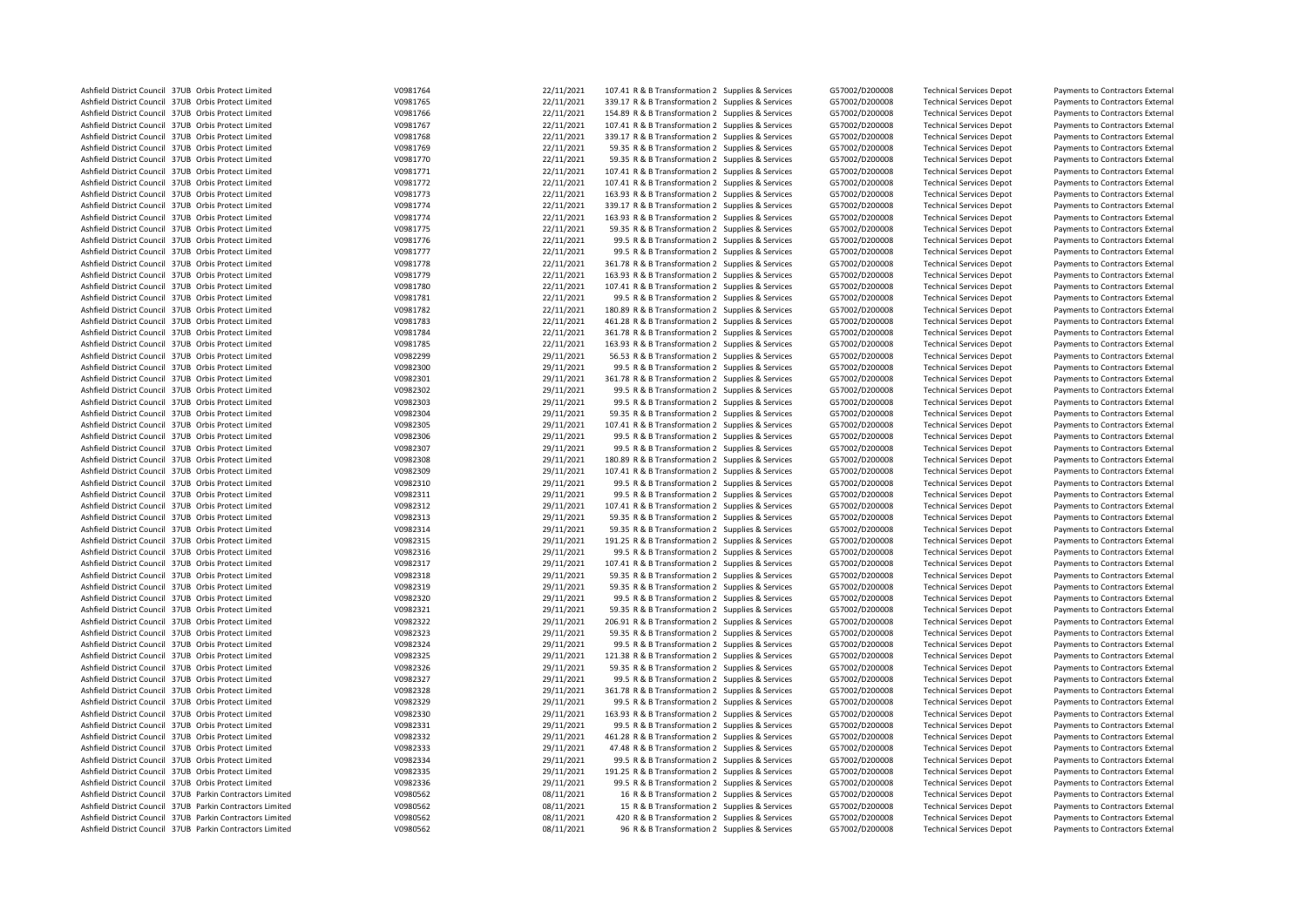| | | | | | | | | | | | |
|---|---|---|---|---|---|---|---|---|---|---|---|
| Ashfield District Council | 37UB | Orbis Protect Limited | V0981764 | 22/11/2021 | 107.41 | R & B Transformation 2 | Supplies & Services | G57002/D200008 | Technical Services Depot | Payments to Contractors External |
| Ashfield District Council | 37UB | Orbis Protect Limited | V0981765 | 22/11/2021 | 339.17 | R & B Transformation 2 | Supplies & Services | G57002/D200008 | Technical Services Depot | Payments to Contractors External |
| Ashfield District Council | 37UB | Orbis Protect Limited | V0981766 | 22/11/2021 | 154.89 | R & B Transformation 2 | Supplies & Services | G57002/D200008 | Technical Services Depot | Payments to Contractors External |
| Ashfield District Council | 37UB | Orbis Protect Limited | V0981767 | 22/11/2021 | 107.41 | R & B Transformation 2 | Supplies & Services | G57002/D200008 | Technical Services Depot | Payments to Contractors External |
| Ashfield District Council | 37UB | Orbis Protect Limited | V0981768 | 22/11/2021 | 339.17 | R & B Transformation 2 | Supplies & Services | G57002/D200008 | Technical Services Depot | Payments to Contractors External |
| Ashfield District Council | 37UB | Orbis Protect Limited | V0981769 | 22/11/2021 | 59.35 | R & B Transformation 2 | Supplies & Services | G57002/D200008 | Technical Services Depot | Payments to Contractors External |
| Ashfield District Council | 37UB | Orbis Protect Limited | V0981770 | 22/11/2021 | 59.35 | R & B Transformation 2 | Supplies & Services | G57002/D200008 | Technical Services Depot | Payments to Contractors External |
| Ashfield District Council | 37UB | Orbis Protect Limited | V0981771 | 22/11/2021 | 107.41 | R & B Transformation 2 | Supplies & Services | G57002/D200008 | Technical Services Depot | Payments to Contractors External |
| Ashfield District Council | 37UB | Orbis Protect Limited | V0981772 | 22/11/2021 | 107.41 | R & B Transformation 2 | Supplies & Services | G57002/D200008 | Technical Services Depot | Payments to Contractors External |
| Ashfield District Council | 37UB | Orbis Protect Limited | V0981773 | 22/11/2021 | 163.93 | R & B Transformation 2 | Supplies & Services | G57002/D200008 | Technical Services Depot | Payments to Contractors External |
| Ashfield District Council | 37UB | Orbis Protect Limited | V0981774 | 22/11/2021 | 339.17 | R & B Transformation 2 | Supplies & Services | G57002/D200008 | Technical Services Depot | Payments to Contractors External |
| Ashfield District Council | 37UB | Orbis Protect Limited | V0981774 | 22/11/2021 | 163.93 | R & B Transformation 2 | Supplies & Services | G57002/D200008 | Technical Services Depot | Payments to Contractors External |
| Ashfield District Council | 37UB | Orbis Protect Limited | V0981775 | 22/11/2021 | 59.35 | R & B Transformation 2 | Supplies & Services | G57002/D200008 | Technical Services Depot | Payments to Contractors External |
| Ashfield District Council | 37UB | Orbis Protect Limited | V0981776 | 22/11/2021 | 99.5 | R & B Transformation 2 | Supplies & Services | G57002/D200008 | Technical Services Depot | Payments to Contractors External |
| Ashfield District Council | 37UB | Orbis Protect Limited | V0981777 | 22/11/2021 | 99.5 | R & B Transformation 2 | Supplies & Services | G57002/D200008 | Technical Services Depot | Payments to Contractors External |
| Ashfield District Council | 37UB | Orbis Protect Limited | V0981778 | 22/11/2021 | 361.78 | R & B Transformation 2 | Supplies & Services | G57002/D200008 | Technical Services Depot | Payments to Contractors External |
| Ashfield District Council | 37UB | Orbis Protect Limited | V0981779 | 22/11/2021 | 163.93 | R & B Transformation 2 | Supplies & Services | G57002/D200008 | Technical Services Depot | Payments to Contractors External |
| Ashfield District Council | 37UB | Orbis Protect Limited | V0981780 | 22/11/2021 | 107.41 | R & B Transformation 2 | Supplies & Services | G57002/D200008 | Technical Services Depot | Payments to Contractors External |
| Ashfield District Council | 37UB | Orbis Protect Limited | V0981781 | 22/11/2021 | 99.5 | R & B Transformation 2 | Supplies & Services | G57002/D200008 | Technical Services Depot | Payments to Contractors External |
| Ashfield District Council | 37UB | Orbis Protect Limited | V0981782 | 22/11/2021 | 180.89 | R & B Transformation 2 | Supplies & Services | G57002/D200008 | Technical Services Depot | Payments to Contractors External |
| Ashfield District Council | 37UB | Orbis Protect Limited | V0981783 | 22/11/2021 | 461.28 | R & B Transformation 2 | Supplies & Services | G57002/D200008 | Technical Services Depot | Payments to Contractors External |
| Ashfield District Council | 37UB | Orbis Protect Limited | V0981784 | 22/11/2021 | 361.78 | R & B Transformation 2 | Supplies & Services | G57002/D200008 | Technical Services Depot | Payments to Contractors External |
| Ashfield District Council | 37UB | Orbis Protect Limited | V0981785 | 22/11/2021 | 163.93 | R & B Transformation 2 | Supplies & Services | G57002/D200008 | Technical Services Depot | Payments to Contractors External |
| Ashfield District Council | 37UB | Orbis Protect Limited | V0982299 | 29/11/2021 | 56.53 | R & B Transformation 2 | Supplies & Services | G57002/D200008 | Technical Services Depot | Payments to Contractors External |
| Ashfield District Council | 37UB | Orbis Protect Limited | V0982300 | 29/11/2021 | 99.5 | R & B Transformation 2 | Supplies & Services | G57002/D200008 | Technical Services Depot | Payments to Contractors External |
| Ashfield District Council | 37UB | Orbis Protect Limited | V0982301 | 29/11/2021 | 361.78 | R & B Transformation 2 | Supplies & Services | G57002/D200008 | Technical Services Depot | Payments to Contractors External |
| Ashfield District Council | 37UB | Orbis Protect Limited | V0982302 | 29/11/2021 | 99.5 | R & B Transformation 2 | Supplies & Services | G57002/D200008 | Technical Services Depot | Payments to Contractors External |
| Ashfield District Council | 37UB | Orbis Protect Limited | V0982303 | 29/11/2021 | 99.5 | R & B Transformation 2 | Supplies & Services | G57002/D200008 | Technical Services Depot | Payments to Contractors External |
| Ashfield District Council | 37UB | Orbis Protect Limited | V0982304 | 29/11/2021 | 59.35 | R & B Transformation 2 | Supplies & Services | G57002/D200008 | Technical Services Depot | Payments to Contractors External |
| Ashfield District Council | 37UB | Orbis Protect Limited | V0982305 | 29/11/2021 | 107.41 | R & B Transformation 2 | Supplies & Services | G57002/D200008 | Technical Services Depot | Payments to Contractors External |
| Ashfield District Council | 37UB | Orbis Protect Limited | V0982306 | 29/11/2021 | 99.5 | R & B Transformation 2 | Supplies & Services | G57002/D200008 | Technical Services Depot | Payments to Contractors External |
| Ashfield District Council | 37UB | Orbis Protect Limited | V0982307 | 29/11/2021 | 99.5 | R & B Transformation 2 | Supplies & Services | G57002/D200008 | Technical Services Depot | Payments to Contractors External |
| Ashfield District Council | 37UB | Orbis Protect Limited | V0982308 | 29/11/2021 | 180.89 | R & B Transformation 2 | Supplies & Services | G57002/D200008 | Technical Services Depot | Payments to Contractors External |
| Ashfield District Council | 37UB | Orbis Protect Limited | V0982309 | 29/11/2021 | 107.41 | R & B Transformation 2 | Supplies & Services | G57002/D200008 | Technical Services Depot | Payments to Contractors External |
| Ashfield District Council | 37UB | Orbis Protect Limited | V0982310 | 29/11/2021 | 99.5 | R & B Transformation 2 | Supplies & Services | G57002/D200008 | Technical Services Depot | Payments to Contractors External |
| Ashfield District Council | 37UB | Orbis Protect Limited | V0982311 | 29/11/2021 | 99.5 | R & B Transformation 2 | Supplies & Services | G57002/D200008 | Technical Services Depot | Payments to Contractors External |
| Ashfield District Council | 37UB | Orbis Protect Limited | V0982312 | 29/11/2021 | 107.41 | R & B Transformation 2 | Supplies & Services | G57002/D200008 | Technical Services Depot | Payments to Contractors External |
| Ashfield District Council | 37UB | Orbis Protect Limited | V0982313 | 29/11/2021 | 59.35 | R & B Transformation 2 | Supplies & Services | G57002/D200008 | Technical Services Depot | Payments to Contractors External |
| Ashfield District Council | 37UB | Orbis Protect Limited | V0982314 | 29/11/2021 | 59.35 | R & B Transformation 2 | Supplies & Services | G57002/D200008 | Technical Services Depot | Payments to Contractors External |
| Ashfield District Council | 37UB | Orbis Protect Limited | V0982315 | 29/11/2021 | 191.25 | R & B Transformation 2 | Supplies & Services | G57002/D200008 | Technical Services Depot | Payments to Contractors External |
| Ashfield District Council | 37UB | Orbis Protect Limited | V0982316 | 29/11/2021 | 99.5 | R & B Transformation 2 | Supplies & Services | G57002/D200008 | Technical Services Depot | Payments to Contractors External |
| Ashfield District Council | 37UB | Orbis Protect Limited | V0982317 | 29/11/2021 | 107.41 | R & B Transformation 2 | Supplies & Services | G57002/D200008 | Technical Services Depot | Payments to Contractors External |
| Ashfield District Council | 37UB | Orbis Protect Limited | V0982318 | 29/11/2021 | 59.35 | R & B Transformation 2 | Supplies & Services | G57002/D200008 | Technical Services Depot | Payments to Contractors External |
| Ashfield District Council | 37UB | Orbis Protect Limited | V0982319 | 29/11/2021 | 59.35 | R & B Transformation 2 | Supplies & Services | G57002/D200008 | Technical Services Depot | Payments to Contractors External |
| Ashfield District Council | 37UB | Orbis Protect Limited | V0982320 | 29/11/2021 | 99.5 | R & B Transformation 2 | Supplies & Services | G57002/D200008 | Technical Services Depot | Payments to Contractors External |
| Ashfield District Council | 37UB | Orbis Protect Limited | V0982321 | 29/11/2021 | 59.35 | R & B Transformation 2 | Supplies & Services | G57002/D200008 | Technical Services Depot | Payments to Contractors External |
| Ashfield District Council | 37UB | Orbis Protect Limited | V0982322 | 29/11/2021 | 206.91 | R & B Transformation 2 | Supplies & Services | G57002/D200008 | Technical Services Depot | Payments to Contractors External |
| Ashfield District Council | 37UB | Orbis Protect Limited | V0982323 | 29/11/2021 | 59.35 | R & B Transformation 2 | Supplies & Services | G57002/D200008 | Technical Services Depot | Payments to Contractors External |
| Ashfield District Council | 37UB | Orbis Protect Limited | V0982324 | 29/11/2021 | 99.5 | R & B Transformation 2 | Supplies & Services | G57002/D200008 | Technical Services Depot | Payments to Contractors External |
| Ashfield District Council | 37UB | Orbis Protect Limited | V0982325 | 29/11/2021 | 121.38 | R & B Transformation 2 | Supplies & Services | G57002/D200008 | Technical Services Depot | Payments to Contractors External |
| Ashfield District Council | 37UB | Orbis Protect Limited | V0982326 | 29/11/2021 | 59.35 | R & B Transformation 2 | Supplies & Services | G57002/D200008 | Technical Services Depot | Payments to Contractors External |
| Ashfield District Council | 37UB | Orbis Protect Limited | V0982327 | 29/11/2021 | 99.5 | R & B Transformation 2 | Supplies & Services | G57002/D200008 | Technical Services Depot | Payments to Contractors External |
| Ashfield District Council | 37UB | Orbis Protect Limited | V0982328 | 29/11/2021 | 361.78 | R & B Transformation 2 | Supplies & Services | G57002/D200008 | Technical Services Depot | Payments to Contractors External |
| Ashfield District Council | 37UB | Orbis Protect Limited | V0982329 | 29/11/2021 | 99.5 | R & B Transformation 2 | Supplies & Services | G57002/D200008 | Technical Services Depot | Payments to Contractors External |
| Ashfield District Council | 37UB | Orbis Protect Limited | V0982330 | 29/11/2021 | 163.93 | R & B Transformation 2 | Supplies & Services | G57002/D200008 | Technical Services Depot | Payments to Contractors External |
| Ashfield District Council | 37UB | Orbis Protect Limited | V0982331 | 29/11/2021 | 99.5 | R & B Transformation 2 | Supplies & Services | G57002/D200008 | Technical Services Depot | Payments to Contractors External |
| Ashfield District Council | 37UB | Orbis Protect Limited | V0982332 | 29/11/2021 | 461.28 | R & B Transformation 2 | Supplies & Services | G57002/D200008 | Technical Services Depot | Payments to Contractors External |
| Ashfield District Council | 37UB | Orbis Protect Limited | V0982333 | 29/11/2021 | 47.48 | R & B Transformation 2 | Supplies & Services | G57002/D200008 | Technical Services Depot | Payments to Contractors External |
| Ashfield District Council | 37UB | Orbis Protect Limited | V0982334 | 29/11/2021 | 99.5 | R & B Transformation 2 | Supplies & Services | G57002/D200008 | Technical Services Depot | Payments to Contractors External |
| Ashfield District Council | 37UB | Orbis Protect Limited | V0982335 | 29/11/2021 | 191.25 | R & B Transformation 2 | Supplies & Services | G57002/D200008 | Technical Services Depot | Payments to Contractors External |
| Ashfield District Council | 37UB | Orbis Protect Limited | V0982336 | 29/11/2021 | 99.5 | R & B Transformation 2 | Supplies & Services | G57002/D200008 | Technical Services Depot | Payments to Contractors External |
| Ashfield District Council | 37UB | Parkin Contractors Limited | V0980562 | 08/11/2021 | 16 | R & B Transformation 2 | Supplies & Services | G57002/D200008 | Technical Services Depot | Payments to Contractors External |
| Ashfield District Council | 37UB | Parkin Contractors Limited | V0980562 | 08/11/2021 | 15 | R & B Transformation 2 | Supplies & Services | G57002/D200008 | Technical Services Depot | Payments to Contractors External |
| Ashfield District Council | 37UB | Parkin Contractors Limited | V0980562 | 08/11/2021 | 420 | R & B Transformation 2 | Supplies & Services | G57002/D200008 | Technical Services Depot | Payments to Contractors External |
| Ashfield District Council | 37UB | Parkin Contractors Limited | V0980562 | 08/11/2021 | 96 | R & B Transformation 2 | Supplies & Services | G57002/D200008 | Technical Services Depot | Payments to Contractors External |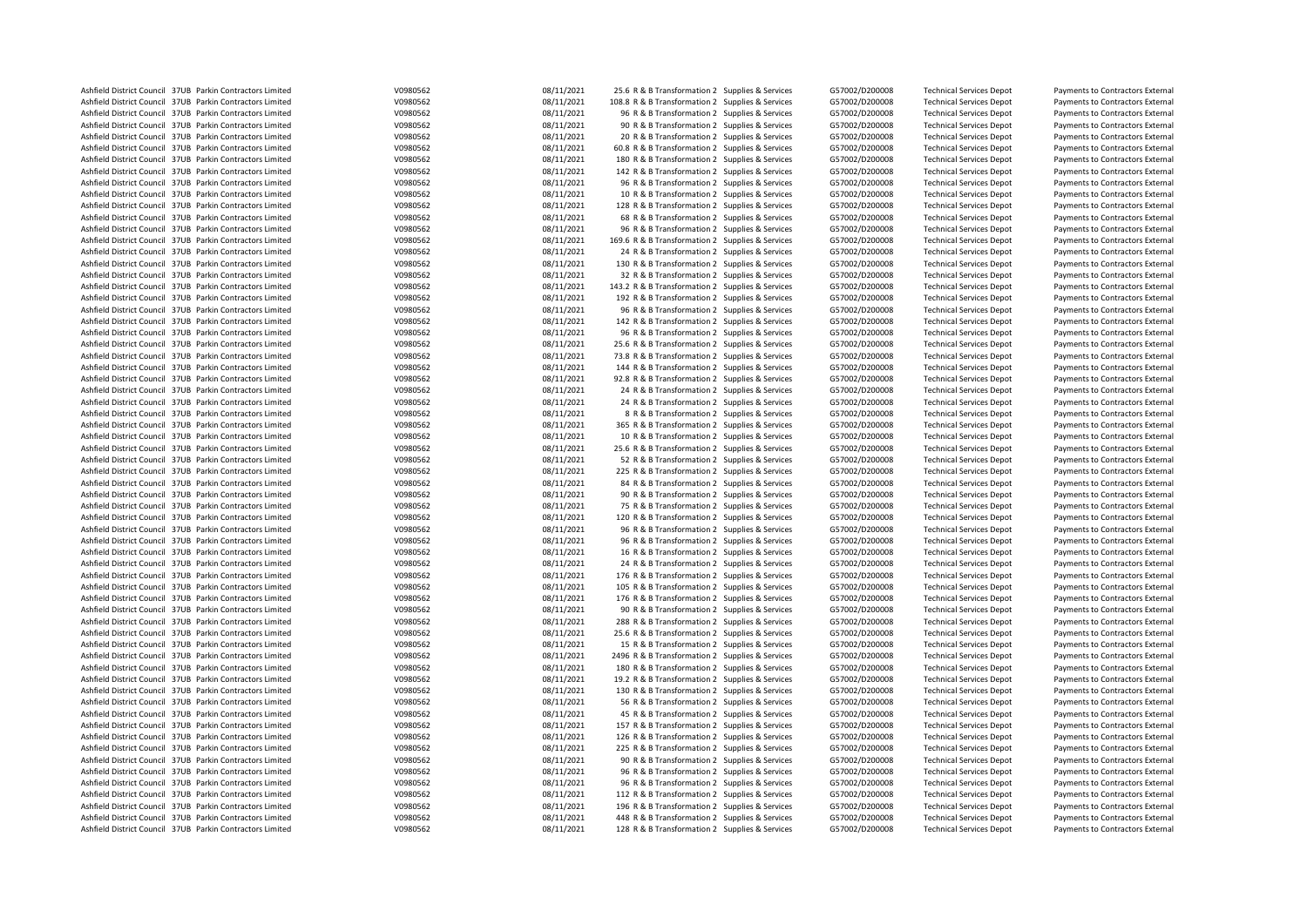| | | | | | | | | | | | |
|---|---|---|---|---|---|---|---|---|---|---|---|
| Ashfield District Council | 37UB | Parkin Contractors Limited | V0980562 | 08/11/2021 | 25.6 | R & B Transformation 2 | Supplies & Services | G57002/D200008 | Technical Services Depot | Payments to Contractors External |
| Ashfield District Council | 37UB | Parkin Contractors Limited | V0980562 | 08/11/2021 | 108.8 | R & B Transformation 2 | Supplies & Services | G57002/D200008 | Technical Services Depot | Payments to Contractors External |
| Ashfield District Council | 37UB | Parkin Contractors Limited | V0980562 | 08/11/2021 | 96 | R & B Transformation 2 | Supplies & Services | G57002/D200008 | Technical Services Depot | Payments to Contractors External |
| Ashfield District Council | 37UB | Parkin Contractors Limited | V0980562 | 08/11/2021 | 90 | R & B Transformation 2 | Supplies & Services | G57002/D200008 | Technical Services Depot | Payments to Contractors External |
| Ashfield District Council | 37UB | Parkin Contractors Limited | V0980562 | 08/11/2021 | 20 | R & B Transformation 2 | Supplies & Services | G57002/D200008 | Technical Services Depot | Payments to Contractors External |
| Ashfield District Council | 37UB | Parkin Contractors Limited | V0980562 | 08/11/2021 | 60.8 | R & B Transformation 2 | Supplies & Services | G57002/D200008 | Technical Services Depot | Payments to Contractors External |
| Ashfield District Council | 37UB | Parkin Contractors Limited | V0980562 | 08/11/2021 | 180 | R & B Transformation 2 | Supplies & Services | G57002/D200008 | Technical Services Depot | Payments to Contractors External |
| Ashfield District Council | 37UB | Parkin Contractors Limited | V0980562 | 08/11/2021 | 142 | R & B Transformation 2 | Supplies & Services | G57002/D200008 | Technical Services Depot | Payments to Contractors External |
| Ashfield District Council | 37UB | Parkin Contractors Limited | V0980562 | 08/11/2021 | 96 | R & B Transformation 2 | Supplies & Services | G57002/D200008 | Technical Services Depot | Payments to Contractors External |
| Ashfield District Council | 37UB | Parkin Contractors Limited | V0980562 | 08/11/2021 | 10 | R & B Transformation 2 | Supplies & Services | G57002/D200008 | Technical Services Depot | Payments to Contractors External |
| Ashfield District Council | 37UB | Parkin Contractors Limited | V0980562 | 08/11/2021 | 128 | R & B Transformation 2 | Supplies & Services | G57002/D200008 | Technical Services Depot | Payments to Contractors External |
| Ashfield District Council | 37UB | Parkin Contractors Limited | V0980562 | 08/11/2021 | 68 | R & B Transformation 2 | Supplies & Services | G57002/D200008 | Technical Services Depot | Payments to Contractors External |
| Ashfield District Council | 37UB | Parkin Contractors Limited | V0980562 | 08/11/2021 | 96 | R & B Transformation 2 | Supplies & Services | G57002/D200008 | Technical Services Depot | Payments to Contractors External |
| Ashfield District Council | 37UB | Parkin Contractors Limited | V0980562 | 08/11/2021 | 169.6 | R & B Transformation 2 | Supplies & Services | G57002/D200008 | Technical Services Depot | Payments to Contractors External |
| Ashfield District Council | 37UB | Parkin Contractors Limited | V0980562 | 08/11/2021 | 24 | R & B Transformation 2 | Supplies & Services | G57002/D200008 | Technical Services Depot | Payments to Contractors External |
| Ashfield District Council | 37UB | Parkin Contractors Limited | V0980562 | 08/11/2021 | 130 | R & B Transformation 2 | Supplies & Services | G57002/D200008 | Technical Services Depot | Payments to Contractors External |
| Ashfield District Council | 37UB | Parkin Contractors Limited | V0980562 | 08/11/2021 | 32 | R & B Transformation 2 | Supplies & Services | G57002/D200008 | Technical Services Depot | Payments to Contractors External |
| Ashfield District Council | 37UB | Parkin Contractors Limited | V0980562 | 08/11/2021 | 143.2 | R & B Transformation 2 | Supplies & Services | G57002/D200008 | Technical Services Depot | Payments to Contractors External |
| Ashfield District Council | 37UB | Parkin Contractors Limited | V0980562 | 08/11/2021 | 192 | R & B Transformation 2 | Supplies & Services | G57002/D200008 | Technical Services Depot | Payments to Contractors External |
| Ashfield District Council | 37UB | Parkin Contractors Limited | V0980562 | 08/11/2021 | 96 | R & B Transformation 2 | Supplies & Services | G57002/D200008 | Technical Services Depot | Payments to Contractors External |
| Ashfield District Council | 37UB | Parkin Contractors Limited | V0980562 | 08/11/2021 | 142 | R & B Transformation 2 | Supplies & Services | G57002/D200008 | Technical Services Depot | Payments to Contractors External |
| Ashfield District Council | 37UB | Parkin Contractors Limited | V0980562 | 08/11/2021 | 96 | R & B Transformation 2 | Supplies & Services | G57002/D200008 | Technical Services Depot | Payments to Contractors External |
| Ashfield District Council | 37UB | Parkin Contractors Limited | V0980562 | 08/11/2021 | 25.6 | R & B Transformation 2 | Supplies & Services | G57002/D200008 | Technical Services Depot | Payments to Contractors External |
| Ashfield District Council | 37UB | Parkin Contractors Limited | V0980562 | 08/11/2021 | 73.8 | R & B Transformation 2 | Supplies & Services | G57002/D200008 | Technical Services Depot | Payments to Contractors External |
| Ashfield District Council | 37UB | Parkin Contractors Limited | V0980562 | 08/11/2021 | 144 | R & B Transformation 2 | Supplies & Services | G57002/D200008 | Technical Services Depot | Payments to Contractors External |
| Ashfield District Council | 37UB | Parkin Contractors Limited | V0980562 | 08/11/2021 | 92.8 | R & B Transformation 2 | Supplies & Services | G57002/D200008 | Technical Services Depot | Payments to Contractors External |
| Ashfield District Council | 37UB | Parkin Contractors Limited | V0980562 | 08/11/2021 | 24 | R & B Transformation 2 | Supplies & Services | G57002/D200008 | Technical Services Depot | Payments to Contractors External |
| Ashfield District Council | 37UB | Parkin Contractors Limited | V0980562 | 08/11/2021 | 24 | R & B Transformation 2 | Supplies & Services | G57002/D200008 | Technical Services Depot | Payments to Contractors External |
| Ashfield District Council | 37UB | Parkin Contractors Limited | V0980562 | 08/11/2021 | 8 | R & B Transformation 2 | Supplies & Services | G57002/D200008 | Technical Services Depot | Payments to Contractors External |
| Ashfield District Council | 37UB | Parkin Contractors Limited | V0980562 | 08/11/2021 | 365 | R & B Transformation 2 | Supplies & Services | G57002/D200008 | Technical Services Depot | Payments to Contractors External |
| Ashfield District Council | 37UB | Parkin Contractors Limited | V0980562 | 08/11/2021 | 10 | R & B Transformation 2 | Supplies & Services | G57002/D200008 | Technical Services Depot | Payments to Contractors External |
| Ashfield District Council | 37UB | Parkin Contractors Limited | V0980562 | 08/11/2021 | 25.6 | R & B Transformation 2 | Supplies & Services | G57002/D200008 | Technical Services Depot | Payments to Contractors External |
| Ashfield District Council | 37UB | Parkin Contractors Limited | V0980562 | 08/11/2021 | 52 | R & B Transformation 2 | Supplies & Services | G57002/D200008 | Technical Services Depot | Payments to Contractors External |
| Ashfield District Council | 37UB | Parkin Contractors Limited | V0980562 | 08/11/2021 | 225 | R & B Transformation 2 | Supplies & Services | G57002/D200008 | Technical Services Depot | Payments to Contractors External |
| Ashfield District Council | 37UB | Parkin Contractors Limited | V0980562 | 08/11/2021 | 84 | R & B Transformation 2 | Supplies & Services | G57002/D200008 | Technical Services Depot | Payments to Contractors External |
| Ashfield District Council | 37UB | Parkin Contractors Limited | V0980562 | 08/11/2021 | 90 | R & B Transformation 2 | Supplies & Services | G57002/D200008 | Technical Services Depot | Payments to Contractors External |
| Ashfield District Council | 37UB | Parkin Contractors Limited | V0980562 | 08/11/2021 | 75 | R & B Transformation 2 | Supplies & Services | G57002/D200008 | Technical Services Depot | Payments to Contractors External |
| Ashfield District Council | 37UB | Parkin Contractors Limited | V0980562 | 08/11/2021 | 120 | R & B Transformation 2 | Supplies & Services | G57002/D200008 | Technical Services Depot | Payments to Contractors External |
| Ashfield District Council | 37UB | Parkin Contractors Limited | V0980562 | 08/11/2021 | 96 | R & B Transformation 2 | Supplies & Services | G57002/D200008 | Technical Services Depot | Payments to Contractors External |
| Ashfield District Council | 37UB | Parkin Contractors Limited | V0980562 | 08/11/2021 | 96 | R & B Transformation 2 | Supplies & Services | G57002/D200008 | Technical Services Depot | Payments to Contractors External |
| Ashfield District Council | 37UB | Parkin Contractors Limited | V0980562 | 08/11/2021 | 16 | R & B Transformation 2 | Supplies & Services | G57002/D200008 | Technical Services Depot | Payments to Contractors External |
| Ashfield District Council | 37UB | Parkin Contractors Limited | V0980562 | 08/11/2021 | 24 | R & B Transformation 2 | Supplies & Services | G57002/D200008 | Technical Services Depot | Payments to Contractors External |
| Ashfield District Council | 37UB | Parkin Contractors Limited | V0980562 | 08/11/2021 | 176 | R & B Transformation 2 | Supplies & Services | G57002/D200008 | Technical Services Depot | Payments to Contractors External |
| Ashfield District Council | 37UB | Parkin Contractors Limited | V0980562 | 08/11/2021 | 105 | R & B Transformation 2 | Supplies & Services | G57002/D200008 | Technical Services Depot | Payments to Contractors External |
| Ashfield District Council | 37UB | Parkin Contractors Limited | V0980562 | 08/11/2021 | 176 | R & B Transformation 2 | Supplies & Services | G57002/D200008 | Technical Services Depot | Payments to Contractors External |
| Ashfield District Council | 37UB | Parkin Contractors Limited | V0980562 | 08/11/2021 | 90 | R & B Transformation 2 | Supplies & Services | G57002/D200008 | Technical Services Depot | Payments to Contractors External |
| Ashfield District Council | 37UB | Parkin Contractors Limited | V0980562 | 08/11/2021 | 288 | R & B Transformation 2 | Supplies & Services | G57002/D200008 | Technical Services Depot | Payments to Contractors External |
| Ashfield District Council | 37UB | Parkin Contractors Limited | V0980562 | 08/11/2021 | 25.6 | R & B Transformation 2 | Supplies & Services | G57002/D200008 | Technical Services Depot | Payments to Contractors External |
| Ashfield District Council | 37UB | Parkin Contractors Limited | V0980562 | 08/11/2021 | 15 | R & B Transformation 2 | Supplies & Services | G57002/D200008 | Technical Services Depot | Payments to Contractors External |
| Ashfield District Council | 37UB | Parkin Contractors Limited | V0980562 | 08/11/2021 | 2496 | R & B Transformation 2 | Supplies & Services | G57002/D200008 | Technical Services Depot | Payments to Contractors External |
| Ashfield District Council | 37UB | Parkin Contractors Limited | V0980562 | 08/11/2021 | 180 | R & B Transformation 2 | Supplies & Services | G57002/D200008 | Technical Services Depot | Payments to Contractors External |
| Ashfield District Council | 37UB | Parkin Contractors Limited | V0980562 | 08/11/2021 | 19.2 | R & B Transformation 2 | Supplies & Services | G57002/D200008 | Technical Services Depot | Payments to Contractors External |
| Ashfield District Council | 37UB | Parkin Contractors Limited | V0980562 | 08/11/2021 | 130 | R & B Transformation 2 | Supplies & Services | G57002/D200008 | Technical Services Depot | Payments to Contractors External |
| Ashfield District Council | 37UB | Parkin Contractors Limited | V0980562 | 08/11/2021 | 56 | R & B Transformation 2 | Supplies & Services | G57002/D200008 | Technical Services Depot | Payments to Contractors External |
| Ashfield District Council | 37UB | Parkin Contractors Limited | V0980562 | 08/11/2021 | 45 | R & B Transformation 2 | Supplies & Services | G57002/D200008 | Technical Services Depot | Payments to Contractors External |
| Ashfield District Council | 37UB | Parkin Contractors Limited | V0980562 | 08/11/2021 | 157 | R & B Transformation 2 | Supplies & Services | G57002/D200008 | Technical Services Depot | Payments to Contractors External |
| Ashfield District Council | 37UB | Parkin Contractors Limited | V0980562 | 08/11/2021 | 126 | R & B Transformation 2 | Supplies & Services | G57002/D200008 | Technical Services Depot | Payments to Contractors External |
| Ashfield District Council | 37UB | Parkin Contractors Limited | V0980562 | 08/11/2021 | 225 | R & B Transformation 2 | Supplies & Services | G57002/D200008 | Technical Services Depot | Payments to Contractors External |
| Ashfield District Council | 37UB | Parkin Contractors Limited | V0980562 | 08/11/2021 | 90 | R & B Transformation 2 | Supplies & Services | G57002/D200008 | Technical Services Depot | Payments to Contractors External |
| Ashfield District Council | 37UB | Parkin Contractors Limited | V0980562 | 08/11/2021 | 96 | R & B Transformation 2 | Supplies & Services | G57002/D200008 | Technical Services Depot | Payments to Contractors External |
| Ashfield District Council | 37UB | Parkin Contractors Limited | V0980562 | 08/11/2021 | 96 | R & B Transformation 2 | Supplies & Services | G57002/D200008 | Technical Services Depot | Payments to Contractors External |
| Ashfield District Council | 37UB | Parkin Contractors Limited | V0980562 | 08/11/2021 | 112 | R & B Transformation 2 | Supplies & Services | G57002/D200008 | Technical Services Depot | Payments to Contractors External |
| Ashfield District Council | 37UB | Parkin Contractors Limited | V0980562 | 08/11/2021 | 196 | R & B Transformation 2 | Supplies & Services | G57002/D200008 | Technical Services Depot | Payments to Contractors External |
| Ashfield District Council | 37UB | Parkin Contractors Limited | V0980562 | 08/11/2021 | 448 | R & B Transformation 2 | Supplies & Services | G57002/D200008 | Technical Services Depot | Payments to Contractors External |
| Ashfield District Council | 37UB | Parkin Contractors Limited | V0980562 | 08/11/2021 | 128 | R & B Transformation 2 | Supplies & Services | G57002/D200008 | Technical Services Depot | Payments to Contractors External |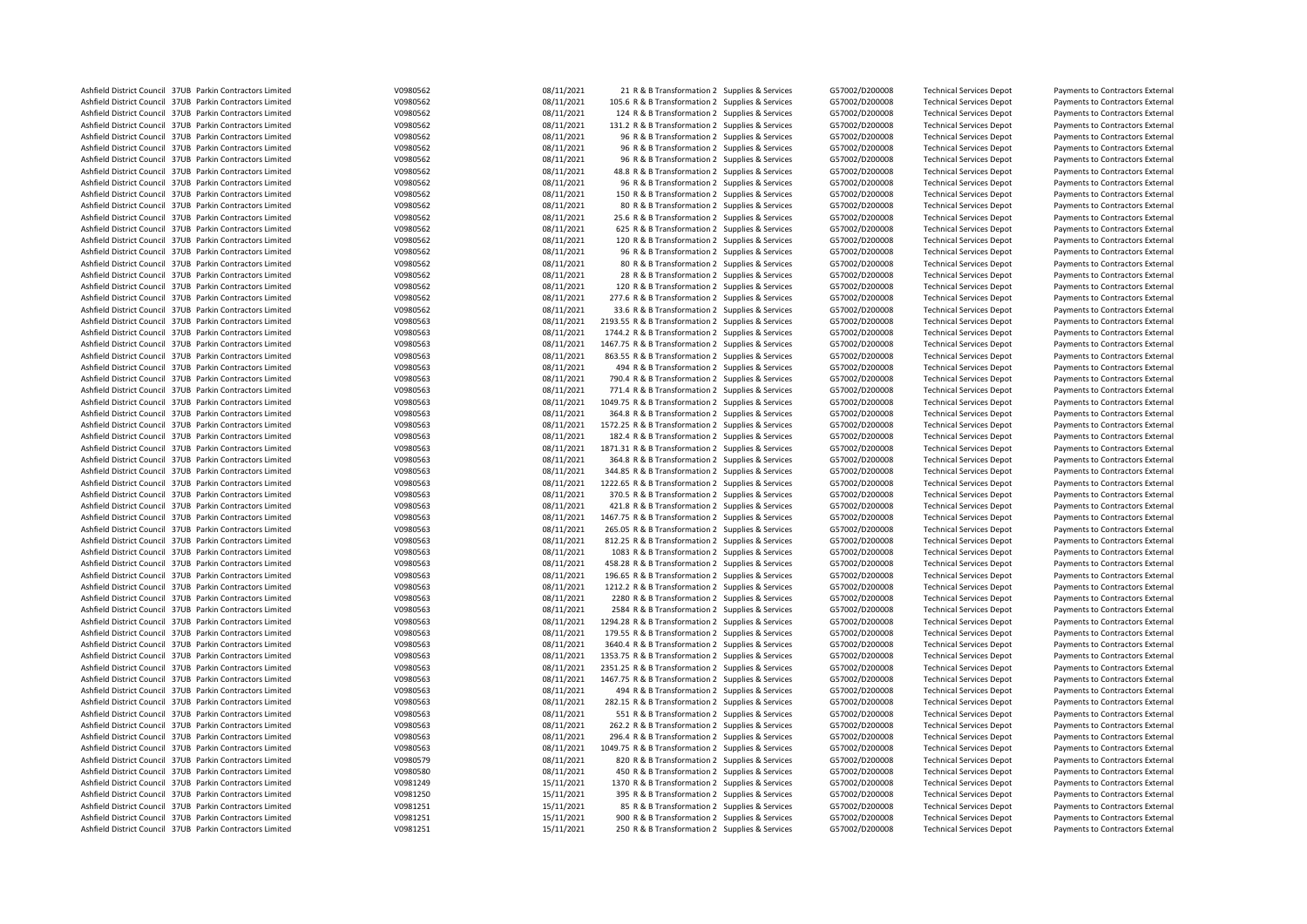| | | | | | | | | | | |
|---|---|---|---|---|---|---|---|---|---|---|
| Ashfield District Council | 37UB | Parkin Contractors Limited | V0980562 | 08/11/2021 | 21 | R & B Transformation 2 | Supplies & Services | G57002/D200008 | Technical Services Depot | Payments to Contractors External |
| Ashfield District Council | 37UB | Parkin Contractors Limited | V0980562 | 08/11/2021 | 105.6 | R & B Transformation 2 | Supplies & Services | G57002/D200008 | Technical Services Depot | Payments to Contractors External |
| Ashfield District Council | 37UB | Parkin Contractors Limited | V0980562 | 08/11/2021 | 124 | R & B Transformation 2 | Supplies & Services | G57002/D200008 | Technical Services Depot | Payments to Contractors External |
| Ashfield District Council | 37UB | Parkin Contractors Limited | V0980562 | 08/11/2021 | 131.2 | R & B Transformation 2 | Supplies & Services | G57002/D200008 | Technical Services Depot | Payments to Contractors External |
| Ashfield District Council | 37UB | Parkin Contractors Limited | V0980562 | 08/11/2021 | 96 | R & B Transformation 2 | Supplies & Services | G57002/D200008 | Technical Services Depot | Payments to Contractors External |
| Ashfield District Council | 37UB | Parkin Contractors Limited | V0980562 | 08/11/2021 | 96 | R & B Transformation 2 | Supplies & Services | G57002/D200008 | Technical Services Depot | Payments to Contractors External |
| Ashfield District Council | 37UB | Parkin Contractors Limited | V0980562 | 08/11/2021 | 96 | R & B Transformation 2 | Supplies & Services | G57002/D200008 | Technical Services Depot | Payments to Contractors External |
| Ashfield District Council | 37UB | Parkin Contractors Limited | V0980562 | 08/11/2021 | 48.8 | R & B Transformation 2 | Supplies & Services | G57002/D200008 | Technical Services Depot | Payments to Contractors External |
| Ashfield District Council | 37UB | Parkin Contractors Limited | V0980562 | 08/11/2021 | 96 | R & B Transformation 2 | Supplies & Services | G57002/D200008 | Technical Services Depot | Payments to Contractors External |
| Ashfield District Council | 37UB | Parkin Contractors Limited | V0980562 | 08/11/2021 | 150 | R & B Transformation 2 | Supplies & Services | G57002/D200008 | Technical Services Depot | Payments to Contractors External |
| Ashfield District Council | 37UB | Parkin Contractors Limited | V0980562 | 08/11/2021 | 80 | R & B Transformation 2 | Supplies & Services | G57002/D200008 | Technical Services Depot | Payments to Contractors External |
| Ashfield District Council | 37UB | Parkin Contractors Limited | V0980562 | 08/11/2021 | 25.6 | R & B Transformation 2 | Supplies & Services | G57002/D200008 | Technical Services Depot | Payments to Contractors External |
| Ashfield District Council | 37UB | Parkin Contractors Limited | V0980562 | 08/11/2021 | 625 | R & B Transformation 2 | Supplies & Services | G57002/D200008 | Technical Services Depot | Payments to Contractors External |
| Ashfield District Council | 37UB | Parkin Contractors Limited | V0980562 | 08/11/2021 | 120 | R & B Transformation 2 | Supplies & Services | G57002/D200008 | Technical Services Depot | Payments to Contractors External |
| Ashfield District Council | 37UB | Parkin Contractors Limited | V0980562 | 08/11/2021 | 96 | R & B Transformation 2 | Supplies & Services | G57002/D200008 | Technical Services Depot | Payments to Contractors External |
| Ashfield District Council | 37UB | Parkin Contractors Limited | V0980562 | 08/11/2021 | 80 | R & B Transformation 2 | Supplies & Services | G57002/D200008 | Technical Services Depot | Payments to Contractors External |
| Ashfield District Council | 37UB | Parkin Contractors Limited | V0980562 | 08/11/2021 | 28 | R & B Transformation 2 | Supplies & Services | G57002/D200008 | Technical Services Depot | Payments to Contractors External |
| Ashfield District Council | 37UB | Parkin Contractors Limited | V0980562 | 08/11/2021 | 120 | R & B Transformation 2 | Supplies & Services | G57002/D200008 | Technical Services Depot | Payments to Contractors External |
| Ashfield District Council | 37UB | Parkin Contractors Limited | V0980562 | 08/11/2021 | 277.6 | R & B Transformation 2 | Supplies & Services | G57002/D200008 | Technical Services Depot | Payments to Contractors External |
| Ashfield District Council | 37UB | Parkin Contractors Limited | V0980562 | 08/11/2021 | 33.6 | R & B Transformation 2 | Supplies & Services | G57002/D200008 | Technical Services Depot | Payments to Contractors External |
| Ashfield District Council | 37UB | Parkin Contractors Limited | V0980563 | 08/11/2021 | 2193.55 | R & B Transformation 2 | Supplies & Services | G57002/D200008 | Technical Services Depot | Payments to Contractors External |
| Ashfield District Council | 37UB | Parkin Contractors Limited | V0980563 | 08/11/2021 | 1744.2 | R & B Transformation 2 | Supplies & Services | G57002/D200008 | Technical Services Depot | Payments to Contractors External |
| Ashfield District Council | 37UB | Parkin Contractors Limited | V0980563 | 08/11/2021 | 1467.75 | R & B Transformation 2 | Supplies & Services | G57002/D200008 | Technical Services Depot | Payments to Contractors External |
| Ashfield District Council | 37UB | Parkin Contractors Limited | V0980563 | 08/11/2021 | 863.55 | R & B Transformation 2 | Supplies & Services | G57002/D200008 | Technical Services Depot | Payments to Contractors External |
| Ashfield District Council | 37UB | Parkin Contractors Limited | V0980563 | 08/11/2021 | 494 | R & B Transformation 2 | Supplies & Services | G57002/D200008 | Technical Services Depot | Payments to Contractors External |
| Ashfield District Council | 37UB | Parkin Contractors Limited | V0980563 | 08/11/2021 | 790.4 | R & B Transformation 2 | Supplies & Services | G57002/D200008 | Technical Services Depot | Payments to Contractors External |
| Ashfield District Council | 37UB | Parkin Contractors Limited | V0980563 | 08/11/2021 | 771.4 | R & B Transformation 2 | Supplies & Services | G57002/D200008 | Technical Services Depot | Payments to Contractors External |
| Ashfield District Council | 37UB | Parkin Contractors Limited | V0980563 | 08/11/2021 | 1049.75 | R & B Transformation 2 | Supplies & Services | G57002/D200008 | Technical Services Depot | Payments to Contractors External |
| Ashfield District Council | 37UB | Parkin Contractors Limited | V0980563 | 08/11/2021 | 364.8 | R & B Transformation 2 | Supplies & Services | G57002/D200008 | Technical Services Depot | Payments to Contractors External |
| Ashfield District Council | 37UB | Parkin Contractors Limited | V0980563 | 08/11/2021 | 1572.25 | R & B Transformation 2 | Supplies & Services | G57002/D200008 | Technical Services Depot | Payments to Contractors External |
| Ashfield District Council | 37UB | Parkin Contractors Limited | V0980563 | 08/11/2021 | 182.4 | R & B Transformation 2 | Supplies & Services | G57002/D200008 | Technical Services Depot | Payments to Contractors External |
| Ashfield District Council | 37UB | Parkin Contractors Limited | V0980563 | 08/11/2021 | 1871.31 | R & B Transformation 2 | Supplies & Services | G57002/D200008 | Technical Services Depot | Payments to Contractors External |
| Ashfield District Council | 37UB | Parkin Contractors Limited | V0980563 | 08/11/2021 | 364.8 | R & B Transformation 2 | Supplies & Services | G57002/D200008 | Technical Services Depot | Payments to Contractors External |
| Ashfield District Council | 37UB | Parkin Contractors Limited | V0980563 | 08/11/2021 | 344.85 | R & B Transformation 2 | Supplies & Services | G57002/D200008 | Technical Services Depot | Payments to Contractors External |
| Ashfield District Council | 37UB | Parkin Contractors Limited | V0980563 | 08/11/2021 | 1222.65 | R & B Transformation 2 | Supplies & Services | G57002/D200008 | Technical Services Depot | Payments to Contractors External |
| Ashfield District Council | 37UB | Parkin Contractors Limited | V0980563 | 08/11/2021 | 370.5 | R & B Transformation 2 | Supplies & Services | G57002/D200008 | Technical Services Depot | Payments to Contractors External |
| Ashfield District Council | 37UB | Parkin Contractors Limited | V0980563 | 08/11/2021 | 421.8 | R & B Transformation 2 | Supplies & Services | G57002/D200008 | Technical Services Depot | Payments to Contractors External |
| Ashfield District Council | 37UB | Parkin Contractors Limited | V0980563 | 08/11/2021 | 1467.75 | R & B Transformation 2 | Supplies & Services | G57002/D200008 | Technical Services Depot | Payments to Contractors External |
| Ashfield District Council | 37UB | Parkin Contractors Limited | V0980563 | 08/11/2021 | 265.05 | R & B Transformation 2 | Supplies & Services | G57002/D200008 | Technical Services Depot | Payments to Contractors External |
| Ashfield District Council | 37UB | Parkin Contractors Limited | V0980563 | 08/11/2021 | 812.25 | R & B Transformation 2 | Supplies & Services | G57002/D200008 | Technical Services Depot | Payments to Contractors External |
| Ashfield District Council | 37UB | Parkin Contractors Limited | V0980563 | 08/11/2021 | 1083 | R & B Transformation 2 | Supplies & Services | G57002/D200008 | Technical Services Depot | Payments to Contractors External |
| Ashfield District Council | 37UB | Parkin Contractors Limited | V0980563 | 08/11/2021 | 458.28 | R & B Transformation 2 | Supplies & Services | G57002/D200008 | Technical Services Depot | Payments to Contractors External |
| Ashfield District Council | 37UB | Parkin Contractors Limited | V0980563 | 08/11/2021 | 196.65 | R & B Transformation 2 | Supplies & Services | G57002/D200008 | Technical Services Depot | Payments to Contractors External |
| Ashfield District Council | 37UB | Parkin Contractors Limited | V0980563 | 08/11/2021 | 1212.2 | R & B Transformation 2 | Supplies & Services | G57002/D200008 | Technical Services Depot | Payments to Contractors External |
| Ashfield District Council | 37UB | Parkin Contractors Limited | V0980563 | 08/11/2021 | 2280 | R & B Transformation 2 | Supplies & Services | G57002/D200008 | Technical Services Depot | Payments to Contractors External |
| Ashfield District Council | 37UB | Parkin Contractors Limited | V0980563 | 08/11/2021 | 2584 | R & B Transformation 2 | Supplies & Services | G57002/D200008 | Technical Services Depot | Payments to Contractors External |
| Ashfield District Council | 37UB | Parkin Contractors Limited | V0980563 | 08/11/2021 | 1294.28 | R & B Transformation 2 | Supplies & Services | G57002/D200008 | Technical Services Depot | Payments to Contractors External |
| Ashfield District Council | 37UB | Parkin Contractors Limited | V0980563 | 08/11/2021 | 179.55 | R & B Transformation 2 | Supplies & Services | G57002/D200008 | Technical Services Depot | Payments to Contractors External |
| Ashfield District Council | 37UB | Parkin Contractors Limited | V0980563 | 08/11/2021 | 3640.4 | R & B Transformation 2 | Supplies & Services | G57002/D200008 | Technical Services Depot | Payments to Contractors External |
| Ashfield District Council | 37UB | Parkin Contractors Limited | V0980563 | 08/11/2021 | 1353.75 | R & B Transformation 2 | Supplies & Services | G57002/D200008 | Technical Services Depot | Payments to Contractors External |
| Ashfield District Council | 37UB | Parkin Contractors Limited | V0980563 | 08/11/2021 | 2351.25 | R & B Transformation 2 | Supplies & Services | G57002/D200008 | Technical Services Depot | Payments to Contractors External |
| Ashfield District Council | 37UB | Parkin Contractors Limited | V0980563 | 08/11/2021 | 1467.75 | R & B Transformation 2 | Supplies & Services | G57002/D200008 | Technical Services Depot | Payments to Contractors External |
| Ashfield District Council | 37UB | Parkin Contractors Limited | V0980563 | 08/11/2021 | 494 | R & B Transformation 2 | Supplies & Services | G57002/D200008 | Technical Services Depot | Payments to Contractors External |
| Ashfield District Council | 37UB | Parkin Contractors Limited | V0980563 | 08/11/2021 | 282.15 | R & B Transformation 2 | Supplies & Services | G57002/D200008 | Technical Services Depot | Payments to Contractors External |
| Ashfield District Council | 37UB | Parkin Contractors Limited | V0980563 | 08/11/2021 | 551 | R & B Transformation 2 | Supplies & Services | G57002/D200008 | Technical Services Depot | Payments to Contractors External |
| Ashfield District Council | 37UB | Parkin Contractors Limited | V0980563 | 08/11/2021 | 262.2 | R & B Transformation 2 | Supplies & Services | G57002/D200008 | Technical Services Depot | Payments to Contractors External |
| Ashfield District Council | 37UB | Parkin Contractors Limited | V0980563 | 08/11/2021 | 296.4 | R & B Transformation 2 | Supplies & Services | G57002/D200008 | Technical Services Depot | Payments to Contractors External |
| Ashfield District Council | 37UB | Parkin Contractors Limited | V0980563 | 08/11/2021 | 1049.75 | R & B Transformation 2 | Supplies & Services | G57002/D200008 | Technical Services Depot | Payments to Contractors External |
| Ashfield District Council | 37UB | Parkin Contractors Limited | V0980579 | 08/11/2021 | 820 | R & B Transformation 2 | Supplies & Services | G57002/D200008 | Technical Services Depot | Payments to Contractors External |
| Ashfield District Council | 37UB | Parkin Contractors Limited | V0980580 | 08/11/2021 | 450 | R & B Transformation 2 | Supplies & Services | G57002/D200008 | Technical Services Depot | Payments to Contractors External |
| Ashfield District Council | 37UB | Parkin Contractors Limited | V0981249 | 15/11/2021 | 1370 | R & B Transformation 2 | Supplies & Services | G57002/D200008 | Technical Services Depot | Payments to Contractors External |
| Ashfield District Council | 37UB | Parkin Contractors Limited | V0981250 | 15/11/2021 | 395 | R & B Transformation 2 | Supplies & Services | G57002/D200008 | Technical Services Depot | Payments to Contractors External |
| Ashfield District Council | 37UB | Parkin Contractors Limited | V0981251 | 15/11/2021 | 85 | R & B Transformation 2 | Supplies & Services | G57002/D200008 | Technical Services Depot | Payments to Contractors External |
| Ashfield District Council | 37UB | Parkin Contractors Limited | V0981251 | 15/11/2021 | 900 | R & B Transformation 2 | Supplies & Services | G57002/D200008 | Technical Services Depot | Payments to Contractors External |
| Ashfield District Council | 37UB | Parkin Contractors Limited | V0981251 | 15/11/2021 | 250 | R & B Transformation 2 | Supplies & Services | G57002/D200008 | Technical Services Depot | Payments to Contractors External |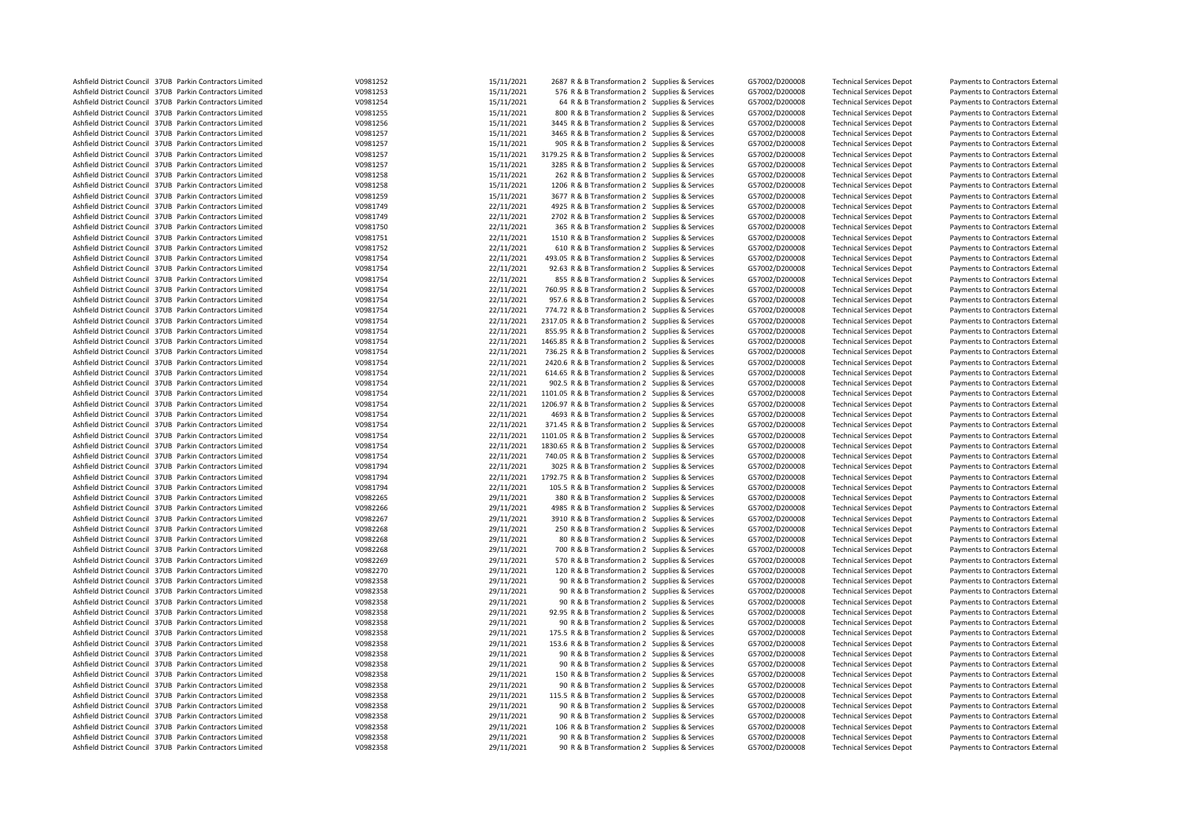| | | | | | | | | | | | |
|---|---|---|---|---|---|---|---|---|---|---|---|
| Ashfield District Council | 37UB | Parkin Contractors Limited | V0981252 | 15/11/2021 | 2687 | R & B Transformation 2 | Supplies & Services | G57002/D200008 | Technical Services Depot | Payments to Contractors External |
| Ashfield District Council | 37UB | Parkin Contractors Limited | V0981253 | 15/11/2021 | 576 | R & B Transformation 2 | Supplies & Services | G57002/D200008 | Technical Services Depot | Payments to Contractors External |
| Ashfield District Council | 37UB | Parkin Contractors Limited | V0981254 | 15/11/2021 | 64 | R & B Transformation 2 | Supplies & Services | G57002/D200008 | Technical Services Depot | Payments to Contractors External |
| Ashfield District Council | 37UB | Parkin Contractors Limited | V0981255 | 15/11/2021 | 800 | R & B Transformation 2 | Supplies & Services | G57002/D200008 | Technical Services Depot | Payments to Contractors External |
| Ashfield District Council | 37UB | Parkin Contractors Limited | V0981256 | 15/11/2021 | 3445 | R & B Transformation 2 | Supplies & Services | G57002/D200008 | Technical Services Depot | Payments to Contractors External |
| Ashfield District Council | 37UB | Parkin Contractors Limited | V0981257 | 15/11/2021 | 3465 | R & B Transformation 2 | Supplies & Services | G57002/D200008 | Technical Services Depot | Payments to Contractors External |
| Ashfield District Council | 37UB | Parkin Contractors Limited | V0981257 | 15/11/2021 | 905 | R & B Transformation 2 | Supplies & Services | G57002/D200008 | Technical Services Depot | Payments to Contractors External |
| Ashfield District Council | 37UB | Parkin Contractors Limited | V0981257 | 15/11/2021 | 3179.25 | R & B Transformation 2 | Supplies & Services | G57002/D200008 | Technical Services Depot | Payments to Contractors External |
| Ashfield District Council | 37UB | Parkin Contractors Limited | V0981257 | 15/11/2021 | 3285 | R & B Transformation 2 | Supplies & Services | G57002/D200008 | Technical Services Depot | Payments to Contractors External |
| Ashfield District Council | 37UB | Parkin Contractors Limited | V0981258 | 15/11/2021 | 262 | R & B Transformation 2 | Supplies & Services | G57002/D200008 | Technical Services Depot | Payments to Contractors External |
| Ashfield District Council | 37UB | Parkin Contractors Limited | V0981258 | 15/11/2021 | 1206 | R & B Transformation 2 | Supplies & Services | G57002/D200008 | Technical Services Depot | Payments to Contractors External |
| Ashfield District Council | 37UB | Parkin Contractors Limited | V0981259 | 15/11/2021 | 3677 | R & B Transformation 2 | Supplies & Services | G57002/D200008 | Technical Services Depot | Payments to Contractors External |
| Ashfield District Council | 37UB | Parkin Contractors Limited | V0981749 | 22/11/2021 | 4925 | R & B Transformation 2 | Supplies & Services | G57002/D200008 | Technical Services Depot | Payments to Contractors External |
| Ashfield District Council | 37UB | Parkin Contractors Limited | V0981749 | 22/11/2021 | 2702 | R & B Transformation 2 | Supplies & Services | G57002/D200008 | Technical Services Depot | Payments to Contractors External |
| Ashfield District Council | 37UB | Parkin Contractors Limited | V0981750 | 22/11/2021 | 365 | R & B Transformation 2 | Supplies & Services | G57002/D200008 | Technical Services Depot | Payments to Contractors External |
| Ashfield District Council | 37UB | Parkin Contractors Limited | V0981751 | 22/11/2021 | 1510 | R & B Transformation 2 | Supplies & Services | G57002/D200008 | Technical Services Depot | Payments to Contractors External |
| Ashfield District Council | 37UB | Parkin Contractors Limited | V0981752 | 22/11/2021 | 610 | R & B Transformation 2 | Supplies & Services | G57002/D200008 | Technical Services Depot | Payments to Contractors External |
| Ashfield District Council | 37UB | Parkin Contractors Limited | V0981754 | 22/11/2021 | 493.05 | R & B Transformation 2 | Supplies & Services | G57002/D200008 | Technical Services Depot | Payments to Contractors External |
| Ashfield District Council | 37UB | Parkin Contractors Limited | V0981754 | 22/11/2021 | 92.63 | R & B Transformation 2 | Supplies & Services | G57002/D200008 | Technical Services Depot | Payments to Contractors External |
| Ashfield District Council | 37UB | Parkin Contractors Limited | V0981754 | 22/11/2021 | 855 | R & B Transformation 2 | Supplies & Services | G57002/D200008 | Technical Services Depot | Payments to Contractors External |
| Ashfield District Council | 37UB | Parkin Contractors Limited | V0981754 | 22/11/2021 | 760.95 | R & B Transformation 2 | Supplies & Services | G57002/D200008 | Technical Services Depot | Payments to Contractors External |
| Ashfield District Council | 37UB | Parkin Contractors Limited | V0981754 | 22/11/2021 | 957.6 | R & B Transformation 2 | Supplies & Services | G57002/D200008 | Technical Services Depot | Payments to Contractors External |
| Ashfield District Council | 37UB | Parkin Contractors Limited | V0981754 | 22/11/2021 | 774.72 | R & B Transformation 2 | Supplies & Services | G57002/D200008 | Technical Services Depot | Payments to Contractors External |
| Ashfield District Council | 37UB | Parkin Contractors Limited | V0981754 | 22/11/2021 | 2317.05 | R & B Transformation 2 | Supplies & Services | G57002/D200008 | Technical Services Depot | Payments to Contractors External |
| Ashfield District Council | 37UB | Parkin Contractors Limited | V0981754 | 22/11/2021 | 855.95 | R & B Transformation 2 | Supplies & Services | G57002/D200008 | Technical Services Depot | Payments to Contractors External |
| Ashfield District Council | 37UB | Parkin Contractors Limited | V0981754 | 22/11/2021 | 1465.85 | R & B Transformation 2 | Supplies & Services | G57002/D200008 | Technical Services Depot | Payments to Contractors External |
| Ashfield District Council | 37UB | Parkin Contractors Limited | V0981754 | 22/11/2021 | 736.25 | R & B Transformation 2 | Supplies & Services | G57002/D200008 | Technical Services Depot | Payments to Contractors External |
| Ashfield District Council | 37UB | Parkin Contractors Limited | V0981754 | 22/11/2021 | 2420.6 | R & B Transformation 2 | Supplies & Services | G57002/D200008 | Technical Services Depot | Payments to Contractors External |
| Ashfield District Council | 37UB | Parkin Contractors Limited | V0981754 | 22/11/2021 | 614.65 | R & B Transformation 2 | Supplies & Services | G57002/D200008 | Technical Services Depot | Payments to Contractors External |
| Ashfield District Council | 37UB | Parkin Contractors Limited | V0981754 | 22/11/2021 | 902.5 | R & B Transformation 2 | Supplies & Services | G57002/D200008 | Technical Services Depot | Payments to Contractors External |
| Ashfield District Council | 37UB | Parkin Contractors Limited | V0981754 | 22/11/2021 | 1101.05 | R & B Transformation 2 | Supplies & Services | G57002/D200008 | Technical Services Depot | Payments to Contractors External |
| Ashfield District Council | 37UB | Parkin Contractors Limited | V0981754 | 22/11/2021 | 1206.97 | R & B Transformation 2 | Supplies & Services | G57002/D200008 | Technical Services Depot | Payments to Contractors External |
| Ashfield District Council | 37UB | Parkin Contractors Limited | V0981754 | 22/11/2021 | 4693 | R & B Transformation 2 | Supplies & Services | G57002/D200008 | Technical Services Depot | Payments to Contractors External |
| Ashfield District Council | 37UB | Parkin Contractors Limited | V0981754 | 22/11/2021 | 371.45 | R & B Transformation 2 | Supplies & Services | G57002/D200008 | Technical Services Depot | Payments to Contractors External |
| Ashfield District Council | 37UB | Parkin Contractors Limited | V0981754 | 22/11/2021 | 1101.05 | R & B Transformation 2 | Supplies & Services | G57002/D200008 | Technical Services Depot | Payments to Contractors External |
| Ashfield District Council | 37UB | Parkin Contractors Limited | V0981754 | 22/11/2021 | 1830.65 | R & B Transformation 2 | Supplies & Services | G57002/D200008 | Technical Services Depot | Payments to Contractors External |
| Ashfield District Council | 37UB | Parkin Contractors Limited | V0981754 | 22/11/2021 | 740.05 | R & B Transformation 2 | Supplies & Services | G57002/D200008 | Technical Services Depot | Payments to Contractors External |
| Ashfield District Council | 37UB | Parkin Contractors Limited | V0981794 | 22/11/2021 | 3025 | R & B Transformation 2 | Supplies & Services | G57002/D200008 | Technical Services Depot | Payments to Contractors External |
| Ashfield District Council | 37UB | Parkin Contractors Limited | V0981794 | 22/11/2021 | 1792.75 | R & B Transformation 2 | Supplies & Services | G57002/D200008 | Technical Services Depot | Payments to Contractors External |
| Ashfield District Council | 37UB | Parkin Contractors Limited | V0981794 | 22/11/2021 | 105.5 | R & B Transformation 2 | Supplies & Services | G57002/D200008 | Technical Services Depot | Payments to Contractors External |
| Ashfield District Council | 37UB | Parkin Contractors Limited | V0982265 | 29/11/2021 | 380 | R & B Transformation 2 | Supplies & Services | G57002/D200008 | Technical Services Depot | Payments to Contractors External |
| Ashfield District Council | 37UB | Parkin Contractors Limited | V0982266 | 29/11/2021 | 4985 | R & B Transformation 2 | Supplies & Services | G57002/D200008 | Technical Services Depot | Payments to Contractors External |
| Ashfield District Council | 37UB | Parkin Contractors Limited | V0982267 | 29/11/2021 | 3910 | R & B Transformation 2 | Supplies & Services | G57002/D200008 | Technical Services Depot | Payments to Contractors External |
| Ashfield District Council | 37UB | Parkin Contractors Limited | V0982268 | 29/11/2021 | 250 | R & B Transformation 2 | Supplies & Services | G57002/D200008 | Technical Services Depot | Payments to Contractors External |
| Ashfield District Council | 37UB | Parkin Contractors Limited | V0982268 | 29/11/2021 | 80 | R & B Transformation 2 | Supplies & Services | G57002/D200008 | Technical Services Depot | Payments to Contractors External |
| Ashfield District Council | 37UB | Parkin Contractors Limited | V0982268 | 29/11/2021 | 700 | R & B Transformation 2 | Supplies & Services | G57002/D200008 | Technical Services Depot | Payments to Contractors External |
| Ashfield District Council | 37UB | Parkin Contractors Limited | V0982269 | 29/11/2021 | 570 | R & B Transformation 2 | Supplies & Services | G57002/D200008 | Technical Services Depot | Payments to Contractors External |
| Ashfield District Council | 37UB | Parkin Contractors Limited | V0982270 | 29/11/2021 | 120 | R & B Transformation 2 | Supplies & Services | G57002/D200008 | Technical Services Depot | Payments to Contractors External |
| Ashfield District Council | 37UB | Parkin Contractors Limited | V0982358 | 29/11/2021 | 90 | R & B Transformation 2 | Supplies & Services | G57002/D200008 | Technical Services Depot | Payments to Contractors External |
| Ashfield District Council | 37UB | Parkin Contractors Limited | V0982358 | 29/11/2021 | 90 | R & B Transformation 2 | Supplies & Services | G57002/D200008 | Technical Services Depot | Payments to Contractors External |
| Ashfield District Council | 37UB | Parkin Contractors Limited | V0982358 | 29/11/2021 | 90 | R & B Transformation 2 | Supplies & Services | G57002/D200008 | Technical Services Depot | Payments to Contractors External |
| Ashfield District Council | 37UB | Parkin Contractors Limited | V0982358 | 29/11/2021 | 92.95 | R & B Transformation 2 | Supplies & Services | G57002/D200008 | Technical Services Depot | Payments to Contractors External |
| Ashfield District Council | 37UB | Parkin Contractors Limited | V0982358 | 29/11/2021 | 90 | R & B Transformation 2 | Supplies & Services | G57002/D200008 | Technical Services Depot | Payments to Contractors External |
| Ashfield District Council | 37UB | Parkin Contractors Limited | V0982358 | 29/11/2021 | 175.5 | R & B Transformation 2 | Supplies & Services | G57002/D200008 | Technical Services Depot | Payments to Contractors External |
| Ashfield District Council | 37UB | Parkin Contractors Limited | V0982358 | 29/11/2021 | 153.6 | R & B Transformation 2 | Supplies & Services | G57002/D200008 | Technical Services Depot | Payments to Contractors External |
| Ashfield District Council | 37UB | Parkin Contractors Limited | V0982358 | 29/11/2021 | 90 | R & B Transformation 2 | Supplies & Services | G57002/D200008 | Technical Services Depot | Payments to Contractors External |
| Ashfield District Council | 37UB | Parkin Contractors Limited | V0982358 | 29/11/2021 | 90 | R & B Transformation 2 | Supplies & Services | G57002/D200008 | Technical Services Depot | Payments to Contractors External |
| Ashfield District Council | 37UB | Parkin Contractors Limited | V0982358 | 29/11/2021 | 150 | R & B Transformation 2 | Supplies & Services | G57002/D200008 | Technical Services Depot | Payments to Contractors External |
| Ashfield District Council | 37UB | Parkin Contractors Limited | V0982358 | 29/11/2021 | 90 | R & B Transformation 2 | Supplies & Services | G57002/D200008 | Technical Services Depot | Payments to Contractors External |
| Ashfield District Council | 37UB | Parkin Contractors Limited | V0982358 | 29/11/2021 | 115.5 | R & B Transformation 2 | Supplies & Services | G57002/D200008 | Technical Services Depot | Payments to Contractors External |
| Ashfield District Council | 37UB | Parkin Contractors Limited | V0982358 | 29/11/2021 | 90 | R & B Transformation 2 | Supplies & Services | G57002/D200008 | Technical Services Depot | Payments to Contractors External |
| Ashfield District Council | 37UB | Parkin Contractors Limited | V0982358 | 29/11/2021 | 90 | R & B Transformation 2 | Supplies & Services | G57002/D200008 | Technical Services Depot | Payments to Contractors External |
| Ashfield District Council | 37UB | Parkin Contractors Limited | V0982358 | 29/11/2021 | 106 | R & B Transformation 2 | Supplies & Services | G57002/D200008 | Technical Services Depot | Payments to Contractors External |
| Ashfield District Council | 37UB | Parkin Contractors Limited | V0982358 | 29/11/2021 | 90 | R & B Transformation 2 | Supplies & Services | G57002/D200008 | Technical Services Depot | Payments to Contractors External |
| Ashfield District Council | 37UB | Parkin Contractors Limited | V0982358 | 29/11/2021 | 90 | R & B Transformation 2 | Supplies & Services | G57002/D200008 | Technical Services Depot | Payments to Contractors External |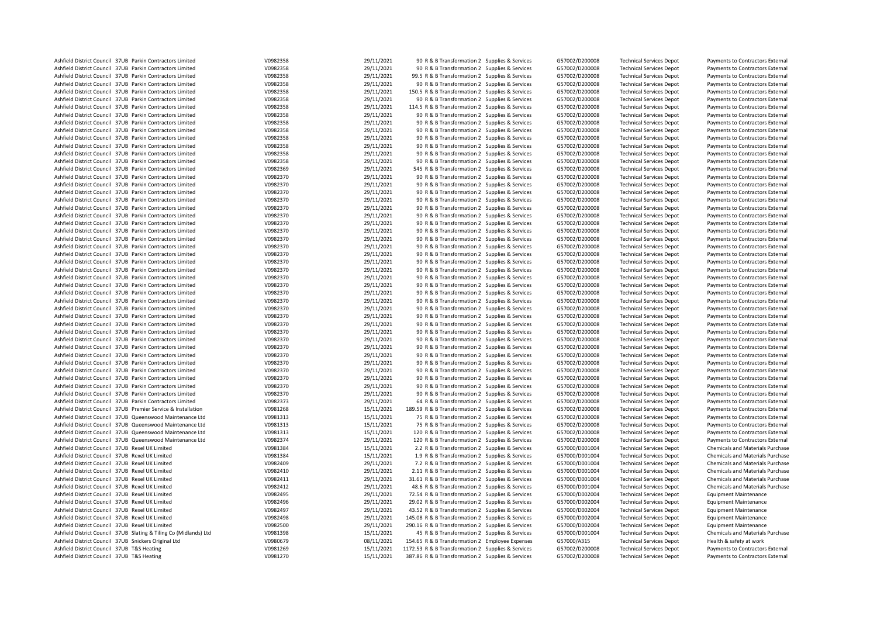| | | | | | | | | | | |
|---|---|---|---|---|---|---|---|---|---|---|
| Ashfield District Council | 37UB | Parkin Contractors Limited | V0982358 | 29/11/2021 | 90 | R & B Transformation 2 | Supplies & Services | G57002/D200008 | Technical Services Depot | Payments to Contractors External |
| Ashfield District Council | 37UB | Parkin Contractors Limited | V0982358 | 29/11/2021 | 90 | R & B Transformation 2 | Supplies & Services | G57002/D200008 | Technical Services Depot | Payments to Contractors External |
| Ashfield District Council | 37UB | Parkin Contractors Limited | V0982358 | 29/11/2021 | 99.5 | R & B Transformation 2 | Supplies & Services | G57002/D200008 | Technical Services Depot | Payments to Contractors External |
| Ashfield District Council | 37UB | Parkin Contractors Limited | V0982358 | 29/11/2021 | 90 | R & B Transformation 2 | Supplies & Services | G57002/D200008 | Technical Services Depot | Payments to Contractors External |
| Ashfield District Council | 37UB | Parkin Contractors Limited | V0982358 | 29/11/2021 | 150.5 | R & B Transformation 2 | Supplies & Services | G57002/D200008 | Technical Services Depot | Payments to Contractors External |
| Ashfield District Council | 37UB | Parkin Contractors Limited | V0982358 | 29/11/2021 | 90 | R & B Transformation 2 | Supplies & Services | G57002/D200008 | Technical Services Depot | Payments to Contractors External |
| Ashfield District Council | 37UB | Parkin Contractors Limited | V0982358 | 29/11/2021 | 114.5 | R & B Transformation 2 | Supplies & Services | G57002/D200008 | Technical Services Depot | Payments to Contractors External |
| Ashfield District Council | 37UB | Parkin Contractors Limited | V0982358 | 29/11/2021 | 90 | R & B Transformation 2 | Supplies & Services | G57002/D200008 | Technical Services Depot | Payments to Contractors External |
| Ashfield District Council | 37UB | Parkin Contractors Limited | V0982358 | 29/11/2021 | 90 | R & B Transformation 2 | Supplies & Services | G57002/D200008 | Technical Services Depot | Payments to Contractors External |
| Ashfield District Council | 37UB | Parkin Contractors Limited | V0982358 | 29/11/2021 | 90 | R & B Transformation 2 | Supplies & Services | G57002/D200008 | Technical Services Depot | Payments to Contractors External |
| Ashfield District Council | 37UB | Parkin Contractors Limited | V0982358 | 29/11/2021 | 90 | R & B Transformation 2 | Supplies & Services | G57002/D200008 | Technical Services Depot | Payments to Contractors External |
| Ashfield District Council | 37UB | Parkin Contractors Limited | V0982358 | 29/11/2021 | 90 | R & B Transformation 2 | Supplies & Services | G57002/D200008 | Technical Services Depot | Payments to Contractors External |
| Ashfield District Council | 37UB | Parkin Contractors Limited | V0982358 | 29/11/2021 | 90 | R & B Transformation 2 | Supplies & Services | G57002/D200008 | Technical Services Depot | Payments to Contractors External |
| Ashfield District Council | 37UB | Parkin Contractors Limited | V0982358 | 29/11/2021 | 90 | R & B Transformation 2 | Supplies & Services | G57002/D200008 | Technical Services Depot | Payments to Contractors External |
| Ashfield District Council | 37UB | Parkin Contractors Limited | V0982369 | 29/11/2021 | 545 | R & B Transformation 2 | Supplies & Services | G57002/D200008 | Technical Services Depot | Payments to Contractors External |
| Ashfield District Council | 37UB | Parkin Contractors Limited | V0982370 | 29/11/2021 | 90 | R & B Transformation 2 | Supplies & Services | G57002/D200008 | Technical Services Depot | Payments to Contractors External |
| Ashfield District Council | 37UB | Parkin Contractors Limited | V0982370 | 29/11/2021 | 90 | R & B Transformation 2 | Supplies & Services | G57002/D200008 | Technical Services Depot | Payments to Contractors External |
| Ashfield District Council | 37UB | Parkin Contractors Limited | V0982370 | 29/11/2021 | 90 | R & B Transformation 2 | Supplies & Services | G57002/D200008 | Technical Services Depot | Payments to Contractors External |
| Ashfield District Council | 37UB | Parkin Contractors Limited | V0982370 | 29/11/2021 | 90 | R & B Transformation 2 | Supplies & Services | G57002/D200008 | Technical Services Depot | Payments to Contractors External |
| Ashfield District Council | 37UB | Parkin Contractors Limited | V0982370 | 29/11/2021 | 90 | R & B Transformation 2 | Supplies & Services | G57002/D200008 | Technical Services Depot | Payments to Contractors External |
| Ashfield District Council | 37UB | Parkin Contractors Limited | V0982370 | 29/11/2021 | 90 | R & B Transformation 2 | Supplies & Services | G57002/D200008 | Technical Services Depot | Payments to Contractors External |
| Ashfield District Council | 37UB | Parkin Contractors Limited | V0982370 | 29/11/2021 | 90 | R & B Transformation 2 | Supplies & Services | G57002/D200008 | Technical Services Depot | Payments to Contractors External |
| Ashfield District Council | 37UB | Parkin Contractors Limited | V0982370 | 29/11/2021 | 90 | R & B Transformation 2 | Supplies & Services | G57002/D200008 | Technical Services Depot | Payments to Contractors External |
| Ashfield District Council | 37UB | Parkin Contractors Limited | V0982370 | 29/11/2021 | 90 | R & B Transformation 2 | Supplies & Services | G57002/D200008 | Technical Services Depot | Payments to Contractors External |
| Ashfield District Council | 37UB | Parkin Contractors Limited | V0982370 | 29/11/2021 | 90 | R & B Transformation 2 | Supplies & Services | G57002/D200008 | Technical Services Depot | Payments to Contractors External |
| Ashfield District Council | 37UB | Parkin Contractors Limited | V0982370 | 29/11/2021 | 90 | R & B Transformation 2 | Supplies & Services | G57002/D200008 | Technical Services Depot | Payments to Contractors External |
| Ashfield District Council | 37UB | Parkin Contractors Limited | V0982370 | 29/11/2021 | 90 | R & B Transformation 2 | Supplies & Services | G57002/D200008 | Technical Services Depot | Payments to Contractors External |
| Ashfield District Council | 37UB | Parkin Contractors Limited | V0982370 | 29/11/2021 | 90 | R & B Transformation 2 | Supplies & Services | G57002/D200008 | Technical Services Depot | Payments to Contractors External |
| Ashfield District Council | 37UB | Parkin Contractors Limited | V0982370 | 29/11/2021 | 90 | R & B Transformation 2 | Supplies & Services | G57002/D200008 | Technical Services Depot | Payments to Contractors External |
| Ashfield District Council | 37UB | Parkin Contractors Limited | V0982370 | 29/11/2021 | 90 | R & B Transformation 2 | Supplies & Services | G57002/D200008 | Technical Services Depot | Payments to Contractors External |
| Ashfield District Council | 37UB | Parkin Contractors Limited | V0982370 | 29/11/2021 | 90 | R & B Transformation 2 | Supplies & Services | G57002/D200008 | Technical Services Depot | Payments to Contractors External |
| Ashfield District Council | 37UB | Parkin Contractors Limited | V0982370 | 29/11/2021 | 90 | R & B Transformation 2 | Supplies & Services | G57002/D200008 | Technical Services Depot | Payments to Contractors External |
| Ashfield District Council | 37UB | Parkin Contractors Limited | V0982370 | 29/11/2021 | 90 | R & B Transformation 2 | Supplies & Services | G57002/D200008 | Technical Services Depot | Payments to Contractors External |
| Ashfield District Council | 37UB | Parkin Contractors Limited | V0982370 | 29/11/2021 | 90 | R & B Transformation 2 | Supplies & Services | G57002/D200008 | Technical Services Depot | Payments to Contractors External |
| Ashfield District Council | 37UB | Parkin Contractors Limited | V0982370 | 29/11/2021 | 90 | R & B Transformation 2 | Supplies & Services | G57002/D200008 | Technical Services Depot | Payments to Contractors External |
| Ashfield District Council | 37UB | Parkin Contractors Limited | V0982370 | 29/11/2021 | 90 | R & B Transformation 2 | Supplies & Services | G57002/D200008 | Technical Services Depot | Payments to Contractors External |
| Ashfield District Council | 37UB | Parkin Contractors Limited | V0982370 | 29/11/2021 | 90 | R & B Transformation 2 | Supplies & Services | G57002/D200008 | Technical Services Depot | Payments to Contractors External |
| Ashfield District Council | 37UB | Parkin Contractors Limited | V0982370 | 29/11/2021 | 90 | R & B Transformation 2 | Supplies & Services | G57002/D200008 | Technical Services Depot | Payments to Contractors External |
| Ashfield District Council | 37UB | Parkin Contractors Limited | V0982370 | 29/11/2021 | 90 | R & B Transformation 2 | Supplies & Services | G57002/D200008 | Technical Services Depot | Payments to Contractors External |
| Ashfield District Council | 37UB | Parkin Contractors Limited | V0982370 | 29/11/2021 | 90 | R & B Transformation 2 | Supplies & Services | G57002/D200008 | Technical Services Depot | Payments to Contractors External |
| Ashfield District Council | 37UB | Parkin Contractors Limited | V0982370 | 29/11/2021 | 90 | R & B Transformation 2 | Supplies & Services | G57002/D200008 | Technical Services Depot | Payments to Contractors External |
| Ashfield District Council | 37UB | Parkin Contractors Limited | V0982370 | 29/11/2021 | 90 | R & B Transformation 2 | Supplies & Services | G57002/D200008 | Technical Services Depot | Payments to Contractors External |
| Ashfield District Council | 37UB | Parkin Contractors Limited | V0982370 | 29/11/2021 | 90 | R & B Transformation 2 | Supplies & Services | G57002/D200008 | Technical Services Depot | Payments to Contractors External |
| Ashfield District Council | 37UB | Parkin Contractors Limited | V0982370 | 29/11/2021 | 90 | R & B Transformation 2 | Supplies & Services | G57002/D200008 | Technical Services Depot | Payments to Contractors External |
| Ashfield District Council | 37UB | Parkin Contractors Limited | V0982370 | 29/11/2021 | 90 | R & B Transformation 2 | Supplies & Services | G57002/D200008 | Technical Services Depot | Payments to Contractors External |
| Ashfield District Council | 37UB | Parkin Contractors Limited | V0982373 | 29/11/2021 | 64 | R & B Transformation 2 | Supplies & Services | G57002/D200008 | Technical Services Depot | Payments to Contractors External |
| Ashfield District Council | 37UB | Premier Service & Installation | V0981268 | 15/11/2021 | 189.59 | R & B Transformation 2 | Supplies & Services | G57002/D200008 | Technical Services Depot | Payments to Contractors External |
| Ashfield District Council | 37UB | Queenswood Maintenance Ltd | V0981313 | 15/11/2021 | 75 | R & B Transformation 2 | Supplies & Services | G57002/D200008 | Technical Services Depot | Payments to Contractors External |
| Ashfield District Council | 37UB | Queenswood Maintenance Ltd | V0981313 | 15/11/2021 | 75 | R & B Transformation 2 | Supplies & Services | G57002/D200008 | Technical Services Depot | Payments to Contractors External |
| Ashfield District Council | 37UB | Queenswood Maintenance Ltd | V0981313 | 15/11/2021 | 120 | R & B Transformation 2 | Supplies & Services | G57002/D200008 | Technical Services Depot | Payments to Contractors External |
| Ashfield District Council | 37UB | Queenswood Maintenance Ltd | V0982374 | 29/11/2021 | 120 | R & B Transformation 2 | Supplies & Services | G57002/D200008 | Technical Services Depot | Payments to Contractors External |
| Ashfield District Council | 37UB | Rexel UK Limited | V0981384 | 15/11/2021 | 2.2 | R & B Transformation 2 | Supplies & Services | G57000/D001004 | Technical Services Depot | Chemicals and Materials Purchase |
| Ashfield District Council | 37UB | Rexel UK Limited | V0981384 | 15/11/2021 | 1.9 | R & B Transformation 2 | Supplies & Services | G57000/D001004 | Technical Services Depot | Chemicals and Materials Purchase |
| Ashfield District Council | 37UB | Rexel UK Limited | V0982409 | 29/11/2021 | 7.2 | R & B Transformation 2 | Supplies & Services | G57000/D001004 | Technical Services Depot | Chemicals and Materials Purchase |
| Ashfield District Council | 37UB | Rexel UK Limited | V0982410 | 29/11/2021 | 2.11 | R & B Transformation 2 | Supplies & Services | G57000/D001004 | Technical Services Depot | Chemicals and Materials Purchase |
| Ashfield District Council | 37UB | Rexel UK Limited | V0982411 | 29/11/2021 | 31.61 | R & B Transformation 2 | Supplies & Services | G57000/D001004 | Technical Services Depot | Chemicals and Materials Purchase |
| Ashfield District Council | 37UB | Rexel UK Limited | V0982412 | 29/11/2021 | 48.6 | R & B Transformation 2 | Supplies & Services | G57000/D001004 | Technical Services Depot | Chemicals and Materials Purchase |
| Ashfield District Council | 37UB | Rexel UK Limited | V0982495 | 29/11/2021 | 72.54 | R & B Transformation 2 | Supplies & Services | G57000/D002004 | Technical Services Depot | Equipment Maintenance |
| Ashfield District Council | 37UB | Rexel UK Limited | V0982496 | 29/11/2021 | 29.02 | R & B Transformation 2 | Supplies & Services | G57000/D002004 | Technical Services Depot | Equipment Maintenance |
| Ashfield District Council | 37UB | Rexel UK Limited | V0982497 | 29/11/2021 | 43.52 | R & B Transformation 2 | Supplies & Services | G57000/D002004 | Technical Services Depot | Equipment Maintenance |
| Ashfield District Council | 37UB | Rexel UK Limited | V0982498 | 29/11/2021 | 145.08 | R & B Transformation 2 | Supplies & Services | G57000/D002004 | Technical Services Depot | Equipment Maintenance |
| Ashfield District Council | 37UB | Rexel UK Limited | V0982500 | 29/11/2021 | 290.16 | R & B Transformation 2 | Supplies & Services | G57000/D002004 | Technical Services Depot | Equipment Maintenance |
| Ashfield District Council | 37UB | Slating & Tiling Co (Midlands) Ltd | V0981398 | 15/11/2021 | 45 | R & B Transformation 2 | Supplies & Services | G57000/D001004 | Technical Services Depot | Chemicals and Materials Purchase |
| Ashfield District Council | 37UB | Snickers Original Ltd | V0980679 | 08/11/2021 | 154.65 | R & B Transformation 2 | Employee Expenses | G57000/A315 | Technical Services Depot | Health & safety at work |
| Ashfield District Council | 37UB | T&S Heating | V0981269 | 15/11/2021 | 1172.53 | R & B Transformation 2 | Supplies & Services | G57002/D200008 | Technical Services Depot | Payments to Contractors External |
| Ashfield District Council | 37UB | T&S Heating | V0981270 | 15/11/2021 | 387.86 | R & B Transformation 2 | Supplies & Services | G57002/D200008 | Technical Services Depot | Payments to Contractors External |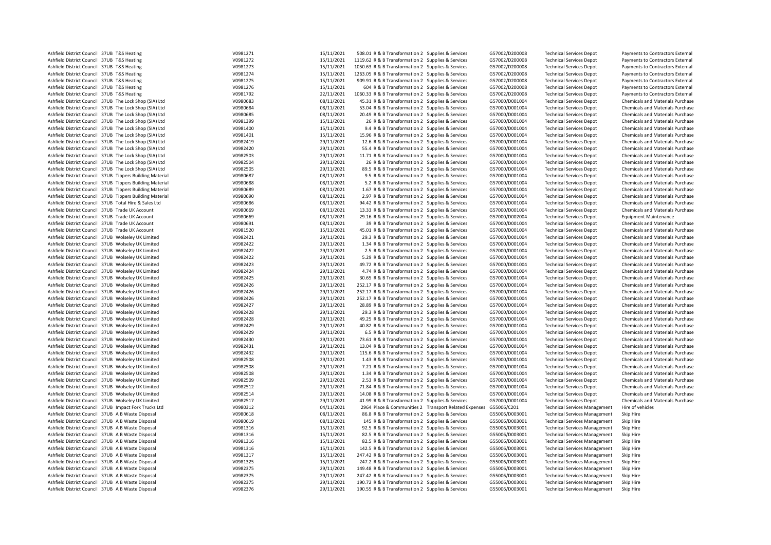| | | | | | | | | | | | |
|---|---|---|---|---|---|---|---|---|---|---|---|
| Ashfield District Council | 37UB | T&S Heating | V0981271 | 15/11/2021 | 508.01 | R & B Transformation 2 | Supplies & Services | G57002/D200008 | Technical Services Depot | Payments to Contractors External |
| Ashfield District Council | 37UB | T&S Heating | V0981272 | 15/11/2021 | 1119.62 | R & B Transformation 2 | Supplies & Services | G57002/D200008 | Technical Services Depot | Payments to Contractors External |
| Ashfield District Council | 37UB | T&S Heating | V0981273 | 15/11/2021 | 1050.63 | R & B Transformation 2 | Supplies & Services | G57002/D200008 | Technical Services Depot | Payments to Contractors External |
| Ashfield District Council | 37UB | T&S Heating | V0981274 | 15/11/2021 | 1263.05 | R & B Transformation 2 | Supplies & Services | G57002/D200008 | Technical Services Depot | Payments to Contractors External |
| Ashfield District Council | 37UB | T&S Heating | V0981275 | 15/11/2021 | 909.91 | R & B Transformation 2 | Supplies & Services | G57002/D200008 | Technical Services Depot | Payments to Contractors External |
| Ashfield District Council | 37UB | T&S Heating | V0981276 | 15/11/2021 | 604 | R & B Transformation 2 | Supplies & Services | G57002/D200008 | Technical Services Depot | Payments to Contractors External |
| Ashfield District Council | 37UB | T&S Heating | V0981792 | 22/11/2021 | 1060.33 | R & B Transformation 2 | Supplies & Services | G57002/D200008 | Technical Services Depot | Payments to Contractors External |
| Ashfield District Council | 37UB | The Lock Shop (SIA) Ltd | V0980683 | 08/11/2021 | 45.31 | R & B Transformation 2 | Supplies & Services | G57000/D001004 | Technical Services Depot | Chemicals and Materials Purchase |
| Ashfield District Council | 37UB | The Lock Shop (SIA) Ltd | V0980684 | 08/11/2021 | 53.04 | R & B Transformation 2 | Supplies & Services | G57000/D001004 | Technical Services Depot | Chemicals and Materials Purchase |
| Ashfield District Council | 37UB | The Lock Shop (SIA) Ltd | V0980685 | 08/11/2021 | 20.49 | R & B Transformation 2 | Supplies & Services | G57000/D001004 | Technical Services Depot | Chemicals and Materials Purchase |
| Ashfield District Council | 37UB | The Lock Shop (SIA) Ltd | V0981399 | 15/11/2021 | 26 | R & B Transformation 2 | Supplies & Services | G57000/D001004 | Technical Services Depot | Chemicals and Materials Purchase |
| Ashfield District Council | 37UB | The Lock Shop (SIA) Ltd | V0981400 | 15/11/2021 | 9.4 | R & B Transformation 2 | Supplies & Services | G57000/D001004 | Technical Services Depot | Chemicals and Materials Purchase |
| Ashfield District Council | 37UB | The Lock Shop (SIA) Ltd | V0981401 | 15/11/2021 | 15.96 | R & B Transformation 2 | Supplies & Services | G57000/D001004 | Technical Services Depot | Chemicals and Materials Purchase |
| Ashfield District Council | 37UB | The Lock Shop (SIA) Ltd | V0982419 | 29/11/2021 | 12.6 | R & B Transformation 2 | Supplies & Services | G57000/D001004 | Technical Services Depot | Chemicals and Materials Purchase |
| Ashfield District Council | 37UB | The Lock Shop (SIA) Ltd | V0982420 | 29/11/2021 | 55.4 | R & B Transformation 2 | Supplies & Services | G57000/D001004 | Technical Services Depot | Chemicals and Materials Purchase |
| Ashfield District Council | 37UB | The Lock Shop (SIA) Ltd | V0982503 | 29/11/2021 | 11.71 | R & B Transformation 2 | Supplies & Services | G57000/D001004 | Technical Services Depot | Chemicals and Materials Purchase |
| Ashfield District Council | 37UB | The Lock Shop (SIA) Ltd | V0982504 | 29/11/2021 | 26 | R & B Transformation 2 | Supplies & Services | G57000/D001004 | Technical Services Depot | Chemicals and Materials Purchase |
| Ashfield District Council | 37UB | The Lock Shop (SIA) Ltd | V0982505 | 29/11/2021 | 89.5 | R & B Transformation 2 | Supplies & Services | G57000/D001004 | Technical Services Depot | Chemicals and Materials Purchase |
| Ashfield District Council | 37UB | Tippers Building Material | V0980687 | 08/11/2021 | 9.5 | R & B Transformation 2 | Supplies & Services | G57000/D001004 | Technical Services Depot | Chemicals and Materials Purchase |
| Ashfield District Council | 37UB | Tippers Building Material | V0980688 | 08/11/2021 | 5.2 | R & B Transformation 2 | Supplies & Services | G57000/D001004 | Technical Services Depot | Chemicals and Materials Purchase |
| Ashfield District Council | 37UB | Tippers Building Material | V0980689 | 08/11/2021 | 1.67 | R & B Transformation 2 | Supplies & Services | G57000/D001004 | Technical Services Depot | Chemicals and Materials Purchase |
| Ashfield District Council | 37UB | Tippers Building Material | V0980690 | 08/11/2021 | 2.97 | R & B Transformation 2 | Supplies & Services | G57000/D001004 | Technical Services Depot | Chemicals and Materials Purchase |
| Ashfield District Council | 37UB | Total Hire & Sales Ltd | V0980686 | 08/11/2021 | 94.42 | R & B Transformation 2 | Supplies & Services | G57000/D001004 | Technical Services Depot | Chemicals and Materials Purchase |
| Ashfield District Council | 37UB | Trade UK Account | V0980669 | 08/11/2021 | 13.33 | R & B Transformation 2 | Supplies & Services | G57000/D001004 | Technical Services Depot | Chemicals and Materials Purchase |
| Ashfield District Council | 37UB | Trade UK Account | V0980669 | 08/11/2021 | 29.16 | R & B Transformation 2 | Supplies & Services | G57000/D002004 | Technical Services Depot | Equipment Maintenance |
| Ashfield District Council | 37UB | Trade UK Account | V0980691 | 08/11/2021 | 39 | R & B Transformation 2 | Supplies & Services | G57000/D001004 | Technical Services Depot | Chemicals and Materials Purchase |
| Ashfield District Council | 37UB | Trade UK Account | V0981520 | 15/11/2021 | 45.01 | R & B Transformation 2 | Supplies & Services | G57000/D001004 | Technical Services Depot | Chemicals and Materials Purchase |
| Ashfield District Council | 37UB | Wolseley UK Limited | V0982421 | 29/11/2021 | 29.3 | R & B Transformation 2 | Supplies & Services | G57000/D001004 | Technical Services Depot | Chemicals and Materials Purchase |
| Ashfield District Council | 37UB | Wolseley UK Limited | V0982422 | 29/11/2021 | 1.34 | R & B Transformation 2 | Supplies & Services | G57000/D001004 | Technical Services Depot | Chemicals and Materials Purchase |
| Ashfield District Council | 37UB | Wolseley UK Limited | V0982422 | 29/11/2021 | 2.5 | R & B Transformation 2 | Supplies & Services | G57000/D001004 | Technical Services Depot | Chemicals and Materials Purchase |
| Ashfield District Council | 37UB | Wolseley UK Limited | V0982422 | 29/11/2021 | 5.29 | R & B Transformation 2 | Supplies & Services | G57000/D001004 | Technical Services Depot | Chemicals and Materials Purchase |
| Ashfield District Council | 37UB | Wolseley UK Limited | V0982423 | 29/11/2021 | 49.72 | R & B Transformation 2 | Supplies & Services | G57000/D001004 | Technical Services Depot | Chemicals and Materials Purchase |
| Ashfield District Council | 37UB | Wolseley UK Limited | V0982424 | 29/11/2021 | 4.74 | R & B Transformation 2 | Supplies & Services | G57000/D001004 | Technical Services Depot | Chemicals and Materials Purchase |
| Ashfield District Council | 37UB | Wolseley UK Limited | V0982425 | 29/11/2021 | 30.65 | R & B Transformation 2 | Supplies & Services | G57000/D001004 | Technical Services Depot | Chemicals and Materials Purchase |
| Ashfield District Council | 37UB | Wolseley UK Limited | V0982426 | 29/11/2021 | 252.17 | R & B Transformation 2 | Supplies & Services | G57000/D001004 | Technical Services Depot | Chemicals and Materials Purchase |
| Ashfield District Council | 37UB | Wolseley UK Limited | V0982426 | 29/11/2021 | 252.17 | R & B Transformation 2 | Supplies & Services | G57000/D001004 | Technical Services Depot | Chemicals and Materials Purchase |
| Ashfield District Council | 37UB | Wolseley UK Limited | V0982426 | 29/11/2021 | 252.17 | R & B Transformation 2 | Supplies & Services | G57000/D001004 | Technical Services Depot | Chemicals and Materials Purchase |
| Ashfield District Council | 37UB | Wolseley UK Limited | V0982427 | 29/11/2021 | 28.89 | R & B Transformation 2 | Supplies & Services | G57000/D001004 | Technical Services Depot | Chemicals and Materials Purchase |
| Ashfield District Council | 37UB | Wolseley UK Limited | V0982428 | 29/11/2021 | 29.3 | R & B Transformation 2 | Supplies & Services | G57000/D001004 | Technical Services Depot | Chemicals and Materials Purchase |
| Ashfield District Council | 37UB | Wolseley UK Limited | V0982428 | 29/11/2021 | 49.25 | R & B Transformation 2 | Supplies & Services | G57000/D001004 | Technical Services Depot | Chemicals and Materials Purchase |
| Ashfield District Council | 37UB | Wolseley UK Limited | V0982429 | 29/11/2021 | 40.82 | R & B Transformation 2 | Supplies & Services | G57000/D001004 | Technical Services Depot | Chemicals and Materials Purchase |
| Ashfield District Council | 37UB | Wolseley UK Limited | V0982429 | 29/11/2021 | 6.5 | R & B Transformation 2 | Supplies & Services | G57000/D001004 | Technical Services Depot | Chemicals and Materials Purchase |
| Ashfield District Council | 37UB | Wolseley UK Limited | V0982430 | 29/11/2021 | 73.61 | R & B Transformation 2 | Supplies & Services | G57000/D001004 | Technical Services Depot | Chemicals and Materials Purchase |
| Ashfield District Council | 37UB | Wolseley UK Limited | V0982431 | 29/11/2021 | 13.04 | R & B Transformation 2 | Supplies & Services | G57000/D001004 | Technical Services Depot | Chemicals and Materials Purchase |
| Ashfield District Council | 37UB | Wolseley UK Limited | V0982432 | 29/11/2021 | 115.6 | R & B Transformation 2 | Supplies & Services | G57000/D001004 | Technical Services Depot | Chemicals and Materials Purchase |
| Ashfield District Council | 37UB | Wolseley UK Limited | V0982508 | 29/11/2021 | 1.43 | R & B Transformation 2 | Supplies & Services | G57000/D001004 | Technical Services Depot | Chemicals and Materials Purchase |
| Ashfield District Council | 37UB | Wolseley UK Limited | V0982508 | 29/11/2021 | 7.21 | R & B Transformation 2 | Supplies & Services | G57000/D001004 | Technical Services Depot | Chemicals and Materials Purchase |
| Ashfield District Council | 37UB | Wolseley UK Limited | V0982508 | 29/11/2021 | 1.34 | R & B Transformation 2 | Supplies & Services | G57000/D001004 | Technical Services Depot | Chemicals and Materials Purchase |
| Ashfield District Council | 37UB | Wolseley UK Limited | V0982509 | 29/11/2021 | 2.53 | R & B Transformation 2 | Supplies & Services | G57000/D001004 | Technical Services Depot | Chemicals and Materials Purchase |
| Ashfield District Council | 37UB | Wolseley UK Limited | V0982512 | 29/11/2021 | 71.84 | R & B Transformation 2 | Supplies & Services | G57000/D001004 | Technical Services Depot | Chemicals and Materials Purchase |
| Ashfield District Council | 37UB | Wolseley UK Limited | V0982514 | 29/11/2021 | 14.08 | R & B Transformation 2 | Supplies & Services | G57000/D001004 | Technical Services Depot | Chemicals and Materials Purchase |
| Ashfield District Council | 37UB | Wolseley UK Limited | V0982517 | 29/11/2021 | 41.99 | R & B Transformation 2 | Supplies & Services | G57000/D001004 | Technical Services Depot | Chemicals and Materials Purchase |
| Ashfield District Council | 37UB | Impact Fork Trucks Ltd | V0980312 | 04/11/2021 | 2964 | Place & Communities 2 | Transport Related Expenses | G55006/C201 | Technical Services Management | Hire of vehicles |
| Ashfield District Council | 37UB | A B Waste Disposal | V0980618 | 08/11/2021 | 86.8 | R & B Transformation 2 | Supplies & Services | G55006/D003001 | Technical Services Management | Skip Hire |
| Ashfield District Council | 37UB | A B Waste Disposal | V0980619 | 08/11/2021 | 145 | R & B Transformation 2 | Supplies & Services | G55006/D003001 | Technical Services Management | Skip Hire |
| Ashfield District Council | 37UB | A B Waste Disposal | V0981316 | 15/11/2021 | 92.5 | R & B Transformation 2 | Supplies & Services | G55006/D003001 | Technical Services Management | Skip Hire |
| Ashfield District Council | 37UB | A B Waste Disposal | V0981316 | 15/11/2021 | 82.5 | R & B Transformation 2 | Supplies & Services | G55006/D003001 | Technical Services Management | Skip Hire |
| Ashfield District Council | 37UB | A B Waste Disposal | V0981316 | 15/11/2021 | 82.5 | R & B Transformation 2 | Supplies & Services | G55006/D003001 | Technical Services Management | Skip Hire |
| Ashfield District Council | 37UB | A B Waste Disposal | V0981316 | 15/11/2021 | 142.5 | R & B Transformation 2 | Supplies & Services | G55006/D003001 | Technical Services Management | Skip Hire |
| Ashfield District Council | 37UB | A B Waste Disposal | V0981317 | 15/11/2021 | 247.42 | R & B Transformation 2 | Supplies & Services | G55006/D003001 | Technical Services Management | Skip Hire |
| Ashfield District Council | 37UB | A B Waste Disposal | V0981325 | 15/11/2021 | 247.2 | R & B Transformation 2 | Supplies & Services | G55006/D003001 | Technical Services Management | Skip Hire |
| Ashfield District Council | 37UB | A B Waste Disposal | V0982375 | 29/11/2021 | 149.48 | R & B Transformation 2 | Supplies & Services | G55006/D003001 | Technical Services Management | Skip Hire |
| Ashfield District Council | 37UB | A B Waste Disposal | V0982375 | 29/11/2021 | 247.42 | R & B Transformation 2 | Supplies & Services | G55006/D003001 | Technical Services Management | Skip Hire |
| Ashfield District Council | 37UB | A B Waste Disposal | V0982375 | 29/11/2021 | 190.72 | R & B Transformation 2 | Supplies & Services | G55006/D003001 | Technical Services Management | Skip Hire |
| Ashfield District Council | 37UB | A B Waste Disposal | V0982376 | 29/11/2021 | 190.55 | R & B Transformation 2 | Supplies & Services | G55006/D003001 | Technical Services Management | Skip Hire |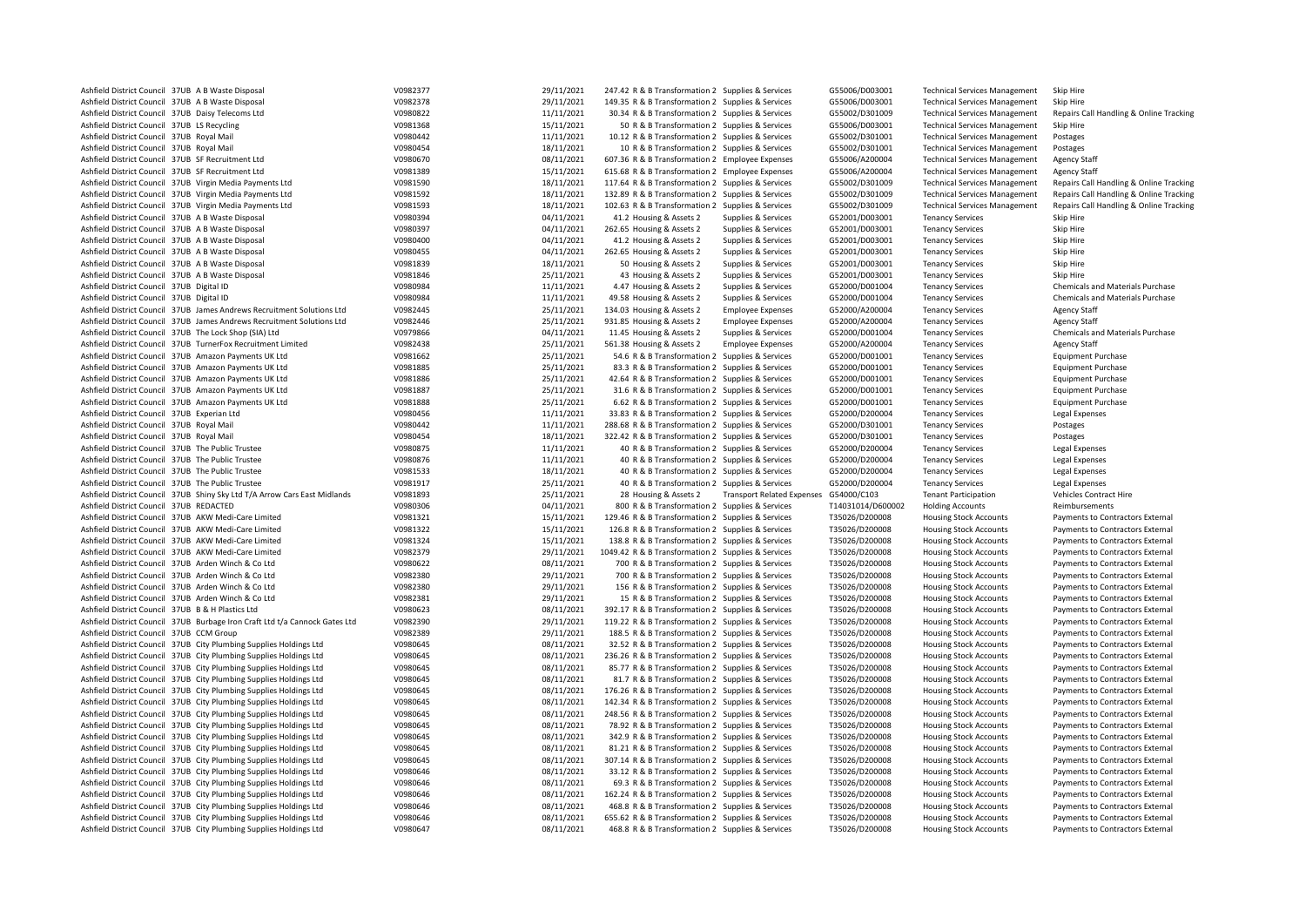| | | | | | | | | | | |
|---|---|---|---|---|---|---|---|---|---|---|
| Ashfield District Council | 37UB | A B Waste Disposal | V0982377 | 29/11/2021 | 247.42 | R & B Transformation 2 | Supplies & Services | G55006/D003001 | Technical Services Management | Skip Hire |
| Ashfield District Council | 37UB | A B Waste Disposal | V0982378 | 29/11/2021 | 149.35 | R & B Transformation 2 | Supplies & Services | G55006/D003001 | Technical Services Management | Skip Hire |
| Ashfield District Council | 37UB | Daisy Telecoms Ltd | V0980822 | 11/11/2021 | 30.34 | R & B Transformation 2 | Supplies & Services | G55002/D301009 | Technical Services Management | Repairs Call Handling & Online Tracking |
| Ashfield District Council | 37UB | LS Recycling | V0981368 | 15/11/2021 | 50 | R & B Transformation 2 | Supplies & Services | G55006/D003001 | Technical Services Management | Skip Hire |
| Ashfield District Council | 37UB | Royal Mail | V0980442 | 11/11/2021 | 10.12 | R & B Transformation 2 | Supplies & Services | G55002/D301001 | Technical Services Management | Postages |
| Ashfield District Council | 37UB | Royal Mail | V0980454 | 18/11/2021 | 10 | R & B Transformation 2 | Supplies & Services | G55002/D301001 | Technical Services Management | Postages |
| Ashfield District Council | 37UB | SF Recruitment Ltd | V0980670 | 08/11/2021 | 607.36 | R & B Transformation 2 | Employee Expenses | G55006/A200004 | Technical Services Management | Agency Staff |
| Ashfield District Council | 37UB | SF Recruitment Ltd | V0981389 | 15/11/2021 | 615.68 | R & B Transformation 2 | Employee Expenses | G55006/A200004 | Technical Services Management | Agency Staff |
| Ashfield District Council | 37UB | Virgin Media Payments Ltd | V0981590 | 18/11/2021 | 117.64 | R & B Transformation 2 | Supplies & Services | G55002/D301009 | Technical Services Management | Repairs Call Handling & Online Tracking |
| Ashfield District Council | 37UB | Virgin Media Payments Ltd | V0981592 | 18/11/2021 | 132.89 | R & B Transformation 2 | Supplies & Services | G55002/D301009 | Technical Services Management | Repairs Call Handling & Online Tracking |
| Ashfield District Council | 37UB | Virgin Media Payments Ltd | V0981593 | 18/11/2021 | 102.63 | R & B Transformation 2 | Supplies & Services | G55002/D301009 | Technical Services Management | Repairs Call Handling & Online Tracking |
| Ashfield District Council | 37UB | A B Waste Disposal | V0980394 | 04/11/2021 | 41.2 | Housing & Assets 2 | Supplies & Services | G52001/D003001 | Tenancy Services | Skip Hire |
| Ashfield District Council | 37UB | A B Waste Disposal | V0980397 | 04/11/2021 | 262.65 | Housing & Assets 2 | Supplies & Services | G52001/D003001 | Tenancy Services | Skip Hire |
| Ashfield District Council | 37UB | A B Waste Disposal | V0980400 | 04/11/2021 | 41.2 | Housing & Assets 2 | Supplies & Services | G52001/D003001 | Tenancy Services | Skip Hire |
| Ashfield District Council | 37UB | A B Waste Disposal | V0980455 | 04/11/2021 | 262.65 | Housing & Assets 2 | Supplies & Services | G52001/D003001 | Tenancy Services | Skip Hire |
| Ashfield District Council | 37UB | A B Waste Disposal | V0981839 | 18/11/2021 | 50 | Housing & Assets 2 | Supplies & Services | G52001/D003001 | Tenancy Services | Skip Hire |
| Ashfield District Council | 37UB | A B Waste Disposal | V0981846 | 25/11/2021 | 43 | Housing & Assets 2 | Supplies & Services | G52001/D003001 | Tenancy Services | Skip Hire |
| Ashfield District Council | 37UB | Digital ID | V0980984 | 11/11/2021 | 4.47 | Housing & Assets 2 | Supplies & Services | G52000/D001004 | Tenancy Services | Chemicals and Materials Purchase |
| Ashfield District Council | 37UB | Digital ID | V0980984 | 11/11/2021 | 49.58 | Housing & Assets 2 | Supplies & Services | G52000/D001004 | Tenancy Services | Chemicals and Materials Purchase |
| Ashfield District Council | 37UB | James Andrews Recruitment Solutions Ltd | V0982445 | 25/11/2021 | 134.03 | Housing & Assets 2 | Employee Expenses | G52000/A200004 | Tenancy Services | Agency Staff |
| Ashfield District Council | 37UB | James Andrews Recruitment Solutions Ltd | V0982446 | 25/11/2021 | 931.85 | Housing & Assets 2 | Employee Expenses | G52000/A200004 | Tenancy Services | Agency Staff |
| Ashfield District Council | 37UB | The Lock Shop (SIA) Ltd | V0979866 | 04/11/2021 | 11.45 | Housing & Assets 2 | Supplies & Services | G52000/D001004 | Tenancy Services | Chemicals and Materials Purchase |
| Ashfield District Council | 37UB | TurnerFox Recruitment Limited | V0982438 | 25/11/2021 | 561.38 | Housing & Assets 2 | Employee Expenses | G52000/A200004 | Tenancy Services | Agency Staff |
| Ashfield District Council | 37UB | Amazon Payments UK Ltd | V0981662 | 25/11/2021 | 54.6 | R & B Transformation 2 | Supplies & Services | G52000/D001001 | Tenancy Services | Equipment Purchase |
| Ashfield District Council | 37UB | Amazon Payments UK Ltd | V0981885 | 25/11/2021 | 83.3 | R & B Transformation 2 | Supplies & Services | G52000/D001001 | Tenancy Services | Equipment Purchase |
| Ashfield District Council | 37UB | Amazon Payments UK Ltd | V0981886 | 25/11/2021 | 42.64 | R & B Transformation 2 | Supplies & Services | G52000/D001001 | Tenancy Services | Equipment Purchase |
| Ashfield District Council | 37UB | Amazon Payments UK Ltd | V0981887 | 25/11/2021 | 31.6 | R & B Transformation 2 | Supplies & Services | G52000/D001001 | Tenancy Services | Equipment Purchase |
| Ashfield District Council | 37UB | Amazon Payments UK Ltd | V0981888 | 25/11/2021 | 6.62 | R & B Transformation 2 | Supplies & Services | G52000/D001001 | Tenancy Services | Equipment Purchase |
| Ashfield District Council | 37UB | Experian Ltd | V0980456 | 11/11/2021 | 33.83 | R & B Transformation 2 | Supplies & Services | G52000/D200004 | Tenancy Services | Legal Expenses |
| Ashfield District Council | 37UB | Royal Mail | V0980442 | 11/11/2021 | 288.68 | R & B Transformation 2 | Supplies & Services | G52000/D301001 | Tenancy Services | Postages |
| Ashfield District Council | 37UB | Royal Mail | V0980454 | 18/11/2021 | 322.42 | R & B Transformation 2 | Supplies & Services | G52000/D301001 | Tenancy Services | Postages |
| Ashfield District Council | 37UB | The Public Trustee | V0980875 | 11/11/2021 | 40 | R & B Transformation 2 | Supplies & Services | G52000/D200004 | Tenancy Services | Legal Expenses |
| Ashfield District Council | 37UB | The Public Trustee | V0980876 | 11/11/2021 | 40 | R & B Transformation 2 | Supplies & Services | G52000/D200004 | Tenancy Services | Legal Expenses |
| Ashfield District Council | 37UB | The Public Trustee | V0981533 | 18/11/2021 | 40 | R & B Transformation 2 | Supplies & Services | G52000/D200004 | Tenancy Services | Legal Expenses |
| Ashfield District Council | 37UB | The Public Trustee | V0981917 | 25/11/2021 | 40 | R & B Transformation 2 | Supplies & Services | G52000/D200004 | Tenancy Services | Legal Expenses |
| Ashfield District Council | 37UB | Shiny Sky Ltd T/A Arrow Cars East Midlands | V0981893 | 25/11/2021 | 28 | Housing & Assets 2 | Transport Related Expenses | G54000/C103 | Tenant Participation | Vehicles Contract Hire |
| Ashfield District Council | 37UB | REDACTED | V0980306 | 04/11/2021 | 800 | R & B Transformation 2 | Supplies & Services | T14031014/D600002 | Holding Accounts | Reimbursements |
| Ashfield District Council | 37UB | AKW Medi-Care Limited | V0981321 | 15/11/2021 | 129.46 | R & B Transformation 2 | Supplies & Services | T35026/D200008 | Housing Stock Accounts | Payments to Contractors External |
| Ashfield District Council | 37UB | AKW Medi-Care Limited | V0981322 | 15/11/2021 | 126.8 | R & B Transformation 2 | Supplies & Services | T35026/D200008 | Housing Stock Accounts | Payments to Contractors External |
| Ashfield District Council | 37UB | AKW Medi-Care Limited | V0981324 | 15/11/2021 | 138.8 | R & B Transformation 2 | Supplies & Services | T35026/D200008 | Housing Stock Accounts | Payments to Contractors External |
| Ashfield District Council | 37UB | AKW Medi-Care Limited | V0982379 | 29/11/2021 | 1049.42 | R & B Transformation 2 | Supplies & Services | T35026/D200008 | Housing Stock Accounts | Payments to Contractors External |
| Ashfield District Council | 37UB | Arden Winch & Co Ltd | V0980622 | 08/11/2021 | 700 | R & B Transformation 2 | Supplies & Services | T35026/D200008 | Housing Stock Accounts | Payments to Contractors External |
| Ashfield District Council | 37UB | Arden Winch & Co Ltd | V0982380 | 29/11/2021 | 700 | R & B Transformation 2 | Supplies & Services | T35026/D200008 | Housing Stock Accounts | Payments to Contractors External |
| Ashfield District Council | 37UB | Arden Winch & Co Ltd | V0982380 | 29/11/2021 | 156 | R & B Transformation 2 | Supplies & Services | T35026/D200008 | Housing Stock Accounts | Payments to Contractors External |
| Ashfield District Council | 37UB | Arden Winch & Co Ltd | V0982381 | 29/11/2021 | 15 | R & B Transformation 2 | Supplies & Services | T35026/D200008 | Housing Stock Accounts | Payments to Contractors External |
| Ashfield District Council | 37UB | B & H Plastics Ltd | V0980623 | 08/11/2021 | 392.17 | R & B Transformation 2 | Supplies & Services | T35026/D200008 | Housing Stock Accounts | Payments to Contractors External |
| Ashfield District Council | 37UB | Burbage Iron Craft Ltd t/a Cannock Gates Ltd | V0982390 | 29/11/2021 | 119.22 | R & B Transformation 2 | Supplies & Services | T35026/D200008 | Housing Stock Accounts | Payments to Contractors External |
| Ashfield District Council | 37UB | CCM Group | V0982389 | 29/11/2021 | 188.5 | R & B Transformation 2 | Supplies & Services | T35026/D200008 | Housing Stock Accounts | Payments to Contractors External |
| Ashfield District Council | 37UB | City Plumbing Supplies Holdings Ltd | V0980645 | 08/11/2021 | 32.52 | R & B Transformation 2 | Supplies & Services | T35026/D200008 | Housing Stock Accounts | Payments to Contractors External |
| Ashfield District Council | 37UB | City Plumbing Supplies Holdings Ltd | V0980645 | 08/11/2021 | 236.26 | R & B Transformation 2 | Supplies & Services | T35026/D200008 | Housing Stock Accounts | Payments to Contractors External |
| Ashfield District Council | 37UB | City Plumbing Supplies Holdings Ltd | V0980645 | 08/11/2021 | 85.77 | R & B Transformation 2 | Supplies & Services | T35026/D200008 | Housing Stock Accounts | Payments to Contractors External |
| Ashfield District Council | 37UB | City Plumbing Supplies Holdings Ltd | V0980645 | 08/11/2021 | 81.7 | R & B Transformation 2 | Supplies & Services | T35026/D200008 | Housing Stock Accounts | Payments to Contractors External |
| Ashfield District Council | 37UB | City Plumbing Supplies Holdings Ltd | V0980645 | 08/11/2021 | 176.26 | R & B Transformation 2 | Supplies & Services | T35026/D200008 | Housing Stock Accounts | Payments to Contractors External |
| Ashfield District Council | 37UB | City Plumbing Supplies Holdings Ltd | V0980645 | 08/11/2021 | 142.34 | R & B Transformation 2 | Supplies & Services | T35026/D200008 | Housing Stock Accounts | Payments to Contractors External |
| Ashfield District Council | 37UB | City Plumbing Supplies Holdings Ltd | V0980645 | 08/11/2021 | 248.56 | R & B Transformation 2 | Supplies & Services | T35026/D200008 | Housing Stock Accounts | Payments to Contractors External |
| Ashfield District Council | 37UB | City Plumbing Supplies Holdings Ltd | V0980645 | 08/11/2021 | 78.92 | R & B Transformation 2 | Supplies & Services | T35026/D200008 | Housing Stock Accounts | Payments to Contractors External |
| Ashfield District Council | 37UB | City Plumbing Supplies Holdings Ltd | V0980645 | 08/11/2021 | 342.9 | R & B Transformation 2 | Supplies & Services | T35026/D200008 | Housing Stock Accounts | Payments to Contractors External |
| Ashfield District Council | 37UB | City Plumbing Supplies Holdings Ltd | V0980645 | 08/11/2021 | 81.21 | R & B Transformation 2 | Supplies & Services | T35026/D200008 | Housing Stock Accounts | Payments to Contractors External |
| Ashfield District Council | 37UB | City Plumbing Supplies Holdings Ltd | V0980645 | 08/11/2021 | 307.14 | R & B Transformation 2 | Supplies & Services | T35026/D200008 | Housing Stock Accounts | Payments to Contractors External |
| Ashfield District Council | 37UB | City Plumbing Supplies Holdings Ltd | V0980646 | 08/11/2021 | 33.12 | R & B Transformation 2 | Supplies & Services | T35026/D200008 | Housing Stock Accounts | Payments to Contractors External |
| Ashfield District Council | 37UB | City Plumbing Supplies Holdings Ltd | V0980646 | 08/11/2021 | 69.3 | R & B Transformation 2 | Supplies & Services | T35026/D200008 | Housing Stock Accounts | Payments to Contractors External |
| Ashfield District Council | 37UB | City Plumbing Supplies Holdings Ltd | V0980646 | 08/11/2021 | 162.24 | R & B Transformation 2 | Supplies & Services | T35026/D200008 | Housing Stock Accounts | Payments to Contractors External |
| Ashfield District Council | 37UB | City Plumbing Supplies Holdings Ltd | V0980646 | 08/11/2021 | 468.8 | R & B Transformation 2 | Supplies & Services | T35026/D200008 | Housing Stock Accounts | Payments to Contractors External |
| Ashfield District Council | 37UB | City Plumbing Supplies Holdings Ltd | V0980646 | 08/11/2021 | 655.62 | R & B Transformation 2 | Supplies & Services | T35026/D200008 | Housing Stock Accounts | Payments to Contractors External |
| Ashfield District Council | 37UB | City Plumbing Supplies Holdings Ltd | V0980647 | 08/11/2021 | 468.8 | R & B Transformation 2 | Supplies & Services | T35026/D200008 | Housing Stock Accounts | Payments to Contractors External |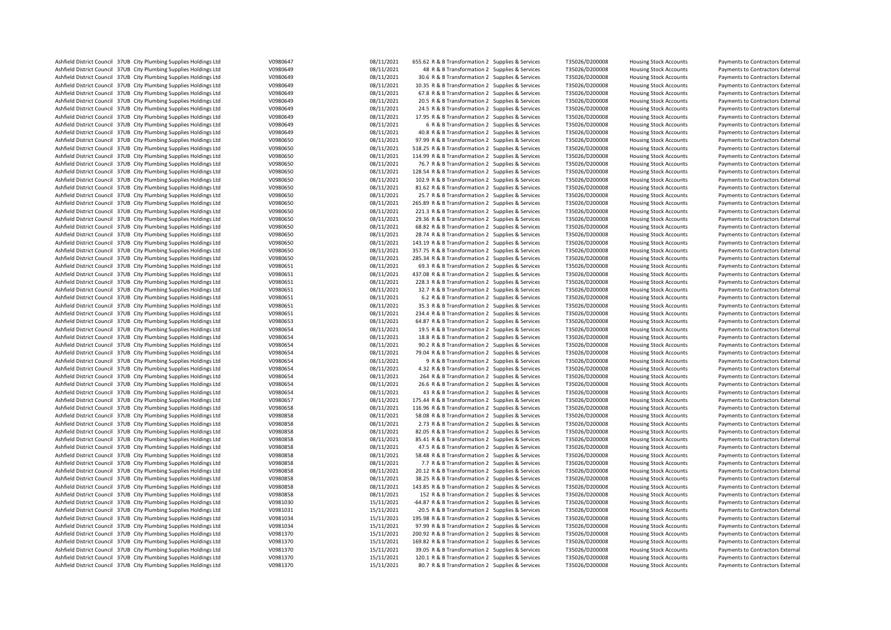| | | | | | | | | | | | |
|---|---|---|---|---|---|---|---|---|---|---|---|
| Ashfield District Council | 37UB | City Plumbing Supplies Holdings Ltd | V0980647 | 08/11/2021 | 655.62 | R & B Transformation 2 | Supplies & Services | T35026/D200008 | Housing Stock Accounts | Payments to Contractors External |
| Ashfield District Council | 37UB | City Plumbing Supplies Holdings Ltd | V0980649 | 08/11/2021 | 48 | R & B Transformation 2 | Supplies & Services | T35026/D200008 | Housing Stock Accounts | Payments to Contractors External |
| Ashfield District Council | 37UB | City Plumbing Supplies Holdings Ltd | V0980649 | 08/11/2021 | 30.6 | R & B Transformation 2 | Supplies & Services | T35026/D200008 | Housing Stock Accounts | Payments to Contractors External |
| Ashfield District Council | 37UB | City Plumbing Supplies Holdings Ltd | V0980649 | 08/11/2021 | 10.35 | R & B Transformation 2 | Supplies & Services | T35026/D200008 | Housing Stock Accounts | Payments to Contractors External |
| Ashfield District Council | 37UB | City Plumbing Supplies Holdings Ltd | V0980649 | 08/11/2021 | 67.8 | R & B Transformation 2 | Supplies & Services | T35026/D200008 | Housing Stock Accounts | Payments to Contractors External |
| Ashfield District Council | 37UB | City Plumbing Supplies Holdings Ltd | V0980649 | 08/11/2021 | 20.5 | R & B Transformation 2 | Supplies & Services | T35026/D200008 | Housing Stock Accounts | Payments to Contractors External |
| Ashfield District Council | 37UB | City Plumbing Supplies Holdings Ltd | V0980649 | 08/11/2021 | 24.5 | R & B Transformation 2 | Supplies & Services | T35026/D200008 | Housing Stock Accounts | Payments to Contractors External |
| Ashfield District Council | 37UB | City Plumbing Supplies Holdings Ltd | V0980649 | 08/11/2021 | 17.95 | R & B Transformation 2 | Supplies & Services | T35026/D200008 | Housing Stock Accounts | Payments to Contractors External |
| Ashfield District Council | 37UB | City Plumbing Supplies Holdings Ltd | V0980649 | 08/11/2021 | 6 | R & B Transformation 2 | Supplies & Services | T35026/D200008 | Housing Stock Accounts | Payments to Contractors External |
| Ashfield District Council | 37UB | City Plumbing Supplies Holdings Ltd | V0980649 | 08/11/2021 | 40.8 | R & B Transformation 2 | Supplies & Services | T35026/D200008 | Housing Stock Accounts | Payments to Contractors External |
| Ashfield District Council | 37UB | City Plumbing Supplies Holdings Ltd | V0980650 | 08/11/2021 | 97.99 | R & B Transformation 2 | Supplies & Services | T35026/D200008 | Housing Stock Accounts | Payments to Contractors External |
| Ashfield District Council | 37UB | City Plumbing Supplies Holdings Ltd | V0980650 | 08/11/2021 | 518.25 | R & B Transformation 2 | Supplies & Services | T35026/D200008 | Housing Stock Accounts | Payments to Contractors External |
| Ashfield District Council | 37UB | City Plumbing Supplies Holdings Ltd | V0980650 | 08/11/2021 | 114.99 | R & B Transformation 2 | Supplies & Services | T35026/D200008 | Housing Stock Accounts | Payments to Contractors External |
| Ashfield District Council | 37UB | City Plumbing Supplies Holdings Ltd | V0980650 | 08/11/2021 | 76.7 | R & B Transformation 2 | Supplies & Services | T35026/D200008 | Housing Stock Accounts | Payments to Contractors External |
| Ashfield District Council | 37UB | City Plumbing Supplies Holdings Ltd | V0980650 | 08/11/2021 | 128.54 | R & B Transformation 2 | Supplies & Services | T35026/D200008 | Housing Stock Accounts | Payments to Contractors External |
| Ashfield District Council | 37UB | City Plumbing Supplies Holdings Ltd | V0980650 | 08/11/2021 | 102.9 | R & B Transformation 2 | Supplies & Services | T35026/D200008 | Housing Stock Accounts | Payments to Contractors External |
| Ashfield District Council | 37UB | City Plumbing Supplies Holdings Ltd | V0980650 | 08/11/2021 | 81.62 | R & B Transformation 2 | Supplies & Services | T35026/D200008 | Housing Stock Accounts | Payments to Contractors External |
| Ashfield District Council | 37UB | City Plumbing Supplies Holdings Ltd | V0980650 | 08/11/2021 | 25.7 | R & B Transformation 2 | Supplies & Services | T35026/D200008 | Housing Stock Accounts | Payments to Contractors External |
| Ashfield District Council | 37UB | City Plumbing Supplies Holdings Ltd | V0980650 | 08/11/2021 | 265.89 | R & B Transformation 2 | Supplies & Services | T35026/D200008 | Housing Stock Accounts | Payments to Contractors External |
| Ashfield District Council | 37UB | City Plumbing Supplies Holdings Ltd | V0980650 | 08/11/2021 | 221.3 | R & B Transformation 2 | Supplies & Services | T35026/D200008 | Housing Stock Accounts | Payments to Contractors External |
| Ashfield District Council | 37UB | City Plumbing Supplies Holdings Ltd | V0980650 | 08/11/2021 | 29.36 | R & B Transformation 2 | Supplies & Services | T35026/D200008 | Housing Stock Accounts | Payments to Contractors External |
| Ashfield District Council | 37UB | City Plumbing Supplies Holdings Ltd | V0980650 | 08/11/2021 | 68.82 | R & B Transformation 2 | Supplies & Services | T35026/D200008 | Housing Stock Accounts | Payments to Contractors External |
| Ashfield District Council | 37UB | City Plumbing Supplies Holdings Ltd | V0980650 | 08/11/2021 | 28.74 | R & B Transformation 2 | Supplies & Services | T35026/D200008 | Housing Stock Accounts | Payments to Contractors External |
| Ashfield District Council | 37UB | City Plumbing Supplies Holdings Ltd | V0980650 | 08/11/2021 | 143.19 | R & B Transformation 2 | Supplies & Services | T35026/D200008 | Housing Stock Accounts | Payments to Contractors External |
| Ashfield District Council | 37UB | City Plumbing Supplies Holdings Ltd | V0980650 | 08/11/2021 | 357.75 | R & B Transformation 2 | Supplies & Services | T35026/D200008 | Housing Stock Accounts | Payments to Contractors External |
| Ashfield District Council | 37UB | City Plumbing Supplies Holdings Ltd | V0980650 | 08/11/2021 | 285.34 | R & B Transformation 2 | Supplies & Services | T35026/D200008 | Housing Stock Accounts | Payments to Contractors External |
| Ashfield District Council | 37UB | City Plumbing Supplies Holdings Ltd | V0980651 | 08/11/2021 | 69.3 | R & B Transformation 2 | Supplies & Services | T35026/D200008 | Housing Stock Accounts | Payments to Contractors External |
| Ashfield District Council | 37UB | City Plumbing Supplies Holdings Ltd | V0980651 | 08/11/2021 | 437.08 | R & B Transformation 2 | Supplies & Services | T35026/D200008 | Housing Stock Accounts | Payments to Contractors External |
| Ashfield District Council | 37UB | City Plumbing Supplies Holdings Ltd | V0980651 | 08/11/2021 | 228.3 | R & B Transformation 2 | Supplies & Services | T35026/D200008 | Housing Stock Accounts | Payments to Contractors External |
| Ashfield District Council | 37UB | City Plumbing Supplies Holdings Ltd | V0980651 | 08/11/2021 | 32.7 | R & B Transformation 2 | Supplies & Services | T35026/D200008 | Housing Stock Accounts | Payments to Contractors External |
| Ashfield District Council | 37UB | City Plumbing Supplies Holdings Ltd | V0980651 | 08/11/2021 | 6.2 | R & B Transformation 2 | Supplies & Services | T35026/D200008 | Housing Stock Accounts | Payments to Contractors External |
| Ashfield District Council | 37UB | City Plumbing Supplies Holdings Ltd | V0980651 | 08/11/2021 | 35.3 | R & B Transformation 2 | Supplies & Services | T35026/D200008 | Housing Stock Accounts | Payments to Contractors External |
| Ashfield District Council | 37UB | City Plumbing Supplies Holdings Ltd | V0980651 | 08/11/2021 | 234.4 | R & B Transformation 2 | Supplies & Services | T35026/D200008 | Housing Stock Accounts | Payments to Contractors External |
| Ashfield District Council | 37UB | City Plumbing Supplies Holdings Ltd | V0980653 | 08/11/2021 | 64.87 | R & B Transformation 2 | Supplies & Services | T35026/D200008 | Housing Stock Accounts | Payments to Contractors External |
| Ashfield District Council | 37UB | City Plumbing Supplies Holdings Ltd | V0980654 | 08/11/2021 | 19.5 | R & B Transformation 2 | Supplies & Services | T35026/D200008 | Housing Stock Accounts | Payments to Contractors External |
| Ashfield District Council | 37UB | City Plumbing Supplies Holdings Ltd | V0980654 | 08/11/2021 | 18.8 | R & B Transformation 2 | Supplies & Services | T35026/D200008 | Housing Stock Accounts | Payments to Contractors External |
| Ashfield District Council | 37UB | City Plumbing Supplies Holdings Ltd | V0980654 | 08/11/2021 | 90.2 | R & B Transformation 2 | Supplies & Services | T35026/D200008 | Housing Stock Accounts | Payments to Contractors External |
| Ashfield District Council | 37UB | City Plumbing Supplies Holdings Ltd | V0980654 | 08/11/2021 | 79.04 | R & B Transformation 2 | Supplies & Services | T35026/D200008 | Housing Stock Accounts | Payments to Contractors External |
| Ashfield District Council | 37UB | City Plumbing Supplies Holdings Ltd | V0980654 | 08/11/2021 | 9 | R & B Transformation 2 | Supplies & Services | T35026/D200008 | Housing Stock Accounts | Payments to Contractors External |
| Ashfield District Council | 37UB | City Plumbing Supplies Holdings Ltd | V0980654 | 08/11/2021 | 4.32 | R & B Transformation 2 | Supplies & Services | T35026/D200008 | Housing Stock Accounts | Payments to Contractors External |
| Ashfield District Council | 37UB | City Plumbing Supplies Holdings Ltd | V0980654 | 08/11/2021 | 264 | R & B Transformation 2 | Supplies & Services | T35026/D200008 | Housing Stock Accounts | Payments to Contractors External |
| Ashfield District Council | 37UB | City Plumbing Supplies Holdings Ltd | V0980654 | 08/11/2021 | 26.6 | R & B Transformation 2 | Supplies & Services | T35026/D200008 | Housing Stock Accounts | Payments to Contractors External |
| Ashfield District Council | 37UB | City Plumbing Supplies Holdings Ltd | V0980654 | 08/11/2021 | 43 | R & B Transformation 2 | Supplies & Services | T35026/D200008 | Housing Stock Accounts | Payments to Contractors External |
| Ashfield District Council | 37UB | City Plumbing Supplies Holdings Ltd | V0980657 | 08/11/2021 | 175.44 | R & B Transformation 2 | Supplies & Services | T35026/D200008 | Housing Stock Accounts | Payments to Contractors External |
| Ashfield District Council | 37UB | City Plumbing Supplies Holdings Ltd | V0980658 | 08/11/2021 | 116.96 | R & B Transformation 2 | Supplies & Services | T35026/D200008 | Housing Stock Accounts | Payments to Contractors External |
| Ashfield District Council | 37UB | City Plumbing Supplies Holdings Ltd | V0980858 | 08/11/2021 | 58.08 | R & B Transformation 2 | Supplies & Services | T35026/D200008 | Housing Stock Accounts | Payments to Contractors External |
| Ashfield District Council | 37UB | City Plumbing Supplies Holdings Ltd | V0980858 | 08/11/2021 | 2.73 | R & B Transformation 2 | Supplies & Services | T35026/D200008 | Housing Stock Accounts | Payments to Contractors External |
| Ashfield District Council | 37UB | City Plumbing Supplies Holdings Ltd | V0980858 | 08/11/2021 | 82.05 | R & B Transformation 2 | Supplies & Services | T35026/D200008 | Housing Stock Accounts | Payments to Contractors External |
| Ashfield District Council | 37UB | City Plumbing Supplies Holdings Ltd | V0980858 | 08/11/2021 | 85.41 | R & B Transformation 2 | Supplies & Services | T35026/D200008 | Housing Stock Accounts | Payments to Contractors External |
| Ashfield District Council | 37UB | City Plumbing Supplies Holdings Ltd | V0980858 | 08/11/2021 | 47.5 | R & B Transformation 2 | Supplies & Services | T35026/D200008 | Housing Stock Accounts | Payments to Contractors External |
| Ashfield District Council | 37UB | City Plumbing Supplies Holdings Ltd | V0980858 | 08/11/2021 | 58.48 | R & B Transformation 2 | Supplies & Services | T35026/D200008 | Housing Stock Accounts | Payments to Contractors External |
| Ashfield District Council | 37UB | City Plumbing Supplies Holdings Ltd | V0980858 | 08/11/2021 | 7.7 | R & B Transformation 2 | Supplies & Services | T35026/D200008 | Housing Stock Accounts | Payments to Contractors External |
| Ashfield District Council | 37UB | City Plumbing Supplies Holdings Ltd | V0980858 | 08/11/2021 | 20.12 | R & B Transformation 2 | Supplies & Services | T35026/D200008 | Housing Stock Accounts | Payments to Contractors External |
| Ashfield District Council | 37UB | City Plumbing Supplies Holdings Ltd | V0980858 | 08/11/2021 | 38.25 | R & B Transformation 2 | Supplies & Services | T35026/D200008 | Housing Stock Accounts | Payments to Contractors External |
| Ashfield District Council | 37UB | City Plumbing Supplies Holdings Ltd | V0980858 | 08/11/2021 | 143.85 | R & B Transformation 2 | Supplies & Services | T35026/D200008 | Housing Stock Accounts | Payments to Contractors External |
| Ashfield District Council | 37UB | City Plumbing Supplies Holdings Ltd | V0980858 | 08/11/2021 | 152 | R & B Transformation 2 | Supplies & Services | T35026/D200008 | Housing Stock Accounts | Payments to Contractors External |
| Ashfield District Council | 37UB | City Plumbing Supplies Holdings Ltd | V0981030 | 15/11/2021 | -64.87 | R & B Transformation 2 | Supplies & Services | T35026/D200008 | Housing Stock Accounts | Payments to Contractors External |
| Ashfield District Council | 37UB | City Plumbing Supplies Holdings Ltd | V0981031 | 15/11/2021 | -20.5 | R & B Transformation 2 | Supplies & Services | T35026/D200008 | Housing Stock Accounts | Payments to Contractors External |
| Ashfield District Council | 37UB | City Plumbing Supplies Holdings Ltd | V0981034 | 15/11/2021 | 195.98 | R & B Transformation 2 | Supplies & Services | T35026/D200008 | Housing Stock Accounts | Payments to Contractors External |
| Ashfield District Council | 37UB | City Plumbing Supplies Holdings Ltd | V0981034 | 15/11/2021 | 97.99 | R & B Transformation 2 | Supplies & Services | T35026/D200008 | Housing Stock Accounts | Payments to Contractors External |
| Ashfield District Council | 37UB | City Plumbing Supplies Holdings Ltd | V0981370 | 15/11/2021 | 200.92 | R & B Transformation 2 | Supplies & Services | T35026/D200008 | Housing Stock Accounts | Payments to Contractors External |
| Ashfield District Council | 37UB | City Plumbing Supplies Holdings Ltd | V0981370 | 15/11/2021 | 169.82 | R & B Transformation 2 | Supplies & Services | T35026/D200008 | Housing Stock Accounts | Payments to Contractors External |
| Ashfield District Council | 37UB | City Plumbing Supplies Holdings Ltd | V0981370 | 15/11/2021 | 39.05 | R & B Transformation 2 | Supplies & Services | T35026/D200008 | Housing Stock Accounts | Payments to Contractors External |
| Ashfield District Council | 37UB | City Plumbing Supplies Holdings Ltd | V0981370 | 15/11/2021 | 120.1 | R & B Transformation 2 | Supplies & Services | T35026/D200008 | Housing Stock Accounts | Payments to Contractors External |
| Ashfield District Council | 37UB | City Plumbing Supplies Holdings Ltd | V0981370 | 15/11/2021 | 80.7 | R & B Transformation 2 | Supplies & Services | T35026/D200008 | Housing Stock Accounts | Payments to Contractors External |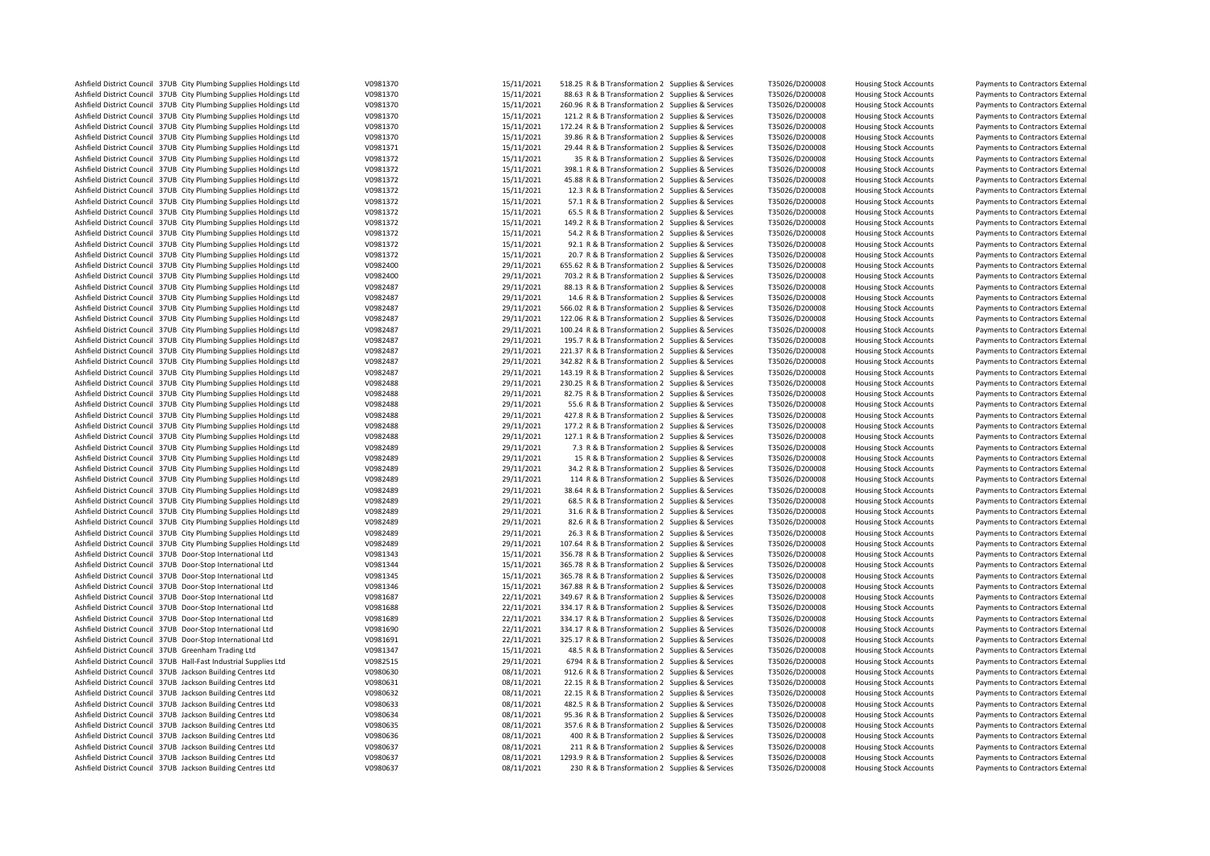| | | | | | | | | | | |
|---|---|---|---|---|---|---|---|---|---|---|
| Ashfield District Council | 37UB | City Plumbing Supplies Holdings Ltd | V0981370 | 15/11/2021 | 518.25 | R & B Transformation 2 | Supplies & Services | T35026/D200008 | Housing Stock Accounts | Payments to Contractors External |
| Ashfield District Council | 37UB | City Plumbing Supplies Holdings Ltd | V0981370 | 15/11/2021 | 88.63 | R & B Transformation 2 | Supplies & Services | T35026/D200008 | Housing Stock Accounts | Payments to Contractors External |
| Ashfield District Council | 37UB | City Plumbing Supplies Holdings Ltd | V0981370 | 15/11/2021 | 260.96 | R & B Transformation 2 | Supplies & Services | T35026/D200008 | Housing Stock Accounts | Payments to Contractors External |
| Ashfield District Council | 37UB | City Plumbing Supplies Holdings Ltd | V0981370 | 15/11/2021 | 121.2 | R & B Transformation 2 | Supplies & Services | T35026/D200008 | Housing Stock Accounts | Payments to Contractors External |
| Ashfield District Council | 37UB | City Plumbing Supplies Holdings Ltd | V0981370 | 15/11/2021 | 172.24 | R & B Transformation 2 | Supplies & Services | T35026/D200008 | Housing Stock Accounts | Payments to Contractors External |
| Ashfield District Council | 37UB | City Plumbing Supplies Holdings Ltd | V0981370 | 15/11/2021 | 39.86 | R & B Transformation 2 | Supplies & Services | T35026/D200008 | Housing Stock Accounts | Payments to Contractors External |
| Ashfield District Council | 37UB | City Plumbing Supplies Holdings Ltd | V0981371 | 15/11/2021 | 29.44 | R & B Transformation 2 | Supplies & Services | T35026/D200008 | Housing Stock Accounts | Payments to Contractors External |
| Ashfield District Council | 37UB | City Plumbing Supplies Holdings Ltd | V0981372 | 15/11/2021 | 35 | R & B Transformation 2 | Supplies & Services | T35026/D200008 | Housing Stock Accounts | Payments to Contractors External |
| Ashfield District Council | 37UB | City Plumbing Supplies Holdings Ltd | V0981372 | 15/11/2021 | 398.1 | R & B Transformation 2 | Supplies & Services | T35026/D200008 | Housing Stock Accounts | Payments to Contractors External |
| Ashfield District Council | 37UB | City Plumbing Supplies Holdings Ltd | V0981372 | 15/11/2021 | 45.88 | R & B Transformation 2 | Supplies & Services | T35026/D200008 | Housing Stock Accounts | Payments to Contractors External |
| Ashfield District Council | 37UB | City Plumbing Supplies Holdings Ltd | V0981372 | 15/11/2021 | 12.3 | R & B Transformation 2 | Supplies & Services | T35026/D200008 | Housing Stock Accounts | Payments to Contractors External |
| Ashfield District Council | 37UB | City Plumbing Supplies Holdings Ltd | V0981372 | 15/11/2021 | 57.1 | R & B Transformation 2 | Supplies & Services | T35026/D200008 | Housing Stock Accounts | Payments to Contractors External |
| Ashfield District Council | 37UB | City Plumbing Supplies Holdings Ltd | V0981372 | 15/11/2021 | 65.5 | R & B Transformation 2 | Supplies & Services | T35026/D200008 | Housing Stock Accounts | Payments to Contractors External |
| Ashfield District Council | 37UB | City Plumbing Supplies Holdings Ltd | V0981372 | 15/11/2021 | 149.2 | R & B Transformation 2 | Supplies & Services | T35026/D200008 | Housing Stock Accounts | Payments to Contractors External |
| Ashfield District Council | 37UB | City Plumbing Supplies Holdings Ltd | V0981372 | 15/11/2021 | 54.2 | R & B Transformation 2 | Supplies & Services | T35026/D200008 | Housing Stock Accounts | Payments to Contractors External |
| Ashfield District Council | 37UB | City Plumbing Supplies Holdings Ltd | V0981372 | 15/11/2021 | 92.1 | R & B Transformation 2 | Supplies & Services | T35026/D200008 | Housing Stock Accounts | Payments to Contractors External |
| Ashfield District Council | 37UB | City Plumbing Supplies Holdings Ltd | V0981372 | 15/11/2021 | 20.7 | R & B Transformation 2 | Supplies & Services | T35026/D200008 | Housing Stock Accounts | Payments to Contractors External |
| Ashfield District Council | 37UB | City Plumbing Supplies Holdings Ltd | V0982400 | 29/11/2021 | 655.62 | R & B Transformation 2 | Supplies & Services | T35026/D200008 | Housing Stock Accounts | Payments to Contractors External |
| Ashfield District Council | 37UB | City Plumbing Supplies Holdings Ltd | V0982400 | 29/11/2021 | 703.2 | R & B Transformation 2 | Supplies & Services | T35026/D200008 | Housing Stock Accounts | Payments to Contractors External |
| Ashfield District Council | 37UB | City Plumbing Supplies Holdings Ltd | V0982487 | 29/11/2021 | 88.13 | R & B Transformation 2 | Supplies & Services | T35026/D200008 | Housing Stock Accounts | Payments to Contractors External |
| Ashfield District Council | 37UB | City Plumbing Supplies Holdings Ltd | V0982487 | 29/11/2021 | 14.6 | R & B Transformation 2 | Supplies & Services | T35026/D200008 | Housing Stock Accounts | Payments to Contractors External |
| Ashfield District Council | 37UB | City Plumbing Supplies Holdings Ltd | V0982487 | 29/11/2021 | 566.02 | R & B Transformation 2 | Supplies & Services | T35026/D200008 | Housing Stock Accounts | Payments to Contractors External |
| Ashfield District Council | 37UB | City Plumbing Supplies Holdings Ltd | V0982487 | 29/11/2021 | 122.06 | R & B Transformation 2 | Supplies & Services | T35026/D200008 | Housing Stock Accounts | Payments to Contractors External |
| Ashfield District Council | 37UB | City Plumbing Supplies Holdings Ltd | V0982487 | 29/11/2021 | 100.24 | R & B Transformation 2 | Supplies & Services | T35026/D200008 | Housing Stock Accounts | Payments to Contractors External |
| Ashfield District Council | 37UB | City Plumbing Supplies Holdings Ltd | V0982487 | 29/11/2021 | 195.7 | R & B Transformation 2 | Supplies & Services | T35026/D200008 | Housing Stock Accounts | Payments to Contractors External |
| Ashfield District Council | 37UB | City Plumbing Supplies Holdings Ltd | V0982487 | 29/11/2021 | 221.37 | R & B Transformation 2 | Supplies & Services | T35026/D200008 | Housing Stock Accounts | Payments to Contractors External |
| Ashfield District Council | 37UB | City Plumbing Supplies Holdings Ltd | V0982487 | 29/11/2021 | 342.82 | R & B Transformation 2 | Supplies & Services | T35026/D200008 | Housing Stock Accounts | Payments to Contractors External |
| Ashfield District Council | 37UB | City Plumbing Supplies Holdings Ltd | V0982487 | 29/11/2021 | 143.19 | R & B Transformation 2 | Supplies & Services | T35026/D200008 | Housing Stock Accounts | Payments to Contractors External |
| Ashfield District Council | 37UB | City Plumbing Supplies Holdings Ltd | V0982488 | 29/11/2021 | 230.25 | R & B Transformation 2 | Supplies & Services | T35026/D200008 | Housing Stock Accounts | Payments to Contractors External |
| Ashfield District Council | 37UB | City Plumbing Supplies Holdings Ltd | V0982488 | 29/11/2021 | 82.75 | R & B Transformation 2 | Supplies & Services | T35026/D200008 | Housing Stock Accounts | Payments to Contractors External |
| Ashfield District Council | 37UB | City Plumbing Supplies Holdings Ltd | V0982488 | 29/11/2021 | 55.6 | R & B Transformation 2 | Supplies & Services | T35026/D200008 | Housing Stock Accounts | Payments to Contractors External |
| Ashfield District Council | 37UB | City Plumbing Supplies Holdings Ltd | V0982488 | 29/11/2021 | 427.8 | R & B Transformation 2 | Supplies & Services | T35026/D200008 | Housing Stock Accounts | Payments to Contractors External |
| Ashfield District Council | 37UB | City Plumbing Supplies Holdings Ltd | V0982488 | 29/11/2021 | 177.2 | R & B Transformation 2 | Supplies & Services | T35026/D200008 | Housing Stock Accounts | Payments to Contractors External |
| Ashfield District Council | 37UB | City Plumbing Supplies Holdings Ltd | V0982488 | 29/11/2021 | 127.1 | R & B Transformation 2 | Supplies & Services | T35026/D200008 | Housing Stock Accounts | Payments to Contractors External |
| Ashfield District Council | 37UB | City Plumbing Supplies Holdings Ltd | V0982489 | 29/11/2021 | 7.3 | R & B Transformation 2 | Supplies & Services | T35026/D200008 | Housing Stock Accounts | Payments to Contractors External |
| Ashfield District Council | 37UB | City Plumbing Supplies Holdings Ltd | V0982489 | 29/11/2021 | 15 | R & B Transformation 2 | Supplies & Services | T35026/D200008 | Housing Stock Accounts | Payments to Contractors External |
| Ashfield District Council | 37UB | City Plumbing Supplies Holdings Ltd | V0982489 | 29/11/2021 | 34.2 | R & B Transformation 2 | Supplies & Services | T35026/D200008 | Housing Stock Accounts | Payments to Contractors External |
| Ashfield District Council | 37UB | City Plumbing Supplies Holdings Ltd | V0982489 | 29/11/2021 | 114 | R & B Transformation 2 | Supplies & Services | T35026/D200008 | Housing Stock Accounts | Payments to Contractors External |
| Ashfield District Council | 37UB | City Plumbing Supplies Holdings Ltd | V0982489 | 29/11/2021 | 38.64 | R & B Transformation 2 | Supplies & Services | T35026/D200008 | Housing Stock Accounts | Payments to Contractors External |
| Ashfield District Council | 37UB | City Plumbing Supplies Holdings Ltd | V0982489 | 29/11/2021 | 68.5 | R & B Transformation 2 | Supplies & Services | T35026/D200008 | Housing Stock Accounts | Payments to Contractors External |
| Ashfield District Council | 37UB | City Plumbing Supplies Holdings Ltd | V0982489 | 29/11/2021 | 31.6 | R & B Transformation 2 | Supplies & Services | T35026/D200008 | Housing Stock Accounts | Payments to Contractors External |
| Ashfield District Council | 37UB | City Plumbing Supplies Holdings Ltd | V0982489 | 29/11/2021 | 82.6 | R & B Transformation 2 | Supplies & Services | T35026/D200008 | Housing Stock Accounts | Payments to Contractors External |
| Ashfield District Council | 37UB | City Plumbing Supplies Holdings Ltd | V0982489 | 29/11/2021 | 26.3 | R & B Transformation 2 | Supplies & Services | T35026/D200008 | Housing Stock Accounts | Payments to Contractors External |
| Ashfield District Council | 37UB | City Plumbing Supplies Holdings Ltd | V0982489 | 29/11/2021 | 107.64 | R & B Transformation 2 | Supplies & Services | T35026/D200008 | Housing Stock Accounts | Payments to Contractors External |
| Ashfield District Council | 37UB | Door-Stop International Ltd | V0981343 | 15/11/2021 | 356.78 | R & B Transformation 2 | Supplies & Services | T35026/D200008 | Housing Stock Accounts | Payments to Contractors External |
| Ashfield District Council | 37UB | Door-Stop International Ltd | V0981344 | 15/11/2021 | 365.78 | R & B Transformation 2 | Supplies & Services | T35026/D200008 | Housing Stock Accounts | Payments to Contractors External |
| Ashfield District Council | 37UB | Door-Stop International Ltd | V0981345 | 15/11/2021 | 365.78 | R & B Transformation 2 | Supplies & Services | T35026/D200008 | Housing Stock Accounts | Payments to Contractors External |
| Ashfield District Council | 37UB | Door-Stop International Ltd | V0981346 | 15/11/2021 | 367.88 | R & B Transformation 2 | Supplies & Services | T35026/D200008 | Housing Stock Accounts | Payments to Contractors External |
| Ashfield District Council | 37UB | Door-Stop International Ltd | V0981687 | 22/11/2021 | 349.67 | R & B Transformation 2 | Supplies & Services | T35026/D200008 | Housing Stock Accounts | Payments to Contractors External |
| Ashfield District Council | 37UB | Door-Stop International Ltd | V0981688 | 22/11/2021 | 334.17 | R & B Transformation 2 | Supplies & Services | T35026/D200008 | Housing Stock Accounts | Payments to Contractors External |
| Ashfield District Council | 37UB | Door-Stop International Ltd | V0981689 | 22/11/2021 | 334.17 | R & B Transformation 2 | Supplies & Services | T35026/D200008 | Housing Stock Accounts | Payments to Contractors External |
| Ashfield District Council | 37UB | Door-Stop International Ltd | V0981690 | 22/11/2021 | 334.17 | R & B Transformation 2 | Supplies & Services | T35026/D200008 | Housing Stock Accounts | Payments to Contractors External |
| Ashfield District Council | 37UB | Door-Stop International Ltd | V0981691 | 22/11/2021 | 325.17 | R & B Transformation 2 | Supplies & Services | T35026/D200008 | Housing Stock Accounts | Payments to Contractors External |
| Ashfield District Council | 37UB | Greenham Trading Ltd | V0981347 | 15/11/2021 | 48.5 | R & B Transformation 2 | Supplies & Services | T35026/D200008 | Housing Stock Accounts | Payments to Contractors External |
| Ashfield District Council | 37UB | Hall-Fast Industrial Supplies Ltd | V0982515 | 29/11/2021 | 6794 | R & B Transformation 2 | Supplies & Services | T35026/D200008 | Housing Stock Accounts | Payments to Contractors External |
| Ashfield District Council | 37UB | Jackson Building Centres Ltd | V0980630 | 08/11/2021 | 912.6 | R & B Transformation 2 | Supplies & Services | T35026/D200008 | Housing Stock Accounts | Payments to Contractors External |
| Ashfield District Council | 37UB | Jackson Building Centres Ltd | V0980631 | 08/11/2021 | 22.15 | R & B Transformation 2 | Supplies & Services | T35026/D200008 | Housing Stock Accounts | Payments to Contractors External |
| Ashfield District Council | 37UB | Jackson Building Centres Ltd | V0980632 | 08/11/2021 | 22.15 | R & B Transformation 2 | Supplies & Services | T35026/D200008 | Housing Stock Accounts | Payments to Contractors External |
| Ashfield District Council | 37UB | Jackson Building Centres Ltd | V0980633 | 08/11/2021 | 482.5 | R & B Transformation 2 | Supplies & Services | T35026/D200008 | Housing Stock Accounts | Payments to Contractors External |
| Ashfield District Council | 37UB | Jackson Building Centres Ltd | V0980634 | 08/11/2021 | 95.36 | R & B Transformation 2 | Supplies & Services | T35026/D200008 | Housing Stock Accounts | Payments to Contractors External |
| Ashfield District Council | 37UB | Jackson Building Centres Ltd | V0980635 | 08/11/2021 | 357.6 | R & B Transformation 2 | Supplies & Services | T35026/D200008 | Housing Stock Accounts | Payments to Contractors External |
| Ashfield District Council | 37UB | Jackson Building Centres Ltd | V0980636 | 08/11/2021 | 400 | R & B Transformation 2 | Supplies & Services | T35026/D200008 | Housing Stock Accounts | Payments to Contractors External |
| Ashfield District Council | 37UB | Jackson Building Centres Ltd | V0980637 | 08/11/2021 | 211 | R & B Transformation 2 | Supplies & Services | T35026/D200008 | Housing Stock Accounts | Payments to Contractors External |
| Ashfield District Council | 37UB | Jackson Building Centres Ltd | V0980637 | 08/11/2021 | 1293.9 | R & B Transformation 2 | Supplies & Services | T35026/D200008 | Housing Stock Accounts | Payments to Contractors External |
| Ashfield District Council | 37UB | Jackson Building Centres Ltd | V0980637 | 08/11/2021 | 230 | R & B Transformation 2 | Supplies & Services | T35026/D200008 | Housing Stock Accounts | Payments to Contractors External |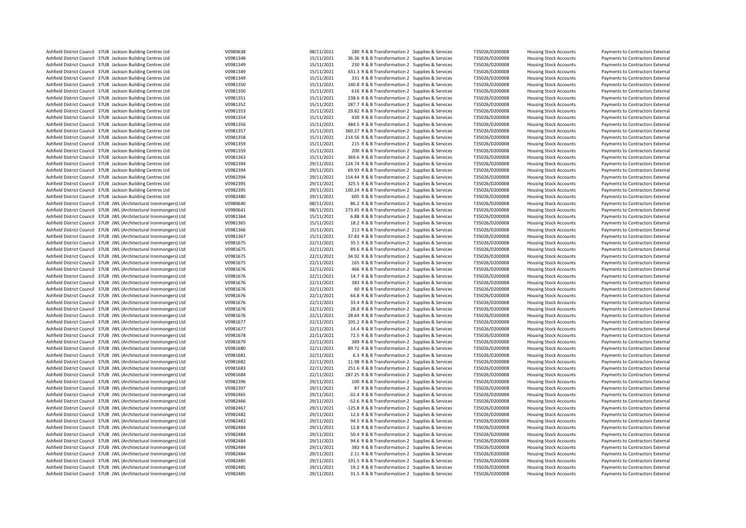| | | | | | | | | | | | |
|---|---|---|---|---|---|---|---|---|---|---|---|
| Ashfield District Council | 37UB | Jackson Building Centres Ltd | V0980638 | 08/11/2021 | 280 | R & B Transformation 2 | Supplies & Services | T35026/D200008 | Housing Stock Accounts | Payments to Contractors External |
| Ashfield District Council | 37UB | Jackson Building Centres Ltd | V0981348 | 15/11/2021 | 36.36 | R & B Transformation 2 | Supplies & Services | T35026/D200008 | Housing Stock Accounts | Payments to Contractors External |
| Ashfield District Council | 37UB | Jackson Building Centres Ltd | V0981349 | 15/11/2021 | 230 | R & B Transformation 2 | Supplies & Services | T35026/D200008 | Housing Stock Accounts | Payments to Contractors External |
| Ashfield District Council | 37UB | Jackson Building Centres Ltd | V0981349 | 15/11/2021 | 431.3 | R & B Transformation 2 | Supplies & Services | T35026/D200008 | Housing Stock Accounts | Payments to Contractors External |
| Ashfield District Council | 37UB | Jackson Building Centres Ltd | V0981349 | 15/11/2021 | 331 | R & B Transformation 2 | Supplies & Services | T35026/D200008 | Housing Stock Accounts | Payments to Contractors External |
| Ashfield District Council | 37UB | Jackson Building Centres Ltd | V0981350 | 15/11/2021 | 140.8 | R & B Transformation 2 | Supplies & Services | T35026/D200008 | Housing Stock Accounts | Payments to Contractors External |
| Ashfield District Council | 37UB | Jackson Building Centres Ltd | V0981350 | 15/11/2021 | 616 | R & B Transformation 2 | Supplies & Services | T35026/D200008 | Housing Stock Accounts | Payments to Contractors External |
| Ashfield District Council | 37UB | Jackson Building Centres Ltd | V0981351 | 15/11/2021 | 238.6 | R & B Transformation 2 | Supplies & Services | T35026/D200008 | Housing Stock Accounts | Payments to Contractors External |
| Ashfield District Council | 37UB | Jackson Building Centres Ltd | V0981352 | 15/11/2021 | 287.7 | R & B Transformation 2 | Supplies & Services | T35026/D200008 | Housing Stock Accounts | Payments to Contractors External |
| Ashfield District Council | 37UB | Jackson Building Centres Ltd | V0981353 | 15/11/2021 | 29.82 | R & B Transformation 2 | Supplies & Services | T35026/D200008 | Housing Stock Accounts | Payments to Contractors External |
| Ashfield District Council | 37UB | Jackson Building Centres Ltd | V0981354 | 15/11/2021 | 430 | R & B Transformation 2 | Supplies & Services | T35026/D200008 | Housing Stock Accounts | Payments to Contractors External |
| Ashfield District Council | 37UB | Jackson Building Centres Ltd | V0981356 | 15/11/2021 | 484.5 | R & B Transformation 2 | Supplies & Services | T35026/D200008 | Housing Stock Accounts | Payments to Contractors External |
| Ashfield District Council | 37UB | Jackson Building Centres Ltd | V0981357 | 15/11/2021 | 360.27 | R & B Transformation 2 | Supplies & Services | T35026/D200008 | Housing Stock Accounts | Payments to Contractors External |
| Ashfield District Council | 37UB | Jackson Building Centres Ltd | V0981358 | 15/11/2021 | 214.56 | R & B Transformation 2 | Supplies & Services | T35026/D200008 | Housing Stock Accounts | Payments to Contractors External |
| Ashfield District Council | 37UB | Jackson Building Centres Ltd | V0981359 | 15/11/2021 | 215 | R & B Transformation 2 | Supplies & Services | T35026/D200008 | Housing Stock Accounts | Payments to Contractors External |
| Ashfield District Council | 37UB | Jackson Building Centres Ltd | V0981359 | 15/11/2021 | 200 | R & B Transformation 2 | Supplies & Services | T35026/D200008 | Housing Stock Accounts | Payments to Contractors External |
| Ashfield District Council | 37UB | Jackson Building Centres Ltd | V0981363 | 15/11/2021 | 369.6 | R & B Transformation 2 | Supplies & Services | T35026/D200008 | Housing Stock Accounts | Payments to Contractors External |
| Ashfield District Council | 37UB | Jackson Building Centres Ltd | V0982394 | 29/11/2021 | 124.74 | R & B Transformation 2 | Supplies & Services | T35026/D200008 | Housing Stock Accounts | Payments to Contractors External |
| Ashfield District Council | 37UB | Jackson Building Centres Ltd | V0982394 | 29/11/2021 | 69.93 | R & B Transformation 2 | Supplies & Services | T35026/D200008 | Housing Stock Accounts | Payments to Contractors External |
| Ashfield District Council | 37UB | Jackson Building Centres Ltd | V0982394 | 29/11/2021 | 154.44 | R & B Transformation 2 | Supplies & Services | T35026/D200008 | Housing Stock Accounts | Payments to Contractors External |
| Ashfield District Council | 37UB | Jackson Building Centres Ltd | V0982395 | 29/11/2021 | 325.5 | R & B Transformation 2 | Supplies & Services | T35026/D200008 | Housing Stock Accounts | Payments to Contractors External |
| Ashfield District Council | 37UB | Jackson Building Centres Ltd | V0982395 | 29/11/2021 | 100.24 | R & B Transformation 2 | Supplies & Services | T35026/D200008 | Housing Stock Accounts | Payments to Contractors External |
| Ashfield District Council | 37UB | Jackson Building Centres Ltd | V0982480 | 29/11/2021 | 605 | R & B Transformation 2 | Supplies & Services | T35026/D200008 | Housing Stock Accounts | Payments to Contractors External |
| Ashfield District Council | 37UB | JWL (Architectural Ironmongers) Ltd | V0980640 | 08/11/2021 | 86.2 | R & B Transformation 2 | Supplies & Services | T35026/D200008 | Housing Stock Accounts | Payments to Contractors External |
| Ashfield District Council | 37UB | JWL (Architectural Ironmongers) Ltd | V0980641 | 08/11/2021 | 273.45 | R & B Transformation 2 | Supplies & Services | T35026/D200008 | Housing Stock Accounts | Payments to Contractors External |
| Ashfield District Council | 37UB | JWL (Architectural Ironmongers) Ltd | V0981364 | 15/11/2021 | 6.88 | R & B Transformation 2 | Supplies & Services | T35026/D200008 | Housing Stock Accounts | Payments to Contractors External |
| Ashfield District Council | 37UB | JWL (Architectural Ironmongers) Ltd | V0981365 | 15/11/2021 | 18.2 | R & B Transformation 2 | Supplies & Services | T35026/D200008 | Housing Stock Accounts | Payments to Contractors External |
| Ashfield District Council | 37UB | JWL (Architectural Ironmongers) Ltd | V0981366 | 15/11/2021 | 213 | R & B Transformation 2 | Supplies & Services | T35026/D200008 | Housing Stock Accounts | Payments to Contractors External |
| Ashfield District Council | 37UB | JWL (Architectural Ironmongers) Ltd | V0981367 | 15/11/2021 | 37.83 | R & B Transformation 2 | Supplies & Services | T35026/D200008 | Housing Stock Accounts | Payments to Contractors External |
| Ashfield District Council | 37UB | JWL (Architectural Ironmongers) Ltd | V0981675 | 22/11/2021 | 35.5 | R & B Transformation 2 | Supplies & Services | T35026/D200008 | Housing Stock Accounts | Payments to Contractors External |
| Ashfield District Council | 37UB | JWL (Architectural Ironmongers) Ltd | V0981675 | 22/11/2021 | 89.6 | R & B Transformation 2 | Supplies & Services | T35026/D200008 | Housing Stock Accounts | Payments to Contractors External |
| Ashfield District Council | 37UB | JWL (Architectural Ironmongers) Ltd | V0981675 | 22/11/2021 | 34.92 | R & B Transformation 2 | Supplies & Services | T35026/D200008 | Housing Stock Accounts | Payments to Contractors External |
| Ashfield District Council | 37UB | JWL (Architectural Ironmongers) Ltd | V0981675 | 22/11/2021 | 165 | R & B Transformation 2 | Supplies & Services | T35026/D200008 | Housing Stock Accounts | Payments to Contractors External |
| Ashfield District Council | 37UB | JWL (Architectural Ironmongers) Ltd | V0981676 | 22/11/2021 | 466 | R & B Transformation 2 | Supplies & Services | T35026/D200008 | Housing Stock Accounts | Payments to Contractors External |
| Ashfield District Council | 37UB | JWL (Architectural Ironmongers) Ltd | V0981676 | 22/11/2021 | 14.7 | R & B Transformation 2 | Supplies & Services | T35026/D200008 | Housing Stock Accounts | Payments to Contractors External |
| Ashfield District Council | 37UB | JWL (Architectural Ironmongers) Ltd | V0981676 | 22/11/2021 | 383 | R & B Transformation 2 | Supplies & Services | T35026/D200008 | Housing Stock Accounts | Payments to Contractors External |
| Ashfield District Council | 37UB | JWL (Architectural Ironmongers) Ltd | V0981676 | 22/11/2021 | 60 | R & B Transformation 2 | Supplies & Services | T35026/D200008 | Housing Stock Accounts | Payments to Contractors External |
| Ashfield District Council | 37UB | JWL (Architectural Ironmongers) Ltd | V0981676 | 22/11/2021 | 64.8 | R & B Transformation 2 | Supplies & Services | T35026/D200008 | Housing Stock Accounts | Payments to Contractors External |
| Ashfield District Council | 37UB | JWL (Architectural Ironmongers) Ltd | V0981676 | 22/11/2021 | 33.4 | R & B Transformation 2 | Supplies & Services | T35026/D200008 | Housing Stock Accounts | Payments to Contractors External |
| Ashfield District Council | 37UB | JWL (Architectural Ironmongers) Ltd | V0981676 | 22/11/2021 | 28.8 | R & B Transformation 2 | Supplies & Services | T35026/D200008 | Housing Stock Accounts | Payments to Contractors External |
| Ashfield District Council | 37UB | JWL (Architectural Ironmongers) Ltd | V0981676 | 22/11/2021 | 28.64 | R & B Transformation 2 | Supplies & Services | T35026/D200008 | Housing Stock Accounts | Payments to Contractors External |
| Ashfield District Council | 37UB | JWL (Architectural Ironmongers) Ltd | V0981677 | 22/11/2021 | 105.2 | R & B Transformation 2 | Supplies & Services | T35026/D200008 | Housing Stock Accounts | Payments to Contractors External |
| Ashfield District Council | 37UB | JWL (Architectural Ironmongers) Ltd | V0981677 | 22/11/2021 | 14.4 | R & B Transformation 2 | Supplies & Services | T35026/D200008 | Housing Stock Accounts | Payments to Contractors External |
| Ashfield District Council | 37UB | JWL (Architectural Ironmongers) Ltd | V0981678 | 22/11/2021 | 72.5 | R & B Transformation 2 | Supplies & Services | T35026/D200008 | Housing Stock Accounts | Payments to Contractors External |
| Ashfield District Council | 37UB | JWL (Architectural Ironmongers) Ltd | V0981679 | 22/11/2021 | 389 | R & B Transformation 2 | Supplies & Services | T35026/D200008 | Housing Stock Accounts | Payments to Contractors External |
| Ashfield District Council | 37UB | JWL (Architectural Ironmongers) Ltd | V0981680 | 22/11/2021 | 89.72 | R & B Transformation 2 | Supplies & Services | T35026/D200008 | Housing Stock Accounts | Payments to Contractors External |
| Ashfield District Council | 37UB | JWL (Architectural Ironmongers) Ltd | V0981681 | 22/11/2021 | 6.3 | R & B Transformation 2 | Supplies & Services | T35026/D200008 | Housing Stock Accounts | Payments to Contractors External |
| Ashfield District Council | 37UB | JWL (Architectural Ironmongers) Ltd | V0981682 | 22/11/2021 | 11.98 | R & B Transformation 2 | Supplies & Services | T35026/D200008 | Housing Stock Accounts | Payments to Contractors External |
| Ashfield District Council | 37UB | JWL (Architectural Ironmongers) Ltd | V0981683 | 22/11/2021 | 251.6 | R & B Transformation 2 | Supplies & Services | T35026/D200008 | Housing Stock Accounts | Payments to Contractors External |
| Ashfield District Council | 37UB | JWL (Architectural Ironmongers) Ltd | V0981684 | 22/11/2021 | 287.25 | R & B Transformation 2 | Supplies & Services | T35026/D200008 | Housing Stock Accounts | Payments to Contractors External |
| Ashfield District Council | 37UB | JWL (Architectural Ironmongers) Ltd | V0982396 | 29/11/2021 | 100 | R & B Transformation 2 | Supplies & Services | T35026/D200008 | Housing Stock Accounts | Payments to Contractors External |
| Ashfield District Council | 37UB | JWL (Architectural Ironmongers) Ltd | V0982397 | 29/11/2021 | 87 | R & B Transformation 2 | Supplies & Services | T35026/D200008 | Housing Stock Accounts | Payments to Contractors External |
| Ashfield District Council | 37UB | JWL (Architectural Ironmongers) Ltd | V0982465 | 29/11/2021 | -32.4 | R & B Transformation 2 | Supplies & Services | T35026/D200008 | Housing Stock Accounts | Payments to Contractors External |
| Ashfield District Council | 37UB | JWL (Architectural Ironmongers) Ltd | V0982466 | 29/11/2021 | -52.6 | R & B Transformation 2 | Supplies & Services | T35026/D200008 | Housing Stock Accounts | Payments to Contractors External |
| Ashfield District Council | 37UB | JWL (Architectural Ironmongers) Ltd | V0982467 | 29/11/2021 | -125.8 | R & B Transformation 2 | Supplies & Services | T35026/D200008 | Housing Stock Accounts | Payments to Contractors External |
| Ashfield District Council | 37UB | JWL (Architectural Ironmongers) Ltd | V0982482 | 29/11/2021 | 12.6 | R & B Transformation 2 | Supplies & Services | T35026/D200008 | Housing Stock Accounts | Payments to Contractors External |
| Ashfield District Council | 37UB | JWL (Architectural Ironmongers) Ltd | V0982483 | 29/11/2021 | 94.5 | R & B Transformation 2 | Supplies & Services | T35026/D200008 | Housing Stock Accounts | Payments to Contractors External |
| Ashfield District Council | 37UB | JWL (Architectural Ironmongers) Ltd | V0982484 | 29/11/2021 | 12.8 | R & B Transformation 2 | Supplies & Services | T35026/D200008 | Housing Stock Accounts | Payments to Contractors External |
| Ashfield District Council | 37UB | JWL (Architectural Ironmongers) Ltd | V0982484 | 29/11/2021 | 50.4 | R & B Transformation 2 | Supplies & Services | T35026/D200008 | Housing Stock Accounts | Payments to Contractors External |
| Ashfield District Council | 37UB | JWL (Architectural Ironmongers) Ltd | V0982484 | 29/11/2021 | 94.6 | R & B Transformation 2 | Supplies & Services | T35026/D200008 | Housing Stock Accounts | Payments to Contractors External |
| Ashfield District Council | 37UB | JWL (Architectural Ironmongers) Ltd | V0982484 | 29/11/2021 | 383 | R & B Transformation 2 | Supplies & Services | T35026/D200008 | Housing Stock Accounts | Payments to Contractors External |
| Ashfield District Council | 37UB | JWL (Architectural Ironmongers) Ltd | V0982484 | 29/11/2021 | 2.11 | R & B Transformation 2 | Supplies & Services | T35026/D200008 | Housing Stock Accounts | Payments to Contractors External |
| Ashfield District Council | 37UB | JWL (Architectural Ironmongers) Ltd | V0982485 | 29/11/2021 | 191.5 | R & B Transformation 2 | Supplies & Services | T35026/D200008 | Housing Stock Accounts | Payments to Contractors External |
| Ashfield District Council | 37UB | JWL (Architectural Ironmongers) Ltd | V0982485 | 29/11/2021 | 19.2 | R & B Transformation 2 | Supplies & Services | T35026/D200008 | Housing Stock Accounts | Payments to Contractors External |
| Ashfield District Council | 37UB | JWL (Architectural Ironmongers) Ltd | V0982485 | 29/11/2021 | 31.5 | R & B Transformation 2 | Supplies & Services | T35026/D200008 | Housing Stock Accounts | Payments to Contractors External |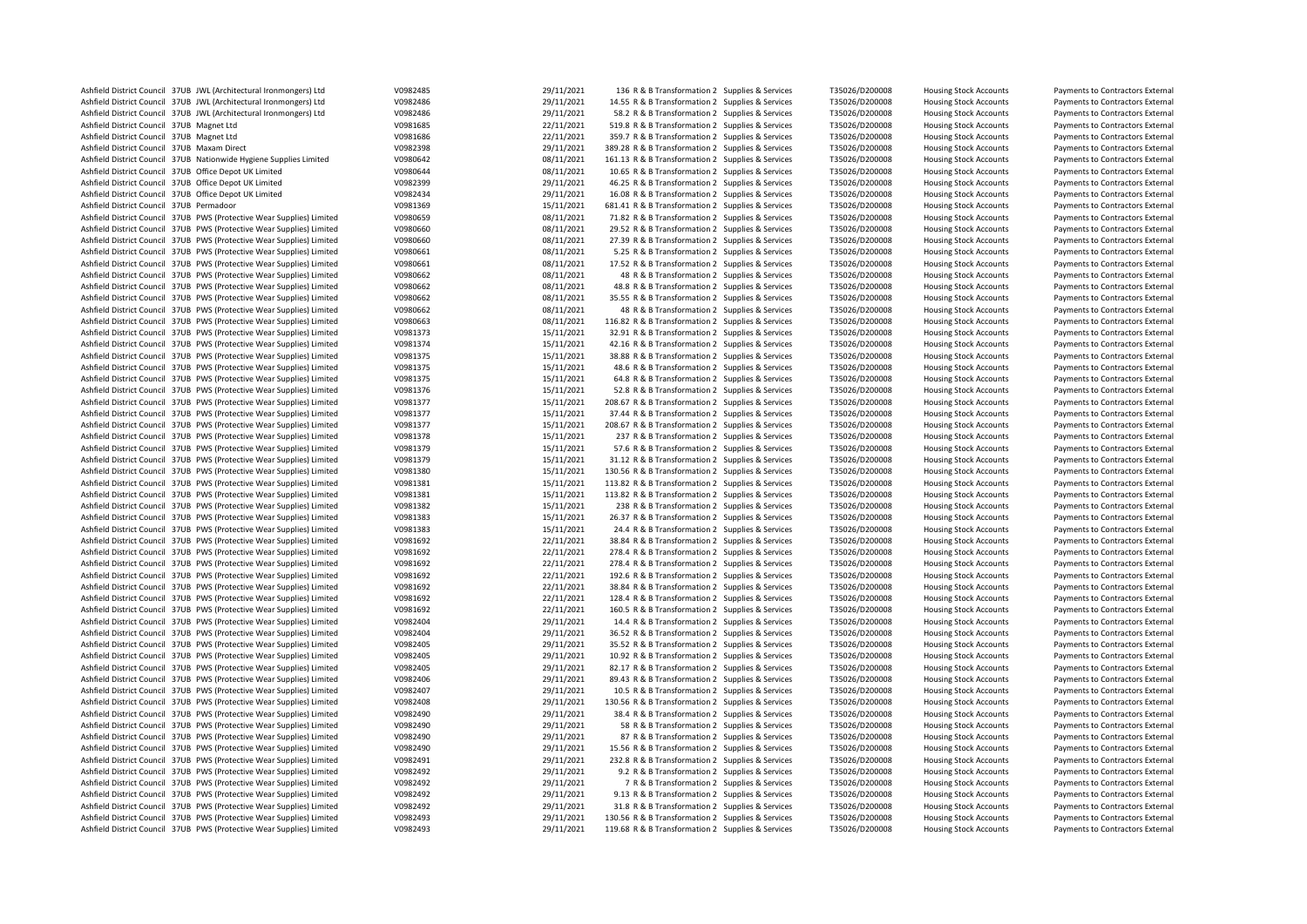| | | | | | | | | | | | |
|---|---|---|---|---|---|---|---|---|---|---|---|
| Ashfield District Council | 37UB | JWL (Architectural Ironmongers) Ltd | V0982485 | 29/11/2021 | 136 | R & B Transformation 2 | Supplies & Services | T35026/D200008 | Housing Stock Accounts | Payments to Contractors External |
| Ashfield District Council | 37UB | JWL (Architectural Ironmongers) Ltd | V0982486 | 29/11/2021 | 14.55 | R & B Transformation 2 | Supplies & Services | T35026/D200008 | Housing Stock Accounts | Payments to Contractors External |
| Ashfield District Council | 37UB | JWL (Architectural Ironmongers) Ltd | V0982486 | 29/11/2021 | 58.2 | R & B Transformation 2 | Supplies & Services | T35026/D200008 | Housing Stock Accounts | Payments to Contractors External |
| Ashfield District Council | 37UB | Magnet Ltd | V0981685 | 22/11/2021 | 519.8 | R & B Transformation 2 | Supplies & Services | T35026/D200008 | Housing Stock Accounts | Payments to Contractors External |
| Ashfield District Council | 37UB | Magnet Ltd | V0981686 | 22/11/2021 | 359.7 | R & B Transformation 2 | Supplies & Services | T35026/D200008 | Housing Stock Accounts | Payments to Contractors External |
| Ashfield District Council | 37UB | Maxam Direct | V0982398 | 29/11/2021 | 389.28 | R & B Transformation 2 | Supplies & Services | T35026/D200008 | Housing Stock Accounts | Payments to Contractors External |
| Ashfield District Council | 37UB | Nationwide Hygiene Supplies Limited | V0980642 | 08/11/2021 | 161.13 | R & B Transformation 2 | Supplies & Services | T35026/D200008 | Housing Stock Accounts | Payments to Contractors External |
| Ashfield District Council | 37UB | Office Depot UK Limited | V0980644 | 08/11/2021 | 10.65 | R & B Transformation 2 | Supplies & Services | T35026/D200008 | Housing Stock Accounts | Payments to Contractors External |
| Ashfield District Council | 37UB | Office Depot UK Limited | V0982399 | 29/11/2021 | 46.25 | R & B Transformation 2 | Supplies & Services | T35026/D200008 | Housing Stock Accounts | Payments to Contractors External |
| Ashfield District Council | 37UB | Office Depot UK Limited | V0982434 | 29/11/2021 | 16.08 | R & B Transformation 2 | Supplies & Services | T35026/D200008 | Housing Stock Accounts | Payments to Contractors External |
| Ashfield District Council | 37UB | Permadoor | V0981369 | 15/11/2021 | 681.41 | R & B Transformation 2 | Supplies & Services | T35026/D200008 | Housing Stock Accounts | Payments to Contractors External |
| Ashfield District Council | 37UB | PWS (Protective Wear Supplies) Limited | V0980659 | 08/11/2021 | 71.82 | R & B Transformation 2 | Supplies & Services | T35026/D200008 | Housing Stock Accounts | Payments to Contractors External |
| Ashfield District Council | 37UB | PWS (Protective Wear Supplies) Limited | V0980660 | 08/11/2021 | 29.52 | R & B Transformation 2 | Supplies & Services | T35026/D200008 | Housing Stock Accounts | Payments to Contractors External |
| Ashfield District Council | 37UB | PWS (Protective Wear Supplies) Limited | V0980660 | 08/11/2021 | 27.39 | R & B Transformation 2 | Supplies & Services | T35026/D200008 | Housing Stock Accounts | Payments to Contractors External |
| Ashfield District Council | 37UB | PWS (Protective Wear Supplies) Limited | V0980661 | 08/11/2021 | 5.25 | R & B Transformation 2 | Supplies & Services | T35026/D200008 | Housing Stock Accounts | Payments to Contractors External |
| Ashfield District Council | 37UB | PWS (Protective Wear Supplies) Limited | V0980661 | 08/11/2021 | 17.52 | R & B Transformation 2 | Supplies & Services | T35026/D200008 | Housing Stock Accounts | Payments to Contractors External |
| Ashfield District Council | 37UB | PWS (Protective Wear Supplies) Limited | V0980662 | 08/11/2021 | 48 | R & B Transformation 2 | Supplies & Services | T35026/D200008 | Housing Stock Accounts | Payments to Contractors External |
| Ashfield District Council | 37UB | PWS (Protective Wear Supplies) Limited | V0980662 | 08/11/2021 | 48.8 | R & B Transformation 2 | Supplies & Services | T35026/D200008 | Housing Stock Accounts | Payments to Contractors External |
| Ashfield District Council | 37UB | PWS (Protective Wear Supplies) Limited | V0980662 | 08/11/2021 | 35.55 | R & B Transformation 2 | Supplies & Services | T35026/D200008 | Housing Stock Accounts | Payments to Contractors External |
| Ashfield District Council | 37UB | PWS (Protective Wear Supplies) Limited | V0980662 | 08/11/2021 | 48 | R & B Transformation 2 | Supplies & Services | T35026/D200008 | Housing Stock Accounts | Payments to Contractors External |
| Ashfield District Council | 37UB | PWS (Protective Wear Supplies) Limited | V0980663 | 08/11/2021 | 116.82 | R & B Transformation 2 | Supplies & Services | T35026/D200008 | Housing Stock Accounts | Payments to Contractors External |
| Ashfield District Council | 37UB | PWS (Protective Wear Supplies) Limited | V0981373 | 15/11/2021 | 32.91 | R & B Transformation 2 | Supplies & Services | T35026/D200008 | Housing Stock Accounts | Payments to Contractors External |
| Ashfield District Council | 37UB | PWS (Protective Wear Supplies) Limited | V0981374 | 15/11/2021 | 42.16 | R & B Transformation 2 | Supplies & Services | T35026/D200008 | Housing Stock Accounts | Payments to Contractors External |
| Ashfield District Council | 37UB | PWS (Protective Wear Supplies) Limited | V0981375 | 15/11/2021 | 38.88 | R & B Transformation 2 | Supplies & Services | T35026/D200008 | Housing Stock Accounts | Payments to Contractors External |
| Ashfield District Council | 37UB | PWS (Protective Wear Supplies) Limited | V0981375 | 15/11/2021 | 48.6 | R & B Transformation 2 | Supplies & Services | T35026/D200008 | Housing Stock Accounts | Payments to Contractors External |
| Ashfield District Council | 37UB | PWS (Protective Wear Supplies) Limited | V0981375 | 15/11/2021 | 64.8 | R & B Transformation 2 | Supplies & Services | T35026/D200008 | Housing Stock Accounts | Payments to Contractors External |
| Ashfield District Council | 37UB | PWS (Protective Wear Supplies) Limited | V0981376 | 15/11/2021 | 52.8 | R & B Transformation 2 | Supplies & Services | T35026/D200008 | Housing Stock Accounts | Payments to Contractors External |
| Ashfield District Council | 37UB | PWS (Protective Wear Supplies) Limited | V0981377 | 15/11/2021 | 208.67 | R & B Transformation 2 | Supplies & Services | T35026/D200008 | Housing Stock Accounts | Payments to Contractors External |
| Ashfield District Council | 37UB | PWS (Protective Wear Supplies) Limited | V0981377 | 15/11/2021 | 37.44 | R & B Transformation 2 | Supplies & Services | T35026/D200008 | Housing Stock Accounts | Payments to Contractors External |
| Ashfield District Council | 37UB | PWS (Protective Wear Supplies) Limited | V0981377 | 15/11/2021 | 208.67 | R & B Transformation 2 | Supplies & Services | T35026/D200008 | Housing Stock Accounts | Payments to Contractors External |
| Ashfield District Council | 37UB | PWS (Protective Wear Supplies) Limited | V0981378 | 15/11/2021 | 237 | R & B Transformation 2 | Supplies & Services | T35026/D200008 | Housing Stock Accounts | Payments to Contractors External |
| Ashfield District Council | 37UB | PWS (Protective Wear Supplies) Limited | V0981379 | 15/11/2021 | 57.6 | R & B Transformation 2 | Supplies & Services | T35026/D200008 | Housing Stock Accounts | Payments to Contractors External |
| Ashfield District Council | 37UB | PWS (Protective Wear Supplies) Limited | V0981379 | 15/11/2021 | 31.12 | R & B Transformation 2 | Supplies & Services | T35026/D200008 | Housing Stock Accounts | Payments to Contractors External |
| Ashfield District Council | 37UB | PWS (Protective Wear Supplies) Limited | V0981380 | 15/11/2021 | 130.56 | R & B Transformation 2 | Supplies & Services | T35026/D200008 | Housing Stock Accounts | Payments to Contractors External |
| Ashfield District Council | 37UB | PWS (Protective Wear Supplies) Limited | V0981381 | 15/11/2021 | 113.82 | R & B Transformation 2 | Supplies & Services | T35026/D200008 | Housing Stock Accounts | Payments to Contractors External |
| Ashfield District Council | 37UB | PWS (Protective Wear Supplies) Limited | V0981381 | 15/11/2021 | 113.82 | R & B Transformation 2 | Supplies & Services | T35026/D200008 | Housing Stock Accounts | Payments to Contractors External |
| Ashfield District Council | 37UB | PWS (Protective Wear Supplies) Limited | V0981382 | 15/11/2021 | 238 | R & B Transformation 2 | Supplies & Services | T35026/D200008 | Housing Stock Accounts | Payments to Contractors External |
| Ashfield District Council | 37UB | PWS (Protective Wear Supplies) Limited | V0981383 | 15/11/2021 | 26.37 | R & B Transformation 2 | Supplies & Services | T35026/D200008 | Housing Stock Accounts | Payments to Contractors External |
| Ashfield District Council | 37UB | PWS (Protective Wear Supplies) Limited | V0981383 | 15/11/2021 | 24.4 | R & B Transformation 2 | Supplies & Services | T35026/D200008 | Housing Stock Accounts | Payments to Contractors External |
| Ashfield District Council | 37UB | PWS (Protective Wear Supplies) Limited | V0981692 | 22/11/2021 | 38.84 | R & B Transformation 2 | Supplies & Services | T35026/D200008 | Housing Stock Accounts | Payments to Contractors External |
| Ashfield District Council | 37UB | PWS (Protective Wear Supplies) Limited | V0981692 | 22/11/2021 | 278.4 | R & B Transformation 2 | Supplies & Services | T35026/D200008 | Housing Stock Accounts | Payments to Contractors External |
| Ashfield District Council | 37UB | PWS (Protective Wear Supplies) Limited | V0981692 | 22/11/2021 | 278.4 | R & B Transformation 2 | Supplies & Services | T35026/D200008 | Housing Stock Accounts | Payments to Contractors External |
| Ashfield District Council | 37UB | PWS (Protective Wear Supplies) Limited | V0981692 | 22/11/2021 | 192.6 | R & B Transformation 2 | Supplies & Services | T35026/D200008 | Housing Stock Accounts | Payments to Contractors External |
| Ashfield District Council | 37UB | PWS (Protective Wear Supplies) Limited | V0981692 | 22/11/2021 | 38.84 | R & B Transformation 2 | Supplies & Services | T35026/D200008 | Housing Stock Accounts | Payments to Contractors External |
| Ashfield District Council | 37UB | PWS (Protective Wear Supplies) Limited | V0981692 | 22/11/2021 | 128.4 | R & B Transformation 2 | Supplies & Services | T35026/D200008 | Housing Stock Accounts | Payments to Contractors External |
| Ashfield District Council | 37UB | PWS (Protective Wear Supplies) Limited | V0981692 | 22/11/2021 | 160.5 | R & B Transformation 2 | Supplies & Services | T35026/D200008 | Housing Stock Accounts | Payments to Contractors External |
| Ashfield District Council | 37UB | PWS (Protective Wear Supplies) Limited | V0982404 | 29/11/2021 | 14.4 | R & B Transformation 2 | Supplies & Services | T35026/D200008 | Housing Stock Accounts | Payments to Contractors External |
| Ashfield District Council | 37UB | PWS (Protective Wear Supplies) Limited | V0982404 | 29/11/2021 | 36.52 | R & B Transformation 2 | Supplies & Services | T35026/D200008 | Housing Stock Accounts | Payments to Contractors External |
| Ashfield District Council | 37UB | PWS (Protective Wear Supplies) Limited | V0982405 | 29/11/2021 | 35.52 | R & B Transformation 2 | Supplies & Services | T35026/D200008 | Housing Stock Accounts | Payments to Contractors External |
| Ashfield District Council | 37UB | PWS (Protective Wear Supplies) Limited | V0982405 | 29/11/2021 | 10.92 | R & B Transformation 2 | Supplies & Services | T35026/D200008 | Housing Stock Accounts | Payments to Contractors External |
| Ashfield District Council | 37UB | PWS (Protective Wear Supplies) Limited | V0982405 | 29/11/2021 | 82.17 | R & B Transformation 2 | Supplies & Services | T35026/D200008 | Housing Stock Accounts | Payments to Contractors External |
| Ashfield District Council | 37UB | PWS (Protective Wear Supplies) Limited | V0982406 | 29/11/2021 | 89.43 | R & B Transformation 2 | Supplies & Services | T35026/D200008 | Housing Stock Accounts | Payments to Contractors External |
| Ashfield District Council | 37UB | PWS (Protective Wear Supplies) Limited | V0982407 | 29/11/2021 | 10.5 | R & B Transformation 2 | Supplies & Services | T35026/D200008 | Housing Stock Accounts | Payments to Contractors External |
| Ashfield District Council | 37UB | PWS (Protective Wear Supplies) Limited | V0982408 | 29/11/2021 | 130.56 | R & B Transformation 2 | Supplies & Services | T35026/D200008 | Housing Stock Accounts | Payments to Contractors External |
| Ashfield District Council | 37UB | PWS (Protective Wear Supplies) Limited | V0982490 | 29/11/2021 | 38.4 | R & B Transformation 2 | Supplies & Services | T35026/D200008 | Housing Stock Accounts | Payments to Contractors External |
| Ashfield District Council | 37UB | PWS (Protective Wear Supplies) Limited | V0982490 | 29/11/2021 | 58 | R & B Transformation 2 | Supplies & Services | T35026/D200008 | Housing Stock Accounts | Payments to Contractors External |
| Ashfield District Council | 37UB | PWS (Protective Wear Supplies) Limited | V0982490 | 29/11/2021 | 87 | R & B Transformation 2 | Supplies & Services | T35026/D200008 | Housing Stock Accounts | Payments to Contractors External |
| Ashfield District Council | 37UB | PWS (Protective Wear Supplies) Limited | V0982490 | 29/11/2021 | 15.56 | R & B Transformation 2 | Supplies & Services | T35026/D200008 | Housing Stock Accounts | Payments to Contractors External |
| Ashfield District Council | 37UB | PWS (Protective Wear Supplies) Limited | V0982491 | 29/11/2021 | 232.8 | R & B Transformation 2 | Supplies & Services | T35026/D200008 | Housing Stock Accounts | Payments to Contractors External |
| Ashfield District Council | 37UB | PWS (Protective Wear Supplies) Limited | V0982492 | 29/11/2021 | 9.2 | R & B Transformation 2 | Supplies & Services | T35026/D200008 | Housing Stock Accounts | Payments to Contractors External |
| Ashfield District Council | 37UB | PWS (Protective Wear Supplies) Limited | V0982492 | 29/11/2021 | 7 | R & B Transformation 2 | Supplies & Services | T35026/D200008 | Housing Stock Accounts | Payments to Contractors External |
| Ashfield District Council | 37UB | PWS (Protective Wear Supplies) Limited | V0982492 | 29/11/2021 | 9.13 | R & B Transformation 2 | Supplies & Services | T35026/D200008 | Housing Stock Accounts | Payments to Contractors External |
| Ashfield District Council | 37UB | PWS (Protective Wear Supplies) Limited | V0982492 | 29/11/2021 | 31.8 | R & B Transformation 2 | Supplies & Services | T35026/D200008 | Housing Stock Accounts | Payments to Contractors External |
| Ashfield District Council | 37UB | PWS (Protective Wear Supplies) Limited | V0982493 | 29/11/2021 | 130.56 | R & B Transformation 2 | Supplies & Services | T35026/D200008 | Housing Stock Accounts | Payments to Contractors External |
| Ashfield District Council | 37UB | PWS (Protective Wear Supplies) Limited | V0982493 | 29/11/2021 | 119.68 | R & B Transformation 2 | Supplies & Services | T35026/D200008 | Housing Stock Accounts | Payments to Contractors External |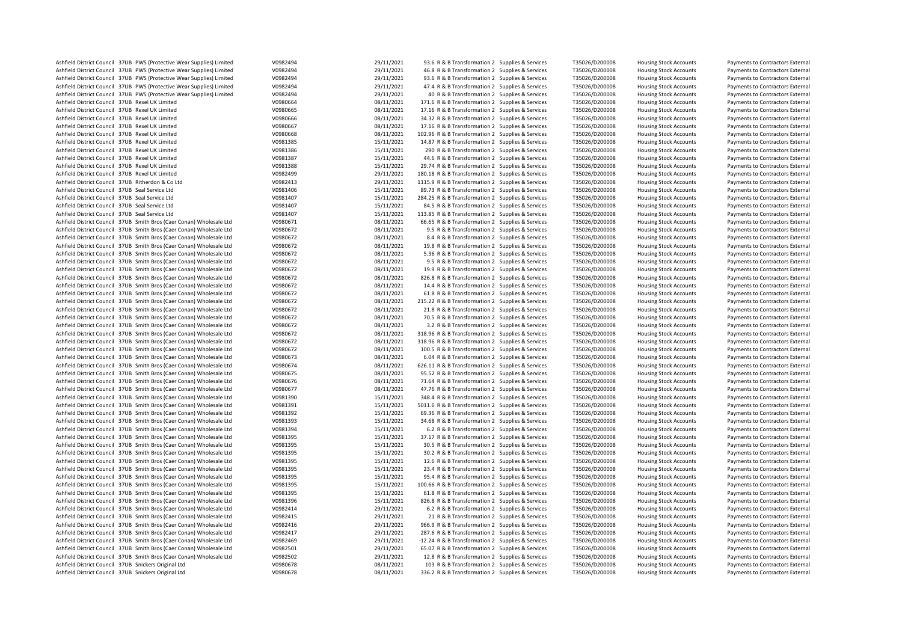| | | | | | | | | | | | |
|---|---|---|---|---|---|---|---|---|---|---|---|
| Ashfield District Council | 37UB | PWS (Protective Wear Supplies) Limited | V0982494 | 29/11/2021 | 93.6 | R & B Transformation 2 | Supplies & Services | T35026/D200008 | Housing Stock Accounts | Payments to Contractors External |
| Ashfield District Council | 37UB | PWS (Protective Wear Supplies) Limited | V0982494 | 29/11/2021 | 46.8 | R & B Transformation 2 | Supplies & Services | T35026/D200008 | Housing Stock Accounts | Payments to Contractors External |
| Ashfield District Council | 37UB | PWS (Protective Wear Supplies) Limited | V0982494 | 29/11/2021 | 93.6 | R & B Transformation 2 | Supplies & Services | T35026/D200008 | Housing Stock Accounts | Payments to Contractors External |
| Ashfield District Council | 37UB | PWS (Protective Wear Supplies) Limited | V0982494 | 29/11/2021 | 47.4 | R & B Transformation 2 | Supplies & Services | T35026/D200008 | Housing Stock Accounts | Payments to Contractors External |
| Ashfield District Council | 37UB | PWS (Protective Wear Supplies) Limited | V0982494 | 29/11/2021 | 40 | R & B Transformation 2 | Supplies & Services | T35026/D200008 | Housing Stock Accounts | Payments to Contractors External |
| Ashfield District Council | 37UB | Rexel UK Limited | V0980664 | 08/11/2021 | 171.6 | R & B Transformation 2 | Supplies & Services | T35026/D200008 | Housing Stock Accounts | Payments to Contractors External |
| Ashfield District Council | 37UB | Rexel UK Limited | V0980665 | 08/11/2021 | 17.16 | R & B Transformation 2 | Supplies & Services | T35026/D200008 | Housing Stock Accounts | Payments to Contractors External |
| Ashfield District Council | 37UB | Rexel UK Limited | V0980666 | 08/11/2021 | 34.32 | R & B Transformation 2 | Supplies & Services | T35026/D200008 | Housing Stock Accounts | Payments to Contractors External |
| Ashfield District Council | 37UB | Rexel UK Limited | V0980667 | 08/11/2021 | 17.16 | R & B Transformation 2 | Supplies & Services | T35026/D200008 | Housing Stock Accounts | Payments to Contractors External |
| Ashfield District Council | 37UB | Rexel UK Limited | V0980668 | 08/11/2021 | 102.96 | R & B Transformation 2 | Supplies & Services | T35026/D200008 | Housing Stock Accounts | Payments to Contractors External |
| Ashfield District Council | 37UB | Rexel UK Limited | V0981385 | 15/11/2021 | 14.87 | R & B Transformation 2 | Supplies & Services | T35026/D200008 | Housing Stock Accounts | Payments to Contractors External |
| Ashfield District Council | 37UB | Rexel UK Limited | V0981386 | 15/11/2021 | 290 | R & B Transformation 2 | Supplies & Services | T35026/D200008 | Housing Stock Accounts | Payments to Contractors External |
| Ashfield District Council | 37UB | Rexel UK Limited | V0981387 | 15/11/2021 | 44.6 | R & B Transformation 2 | Supplies & Services | T35026/D200008 | Housing Stock Accounts | Payments to Contractors External |
| Ashfield District Council | 37UB | Rexel UK Limited | V0981388 | 15/11/2021 | 29.74 | R & B Transformation 2 | Supplies & Services | T35026/D200008 | Housing Stock Accounts | Payments to Contractors External |
| Ashfield District Council | 37UB | Rexel UK Limited | V0982499 | 29/11/2021 | 180.18 | R & B Transformation 2 | Supplies & Services | T35026/D200008 | Housing Stock Accounts | Payments to Contractors External |
| Ashfield District Council | 37UB | Ritherdon & Co Ltd | V0982413 | 29/11/2021 | 1115.9 | R & B Transformation 2 | Supplies & Services | T35026/D200008 | Housing Stock Accounts | Payments to Contractors External |
| Ashfield District Council | 37UB | Seal Service Ltd | V0981406 | 15/11/2021 | 89.73 | R & B Transformation 2 | Supplies & Services | T35026/D200008 | Housing Stock Accounts | Payments to Contractors External |
| Ashfield District Council | 37UB | Seal Service Ltd | V0981407 | 15/11/2021 | 284.25 | R & B Transformation 2 | Supplies & Services | T35026/D200008 | Housing Stock Accounts | Payments to Contractors External |
| Ashfield District Council | 37UB | Seal Service Ltd | V0981407 | 15/11/2021 | 84.5 | R & B Transformation 2 | Supplies & Services | T35026/D200008 | Housing Stock Accounts | Payments to Contractors External |
| Ashfield District Council | 37UB | Seal Service Ltd | V0981407 | 15/11/2021 | 113.85 | R & B Transformation 2 | Supplies & Services | T35026/D200008 | Housing Stock Accounts | Payments to Contractors External |
| Ashfield District Council | 37UB | Smith Bros (Caer Conan) Wholesale Ltd | V0980671 | 08/11/2021 | 66.65 | R & B Transformation 2 | Supplies & Services | T35026/D200008 | Housing Stock Accounts | Payments to Contractors External |
| Ashfield District Council | 37UB | Smith Bros (Caer Conan) Wholesale Ltd | V0980672 | 08/11/2021 | 9.5 | R & B Transformation 2 | Supplies & Services | T35026/D200008 | Housing Stock Accounts | Payments to Contractors External |
| Ashfield District Council | 37UB | Smith Bros (Caer Conan) Wholesale Ltd | V0980672 | 08/11/2021 | 8.4 | R & B Transformation 2 | Supplies & Services | T35026/D200008 | Housing Stock Accounts | Payments to Contractors External |
| Ashfield District Council | 37UB | Smith Bros (Caer Conan) Wholesale Ltd | V0980672 | 08/11/2021 | 19.8 | R & B Transformation 2 | Supplies & Services | T35026/D200008 | Housing Stock Accounts | Payments to Contractors External |
| Ashfield District Council | 37UB | Smith Bros (Caer Conan) Wholesale Ltd | V0980672 | 08/11/2021 | 5.36 | R & B Transformation 2 | Supplies & Services | T35026/D200008 | Housing Stock Accounts | Payments to Contractors External |
| Ashfield District Council | 37UB | Smith Bros (Caer Conan) Wholesale Ltd | V0980672 | 08/11/2021 | 9.5 | R & B Transformation 2 | Supplies & Services | T35026/D200008 | Housing Stock Accounts | Payments to Contractors External |
| Ashfield District Council | 37UB | Smith Bros (Caer Conan) Wholesale Ltd | V0980672 | 08/11/2021 | 19.9 | R & B Transformation 2 | Supplies & Services | T35026/D200008 | Housing Stock Accounts | Payments to Contractors External |
| Ashfield District Council | 37UB | Smith Bros (Caer Conan) Wholesale Ltd | V0980672 | 08/11/2021 | 826.8 | R & B Transformation 2 | Supplies & Services | T35026/D200008 | Housing Stock Accounts | Payments to Contractors External |
| Ashfield District Council | 37UB | Smith Bros (Caer Conan) Wholesale Ltd | V0980672 | 08/11/2021 | 14.4 | R & B Transformation 2 | Supplies & Services | T35026/D200008 | Housing Stock Accounts | Payments to Contractors External |
| Ashfield District Council | 37UB | Smith Bros (Caer Conan) Wholesale Ltd | V0980672 | 08/11/2021 | 61.8 | R & B Transformation 2 | Supplies & Services | T35026/D200008 | Housing Stock Accounts | Payments to Contractors External |
| Ashfield District Council | 37UB | Smith Bros (Caer Conan) Wholesale Ltd | V0980672 | 08/11/2021 | 215.22 | R & B Transformation 2 | Supplies & Services | T35026/D200008 | Housing Stock Accounts | Payments to Contractors External |
| Ashfield District Council | 37UB | Smith Bros (Caer Conan) Wholesale Ltd | V0980672 | 08/11/2021 | 21.8 | R & B Transformation 2 | Supplies & Services | T35026/D200008 | Housing Stock Accounts | Payments to Contractors External |
| Ashfield District Council | 37UB | Smith Bros (Caer Conan) Wholesale Ltd | V0980672 | 08/11/2021 | 70.5 | R & B Transformation 2 | Supplies & Services | T35026/D200008 | Housing Stock Accounts | Payments to Contractors External |
| Ashfield District Council | 37UB | Smith Bros (Caer Conan) Wholesale Ltd | V0980672 | 08/11/2021 | 3.2 | R & B Transformation 2 | Supplies & Services | T35026/D200008 | Housing Stock Accounts | Payments to Contractors External |
| Ashfield District Council | 37UB | Smith Bros (Caer Conan) Wholesale Ltd | V0980672 | 08/11/2021 | 318.96 | R & B Transformation 2 | Supplies & Services | T35026/D200008 | Housing Stock Accounts | Payments to Contractors External |
| Ashfield District Council | 37UB | Smith Bros (Caer Conan) Wholesale Ltd | V0980672 | 08/11/2021 | 318.96 | R & B Transformation 2 | Supplies & Services | T35026/D200008 | Housing Stock Accounts | Payments to Contractors External |
| Ashfield District Council | 37UB | Smith Bros (Caer Conan) Wholesale Ltd | V0980672 | 08/11/2021 | 100.5 | R & B Transformation 2 | Supplies & Services | T35026/D200008 | Housing Stock Accounts | Payments to Contractors External |
| Ashfield District Council | 37UB | Smith Bros (Caer Conan) Wholesale Ltd | V0980673 | 08/11/2021 | 6.04 | R & B Transformation 2 | Supplies & Services | T35026/D200008 | Housing Stock Accounts | Payments to Contractors External |
| Ashfield District Council | 37UB | Smith Bros (Caer Conan) Wholesale Ltd | V0980674 | 08/11/2021 | 626.11 | R & B Transformation 2 | Supplies & Services | T35026/D200008 | Housing Stock Accounts | Payments to Contractors External |
| Ashfield District Council | 37UB | Smith Bros (Caer Conan) Wholesale Ltd | V0980675 | 08/11/2021 | 95.52 | R & B Transformation 2 | Supplies & Services | T35026/D200008 | Housing Stock Accounts | Payments to Contractors External |
| Ashfield District Council | 37UB | Smith Bros (Caer Conan) Wholesale Ltd | V0980676 | 08/11/2021 | 71.64 | R & B Transformation 2 | Supplies & Services | T35026/D200008 | Housing Stock Accounts | Payments to Contractors External |
| Ashfield District Council | 37UB | Smith Bros (Caer Conan) Wholesale Ltd | V0980677 | 08/11/2021 | 47.76 | R & B Transformation 2 | Supplies & Services | T35026/D200008 | Housing Stock Accounts | Payments to Contractors External |
| Ashfield District Council | 37UB | Smith Bros (Caer Conan) Wholesale Ltd | V0981390 | 15/11/2021 | 348.4 | R & B Transformation 2 | Supplies & Services | T35026/D200008 | Housing Stock Accounts | Payments to Contractors External |
| Ashfield District Council | 37UB | Smith Bros (Caer Conan) Wholesale Ltd | V0981391 | 15/11/2021 | 5011.6 | R & B Transformation 2 | Supplies & Services | T35026/D200008 | Housing Stock Accounts | Payments to Contractors External |
| Ashfield District Council | 37UB | Smith Bros (Caer Conan) Wholesale Ltd | V0981392 | 15/11/2021 | 69.36 | R & B Transformation 2 | Supplies & Services | T35026/D200008 | Housing Stock Accounts | Payments to Contractors External |
| Ashfield District Council | 37UB | Smith Bros (Caer Conan) Wholesale Ltd | V0981393 | 15/11/2021 | 34.68 | R & B Transformation 2 | Supplies & Services | T35026/D200008 | Housing Stock Accounts | Payments to Contractors External |
| Ashfield District Council | 37UB | Smith Bros (Caer Conan) Wholesale Ltd | V0981394 | 15/11/2021 | 6.2 | R & B Transformation 2 | Supplies & Services | T35026/D200008 | Housing Stock Accounts | Payments to Contractors External |
| Ashfield District Council | 37UB | Smith Bros (Caer Conan) Wholesale Ltd | V0981395 | 15/11/2021 | 37.17 | R & B Transformation 2 | Supplies & Services | T35026/D200008 | Housing Stock Accounts | Payments to Contractors External |
| Ashfield District Council | 37UB | Smith Bros (Caer Conan) Wholesale Ltd | V0981395 | 15/11/2021 | 30.5 | R & B Transformation 2 | Supplies & Services | T35026/D200008 | Housing Stock Accounts | Payments to Contractors External |
| Ashfield District Council | 37UB | Smith Bros (Caer Conan) Wholesale Ltd | V0981395 | 15/11/2021 | 30.2 | R & B Transformation 2 | Supplies & Services | T35026/D200008 | Housing Stock Accounts | Payments to Contractors External |
| Ashfield District Council | 37UB | Smith Bros (Caer Conan) Wholesale Ltd | V0981395 | 15/11/2021 | 12.6 | R & B Transformation 2 | Supplies & Services | T35026/D200008 | Housing Stock Accounts | Payments to Contractors External |
| Ashfield District Council | 37UB | Smith Bros (Caer Conan) Wholesale Ltd | V0981395 | 15/11/2021 | 23.4 | R & B Transformation 2 | Supplies & Services | T35026/D200008 | Housing Stock Accounts | Payments to Contractors External |
| Ashfield District Council | 37UB | Smith Bros (Caer Conan) Wholesale Ltd | V0981395 | 15/11/2021 | 95.4 | R & B Transformation 2 | Supplies & Services | T35026/D200008 | Housing Stock Accounts | Payments to Contractors External |
| Ashfield District Council | 37UB | Smith Bros (Caer Conan) Wholesale Ltd | V0981395 | 15/11/2021 | 100.66 | R & B Transformation 2 | Supplies & Services | T35026/D200008 | Housing Stock Accounts | Payments to Contractors External |
| Ashfield District Council | 37UB | Smith Bros (Caer Conan) Wholesale Ltd | V0981395 | 15/11/2021 | 61.8 | R & B Transformation 2 | Supplies & Services | T35026/D200008 | Housing Stock Accounts | Payments to Contractors External |
| Ashfield District Council | 37UB | Smith Bros (Caer Conan) Wholesale Ltd | V0981396 | 15/11/2021 | 826.8 | R & B Transformation 2 | Supplies & Services | T35026/D200008 | Housing Stock Accounts | Payments to Contractors External |
| Ashfield District Council | 37UB | Smith Bros (Caer Conan) Wholesale Ltd | V0982414 | 29/11/2021 | 6.2 | R & B Transformation 2 | Supplies & Services | T35026/D200008 | Housing Stock Accounts | Payments to Contractors External |
| Ashfield District Council | 37UB | Smith Bros (Caer Conan) Wholesale Ltd | V0982415 | 29/11/2021 | 21 | R & B Transformation 2 | Supplies & Services | T35026/D200008 | Housing Stock Accounts | Payments to Contractors External |
| Ashfield District Council | 37UB | Smith Bros (Caer Conan) Wholesale Ltd | V0982416 | 29/11/2021 | 966.9 | R & B Transformation 2 | Supplies & Services | T35026/D200008 | Housing Stock Accounts | Payments to Contractors External |
| Ashfield District Council | 37UB | Smith Bros (Caer Conan) Wholesale Ltd | V0982417 | 29/11/2021 | 287.6 | R & B Transformation 2 | Supplies & Services | T35026/D200008 | Housing Stock Accounts | Payments to Contractors External |
| Ashfield District Council | 37UB | Smith Bros (Caer Conan) Wholesale Ltd | V0982469 | 29/11/2021 | -12.24 | R & B Transformation 2 | Supplies & Services | T35026/D200008 | Housing Stock Accounts | Payments to Contractors External |
| Ashfield District Council | 37UB | Smith Bros (Caer Conan) Wholesale Ltd | V0982501 | 29/11/2021 | 65.07 | R & B Transformation 2 | Supplies & Services | T35026/D200008 | Housing Stock Accounts | Payments to Contractors External |
| Ashfield District Council | 37UB | Smith Bros (Caer Conan) Wholesale Ltd | V0982502 | 29/11/2021 | 12.8 | R & B Transformation 2 | Supplies & Services | T35026/D200008 | Housing Stock Accounts | Payments to Contractors External |
| Ashfield District Council | 37UB | Snickers Original Ltd | V0980678 | 08/11/2021 | 103 | R & B Transformation 2 | Supplies & Services | T35026/D200008 | Housing Stock Accounts | Payments to Contractors External |
| Ashfield District Council | 37UB | Snickers Original Ltd | V0980678 | 08/11/2021 | 336.2 | R & B Transformation 2 | Supplies & Services | T35026/D200008 | Housing Stock Accounts | Payments to Contractors External |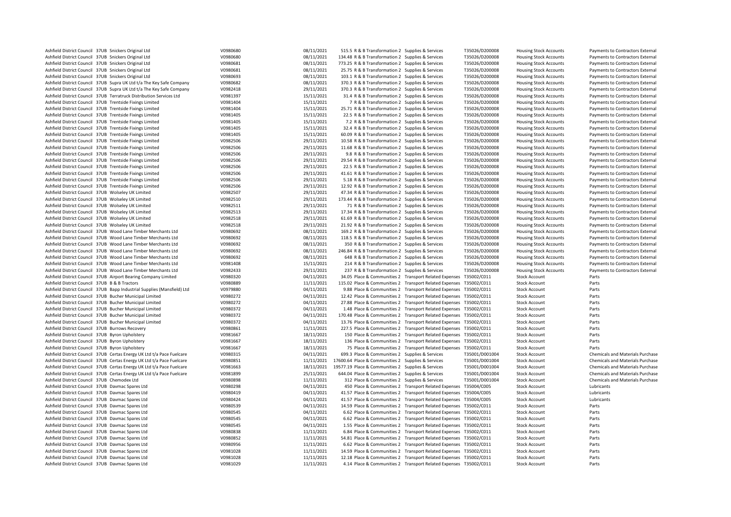| | | | | | | | | | | |
|---|---|---|---|---|---|---|---|---|---|---|
| Ashfield District Council | 37UB | Snickers Original Ltd | V0980680 | 08/11/2021 | 515.5 | R & B Transformation 2 | Supplies & Services | T35026/D200008 | Housing Stock Accounts | Payments to Contractors External |
| Ashfield District Council | 37UB | Snickers Original Ltd | V0980680 | 08/11/2021 | 134.48 | R & B Transformation 2 | Supplies & Services | T35026/D200008 | Housing Stock Accounts | Payments to Contractors External |
| Ashfield District Council | 37UB | Snickers Original Ltd | V0980681 | 08/11/2021 | 773.25 | R & B Transformation 2 | Supplies & Services | T35026/D200008 | Housing Stock Accounts | Payments to Contractors External |
| Ashfield District Council | 37UB | Snickers Original Ltd | V0980681 | 08/11/2021 | 25.75 | R & B Transformation 2 | Supplies & Services | T35026/D200008 | Housing Stock Accounts | Payments to Contractors External |
| Ashfield District Council | 37UB | Snickers Original Ltd | V0980693 | 08/11/2021 | 103.1 | R & B Transformation 2 | Supplies & Services | T35026/D200008 | Housing Stock Accounts | Payments to Contractors External |
| Ashfield District Council | 37UB | Supra UK Ltd t/a The Key Safe Company | V0980682 | 08/11/2021 | 370.3 | R & B Transformation 2 | Supplies & Services | T35026/D200008 | Housing Stock Accounts | Payments to Contractors External |
| Ashfield District Council | 37UB | Supra UK Ltd t/a The Key Safe Company | V0982418 | 29/11/2021 | 370.3 | R & B Transformation 2 | Supplies & Services | T35026/D200008 | Housing Stock Accounts | Payments to Contractors External |
| Ashfield District Council | 37UB | Terratruck Distribution Services Ltd | V0981397 | 15/11/2021 | 31.4 | R & B Transformation 2 | Supplies & Services | T35026/D200008 | Housing Stock Accounts | Payments to Contractors External |
| Ashfield District Council | 37UB | Trentside Fixings Limited | V0981404 | 15/11/2021 | 7 | R & B Transformation 2 | Supplies & Services | T35026/D200008 | Housing Stock Accounts | Payments to Contractors External |
| Ashfield District Council | 37UB | Trentside Fixings Limited | V0981404 | 15/11/2021 | 25.71 | R & B Transformation 2 | Supplies & Services | T35026/D200008 | Housing Stock Accounts | Payments to Contractors External |
| Ashfield District Council | 37UB | Trentside Fixings Limited | V0981405 | 15/11/2021 | 22.5 | R & B Transformation 2 | Supplies & Services | T35026/D200008 | Housing Stock Accounts | Payments to Contractors External |
| Ashfield District Council | 37UB | Trentside Fixings Limited | V0981405 | 15/11/2021 | 7.2 | R & B Transformation 2 | Supplies & Services | T35026/D200008 | Housing Stock Accounts | Payments to Contractors External |
| Ashfield District Council | 37UB | Trentside Fixings Limited | V0981405 | 15/11/2021 | 32.4 | R & B Transformation 2 | Supplies & Services | T35026/D200008 | Housing Stock Accounts | Payments to Contractors External |
| Ashfield District Council | 37UB | Trentside Fixings Limited | V0981405 | 15/11/2021 | 60.09 | R & B Transformation 2 | Supplies & Services | T35026/D200008 | Housing Stock Accounts | Payments to Contractors External |
| Ashfield District Council | 37UB | Trentside Fixings Limited | V0982506 | 29/11/2021 | 10.58 | R & B Transformation 2 | Supplies & Services | T35026/D200008 | Housing Stock Accounts | Payments to Contractors External |
| Ashfield District Council | 37UB | Trentside Fixings Limited | V0982506 | 29/11/2021 | 11.68 | R & B Transformation 2 | Supplies & Services | T35026/D200008 | Housing Stock Accounts | Payments to Contractors External |
| Ashfield District Council | 37UB | Trentside Fixings Limited | V0982506 | 29/11/2021 | 9.8 | R & B Transformation 2 | Supplies & Services | T35026/D200008 | Housing Stock Accounts | Payments to Contractors External |
| Ashfield District Council | 37UB | Trentside Fixings Limited | V0982506 | 29/11/2021 | 29.54 | R & B Transformation 2 | Supplies & Services | T35026/D200008 | Housing Stock Accounts | Payments to Contractors External |
| Ashfield District Council | 37UB | Trentside Fixings Limited | V0982506 | 29/11/2021 | 22.5 | R & B Transformation 2 | Supplies & Services | T35026/D200008 | Housing Stock Accounts | Payments to Contractors External |
| Ashfield District Council | 37UB | Trentside Fixings Limited | V0982506 | 29/11/2021 | 41.61 | R & B Transformation 2 | Supplies & Services | T35026/D200008 | Housing Stock Accounts | Payments to Contractors External |
| Ashfield District Council | 37UB | Trentside Fixings Limited | V0982506 | 29/11/2021 | 5.18 | R & B Transformation 2 | Supplies & Services | T35026/D200008 | Housing Stock Accounts | Payments to Contractors External |
| Ashfield District Council | 37UB | Trentside Fixings Limited | V0982506 | 29/11/2021 | 12.92 | R & B Transformation 2 | Supplies & Services | T35026/D200008 | Housing Stock Accounts | Payments to Contractors External |
| Ashfield District Council | 37UB | Wolseley UK Limited | V0982507 | 29/11/2021 | 47.34 | R & B Transformation 2 | Supplies & Services | T35026/D200008 | Housing Stock Accounts | Payments to Contractors External |
| Ashfield District Council | 37UB | Wolseley UK Limited | V0982510 | 29/11/2021 | 173.44 | R & B Transformation 2 | Supplies & Services | T35026/D200008 | Housing Stock Accounts | Payments to Contractors External |
| Ashfield District Council | 37UB | Wolseley UK Limited | V0982511 | 29/11/2021 | 71 | R & B Transformation 2 | Supplies & Services | T35026/D200008 | Housing Stock Accounts | Payments to Contractors External |
| Ashfield District Council | 37UB | Wolseley UK Limited | V0982513 | 29/11/2021 | 17.34 | R & B Transformation 2 | Supplies & Services | T35026/D200008 | Housing Stock Accounts | Payments to Contractors External |
| Ashfield District Council | 37UB | Wolseley UK Limited | V0982518 | 29/11/2021 | 61.69 | R & B Transformation 2 | Supplies & Services | T35026/D200008 | Housing Stock Accounts | Payments to Contractors External |
| Ashfield District Council | 37UB | Wolseley UK Limited | V0982518 | 29/11/2021 | 21.92 | R & B Transformation 2 | Supplies & Services | T35026/D200008 | Housing Stock Accounts | Payments to Contractors External |
| Ashfield District Council | 37UB | Wood Lane Timber Merchants Ltd | V0980692 | 08/11/2021 | 169.2 | R & B Transformation 2 | Supplies & Services | T35026/D200008 | Housing Stock Accounts | Payments to Contractors External |
| Ashfield District Council | 37UB | Wood Lane Timber Merchants Ltd | V0980692 | 08/11/2021 | 118.5 | R & B Transformation 2 | Supplies & Services | T35026/D200008 | Housing Stock Accounts | Payments to Contractors External |
| Ashfield District Council | 37UB | Wood Lane Timber Merchants Ltd | V0980692 | 08/11/2021 | 350 | R & B Transformation 2 | Supplies & Services | T35026/D200008 | Housing Stock Accounts | Payments to Contractors External |
| Ashfield District Council | 37UB | Wood Lane Timber Merchants Ltd | V0980692 | 08/11/2021 | 246.84 | R & B Transformation 2 | Supplies & Services | T35026/D200008 | Housing Stock Accounts | Payments to Contractors External |
| Ashfield District Council | 37UB | Wood Lane Timber Merchants Ltd | V0980692 | 08/11/2021 | 648 | R & B Transformation 2 | Supplies & Services | T35026/D200008 | Housing Stock Accounts | Payments to Contractors External |
| Ashfield District Council | 37UB | Wood Lane Timber Merchants Ltd | V0981408 | 15/11/2021 | 214 | R & B Transformation 2 | Supplies & Services | T35026/D200008 | Housing Stock Accounts | Payments to Contractors External |
| Ashfield District Council | 37UB | Wood Lane Timber Merchants Ltd | V0982433 | 29/11/2021 | 237 | R & B Transformation 2 | Supplies & Services | T35026/D200008 | Housing Stock Accounts | Payments to Contractors External |
| Ashfield District Council | 37UB | Airport Bearing Company Limited | V0980320 | 04/11/2021 | 34.05 | Place & Communities 2 | Transport Related Expenses | T35002/C011 | Stock Account | Parts |
| Ashfield District Council | 37UB | B & B Tractors | V0980889 | 11/11/2021 | 115.02 | Place & Communities 2 | Transport Related Expenses | T35002/C011 | Stock Account | Parts |
| Ashfield District Council | 37UB | Bapp Industrial Supplies (Mansfield) Ltd | V0979880 | 04/11/2021 | 9.88 | Place & Communities 2 | Transport Related Expenses | T35002/C011 | Stock Account | Parts |
| Ashfield District Council | 37UB | Bucher Municipal Limited | V0980272 | 04/11/2021 | 12.42 | Place & Communities 2 | Transport Related Expenses | T35002/C011 | Stock Account | Parts |
| Ashfield District Council | 37UB | Bucher Municipal Limited | V0980272 | 04/11/2021 | 27.88 | Place & Communities 2 | Transport Related Expenses | T35002/C011 | Stock Account | Parts |
| Ashfield District Council | 37UB | Bucher Municipal Limited | V0980372 | 04/11/2021 | 1.48 | Place & Communities 2 | Transport Related Expenses | T35002/C011 | Stock Account | Parts |
| Ashfield District Council | 37UB | Bucher Municipal Limited | V0980372 | 04/11/2021 | 170.48 | Place & Communities 2 | Transport Related Expenses | T35002/C011 | Stock Account | Parts |
| Ashfield District Council | 37UB | Bucher Municipal Limited | V0980372 | 04/11/2021 | 13.76 | Place & Communities 2 | Transport Related Expenses | T35002/C011 | Stock Account | Parts |
| Ashfield District Council | 37UB | Burrows Recovery | V0980861 | 11/11/2021 | 227.5 | Place & Communities 2 | Transport Related Expenses | T35002/C011 | Stock Account | Parts |
| Ashfield District Council | 37UB | Byron Upholstery | V0981667 | 18/11/2021 | 150 | Place & Communities 2 | Transport Related Expenses | T35002/C011 | Stock Account | Parts |
| Ashfield District Council | 37UB | Byron Upholstery | V0981667 | 18/11/2021 | 136 | Place & Communities 2 | Transport Related Expenses | T35002/C011 | Stock Account | Parts |
| Ashfield District Council | 37UB | Byron Upholstery | V0981667 | 18/11/2021 | 75 | Place & Communities 2 | Transport Related Expenses | T35002/C011 | Stock Account | Parts |
| Ashfield District Council | 37UB | Certas Energy UK Ltd t/a Pace Fuelcare | V0980315 | 04/11/2021 | 699.3 | Place & Communities 2 | Supplies & Services | T35001/D001004 | Stock Account | Chemicals and Materials Purchase |
| Ashfield District Council | 37UB | Certas Energy UK Ltd t/a Pace Fuelcare | V0980851 | 11/11/2021 | 17600.64 | Place & Communities 2 | Supplies & Services | T35001/D001004 | Stock Account | Chemicals and Materials Purchase |
| Ashfield District Council | 37UB | Certas Energy UK Ltd t/a Pace Fuelcare | V0981663 | 18/11/2021 | 19577.19 | Place & Communities 2 | Supplies & Services | T35001/D001004 | Stock Account | Chemicals and Materials Purchase |
| Ashfield District Council | 37UB | Certas Energy UK Ltd t/a Pace Fuelcare | V0981899 | 25/11/2021 | 644.04 | Place & Communities 2 | Supplies & Services | T35001/D001004 | Stock Account | Chemicals and Materials Purchase |
| Ashfield District Council | 37UB | Chemodex Ltd | V0980898 | 11/11/2021 | 312 | Place & Communities 2 | Supplies & Services | T35001/D001004 | Stock Account | Chemicals and Materials Purchase |
| Ashfield District Council | 37UB | Davmac Spares Ltd | V0980298 | 04/11/2021 | 450 | Place & Communities 2 | Transport Related Expenses | T35004/C005 | Stock Account | Lubricants |
| Ashfield District Council | 37UB | Davmac Spares Ltd | V0980419 | 04/11/2021 | 41.57 | Place & Communities 2 | Transport Related Expenses | T35004/C005 | Stock Account | Lubricants |
| Ashfield District Council | 37UB | Davmac Spares Ltd | V0980424 | 04/11/2021 | 41.57 | Place & Communities 2 | Transport Related Expenses | T35004/C005 | Stock Account | Lubricants |
| Ashfield District Council | 37UB | Davmac Spares Ltd | V0980539 | 04/11/2021 | 14.59 | Place & Communities 2 | Transport Related Expenses | T35002/C011 | Stock Account | Parts |
| Ashfield District Council | 37UB | Davmac Spares Ltd | V0980545 | 04/11/2021 | 6.62 | Place & Communities 2 | Transport Related Expenses | T35002/C011 | Stock Account | Parts |
| Ashfield District Council | 37UB | Davmac Spares Ltd | V0980545 | 04/11/2021 | 6.62 | Place & Communities 2 | Transport Related Expenses | T35002/C011 | Stock Account | Parts |
| Ashfield District Council | 37UB | Davmac Spares Ltd | V0980545 | 04/11/2021 | 1.55 | Place & Communities 2 | Transport Related Expenses | T35002/C011 | Stock Account | Parts |
| Ashfield District Council | 37UB | Davmac Spares Ltd | V0980838 | 11/11/2021 | 6.84 | Place & Communities 2 | Transport Related Expenses | T35002/C011 | Stock Account | Parts |
| Ashfield District Council | 37UB | Davmac Spares Ltd | V0980852 | 11/11/2021 | 54.81 | Place & Communities 2 | Transport Related Expenses | T35002/C011 | Stock Account | Parts |
| Ashfield District Council | 37UB | Davmac Spares Ltd | V0980956 | 11/11/2021 | 6.62 | Place & Communities 2 | Transport Related Expenses | T35002/C011 | Stock Account | Parts |
| Ashfield District Council | 37UB | Davmac Spares Ltd | V0981028 | 11/11/2021 | 14.59 | Place & Communities 2 | Transport Related Expenses | T35002/C011 | Stock Account | Parts |
| Ashfield District Council | 37UB | Davmac Spares Ltd | V0981028 | 11/11/2021 | 12.18 | Place & Communities 2 | Transport Related Expenses | T35002/C011 | Stock Account | Parts |
| Ashfield District Council | 37UB | Davmac Spares Ltd | V0981029 | 11/11/2021 | 4.14 | Place & Communities 2 | Transport Related Expenses | T35002/C011 | Stock Account | Parts |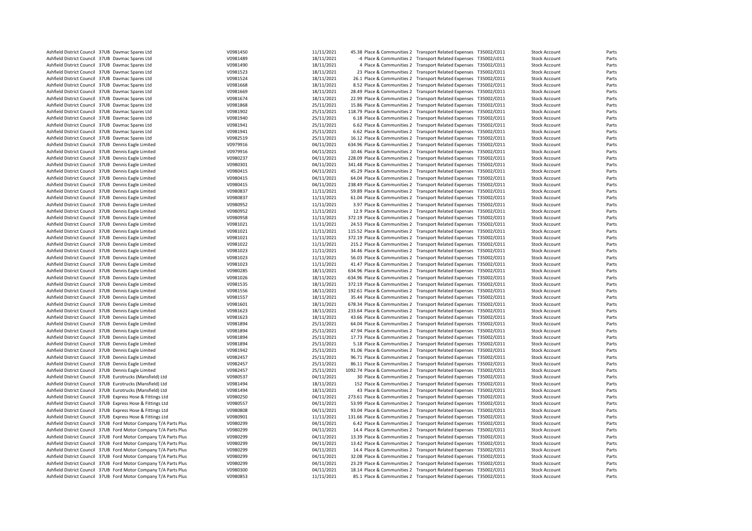| | | | | | | | | | | | |
|---|---|---|---|---|---|---|---|---|---|---|---|
| Ashfield District Council | 37UB | Davmac Spares Ltd | V0981450 | 11/11/2021 | 45.38 | Place & Communities 2 | Transport Related Expenses | T35002/C011 | Stock Account | Parts |
| Ashfield District Council | 37UB | Davmac Spares Ltd | V0981489 | 18/11/2021 | -4 | Place & Communities 2 | Transport Related Expenses | T35002/c011 | Stock Account | Parts |
| Ashfield District Council | 37UB | Davmac Spares Ltd | V0981490 | 18/11/2021 | 4 | Place & Communities 2 | Transport Related Expenses | T35002/C011 | Stock Account | Parts |
| Ashfield District Council | 37UB | Davmac Spares Ltd | V0981523 | 18/11/2021 | 23 | Place & Communities 2 | Transport Related Expenses | T35002/C011 | Stock Account | Parts |
| Ashfield District Council | 37UB | Davmac Spares Ltd | V0981524 | 18/11/2021 | 26.1 | Place & Communities 2 | Transport Related Expenses | T35002/C011 | Stock Account | Parts |
| Ashfield District Council | 37UB | Davmac Spares Ltd | V0981668 | 18/11/2021 | 8.52 | Place & Communities 2 | Transport Related Expenses | T35002/C011 | Stock Account | Parts |
| Ashfield District Council | 37UB | Davmac Spares Ltd | V0981669 | 18/11/2021 | 28.49 | Place & Communities 2 | Transport Related Expenses | T35002/C011 | Stock Account | Parts |
| Ashfield District Council | 37UB | Davmac Spares Ltd | V0981674 | 18/11/2021 | 22.99 | Place & Communities 2 | Transport Related Expenses | T35002/C011 | Stock Account | Parts |
| Ashfield District Council | 37UB | Davmac Spares Ltd | V0981868 | 25/11/2021 | 15.86 | Place & Communities 2 | Transport Related Expenses | T35002/C011 | Stock Account | Parts |
| Ashfield District Council | 37UB | Davmac Spares Ltd | V0981902 | 25/11/2021 | 118.79 | Place & Communities 2 | Transport Related Expenses | T35002/C011 | Stock Account | Parts |
| Ashfield District Council | 37UB | Davmac Spares Ltd | V0981940 | 25/11/2021 | 6.18 | Place & Communities 2 | Transport Related Expenses | T35002/C011 | Stock Account | Parts |
| Ashfield District Council | 37UB | Davmac Spares Ltd | V0981941 | 25/11/2021 | 6.62 | Place & Communities 2 | Transport Related Expenses | T35002/C011 | Stock Account | Parts |
| Ashfield District Council | 37UB | Davmac Spares Ltd | V0981941 | 25/11/2021 | 6.62 | Place & Communities 2 | Transport Related Expenses | T35002/C011 | Stock Account | Parts |
| Ashfield District Council | 37UB | Davmac Spares Ltd | V0982519 | 25/11/2021 | 16.12 | Place & Communities 2 | Transport Related Expenses | T35002/C011 | Stock Account | Parts |
| Ashfield District Council | 37UB | Dennis Eagle Limited | V0979916 | 04/11/2021 | 634.96 | Place & Communities 2 | Transport Related Expenses | T35002/C011 | Stock Account | Parts |
| Ashfield District Council | 37UB | Dennis Eagle Limited | V0979916 | 04/11/2021 | 10.46 | Place & Communities 2 | Transport Related Expenses | T35002/C011 | Stock Account | Parts |
| Ashfield District Council | 37UB | Dennis Eagle Limited | V0980237 | 04/11/2021 | 228.09 | Place & Communities 2 | Transport Related Expenses | T35002/C011 | Stock Account | Parts |
| Ashfield District Council | 37UB | Dennis Eagle Limited | V0980301 | 04/11/2021 | 341.48 | Place & Communities 2 | Transport Related Expenses | T35002/C011 | Stock Account | Parts |
| Ashfield District Council | 37UB | Dennis Eagle Limited | V0980415 | 04/11/2021 | 45.29 | Place & Communities 2 | Transport Related Expenses | T35002/C011 | Stock Account | Parts |
| Ashfield District Council | 37UB | Dennis Eagle Limited | V0980415 | 04/11/2021 | 64.04 | Place & Communities 2 | Transport Related Expenses | T35002/C011 | Stock Account | Parts |
| Ashfield District Council | 37UB | Dennis Eagle Limited | V0980415 | 04/11/2021 | 238.49 | Place & Communities 2 | Transport Related Expenses | T35002/C011 | Stock Account | Parts |
| Ashfield District Council | 37UB | Dennis Eagle Limited | V0980837 | 11/11/2021 | 59.89 | Place & Communities 2 | Transport Related Expenses | T35002/C011 | Stock Account | Parts |
| Ashfield District Council | 37UB | Dennis Eagle Limited | V0980837 | 11/11/2021 | 61.04 | Place & Communities 2 | Transport Related Expenses | T35002/C011 | Stock Account | Parts |
| Ashfield District Council | 37UB | Dennis Eagle Limited | V0980952 | 11/11/2021 | 3.97 | Place & Communities 2 | Transport Related Expenses | T35002/C011 | Stock Account | Parts |
| Ashfield District Council | 37UB | Dennis Eagle Limited | V0980952 | 11/11/2021 | 12.9 | Place & Communities 2 | Transport Related Expenses | T35002/C011 | Stock Account | Parts |
| Ashfield District Council | 37UB | Dennis Eagle Limited | V0980958 | 11/11/2021 | 372.19 | Place & Communities 2 | Transport Related Expenses | T35002/C011 | Stock Account | Parts |
| Ashfield District Council | 37UB | Dennis Eagle Limited | V0981021 | 11/11/2021 | 24.53 | Place & Communities 2 | Transport Related Expenses | T35002/C011 | Stock Account | Parts |
| Ashfield District Council | 37UB | Dennis Eagle Limited | V0981021 | 11/11/2021 | 115.52 | Place & Communities 2 | Transport Related Expenses | T35002/C011 | Stock Account | Parts |
| Ashfield District Council | 37UB | Dennis Eagle Limited | V0981021 | 11/11/2021 | 372.19 | Place & Communities 2 | Transport Related Expenses | T35002/C011 | Stock Account | Parts |
| Ashfield District Council | 37UB | Dennis Eagle Limited | V0981022 | 11/11/2021 | 215.2 | Place & Communities 2 | Transport Related Expenses | T35002/C011 | Stock Account | Parts |
| Ashfield District Council | 37UB | Dennis Eagle Limited | V0981023 | 11/11/2021 | 34.46 | Place & Communities 2 | Transport Related Expenses | T35002/C011 | Stock Account | Parts |
| Ashfield District Council | 37UB | Dennis Eagle Limited | V0981023 | 11/11/2021 | 56.03 | Place & Communities 2 | Transport Related Expenses | T35002/C011 | Stock Account | Parts |
| Ashfield District Council | 37UB | Dennis Eagle Limited | V0981023 | 11/11/2021 | 41.47 | Place & Communities 2 | Transport Related Expenses | T35002/C011 | Stock Account | Parts |
| Ashfield District Council | 37UB | Dennis Eagle Limited | V0980285 | 18/11/2021 | 634.96 | Place & Communities 2 | Transport Related Expenses | T35002/C011 | Stock Account | Parts |
| Ashfield District Council | 37UB | Dennis Eagle Limited | V0981026 | 18/11/2021 | -634.96 | Place & Communities 2 | Transport Related Expenses | T35002/C011 | Stock Account | Parts |
| Ashfield District Council | 37UB | Dennis Eagle Limited | V0981535 | 18/11/2021 | 372.19 | Place & Communities 2 | Transport Related Expenses | T35002/C011 | Stock Account | Parts |
| Ashfield District Council | 37UB | Dennis Eagle Limited | V0981556 | 18/11/2021 | 192.61 | Place & Communities 2 | Transport Related Expenses | T35002/C011 | Stock Account | Parts |
| Ashfield District Council | 37UB | Dennis Eagle Limited | V0981557 | 18/11/2021 | 35.44 | Place & Communities 2 | Transport Related Expenses | T35002/C011 | Stock Account | Parts |
| Ashfield District Council | 37UB | Dennis Eagle Limited | V0981601 | 18/11/2021 | 678.34 | Place & Communities 2 | Transport Related Expenses | T35002/C011 | Stock Account | Parts |
| Ashfield District Council | 37UB | Dennis Eagle Limited | V0981623 | 18/11/2021 | 233.64 | Place & Communities 2 | Transport Related Expenses | T35002/C011 | Stock Account | Parts |
| Ashfield District Council | 37UB | Dennis Eagle Limited | V0981623 | 18/11/2021 | 43.66 | Place & Communities 2 | Transport Related Expenses | T35002/C011 | Stock Account | Parts |
| Ashfield District Council | 37UB | Dennis Eagle Limited | V0981894 | 25/11/2021 | 64.04 | Place & Communities 2 | Transport Related Expenses | T35002/C011 | Stock Account | Parts |
| Ashfield District Council | 37UB | Dennis Eagle Limited | V0981894 | 25/11/2021 | 47.94 | Place & Communities 2 | Transport Related Expenses | T35002/C011 | Stock Account | Parts |
| Ashfield District Council | 37UB | Dennis Eagle Limited | V0981894 | 25/11/2021 | 17.73 | Place & Communities 2 | Transport Related Expenses | T35002/C011 | Stock Account | Parts |
| Ashfield District Council | 37UB | Dennis Eagle Limited | V0981894 | 25/11/2021 | 5.18 | Place & Communities 2 | Transport Related Expenses | T35002/C011 | Stock Account | Parts |
| Ashfield District Council | 37UB | Dennis Eagle Limited | V0981942 | 25/11/2021 | 91.06 | Place & Communities 2 | Transport Related Expenses | T35002/C011 | Stock Account | Parts |
| Ashfield District Council | 37UB | Dennis Eagle Limited | V0982457 | 25/11/2021 | 96.71 | Place & Communities 2 | Transport Related Expenses | T35002/C011 | Stock Account | Parts |
| Ashfield District Council | 37UB | Dennis Eagle Limited | V0982457 | 25/11/2021 | 86.11 | Place & Communities 2 | Transport Related Expenses | T35002/C011 | Stock Account | Parts |
| Ashfield District Council | 37UB | Dennis Eagle Limited | V0982457 | 25/11/2021 | 1092.74 | Place & Communities 2 | Transport Related Expenses | T35002/C011 | Stock Account | Parts |
| Ashfield District Council | 37UB | Eurotrucks (Mansfield) Ltd | V0980537 | 04/11/2021 | 30 | Place & Communities 2 | Transport Related Expenses | T35002/C011 | Stock Account | Parts |
| Ashfield District Council | 37UB | Eurotrucks (Mansfield) Ltd | V0981494 | 18/11/2021 | 152 | Place & Communities 2 | Transport Related Expenses | T35002/C011 | Stock Account | Parts |
| Ashfield District Council | 37UB | Eurotrucks (Mansfield) Ltd | V0981494 | 18/11/2021 | 43 | Place & Communities 2 | Transport Related Expenses | T35002/C011 | Stock Account | Parts |
| Ashfield District Council | 37UB | Express Hose & Fittings Ltd | V0980250 | 04/11/2021 | 273.61 | Place & Communities 2 | Transport Related Expenses | T35002/C011 | Stock Account | Parts |
| Ashfield District Council | 37UB | Express Hose & Fittings Ltd | V0980557 | 04/11/2021 | 53.99 | Place & Communities 2 | Transport Related Expenses | T35002/C011 | Stock Account | Parts |
| Ashfield District Council | 37UB | Express Hose & Fittings Ltd | V0980808 | 04/11/2021 | 93.04 | Place & Communities 2 | Transport Related Expenses | T35002/C011 | Stock Account | Parts |
| Ashfield District Council | 37UB | Express Hose & Fittings Ltd | V0980901 | 11/11/2021 | 131.66 | Place & Communities 2 | Transport Related Expenses | T35002/C011 | Stock Account | Parts |
| Ashfield District Council | 37UB | Ford Motor Company T/A Parts Plus | V0980299 | 04/11/2021 | 6.42 | Place & Communities 2 | Transport Related Expenses | T35002/C011 | Stock Account | Parts |
| Ashfield District Council | 37UB | Ford Motor Company T/A Parts Plus | V0980299 | 04/11/2021 | 14.4 | Place & Communities 2 | Transport Related Expenses | T35002/C011 | Stock Account | Parts |
| Ashfield District Council | 37UB | Ford Motor Company T/A Parts Plus | V0980299 | 04/11/2021 | 13.39 | Place & Communities 2 | Transport Related Expenses | T35002/C011 | Stock Account | Parts |
| Ashfield District Council | 37UB | Ford Motor Company T/A Parts Plus | V0980299 | 04/11/2021 | 13.42 | Place & Communities 2 | Transport Related Expenses | T35002/C011 | Stock Account | Parts |
| Ashfield District Council | 37UB | Ford Motor Company T/A Parts Plus | V0980299 | 04/11/2021 | 14.4 | Place & Communities 2 | Transport Related Expenses | T35002/C011 | Stock Account | Parts |
| Ashfield District Council | 37UB | Ford Motor Company T/A Parts Plus | V0980299 | 04/11/2021 | 32.08 | Place & Communities 2 | Transport Related Expenses | T35002/C011 | Stock Account | Parts |
| Ashfield District Council | 37UB | Ford Motor Company T/A Parts Plus | V0980299 | 04/11/2021 | 23.29 | Place & Communities 2 | Transport Related Expenses | T35002/C011 | Stock Account | Parts |
| Ashfield District Council | 37UB | Ford Motor Company T/A Parts Plus | V0980300 | 04/11/2021 | 18.14 | Place & Communities 2 | Transport Related Expenses | T35002/C011 | Stock Account | Parts |
| Ashfield District Council | 37UB | Ford Motor Company T/A Parts Plus | V0980853 | 11/11/2021 | 85.1 | Place & Communities 2 | Transport Related Expenses | T35002/C011 | Stock Account | Parts |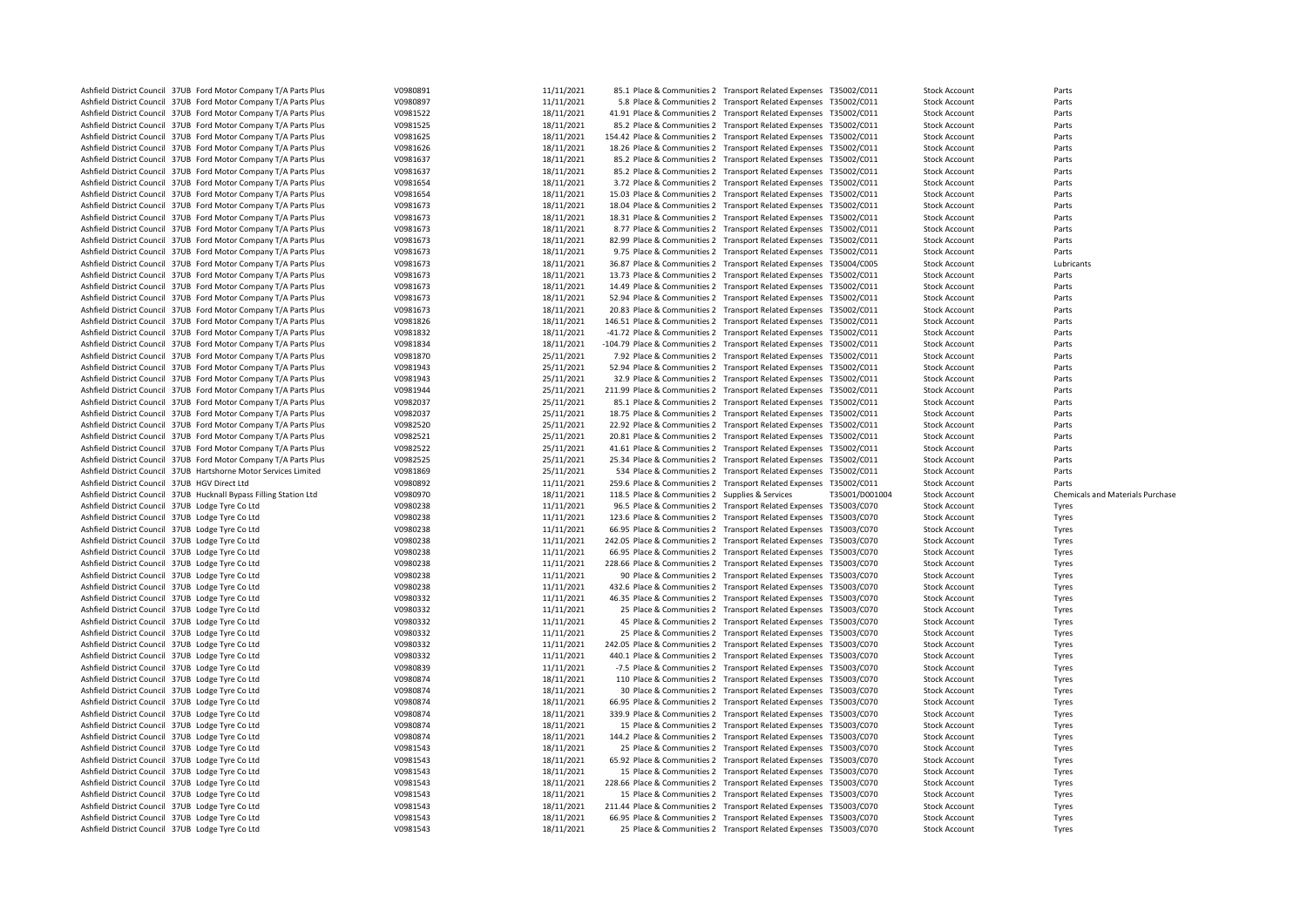| | | | | | | | | | | | |
|---|---|---|---|---|---|---|---|---|---|---|---|
| Ashfield District Council | 37UB | Ford Motor Company T/A Parts Plus | V0980891 | 11/11/2021 | 85.1 | Place & Communities 2 | Transport Related Expenses | T35002/C011 | Stock Account | Parts |
| Ashfield District Council | 37UB | Ford Motor Company T/A Parts Plus | V0980897 | 11/11/2021 | 5.8 | Place & Communities 2 | Transport Related Expenses | T35002/C011 | Stock Account | Parts |
| Ashfield District Council | 37UB | Ford Motor Company T/A Parts Plus | V0981522 | 18/11/2021 | 41.91 | Place & Communities 2 | Transport Related Expenses | T35002/C011 | Stock Account | Parts |
| Ashfield District Council | 37UB | Ford Motor Company T/A Parts Plus | V0981525 | 18/11/2021 | 85.2 | Place & Communities 2 | Transport Related Expenses | T35002/C011 | Stock Account | Parts |
| Ashfield District Council | 37UB | Ford Motor Company T/A Parts Plus | V0981625 | 18/11/2021 | 154.42 | Place & Communities 2 | Transport Related Expenses | T35002/C011 | Stock Account | Parts |
| Ashfield District Council | 37UB | Ford Motor Company T/A Parts Plus | V0981626 | 18/11/2021 | 18.26 | Place & Communities 2 | Transport Related Expenses | T35002/C011 | Stock Account | Parts |
| Ashfield District Council | 37UB | Ford Motor Company T/A Parts Plus | V0981637 | 18/11/2021 | 85.2 | Place & Communities 2 | Transport Related Expenses | T35002/C011 | Stock Account | Parts |
| Ashfield District Council | 37UB | Ford Motor Company T/A Parts Plus | V0981637 | 18/11/2021 | 85.2 | Place & Communities 2 | Transport Related Expenses | T35002/C011 | Stock Account | Parts |
| Ashfield District Council | 37UB | Ford Motor Company T/A Parts Plus | V0981654 | 18/11/2021 | 3.72 | Place & Communities 2 | Transport Related Expenses | T35002/C011 | Stock Account | Parts |
| Ashfield District Council | 37UB | Ford Motor Company T/A Parts Plus | V0981654 | 18/11/2021 | 15.03 | Place & Communities 2 | Transport Related Expenses | T35002/C011 | Stock Account | Parts |
| Ashfield District Council | 37UB | Ford Motor Company T/A Parts Plus | V0981673 | 18/11/2021 | 18.04 | Place & Communities 2 | Transport Related Expenses | T35002/C011 | Stock Account | Parts |
| Ashfield District Council | 37UB | Ford Motor Company T/A Parts Plus | V0981673 | 18/11/2021 | 18.31 | Place & Communities 2 | Transport Related Expenses | T35002/C011 | Stock Account | Parts |
| Ashfield District Council | 37UB | Ford Motor Company T/A Parts Plus | V0981673 | 18/11/2021 | 8.77 | Place & Communities 2 | Transport Related Expenses | T35002/C011 | Stock Account | Parts |
| Ashfield District Council | 37UB | Ford Motor Company T/A Parts Plus | V0981673 | 18/11/2021 | 82.99 | Place & Communities 2 | Transport Related Expenses | T35002/C011 | Stock Account | Parts |
| Ashfield District Council | 37UB | Ford Motor Company T/A Parts Plus | V0981673 | 18/11/2021 | 9.75 | Place & Communities 2 | Transport Related Expenses | T35002/C011 | Stock Account | Parts |
| Ashfield District Council | 37UB | Ford Motor Company T/A Parts Plus | V0981673 | 18/11/2021 | 36.87 | Place & Communities 2 | Transport Related Expenses | T35004/C005 | Stock Account | Lubricants |
| Ashfield District Council | 37UB | Ford Motor Company T/A Parts Plus | V0981673 | 18/11/2021 | 13.73 | Place & Communities 2 | Transport Related Expenses | T35002/C011 | Stock Account | Parts |
| Ashfield District Council | 37UB | Ford Motor Company T/A Parts Plus | V0981673 | 18/11/2021 | 14.49 | Place & Communities 2 | Transport Related Expenses | T35002/C011 | Stock Account | Parts |
| Ashfield District Council | 37UB | Ford Motor Company T/A Parts Plus | V0981673 | 18/11/2021 | 52.94 | Place & Communities 2 | Transport Related Expenses | T35002/C011 | Stock Account | Parts |
| Ashfield District Council | 37UB | Ford Motor Company T/A Parts Plus | V0981673 | 18/11/2021 | 20.83 | Place & Communities 2 | Transport Related Expenses | T35002/C011 | Stock Account | Parts |
| Ashfield District Council | 37UB | Ford Motor Company T/A Parts Plus | V0981826 | 18/11/2021 | 146.51 | Place & Communities 2 | Transport Related Expenses | T35002/C011 | Stock Account | Parts |
| Ashfield District Council | 37UB | Ford Motor Company T/A Parts Plus | V0981832 | 18/11/2021 | -41.72 | Place & Communities 2 | Transport Related Expenses | T35002/C011 | Stock Account | Parts |
| Ashfield District Council | 37UB | Ford Motor Company T/A Parts Plus | V0981834 | 18/11/2021 | -104.79 | Place & Communities 2 | Transport Related Expenses | T35002/C011 | Stock Account | Parts |
| Ashfield District Council | 37UB | Ford Motor Company T/A Parts Plus | V0981870 | 25/11/2021 | 7.92 | Place & Communities 2 | Transport Related Expenses | T35002/C011 | Stock Account | Parts |
| Ashfield District Council | 37UB | Ford Motor Company T/A Parts Plus | V0981943 | 25/11/2021 | 52.94 | Place & Communities 2 | Transport Related Expenses | T35002/C011 | Stock Account | Parts |
| Ashfield District Council | 37UB | Ford Motor Company T/A Parts Plus | V0981943 | 25/11/2021 | 32.9 | Place & Communities 2 | Transport Related Expenses | T35002/C011 | Stock Account | Parts |
| Ashfield District Council | 37UB | Ford Motor Company T/A Parts Plus | V0981944 | 25/11/2021 | 211.99 | Place & Communities 2 | Transport Related Expenses | T35002/C011 | Stock Account | Parts |
| Ashfield District Council | 37UB | Ford Motor Company T/A Parts Plus | V0982037 | 25/11/2021 | 85.1 | Place & Communities 2 | Transport Related Expenses | T35002/C011 | Stock Account | Parts |
| Ashfield District Council | 37UB | Ford Motor Company T/A Parts Plus | V0982037 | 25/11/2021 | 18.75 | Place & Communities 2 | Transport Related Expenses | T35002/C011 | Stock Account | Parts |
| Ashfield District Council | 37UB | Ford Motor Company T/A Parts Plus | V0982520 | 25/11/2021 | 22.92 | Place & Communities 2 | Transport Related Expenses | T35002/C011 | Stock Account | Parts |
| Ashfield District Council | 37UB | Ford Motor Company T/A Parts Plus | V0982521 | 25/11/2021 | 20.81 | Place & Communities 2 | Transport Related Expenses | T35002/C011 | Stock Account | Parts |
| Ashfield District Council | 37UB | Ford Motor Company T/A Parts Plus | V0982522 | 25/11/2021 | 41.61 | Place & Communities 2 | Transport Related Expenses | T35002/C011 | Stock Account | Parts |
| Ashfield District Council | 37UB | Ford Motor Company T/A Parts Plus | V0982525 | 25/11/2021 | 25.34 | Place & Communities 2 | Transport Related Expenses | T35002/C011 | Stock Account | Parts |
| Ashfield District Council | 37UB | Hartshorne Motor Services Limited | V0981869 | 25/11/2021 | 534 | Place & Communities 2 | Transport Related Expenses | T35002/C011 | Stock Account | Parts |
| Ashfield District Council | 37UB | HGV Direct Ltd | V0980892 | 11/11/2021 | 259.6 | Place & Communities 2 | Transport Related Expenses | T35002/C011 | Stock Account | Parts |
| Ashfield District Council | 37UB | Hucknall Bypass Filling Station Ltd | V0980970 | 18/11/2021 | 118.5 | Place & Communities 2 | Supplies & Services | T35001/D001004 | Stock Account | Chemicals and Materials Purchase |
| Ashfield District Council | 37UB | Lodge Tyre Co Ltd | V0980238 | 11/11/2021 | 96.5 | Place & Communities 2 | Transport Related Expenses | T35003/C070 | Stock Account | Tyres |
| Ashfield District Council | 37UB | Lodge Tyre Co Ltd | V0980238 | 11/11/2021 | 123.6 | Place & Communities 2 | Transport Related Expenses | T35003/C070 | Stock Account | Tyres |
| Ashfield District Council | 37UB | Lodge Tyre Co Ltd | V0980238 | 11/11/2021 | 66.95 | Place & Communities 2 | Transport Related Expenses | T35003/C070 | Stock Account | Tyres |
| Ashfield District Council | 37UB | Lodge Tyre Co Ltd | V0980238 | 11/11/2021 | 242.05 | Place & Communities 2 | Transport Related Expenses | T35003/C070 | Stock Account | Tyres |
| Ashfield District Council | 37UB | Lodge Tyre Co Ltd | V0980238 | 11/11/2021 | 66.95 | Place & Communities 2 | Transport Related Expenses | T35003/C070 | Stock Account | Tyres |
| Ashfield District Council | 37UB | Lodge Tyre Co Ltd | V0980238 | 11/11/2021 | 228.66 | Place & Communities 2 | Transport Related Expenses | T35003/C070 | Stock Account | Tyres |
| Ashfield District Council | 37UB | Lodge Tyre Co Ltd | V0980238 | 11/11/2021 | 90 | Place & Communities 2 | Transport Related Expenses | T35003/C070 | Stock Account | Tyres |
| Ashfield District Council | 37UB | Lodge Tyre Co Ltd | V0980238 | 11/11/2021 | 432.6 | Place & Communities 2 | Transport Related Expenses | T35003/C070 | Stock Account | Tyres |
| Ashfield District Council | 37UB | Lodge Tyre Co Ltd | V0980332 | 11/11/2021 | 46.35 | Place & Communities 2 | Transport Related Expenses | T35003/C070 | Stock Account | Tyres |
| Ashfield District Council | 37UB | Lodge Tyre Co Ltd | V0980332 | 11/11/2021 | 25 | Place & Communities 2 | Transport Related Expenses | T35003/C070 | Stock Account | Tyres |
| Ashfield District Council | 37UB | Lodge Tyre Co Ltd | V0980332 | 11/11/2021 | 45 | Place & Communities 2 | Transport Related Expenses | T35003/C070 | Stock Account | Tyres |
| Ashfield District Council | 37UB | Lodge Tyre Co Ltd | V0980332 | 11/11/2021 | 25 | Place & Communities 2 | Transport Related Expenses | T35003/C070 | Stock Account | Tyres |
| Ashfield District Council | 37UB | Lodge Tyre Co Ltd | V0980332 | 11/11/2021 | 242.05 | Place & Communities 2 | Transport Related Expenses | T35003/C070 | Stock Account | Tyres |
| Ashfield District Council | 37UB | Lodge Tyre Co Ltd | V0980332 | 11/11/2021 | 440.1 | Place & Communities 2 | Transport Related Expenses | T35003/C070 | Stock Account | Tyres |
| Ashfield District Council | 37UB | Lodge Tyre Co Ltd | V0980839 | 11/11/2021 | -7.5 | Place & Communities 2 | Transport Related Expenses | T35003/C070 | Stock Account | Tyres |
| Ashfield District Council | 37UB | Lodge Tyre Co Ltd | V0980874 | 18/11/2021 | 110 | Place & Communities 2 | Transport Related Expenses | T35003/C070 | Stock Account | Tyres |
| Ashfield District Council | 37UB | Lodge Tyre Co Ltd | V0980874 | 18/11/2021 | 30 | Place & Communities 2 | Transport Related Expenses | T35003/C070 | Stock Account | Tyres |
| Ashfield District Council | 37UB | Lodge Tyre Co Ltd | V0980874 | 18/11/2021 | 66.95 | Place & Communities 2 | Transport Related Expenses | T35003/C070 | Stock Account | Tyres |
| Ashfield District Council | 37UB | Lodge Tyre Co Ltd | V0980874 | 18/11/2021 | 339.9 | Place & Communities 2 | Transport Related Expenses | T35003/C070 | Stock Account | Tyres |
| Ashfield District Council | 37UB | Lodge Tyre Co Ltd | V0980874 | 18/11/2021 | 15 | Place & Communities 2 | Transport Related Expenses | T35003/C070 | Stock Account | Tyres |
| Ashfield District Council | 37UB | Lodge Tyre Co Ltd | V0980874 | 18/11/2021 | 144.2 | Place & Communities 2 | Transport Related Expenses | T35003/C070 | Stock Account | Tyres |
| Ashfield District Council | 37UB | Lodge Tyre Co Ltd | V0981543 | 18/11/2021 | 25 | Place & Communities 2 | Transport Related Expenses | T35003/C070 | Stock Account | Tyres |
| Ashfield District Council | 37UB | Lodge Tyre Co Ltd | V0981543 | 18/11/2021 | 65.92 | Place & Communities 2 | Transport Related Expenses | T35003/C070 | Stock Account | Tyres |
| Ashfield District Council | 37UB | Lodge Tyre Co Ltd | V0981543 | 18/11/2021 | 15 | Place & Communities 2 | Transport Related Expenses | T35003/C070 | Stock Account | Tyres |
| Ashfield District Council | 37UB | Lodge Tyre Co Ltd | V0981543 | 18/11/2021 | 228.66 | Place & Communities 2 | Transport Related Expenses | T35003/C070 | Stock Account | Tyres |
| Ashfield District Council | 37UB | Lodge Tyre Co Ltd | V0981543 | 18/11/2021 | 15 | Place & Communities 2 | Transport Related Expenses | T35003/C070 | Stock Account | Tyres |
| Ashfield District Council | 37UB | Lodge Tyre Co Ltd | V0981543 | 18/11/2021 | 211.44 | Place & Communities 2 | Transport Related Expenses | T35003/C070 | Stock Account | Tyres |
| Ashfield District Council | 37UB | Lodge Tyre Co Ltd | V0981543 | 18/11/2021 | 66.95 | Place & Communities 2 | Transport Related Expenses | T35003/C070 | Stock Account | Tyres |
| Ashfield District Council | 37UB | Lodge Tyre Co Ltd | V0981543 | 18/11/2021 | 25 | Place & Communities 2 | Transport Related Expenses | T35003/C070 | Stock Account | Tyres |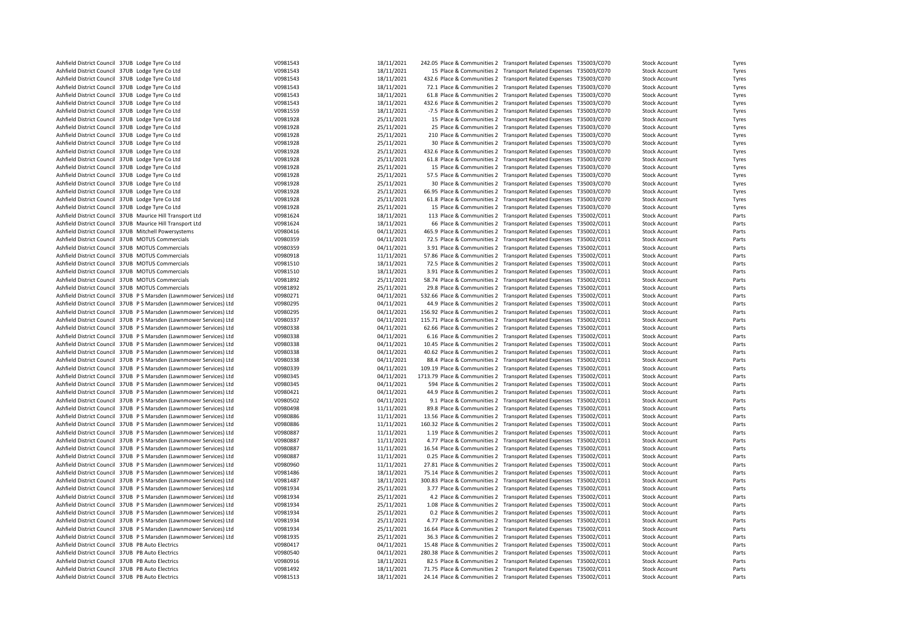| | | | | | | | | | | | |
|---|---|---|---|---|---|---|---|---|---|---|---|
| Ashfield District Council | 37UB | Lodge Tyre Co Ltd | V0981543 | 18/11/2021 | 242.05 | Place & Communities 2 | Transport Related Expenses | T35003/C070 | Stock Account | Tyres |
| Ashfield District Council | 37UB | Lodge Tyre Co Ltd | V0981543 | 18/11/2021 | 15 | Place & Communities 2 | Transport Related Expenses | T35003/C070 | Stock Account | Tyres |
| Ashfield District Council | 37UB | Lodge Tyre Co Ltd | V0981543 | 18/11/2021 | 432.6 | Place & Communities 2 | Transport Related Expenses | T35003/C070 | Stock Account | Tyres |
| Ashfield District Council | 37UB | Lodge Tyre Co Ltd | V0981543 | 18/11/2021 | 72.1 | Place & Communities 2 | Transport Related Expenses | T35003/C070 | Stock Account | Tyres |
| Ashfield District Council | 37UB | Lodge Tyre Co Ltd | V0981543 | 18/11/2021 | 61.8 | Place & Communities 2 | Transport Related Expenses | T35003/C070 | Stock Account | Tyres |
| Ashfield District Council | 37UB | Lodge Tyre Co Ltd | V0981543 | 18/11/2021 | 432.6 | Place & Communities 2 | Transport Related Expenses | T35003/C070 | Stock Account | Tyres |
| Ashfield District Council | 37UB | Lodge Tyre Co Ltd | V0981559 | 18/11/2021 | -7.5 | Place & Communities 2 | Transport Related Expenses | T35003/C070 | Stock Account | Tyres |
| Ashfield District Council | 37UB | Lodge Tyre Co Ltd | V0981928 | 25/11/2021 | 15 | Place & Communities 2 | Transport Related Expenses | T35003/C070 | Stock Account | Tyres |
| Ashfield District Council | 37UB | Lodge Tyre Co Ltd | V0981928 | 25/11/2021 | 25 | Place & Communities 2 | Transport Related Expenses | T35003/C070 | Stock Account | Tyres |
| Ashfield District Council | 37UB | Lodge Tyre Co Ltd | V0981928 | 25/11/2021 | 210 | Place & Communities 2 | Transport Related Expenses | T35003/C070 | Stock Account | Tyres |
| Ashfield District Council | 37UB | Lodge Tyre Co Ltd | V0981928 | 25/11/2021 | 30 | Place & Communities 2 | Transport Related Expenses | T35003/C070 | Stock Account | Tyres |
| Ashfield District Council | 37UB | Lodge Tyre Co Ltd | V0981928 | 25/11/2021 | 432.6 | Place & Communities 2 | Transport Related Expenses | T35003/C070 | Stock Account | Tyres |
| Ashfield District Council | 37UB | Lodge Tyre Co Ltd | V0981928 | 25/11/2021 | 61.8 | Place & Communities 2 | Transport Related Expenses | T35003/C070 | Stock Account | Tyres |
| Ashfield District Council | 37UB | Lodge Tyre Co Ltd | V0981928 | 25/11/2021 | 15 | Place & Communities 2 | Transport Related Expenses | T35003/C070 | Stock Account | Tyres |
| Ashfield District Council | 37UB | Lodge Tyre Co Ltd | V0981928 | 25/11/2021 | 57.5 | Place & Communities 2 | Transport Related Expenses | T35003/C070 | Stock Account | Tyres |
| Ashfield District Council | 37UB | Lodge Tyre Co Ltd | V0981928 | 25/11/2021 | 30 | Place & Communities 2 | Transport Related Expenses | T35003/C070 | Stock Account | Tyres |
| Ashfield District Council | 37UB | Lodge Tyre Co Ltd | V0981928 | 25/11/2021 | 66.95 | Place & Communities 2 | Transport Related Expenses | T35003/C070 | Stock Account | Tyres |
| Ashfield District Council | 37UB | Lodge Tyre Co Ltd | V0981928 | 25/11/2021 | 61.8 | Place & Communities 2 | Transport Related Expenses | T35003/C070 | Stock Account | Tyres |
| Ashfield District Council | 37UB | Lodge Tyre Co Ltd | V0981928 | 25/11/2021 | 15 | Place & Communities 2 | Transport Related Expenses | T35003/C070 | Stock Account | Tyres |
| Ashfield District Council | 37UB | Maurice Hill Transport Ltd | V0981624 | 18/11/2021 | 113 | Place & Communities 2 | Transport Related Expenses | T35002/C011 | Stock Account | Parts |
| Ashfield District Council | 37UB | Maurice Hill Transport Ltd | V0981624 | 18/11/2021 | 66 | Place & Communities 2 | Transport Related Expenses | T35002/C011 | Stock Account | Parts |
| Ashfield District Council | 37UB | Mitchell Powersystems | V0980416 | 04/11/2021 | 465.9 | Place & Communities 2 | Transport Related Expenses | T35002/C011 | Stock Account | Parts |
| Ashfield District Council | 37UB | MOTUS Commercials | V0980359 | 04/11/2021 | 72.5 | Place & Communities 2 | Transport Related Expenses | T35002/C011 | Stock Account | Parts |
| Ashfield District Council | 37UB | MOTUS Commercials | V0980359 | 04/11/2021 | 3.91 | Place & Communities 2 | Transport Related Expenses | T35002/C011 | Stock Account | Parts |
| Ashfield District Council | 37UB | MOTUS Commercials | V0980918 | 11/11/2021 | 57.86 | Place & Communities 2 | Transport Related Expenses | T35002/C011 | Stock Account | Parts |
| Ashfield District Council | 37UB | MOTUS Commercials | V0981510 | 18/11/2021 | 72.5 | Place & Communities 2 | Transport Related Expenses | T35002/C011 | Stock Account | Parts |
| Ashfield District Council | 37UB | MOTUS Commercials | V0981510 | 18/11/2021 | 3.91 | Place & Communities 2 | Transport Related Expenses | T35002/C011 | Stock Account | Parts |
| Ashfield District Council | 37UB | MOTUS Commercials | V0981892 | 25/11/2021 | 58.74 | Place & Communities 2 | Transport Related Expenses | T35002/C011 | Stock Account | Parts |
| Ashfield District Council | 37UB | MOTUS Commercials | V0981892 | 25/11/2021 | 29.8 | Place & Communities 2 | Transport Related Expenses | T35002/C011 | Stock Account | Parts |
| Ashfield District Council | 37UB | P S Marsden (Lawnmower Services) Ltd | V0980271 | 04/11/2021 | 532.66 | Place & Communities 2 | Transport Related Expenses | T35002/C011 | Stock Account | Parts |
| Ashfield District Council | 37UB | P S Marsden (Lawnmower Services) Ltd | V0980295 | 04/11/2021 | 44.9 | Place & Communities 2 | Transport Related Expenses | T35002/C011 | Stock Account | Parts |
| Ashfield District Council | 37UB | P S Marsden (Lawnmower Services) Ltd | V0980295 | 04/11/2021 | 156.92 | Place & Communities 2 | Transport Related Expenses | T35002/C011 | Stock Account | Parts |
| Ashfield District Council | 37UB | P S Marsden (Lawnmower Services) Ltd | V0980337 | 04/11/2021 | 115.71 | Place & Communities 2 | Transport Related Expenses | T35002/C011 | Stock Account | Parts |
| Ashfield District Council | 37UB | P S Marsden (Lawnmower Services) Ltd | V0980338 | 04/11/2021 | 62.66 | Place & Communities 2 | Transport Related Expenses | T35002/C011 | Stock Account | Parts |
| Ashfield District Council | 37UB | P S Marsden (Lawnmower Services) Ltd | V0980338 | 04/11/2021 | 6.16 | Place & Communities 2 | Transport Related Expenses | T35002/C011 | Stock Account | Parts |
| Ashfield District Council | 37UB | P S Marsden (Lawnmower Services) Ltd | V0980338 | 04/11/2021 | 10.45 | Place & Communities 2 | Transport Related Expenses | T35002/C011 | Stock Account | Parts |
| Ashfield District Council | 37UB | P S Marsden (Lawnmower Services) Ltd | V0980338 | 04/11/2021 | 40.62 | Place & Communities 2 | Transport Related Expenses | T35002/C011 | Stock Account | Parts |
| Ashfield District Council | 37UB | P S Marsden (Lawnmower Services) Ltd | V0980338 | 04/11/2021 | 88.4 | Place & Communities 2 | Transport Related Expenses | T35002/C011 | Stock Account | Parts |
| Ashfield District Council | 37UB | P S Marsden (Lawnmower Services) Ltd | V0980339 | 04/11/2021 | 109.19 | Place & Communities 2 | Transport Related Expenses | T35002/C011 | Stock Account | Parts |
| Ashfield District Council | 37UB | P S Marsden (Lawnmower Services) Ltd | V0980345 | 04/11/2021 | 1713.79 | Place & Communities 2 | Transport Related Expenses | T35002/C011 | Stock Account | Parts |
| Ashfield District Council | 37UB | P S Marsden (Lawnmower Services) Ltd | V0980345 | 04/11/2021 | 594 | Place & Communities 2 | Transport Related Expenses | T35002/C011 | Stock Account | Parts |
| Ashfield District Council | 37UB | P S Marsden (Lawnmower Services) Ltd | V0980421 | 04/11/2021 | 44.9 | Place & Communities 2 | Transport Related Expenses | T35002/C011 | Stock Account | Parts |
| Ashfield District Council | 37UB | P S Marsden (Lawnmower Services) Ltd | V0980502 | 04/11/2021 | 9.1 | Place & Communities 2 | Transport Related Expenses | T35002/C011 | Stock Account | Parts |
| Ashfield District Council | 37UB | P S Marsden (Lawnmower Services) Ltd | V0980498 | 11/11/2021 | 89.8 | Place & Communities 2 | Transport Related Expenses | T35002/C011 | Stock Account | Parts |
| Ashfield District Council | 37UB | P S Marsden (Lawnmower Services) Ltd | V0980886 | 11/11/2021 | 13.56 | Place & Communities 2 | Transport Related Expenses | T35002/C011 | Stock Account | Parts |
| Ashfield District Council | 37UB | P S Marsden (Lawnmower Services) Ltd | V0980886 | 11/11/2021 | 160.32 | Place & Communities 2 | Transport Related Expenses | T35002/C011 | Stock Account | Parts |
| Ashfield District Council | 37UB | P S Marsden (Lawnmower Services) Ltd | V0980887 | 11/11/2021 | 1.19 | Place & Communities 2 | Transport Related Expenses | T35002/C011 | Stock Account | Parts |
| Ashfield District Council | 37UB | P S Marsden (Lawnmower Services) Ltd | V0980887 | 11/11/2021 | 4.77 | Place & Communities 2 | Transport Related Expenses | T35002/C011 | Stock Account | Parts |
| Ashfield District Council | 37UB | P S Marsden (Lawnmower Services) Ltd | V0980887 | 11/11/2021 | 16.54 | Place & Communities 2 | Transport Related Expenses | T35002/C011 | Stock Account | Parts |
| Ashfield District Council | 37UB | P S Marsden (Lawnmower Services) Ltd | V0980887 | 11/11/2021 | 0.25 | Place & Communities 2 | Transport Related Expenses | T35002/C011 | Stock Account | Parts |
| Ashfield District Council | 37UB | P S Marsden (Lawnmower Services) Ltd | V0980960 | 11/11/2021 | 27.81 | Place & Communities 2 | Transport Related Expenses | T35002/C011 | Stock Account | Parts |
| Ashfield District Council | 37UB | P S Marsden (Lawnmower Services) Ltd | V0981486 | 18/11/2021 | 75.14 | Place & Communities 2 | Transport Related Expenses | T35002/C011 | Stock Account | Parts |
| Ashfield District Council | 37UB | P S Marsden (Lawnmower Services) Ltd | V0981487 | 18/11/2021 | 300.83 | Place & Communities 2 | Transport Related Expenses | T35002/C011 | Stock Account | Parts |
| Ashfield District Council | 37UB | P S Marsden (Lawnmower Services) Ltd | V0981934 | 25/11/2021 | 3.77 | Place & Communities 2 | Transport Related Expenses | T35002/C011 | Stock Account | Parts |
| Ashfield District Council | 37UB | P S Marsden (Lawnmower Services) Ltd | V0981934 | 25/11/2021 | 4.2 | Place & Communities 2 | Transport Related Expenses | T35002/C011 | Stock Account | Parts |
| Ashfield District Council | 37UB | P S Marsden (Lawnmower Services) Ltd | V0981934 | 25/11/2021 | 1.08 | Place & Communities 2 | Transport Related Expenses | T35002/C011 | Stock Account | Parts |
| Ashfield District Council | 37UB | P S Marsden (Lawnmower Services) Ltd | V0981934 | 25/11/2021 | 0.2 | Place & Communities 2 | Transport Related Expenses | T35002/C011 | Stock Account | Parts |
| Ashfield District Council | 37UB | P S Marsden (Lawnmower Services) Ltd | V0981934 | 25/11/2021 | 4.77 | Place & Communities 2 | Transport Related Expenses | T35002/C011 | Stock Account | Parts |
| Ashfield District Council | 37UB | P S Marsden (Lawnmower Services) Ltd | V0981934 | 25/11/2021 | 16.64 | Place & Communities 2 | Transport Related Expenses | T35002/C011 | Stock Account | Parts |
| Ashfield District Council | 37UB | P S Marsden (Lawnmower Services) Ltd | V0981935 | 25/11/2021 | 36.3 | Place & Communities 2 | Transport Related Expenses | T35002/C011 | Stock Account | Parts |
| Ashfield District Council | 37UB | PB Auto Electrics | V0980417 | 04/11/2021 | 15.48 | Place & Communities 2 | Transport Related Expenses | T35002/C011 | Stock Account | Parts |
| Ashfield District Council | 37UB | PB Auto Electrics | V0980540 | 04/11/2021 | 280.38 | Place & Communities 2 | Transport Related Expenses | T35002/C011 | Stock Account | Parts |
| Ashfield District Council | 37UB | PB Auto Electrics | V0980916 | 18/11/2021 | 82.5 | Place & Communities 2 | Transport Related Expenses | T35002/C011 | Stock Account | Parts |
| Ashfield District Council | 37UB | PB Auto Electrics | V0981492 | 18/11/2021 | 71.75 | Place & Communities 2 | Transport Related Expenses | T35002/C011 | Stock Account | Parts |
| Ashfield District Council | 37UB | PB Auto Electrics | V0981513 | 18/11/2021 | 24.14 | Place & Communities 2 | Transport Related Expenses | T35002/C011 | Stock Account | Parts |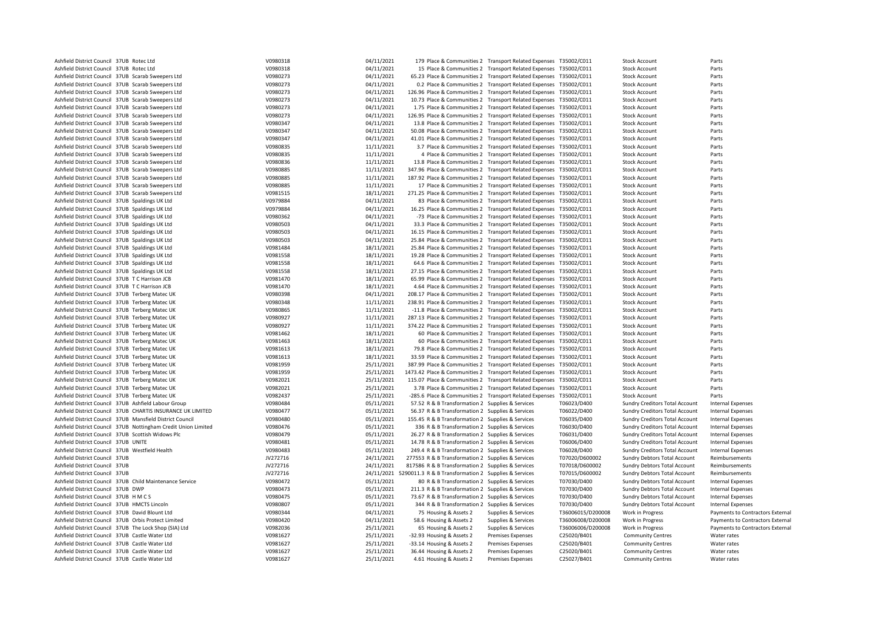| | | | | | | | | | | | |
|---|---|---|---|---|---|---|---|---|---|---|---|
| Ashfield District Council | 37UB | Rotec Ltd | V0980318 | 04/11/2021 | 179 | Place & Communities 2 | Transport Related Expenses | T35002/C011 | Stock Account | Parts |
| Ashfield District Council | 37UB | Rotec Ltd | V0980318 | 04/11/2021 | 15 | Place & Communities 2 | Transport Related Expenses | T35002/C011 | Stock Account | Parts |
| Ashfield District Council | 37UB | Scarab Sweepers Ltd | V0980273 | 04/11/2021 | 65.23 | Place & Communities 2 | Transport Related Expenses | T35002/C011 | Stock Account | Parts |
| Ashfield District Council | 37UB | Scarab Sweepers Ltd | V0980273 | 04/11/2021 | 0.2 | Place & Communities 2 | Transport Related Expenses | T35002/C011 | Stock Account | Parts |
| Ashfield District Council | 37UB | Scarab Sweepers Ltd | V0980273 | 04/11/2021 | 126.96 | Place & Communities 2 | Transport Related Expenses | T35002/C011 | Stock Account | Parts |
| Ashfield District Council | 37UB | Scarab Sweepers Ltd | V0980273 | 04/11/2021 | 10.73 | Place & Communities 2 | Transport Related Expenses | T35002/C011 | Stock Account | Parts |
| Ashfield District Council | 37UB | Scarab Sweepers Ltd | V0980273 | 04/11/2021 | 1.75 | Place & Communities 2 | Transport Related Expenses | T35002/C011 | Stock Account | Parts |
| Ashfield District Council | 37UB | Scarab Sweepers Ltd | V0980273 | 04/11/2021 | 126.95 | Place & Communities 2 | Transport Related Expenses | T35002/C011 | Stock Account | Parts |
| Ashfield District Council | 37UB | Scarab Sweepers Ltd | V0980347 | 04/11/2021 | 13.8 | Place & Communities 2 | Transport Related Expenses | T35002/C011 | Stock Account | Parts |
| Ashfield District Council | 37UB | Scarab Sweepers Ltd | V0980347 | 04/11/2021 | 50.08 | Place & Communities 2 | Transport Related Expenses | T35002/C011 | Stock Account | Parts |
| Ashfield District Council | 37UB | Scarab Sweepers Ltd | V0980347 | 04/11/2021 | 41.01 | Place & Communities 2 | Transport Related Expenses | T35002/C011 | Stock Account | Parts |
| Ashfield District Council | 37UB | Scarab Sweepers Ltd | V0980835 | 11/11/2021 | 3.7 | Place & Communities 2 | Transport Related Expenses | T35002/C011 | Stock Account | Parts |
| Ashfield District Council | 37UB | Scarab Sweepers Ltd | V0980835 | 11/11/2021 | 4 | Place & Communities 2 | Transport Related Expenses | T35002/C011 | Stock Account | Parts |
| Ashfield District Council | 37UB | Scarab Sweepers Ltd | V0980836 | 11/11/2021 | 13.8 | Place & Communities 2 | Transport Related Expenses | T35002/C011 | Stock Account | Parts |
| Ashfield District Council | 37UB | Scarab Sweepers Ltd | V0980885 | 11/11/2021 | 347.96 | Place & Communities 2 | Transport Related Expenses | T35002/C011 | Stock Account | Parts |
| Ashfield District Council | 37UB | Scarab Sweepers Ltd | V0980885 | 11/11/2021 | 187.92 | Place & Communities 2 | Transport Related Expenses | T35002/C011 | Stock Account | Parts |
| Ashfield District Council | 37UB | Scarab Sweepers Ltd | V0980885 | 11/11/2021 | 17 | Place & Communities 2 | Transport Related Expenses | T35002/C011 | Stock Account | Parts |
| Ashfield District Council | 37UB | Scarab Sweepers Ltd | V0981515 | 18/11/2021 | 271.25 | Place & Communities 2 | Transport Related Expenses | T35002/C011 | Stock Account | Parts |
| Ashfield District Council | 37UB | Spaldings UK Ltd | V0979884 | 04/11/2021 | 83 | Place & Communities 2 | Transport Related Expenses | T35002/C011 | Stock Account | Parts |
| Ashfield District Council | 37UB | Spaldings UK Ltd | V0979884 | 04/11/2021 | 16.25 | Place & Communities 2 | Transport Related Expenses | T35002/C011 | Stock Account | Parts |
| Ashfield District Council | 37UB | Spaldings UK Ltd | V0980362 | 04/11/2021 | -73 | Place & Communities 2 | Transport Related Expenses | T35002/C011 | Stock Account | Parts |
| Ashfield District Council | 37UB | Spaldings UK Ltd | V0980503 | 04/11/2021 | 33.3 | Place & Communities 2 | Transport Related Expenses | T35002/C011 | Stock Account | Parts |
| Ashfield District Council | 37UB | Spaldings UK Ltd | V0980503 | 04/11/2021 | 16.15 | Place & Communities 2 | Transport Related Expenses | T35002/C011 | Stock Account | Parts |
| Ashfield District Council | 37UB | Spaldings UK Ltd | V0980503 | 04/11/2021 | 25.84 | Place & Communities 2 | Transport Related Expenses | T35002/C011 | Stock Account | Parts |
| Ashfield District Council | 37UB | Spaldings UK Ltd | V0981484 | 18/11/2021 | 25.84 | Place & Communities 2 | Transport Related Expenses | T35002/C011 | Stock Account | Parts |
| Ashfield District Council | 37UB | Spaldings UK Ltd | V0981558 | 18/11/2021 | 19.28 | Place & Communities 2 | Transport Related Expenses | T35002/C011 | Stock Account | Parts |
| Ashfield District Council | 37UB | Spaldings UK Ltd | V0981558 | 18/11/2021 | 64.6 | Place & Communities 2 | Transport Related Expenses | T35002/C011 | Stock Account | Parts |
| Ashfield District Council | 37UB | Spaldings UK Ltd | V0981558 | 18/11/2021 | 27.15 | Place & Communities 2 | Transport Related Expenses | T35002/C011 | Stock Account | Parts |
| Ashfield District Council | 37UB | T C Harrison JCB | V0981470 | 18/11/2021 | 65.99 | Place & Communities 2 | Transport Related Expenses | T35002/C011 | Stock Account | Parts |
| Ashfield District Council | 37UB | T C Harrison JCB | V0981470 | 18/11/2021 | 4.64 | Place & Communities 2 | Transport Related Expenses | T35002/C011 | Stock Account | Parts |
| Ashfield District Council | 37UB | Terberg Matec UK | V0980398 | 04/11/2021 | 208.17 | Place & Communities 2 | Transport Related Expenses | T35002/C011 | Stock Account | Parts |
| Ashfield District Council | 37UB | Terberg Matec UK | V0980348 | 11/11/2021 | 238.91 | Place & Communities 2 | Transport Related Expenses | T35002/C011 | Stock Account | Parts |
| Ashfield District Council | 37UB | Terberg Matec UK | V0980865 | 11/11/2021 | -11.8 | Place & Communities 2 | Transport Related Expenses | T35002/C011 | Stock Account | Parts |
| Ashfield District Council | 37UB | Terberg Matec UK | V0980927 | 11/11/2021 | 287.13 | Place & Communities 2 | Transport Related Expenses | T35002/C011 | Stock Account | Parts |
| Ashfield District Council | 37UB | Terberg Matec UK | V0980927 | 11/11/2021 | 374.22 | Place & Communities 2 | Transport Related Expenses | T35002/C011 | Stock Account | Parts |
| Ashfield District Council | 37UB | Terberg Matec UK | V0981462 | 18/11/2021 | 60 | Place & Communities 2 | Transport Related Expenses | T35002/C011 | Stock Account | Parts |
| Ashfield District Council | 37UB | Terberg Matec UK | V0981463 | 18/11/2021 | 60 | Place & Communities 2 | Transport Related Expenses | T35002/C011 | Stock Account | Parts |
| Ashfield District Council | 37UB | Terberg Matec UK | V0981613 | 18/11/2021 | 79.8 | Place & Communities 2 | Transport Related Expenses | T35002/C011 | Stock Account | Parts |
| Ashfield District Council | 37UB | Terberg Matec UK | V0981613 | 18/11/2021 | 33.59 | Place & Communities 2 | Transport Related Expenses | T35002/C011 | Stock Account | Parts |
| Ashfield District Council | 37UB | Terberg Matec UK | V0981959 | 25/11/2021 | 387.99 | Place & Communities 2 | Transport Related Expenses | T35002/C011 | Stock Account | Parts |
| Ashfield District Council | 37UB | Terberg Matec UK | V0981959 | 25/11/2021 | 1473.42 | Place & Communities 2 | Transport Related Expenses | T35002/C011 | Stock Account | Parts |
| Ashfield District Council | 37UB | Terberg Matec UK | V0982021 | 25/11/2021 | 115.07 | Place & Communities 2 | Transport Related Expenses | T35002/C011 | Stock Account | Parts |
| Ashfield District Council | 37UB | Terberg Matec UK | V0982021 | 25/11/2021 | 3.78 | Place & Communities 2 | Transport Related Expenses | T35002/C011 | Stock Account | Parts |
| Ashfield District Council | 37UB | Terberg Matec UK | V0982437 | 25/11/2021 | -285.6 | Place & Communities 2 | Transport Related Expenses | T35002/C011 | Stock Account | Parts |
| Ashfield District Council | 37UB | Ashfield Labour Group | V0980484 | 05/11/2021 | 57.52 | R & B Transformation 2 | Supplies & Services | T06023/D400 | Sundry Creditors Total Account | Internal Expenses |
| Ashfield District Council | 37UB | CHARTIS INSURANCE UK LIMITED | V0980477 | 05/11/2021 | 56.37 | R & B Transformation 2 | Supplies & Services | T06022/D400 | Sundry Creditors Total Account | Internal Expenses |
| Ashfield District Council | 37UB | Mansfield District Council | V0980480 | 05/11/2021 | 155.45 | R & B Transformation 2 | Supplies & Services | T06035/D400 | Sundry Creditors Total Account | Internal Expenses |
| Ashfield District Council | 37UB | Nottingham Credit Union Limited | V0980476 | 05/11/2021 | 336 | R & B Transformation 2 | Supplies & Services | T06030/D400 | Sundry Creditors Total Account | Internal Expenses |
| Ashfield District Council | 37UB | Scottish Widows Plc | V0980479 | 05/11/2021 | 26.27 | R & B Transformation 2 | Supplies & Services | T06031/D400 | Sundry Creditors Total Account | Internal Expenses |
| Ashfield District Council | 37UB | UNITE | V0980481 | 05/11/2021 | 14.78 | R & B Transformation 2 | Supplies & Services | T06006/D400 | Sundry Creditors Total Account | Internal Expenses |
| Ashfield District Council | 37UB | Westfield Health | V0980483 | 05/11/2021 | 249.4 | R & B Transformation 2 | Supplies & Services | T06028/D400 | Sundry Creditors Total Account | Internal Expenses |
| Ashfield District Council | 37UB | | JV272716 | 24/11/2021 | 277553 | R & B Transformation 2 | Supplies & Services | T07020/D600002 | Sundry Debtors Total Account | Reimbursements |
| Ashfield District Council | 37UB | | JV272716 | 24/11/2021 | 817586 | R & B Transformation 2 | Supplies & Services | T07018/D600002 | Sundry Debtors Total Account | Reimbursements |
| Ashfield District Council | 37UB | | JV272716 | 24/11/2021 | 5290011.3 | R & B Transformation 2 | Supplies & Services | T07015/D600002 | Sundry Debtors Total Account | Reimbursements |
| Ashfield District Council | 37UB | Child Maintenance Service | V0980472 | 05/11/2021 | 80 | R & B Transformation 2 | Supplies & Services | T07030/D400 | Sundry Debtors Total Account | Internal Expenses |
| Ashfield District Council | 37UB | DWP | V0980473 | 05/11/2021 | 211.3 | R & B Transformation 2 | Supplies & Services | T07030/D400 | Sundry Debtors Total Account | Internal Expenses |
| Ashfield District Council | 37UB | H M C S | V0980475 | 05/11/2021 | 73.67 | R & B Transformation 2 | Supplies & Services | T07030/D400 | Sundry Debtors Total Account | Internal Expenses |
| Ashfield District Council | 37UB | HMCTS Lincoln | V0980807 | 05/11/2021 | 344 | R & B Transformation 2 | Supplies & Services | T07030/D400 | Sundry Debtors Total Account | Internal Expenses |
| Ashfield District Council | 37UB | David Blount Ltd | V0980344 | 04/11/2021 | 75 | Housing & Assets 2 | Supplies & Services | T36006015/D200008 | Work in Progress | Payments to Contractors External |
| Ashfield District Council | 37UB | Orbis Protect Limited | V0980420 | 04/11/2021 | 58.6 | Housing & Assets 2 | Supplies & Services | T36006008/D200008 | Work in Progress | Payments to Contractors External |
| Ashfield District Council | 37UB | The Lock Shop (SIA) Ltd | V0982036 | 25/11/2021 | 65 | Housing & Assets 2 | Supplies & Services | T36006006/D200008 | Work in Progress | Payments to Contractors External |
| Ashfield District Council | 37UB | Castle Water Ltd | V0981627 | 25/11/2021 | -32.93 | Housing & Assets 2 | Premises Expenses | C25020/B401 | Community Centres | Water rates |
| Ashfield District Council | 37UB | Castle Water Ltd | V0981627 | 25/11/2021 | -33.14 | Housing & Assets 2 | Premises Expenses | C25020/B401 | Community Centres | Water rates |
| Ashfield District Council | 37UB | Castle Water Ltd | V0981627 | 25/11/2021 | 36.44 | Housing & Assets 2 | Premises Expenses | C25020/B401 | Community Centres | Water rates |
| Ashfield District Council | 37UB | Castle Water Ltd | V0981627 | 25/11/2021 | 4.61 | Housing & Assets 2 | Premises Expenses | C25027/B401 | Community Centres | Water rates |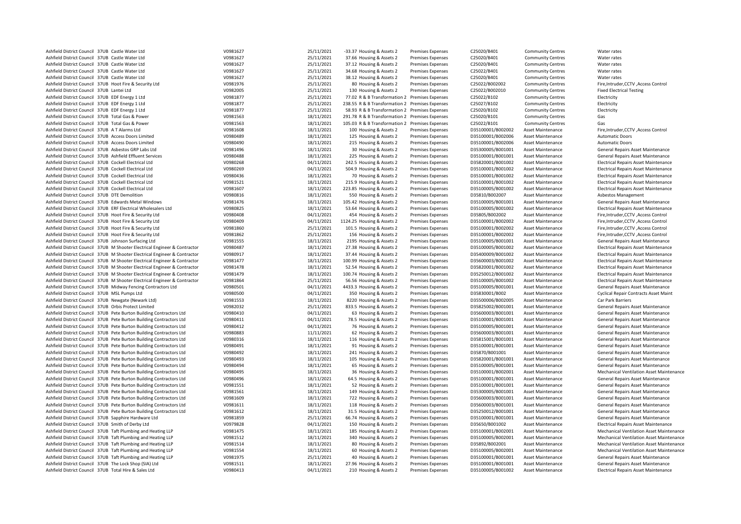| | | | | | | | | | | |
|---|---|---|---|---|---|---|---|---|---|---|
| Ashfield District Council | 37UB | Castle Water Ltd | V0981627 | 25/11/2021 | -33.37 | Housing & Assets 2 | Premises Expenses | C25020/B401 | Community Centres | Water rates |
| Ashfield District Council | 37UB | Castle Water Ltd | V0981627 | 25/11/2021 | 37.66 | Housing & Assets 2 | Premises Expenses | C25020/B401 | Community Centres | Water rates |
| Ashfield District Council | 37UB | Castle Water Ltd | V0981627 | 25/11/2021 | 37.12 | Housing & Assets 2 | Premises Expenses | C25020/B401 | Community Centres | Water rates |
| Ashfield District Council | 37UB | Castle Water Ltd | V0981627 | 25/11/2021 | 34.68 | Housing & Assets 2 | Premises Expenses | C25022/B401 | Community Centres | Water rates |
| Ashfield District Council | 37UB | Castle Water Ltd | V0981627 | 25/11/2021 | 38.12 | Housing & Assets 2 | Premises Expenses | C25020/B401 | Community Centres | Water rates |
| Ashfield District Council | 37UB | Hoot Fire & Security Ltd | V0981976 | 25/11/2021 | 80 | Housing & Assets 2 | Premises Expenses | C25022/B002002 | Community Centres | Fire,Intruder,CCTV ,Access Control |
| Ashfield District Council | 37UB | Lantei Ltd | V0982005 | 25/11/2021 | 130 | Housing & Assets 2 | Premises Expenses | C25022/B002010 | Community Centres | Fixed Electrical Testing |
| Ashfield District Council | 37UB | EDF Energy 1 Ltd | V0981877 | 25/11/2021 | 77.02 | R & B Transformation 2 | Premises Expenses | C25022/B102 | Community Centres | Electricity |
| Ashfield District Council | 37UB | EDF Energy 1 Ltd | V0981877 | 25/11/2021 | 238.55 | R & B Transformation 2 | Premises Expenses | C25027/B102 | Community Centres | Electricity |
| Ashfield District Council | 37UB | EDF Energy 1 Ltd | V0981877 | 25/11/2021 | 58.93 | R & B Transformation 2 | Premises Expenses | C25020/B102 | Community Centres | Electricity |
| Ashfield District Council | 37UB | Total Gas & Power | V0981563 | 18/11/2021 | 291.78 | R & B Transformation 2 | Premises Expenses | C25020/B101 | Community Centres | Gas |
| Ashfield District Council | 37UB | Total Gas & Power | V0981563 | 18/11/2021 | 105.03 | R & B Transformation 2 | Premises Expenses | C25022/B101 | Community Centres | Gas |
| Ashfield District Council | 37UB | A T Alarms Ltd | V0981608 | 18/11/2021 | 100 | Housing & Assets 2 | Premises Expenses | D35100001/B002002 | Asset Maintenance | Fire,Intruder,CCTV ,Access Control |
| Ashfield District Council | 37UB | Access Doors Limited | V0980489 | 18/11/2021 | 125 | Housing & Assets 2 | Premises Expenses | D35100001/B002006 | Asset Maintenance | Automatic Doors |
| Ashfield District Council | 37UB | Access Doors Limited | V0980490 | 18/11/2021 | 215 | Housing & Assets 2 | Premises Expenses | D35100001/B002006 | Asset Maintenance | Automatic Doors |
| Ashfield District Council | 37UB | Asbestos GRP Labs Ltd | V0981496 | 18/11/2021 | 30 | Housing & Assets 2 | Premises Expenses | D35300005/B001001 | Asset Maintenance | General Repairs Asset Maintenance |
| Ashfield District Council | 37UB | Ashfield Effluent Services | V0980488 | 18/11/2021 | 225 | Housing & Assets 2 | Premises Expenses | D35100001/B001001 | Asset Maintenance | General Repairs Asset Maintenance |
| Ashfield District Council | 37UB | Cockell Electrical Ltd | V0980268 | 04/11/2021 | 242.5 | Housing & Assets 2 | Premises Expenses | D35820001/B001002 | Asset Maintenance | Electrical Repairs Asset Maintenance |
| Ashfield District Council | 37UB | Cockell Electrical Ltd | V0980269 | 04/11/2021 | 504.9 | Housing & Assets 2 | Premises Expenses | D35100001/B001002 | Asset Maintenance | Electrical Repairs Asset Maintenance |
| Ashfield District Council | 37UB | Cockell Electrical Ltd | V0980436 | 18/11/2021 | 70 | Housing & Assets 2 | Premises Expenses | D35100001/B001002 | Asset Maintenance | Electrical Repairs Asset Maintenance |
| Ashfield District Council | 37UB | Cockell Electrical Ltd | V0981521 | 18/11/2021 | 215.9 | Housing & Assets 2 | Premises Expenses | D35100001/B001002 | Asset Maintenance | Electrical Repairs Asset Maintenance |
| Ashfield District Council | 37UB | Cockell Electrical Ltd | V0981607 | 18/11/2021 | 223.85 | Housing & Assets 2 | Premises Expenses | D35100005/B001002 | Asset Maintenance | Electrical Repairs Asset Maintenance |
| Ashfield District Council | 37UB | DTE Demolition | V0980816 | 18/11/2021 | 550 | Housing & Assets 2 | Premises Expenses | D35810/B002007 | Asset Maintenance | Asbestos Management |
| Ashfield District Council | 37UB | Edwards Metal Windows | V0981476 | 18/11/2021 | 105.42 | Housing & Assets 2 | Premises Expenses | D35100005/B001001 | Asset Maintenance | General Repairs Asset Maintenance |
| Ashfield District Council | 37UB | ERF Electrical Wholesalers Ltd | V0980825 | 18/11/2021 | 53.64 | Housing & Assets 2 | Premises Expenses | D35100005/B001002 | Asset Maintenance | Electrical Repairs Asset Maintenance |
| Ashfield District Council | 37UB | Hoot Fire & Security Ltd | V0980408 | 04/11/2021 | 454 | Housing & Assets 2 | Premises Expenses | D35805/B002002 | Asset Maintenance | Fire,Intruder,CCTV ,Access Control |
| Ashfield District Council | 37UB | Hoot Fire & Security Ltd | V0980409 | 04/11/2021 | 1124.25 | Housing & Assets 2 | Premises Expenses | D35100001/B002002 | Asset Maintenance | Fire,Intruder,CCTV ,Access Control |
| Ashfield District Council | 37UB | Hoot Fire & Security Ltd | V0981860 | 25/11/2021 | 101.5 | Housing & Assets 2 | Premises Expenses | D35100001/B002002 | Asset Maintenance | Fire,Intruder,CCTV ,Access Control |
| Ashfield District Council | 37UB | Hoot Fire & Security Ltd | V0981862 | 25/11/2021 | 156 | Housing & Assets 2 | Premises Expenses | D35100001/B002002 | Asset Maintenance | Fire,Intruder,CCTV ,Access Control |
| Ashfield District Council | 37UB | Johnson Surfacing Ltd | V0981555 | 18/11/2021 | 2195 | Housing & Assets 2 | Premises Expenses | D35100005/B001001 | Asset Maintenance | General Repairs Asset Maintenance |
| Ashfield District Council | 37UB | M Shooter Electrical Engineer & Contractor | V0980487 | 18/11/2021 | 27.38 | Housing & Assets 2 | Premises Expenses | D35100005/B001002 | Asset Maintenance | Electrical Repairs Asset Maintenance |
| Ashfield District Council | 37UB | M Shooter Electrical Engineer & Contractor | V0980917 | 18/11/2021 | 37.44 | Housing & Assets 2 | Premises Expenses | D35400009/B001002 | Asset Maintenance | Electrical Repairs Asset Maintenance |
| Ashfield District Council | 37UB | M Shooter Electrical Engineer & Contractor | V0981477 | 18/11/2021 | 100.99 | Housing & Assets 2 | Premises Expenses | D35600003/B001002 | Asset Maintenance | Electrical Repairs Asset Maintenance |
| Ashfield District Council | 37UB | M Shooter Electrical Engineer & Contractor | V0981478 | 18/11/2021 | 52.54 | Housing & Assets 2 | Premises Expenses | D35820001/B001002 | Asset Maintenance | Electrical Repairs Asset Maintenance |
| Ashfield District Council | 37UB | M Shooter Electrical Engineer & Contractor | V0981479 | 18/11/2021 | 100.74 | Housing & Assets 2 | Premises Expenses | D35250012/B001002 | Asset Maintenance | Electrical Repairs Asset Maintenance |
| Ashfield District Council | 37UB | M Shooter Electrical Engineer & Contractor | V0981864 | 25/11/2021 | 56.56 | Housing & Assets 2 | Premises Expenses | D35100005/B001002 | Asset Maintenance | Electrical Repairs Asset Maintenance |
| Ashfield District Council | 37UB | Midway Fencing Contractors Ltd | V0980501 | 04/11/2021 | 4433.3 | Housing & Assets 2 | Premises Expenses | D35100005/B001001 | Asset Maintenance | General Repairs Asset Maintenance |
| Ashfield District Council | 37UB | MSL Pumps Ltd | V0980500 | 04/11/2021 | 350 | Housing & Assets 2 | Premises Expenses | D35830001/B002 | Asset Maintenance | Cyclical Repair Contracts Asset Maint |
| Ashfield District Council | 37UB | Newgate (Newark Ltd) | V0981553 | 18/11/2021 | 8220 | Housing & Assets 2 | Premises Expenses | D35500006/B002005 | Asset Maintenance | Car Park Barriers |
| Ashfield District Council | 37UB | Orbis Protect Limited | V0982032 | 25/11/2021 | 833.5 | Housing & Assets 2 | Premises Expenses | D35825002/B001001 | Asset Maintenance | General Repairs Asset Maintenance |
| Ashfield District Council | 37UB | Pete Burton Building Contractors Ltd | V0980410 | 04/11/2021 | 63 | Housing & Assets 2 | Premises Expenses | D35600003/B001001 | Asset Maintenance | General Repairs Asset Maintenance |
| Ashfield District Council | 37UB | Pete Burton Building Contractors Ltd | V0980411 | 04/11/2021 | 78.5 | Housing & Assets 2 | Premises Expenses | D35100001/B001001 | Asset Maintenance | General Repairs Asset Maintenance |
| Ashfield District Council | 37UB | Pete Burton Building Contractors Ltd | V0980412 | 04/11/2021 | 76 | Housing & Assets 2 | Premises Expenses | D35100005/B001001 | Asset Maintenance | General Repairs Asset Maintenance |
| Ashfield District Council | 37UB | Pete Burton Building Contractors Ltd | V0980883 | 11/11/2021 | 62 | Housing & Assets 2 | Premises Expenses | D35600003/B001001 | Asset Maintenance | General Repairs Asset Maintenance |
| Ashfield District Council | 37UB | Pete Burton Building Contractors Ltd | V0980316 | 18/11/2021 | 116 | Housing & Assets 2 | Premises Expenses | D35815001/B001001 | Asset Maintenance | General Repairs Asset Maintenance |
| Ashfield District Council | 37UB | Pete Burton Building Contractors Ltd | V0980491 | 18/11/2021 | 91 | Housing & Assets 2 | Premises Expenses | D35100001/B001001 | Asset Maintenance | General Repairs Asset Maintenance |
| Ashfield District Council | 37UB | Pete Burton Building Contractors Ltd | V0980492 | 18/11/2021 | 241 | Housing & Assets 2 | Premises Expenses | D35870/B001001 | Asset Maintenance | General Repairs Asset Maintenance |
| Ashfield District Council | 37UB | Pete Burton Building Contractors Ltd | V0980493 | 18/11/2021 | 105 | Housing & Assets 2 | Premises Expenses | D35820001/B001001 | Asset Maintenance | General Repairs Asset Maintenance |
| Ashfield District Council | 37UB | Pete Burton Building Contractors Ltd | V0980494 | 18/11/2021 | 65 | Housing & Assets 2 | Premises Expenses | D35100005/B001001 | Asset Maintenance | General Repairs Asset Maintenance |
| Ashfield District Council | 37UB | Pete Burton Building Contractors Ltd | V0980495 | 18/11/2021 | 36 | Housing & Assets 2 | Premises Expenses | D35100001/B002001 | Asset Maintenance | Mechanical Ventilation Asset Maintenance |
| Ashfield District Council | 37UB | Pete Burton Building Contractors Ltd | V0980496 | 18/11/2021 | 64.5 | Housing & Assets 2 | Premises Expenses | D35100001/B001001 | Asset Maintenance | General Repairs Asset Maintenance |
| Ashfield District Council | 37UB | Pete Burton Building Contractors Ltd | V0981551 | 18/11/2021 | 52 | Housing & Assets 2 | Premises Expenses | D35100001/B001001 | Asset Maintenance | General Repairs Asset Maintenance |
| Ashfield District Council | 37UB | Pete Burton Building Contractors Ltd | V0981561 | 18/11/2021 | 149 | Housing & Assets 2 | Premises Expenses | D35300005/B001001 | Asset Maintenance | General Repairs Asset Maintenance |
| Ashfield District Council | 37UB | Pete Burton Building Contractors Ltd | V0981609 | 18/11/2021 | 722 | Housing & Assets 2 | Premises Expenses | D35600003/B001001 | Asset Maintenance | General Repairs Asset Maintenance |
| Ashfield District Council | 37UB | Pete Burton Building Contractors Ltd | V0981611 | 18/11/2021 | 118 | Housing & Assets 2 | Premises Expenses | D35600003/B001001 | Asset Maintenance | General Repairs Asset Maintenance |
| Ashfield District Council | 37UB | Pete Burton Building Contractors Ltd | V0981612 | 18/11/2021 | 31.5 | Housing & Assets 2 | Premises Expenses | D35250012/B001001 | Asset Maintenance | General Repairs Asset Maintenance |
| Ashfield District Council | 37UB | Sapphire Hardware Ltd | V0981859 | 25/11/2021 | 66.74 | Housing & Assets 2 | Premises Expenses | D35100001/B001001 | Asset Maintenance | General Repairs Asset Maintenance |
| Ashfield District Council | 37UB | Smith of Derby Ltd | V0979828 | 04/11/2021 | 150 | Housing & Assets 2 | Premises Expenses | D35650/B001002 | Asset Maintenance | Electrical Repairs Asset Maintenance |
| Ashfield District Council | 37UB | Taft Plumbing and Heating LLP | V0981475 | 18/11/2021 | 185 | Housing & Assets 2 | Premises Expenses | D35100001/B002001 | Asset Maintenance | Mechanical Ventilation Asset Maintenance |
| Ashfield District Council | 37UB | Taft Plumbing and Heating LLP | V0981512 | 18/11/2021 | 340 | Housing & Assets 2 | Premises Expenses | D35100005/B002001 | Asset Maintenance | Mechanical Ventilation Asset Maintenance |
| Ashfield District Council | 37UB | Taft Plumbing and Heating LLP | V0981514 | 18/11/2021 | 80 | Housing & Assets 2 | Premises Expenses | D35892/B002001 | Asset Maintenance | Mechanical Ventilation Asset Maintenance |
| Ashfield District Council | 37UB | Taft Plumbing and Heating LLP | V0981554 | 18/11/2021 | 60 | Housing & Assets 2 | Premises Expenses | D35100005/B002001 | Asset Maintenance | Mechanical Ventilation Asset Maintenance |
| Ashfield District Council | 37UB | Taft Plumbing and Heating LLP | V0981975 | 25/11/2021 | 40 | Housing & Assets 2 | Premises Expenses | D35100001/B001001 | Asset Maintenance | General Repairs Asset Maintenance |
| Ashfield District Council | 37UB | The Lock Shop (SIA) Ltd | V0981511 | 18/11/2021 | 27.96 | Housing & Assets 2 | Premises Expenses | D35100001/B001001 | Asset Maintenance | General Repairs Asset Maintenance |
| Ashfield District Council | 37UB | Total Hire & Sales Ltd | V0980413 | 04/11/2021 | 210 | Housing & Assets 2 | Premises Expenses | D35100005/B001002 | Asset Maintenance | Electrical Repairs Asset Maintenance |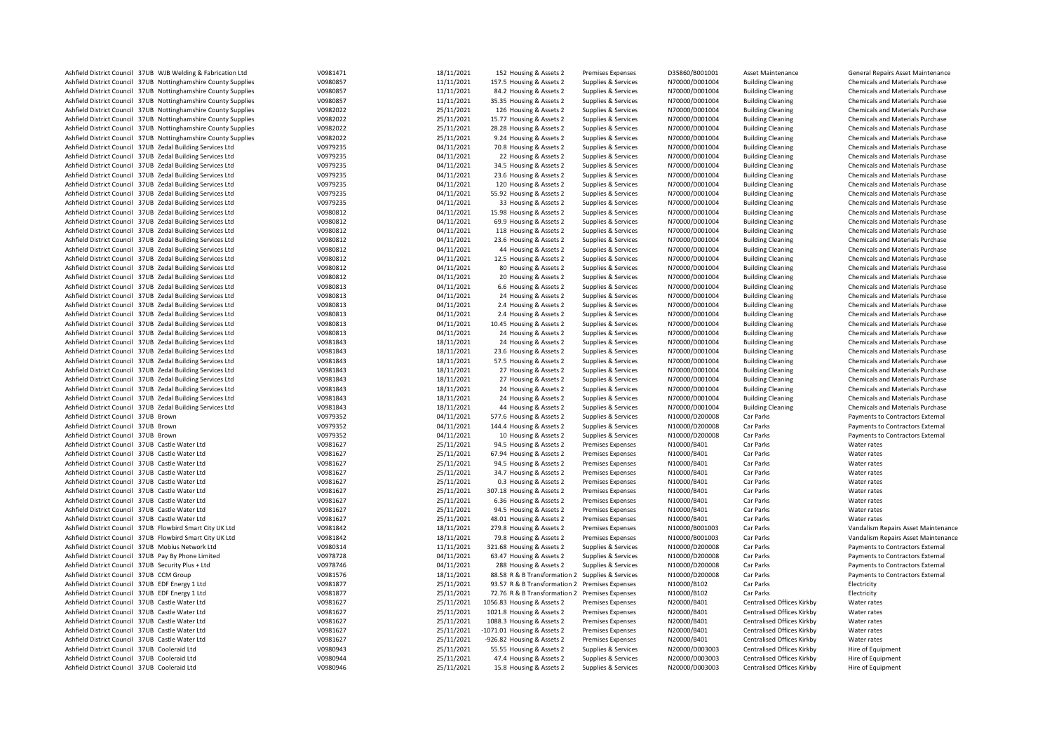| | | | | | | | | | | | |
|---|---|---|---|---|---|---|---|---|---|---|---|
| Ashfield District Council | 37UB | WJB Welding & Fabrication Ltd | V0981471 | 18/11/2021 | 152 | Housing & Assets 2 | Premises Expenses | D35860/B001001 | Asset Maintenance | General Repairs Asset Maintenance |
| Ashfield District Council | 37UB | Nottinghamshire County Supplies | V0980857 | 11/11/2021 | 157.5 | Housing & Assets 2 | Supplies & Services | N70000/D001004 | Building Cleaning | Chemicals and Materials Purchase |
| Ashfield District Council | 37UB | Nottinghamshire County Supplies | V0980857 | 11/11/2021 | 84.2 | Housing & Assets 2 | Supplies & Services | N70000/D001004 | Building Cleaning | Chemicals and Materials Purchase |
| Ashfield District Council | 37UB | Nottinghamshire County Supplies | V0980857 | 11/11/2021 | 35.35 | Housing & Assets 2 | Supplies & Services | N70000/D001004 | Building Cleaning | Chemicals and Materials Purchase |
| Ashfield District Council | 37UB | Nottinghamshire County Supplies | V0982022 | 25/11/2021 | 126 | Housing & Assets 2 | Supplies & Services | N70000/D001004 | Building Cleaning | Chemicals and Materials Purchase |
| Ashfield District Council | 37UB | Nottinghamshire County Supplies | V0982022 | 25/11/2021 | 15.77 | Housing & Assets 2 | Supplies & Services | N70000/D001004 | Building Cleaning | Chemicals and Materials Purchase |
| Ashfield District Council | 37UB | Nottinghamshire County Supplies | V0982022 | 25/11/2021 | 28.28 | Housing & Assets 2 | Supplies & Services | N70000/D001004 | Building Cleaning | Chemicals and Materials Purchase |
| Ashfield District Council | 37UB | Nottinghamshire County Supplies | V0982022 | 25/11/2021 | 9.24 | Housing & Assets 2 | Supplies & Services | N70000/D001004 | Building Cleaning | Chemicals and Materials Purchase |
| Ashfield District Council | 37UB | Zedal Building Services Ltd | V0979235 | 04/11/2021 | 70.8 | Housing & Assets 2 | Supplies & Services | N70000/D001004 | Building Cleaning | Chemicals and Materials Purchase |
| Ashfield District Council | 37UB | Zedal Building Services Ltd | V0979235 | 04/11/2021 | 22 | Housing & Assets 2 | Supplies & Services | N70000/D001004 | Building Cleaning | Chemicals and Materials Purchase |
| Ashfield District Council | 37UB | Zedal Building Services Ltd | V0979235 | 04/11/2021 | 34.5 | Housing & Assets 2 | Supplies & Services | N70000/D001004 | Building Cleaning | Chemicals and Materials Purchase |
| Ashfield District Council | 37UB | Zedal Building Services Ltd | V0979235 | 04/11/2021 | 23.6 | Housing & Assets 2 | Supplies & Services | N70000/D001004 | Building Cleaning | Chemicals and Materials Purchase |
| Ashfield District Council | 37UB | Zedal Building Services Ltd | V0979235 | 04/11/2021 | 120 | Housing & Assets 2 | Supplies & Services | N70000/D001004 | Building Cleaning | Chemicals and Materials Purchase |
| Ashfield District Council | 37UB | Zedal Building Services Ltd | V0979235 | 04/11/2021 | 55.92 | Housing & Assets 2 | Supplies & Services | N70000/D001004 | Building Cleaning | Chemicals and Materials Purchase |
| Ashfield District Council | 37UB | Zedal Building Services Ltd | V0979235 | 04/11/2021 | 33 | Housing & Assets 2 | Supplies & Services | N70000/D001004 | Building Cleaning | Chemicals and Materials Purchase |
| Ashfield District Council | 37UB | Zedal Building Services Ltd | V0980812 | 04/11/2021 | 15.98 | Housing & Assets 2 | Supplies & Services | N70000/D001004 | Building Cleaning | Chemicals and Materials Purchase |
| Ashfield District Council | 37UB | Zedal Building Services Ltd | V0980812 | 04/11/2021 | 69.9 | Housing & Assets 2 | Supplies & Services | N70000/D001004 | Building Cleaning | Chemicals and Materials Purchase |
| Ashfield District Council | 37UB | Zedal Building Services Ltd | V0980812 | 04/11/2021 | 118 | Housing & Assets 2 | Supplies & Services | N70000/D001004 | Building Cleaning | Chemicals and Materials Purchase |
| Ashfield District Council | 37UB | Zedal Building Services Ltd | V0980812 | 04/11/2021 | 23.6 | Housing & Assets 2 | Supplies & Services | N70000/D001004 | Building Cleaning | Chemicals and Materials Purchase |
| Ashfield District Council | 37UB | Zedal Building Services Ltd | V0980812 | 04/11/2021 | 44 | Housing & Assets 2 | Supplies & Services | N70000/D001004 | Building Cleaning | Chemicals and Materials Purchase |
| Ashfield District Council | 37UB | Zedal Building Services Ltd | V0980812 | 04/11/2021 | 12.5 | Housing & Assets 2 | Supplies & Services | N70000/D001004 | Building Cleaning | Chemicals and Materials Purchase |
| Ashfield District Council | 37UB | Zedal Building Services Ltd | V0980812 | 04/11/2021 | 80 | Housing & Assets 2 | Supplies & Services | N70000/D001004 | Building Cleaning | Chemicals and Materials Purchase |
| Ashfield District Council | 37UB | Zedal Building Services Ltd | V0980812 | 04/11/2021 | 20 | Housing & Assets 2 | Supplies & Services | N70000/D001004 | Building Cleaning | Chemicals and Materials Purchase |
| Ashfield District Council | 37UB | Zedal Building Services Ltd | V0980813 | 04/11/2021 | 6.6 | Housing & Assets 2 | Supplies & Services | N70000/D001004 | Building Cleaning | Chemicals and Materials Purchase |
| Ashfield District Council | 37UB | Zedal Building Services Ltd | V0980813 | 04/11/2021 | 24 | Housing & Assets 2 | Supplies & Services | N70000/D001004 | Building Cleaning | Chemicals and Materials Purchase |
| Ashfield District Council | 37UB | Zedal Building Services Ltd | V0980813 | 04/11/2021 | 2.4 | Housing & Assets 2 | Supplies & Services | N70000/D001004 | Building Cleaning | Chemicals and Materials Purchase |
| Ashfield District Council | 37UB | Zedal Building Services Ltd | V0980813 | 04/11/2021 | 2.4 | Housing & Assets 2 | Supplies & Services | N70000/D001004 | Building Cleaning | Chemicals and Materials Purchase |
| Ashfield District Council | 37UB | Zedal Building Services Ltd | V0980813 | 04/11/2021 | 10.45 | Housing & Assets 2 | Supplies & Services | N70000/D001004 | Building Cleaning | Chemicals and Materials Purchase |
| Ashfield District Council | 37UB | Zedal Building Services Ltd | V0980813 | 04/11/2021 | 24 | Housing & Assets 2 | Supplies & Services | N70000/D001004 | Building Cleaning | Chemicals and Materials Purchase |
| Ashfield District Council | 37UB | Zedal Building Services Ltd | V0981843 | 18/11/2021 | 24 | Housing & Assets 2 | Supplies & Services | N70000/D001004 | Building Cleaning | Chemicals and Materials Purchase |
| Ashfield District Council | 37UB | Zedal Building Services Ltd | V0981843 | 18/11/2021 | 23.6 | Housing & Assets 2 | Supplies & Services | N70000/D001004 | Building Cleaning | Chemicals and Materials Purchase |
| Ashfield District Council | 37UB | Zedal Building Services Ltd | V0981843 | 18/11/2021 | 57.5 | Housing & Assets 2 | Supplies & Services | N70000/D001004 | Building Cleaning | Chemicals and Materials Purchase |
| Ashfield District Council | 37UB | Zedal Building Services Ltd | V0981843 | 18/11/2021 | 27 | Housing & Assets 2 | Supplies & Services | N70000/D001004 | Building Cleaning | Chemicals and Materials Purchase |
| Ashfield District Council | 37UB | Zedal Building Services Ltd | V0981843 | 18/11/2021 | 27 | Housing & Assets 2 | Supplies & Services | N70000/D001004 | Building Cleaning | Chemicals and Materials Purchase |
| Ashfield District Council | 37UB | Zedal Building Services Ltd | V0981843 | 18/11/2021 | 24 | Housing & Assets 2 | Supplies & Services | N70000/D001004 | Building Cleaning | Chemicals and Materials Purchase |
| Ashfield District Council | 37UB | Zedal Building Services Ltd | V0981843 | 18/11/2021 | 24 | Housing & Assets 2 | Supplies & Services | N70000/D001004 | Building Cleaning | Chemicals and Materials Purchase |
| Ashfield District Council | 37UB | Zedal Building Services Ltd | V0981843 | 18/11/2021 | 44 | Housing & Assets 2 | Supplies & Services | N70000/D001004 | Building Cleaning | Chemicals and Materials Purchase |
| Ashfield District Council | 37UB | Brown | V0979352 | 04/11/2021 | 577.6 | Housing & Assets 2 | Supplies & Services | N10000/D200008 | Car Parks | Payments to Contractors External |
| Ashfield District Council | 37UB | Brown | V0979352 | 04/11/2021 | 144.4 | Housing & Assets 2 | Supplies & Services | N10000/D200008 | Car Parks | Payments to Contractors External |
| Ashfield District Council | 37UB | Brown | V0979352 | 04/11/2021 | 10 | Housing & Assets 2 | Supplies & Services | N10000/D200008 | Car Parks | Payments to Contractors External |
| Ashfield District Council | 37UB | Castle Water Ltd | V0981627 | 25/11/2021 | 94.5 | Housing & Assets 2 | Premises Expenses | N10000/B401 | Car Parks | Water rates |
| Ashfield District Council | 37UB | Castle Water Ltd | V0981627 | 25/11/2021 | 67.94 | Housing & Assets 2 | Premises Expenses | N10000/B401 | Car Parks | Water rates |
| Ashfield District Council | 37UB | Castle Water Ltd | V0981627 | 25/11/2021 | 94.5 | Housing & Assets 2 | Premises Expenses | N10000/B401 | Car Parks | Water rates |
| Ashfield District Council | 37UB | Castle Water Ltd | V0981627 | 25/11/2021 | 34.7 | Housing & Assets 2 | Premises Expenses | N10000/B401 | Car Parks | Water rates |
| Ashfield District Council | 37UB | Castle Water Ltd | V0981627 | 25/11/2021 | 0.3 | Housing & Assets 2 | Premises Expenses | N10000/B401 | Car Parks | Water rates |
| Ashfield District Council | 37UB | Castle Water Ltd | V0981627 | 25/11/2021 | 307.18 | Housing & Assets 2 | Premises Expenses | N10000/B401 | Car Parks | Water rates |
| Ashfield District Council | 37UB | Castle Water Ltd | V0981627 | 25/11/2021 | 6.36 | Housing & Assets 2 | Premises Expenses | N10000/B401 | Car Parks | Water rates |
| Ashfield District Council | 37UB | Castle Water Ltd | V0981627 | 25/11/2021 | 94.5 | Housing & Assets 2 | Premises Expenses | N10000/B401 | Car Parks | Water rates |
| Ashfield District Council | 37UB | Castle Water Ltd | V0981627 | 25/11/2021 | 48.01 | Housing & Assets 2 | Premises Expenses | N10000/B401 | Car Parks | Water rates |
| Ashfield District Council | 37UB | Flowbird Smart City UK Ltd | V0981842 | 18/11/2021 | 279.8 | Housing & Assets 2 | Premises Expenses | N10000/B001003 | Car Parks | Vandalism Repairs Asset Maintenance |
| Ashfield District Council | 37UB | Flowbird Smart City UK Ltd | V0981842 | 18/11/2021 | 79.8 | Housing & Assets 2 | Premises Expenses | N10000/B001003 | Car Parks | Vandalism Repairs Asset Maintenance |
| Ashfield District Council | 37UB | Mobius Network Ltd | V0980314 | 11/11/2021 | 321.68 | Housing & Assets 2 | Supplies & Services | N10000/D200008 | Car Parks | Payments to Contractors External |
| Ashfield District Council | 37UB | Pay By Phone Limited | V0978728 | 04/11/2021 | 63.47 | Housing & Assets 2 | Supplies & Services | N10000/D200008 | Car Parks | Payments to Contractors External |
| Ashfield District Council | 37UB | Security Plus + Ltd | V0978746 | 04/11/2021 | 288 | Housing & Assets 2 | Supplies & Services | N10000/D200008 | Car Parks | Payments to Contractors External |
| Ashfield District Council | 37UB | CCM Group | V0981576 | 18/11/2021 | 88.58 | R & B Transformation 2 | Supplies & Services | N10000/D200008 | Car Parks | Payments to Contractors External |
| Ashfield District Council | 37UB | EDF Energy 1 Ltd | V0981877 | 25/11/2021 | 93.57 | R & B Transformation 2 | Premises Expenses | N10000/B102 | Car Parks | Electricity |
| Ashfield District Council | 37UB | EDF Energy 1 Ltd | V0981877 | 25/11/2021 | 72.76 | R & B Transformation 2 | Premises Expenses | N10000/B102 | Car Parks | Electricity |
| Ashfield District Council | 37UB | Castle Water Ltd | V0981627 | 25/11/2021 | 1056.83 | Housing & Assets 2 | Premises Expenses | N20000/B401 | Centralised Offices Kirkby | Water rates |
| Ashfield District Council | 37UB | Castle Water Ltd | V0981627 | 25/11/2021 | 1021.8 | Housing & Assets 2 | Premises Expenses | N20000/B401 | Centralised Offices Kirkby | Water rates |
| Ashfield District Council | 37UB | Castle Water Ltd | V0981627 | 25/11/2021 | 1088.3 | Housing & Assets 2 | Premises Expenses | N20000/B401 | Centralised Offices Kirkby | Water rates |
| Ashfield District Council | 37UB | Castle Water Ltd | V0981627 | 25/11/2021 | -1071.01 | Housing & Assets 2 | Premises Expenses | N20000/B401 | Centralised Offices Kirkby | Water rates |
| Ashfield District Council | 37UB | Castle Water Ltd | V0981627 | 25/11/2021 | -926.82 | Housing & Assets 2 | Premises Expenses | N20000/B401 | Centralised Offices Kirkby | Water rates |
| Ashfield District Council | 37UB | Cooleraid Ltd | V0980943 | 25/11/2021 | 55.55 | Housing & Assets 2 | Supplies & Services | N20000/D003003 | Centralised Offices Kirkby | Hire of Equipment |
| Ashfield District Council | 37UB | Cooleraid Ltd | V0980944 | 25/11/2021 | 47.4 | Housing & Assets 2 | Supplies & Services | N20000/D003003 | Centralised Offices Kirkby | Hire of Equipment |
| Ashfield District Council | 37UB | Cooleraid Ltd | V0980946 | 25/11/2021 | 15.8 | Housing & Assets 2 | Supplies & Services | N20000/D003003 | Centralised Offices Kirkby | Hire of Equipment |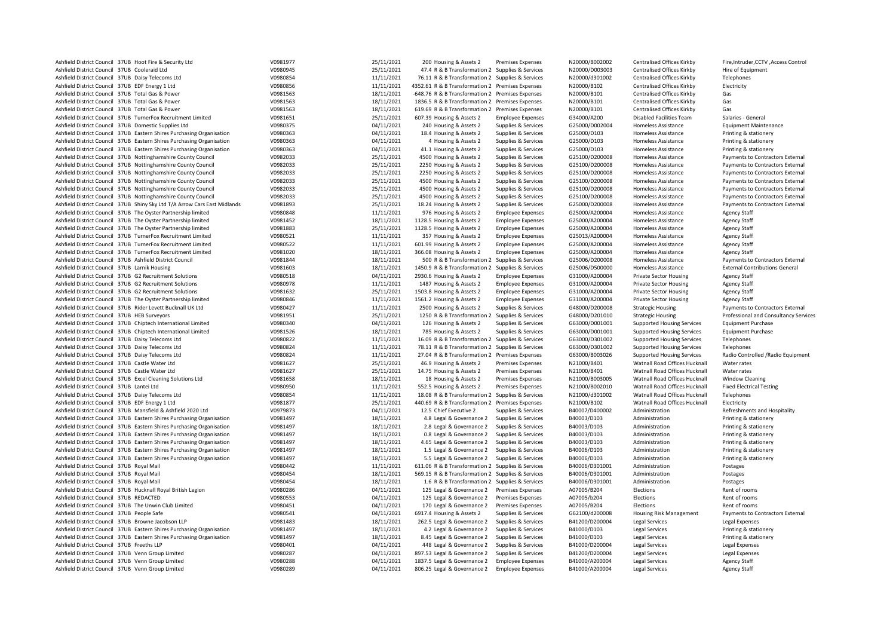| | | | | | | | | | | | |
|---|---|---|---|---|---|---|---|---|---|---|---|
| Ashfield District Council | 37UB | Hoot Fire & Security Ltd | V0981977 | 25/11/2021 | 200 | Housing & Assets 2 | Premises Expenses | N20000/B002002 | Centralised Offices Kirkby | Fire,Intruder,CCTV ,Access Control |
| Ashfield District Council | 37UB | Cooleraid Ltd | V0980945 | 25/11/2021 | 47.4 | R & B Transformation 2 | Supplies & Services | N20000/D003003 | Centralised Offices Kirkby | Hire of Equipment |
| Ashfield District Council | 37UB | Daisy Telecoms Ltd | V0980854 | 11/11/2021 | 76.11 | R & B Transformation 2 | Supplies & Services | N20000/d301002 | Centralised Offices Kirkby | Telephones |
| Ashfield District Council | 37UB | EDF Energy 1 Ltd | V0980856 | 11/11/2021 | 4352.61 | R & B Transformation 2 | Premises Expenses | N20000/B102 | Centralised Offices Kirkby | Electricity |
| Ashfield District Council | 37UB | Total Gas & Power | V0981563 | 18/11/2021 | -648.76 | R & B Transformation 2 | Premises Expenses | N20000/B101 | Centralised Offices Kirkby | Gas |
| Ashfield District Council | 37UB | Total Gas & Power | V0981563 | 18/11/2021 | 1836.5 | R & B Transformation 2 | Premises Expenses | N20000/B101 | Centralised Offices Kirkby | Gas |
| Ashfield District Council | 37UB | Total Gas & Power | V0981563 | 18/11/2021 | 619.69 | R & B Transformation 2 | Premises Expenses | N20000/B101 | Centralised Offices Kirkby | Gas |
| Ashfield District Council | 37UB | TurnerFox Recruitment Limited | V0981651 | 25/11/2021 | 607.39 | Housing & Assets 2 | Employee Expenses | G34000/A200 | Disabled Facilities Team | Salaries - General |
| Ashfield District Council | 37UB | Domestic Supplies Ltd | V0980375 | 04/11/2021 | 240 | Housing & Assets 2 | Supplies & Services | G25000/D002004 | Homeless Assistance | Equipment Maintenance |
| Ashfield District Council | 37UB | Eastern Shires Purchasing Organisation | V0980363 | 04/11/2021 | 18.4 | Housing & Assets 2 | Supplies & Services | G25000/D103 | Homeless Assistance | Printing & stationery |
| Ashfield District Council | 37UB | Eastern Shires Purchasing Organisation | V0980363 | 04/11/2021 | 4 | Housing & Assets 2 | Supplies & Services | G25000/D103 | Homeless Assistance | Printing & stationery |
| Ashfield District Council | 37UB | Eastern Shires Purchasing Organisation | V0980363 | 04/11/2021 | 41.1 | Housing & Assets 2 | Supplies & Services | G25000/D103 | Homeless Assistance | Printing & stationery |
| Ashfield District Council | 37UB | Nottinghamshire County Council | V0982033 | 25/11/2021 | 4500 | Housing & Assets 2 | Supplies & Services | G25100/D200008 | Homeless Assistance | Payments to Contractors External |
| Ashfield District Council | 37UB | Nottinghamshire County Council | V0982033 | 25/11/2021 | 2250 | Housing & Assets 2 | Supplies & Services | G25100/D200008 | Homeless Assistance | Payments to Contractors External |
| Ashfield District Council | 37UB | Nottinghamshire County Council | V0982033 | 25/11/2021 | 2250 | Housing & Assets 2 | Supplies & Services | G25100/D200008 | Homeless Assistance | Payments to Contractors External |
| Ashfield District Council | 37UB | Nottinghamshire County Council | V0982033 | 25/11/2021 | 4500 | Housing & Assets 2 | Supplies & Services | G25100/D200008 | Homeless Assistance | Payments to Contractors External |
| Ashfield District Council | 37UB | Nottinghamshire County Council | V0982033 | 25/11/2021 | 4500 | Housing & Assets 2 | Supplies & Services | G25100/D200008 | Homeless Assistance | Payments to Contractors External |
| Ashfield District Council | 37UB | Nottinghamshire County Council | V0982033 | 25/11/2021 | 4500 | Housing & Assets 2 | Supplies & Services | G25100/D200008 | Homeless Assistance | Payments to Contractors External |
| Ashfield District Council | 37UB | Shiny Sky Ltd T/A Arrow Cars East Midlands | V0981893 | 25/11/2021 | 18.24 | Housing & Assets 2 | Supplies & Services | G25000/D200008 | Homeless Assistance | Payments to Contractors External |
| Ashfield District Council | 37UB | The Oyster Partnership limited | V0980848 | 11/11/2021 | 976 | Housing & Assets 2 | Employee Expenses | G25000/A200004 | Homeless Assistance | Agency Staff |
| Ashfield District Council | 37UB | The Oyster Partnership limited | V0981452 | 18/11/2021 | 1128.5 | Housing & Assets 2 | Employee Expenses | G25000/A200004 | Homeless Assistance | Agency Staff |
| Ashfield District Council | 37UB | The Oyster Partnership limited | V0981883 | 25/11/2021 | 1128.5 | Housing & Assets 2 | Employee Expenses | G25000/A200004 | Homeless Assistance | Agency Staff |
| Ashfield District Council | 37UB | TurnerFox Recruitment Limited | V0980521 | 11/11/2021 | 357 | Housing & Assets 2 | Employee Expenses | G25013/A200004 | Homeless Assistance | Agency Staff |
| Ashfield District Council | 37UB | TurnerFox Recruitment Limited | V0980522 | 11/11/2021 | 601.99 | Housing & Assets 2 | Employee Expenses | G25000/A200004 | Homeless Assistance | Agency Staff |
| Ashfield District Council | 37UB | TurnerFox Recruitment Limited | V0981020 | 18/11/2021 | 366.08 | Housing & Assets 2 | Employee Expenses | G25000/A200004 | Homeless Assistance | Agency Staff |
| Ashfield District Council | 37UB | Ashfield District Council | V0981844 | 18/11/2021 | 500 | R & B Transformation 2 | Supplies & Services | G25006/D200008 | Homeless Assistance | Payments to Contractors External |
| Ashfield District Council | 37UB | Larnik Housing | V0981603 | 18/11/2021 | 1450.9 | R & B Transformation 2 | Supplies & Services | G25006/D500000 | Homeless Assistance | External Contributions General |
| Ashfield District Council | 37UB | G2 Recruitment Solutions | V0980518 | 04/11/2021 | 2930.6 | Housing & Assets 2 | Employee Expenses | G31000/A200004 | Private Sector Housing | Agency Staff |
| Ashfield District Council | 37UB | G2 Recruitment Solutions | V0980978 | 11/11/2021 | 1487 | Housing & Assets 2 | Employee Expenses | G31000/A200004 | Private Sector Housing | Agency Staff |
| Ashfield District Council | 37UB | G2 Recruitment Solutions | V0981632 | 25/11/2021 | 1503.8 | Housing & Assets 2 | Employee Expenses | G31000/A200004 | Private Sector Housing | Agency Staff |
| Ashfield District Council | 37UB | The Oyster Partnership limited | V0980846 | 11/11/2021 | 1561.2 | Housing & Assets 2 | Employee Expenses | G31000/A200004 | Private Sector Housing | Agency Staff |
| Ashfield District Council | 37UB | Rider Levett Bucknall UK Ltd | V0980427 | 11/11/2021 | 2500 | Housing & Assets 2 | Supplies & Services | G48000/D200008 | Strategic Housing | Payments to Contractors External |
| Ashfield District Council | 37UB | HEB Surveyors | V0981951 | 25/11/2021 | 1250 | R & B Transformation 2 | Supplies & Services | G48000/D201010 | Strategic Housing | Professional and Consultancy Services |
| Ashfield District Council | 37UB | Chiptech International Limited | V0980340 | 04/11/2021 | 126 | Housing & Assets 2 | Supplies & Services | G63000/D001001 | Supported Housing Services | Equipment Purchase |
| Ashfield District Council | 37UB | Chiptech International Limited | V0981526 | 18/11/2021 | 785 | Housing & Assets 2 | Supplies & Services | G63000/D001001 | Supported Housing Services | Equipment Purchase |
| Ashfield District Council | 37UB | Daisy Telecoms Ltd | V0980822 | 11/11/2021 | 16.09 | R & B Transformation 2 | Supplies & Services | G63000/D301002 | Supported Housing Services | Telephones |
| Ashfield District Council | 37UB | Daisy Telecoms Ltd | V0980824 | 11/11/2021 | 78.11 | R & B Transformation 2 | Supplies & Services | G63000/D301002 | Supported Housing Services | Telephones |
| Ashfield District Council | 37UB | Daisy Telecoms Ltd | V0980824 | 11/11/2021 | 27.04 | R & B Transformation 2 | Premises Expenses | G63000/B003026 | Supported Housing Services | Radio Controlled /Radio Equipment |
| Ashfield District Council | 37UB | Castle Water Ltd | V0981627 | 25/11/2021 | 46.9 | Housing & Assets 2 | Premises Expenses | N21000/B401 | Watnall Road Offices Hucknall | Water rates |
| Ashfield District Council | 37UB | Castle Water Ltd | V0981627 | 25/11/2021 | 14.75 | Housing & Assets 2 | Premises Expenses | N21000/B401 | Watnall Road Offices Hucknall | Water rates |
| Ashfield District Council | 37UB | Excel Cleaning Solutions Ltd | V0981658 | 18/11/2021 | 18 | Housing & Assets 2 | Premises Expenses | N21000/B003005 | Watnall Road Offices Hucknall | Window Cleaning |
| Ashfield District Council | 37UB | Lantei Ltd | V0980950 | 11/11/2021 | 552.5 | Housing & Assets 2 | Premises Expenses | N21000/B002010 | Watnall Road Offices Hucknall | Fixed Electrical Testing |
| Ashfield District Council | 37UB | Daisy Telecoms Ltd | V0980854 | 11/11/2021 | 18.08 | R & B Transformation 2 | Supplies & Services | N21000/d301002 | Watnall Road Offices Hucknall | Telephones |
| Ashfield District Council | 37UB | EDF Energy 1 Ltd | V0981877 | 25/11/2021 | 440.69 | R & B Transformation 2 | Premises Expenses | N21000/B102 | Watnall Road Offices Hucknall | Electricity |
| Ashfield District Council | 37UB | Mansfield & Ashfield 2020 Ltd | V0979873 | 04/11/2021 | 12.5 | Chief Executive 2 | Supplies & Services | B40007/D400002 | Administration | Refreshments and Hospitality |
| Ashfield District Council | 37UB | Eastern Shires Purchasing Organisation | V0981497 | 18/11/2021 | 4.8 | Legal & Governance 2 | Supplies & Services | B40003/D103 | Administration | Printing & stationery |
| Ashfield District Council | 37UB | Eastern Shires Purchasing Organisation | V0981497 | 18/11/2021 | 2.8 | Legal & Governance 2 | Supplies & Services | B40003/D103 | Administration | Printing & stationery |
| Ashfield District Council | 37UB | Eastern Shires Purchasing Organisation | V0981497 | 18/11/2021 | 0.8 | Legal & Governance 2 | Supplies & Services | B40003/D103 | Administration | Printing & stationery |
| Ashfield District Council | 37UB | Eastern Shires Purchasing Organisation | V0981497 | 18/11/2021 | 4.65 | Legal & Governance 2 | Supplies & Services | B40003/D103 | Administration | Printing & stationery |
| Ashfield District Council | 37UB | Eastern Shires Purchasing Organisation | V0981497 | 18/11/2021 | 1.5 | Legal & Governance 2 | Supplies & Services | B40006/D103 | Administration | Printing & stationery |
| Ashfield District Council | 37UB | Eastern Shires Purchasing Organisation | V0981497 | 18/11/2021 | 5.5 | Legal & Governance 2 | Supplies & Services | B40006/D103 | Administration | Printing & stationery |
| Ashfield District Council | 37UB | Royal Mail | V0980442 | 11/11/2021 | 611.06 | R & B Transformation 2 | Supplies & Services | B40006/D301001 | Administration | Postages |
| Ashfield District Council | 37UB | Royal Mail | V0980454 | 18/11/2021 | 569.15 | R & B Transformation 2 | Supplies & Services | B40006/D301001 | Administration | Postages |
| Ashfield District Council | 37UB | Royal Mail | V0980454 | 18/11/2021 | 1.6 | R & B Transformation 2 | Supplies & Services | B40006/D301001 | Administration | Postages |
| Ashfield District Council | 37UB | Hucknall Royal British Legion | V0980286 | 04/11/2021 | 125 | Legal & Governance 2 | Premises Expenses | A07005/B204 | Elections | Rent of rooms |
| Ashfield District Council | 37UB | REDACTED | V0980553 | 04/11/2021 | 125 | Legal & Governance 2 | Premises Expenses | A07005/b204 | Elections | Rent of rooms |
| Ashfield District Council | 37UB | The Unwin Club Limited | V0980451 | 04/11/2021 | 170 | Legal & Governance 2 | Premises Expenses | A07005/B204 | Elections | Rent of rooms |
| Ashfield District Council | 37UB | People Safe | V0980541 | 04/11/2021 | 6917.4 | Housing & Assets 2 | Supplies & Services | G62100/d200008 | Housing Risk Management | Payments to Contractors External |
| Ashfield District Council | 37UB | Browne Jacobson LLP | V0981483 | 18/11/2021 | 262.5 | Legal & Governance 2 | Supplies & Services | B41200/D200004 | Legal Services | Legal Expenses |
| Ashfield District Council | 37UB | Eastern Shires Purchasing Organisation | V0981497 | 18/11/2021 | 4.2 | Legal & Governance 2 | Supplies & Services | B41000/D103 | Legal Services | Printing & stationery |
| Ashfield District Council | 37UB | Eastern Shires Purchasing Organisation | V0981497 | 18/11/2021 | 8.45 | Legal & Governance 2 | Supplies & Services | B41000/D103 | Legal Services | Printing & stationery |
| Ashfield District Council | 37UB | Freeths LLP | V0980401 | 04/11/2021 | 448 | Legal & Governance 2 | Supplies & Services | B41000/D200004 | Legal Services | Legal Expenses |
| Ashfield District Council | 37UB | Venn Group Limited | V0980287 | 04/11/2021 | 897.53 | Legal & Governance 2 | Supplies & Services | B41200/D200004 | Legal Services | Legal Expenses |
| Ashfield District Council | 37UB | Venn Group Limited | V0980288 | 04/11/2021 | 1837.5 | Legal & Governance 2 | Employee Expenses | B41000/A200004 | Legal Services | Agency Staff |
| Ashfield District Council | 37UB | Venn Group Limited | V0980289 | 04/11/2021 | 806.25 | Legal & Governance 2 | Employee Expenses | B41000/A200004 | Legal Services | Agency Staff |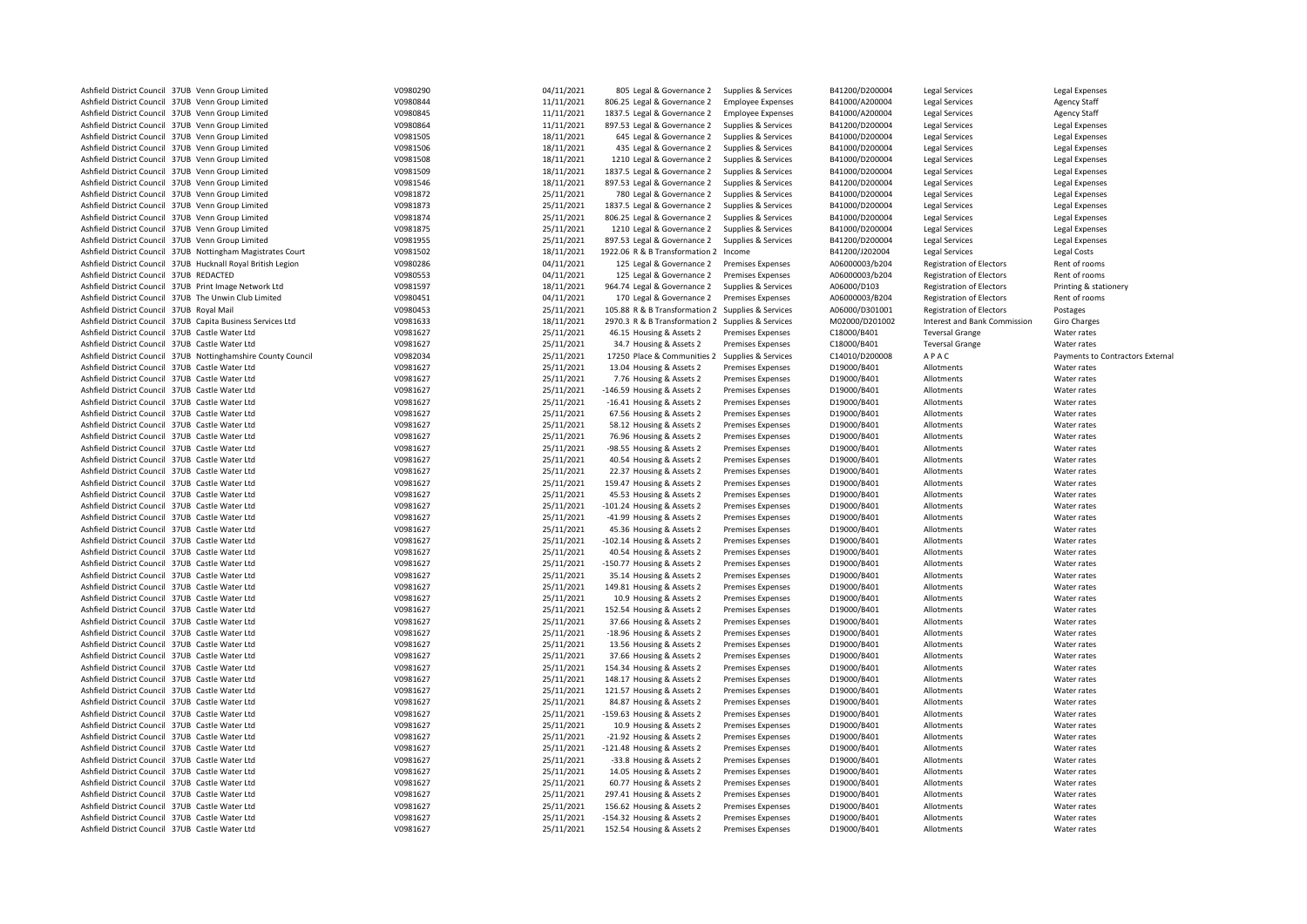| | | | | | | | | | | |
|---|---|---|---|---|---|---|---|---|---|---|
| Ashfield District Council | 37UB | Venn Group Limited | V0980290 | 04/11/2021 | 805 | Legal & Governance 2 | Supplies & Services | B41200/D200004 | Legal Services | Legal Expenses |
| Ashfield District Council | 37UB | Venn Group Limited | V0980844 | 11/11/2021 | 806.25 | Legal & Governance 2 | Employee Expenses | B41000/A200004 | Legal Services | Agency Staff |
| Ashfield District Council | 37UB | Venn Group Limited | V0980845 | 11/11/2021 | 1837.5 | Legal & Governance 2 | Employee Expenses | B41000/A200004 | Legal Services | Agency Staff |
| Ashfield District Council | 37UB | Venn Group Limited | V0980864 | 11/11/2021 | 897.53 | Legal & Governance 2 | Supplies & Services | B41200/D200004 | Legal Services | Legal Expenses |
| Ashfield District Council | 37UB | Venn Group Limited | V0981505 | 18/11/2021 | 645 | Legal & Governance 2 | Supplies & Services | B41000/D200004 | Legal Services | Legal Expenses |
| Ashfield District Council | 37UB | Venn Group Limited | V0981506 | 18/11/2021 | 435 | Legal & Governance 2 | Supplies & Services | B41000/D200004 | Legal Services | Legal Expenses |
| Ashfield District Council | 37UB | Venn Group Limited | V0981508 | 18/11/2021 | 1210 | Legal & Governance 2 | Supplies & Services | B41000/D200004 | Legal Services | Legal Expenses |
| Ashfield District Council | 37UB | Venn Group Limited | V0981509 | 18/11/2021 | 1837.5 | Legal & Governance 2 | Supplies & Services | B41000/D200004 | Legal Services | Legal Expenses |
| Ashfield District Council | 37UB | Venn Group Limited | V0981546 | 18/11/2021 | 897.53 | Legal & Governance 2 | Supplies & Services | B41200/D200004 | Legal Services | Legal Expenses |
| Ashfield District Council | 37UB | Venn Group Limited | V0981872 | 25/11/2021 | 780 | Legal & Governance 2 | Supplies & Services | B41000/D200004 | Legal Services | Legal Expenses |
| Ashfield District Council | 37UB | Venn Group Limited | V0981873 | 25/11/2021 | 1837.5 | Legal & Governance 2 | Supplies & Services | B41000/D200004 | Legal Services | Legal Expenses |
| Ashfield District Council | 37UB | Venn Group Limited | V0981874 | 25/11/2021 | 806.25 | Legal & Governance 2 | Supplies & Services | B41000/D200004 | Legal Services | Legal Expenses |
| Ashfield District Council | 37UB | Venn Group Limited | V0981875 | 25/11/2021 | 1210 | Legal & Governance 2 | Supplies & Services | B41000/D200004 | Legal Services | Legal Expenses |
| Ashfield District Council | 37UB | Venn Group Limited | V0981955 | 25/11/2021 | 897.53 | Legal & Governance 2 | Supplies & Services | B41200/D200004 | Legal Services | Legal Expenses |
| Ashfield District Council | 37UB | Nottingham Magistrates Court | V0981502 | 18/11/2021 | 1922.06 | R & B Transformation 2 | Income | B41200/J202004 | Legal Services | Legal Costs |
| Ashfield District Council | 37UB | Hucknall Royal British Legion | V0980286 | 04/11/2021 | 125 | Legal & Governance 2 | Premises Expenses | A06000003/b204 | Registration of Electors | Rent of rooms |
| Ashfield District Council | 37UB | REDACTED | V0980553 | 04/11/2021 | 125 | Legal & Governance 2 | Premises Expenses | A06000003/b204 | Registration of Electors | Rent of rooms |
| Ashfield District Council | 37UB | Print Image Network Ltd | V0981597 | 18/11/2021 | 964.74 | Legal & Governance 2 | Supplies & Services | A06000/D103 | Registration of Electors | Printing & stationery |
| Ashfield District Council | 37UB | The Unwin Club Limited | V0980451 | 04/11/2021 | 170 | Legal & Governance 2 | Premises Expenses | A06000003/B204 | Registration of Electors | Rent of rooms |
| Ashfield District Council | 37UB | Royal Mail | V0980453 | 25/11/2021 | 105.88 | R & B Transformation 2 | Supplies & Services | A06000/D301001 | Registration of Electors | Postages |
| Ashfield District Council | 37UB | Capita Business Services Ltd | V0981633 | 18/11/2021 | 2970.3 | R & B Transformation 2 | Supplies & Services | M02000/D201002 | Interest and Bank Commission | Giro Charges |
| Ashfield District Council | 37UB | Castle Water Ltd | V0981627 | 25/11/2021 | 46.15 | Housing & Assets 2 | Premises Expenses | C18000/B401 | Teversal Grange | Water rates |
| Ashfield District Council | 37UB | Castle Water Ltd | V0981627 | 25/11/2021 | 34.7 | Housing & Assets 2 | Premises Expenses | C18000/B401 | Teversal Grange | Water rates |
| Ashfield District Council | 37UB | Nottinghamshire County Council | V0982034 | 25/11/2021 | 17250 | Place & Communities 2 | Supplies & Services | C14010/D200008 | A P A C | Payments to Contractors External |
| Ashfield District Council | 37UB | Castle Water Ltd | V0981627 | 25/11/2021 | 13.04 | Housing & Assets 2 | Premises Expenses | D19000/B401 | Allotments | Water rates |
| Ashfield District Council | 37UB | Castle Water Ltd | V0981627 | 25/11/2021 | 7.76 | Housing & Assets 2 | Premises Expenses | D19000/B401 | Allotments | Water rates |
| Ashfield District Council | 37UB | Castle Water Ltd | V0981627 | 25/11/2021 | -146.59 | Housing & Assets 2 | Premises Expenses | D19000/B401 | Allotments | Water rates |
| Ashfield District Council | 37UB | Castle Water Ltd | V0981627 | 25/11/2021 | -16.41 | Housing & Assets 2 | Premises Expenses | D19000/B401 | Allotments | Water rates |
| Ashfield District Council | 37UB | Castle Water Ltd | V0981627 | 25/11/2021 | 67.56 | Housing & Assets 2 | Premises Expenses | D19000/B401 | Allotments | Water rates |
| Ashfield District Council | 37UB | Castle Water Ltd | V0981627 | 25/11/2021 | 58.12 | Housing & Assets 2 | Premises Expenses | D19000/B401 | Allotments | Water rates |
| Ashfield District Council | 37UB | Castle Water Ltd | V0981627 | 25/11/2021 | 76.96 | Housing & Assets 2 | Premises Expenses | D19000/B401 | Allotments | Water rates |
| Ashfield District Council | 37UB | Castle Water Ltd | V0981627 | 25/11/2021 | -98.55 | Housing & Assets 2 | Premises Expenses | D19000/B401 | Allotments | Water rates |
| Ashfield District Council | 37UB | Castle Water Ltd | V0981627 | 25/11/2021 | 40.54 | Housing & Assets 2 | Premises Expenses | D19000/B401 | Allotments | Water rates |
| Ashfield District Council | 37UB | Castle Water Ltd | V0981627 | 25/11/2021 | 22.37 | Housing & Assets 2 | Premises Expenses | D19000/B401 | Allotments | Water rates |
| Ashfield District Council | 37UB | Castle Water Ltd | V0981627 | 25/11/2021 | 159.47 | Housing & Assets 2 | Premises Expenses | D19000/B401 | Allotments | Water rates |
| Ashfield District Council | 37UB | Castle Water Ltd | V0981627 | 25/11/2021 | 45.53 | Housing & Assets 2 | Premises Expenses | D19000/B401 | Allotments | Water rates |
| Ashfield District Council | 37UB | Castle Water Ltd | V0981627 | 25/11/2021 | -101.24 | Housing & Assets 2 | Premises Expenses | D19000/B401 | Allotments | Water rates |
| Ashfield District Council | 37UB | Castle Water Ltd | V0981627 | 25/11/2021 | -41.99 | Housing & Assets 2 | Premises Expenses | D19000/B401 | Allotments | Water rates |
| Ashfield District Council | 37UB | Castle Water Ltd | V0981627 | 25/11/2021 | 45.36 | Housing & Assets 2 | Premises Expenses | D19000/B401 | Allotments | Water rates |
| Ashfield District Council | 37UB | Castle Water Ltd | V0981627 | 25/11/2021 | -102.14 | Housing & Assets 2 | Premises Expenses | D19000/B401 | Allotments | Water rates |
| Ashfield District Council | 37UB | Castle Water Ltd | V0981627 | 25/11/2021 | 40.54 | Housing & Assets 2 | Premises Expenses | D19000/B401 | Allotments | Water rates |
| Ashfield District Council | 37UB | Castle Water Ltd | V0981627 | 25/11/2021 | -150.77 | Housing & Assets 2 | Premises Expenses | D19000/B401 | Allotments | Water rates |
| Ashfield District Council | 37UB | Castle Water Ltd | V0981627 | 25/11/2021 | 35.14 | Housing & Assets 2 | Premises Expenses | D19000/B401 | Allotments | Water rates |
| Ashfield District Council | 37UB | Castle Water Ltd | V0981627 | 25/11/2021 | 149.81 | Housing & Assets 2 | Premises Expenses | D19000/B401 | Allotments | Water rates |
| Ashfield District Council | 37UB | Castle Water Ltd | V0981627 | 25/11/2021 | 10.9 | Housing & Assets 2 | Premises Expenses | D19000/B401 | Allotments | Water rates |
| Ashfield District Council | 37UB | Castle Water Ltd | V0981627 | 25/11/2021 | 152.54 | Housing & Assets 2 | Premises Expenses | D19000/B401 | Allotments | Water rates |
| Ashfield District Council | 37UB | Castle Water Ltd | V0981627 | 25/11/2021 | 37.66 | Housing & Assets 2 | Premises Expenses | D19000/B401 | Allotments | Water rates |
| Ashfield District Council | 37UB | Castle Water Ltd | V0981627 | 25/11/2021 | -18.96 | Housing & Assets 2 | Premises Expenses | D19000/B401 | Allotments | Water rates |
| Ashfield District Council | 37UB | Castle Water Ltd | V0981627 | 25/11/2021 | 13.56 | Housing & Assets 2 | Premises Expenses | D19000/B401 | Allotments | Water rates |
| Ashfield District Council | 37UB | Castle Water Ltd | V0981627 | 25/11/2021 | 37.66 | Housing & Assets 2 | Premises Expenses | D19000/B401 | Allotments | Water rates |
| Ashfield District Council | 37UB | Castle Water Ltd | V0981627 | 25/11/2021 | 154.34 | Housing & Assets 2 | Premises Expenses | D19000/B401 | Allotments | Water rates |
| Ashfield District Council | 37UB | Castle Water Ltd | V0981627 | 25/11/2021 | 148.17 | Housing & Assets 2 | Premises Expenses | D19000/B401 | Allotments | Water rates |
| Ashfield District Council | 37UB | Castle Water Ltd | V0981627 | 25/11/2021 | 121.57 | Housing & Assets 2 | Premises Expenses | D19000/B401 | Allotments | Water rates |
| Ashfield District Council | 37UB | Castle Water Ltd | V0981627 | 25/11/2021 | 84.87 | Housing & Assets 2 | Premises Expenses | D19000/B401 | Allotments | Water rates |
| Ashfield District Council | 37UB | Castle Water Ltd | V0981627 | 25/11/2021 | -159.63 | Housing & Assets 2 | Premises Expenses | D19000/B401 | Allotments | Water rates |
| Ashfield District Council | 37UB | Castle Water Ltd | V0981627 | 25/11/2021 | 10.9 | Housing & Assets 2 | Premises Expenses | D19000/B401 | Allotments | Water rates |
| Ashfield District Council | 37UB | Castle Water Ltd | V0981627 | 25/11/2021 | -21.92 | Housing & Assets 2 | Premises Expenses | D19000/B401 | Allotments | Water rates |
| Ashfield District Council | 37UB | Castle Water Ltd | V0981627 | 25/11/2021 | -121.48 | Housing & Assets 2 | Premises Expenses | D19000/B401 | Allotments | Water rates |
| Ashfield District Council | 37UB | Castle Water Ltd | V0981627 | 25/11/2021 | -33.8 | Housing & Assets 2 | Premises Expenses | D19000/B401 | Allotments | Water rates |
| Ashfield District Council | 37UB | Castle Water Ltd | V0981627 | 25/11/2021 | 14.05 | Housing & Assets 2 | Premises Expenses | D19000/B401 | Allotments | Water rates |
| Ashfield District Council | 37UB | Castle Water Ltd | V0981627 | 25/11/2021 | 60.77 | Housing & Assets 2 | Premises Expenses | D19000/B401 | Allotments | Water rates |
| Ashfield District Council | 37UB | Castle Water Ltd | V0981627 | 25/11/2021 | 297.41 | Housing & Assets 2 | Premises Expenses | D19000/B401 | Allotments | Water rates |
| Ashfield District Council | 37UB | Castle Water Ltd | V0981627 | 25/11/2021 | 156.62 | Housing & Assets 2 | Premises Expenses | D19000/B401 | Allotments | Water rates |
| Ashfield District Council | 37UB | Castle Water Ltd | V0981627 | 25/11/2021 | -154.32 | Housing & Assets 2 | Premises Expenses | D19000/B401 | Allotments | Water rates |
| Ashfield District Council | 37UB | Castle Water Ltd | V0981627 | 25/11/2021 | 152.54 | Housing & Assets 2 | Premises Expenses | D19000/B401 | Allotments | Water rates |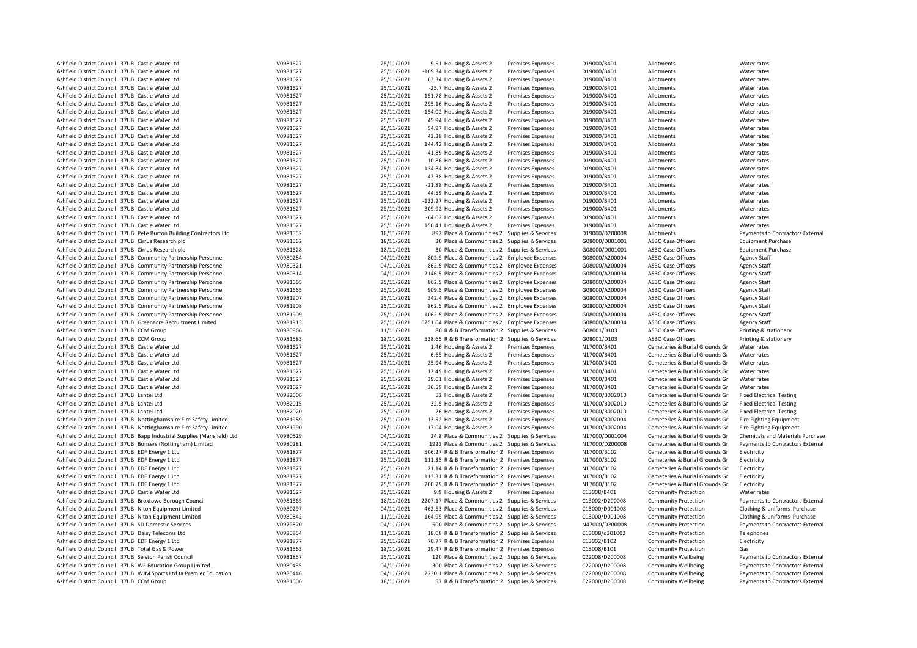| | | | | | | | | | | |
|---|---|---|---|---|---|---|---|---|---|---|
| Ashfield District Council | 37UB | Castle Water Ltd | V0981627 | 25/11/2021 | 9.51 | Housing & Assets 2 | Premises Expenses | D19000/B401 | Allotments | Water rates |
| Ashfield District Council | 37UB | Castle Water Ltd | V0981627 | 25/11/2021 | -109.34 | Housing & Assets 2 | Premises Expenses | D19000/B401 | Allotments | Water rates |
| Ashfield District Council | 37UB | Castle Water Ltd | V0981627 | 25/11/2021 | 63.34 | Housing & Assets 2 | Premises Expenses | D19000/B401 | Allotments | Water rates |
| Ashfield District Council | 37UB | Castle Water Ltd | V0981627 | 25/11/2021 | -25.7 | Housing & Assets 2 | Premises Expenses | D19000/B401 | Allotments | Water rates |
| Ashfield District Council | 37UB | Castle Water Ltd | V0981627 | 25/11/2021 | -151.78 | Housing & Assets 2 | Premises Expenses | D19000/B401 | Allotments | Water rates |
| Ashfield District Council | 37UB | Castle Water Ltd | V0981627 | 25/11/2021 | -295.16 | Housing & Assets 2 | Premises Expenses | D19000/B401 | Allotments | Water rates |
| Ashfield District Council | 37UB | Castle Water Ltd | V0981627 | 25/11/2021 | -154.02 | Housing & Assets 2 | Premises Expenses | D19000/B401 | Allotments | Water rates |
| Ashfield District Council | 37UB | Castle Water Ltd | V0981627 | 25/11/2021 | 45.94 | Housing & Assets 2 | Premises Expenses | D19000/B401 | Allotments | Water rates |
| Ashfield District Council | 37UB | Castle Water Ltd | V0981627 | 25/11/2021 | 54.97 | Housing & Assets 2 | Premises Expenses | D19000/B401 | Allotments | Water rates |
| Ashfield District Council | 37UB | Castle Water Ltd | V0981627 | 25/11/2021 | 42.38 | Housing & Assets 2 | Premises Expenses | D19000/B401 | Allotments | Water rates |
| Ashfield District Council | 37UB | Castle Water Ltd | V0981627 | 25/11/2021 | 144.42 | Housing & Assets 2 | Premises Expenses | D19000/B401 | Allotments | Water rates |
| Ashfield District Council | 37UB | Castle Water Ltd | V0981627 | 25/11/2021 | -41.89 | Housing & Assets 2 | Premises Expenses | D19000/B401 | Allotments | Water rates |
| Ashfield District Council | 37UB | Castle Water Ltd | V0981627 | 25/11/2021 | 10.86 | Housing & Assets 2 | Premises Expenses | D19000/B401 | Allotments | Water rates |
| Ashfield District Council | 37UB | Castle Water Ltd | V0981627 | 25/11/2021 | -134.84 | Housing & Assets 2 | Premises Expenses | D19000/B401 | Allotments | Water rates |
| Ashfield District Council | 37UB | Castle Water Ltd | V0981627 | 25/11/2021 | 42.38 | Housing & Assets 2 | Premises Expenses | D19000/B401 | Allotments | Water rates |
| Ashfield District Council | 37UB | Castle Water Ltd | V0981627 | 25/11/2021 | -21.88 | Housing & Assets 2 | Premises Expenses | D19000/B401 | Allotments | Water rates |
| Ashfield District Council | 37UB | Castle Water Ltd | V0981627 | 25/11/2021 | 44.59 | Housing & Assets 2 | Premises Expenses | D19000/B401 | Allotments | Water rates |
| Ashfield District Council | 37UB | Castle Water Ltd | V0981627 | 25/11/2021 | -132.27 | Housing & Assets 2 | Premises Expenses | D19000/B401 | Allotments | Water rates |
| Ashfield District Council | 37UB | Castle Water Ltd | V0981627 | 25/11/2021 | 309.92 | Housing & Assets 2 | Premises Expenses | D19000/B401 | Allotments | Water rates |
| Ashfield District Council | 37UB | Castle Water Ltd | V0981627 | 25/11/2021 | -64.02 | Housing & Assets 2 | Premises Expenses | D19000/B401 | Allotments | Water rates |
| Ashfield District Council | 37UB | Castle Water Ltd | V0981627 | 25/11/2021 | 150.41 | Housing & Assets 2 | Premises Expenses | D19000/B401 | Allotments | Water rates |
| Ashfield District Council | 37UB | Pete Burton Building Contractors Ltd | V0981552 | 18/11/2021 | 892 | Place & Communities 2 | Supplies & Services | D19000/D200008 | Allotments | Payments to Contractors External |
| Ashfield District Council | 37UB | Cirrus Research plc | V0981562 | 18/11/2021 | 30 | Place & Communities 2 | Supplies & Services | G08000/D001001 | ASBO Case Officers | Equipment Purchase |
| Ashfield District Council | 37UB | Cirrus Research plc | V0981628 | 18/11/2021 | 30 | Place & Communities 2 | Supplies & Services | G08000/D001001 | ASBO Case Officers | Equipment Purchase |
| Ashfield District Council | 37UB | Community Partnership Personnel | V0980284 | 04/11/2021 | 802.5 | Place & Communities 2 | Employee Expenses | G08000/A200004 | ASBO Case Officers | Agency Staff |
| Ashfield District Council | 37UB | Community Partnership Personnel | V0980321 | 04/11/2021 | 862.5 | Place & Communities 2 | Employee Expenses | G08000/A200004 | ASBO Case Officers | Agency Staff |
| Ashfield District Council | 37UB | Community Partnership Personnel | V0980514 | 04/11/2021 | 2146.5 | Place & Communities 2 | Employee Expenses | G08000/A200004 | ASBO Case Officers | Agency Staff |
| Ashfield District Council | 37UB | Community Partnership Personnel | V0981665 | 25/11/2021 | 862.5 | Place & Communities 2 | Employee Expenses | G08000/A200004 | ASBO Case Officers | Agency Staff |
| Ashfield District Council | 37UB | Community Partnership Personnel | V0981665 | 25/11/2021 | 909.5 | Place & Communities 2 | Employee Expenses | G08000/A200004 | ASBO Case Officers | Agency Staff |
| Ashfield District Council | 37UB | Community Partnership Personnel | V0981907 | 25/11/2021 | 342.4 | Place & Communities 2 | Employee Expenses | G08000/A200004 | ASBO Case Officers | Agency Staff |
| Ashfield District Council | 37UB | Community Partnership Personnel | V0981908 | 25/11/2021 | 862.5 | Place & Communities 2 | Employee Expenses | G08000/A200004 | ASBO Case Officers | Agency Staff |
| Ashfield District Council | 37UB | Community Partnership Personnel | V0981909 | 25/11/2021 | 1062.5 | Place & Communities 2 | Employee Expenses | G08000/A200004 | ASBO Case Officers | Agency Staff |
| Ashfield District Council | 37UB | Greenacre Recruitment Limited | V0981913 | 25/11/2021 | 6251.04 | Place & Communities 2 | Employee Expenses | G08000/A200004 | ASBO Case Officers | Agency Staff |
| Ashfield District Council | 37UB | CCM Group | V0980966 | 11/11/2021 | 80 | R & B Transformation 2 | Supplies & Services | G08001/D103 | ASBO Case Officers | Printing & stationery |
| Ashfield District Council | 37UB | CCM Group | V0981583 | 18/11/2021 | 538.65 | R & B Transformation 2 | Supplies & Services | G08001/D103 | ASBO Case Officers | Printing & stationery |
| Ashfield District Council | 37UB | Castle Water Ltd | V0981627 | 25/11/2021 | 1.46 | Housing & Assets 2 | Premises Expenses | N17000/B401 | Cemeteries & Burial Grounds Gr | Water rates |
| Ashfield District Council | 37UB | Castle Water Ltd | V0981627 | 25/11/2021 | 6.65 | Housing & Assets 2 | Premises Expenses | N17000/B401 | Cemeteries & Burial Grounds Gr | Water rates |
| Ashfield District Council | 37UB | Castle Water Ltd | V0981627 | 25/11/2021 | 25.94 | Housing & Assets 2 | Premises Expenses | N17000/B401 | Cemeteries & Burial Grounds Gr | Water rates |
| Ashfield District Council | 37UB | Castle Water Ltd | V0981627 | 25/11/2021 | 12.49 | Housing & Assets 2 | Premises Expenses | N17000/B401 | Cemeteries & Burial Grounds Gr | Water rates |
| Ashfield District Council | 37UB | Castle Water Ltd | V0981627 | 25/11/2021 | 39.01 | Housing & Assets 2 | Premises Expenses | N17000/B401 | Cemeteries & Burial Grounds Gr | Water rates |
| Ashfield District Council | 37UB | Castle Water Ltd | V0981627 | 25/11/2021 | 36.59 | Housing & Assets 2 | Premises Expenses | N17000/B401 | Cemeteries & Burial Grounds Gr | Water rates |
| Ashfield District Council | 37UB | Lantei Ltd | V0982006 | 25/11/2021 | 52 | Housing & Assets 2 | Premises Expenses | N17000/B002010 | Cemeteries & Burial Grounds Gr | Fixed Electrical Testing |
| Ashfield District Council | 37UB | Lantei Ltd | V0982015 | 25/11/2021 | 32.5 | Housing & Assets 2 | Premises Expenses | N17000/B002010 | Cemeteries & Burial Grounds Gr | Fixed Electrical Testing |
| Ashfield District Council | 37UB | Lantei Ltd | V0982020 | 25/11/2021 | 26 | Housing & Assets 2 | Premises Expenses | N17000/B002010 | Cemeteries & Burial Grounds Gr | Fixed Electrical Testing |
| Ashfield District Council | 37UB | Nottinghamshire Fire Safety Limited | V0981989 | 25/11/2021 | 13.52 | Housing & Assets 2 | Premises Expenses | N17000/B002004 | Cemeteries & Burial Grounds Gr | Fire Fighting Equipment |
| Ashfield District Council | 37UB | Nottinghamshire Fire Safety Limited | V0981990 | 25/11/2021 | 17.04 | Housing & Assets 2 | Premises Expenses | N17000/B002004 | Cemeteries & Burial Grounds Gr | Fire Fighting Equipment |
| Ashfield District Council | 37UB | Bapp Industrial Supplies (Mansfield) Ltd | V0980529 | 04/11/2021 | 24.8 | Place & Communities 2 | Supplies & Services | N17000/D001004 | Cemeteries & Burial Grounds Gr | Chemicals and Materials Purchase |
| Ashfield District Council | 37UB | Bonsers (Nottingham) Limited | V0980281 | 04/11/2021 | 1923 | Place & Communities 2 | Supplies & Services | N17000/D200008 | Cemeteries & Burial Grounds Gr | Payments to Contractors External |
| Ashfield District Council | 37UB | EDF Energy 1 Ltd | V0981877 | 25/11/2021 | 506.27 | R & B Transformation 2 | Premises Expenses | N17000/B102 | Cemeteries & Burial Grounds Gr | Electricity |
| Ashfield District Council | 37UB | EDF Energy 1 Ltd | V0981877 | 25/11/2021 | 111.35 | R & B Transformation 2 | Premises Expenses | N17000/B102 | Cemeteries & Burial Grounds Gr | Electricity |
| Ashfield District Council | 37UB | EDF Energy 1 Ltd | V0981877 | 25/11/2021 | 21.14 | R & B Transformation 2 | Premises Expenses | N17000/B102 | Cemeteries & Burial Grounds Gr | Electricity |
| Ashfield District Council | 37UB | EDF Energy 1 Ltd | V0981877 | 25/11/2021 | 113.31 | R & B Transformation 2 | Premises Expenses | N17000/B102 | Cemeteries & Burial Grounds Gr | Electricity |
| Ashfield District Council | 37UB | EDF Energy 1 Ltd | V0981877 | 25/11/2021 | 200.79 | R & B Transformation 2 | Premises Expenses | N17000/B102 | Cemeteries & Burial Grounds Gr | Electricity |
| Ashfield District Council | 37UB | Castle Water Ltd | V0981627 | 25/11/2021 | 9.9 | Housing & Assets 2 | Premises Expenses | C13008/B401 | Community Protection | Water rates |
| Ashfield District Council | 37UB | Broxtowe Borough Council | V0981565 | 18/11/2021 | 2207.17 | Place & Communities 2 | Supplies & Services | C13002/D200008 | Community Protection | Payments to Contractors External |
| Ashfield District Council | 37UB | Niton Equipment Limited | V0980297 | 04/11/2021 | 462.53 | Place & Communities 2 | Supplies & Services | C13000/D001008 | Community Protection | Clothing & uniforms Purchase |
| Ashfield District Council | 37UB | Niton Equipment Limited | V0980842 | 11/11/2021 | 164.95 | Place & Communities 2 | Supplies & Services | C13000/D001008 | Community Protection | Clothing & uniforms Purchase |
| Ashfield District Council | 37UB | SD Domestic Services | V0979870 | 04/11/2021 | 500 | Place & Communities 2 | Supplies & Services | N47000/D200008 | Community Protection | Payments to Contractors External |
| Ashfield District Council | 37UB | Daisy Telecoms Ltd | V0980854 | 11/11/2021 | 18.08 | R & B Transformation 2 | Supplies & Services | C13008/d301002 | Community Protection | Telephones |
| Ashfield District Council | 37UB | EDF Energy 1 Ltd | V0981877 | 25/11/2021 | 70.77 | R & B Transformation 2 | Premises Expenses | C13002/B102 | Community Protection | Electricity |
| Ashfield District Council | 37UB | Total Gas & Power | V0981563 | 18/11/2021 | 29.47 | R & B Transformation 2 | Premises Expenses | C13008/B101 | Community Protection | Gas |
| Ashfield District Council | 37UB | Selston Parish Council | V0981857 | 25/11/2021 | 120 | Place & Communities 2 | Supplies & Services | C22008/D200008 | Community Wellbeing | Payments to Contractors External |
| Ashfield District Council | 37UB | WF Education Group Limited | V0980435 | 04/11/2021 | 300 | Place & Communities 2 | Supplies & Services | C22000/D200008 | Community Wellbeing | Payments to Contractors External |
| Ashfield District Council | 37UB | WJM Sports Ltd ta Premier Education | V0980446 | 04/11/2021 | 2230.1 | Place & Communities 2 | Supplies & Services | C22008/D200008 | Community Wellbeing | Payments to Contractors External |
| Ashfield District Council | 37UB | CCM Group | V0981606 | 18/11/2021 | 57 | R & B Transformation 2 | Supplies & Services | C22000/D200008 | Community Wellbeing | Payments to Contractors External |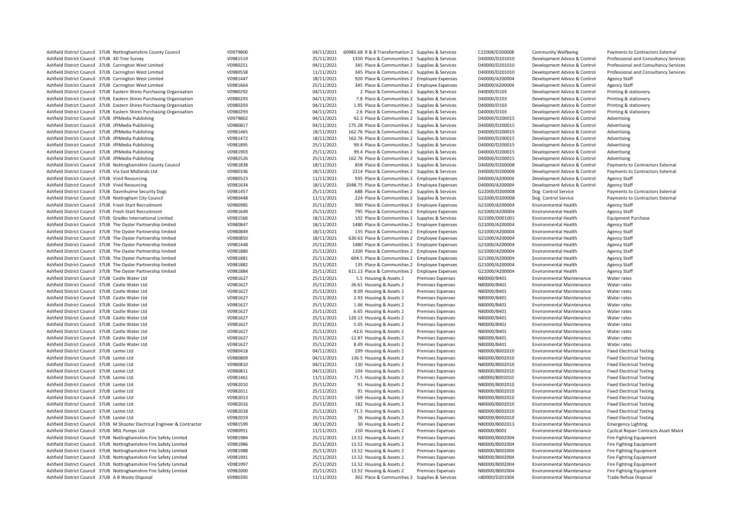| | | | | | | | | | | |
|---|---|---|---|---|---|---|---|---|---|---|
| Ashfield District Council | 37UB | Nottinghamshire County Council | V0979800 | 04/11/2021 | 60983.68 | R & B Transformation 2 | Supplies & Services | C22008/D200008 | Community Wellbeing | Payments to Contractors External |
| Ashfield District Council | 37UB | 4D Tree Survey | V0981519 | 25/11/2021 | 1350 | Place & Communities 2 | Supplies & Services | D40000/D201010 | Development Advice & Control | Professional and Consultancy Services |
| Ashfield District Council | 37UB | Carrington West Limited | V0980251 | 04/11/2021 | 345 | Place & Communities 2 | Supplies & Services | D40000/D201010 | Development Advice & Control | Professional and Consultancy Services |
| Ashfield District Council | 37UB | Carrington West Limited | V0980558 | 11/11/2021 | 345 | Place & Communities 2 | Supplies & Services | D40000/D201010 | Development Advice & Control | Professional and Consultancy Services |
| Ashfield District Council | 37UB | Carrington West Limited | V0981447 | 18/11/2021 | 920 | Place & Communities 2 | Employee Expenses | D40000/A200004 | Development Advice & Control | Agency Staff |
| Ashfield District Council | 37UB | Carrington West Limited | V0981664 | 25/11/2021 | 345 | Place & Communities 2 | Employee Expenses | D40000/A200004 | Development Advice & Control | Agency Staff |
| Ashfield District Council | 37UB | Eastern Shires Purchasing Organisation | V0980292 | 04/11/2021 | 2 | Place & Communities 2 | Supplies & Services | D40000/D103 | Development Advice & Control | Printing & stationery |
| Ashfield District Council | 37UB | Eastern Shires Purchasing Organisation | V0980293 | 04/11/2021 | 7.8 | Place & Communities 2 | Supplies & Services | D40000/D103 | Development Advice & Control | Printing & stationery |
| Ashfield District Council | 37UB | Eastern Shires Purchasing Organisation | V0980293 | 04/11/2021 | 1.95 | Place & Communities 2 | Supplies & Services | D40000/D103 | Development Advice & Control | Printing & stationery |
| Ashfield District Council | 37UB | Eastern Shires Purchasing Organisation | V0980293 | 04/11/2021 | 2.6 | Place & Communities 2 | Supplies & Services | D40000/D103 | Development Advice & Control | Printing & stationery |
| Ashfield District Council | 37UB | JPIMedia Publishing | V0979802 | 04/11/2021 | 92.3 | Place & Communities 2 | Supplies & Services | D40000/D200015 | Development Advice & Control | Advertising |
| Ashfield District Council | 37UB | JPIMedia Publishing | V0980817 | 04/11/2021 | 175.28 | Place & Communities 2 | Supplies & Services | D40000/D200015 | Development Advice & Control | Advertising |
| Ashfield District Council | 37UB | JPIMedia Publishing | V0981465 | 18/11/2021 | 162.76 | Place & Communities 2 | Supplies & Services | D40000/D200015 | Development Advice & Control | Advertising |
| Ashfield District Council | 37UB | JPIMedia Publishing | V0981472 | 18/11/2021 | 162.76 | Place & Communities 2 | Supplies & Services | D40000/D200015 | Development Advice & Control | Advertising |
| Ashfield District Council | 37UB | JPIMedia Publishing | V0981895 | 25/11/2021 | 99.4 | Place & Communities 2 | Supplies & Services | D40000/D200015 | Development Advice & Control | Advertising |
| Ashfield District Council | 37UB | JPIMedia Publishing | V0981903 | 25/11/2021 | 99.4 | Place & Communities 2 | Supplies & Services | D40000/D200015 | Development Advice & Control | Advertising |
| Ashfield District Council | 37UB | JPIMedia Publishing | V0982526 | 25/11/2021 | 162.76 | Place & Communities 2 | Supplies & Services | D40000/D200015 | Development Advice & Control | Advertising |
| Ashfield District Council | 37UB | Nottinghamshire County Council | V0981838 | 18/11/2021 | 858 | Place & Communities 2 | Supplies & Services | D40000/D200008 | Development Advice & Control | Payments to Contractors External |
| Ashfield District Council | 37UB | Via East Midlands Ltd | V0980336 | 18/11/2021 | 2214 | Place & Communities 2 | Supplies & Services | D40000/D200008 | Development Advice & Control | Payments to Contractors External |
| Ashfield District Council | 37UB | Vivid Resourcing | V0980523 | 11/11/2021 | 935 | Place & Communities 2 | Employee Expenses | D40000/A200004 | Development Advice & Control | Agency Staff |
| Ashfield District Council | 37UB | Vivid Resourcing | V0981634 | 18/11/2021 | 2048.75 | Place & Communities 2 | Employee Expenses | D40000/A200004 | Development Advice & Control | Agency Staff |
| Ashfield District Council | 37UB | Davinhulme Security Dogs | V0981457 | 25/11/2021 | 688 | Place & Communities 2 | Supplies & Services | G22000/D200008 | Dog Control Service | Payments to Contractors External |
| Ashfield District Council | 37UB | Nottingham City Council | V0980448 | 11/11/2021 | 224 | Place & Communities 2 | Supplies & Services | G22000/D200008 | Dog Control Service | Payments to Contractors External |
| Ashfield District Council | 37UB | Fresh Start Recruitment | V0980985 | 25/11/2021 | 900 | Place & Communities 2 | Employee Expenses | G21000/A200004 | Environmental Health | Agency Staff |
| Ashfield District Council | 37UB | Fresh Start Recruitment | V0981649 | 25/11/2021 | 795 | Place & Communities 2 | Employee Expenses | G21000/A200004 | Environmental Health | Agency Staff |
| Ashfield District Council | 37UB | Gradko International Limited | V0981566 | 18/11/2021 | 102 | Place & Communities 2 | Supplies & Services | G21000/D001001 | Environmental Health | Equipment Purchase |
| Ashfield District Council | 37UB | The Oyster Partnership limited | V0980847 | 18/11/2021 | 1480 | Place & Communities 2 | Employee Expenses | G21000/A200004 | Environmental Health | Agency Staff |
| Ashfield District Council | 37UB | The Oyster Partnership limited | V0980849 | 18/11/2021 | 135 | Place & Communities 2 | Employee Expenses | G21000/A200004 | Environmental Health | Agency Staff |
| Ashfield District Council | 37UB | The Oyster Partnership limited | V0980850 | 18/11/2021 | 630.63 | Place & Communities 2 | Employee Expenses | G21000/A200004 | Environmental Health | Agency Staff |
| Ashfield District Council | 37UB | The Oyster Partnership limited | V0981448 | 25/11/2021 | 1480 | Place & Communities 2 | Employee Expenses | G21000/A200004 | Environmental Health | Agency Staff |
| Ashfield District Council | 37UB | The Oyster Partnership limited | V0981880 | 25/11/2021 | 1200 | Place & Communities 2 | Employee Expenses | G21000/A200004 | Environmental Health | Agency Staff |
| Ashfield District Council | 37UB | The Oyster Partnership limited | V0981881 | 25/11/2021 | 604.5 | Place & Communities 2 | Employee Expenses | G21000/A200004 | Environmental Health | Agency Staff |
| Ashfield District Council | 37UB | The Oyster Partnership limited | V0981882 | 25/11/2021 | 135 | Place & Communities 2 | Employee Expenses | G21000/A200004 | Environmental Health | Agency Staff |
| Ashfield District Council | 37UB | The Oyster Partnership limited | V0981884 | 25/11/2021 | 611.13 | Place & Communities 2 | Employee Expenses | G21000/A200004 | Environmental Health | Agency Staff |
| Ashfield District Council | 37UB | Castle Water Ltd | V0981627 | 25/11/2021 | 5.5 | Housing & Assets 2 | Premises Expenses | N80000/B401 | Environmental Maintenance | Water rates |
| Ashfield District Council | 37UB | Castle Water Ltd | V0981627 | 25/11/2021 | 26.61 | Housing & Assets 2 | Premises Expenses | N80000/B401 | Environmental Maintenance | Water rates |
| Ashfield District Council | 37UB | Castle Water Ltd | V0981627 | 25/11/2021 | 8.09 | Housing & Assets 2 | Premises Expenses | N80000/B401 | Environmental Maintenance | Water rates |
| Ashfield District Council | 37UB | Castle Water Ltd | V0981627 | 25/11/2021 | 2.93 | Housing & Assets 2 | Premises Expenses | N80000/B401 | Environmental Maintenance | Water rates |
| Ashfield District Council | 37UB | Castle Water Ltd | V0981627 | 25/11/2021 | 1.46 | Housing & Assets 2 | Premises Expenses | N80000/B401 | Environmental Maintenance | Water rates |
| Ashfield District Council | 37UB | Castle Water Ltd | V0981627 | 25/11/2021 | 6.65 | Housing & Assets 2 | Premises Expenses | N80000/B401 | Environmental Maintenance | Water rates |
| Ashfield District Council | 37UB | Castle Water Ltd | V0981627 | 25/11/2021 | 120.13 | Housing & Assets 2 | Premises Expenses | N80000/B401 | Environmental Maintenance | Water rates |
| Ashfield District Council | 37UB | Castle Water Ltd | V0981627 | 25/11/2021 | 5.05 | Housing & Assets 2 | Premises Expenses | N80000/B401 | Environmental Maintenance | Water rates |
| Ashfield District Council | 37UB | Castle Water Ltd | V0981627 | 25/11/2021 | -42.6 | Housing & Assets 2 | Premises Expenses | N80000/B401 | Environmental Maintenance | Water rates |
| Ashfield District Council | 37UB | Castle Water Ltd | V0981627 | 25/11/2021 | -12.87 | Housing & Assets 2 | Premises Expenses | N80000/B401 | Environmental Maintenance | Water rates |
| Ashfield District Council | 37UB | Castle Water Ltd | V0981627 | 25/11/2021 | 8.49 | Housing & Assets 2 | Premises Expenses | N80000/B401 | Environmental Maintenance | Water rates |
| Ashfield District Council | 37UB | Lantei Ltd | V0980418 | 04/11/2021 | 299 | Housing & Assets 2 | Premises Expenses | N80000/B002010 | Environmental Maintenance | Fixed Electrical Testing |
| Ashfield District Council | 37UB | Lantei Ltd | V0980809 | 04/11/2021 | 136.5 | Housing & Assets 2 | Premises Expenses | N80000/B002010 | Environmental Maintenance | Fixed Electrical Testing |
| Ashfield District Council | 37UB | Lantei Ltd | V0980810 | 04/11/2021 | 130 | Housing & Assets 2 | Premises Expenses | N80000/B002010 | Environmental Maintenance | Fixed Electrical Testing |
| Ashfield District Council | 37UB | Lantei Ltd | V0980811 | 04/11/2021 | 104 | Housing & Assets 2 | Premises Expenses | N80000/B002010 | Environmental Maintenance | Fixed Electrical Testing |
| Ashfield District Council | 37UB | Lantei Ltd | V0981461 | 11/11/2021 | 71.5 | Housing & Assets 2 | Premises Expenses | n80000/B002010 | Environmental Maintenance | Fixed Electrical Testing |
| Ashfield District Council | 37UB | Lantei Ltd | V0982010 | 25/11/2021 | 91 | Housing & Assets 2 | Premises Expenses | N80000/B002010 | Environmental Maintenance | Fixed Electrical Testing |
| Ashfield District Council | 37UB | Lantei Ltd | V0982011 | 25/11/2021 | 91 | Housing & Assets 2 | Premises Expenses | N80000/B002010 | Environmental Maintenance | Fixed Electrical Testing |
| Ashfield District Council | 37UB | Lantei Ltd | V0982013 | 25/11/2021 | 169 | Housing & Assets 2 | Premises Expenses | N80000/B002010 | Environmental Maintenance | Fixed Electrical Testing |
| Ashfield District Council | 37UB | Lantei Ltd | V0982016 | 25/11/2021 | 182 | Housing & Assets 2 | Premises Expenses | N80000/B002010 | Environmental Maintenance | Fixed Electrical Testing |
| Ashfield District Council | 37UB | Lantei Ltd | V0982018 | 25/11/2021 | 71.5 | Housing & Assets 2 | Premises Expenses | N80000/B002010 | Environmental Maintenance | Fixed Electrical Testing |
| Ashfield District Council | 37UB | Lantei Ltd | V0982019 | 25/11/2021 | 26 | Housing & Assets 2 | Premises Expenses | N80000/B002010 | Environmental Maintenance | Fixed Electrical Testing |
| Ashfield District Council | 37UB | M Shooter Electrical Engineer & Contractor | V0981599 | 18/11/2021 | 30 | Housing & Assets 2 | Premises Expenses | N80000/B002013 | Environmental Maintenance | Emergency Lighting |
| Ashfield District Council | 37UB | MSL Pumps Ltd | V0980951 | 11/11/2021 | 150 | Housing & Assets 2 | Premises Expenses | N80000/B002 | Environmental Maintenance | Cyclical Repair Contracts Asset Maint |
| Ashfield District Council | 37UB | Nottinghamshire Fire Safety Limited | V0981984 | 25/11/2021 | 13.52 | Housing & Assets 2 | Premises Expenses | N80000/B002004 | Environmental Maintenance | Fire Fighting Equipment |
| Ashfield District Council | 37UB | Nottinghamshire Fire Safety Limited | V0981986 | 25/11/2021 | 13.52 | Housing & Assets 2 | Premises Expenses | N80000/B002004 | Environmental Maintenance | Fire Fighting Equipment |
| Ashfield District Council | 37UB | Nottinghamshire Fire Safety Limited | V0981988 | 25/11/2021 | 13.52 | Housing & Assets 2 | Premises Expenses | N80000/B002004 | Environmental Maintenance | Fire Fighting Equipment |
| Ashfield District Council | 37UB | Nottinghamshire Fire Safety Limited | V0981991 | 25/11/2021 | 13.52 | Housing & Assets 2 | Premises Expenses | N80000/B002004 | Environmental Maintenance | Fire Fighting Equipment |
| Ashfield District Council | 37UB | Nottinghamshire Fire Safety Limited | V0981997 | 25/11/2021 | 13.52 | Housing & Assets 2 | Premises Expenses | N80000/B002004 | Environmental Maintenance | Fire Fighting Equipment |
| Ashfield District Council | 37UB | Nottinghamshire Fire Safety Limited | V0982000 | 25/11/2021 | 13.52 | Housing & Assets 2 | Premises Expenses | N80000/B002004 | Environmental Maintenance | Fire Fighting Equipment |
| Ashfield District Council | 37UB | A B Waste Disposal | V0980395 | 11/11/2021 | 302 | Place & Communities 2 | Supplies & Services | n80000/D201004 | Environmental Maintenance | Trade Refuse Disposal |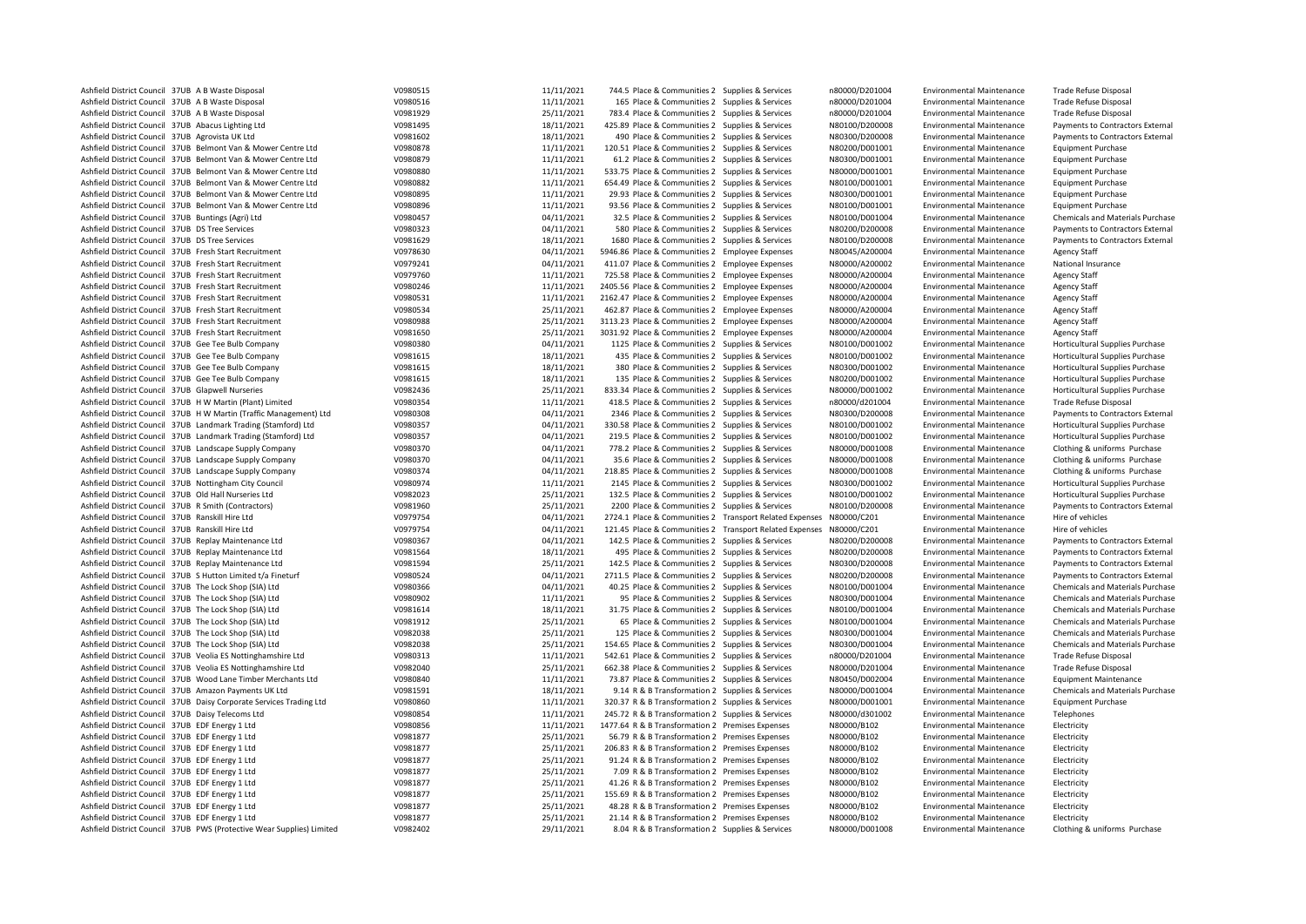| | | | | | | | | | | | |
|---|---|---|---|---|---|---|---|---|---|---|---|
| Ashfield District Council | 37UB | A B Waste Disposal | V0980515 | 11/11/2021 | 744.5 | Place & Communities 2 | Supplies & Services | n80000/D201004 | Environmental Maintenance | Trade Refuse Disposal |
| Ashfield District Council | 37UB | A B Waste Disposal | V0980516 | 11/11/2021 | 165 | Place & Communities 2 | Supplies & Services | n80000/D201004 | Environmental Maintenance | Trade Refuse Disposal |
| Ashfield District Council | 37UB | A B Waste Disposal | V0981929 | 25/11/2021 | 783.4 | Place & Communities 2 | Supplies & Services | n80000/D201004 | Environmental Maintenance | Trade Refuse Disposal |
| Ashfield District Council | 37UB | Abacus Lighting Ltd | V0981495 | 18/11/2021 | 425.89 | Place & Communities 2 | Supplies & Services | N80100/D200008 | Environmental Maintenance | Payments to Contractors External |
| Ashfield District Council | 37UB | Agrovista UK Ltd | V0981602 | 18/11/2021 | 490 | Place & Communities 2 | Supplies & Services | N80300/D200008 | Environmental Maintenance | Payments to Contractors External |
| Ashfield District Council | 37UB | Belmont Van & Mower Centre Ltd | V0980878 | 11/11/2021 | 120.51 | Place & Communities 2 | Supplies & Services | N80200/D001001 | Environmental Maintenance | Equipment Purchase |
| Ashfield District Council | 37UB | Belmont Van & Mower Centre Ltd | V0980879 | 11/11/2021 | 61.2 | Place & Communities 2 | Supplies & Services | N80300/D001001 | Environmental Maintenance | Equipment Purchase |
| Ashfield District Council | 37UB | Belmont Van & Mower Centre Ltd | V0980880 | 11/11/2021 | 533.75 | Place & Communities 2 | Supplies & Services | N80000/D001001 | Environmental Maintenance | Equipment Purchase |
| Ashfield District Council | 37UB | Belmont Van & Mower Centre Ltd | V0980882 | 11/11/2021 | 654.49 | Place & Communities 2 | Supplies & Services | N80100/D001001 | Environmental Maintenance | Equipment Purchase |
| Ashfield District Council | 37UB | Belmont Van & Mower Centre Ltd | V0980895 | 11/11/2021 | 29.93 | Place & Communities 2 | Supplies & Services | N80300/D001001 | Environmental Maintenance | Equipment Purchase |
| Ashfield District Council | 37UB | Belmont Van & Mower Centre Ltd | V0980896 | 11/11/2021 | 93.56 | Place & Communities 2 | Supplies & Services | N80100/D001001 | Environmental Maintenance | Equipment Purchase |
| Ashfield District Council | 37UB | Buntings (Agri) Ltd | V0980457 | 04/11/2021 | 32.5 | Place & Communities 2 | Supplies & Services | N80100/D001004 | Environmental Maintenance | Chemicals and Materials Purchase |
| Ashfield District Council | 37UB | DS Tree Services | V0980323 | 04/11/2021 | 580 | Place & Communities 2 | Supplies & Services | N80200/D200008 | Environmental Maintenance | Payments to Contractors External |
| Ashfield District Council | 37UB | DS Tree Services | V0981629 | 18/11/2021 | 1680 | Place & Communities 2 | Supplies & Services | N80100/D200008 | Environmental Maintenance | Payments to Contractors External |
| Ashfield District Council | 37UB | Fresh Start Recruitment | V0978630 | 04/11/2021 | 5946.86 | Place & Communities 2 | Employee Expenses | N80045/A200004 | Environmental Maintenance | Agency Staff |
| Ashfield District Council | 37UB | Fresh Start Recruitment | V0979241 | 04/11/2021 | 411.07 | Place & Communities 2 | Employee Expenses | N80000/A200002 | Environmental Maintenance | National Insurance |
| Ashfield District Council | 37UB | Fresh Start Recruitment | V0979760 | 11/11/2021 | 725.58 | Place & Communities 2 | Employee Expenses | N80000/A200004 | Environmental Maintenance | Agency Staff |
| Ashfield District Council | 37UB | Fresh Start Recruitment | V0980246 | 11/11/2021 | 2405.56 | Place & Communities 2 | Employee Expenses | N80000/A200004 | Environmental Maintenance | Agency Staff |
| Ashfield District Council | 37UB | Fresh Start Recruitment | V0980531 | 11/11/2021 | 2162.47 | Place & Communities 2 | Employee Expenses | N80000/A200004 | Environmental Maintenance | Agency Staff |
| Ashfield District Council | 37UB | Fresh Start Recruitment | V0980534 | 25/11/2021 | 462.87 | Place & Communities 2 | Employee Expenses | N80000/A200004 | Environmental Maintenance | Agency Staff |
| Ashfield District Council | 37UB | Fresh Start Recruitment | V0980988 | 25/11/2021 | 3113.23 | Place & Communities 2 | Employee Expenses | N80000/A200004 | Environmental Maintenance | Agency Staff |
| Ashfield District Council | 37UB | Fresh Start Recruitment | V0981650 | 25/11/2021 | 3031.92 | Place & Communities 2 | Employee Expenses | N80000/A200004 | Environmental Maintenance | Agency Staff |
| Ashfield District Council | 37UB | Gee Tee Bulb Company | V0980380 | 04/11/2021 | 1125 | Place & Communities 2 | Supplies & Services | N80100/D001002 | Environmental Maintenance | Horticultural Supplies Purchase |
| Ashfield District Council | 37UB | Gee Tee Bulb Company | V0981615 | 18/11/2021 | 435 | Place & Communities 2 | Supplies & Services | N80100/D001002 | Environmental Maintenance | Horticultural Supplies Purchase |
| Ashfield District Council | 37UB | Gee Tee Bulb Company | V0981615 | 18/11/2021 | 380 | Place & Communities 2 | Supplies & Services | N80300/D001002 | Environmental Maintenance | Horticultural Supplies Purchase |
| Ashfield District Council | 37UB | Gee Tee Bulb Company | V0981615 | 18/11/2021 | 135 | Place & Communities 2 | Supplies & Services | N80200/D001002 | Environmental Maintenance | Horticultural Supplies Purchase |
| Ashfield District Council | 37UB | Glapwell Nurseries | V0982436 | 25/11/2021 | 833.34 | Place & Communities 2 | Supplies & Services | N80000/D001002 | Environmental Maintenance | Horticultural Supplies Purchase |
| Ashfield District Council | 37UB | H W Martin (Plant) Limited | V0980354 | 11/11/2021 | 418.5 | Place & Communities 2 | Supplies & Services | n80000/d201004 | Environmental Maintenance | Trade Refuse Disposal |
| Ashfield District Council | 37UB | H W Martin (Traffic Management) Ltd | V0980308 | 04/11/2021 | 2346 | Place & Communities 2 | Supplies & Services | N80300/D200008 | Environmental Maintenance | Payments to Contractors External |
| Ashfield District Council | 37UB | Landmark Trading (Stamford) Ltd | V0980357 | 04/11/2021 | 330.58 | Place & Communities 2 | Supplies & Services | N80100/D001002 | Environmental Maintenance | Horticultural Supplies Purchase |
| Ashfield District Council | 37UB | Landmark Trading (Stamford) Ltd | V0980357 | 04/11/2021 | 219.5 | Place & Communities 2 | Supplies & Services | N80100/D001002 | Environmental Maintenance | Horticultural Supplies Purchase |
| Ashfield District Council | 37UB | Landscape Supply Company | V0980370 | 04/11/2021 | 778.2 | Place & Communities 2 | Supplies & Services | N80000/D001008 | Environmental Maintenance | Clothing & uniforms Purchase |
| Ashfield District Council | 37UB | Landscape Supply Company | V0980370 | 04/11/2021 | 35.6 | Place & Communities 2 | Supplies & Services | N80000/D001008 | Environmental Maintenance | Clothing & uniforms Purchase |
| Ashfield District Council | 37UB | Landscape Supply Company | V0980374 | 04/11/2021 | 218.85 | Place & Communities 2 | Supplies & Services | N80000/D001008 | Environmental Maintenance | Clothing & uniforms Purchase |
| Ashfield District Council | 37UB | Nottingham City Council | V0980974 | 11/11/2021 | 2145 | Place & Communities 2 | Supplies & Services | N80300/D001002 | Environmental Maintenance | Horticultural Supplies Purchase |
| Ashfield District Council | 37UB | Old Hall Nurseries Ltd | V0982023 | 25/11/2021 | 132.5 | Place & Communities 2 | Supplies & Services | N80100/D001002 | Environmental Maintenance | Horticultural Supplies Purchase |
| Ashfield District Council | 37UB | R Smith (Contractors) | V0981960 | 25/11/2021 | 2200 | Place & Communities 2 | Supplies & Services | N80100/D200008 | Environmental Maintenance | Payments to Contractors External |
| Ashfield District Council | 37UB | Ranskill Hire Ltd | V0979754 | 04/11/2021 | 2724.1 | Place & Communities 2 | Transport Related Expenses | N80000/C201 | Environmental Maintenance | Hire of vehicles |
| Ashfield District Council | 37UB | Ranskill Hire Ltd | V0979754 | 04/11/2021 | 121.45 | Place & Communities 2 | Transport Related Expenses | N80000/C201 | Environmental Maintenance | Hire of vehicles |
| Ashfield District Council | 37UB | Replay Maintenance Ltd | V0980367 | 04/11/2021 | 142.5 | Place & Communities 2 | Supplies & Services | N80200/D200008 | Environmental Maintenance | Payments to Contractors External |
| Ashfield District Council | 37UB | Replay Maintenance Ltd | V0981564 | 18/11/2021 | 495 | Place & Communities 2 | Supplies & Services | N80200/D200008 | Environmental Maintenance | Payments to Contractors External |
| Ashfield District Council | 37UB | Replay Maintenance Ltd | V0981594 | 25/11/2021 | 142.5 | Place & Communities 2 | Supplies & Services | N80300/D200008 | Environmental Maintenance | Payments to Contractors External |
| Ashfield District Council | 37UB | S Hutton Limited t/a Fineturf | V0980524 | 04/11/2021 | 2711.5 | Place & Communities 2 | Supplies & Services | N80200/D200008 | Environmental Maintenance | Payments to Contractors External |
| Ashfield District Council | 37UB | The Lock Shop (SIA) Ltd | V0980366 | 04/11/2021 | 40.25 | Place & Communities 2 | Supplies & Services | N80100/D001004 | Environmental Maintenance | Chemicals and Materials Purchase |
| Ashfield District Council | 37UB | The Lock Shop (SIA) Ltd | V0980902 | 11/11/2021 | 95 | Place & Communities 2 | Supplies & Services | N80300/D001004 | Environmental Maintenance | Chemicals and Materials Purchase |
| Ashfield District Council | 37UB | The Lock Shop (SIA) Ltd | V0981614 | 18/11/2021 | 31.75 | Place & Communities 2 | Supplies & Services | N80100/D001004 | Environmental Maintenance | Chemicals and Materials Purchase |
| Ashfield District Council | 37UB | The Lock Shop (SIA) Ltd | V0981912 | 25/11/2021 | 65 | Place & Communities 2 | Supplies & Services | N80100/D001004 | Environmental Maintenance | Chemicals and Materials Purchase |
| Ashfield District Council | 37UB | The Lock Shop (SIA) Ltd | V0982038 | 25/11/2021 | 125 | Place & Communities 2 | Supplies & Services | N80300/D001004 | Environmental Maintenance | Chemicals and Materials Purchase |
| Ashfield District Council | 37UB | The Lock Shop (SIA) Ltd | V0982038 | 25/11/2021 | 154.65 | Place & Communities 2 | Supplies & Services | N80300/D001004 | Environmental Maintenance | Chemicals and Materials Purchase |
| Ashfield District Council | 37UB | Veolia ES Nottinghamshire Ltd | V0980313 | 11/11/2021 | 542.61 | Place & Communities 2 | Supplies & Services | n80000/D201004 | Environmental Maintenance | Trade Refuse Disposal |
| Ashfield District Council | 37UB | Veolia ES Nottinghamshire Ltd | V0982040 | 25/11/2021 | 662.38 | Place & Communities 2 | Supplies & Services | N80000/D201004 | Environmental Maintenance | Trade Refuse Disposal |
| Ashfield District Council | 37UB | Wood Lane Timber Merchants Ltd | V0980840 | 11/11/2021 | 73.87 | Place & Communities 2 | Supplies & Services | N80450/D002004 | Environmental Maintenance | Equipment Maintenance |
| Ashfield District Council | 37UB | Amazon Payments UK Ltd | V0981591 | 18/11/2021 | 9.14 | R & B Transformation 2 | Supplies & Services | N80000/D001004 | Environmental Maintenance | Chemicals and Materials Purchase |
| Ashfield District Council | 37UB | Daisy Corporate Services Trading Ltd | V0980860 | 11/11/2021 | 320.37 | R & B Transformation 2 | Supplies & Services | N80000/D001001 | Environmental Maintenance | Equipment Purchase |
| Ashfield District Council | 37UB | Daisy Telecoms Ltd | V0980854 | 11/11/2021 | 245.72 | R & B Transformation 2 | Supplies & Services | N80000/d301002 | Environmental Maintenance | Telephones |
| Ashfield District Council | 37UB | EDF Energy 1 Ltd | V0980856 | 11/11/2021 | 1477.64 | R & B Transformation 2 | Premises Expenses | N80000/B102 | Environmental Maintenance | Electricity |
| Ashfield District Council | 37UB | EDF Energy 1 Ltd | V0981877 | 25/11/2021 | 56.79 | R & B Transformation 2 | Premises Expenses | N80000/B102 | Environmental Maintenance | Electricity |
| Ashfield District Council | 37UB | EDF Energy 1 Ltd | V0981877 | 25/11/2021 | 206.83 | R & B Transformation 2 | Premises Expenses | N80000/B102 | Environmental Maintenance | Electricity |
| Ashfield District Council | 37UB | EDF Energy 1 Ltd | V0981877 | 25/11/2021 | 91.24 | R & B Transformation 2 | Premises Expenses | N80000/B102 | Environmental Maintenance | Electricity |
| Ashfield District Council | 37UB | EDF Energy 1 Ltd | V0981877 | 25/11/2021 | 7.09 | R & B Transformation 2 | Premises Expenses | N80000/B102 | Environmental Maintenance | Electricity |
| Ashfield District Council | 37UB | EDF Energy 1 Ltd | V0981877 | 25/11/2021 | 41.26 | R & B Transformation 2 | Premises Expenses | N80000/B102 | Environmental Maintenance | Electricity |
| Ashfield District Council | 37UB | EDF Energy 1 Ltd | V0981877 | 25/11/2021 | 155.69 | R & B Transformation 2 | Premises Expenses | N80000/B102 | Environmental Maintenance | Electricity |
| Ashfield District Council | 37UB | EDF Energy 1 Ltd | V0981877 | 25/11/2021 | 48.28 | R & B Transformation 2 | Premises Expenses | N80000/B102 | Environmental Maintenance | Electricity |
| Ashfield District Council | 37UB | EDF Energy 1 Ltd | V0981877 | 25/11/2021 | 21.14 | R & B Transformation 2 | Premises Expenses | N80000/B102 | Environmental Maintenance | Electricity |
| Ashfield District Council | 37UB | PWS (Protective Wear Supplies) Limited | V0982402 | 29/11/2021 | 8.04 | R & B Transformation 2 | Supplies & Services | N80000/D001008 | Environmental Maintenance | Clothing & uniforms Purchase |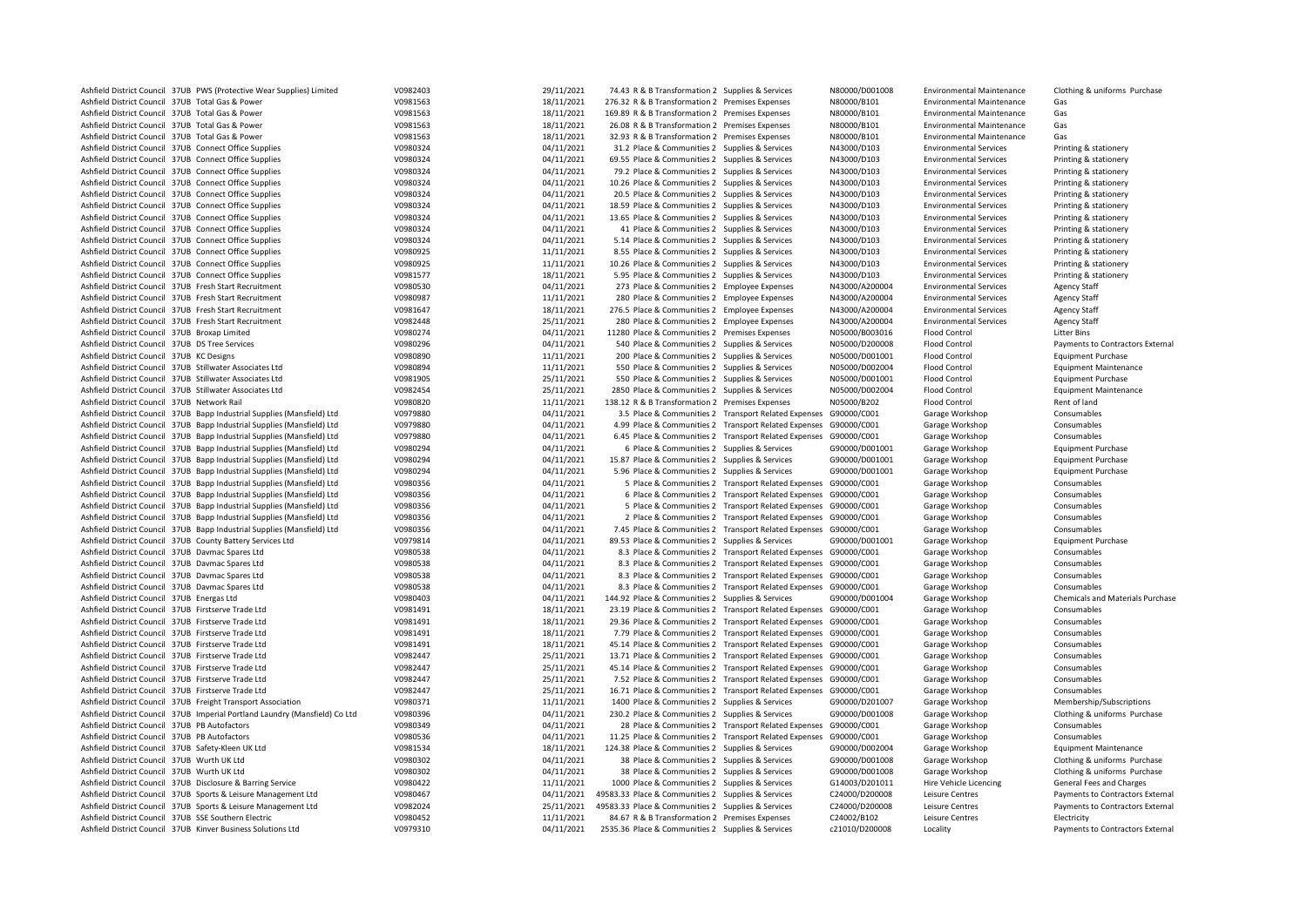| | | | | | | | | | | | |
|---|---|---|---|---|---|---|---|---|---|---|---|
| Ashfield District Council | 37UB | PWS (Protective Wear Supplies) Limited | V0982403 | 29/11/2021 | 74.43 | R & B Transformation 2 | Supplies & Services | N80000/D001008 | Environmental Maintenance | Clothing & uniforms Purchase |
| Ashfield District Council | 37UB | Total Gas & Power | V0981563 | 18/11/2021 | 276.32 | R & B Transformation 2 | Premises Expenses | N80000/B101 | Environmental Maintenance | Gas |
| Ashfield District Council | 37UB | Total Gas & Power | V0981563 | 18/11/2021 | 169.89 | R & B Transformation 2 | Premises Expenses | N80000/B101 | Environmental Maintenance | Gas |
| Ashfield District Council | 37UB | Total Gas & Power | V0981563 | 18/11/2021 | 26.08 | R & B Transformation 2 | Premises Expenses | N80000/B101 | Environmental Maintenance | Gas |
| Ashfield District Council | 37UB | Total Gas & Power | V0981563 | 18/11/2021 | 32.93 | R & B Transformation 2 | Premises Expenses | N80000/B101 | Environmental Maintenance | Gas |
| Ashfield District Council | 37UB | Connect Office Supplies | V0980324 | 04/11/2021 | 31.2 | Place & Communities 2 | Supplies & Services | N43000/D103 | Environmental Services | Printing & stationery |
| Ashfield District Council | 37UB | Connect Office Supplies | V0980324 | 04/11/2021 | 69.55 | Place & Communities 2 | Supplies & Services | N43000/D103 | Environmental Services | Printing & stationery |
| Ashfield District Council | 37UB | Connect Office Supplies | V0980324 | 04/11/2021 | 79.2 | Place & Communities 2 | Supplies & Services | N43000/D103 | Environmental Services | Printing & stationery |
| Ashfield District Council | 37UB | Connect Office Supplies | V0980324 | 04/11/2021 | 10.26 | Place & Communities 2 | Supplies & Services | N43000/D103 | Environmental Services | Printing & stationery |
| Ashfield District Council | 37UB | Connect Office Supplies | V0980324 | 04/11/2021 | 20.5 | Place & Communities 2 | Supplies & Services | N43000/D103 | Environmental Services | Printing & stationery |
| Ashfield District Council | 37UB | Connect Office Supplies | V0980324 | 04/11/2021 | 18.59 | Place & Communities 2 | Supplies & Services | N43000/D103 | Environmental Services | Printing & stationery |
| Ashfield District Council | 37UB | Connect Office Supplies | V0980324 | 04/11/2021 | 13.65 | Place & Communities 2 | Supplies & Services | N43000/D103 | Environmental Services | Printing & stationery |
| Ashfield District Council | 37UB | Connect Office Supplies | V0980324 | 04/11/2021 | 41 | Place & Communities 2 | Supplies & Services | N43000/D103 | Environmental Services | Printing & stationery |
| Ashfield District Council | 37UB | Connect Office Supplies | V0980324 | 04/11/2021 | 5.14 | Place & Communities 2 | Supplies & Services | N43000/D103 | Environmental Services | Printing & stationery |
| Ashfield District Council | 37UB | Connect Office Supplies | V0980925 | 11/11/2021 | 8.55 | Place & Communities 2 | Supplies & Services | N43000/D103 | Environmental Services | Printing & stationery |
| Ashfield District Council | 37UB | Connect Office Supplies | V0980925 | 11/11/2021 | 10.26 | Place & Communities 2 | Supplies & Services | N43000/D103 | Environmental Services | Printing & stationery |
| Ashfield District Council | 37UB | Connect Office Supplies | V0981577 | 18/11/2021 | 5.95 | Place & Communities 2 | Supplies & Services | N43000/D103 | Environmental Services | Printing & stationery |
| Ashfield District Council | 37UB | Fresh Start Recruitment | V0980530 | 04/11/2021 | 273 | Place & Communities 2 | Employee Expenses | N43000/A200004 | Environmental Services | Agency Staff |
| Ashfield District Council | 37UB | Fresh Start Recruitment | V0980987 | 11/11/2021 | 280 | Place & Communities 2 | Employee Expenses | N43000/A200004 | Environmental Services | Agency Staff |
| Ashfield District Council | 37UB | Fresh Start Recruitment | V0981647 | 18/11/2021 | 276.5 | Place & Communities 2 | Employee Expenses | N43000/A200004 | Environmental Services | Agency Staff |
| Ashfield District Council | 37UB | Fresh Start Recruitment | V0982448 | 25/11/2021 | 280 | Place & Communities 2 | Employee Expenses | N43000/A200004 | Environmental Services | Agency Staff |
| Ashfield District Council | 37UB | Broxap Limited | V0980274 | 04/11/2021 | 11280 | Place & Communities 2 | Premises Expenses | N05000/B003016 | Flood Control | Litter Bins |
| Ashfield District Council | 37UB | DS Tree Services | V0980296 | 04/11/2021 | 540 | Place & Communities 2 | Supplies & Services | N05000/D200008 | Flood Control | Payments to Contractors External |
| Ashfield District Council | 37UB | KC Designs | V0980890 | 11/11/2021 | 200 | Place & Communities 2 | Supplies & Services | N05000/D001001 | Flood Control | Equipment Purchase |
| Ashfield District Council | 37UB | Stillwater Associates Ltd | V0980894 | 11/11/2021 | 550 | Place & Communities 2 | Supplies & Services | N05000/D002004 | Flood Control | Equipment Maintenance |
| Ashfield District Council | 37UB | Stillwater Associates Ltd | V0981905 | 25/11/2021 | 550 | Place & Communities 2 | Supplies & Services | N05000/D001001 | Flood Control | Equipment Purchase |
| Ashfield District Council | 37UB | Stillwater Associates Ltd | V0982454 | 25/11/2021 | 2850 | Place & Communities 2 | Supplies & Services | N05000/D002004 | Flood Control | Equipment Maintenance |
| Ashfield District Council | 37UB | Network Rail | V0980820 | 11/11/2021 | 138.12 | R & B Transformation 2 | Premises Expenses | N05000/B202 | Flood Control | Rent of land |
| Ashfield District Council | 37UB | Bapp Industrial Supplies (Mansfield) Ltd | V0979880 | 04/11/2021 | 3.5 | Place & Communities 2 | Transport Related Expenses | G90000/C001 | Garage Workshop | Consumables |
| Ashfield District Council | 37UB | Bapp Industrial Supplies (Mansfield) Ltd | V0979880 | 04/11/2021 | 4.99 | Place & Communities 2 | Transport Related Expenses | G90000/C001 | Garage Workshop | Consumables |
| Ashfield District Council | 37UB | Bapp Industrial Supplies (Mansfield) Ltd | V0979880 | 04/11/2021 | 6.45 | Place & Communities 2 | Transport Related Expenses | G90000/C001 | Garage Workshop | Consumables |
| Ashfield District Council | 37UB | Bapp Industrial Supplies (Mansfield) Ltd | V0980294 | 04/11/2021 | 6 | Place & Communities 2 | Supplies & Services | G90000/D001001 | Garage Workshop | Equipment Purchase |
| Ashfield District Council | 37UB | Bapp Industrial Supplies (Mansfield) Ltd | V0980294 | 04/11/2021 | 15.87 | Place & Communities 2 | Supplies & Services | G90000/D001001 | Garage Workshop | Equipment Purchase |
| Ashfield District Council | 37UB | Bapp Industrial Supplies (Mansfield) Ltd | V0980294 | 04/11/2021 | 5.96 | Place & Communities 2 | Supplies & Services | G90000/D001001 | Garage Workshop | Equipment Purchase |
| Ashfield District Council | 37UB | Bapp Industrial Supplies (Mansfield) Ltd | V0980356 | 04/11/2021 | 5 | Place & Communities 2 | Transport Related Expenses | G90000/C001 | Garage Workshop | Consumables |
| Ashfield District Council | 37UB | Bapp Industrial Supplies (Mansfield) Ltd | V0980356 | 04/11/2021 | 6 | Place & Communities 2 | Transport Related Expenses | G90000/C001 | Garage Workshop | Consumables |
| Ashfield District Council | 37UB | Bapp Industrial Supplies (Mansfield) Ltd | V0980356 | 04/11/2021 | 5 | Place & Communities 2 | Transport Related Expenses | G90000/C001 | Garage Workshop | Consumables |
| Ashfield District Council | 37UB | Bapp Industrial Supplies (Mansfield) Ltd | V0980356 | 04/11/2021 | 2 | Place & Communities 2 | Transport Related Expenses | G90000/C001 | Garage Workshop | Consumables |
| Ashfield District Council | 37UB | Bapp Industrial Supplies (Mansfield) Ltd | V0980356 | 04/11/2021 | 7.45 | Place & Communities 2 | Transport Related Expenses | G90000/C001 | Garage Workshop | Consumables |
| Ashfield District Council | 37UB | County Battery Services Ltd | V0979814 | 04/11/2021 | 89.53 | Place & Communities 2 | Supplies & Services | G90000/D001001 | Garage Workshop | Equipment Purchase |
| Ashfield District Council | 37UB | Davmac Spares Ltd | V0980538 | 04/11/2021 | 8.3 | Place & Communities 2 | Transport Related Expenses | G90000/C001 | Garage Workshop | Consumables |
| Ashfield District Council | 37UB | Davmac Spares Ltd | V0980538 | 04/11/2021 | 8.3 | Place & Communities 2 | Transport Related Expenses | G90000/C001 | Garage Workshop | Consumables |
| Ashfield District Council | 37UB | Davmac Spares Ltd | V0980538 | 04/11/2021 | 8.3 | Place & Communities 2 | Transport Related Expenses | G90000/C001 | Garage Workshop | Consumables |
| Ashfield District Council | 37UB | Davmac Spares Ltd | V0980538 | 04/11/2021 | 8.3 | Place & Communities 2 | Transport Related Expenses | G90000/C001 | Garage Workshop | Consumables |
| Ashfield District Council | 37UB | Energas Ltd | V0980403 | 04/11/2021 | 144.92 | Place & Communities 2 | Supplies & Services | G90000/D001004 | Garage Workshop | Chemicals and Materials Purchase |
| Ashfield District Council | 37UB | Firstserve Trade Ltd | V0981491 | 18/11/2021 | 23.19 | Place & Communities 2 | Transport Related Expenses | G90000/C001 | Garage Workshop | Consumables |
| Ashfield District Council | 37UB | Firstserve Trade Ltd | V0981491 | 18/11/2021 | 29.36 | Place & Communities 2 | Transport Related Expenses | G90000/C001 | Garage Workshop | Consumables |
| Ashfield District Council | 37UB | Firstserve Trade Ltd | V0981491 | 18/11/2021 | 7.79 | Place & Communities 2 | Transport Related Expenses | G90000/C001 | Garage Workshop | Consumables |
| Ashfield District Council | 37UB | Firstserve Trade Ltd | V0981491 | 18/11/2021 | 45.14 | Place & Communities 2 | Transport Related Expenses | G90000/C001 | Garage Workshop | Consumables |
| Ashfield District Council | 37UB | Firstserve Trade Ltd | V0982447 | 25/11/2021 | 13.71 | Place & Communities 2 | Transport Related Expenses | G90000/C001 | Garage Workshop | Consumables |
| Ashfield District Council | 37UB | Firstserve Trade Ltd | V0982447 | 25/11/2021 | 45.14 | Place & Communities 2 | Transport Related Expenses | G90000/C001 | Garage Workshop | Consumables |
| Ashfield District Council | 37UB | Firstserve Trade Ltd | V0982447 | 25/11/2021 | 7.52 | Place & Communities 2 | Transport Related Expenses | G90000/C001 | Garage Workshop | Consumables |
| Ashfield District Council | 37UB | Firstserve Trade Ltd | V0982447 | 25/11/2021 | 16.71 | Place & Communities 2 | Transport Related Expenses | G90000/C001 | Garage Workshop | Consumables |
| Ashfield District Council | 37UB | Freight Transport Association | V0980371 | 11/11/2021 | 1400 | Place & Communities 2 | Supplies & Services | G90000/D201007 | Garage Workshop | Membership/Subscriptions |
| Ashfield District Council | 37UB | Imperial Portland Laundry (Mansfield) Co Ltd | V0980396 | 04/11/2021 | 230.2 | Place & Communities 2 | Supplies & Services | G90000/D001008 | Garage Workshop | Clothing & uniforms Purchase |
| Ashfield District Council | 37UB | PB Autofactors | V0980349 | 04/11/2021 | 28 | Place & Communities 2 | Transport Related Expenses | G90000/C001 | Garage Workshop | Consumables |
| Ashfield District Council | 37UB | PB Autofactors | V0980536 | 04/11/2021 | 11.25 | Place & Communities 2 | Transport Related Expenses | G90000/C001 | Garage Workshop | Consumables |
| Ashfield District Council | 37UB | Safety-Kleen UK Ltd | V0981534 | 18/11/2021 | 124.38 | Place & Communities 2 | Supplies & Services | G90000/D002004 | Garage Workshop | Equipment Maintenance |
| Ashfield District Council | 37UB | Wurth UK Ltd | V0980302 | 04/11/2021 | 38 | Place & Communities 2 | Supplies & Services | G90000/D001008 | Garage Workshop | Clothing & uniforms Purchase |
| Ashfield District Council | 37UB | Wurth UK Ltd | V0980302 | 04/11/2021 | 38 | Place & Communities 2 | Supplies & Services | G90000/D001008 | Garage Workshop | Clothing & uniforms Purchase |
| Ashfield District Council | 37UB | Disclosure & Barring Service | V0980422 | 11/11/2021 | 1000 | Place & Communities 2 | Supplies & Services | G14003/D201011 | Hire Vehicle Licencing | General Fees and Charges |
| Ashfield District Council | 37UB | Sports & Leisure Management Ltd | V0980467 | 04/11/2021 | 49583.33 | Place & Communities 2 | Supplies & Services | C24000/D200008 | Leisure Centres | Payments to Contractors External |
| Ashfield District Council | 37UB | Sports & Leisure Management Ltd | V0982024 | 25/11/2021 | 49583.33 | Place & Communities 2 | Supplies & Services | C24000/D200008 | Leisure Centres | Payments to Contractors External |
| Ashfield District Council | 37UB | SSE Southern Electric | V0980452 | 11/11/2021 | 84.67 | R & B Transformation 2 | Premises Expenses | C24002/B102 | Leisure Centres | Electricity |
| Ashfield District Council | 37UB | Kinver Business Solutions Ltd | V0979310 | 04/11/2021 | 2535.36 | Place & Communities 2 | Supplies & Services | c21010/D200008 | Locality | Payments to Contractors External |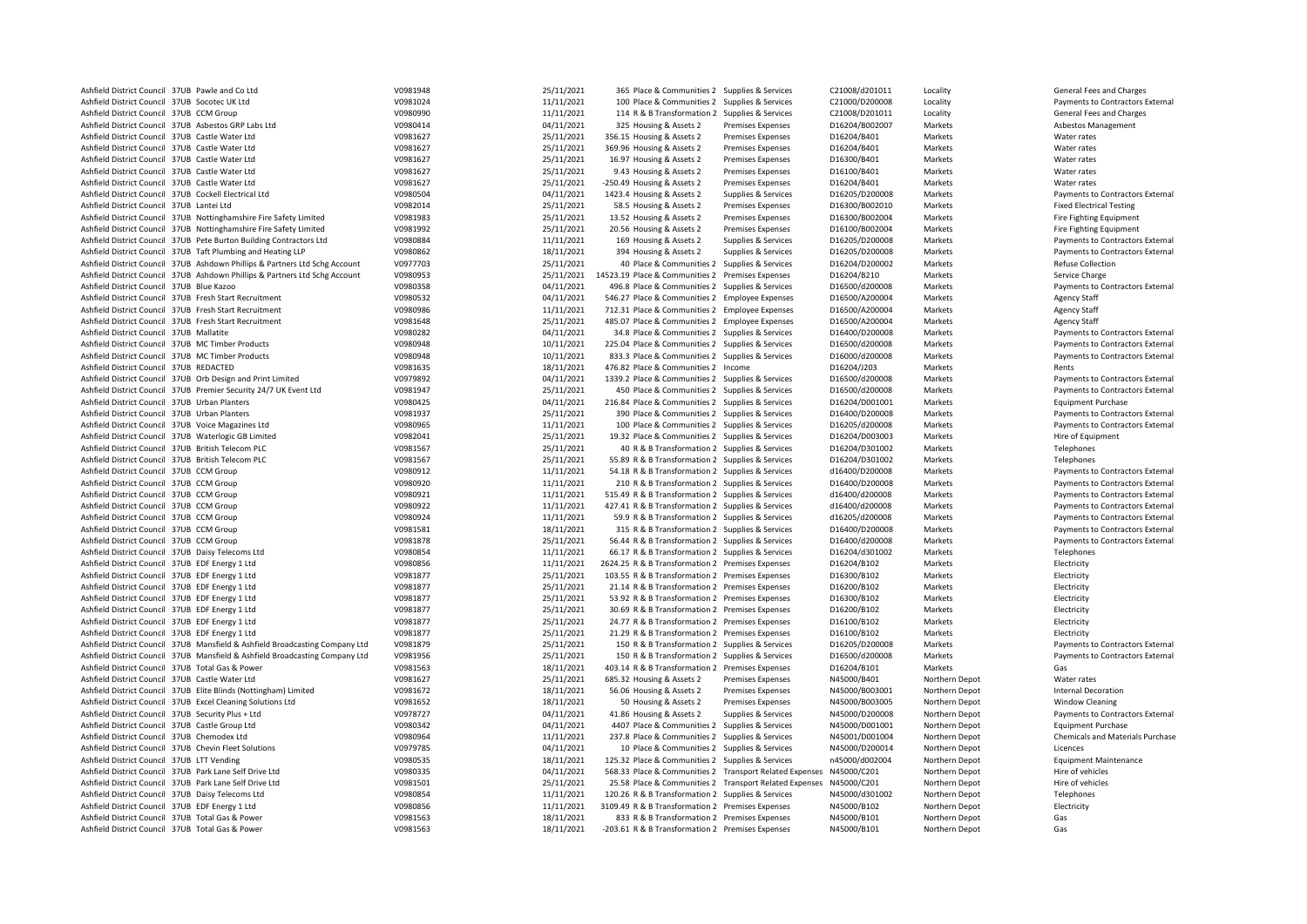| | | | | | | | | | | |
|---|---|---|---|---|---|---|---|---|---|---|
| Ashfield District Council | 37UB | Pawle and Co Ltd | V0981948 | 25/11/2021 | 365 | Place & Communities 2 | Supplies & Services | C21008/d201011 | Locality | General Fees and Charges |
| Ashfield District Council | 37UB | Socotec UK Ltd | V0981024 | 11/11/2021 | 100 | Place & Communities 2 | Supplies & Services | C21000/D200008 | Locality | Payments to Contractors External |
| Ashfield District Council | 37UB | CCM Group | V0980990 | 11/11/2021 | 114 | R & B Transformation 2 | Supplies & Services | C21008/D201011 | Locality | General Fees and Charges |
| Ashfield District Council | 37UB | Asbestos GRP Labs Ltd | V0980414 | 04/11/2021 | 325 | Housing & Assets 2 | Premises Expenses | D16204/B002007 | Markets | Asbestos Management |
| Ashfield District Council | 37UB | Castle Water Ltd | V0981627 | 25/11/2021 | 356.15 | Housing & Assets 2 | Premises Expenses | D16204/B401 | Markets | Water rates |
| Ashfield District Council | 37UB | Castle Water Ltd | V0981627 | 25/11/2021 | 369.96 | Housing & Assets 2 | Premises Expenses | D16204/B401 | Markets | Water rates |
| Ashfield District Council | 37UB | Castle Water Ltd | V0981627 | 25/11/2021 | 16.97 | Housing & Assets 2 | Premises Expenses | D16300/B401 | Markets | Water rates |
| Ashfield District Council | 37UB | Castle Water Ltd | V0981627 | 25/11/2021 | 9.43 | Housing & Assets 2 | Premises Expenses | D16100/B401 | Markets | Water rates |
| Ashfield District Council | 37UB | Castle Water Ltd | V0981627 | 25/11/2021 | -250.49 | Housing & Assets 2 | Premises Expenses | D16204/B401 | Markets | Water rates |
| Ashfield District Council | 37UB | Cockell Electrical Ltd | V0980504 | 04/11/2021 | 1423.4 | Housing & Assets 2 | Supplies & Services | D16205/D200008 | Markets | Payments to Contractors External |
| Ashfield District Council | 37UB | Lantei Ltd | V0982014 | 25/11/2021 | 58.5 | Housing & Assets 2 | Premises Expenses | D16300/B002010 | Markets | Fixed Electrical Testing |
| Ashfield District Council | 37UB | Nottinghamshire Fire Safety Limited | V0981983 | 25/11/2021 | 13.52 | Housing & Assets 2 | Premises Expenses | D16300/B002004 | Markets | Fire Fighting Equipment |
| Ashfield District Council | 37UB | Nottinghamshire Fire Safety Limited | V0981992 | 25/11/2021 | 20.56 | Housing & Assets 2 | Premises Expenses | D16100/B002004 | Markets | Fire Fighting Equipment |
| Ashfield District Council | 37UB | Pete Burton Building Contractors Ltd | V0980884 | 11/11/2021 | 169 | Housing & Assets 2 | Supplies & Services | D16205/D200008 | Markets | Payments to Contractors External |
| Ashfield District Council | 37UB | Taft Plumbing and Heating LLP | V0980862 | 18/11/2021 | 394 | Housing & Assets 2 | Supplies & Services | D16205/D200008 | Markets | Payments to Contractors External |
| Ashfield District Council | 37UB | Ashdown Phillips & Partners Ltd Schg Account | V0977703 | 25/11/2021 | 40 | Place & Communities 2 | Supplies & Services | D16204/D200002 | Markets | Refuse Collection |
| Ashfield District Council | 37UB | Ashdown Phillips & Partners Ltd Schg Account | V0980953 | 25/11/2021 | 14523.19 | Place & Communities 2 | Premises Expenses | D16204/B210 | Markets | Service Charge |
| Ashfield District Council | 37UB | Blue Kazoo | V0980358 | 04/11/2021 | 496.8 | Place & Communities 2 | Supplies & Services | D16500/d200008 | Markets | Payments to Contractors External |
| Ashfield District Council | 37UB | Fresh Start Recruitment | V0980532 | 04/11/2021 | 546.27 | Place & Communities 2 | Employee Expenses | D16500/A200004 | Markets | Agency Staff |
| Ashfield District Council | 37UB | Fresh Start Recruitment | V0980986 | 11/11/2021 | 712.31 | Place & Communities 2 | Employee Expenses | D16500/A200004 | Markets | Agency Staff |
| Ashfield District Council | 37UB | Fresh Start Recruitment | V0981648 | 25/11/2021 | 485.07 | Place & Communities 2 | Employee Expenses | D16500/A200004 | Markets | Agency Staff |
| Ashfield District Council | 37UB | Mallatite | V0980282 | 04/11/2021 | 34.8 | Place & Communities 2 | Supplies & Services | D16400/D200008 | Markets | Payments to Contractors External |
| Ashfield District Council | 37UB | MC Timber Products | V0980948 | 10/11/2021 | 225.04 | Place & Communities 2 | Supplies & Services | D16500/d200008 | Markets | Payments to Contractors External |
| Ashfield District Council | 37UB | MC Timber Products | V0980948 | 10/11/2021 | 833.3 | Place & Communities 2 | Supplies & Services | D16000/d200008 | Markets | Payments to Contractors External |
| Ashfield District Council | 37UB | REDACTED | V0981635 | 18/11/2021 | 476.82 | Place & Communities 2 | Income | D16204/J203 | Markets | Rents |
| Ashfield District Council | 37UB | Orb Design and Print Limited | V0979892 | 04/11/2021 | 1339.2 | Place & Communities 2 | Supplies & Services | D16500/d200008 | Markets | Payments to Contractors External |
| Ashfield District Council | 37UB | Premier Security 24/7 UK Event Ltd | V0981947 | 25/11/2021 | 450 | Place & Communities 2 | Supplies & Services | D16500/d200008 | Markets | Payments to Contractors External |
| Ashfield District Council | 37UB | Urban Planters | V0980425 | 04/11/2021 | 216.84 | Place & Communities 2 | Supplies & Services | D16204/D001001 | Markets | Equipment Purchase |
| Ashfield District Council | 37UB | Urban Planters | V0981937 | 25/11/2021 | 390 | Place & Communities 2 | Supplies & Services | D16400/D200008 | Markets | Payments to Contractors External |
| Ashfield District Council | 37UB | Voice Magazines Ltd | V0980965 | 11/11/2021 | 100 | Place & Communities 2 | Supplies & Services | D16205/d200008 | Markets | Payments to Contractors External |
| Ashfield District Council | 37UB | Waterlogic GB Limited | V0982041 | 25/11/2021 | 19.32 | Place & Communities 2 | Supplies & Services | D16204/D003003 | Markets | Hire of Equipment |
| Ashfield District Council | 37UB | British Telecom PLC | V0981567 | 25/11/2021 | 40 | R & B Transformation 2 | Supplies & Services | D16204/D301002 | Markets | Telephones |
| Ashfield District Council | 37UB | British Telecom PLC | V0981567 | 25/11/2021 | 55.89 | R & B Transformation 2 | Supplies & Services | D16204/D301002 | Markets | Telephones |
| Ashfield District Council | 37UB | CCM Group | V0980912 | 11/11/2021 | 54.18 | R & B Transformation 2 | Supplies & Services | d16400/D200008 | Markets | Payments to Contractors External |
| Ashfield District Council | 37UB | CCM Group | V0980920 | 11/11/2021 | 210 | R & B Transformation 2 | Supplies & Services | D16400/D200008 | Markets | Payments to Contractors External |
| Ashfield District Council | 37UB | CCM Group | V0980921 | 11/11/2021 | 515.49 | R & B Transformation 2 | Supplies & Services | d16400/d200008 | Markets | Payments to Contractors External |
| Ashfield District Council | 37UB | CCM Group | V0980922 | 11/11/2021 | 427.41 | R & B Transformation 2 | Supplies & Services | d16400/d200008 | Markets | Payments to Contractors External |
| Ashfield District Council | 37UB | CCM Group | V0980924 | 11/11/2021 | 59.9 | R & B Transformation 2 | Supplies & Services | d16205/d200008 | Markets | Payments to Contractors External |
| Ashfield District Council | 37UB | CCM Group | V0981581 | 18/11/2021 | 315 | R & B Transformation 2 | Supplies & Services | D16400/D200008 | Markets | Payments to Contractors External |
| Ashfield District Council | 37UB | CCM Group | V0981878 | 25/11/2021 | 56.44 | R & B Transformation 2 | Supplies & Services | D16400/d200008 | Markets | Payments to Contractors External |
| Ashfield District Council | 37UB | Daisy Telecoms Ltd | V0980854 | 11/11/2021 | 66.17 | R & B Transformation 2 | Supplies & Services | D16204/d301002 | Markets | Telephones |
| Ashfield District Council | 37UB | EDF Energy 1 Ltd | V0980856 | 11/11/2021 | 2624.25 | R & B Transformation 2 | Premises Expenses | D16204/B102 | Markets | Electricity |
| Ashfield District Council | 37UB | EDF Energy 1 Ltd | V0981877 | 25/11/2021 | 103.55 | R & B Transformation 2 | Premises Expenses | D16300/B102 | Markets | Electricity |
| Ashfield District Council | 37UB | EDF Energy 1 Ltd | V0981877 | 25/11/2021 | 21.14 | R & B Transformation 2 | Premises Expenses | D16200/B102 | Markets | Electricity |
| Ashfield District Council | 37UB | EDF Energy 1 Ltd | V0981877 | 25/11/2021 | 53.92 | R & B Transformation 2 | Premises Expenses | D16300/B102 | Markets | Electricity |
| Ashfield District Council | 37UB | EDF Energy 1 Ltd | V0981877 | 25/11/2021 | 30.69 | R & B Transformation 2 | Premises Expenses | D16200/B102 | Markets | Electricity |
| Ashfield District Council | 37UB | EDF Energy 1 Ltd | V0981877 | 25/11/2021 | 24.77 | R & B Transformation 2 | Premises Expenses | D16100/B102 | Markets | Electricity |
| Ashfield District Council | 37UB | EDF Energy 1 Ltd | V0981877 | 25/11/2021 | 21.29 | R & B Transformation 2 | Premises Expenses | D16100/B102 | Markets | Electricity |
| Ashfield District Council | 37UB | Mansfield & Ashfield Broadcasting Company Ltd | V0981879 | 25/11/2021 | 150 | R & B Transformation 2 | Supplies & Services | D16205/D200008 | Markets | Payments to Contractors External |
| Ashfield District Council | 37UB | Mansfield & Ashfield Broadcasting Company Ltd | V0981956 | 25/11/2021 | 150 | R & B Transformation 2 | Supplies & Services | D16500/d200008 | Markets | Payments to Contractors External |
| Ashfield District Council | 37UB | Total Gas & Power | V0981563 | 18/11/2021 | 403.14 | R & B Transformation 2 | Premises Expenses | D16204/B101 | Markets | Gas |
| Ashfield District Council | 37UB | Castle Water Ltd | V0981627 | 25/11/2021 | 685.32 | Housing & Assets 2 | Premises Expenses | N45000/B401 | Northern Depot | Water rates |
| Ashfield District Council | 37UB | Elite Blinds (Nottingham) Limited | V0981672 | 18/11/2021 | 56.06 | Housing & Assets 2 | Premises Expenses | N45000/B003001 | Northern Depot | Internal Decoration |
| Ashfield District Council | 37UB | Excel Cleaning Solutions Ltd | V0981652 | 18/11/2021 | 50 | Housing & Assets 2 | Premises Expenses | N45000/B003005 | Northern Depot | Window Cleaning |
| Ashfield District Council | 37UB | Security Plus + Ltd | V0978727 | 04/11/2021 | 41.86 | Housing & Assets 2 | Supplies & Services | N45000/D200008 | Northern Depot | Payments to Contractors External |
| Ashfield District Council | 37UB | Castle Group Ltd | V0980342 | 04/11/2021 | 4407 | Place & Communities 2 | Supplies & Services | N45000/D001001 | Northern Depot | Equipment Purchase |
| Ashfield District Council | 37UB | Chemodex Ltd | V0980964 | 11/11/2021 | 237.8 | Place & Communities 2 | Supplies & Services | N45001/D001004 | Northern Depot | Chemicals and Materials Purchase |
| Ashfield District Council | 37UB | Chevin Fleet Solutions | V0979785 | 04/11/2021 | 10 | Place & Communities 2 | Supplies & Services | N45000/D200014 | Northern Depot | Licences |
| Ashfield District Council | 37UB | LTT Vending | V0980535 | 18/11/2021 | 125.32 | Place & Communities 2 | Supplies & Services | n45000/d002004 | Northern Depot | Equipment Maintenance |
| Ashfield District Council | 37UB | Park Lane Self Drive Ltd | V0980335 | 04/11/2021 | 568.33 | Place & Communities 2 | Transport Related Expenses | N45000/C201 | Northern Depot | Hire of vehicles |
| Ashfield District Council | 37UB | Park Lane Self Drive Ltd | V0981501 | 25/11/2021 | 25.58 | Place & Communities 2 | Transport Related Expenses | N45000/C201 | Northern Depot | Hire of vehicles |
| Ashfield District Council | 37UB | Daisy Telecoms Ltd | V0980854 | 11/11/2021 | 120.26 | R & B Transformation 2 | Supplies & Services | N45000/d301002 | Northern Depot | Telephones |
| Ashfield District Council | 37UB | EDF Energy 1 Ltd | V0980856 | 11/11/2021 | 3109.49 | R & B Transformation 2 | Premises Expenses | N45000/B102 | Northern Depot | Electricity |
| Ashfield District Council | 37UB | Total Gas & Power | V0981563 | 18/11/2021 | 833 | R & B Transformation 2 | Premises Expenses | N45000/B101 | Northern Depot | Gas |
| Ashfield District Council | 37UB | Total Gas & Power | V0981563 | 18/11/2021 | -203.61 | R & B Transformation 2 | Premises Expenses | N45000/B101 | Northern Depot | Gas |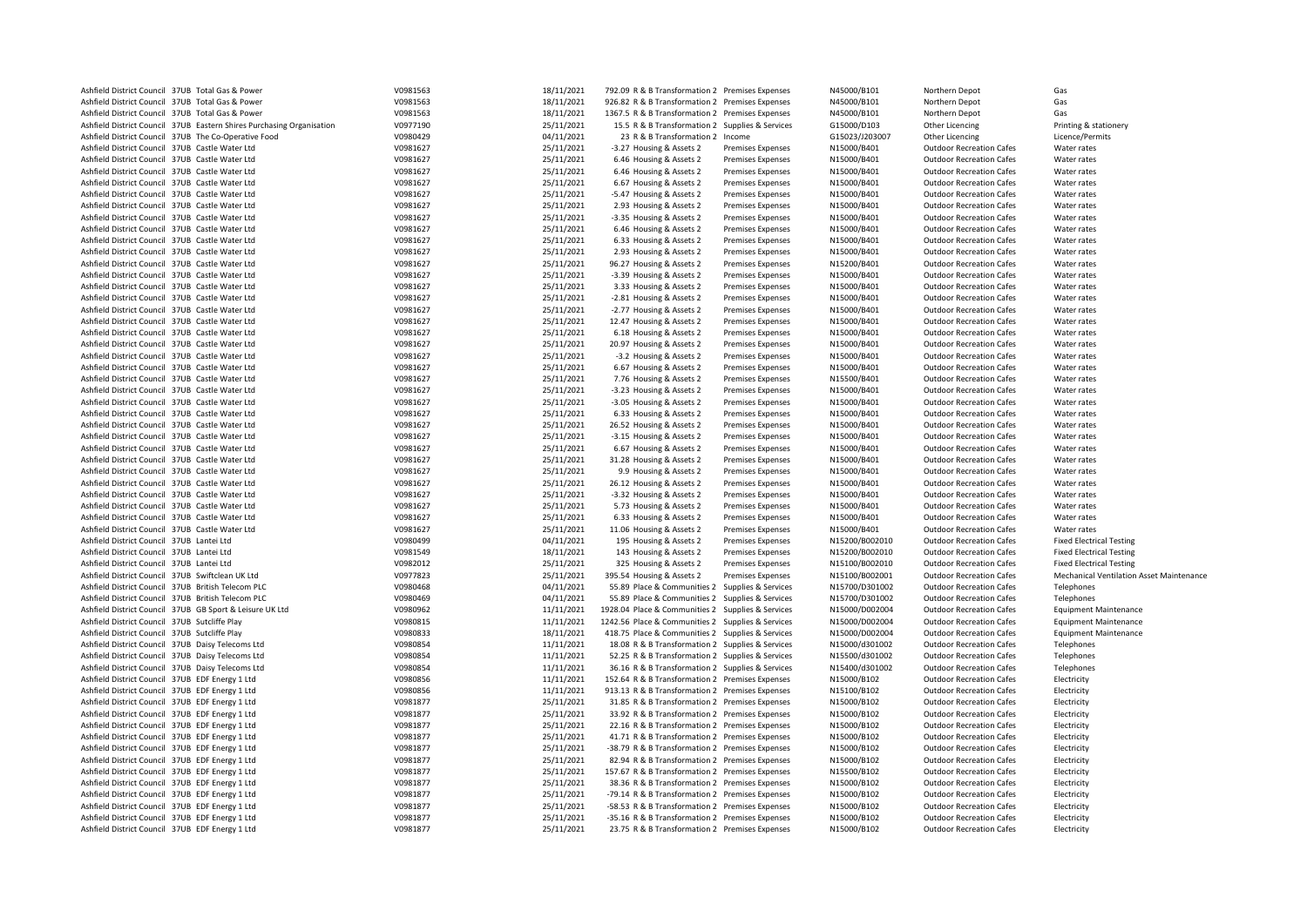| | | | | | | | | | | | |
|---|---|---|---|---|---|---|---|---|---|---|---|
| Ashfield District Council | 37UB | Total Gas & Power | V0981563 | 18/11/2021 | 792.09 | R & B Transformation 2 | Premises Expenses | N45000/B101 | Northern Depot | Gas |
| Ashfield District Council | 37UB | Total Gas & Power | V0981563 | 18/11/2021 | 926.82 | R & B Transformation 2 | Premises Expenses | N45000/B101 | Northern Depot | Gas |
| Ashfield District Council | 37UB | Total Gas & Power | V0981563 | 18/11/2021 | 1367.5 | R & B Transformation 2 | Premises Expenses | N45000/B101 | Northern Depot | Gas |
| Ashfield District Council | 37UB | Eastern Shires Purchasing Organisation | V0977190 | 25/11/2021 | 15.5 | R & B Transformation 2 | Supplies & Services | G15000/D103 | Other Licencing | Printing & stationery |
| Ashfield District Council | 37UB | The Co-Operative Food | V0980429 | 04/11/2021 | 23 | R & B Transformation 2 | Income | G15023/J203007 | Other Licencing | Licence/Permits |
| Ashfield District Council | 37UB | Castle Water Ltd | V0981627 | 25/11/2021 | -3.27 | Housing & Assets 2 | Premises Expenses | N15000/B401 | Outdoor Recreation Cafes | Water rates |
| Ashfield District Council | 37UB | Castle Water Ltd | V0981627 | 25/11/2021 | 6.46 | Housing & Assets 2 | Premises Expenses | N15000/B401 | Outdoor Recreation Cafes | Water rates |
| Ashfield District Council | 37UB | Castle Water Ltd | V0981627 | 25/11/2021 | 6.46 | Housing & Assets 2 | Premises Expenses | N15000/B401 | Outdoor Recreation Cafes | Water rates |
| Ashfield District Council | 37UB | Castle Water Ltd | V0981627 | 25/11/2021 | 6.67 | Housing & Assets 2 | Premises Expenses | N15000/B401 | Outdoor Recreation Cafes | Water rates |
| Ashfield District Council | 37UB | Castle Water Ltd | V0981627 | 25/11/2021 | -5.47 | Housing & Assets 2 | Premises Expenses | N15000/B401 | Outdoor Recreation Cafes | Water rates |
| Ashfield District Council | 37UB | Castle Water Ltd | V0981627 | 25/11/2021 | 2.93 | Housing & Assets 2 | Premises Expenses | N15000/B401 | Outdoor Recreation Cafes | Water rates |
| Ashfield District Council | 37UB | Castle Water Ltd | V0981627 | 25/11/2021 | -3.35 | Housing & Assets 2 | Premises Expenses | N15000/B401 | Outdoor Recreation Cafes | Water rates |
| Ashfield District Council | 37UB | Castle Water Ltd | V0981627 | 25/11/2021 | 6.46 | Housing & Assets 2 | Premises Expenses | N15000/B401 | Outdoor Recreation Cafes | Water rates |
| Ashfield District Council | 37UB | Castle Water Ltd | V0981627 | 25/11/2021 | 6.33 | Housing & Assets 2 | Premises Expenses | N15000/B401 | Outdoor Recreation Cafes | Water rates |
| Ashfield District Council | 37UB | Castle Water Ltd | V0981627 | 25/11/2021 | 2.93 | Housing & Assets 2 | Premises Expenses | N15000/B401 | Outdoor Recreation Cafes | Water rates |
| Ashfield District Council | 37UB | Castle Water Ltd | V0981627 | 25/11/2021 | 96.27 | Housing & Assets 2 | Premises Expenses | N15200/B401 | Outdoor Recreation Cafes | Water rates |
| Ashfield District Council | 37UB | Castle Water Ltd | V0981627 | 25/11/2021 | -3.39 | Housing & Assets 2 | Premises Expenses | N15000/B401 | Outdoor Recreation Cafes | Water rates |
| Ashfield District Council | 37UB | Castle Water Ltd | V0981627 | 25/11/2021 | 3.33 | Housing & Assets 2 | Premises Expenses | N15000/B401 | Outdoor Recreation Cafes | Water rates |
| Ashfield District Council | 37UB | Castle Water Ltd | V0981627 | 25/11/2021 | -2.81 | Housing & Assets 2 | Premises Expenses | N15000/B401 | Outdoor Recreation Cafes | Water rates |
| Ashfield District Council | 37UB | Castle Water Ltd | V0981627 | 25/11/2021 | -2.77 | Housing & Assets 2 | Premises Expenses | N15000/B401 | Outdoor Recreation Cafes | Water rates |
| Ashfield District Council | 37UB | Castle Water Ltd | V0981627 | 25/11/2021 | 12.47 | Housing & Assets 2 | Premises Expenses | N15000/B401 | Outdoor Recreation Cafes | Water rates |
| Ashfield District Council | 37UB | Castle Water Ltd | V0981627 | 25/11/2021 | 6.18 | Housing & Assets 2 | Premises Expenses | N15000/B401 | Outdoor Recreation Cafes | Water rates |
| Ashfield District Council | 37UB | Castle Water Ltd | V0981627 | 25/11/2021 | 20.97 | Housing & Assets 2 | Premises Expenses | N15000/B401 | Outdoor Recreation Cafes | Water rates |
| Ashfield District Council | 37UB | Castle Water Ltd | V0981627 | 25/11/2021 | -3.2 | Housing & Assets 2 | Premises Expenses | N15000/B401 | Outdoor Recreation Cafes | Water rates |
| Ashfield District Council | 37UB | Castle Water Ltd | V0981627 | 25/11/2021 | 6.67 | Housing & Assets 2 | Premises Expenses | N15000/B401 | Outdoor Recreation Cafes | Water rates |
| Ashfield District Council | 37UB | Castle Water Ltd | V0981627 | 25/11/2021 | 7.76 | Housing & Assets 2 | Premises Expenses | N15500/B401 | Outdoor Recreation Cafes | Water rates |
| Ashfield District Council | 37UB | Castle Water Ltd | V0981627 | 25/11/2021 | -3.23 | Housing & Assets 2 | Premises Expenses | N15000/B401 | Outdoor Recreation Cafes | Water rates |
| Ashfield District Council | 37UB | Castle Water Ltd | V0981627 | 25/11/2021 | -3.05 | Housing & Assets 2 | Premises Expenses | N15000/B401 | Outdoor Recreation Cafes | Water rates |
| Ashfield District Council | 37UB | Castle Water Ltd | V0981627 | 25/11/2021 | 6.33 | Housing & Assets 2 | Premises Expenses | N15000/B401 | Outdoor Recreation Cafes | Water rates |
| Ashfield District Council | 37UB | Castle Water Ltd | V0981627 | 25/11/2021 | 26.52 | Housing & Assets 2 | Premises Expenses | N15000/B401 | Outdoor Recreation Cafes | Water rates |
| Ashfield District Council | 37UB | Castle Water Ltd | V0981627 | 25/11/2021 | -3.15 | Housing & Assets 2 | Premises Expenses | N15000/B401 | Outdoor Recreation Cafes | Water rates |
| Ashfield District Council | 37UB | Castle Water Ltd | V0981627 | 25/11/2021 | 6.67 | Housing & Assets 2 | Premises Expenses | N15000/B401 | Outdoor Recreation Cafes | Water rates |
| Ashfield District Council | 37UB | Castle Water Ltd | V0981627 | 25/11/2021 | 31.28 | Housing & Assets 2 | Premises Expenses | N15000/B401 | Outdoor Recreation Cafes | Water rates |
| Ashfield District Council | 37UB | Castle Water Ltd | V0981627 | 25/11/2021 | 9.9 | Housing & Assets 2 | Premises Expenses | N15000/B401 | Outdoor Recreation Cafes | Water rates |
| Ashfield District Council | 37UB | Castle Water Ltd | V0981627 | 25/11/2021 | 26.12 | Housing & Assets 2 | Premises Expenses | N15000/B401 | Outdoor Recreation Cafes | Water rates |
| Ashfield District Council | 37UB | Castle Water Ltd | V0981627 | 25/11/2021 | -3.32 | Housing & Assets 2 | Premises Expenses | N15000/B401 | Outdoor Recreation Cafes | Water rates |
| Ashfield District Council | 37UB | Castle Water Ltd | V0981627 | 25/11/2021 | 5.73 | Housing & Assets 2 | Premises Expenses | N15000/B401 | Outdoor Recreation Cafes | Water rates |
| Ashfield District Council | 37UB | Castle Water Ltd | V0981627 | 25/11/2021 | 6.33 | Housing & Assets 2 | Premises Expenses | N15000/B401 | Outdoor Recreation Cafes | Water rates |
| Ashfield District Council | 37UB | Castle Water Ltd | V0981627 | 25/11/2021 | 11.06 | Housing & Assets 2 | Premises Expenses | N15000/B401 | Outdoor Recreation Cafes | Water rates |
| Ashfield District Council | 37UB | Lantei Ltd | V0980499 | 04/11/2021 | 195 | Housing & Assets 2 | Premises Expenses | N15200/B002010 | Outdoor Recreation Cafes | Fixed Electrical Testing |
| Ashfield District Council | 37UB | Lantei Ltd | V0981549 | 18/11/2021 | 143 | Housing & Assets 2 | Premises Expenses | N15200/B002010 | Outdoor Recreation Cafes | Fixed Electrical Testing |
| Ashfield District Council | 37UB | Lantei Ltd | V0982012 | 25/11/2021 | 325 | Housing & Assets 2 | Premises Expenses | N15100/B002010 | Outdoor Recreation Cafes | Fixed Electrical Testing |
| Ashfield District Council | 37UB | Swiftclean UK Ltd | V0977823 | 25/11/2021 | 395.54 | Housing & Assets 2 | Premises Expenses | N15100/B002001 | Outdoor Recreation Cafes | Mechanical Ventilation Asset Maintenance |
| Ashfield District Council | 37UB | British Telecom PLC | V0980468 | 04/11/2021 | 55.89 | Place & Communities 2 | Supplies & Services | N15700/D301002 | Outdoor Recreation Cafes | Telephones |
| Ashfield District Council | 37UB | British Telecom PLC | V0980469 | 04/11/2021 | 55.89 | Place & Communities 2 | Supplies & Services | N15700/D301002 | Outdoor Recreation Cafes | Telephones |
| Ashfield District Council | 37UB | GB Sport & Leisure UK Ltd | V0980962 | 11/11/2021 | 1928.04 | Place & Communities 2 | Supplies & Services | N15000/D002004 | Outdoor Recreation Cafes | Equipment Maintenance |
| Ashfield District Council | 37UB | Sutcliffe Play | V0980815 | 11/11/2021 | 1242.56 | Place & Communities 2 | Supplies & Services | N15000/D002004 | Outdoor Recreation Cafes | Equipment Maintenance |
| Ashfield District Council | 37UB | Sutcliffe Play | V0980833 | 18/11/2021 | 418.75 | Place & Communities 2 | Supplies & Services | N15000/D002004 | Outdoor Recreation Cafes | Equipment Maintenance |
| Ashfield District Council | 37UB | Daisy Telecoms Ltd | V0980854 | 11/11/2021 | 18.08 | R & B Transformation 2 | Supplies & Services | N15000/d301002 | Outdoor Recreation Cafes | Telephones |
| Ashfield District Council | 37UB | Daisy Telecoms Ltd | V0980854 | 11/11/2021 | 52.25 | R & B Transformation 2 | Supplies & Services | N15500/d301002 | Outdoor Recreation Cafes | Telephones |
| Ashfield District Council | 37UB | Daisy Telecoms Ltd | V0980854 | 11/11/2021 | 36.16 | R & B Transformation 2 | Supplies & Services | N15400/d301002 | Outdoor Recreation Cafes | Telephones |
| Ashfield District Council | 37UB | EDF Energy 1 Ltd | V0980856 | 11/11/2021 | 152.64 | R & B Transformation 2 | Premises Expenses | N15000/B102 | Outdoor Recreation Cafes | Electricity |
| Ashfield District Council | 37UB | EDF Energy 1 Ltd | V0980856 | 11/11/2021 | 913.13 | R & B Transformation 2 | Premises Expenses | N15100/B102 | Outdoor Recreation Cafes | Electricity |
| Ashfield District Council | 37UB | EDF Energy 1 Ltd | V0981877 | 25/11/2021 | 31.85 | R & B Transformation 2 | Premises Expenses | N15000/B102 | Outdoor Recreation Cafes | Electricity |
| Ashfield District Council | 37UB | EDF Energy 1 Ltd | V0981877 | 25/11/2021 | 33.92 | R & B Transformation 2 | Premises Expenses | N15000/B102 | Outdoor Recreation Cafes | Electricity |
| Ashfield District Council | 37UB | EDF Energy 1 Ltd | V0981877 | 25/11/2021 | 22.16 | R & B Transformation 2 | Premises Expenses | N15000/B102 | Outdoor Recreation Cafes | Electricity |
| Ashfield District Council | 37UB | EDF Energy 1 Ltd | V0981877 | 25/11/2021 | 41.71 | R & B Transformation 2 | Premises Expenses | N15000/B102 | Outdoor Recreation Cafes | Electricity |
| Ashfield District Council | 37UB | EDF Energy 1 Ltd | V0981877 | 25/11/2021 | -38.79 | R & B Transformation 2 | Premises Expenses | N15000/B102 | Outdoor Recreation Cafes | Electricity |
| Ashfield District Council | 37UB | EDF Energy 1 Ltd | V0981877 | 25/11/2021 | 82.94 | R & B Transformation 2 | Premises Expenses | N15000/B102 | Outdoor Recreation Cafes | Electricity |
| Ashfield District Council | 37UB | EDF Energy 1 Ltd | V0981877 | 25/11/2021 | 157.67 | R & B Transformation 2 | Premises Expenses | N15500/B102 | Outdoor Recreation Cafes | Electricity |
| Ashfield District Council | 37UB | EDF Energy 1 Ltd | V0981877 | 25/11/2021 | 38.36 | R & B Transformation 2 | Premises Expenses | N15000/B102 | Outdoor Recreation Cafes | Electricity |
| Ashfield District Council | 37UB | EDF Energy 1 Ltd | V0981877 | 25/11/2021 | -79.14 | R & B Transformation 2 | Premises Expenses | N15000/B102 | Outdoor Recreation Cafes | Electricity |
| Ashfield District Council | 37UB | EDF Energy 1 Ltd | V0981877 | 25/11/2021 | -58.53 | R & B Transformation 2 | Premises Expenses | N15000/B102 | Outdoor Recreation Cafes | Electricity |
| Ashfield District Council | 37UB | EDF Energy 1 Ltd | V0981877 | 25/11/2021 | -35.16 | R & B Transformation 2 | Premises Expenses | N15000/B102 | Outdoor Recreation Cafes | Electricity |
| Ashfield District Council | 37UB | EDF Energy 1 Ltd | V0981877 | 25/11/2021 | 23.75 | R & B Transformation 2 | Premises Expenses | N15000/B102 | Outdoor Recreation Cafes | Electricity |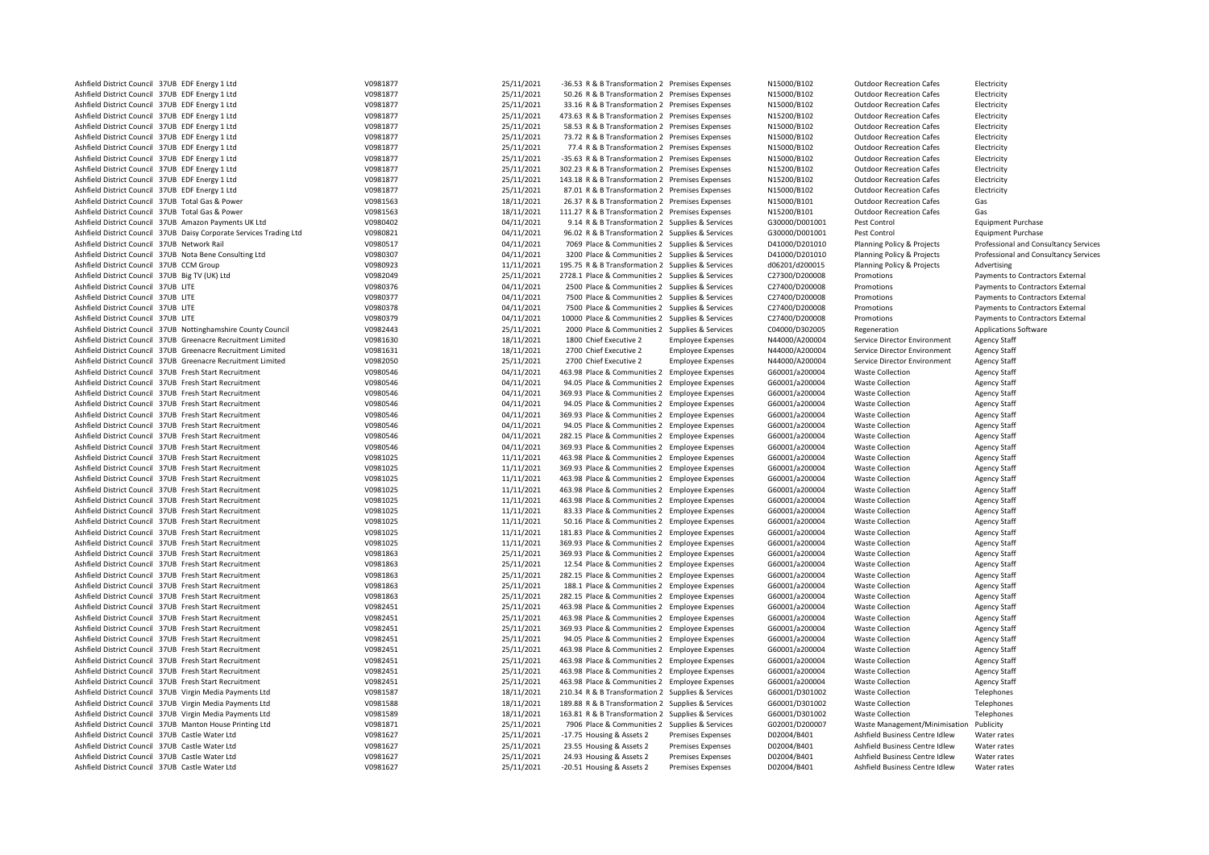| | | | | | | | | | | | |
|---|---|---|---|---|---|---|---|---|---|---|---|
| Ashfield District Council | 37UB | EDF Energy 1 Ltd | V0981877 | 25/11/2021 | -36.53 | R & B Transformation 2 | Premises Expenses | N15000/B102 | Outdoor Recreation Cafes | Electricity |
| Ashfield District Council | 37UB | EDF Energy 1 Ltd | V0981877 | 25/11/2021 | 50.26 | R & B Transformation 2 | Premises Expenses | N15000/B102 | Outdoor Recreation Cafes | Electricity |
| Ashfield District Council | 37UB | EDF Energy 1 Ltd | V0981877 | 25/11/2021 | 33.16 | R & B Transformation 2 | Premises Expenses | N15000/B102 | Outdoor Recreation Cafes | Electricity |
| Ashfield District Council | 37UB | EDF Energy 1 Ltd | V0981877 | 25/11/2021 | 473.63 | R & B Transformation 2 | Premises Expenses | N15200/B102 | Outdoor Recreation Cafes | Electricity |
| Ashfield District Council | 37UB | EDF Energy 1 Ltd | V0981877 | 25/11/2021 | 58.53 | R & B Transformation 2 | Premises Expenses | N15000/B102 | Outdoor Recreation Cafes | Electricity |
| Ashfield District Council | 37UB | EDF Energy 1 Ltd | V0981877 | 25/11/2021 | 73.72 | R & B Transformation 2 | Premises Expenses | N15000/B102 | Outdoor Recreation Cafes | Electricity |
| Ashfield District Council | 37UB | EDF Energy 1 Ltd | V0981877 | 25/11/2021 | 77.4 | R & B Transformation 2 | Premises Expenses | N15000/B102 | Outdoor Recreation Cafes | Electricity |
| Ashfield District Council | 37UB | EDF Energy 1 Ltd | V0981877 | 25/11/2021 | -35.63 | R & B Transformation 2 | Premises Expenses | N15000/B102 | Outdoor Recreation Cafes | Electricity |
| Ashfield District Council | 37UB | EDF Energy 1 Ltd | V0981877 | 25/11/2021 | 302.23 | R & B Transformation 2 | Premises Expenses | N15200/B102 | Outdoor Recreation Cafes | Electricity |
| Ashfield District Council | 37UB | EDF Energy 1 Ltd | V0981877 | 25/11/2021 | 143.18 | R & B Transformation 2 | Premises Expenses | N15200/B102 | Outdoor Recreation Cafes | Electricity |
| Ashfield District Council | 37UB | EDF Energy 1 Ltd | V0981877 | 25/11/2021 | 87.01 | R & B Transformation 2 | Premises Expenses | N15000/B102 | Outdoor Recreation Cafes | Electricity |
| Ashfield District Council | 37UB | Total Gas & Power | V0981563 | 18/11/2021 | 26.37 | R & B Transformation 2 | Premises Expenses | N15000/B101 | Outdoor Recreation Cafes | Gas |
| Ashfield District Council | 37UB | Total Gas & Power | V0981563 | 18/11/2021 | 111.27 | R & B Transformation 2 | Premises Expenses | N15200/B101 | Outdoor Recreation Cafes | Gas |
| Ashfield District Council | 37UB | Amazon Payments UK Ltd | V0980402 | 04/11/2021 | 9.14 | R & B Transformation 2 | Supplies & Services | G30000/D001001 | Pest Control | Equipment Purchase |
| Ashfield District Council | 37UB | Daisy Corporate Services Trading Ltd | V0980821 | 04/11/2021 | 96.02 | R & B Transformation 2 | Supplies & Services | G30000/D001001 | Pest Control | Equipment Purchase |
| Ashfield District Council | 37UB | Network Rail | V0980517 | 04/11/2021 | 7069 | Place & Communities 2 | Supplies & Services | D41000/D201010 | Planning Policy & Projects | Professional and Consultancy Services |
| Ashfield District Council | 37UB | Nota Bene Consulting Ltd | V0980307 | 04/11/2021 | 3200 | Place & Communities 2 | Supplies & Services | D41000/D201010 | Planning Policy & Projects | Professional and Consultancy Services |
| Ashfield District Council | 37UB | CCM Group | V0980923 | 11/11/2021 | 195.75 | R & B Transformation 2 | Supplies & Services | d06201/d200015 | Planning Policy & Projects | Advertising |
| Ashfield District Council | 37UB | Big TV (UK) Ltd | V0982049 | 25/11/2021 | 2728.1 | Place & Communities 2 | Supplies & Services | C27300/D200008 | Promotions | Payments to Contractors External |
| Ashfield District Council | 37UB | LITE | V0980376 | 04/11/2021 | 2500 | Place & Communities 2 | Supplies & Services | C27400/D200008 | Promotions | Payments to Contractors External |
| Ashfield District Council | 37UB | LITE | V0980377 | 04/11/2021 | 7500 | Place & Communities 2 | Supplies & Services | C27400/D200008 | Promotions | Payments to Contractors External |
| Ashfield District Council | 37UB | LITE | V0980378 | 04/11/2021 | 7500 | Place & Communities 2 | Supplies & Services | C27400/D200008 | Promotions | Payments to Contractors External |
| Ashfield District Council | 37UB | LITE | V0980379 | 04/11/2021 | 10000 | Place & Communities 2 | Supplies & Services | C27400/D200008 | Promotions | Payments to Contractors External |
| Ashfield District Council | 37UB | Nottinghamshire County Council | V0982443 | 25/11/2021 | 2000 | Place & Communities 2 | Supplies & Services | C04000/D302005 | Regeneration | Applications Software |
| Ashfield District Council | 37UB | Greenacre Recruitment Limited | V0981630 | 18/11/2021 | 1800 | Chief Executive 2 | Employee Expenses | N44000/A200004 | Service Director Environment | Agency Staff |
| Ashfield District Council | 37UB | Greenacre Recruitment Limited | V0981631 | 18/11/2021 | 2700 | Chief Executive 2 | Employee Expenses | N44000/A200004 | Service Director Environment | Agency Staff |
| Ashfield District Council | 37UB | Greenacre Recruitment Limited | V0982050 | 25/11/2021 | 2700 | Chief Executive 2 | Employee Expenses | N44000/A200004 | Service Director Environment | Agency Staff |
| Ashfield District Council | 37UB | Fresh Start Recruitment | V0980546 | 04/11/2021 | 463.98 | Place & Communities 2 | Employee Expenses | G60001/a200004 | Waste Collection | Agency Staff |
| Ashfield District Council | 37UB | Fresh Start Recruitment | V0980546 | 04/11/2021 | 94.05 | Place & Communities 2 | Employee Expenses | G60001/a200004 | Waste Collection | Agency Staff |
| Ashfield District Council | 37UB | Fresh Start Recruitment | V0980546 | 04/11/2021 | 369.93 | Place & Communities 2 | Employee Expenses | G60001/a200004 | Waste Collection | Agency Staff |
| Ashfield District Council | 37UB | Fresh Start Recruitment | V0980546 | 04/11/2021 | 94.05 | Place & Communities 2 | Employee Expenses | G60001/a200004 | Waste Collection | Agency Staff |
| Ashfield District Council | 37UB | Fresh Start Recruitment | V0980546 | 04/11/2021 | 369.93 | Place & Communities 2 | Employee Expenses | G60001/a200004 | Waste Collection | Agency Staff |
| Ashfield District Council | 37UB | Fresh Start Recruitment | V0980546 | 04/11/2021 | 94.05 | Place & Communities 2 | Employee Expenses | G60001/a200004 | Waste Collection | Agency Staff |
| Ashfield District Council | 37UB | Fresh Start Recruitment | V0980546 | 04/11/2021 | 282.15 | Place & Communities 2 | Employee Expenses | G60001/a200004 | Waste Collection | Agency Staff |
| Ashfield District Council | 37UB | Fresh Start Recruitment | V0980546 | 04/11/2021 | 369.93 | Place & Communities 2 | Employee Expenses | G60001/a200004 | Waste Collection | Agency Staff |
| Ashfield District Council | 37UB | Fresh Start Recruitment | V0981025 | 11/11/2021 | 463.98 | Place & Communities 2 | Employee Expenses | G60001/a200004 | Waste Collection | Agency Staff |
| Ashfield District Council | 37UB | Fresh Start Recruitment | V0981025 | 11/11/2021 | 369.93 | Place & Communities 2 | Employee Expenses | G60001/a200004 | Waste Collection | Agency Staff |
| Ashfield District Council | 37UB | Fresh Start Recruitment | V0981025 | 11/11/2021 | 463.98 | Place & Communities 2 | Employee Expenses | G60001/a200004 | Waste Collection | Agency Staff |
| Ashfield District Council | 37UB | Fresh Start Recruitment | V0981025 | 11/11/2021 | 463.98 | Place & Communities 2 | Employee Expenses | G60001/a200004 | Waste Collection | Agency Staff |
| Ashfield District Council | 37UB | Fresh Start Recruitment | V0981025 | 11/11/2021 | 463.98 | Place & Communities 2 | Employee Expenses | G60001/a200004 | Waste Collection | Agency Staff |
| Ashfield District Council | 37UB | Fresh Start Recruitment | V0981025 | 11/11/2021 | 83.33 | Place & Communities 2 | Employee Expenses | G60001/a200004 | Waste Collection | Agency Staff |
| Ashfield District Council | 37UB | Fresh Start Recruitment | V0981025 | 11/11/2021 | 50.16 | Place & Communities 2 | Employee Expenses | G60001/a200004 | Waste Collection | Agency Staff |
| Ashfield District Council | 37UB | Fresh Start Recruitment | V0981025 | 11/11/2021 | 181.83 | Place & Communities 2 | Employee Expenses | G60001/a200004 | Waste Collection | Agency Staff |
| Ashfield District Council | 37UB | Fresh Start Recruitment | V0981025 | 11/11/2021 | 369.93 | Place & Communities 2 | Employee Expenses | G60001/a200004 | Waste Collection | Agency Staff |
| Ashfield District Council | 37UB | Fresh Start Recruitment | V0981863 | 25/11/2021 | 369.93 | Place & Communities 2 | Employee Expenses | G60001/a200004 | Waste Collection | Agency Staff |
| Ashfield District Council | 37UB | Fresh Start Recruitment | V0981863 | 25/11/2021 | 12.54 | Place & Communities 2 | Employee Expenses | G60001/a200004 | Waste Collection | Agency Staff |
| Ashfield District Council | 37UB | Fresh Start Recruitment | V0981863 | 25/11/2021 | 282.15 | Place & Communities 2 | Employee Expenses | G60001/a200004 | Waste Collection | Agency Staff |
| Ashfield District Council | 37UB | Fresh Start Recruitment | V0981863 | 25/11/2021 | 188.1 | Place & Communities 2 | Employee Expenses | G60001/a200004 | Waste Collection | Agency Staff |
| Ashfield District Council | 37UB | Fresh Start Recruitment | V0981863 | 25/11/2021 | 282.15 | Place & Communities 2 | Employee Expenses | G60001/a200004 | Waste Collection | Agency Staff |
| Ashfield District Council | 37UB | Fresh Start Recruitment | V0982451 | 25/11/2021 | 463.98 | Place & Communities 2 | Employee Expenses | G60001/a200004 | Waste Collection | Agency Staff |
| Ashfield District Council | 37UB | Fresh Start Recruitment | V0982451 | 25/11/2021 | 463.98 | Place & Communities 2 | Employee Expenses | G60001/a200004 | Waste Collection | Agency Staff |
| Ashfield District Council | 37UB | Fresh Start Recruitment | V0982451 | 25/11/2021 | 369.93 | Place & Communities 2 | Employee Expenses | G60001/a200004 | Waste Collection | Agency Staff |
| Ashfield District Council | 37UB | Fresh Start Recruitment | V0982451 | 25/11/2021 | 94.05 | Place & Communities 2 | Employee Expenses | G60001/a200004 | Waste Collection | Agency Staff |
| Ashfield District Council | 37UB | Fresh Start Recruitment | V0982451 | 25/11/2021 | 463.98 | Place & Communities 2 | Employee Expenses | G60001/a200004 | Waste Collection | Agency Staff |
| Ashfield District Council | 37UB | Fresh Start Recruitment | V0982451 | 25/11/2021 | 463.98 | Place & Communities 2 | Employee Expenses | G60001/a200004 | Waste Collection | Agency Staff |
| Ashfield District Council | 37UB | Fresh Start Recruitment | V0982451 | 25/11/2021 | 463.98 | Place & Communities 2 | Employee Expenses | G60001/a200004 | Waste Collection | Agency Staff |
| Ashfield District Council | 37UB | Fresh Start Recruitment | V0982451 | 25/11/2021 | 463.98 | Place & Communities 2 | Employee Expenses | G60001/a200004 | Waste Collection | Agency Staff |
| Ashfield District Council | 37UB | Virgin Media Payments Ltd | V0981587 | 18/11/2021 | 210.34 | R & B Transformation 2 | Supplies & Services | G60001/D301002 | Waste Collection | Telephones |
| Ashfield District Council | 37UB | Virgin Media Payments Ltd | V0981588 | 18/11/2021 | 189.88 | R & B Transformation 2 | Supplies & Services | G60001/D301002 | Waste Collection | Telephones |
| Ashfield District Council | 37UB | Virgin Media Payments Ltd | V0981589 | 18/11/2021 | 163.81 | R & B Transformation 2 | Supplies & Services | G60001/D301002 | Waste Collection | Telephones |
| Ashfield District Council | 37UB | Manton House Printing Ltd | V0981871 | 25/11/2021 | 7906 | Place & Communities 2 | Supplies & Services | G02001/D200007 | Waste Management/Minimisation | Publicity |
| Ashfield District Council | 37UB | Castle Water Ltd | V0981627 | 25/11/2021 | -17.75 | Housing & Assets 2 | Premises Expenses | D02004/B401 | Ashfield Business Centre Idlew | Water rates |
| Ashfield District Council | 37UB | Castle Water Ltd | V0981627 | 25/11/2021 | 23.55 | Housing & Assets 2 | Premises Expenses | D02004/B401 | Ashfield Business Centre Idlew | Water rates |
| Ashfield District Council | 37UB | Castle Water Ltd | V0981627 | 25/11/2021 | 24.93 | Housing & Assets 2 | Premises Expenses | D02004/B401 | Ashfield Business Centre Idlew | Water rates |
| Ashfield District Council | 37UB | Castle Water Ltd | V0981627 | 25/11/2021 | -20.51 | Housing & Assets 2 | Premises Expenses | D02004/B401 | Ashfield Business Centre Idlew | Water rates |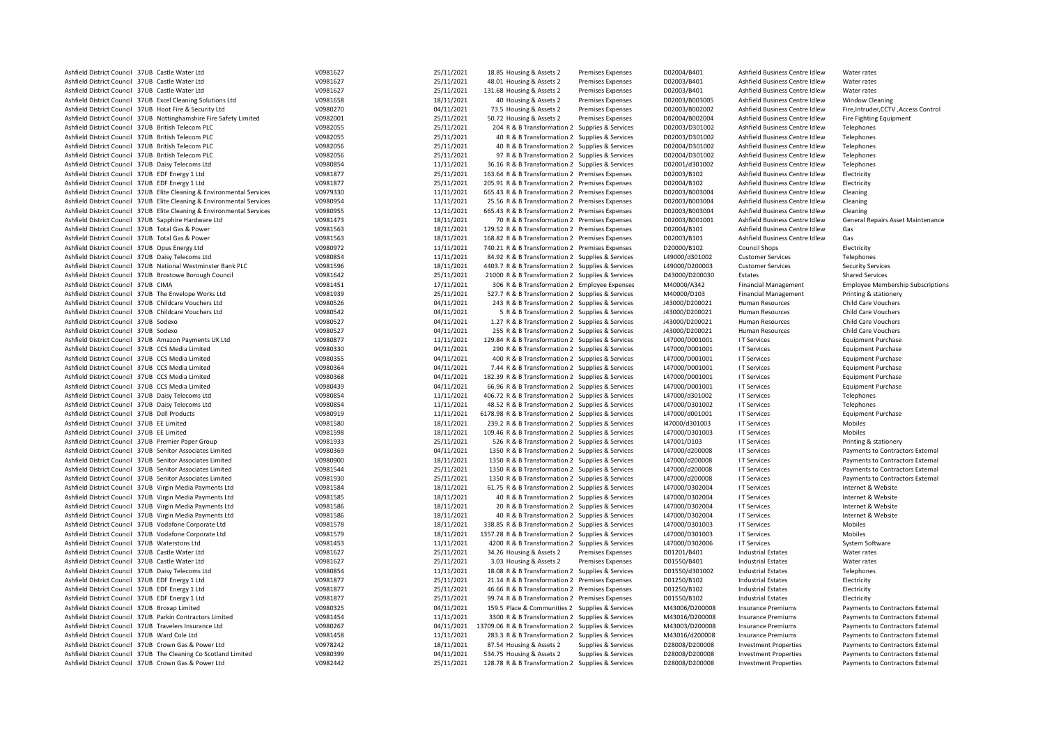| | | | | | | | | | | |
|---|---|---|---|---|---|---|---|---|---|---|
| Ashfield District Council | 37UB | Castle Water Ltd | V0981627 | 25/11/2021 | 18.85 | Housing & Assets 2 | Premises Expenses | D02004/B401 | Ashfield Business Centre Idlew | Water rates |
| Ashfield District Council | 37UB | Castle Water Ltd | V0981627 | 25/11/2021 | 48.01 | Housing & Assets 2 | Premises Expenses | D02003/B401 | Ashfield Business Centre Idlew | Water rates |
| Ashfield District Council | 37UB | Castle Water Ltd | V0981627 | 25/11/2021 | 131.68 | Housing & Assets 2 | Premises Expenses | D02003/B401 | Ashfield Business Centre Idlew | Water rates |
| Ashfield District Council | 37UB | Excel Cleaning Solutions Ltd | V0981658 | 18/11/2021 | 40 | Housing & Assets 2 | Premises Expenses | D02003/B003005 | Ashfield Business Centre Idlew | Window Cleaning |
| Ashfield District Council | 37UB | Hoot Fire & Security Ltd | V0980270 | 04/11/2021 | 73.5 | Housing & Assets 2 | Premises Expenses | D02003/B002002 | Ashfield Business Centre Idlew | Fire,Intruder,CCTV ,Access Control |
| Ashfield District Council | 37UB | Nottinghamshire Fire Safety Limited | V0982001 | 25/11/2021 | 50.72 | Housing & Assets 2 | Premises Expenses | D02004/B002004 | Ashfield Business Centre Idlew | Fire Fighting Equipment |
| Ashfield District Council | 37UB | British Telecom PLC | V0982055 | 25/11/2021 | 204 | R & B Transformation 2 | Supplies & Services | D02003/D301002 | Ashfield Business Centre Idlew | Telephones |
| Ashfield District Council | 37UB | British Telecom PLC | V0982055 | 25/11/2021 | 40 | R & B Transformation 2 | Supplies & Services | D02003/D301002 | Ashfield Business Centre Idlew | Telephones |
| Ashfield District Council | 37UB | British Telecom PLC | V0982056 | 25/11/2021 | 40 | R & B Transformation 2 | Supplies & Services | D02004/D301002 | Ashfield Business Centre Idlew | Telephones |
| Ashfield District Council | 37UB | British Telecom PLC | V0982056 | 25/11/2021 | 97 | R & B Transformation 2 | Supplies & Services | D02004/D301002 | Ashfield Business Centre Idlew | Telephones |
| Ashfield District Council | 37UB | Daisy Telecoms Ltd | V0980854 | 11/11/2021 | 36.16 | R & B Transformation 2 | Supplies & Services | D02001/d301002 | Ashfield Business Centre Idlew | Telephones |
| Ashfield District Council | 37UB | EDF Energy 1 Ltd | V0981877 | 25/11/2021 | 163.64 | R & B Transformation 2 | Premises Expenses | D02003/B102 | Ashfield Business Centre Idlew | Electricity |
| Ashfield District Council | 37UB | EDF Energy 1 Ltd | V0981877 | 25/11/2021 | 205.91 | R & B Transformation 2 | Premises Expenses | D02004/B102 | Ashfield Business Centre Idlew | Electricity |
| Ashfield District Council | 37UB | Elite Cleaning & Environmental Services | V0979330 | 11/11/2021 | 665.43 | R & B Transformation 2 | Premises Expenses | D02003/B003004 | Ashfield Business Centre Idlew | Cleaning |
| Ashfield District Council | 37UB | Elite Cleaning & Environmental Services | V0980954 | 11/11/2021 | 25.56 | R & B Transformation 2 | Premises Expenses | D02003/B003004 | Ashfield Business Centre Idlew | Cleaning |
| Ashfield District Council | 37UB | Elite Cleaning & Environmental Services | V0980955 | 11/11/2021 | 665.43 | R & B Transformation 2 | Premises Expenses | D02003/B003004 | Ashfield Business Centre Idlew | Cleaning |
| Ashfield District Council | 37UB | Sapphire Hardware Ltd | V0981473 | 18/11/2021 | 70 | R & B Transformation 2 | Premises Expenses | D02003/B001001 | Ashfield Business Centre Idlew | General Repairs Asset Maintenance |
| Ashfield District Council | 37UB | Total Gas & Power | V0981563 | 18/11/2021 | 129.52 | R & B Transformation 2 | Premises Expenses | D02004/B101 | Ashfield Business Centre Idlew | Gas |
| Ashfield District Council | 37UB | Total Gas & Power | V0981563 | 18/11/2021 | 168.82 | R & B Transformation 2 | Premises Expenses | D02003/B101 | Ashfield Business Centre Idlew | Gas |
| Ashfield District Council | 37UB | Opus Energy Ltd | V0980972 | 11/11/2021 | 740.21 | R & B Transformation 2 | Premises Expenses | D20000/B102 | Council Shops | Electricity |
| Ashfield District Council | 37UB | Daisy Telecoms Ltd | V0980854 | 11/11/2021 | 84.92 | R & B Transformation 2 | Supplies & Services | L49000/d301002 | Customer Services | Telephones |
| Ashfield District Council | 37UB | National Westminster Bank PLC | V0981596 | 18/11/2021 | 4403.7 | R & B Transformation 2 | Supplies & Services | L49000/D200003 | Customer Services | Security Services |
| Ashfield District Council | 37UB | Broxtowe Borough Council | V0981642 | 25/11/2021 | 21000 | R & B Transformation 2 | Supplies & Services | D43000/D200030 | Estates | Shared Services |
| Ashfield District Council | 37UB | CIMA | V0981451 | 17/11/2021 | 306 | R & B Transformation 2 | Employee Expenses | M40000/A342 | Financial Management | Employee Membership Subscriptions |
| Ashfield District Council | 37UB | The Envelope Works Ltd | V0981939 | 25/11/2021 | 527.7 | R & B Transformation 2 | Supplies & Services | M40000/D103 | Financial Management | Printing & stationery |
| Ashfield District Council | 37UB | Childcare Vouchers Ltd | V0980526 | 04/11/2021 | 243 | R & B Transformation 2 | Supplies & Services | J43000/D200021 | Human Resources | Child Care Vouchers |
| Ashfield District Council | 37UB | Childcare Vouchers Ltd | V0980542 | 04/11/2021 | 5 | R & B Transformation 2 | Supplies & Services | J43000/D200021 | Human Resources | Child Care Vouchers |
| Ashfield District Council | 37UB | Sodexo | V0980527 | 04/11/2021 | 1.27 | R & B Transformation 2 | Supplies & Services | J43000/D200021 | Human Resources | Child Care Vouchers |
| Ashfield District Council | 37UB | Sodexo | V0980527 | 04/11/2021 | 255 | R & B Transformation 2 | Supplies & Services | J43000/D200021 | Human Resources | Child Care Vouchers |
| Ashfield District Council | 37UB | Amazon Payments UK Ltd | V0980877 | 11/11/2021 | 129.84 | R & B Transformation 2 | Supplies & Services | L47000/D001001 | I T Services | Equipment Purchase |
| Ashfield District Council | 37UB | CCS Media Limited | V0980330 | 04/11/2021 | 290 | R & B Transformation 2 | Supplies & Services | L47000/D001001 | I T Services | Equipment Purchase |
| Ashfield District Council | 37UB | CCS Media Limited | V0980355 | 04/11/2021 | 400 | R & B Transformation 2 | Supplies & Services | L47000/D001001 | I T Services | Equipment Purchase |
| Ashfield District Council | 37UB | CCS Media Limited | V0980364 | 04/11/2021 | 7.44 | R & B Transformation 2 | Supplies & Services | L47000/D001001 | I T Services | Equipment Purchase |
| Ashfield District Council | 37UB | CCS Media Limited | V0980368 | 04/11/2021 | 182.39 | R & B Transformation 2 | Supplies & Services | L47000/D001001 | I T Services | Equipment Purchase |
| Ashfield District Council | 37UB | CCS Media Limited | V0980439 | 04/11/2021 | 66.96 | R & B Transformation 2 | Supplies & Services | L47000/D001001 | I T Services | Equipment Purchase |
| Ashfield District Council | 37UB | Daisy Telecoms Ltd | V0980854 | 11/11/2021 | 406.72 | R & B Transformation 2 | Supplies & Services | L47000/d301002 | I T Services | Telephones |
| Ashfield District Council | 37UB | Daisy Telecoms Ltd | V0980854 | 11/11/2021 | 48.52 | R & B Transformation 2 | Supplies & Services | L47000/D301002 | I T Services | Telephones |
| Ashfield District Council | 37UB | Dell Products | V0980919 | 11/11/2021 | 6178.98 | R & B Transformation 2 | Supplies & Services | L47000/d001001 | I T Services | Equipment Purchase |
| Ashfield District Council | 37UB | EE Limited | V0981580 | 18/11/2021 | 239.2 | R & B Transformation 2 | Supplies & Services | l47000/d301003 | I T Services | Mobiles |
| Ashfield District Council | 37UB | EE Limited | V0981598 | 18/11/2021 | 109.46 | R & B Transformation 2 | Supplies & Services | L47000/D301003 | I T Services | Mobiles |
| Ashfield District Council | 37UB | Premier Paper Group | V0981933 | 25/11/2021 | 526 | R & B Transformation 2 | Supplies & Services | L47001/D103 | I T Services | Printing & stationery |
| Ashfield District Council | 37UB | Senitor Associates Limited | V0980369 | 04/11/2021 | 1350 | R & B Transformation 2 | Supplies & Services | L47000/d200008 | I T Services | Payments to Contractors External |
| Ashfield District Council | 37UB | Senitor Associates Limited | V0980900 | 18/11/2021 | 1350 | R & B Transformation 2 | Supplies & Services | L47000/d200008 | I T Services | Payments to Contractors External |
| Ashfield District Council | 37UB | Senitor Associates Limited | V0981544 | 25/11/2021 | 1350 | R & B Transformation 2 | Supplies & Services | L47000/d200008 | I T Services | Payments to Contractors External |
| Ashfield District Council | 37UB | Senitor Associates Limited | V0981930 | 25/11/2021 | 1350 | R & B Transformation 2 | Supplies & Services | L47000/d200008 | I T Services | Payments to Contractors External |
| Ashfield District Council | 37UB | Virgin Media Payments Ltd | V0981584 | 18/11/2021 | 61.75 | R & B Transformation 2 | Supplies & Services | L47000/D302004 | I T Services | Internet & Website |
| Ashfield District Council | 37UB | Virgin Media Payments Ltd | V0981585 | 18/11/2021 | 40 | R & B Transformation 2 | Supplies & Services | L47000/D302004 | I T Services | Internet & Website |
| Ashfield District Council | 37UB | Virgin Media Payments Ltd | V0981586 | 18/11/2021 | 20 | R & B Transformation 2 | Supplies & Services | L47000/D302004 | I T Services | Internet & Website |
| Ashfield District Council | 37UB | Virgin Media Payments Ltd | V0981586 | 18/11/2021 | 40 | R & B Transformation 2 | Supplies & Services | L47000/D302004 | I T Services | Internet & Website |
| Ashfield District Council | 37UB | Vodafone Corporate Ltd | V0981578 | 18/11/2021 | 338.85 | R & B Transformation 2 | Supplies & Services | L47000/D301003 | I T Services | Mobiles |
| Ashfield District Council | 37UB | Vodafone Corporate Ltd | V0981579 | 18/11/2021 | 1357.28 | R & B Transformation 2 | Supplies & Services | L47000/D301003 | I T Services | Mobiles |
| Ashfield District Council | 37UB | Waterstons Ltd | V0981453 | 11/11/2021 | 4200 | R & B Transformation 2 | Supplies & Services | L47000/D302006 | I T Services | System Software |
| Ashfield District Council | 37UB | Castle Water Ltd | V0981627 | 25/11/2021 | 34.26 | Housing & Assets 2 | Premises Expenses | D01201/B401 | Industrial Estates | Water rates |
| Ashfield District Council | 37UB | Castle Water Ltd | V0981627 | 25/11/2021 | 3.03 | Housing & Assets 2 | Premises Expenses | D01550/B401 | Industrial Estates | Water rates |
| Ashfield District Council | 37UB | Daisy Telecoms Ltd | V0980854 | 11/11/2021 | 18.08 | R & B Transformation 2 | Supplies & Services | D01550/d301002 | Industrial Estates | Telephones |
| Ashfield District Council | 37UB | EDF Energy 1 Ltd | V0981877 | 25/11/2021 | 21.14 | R & B Transformation 2 | Premises Expenses | D01250/B102 | Industrial Estates | Electricity |
| Ashfield District Council | 37UB | EDF Energy 1 Ltd | V0981877 | 25/11/2021 | 46.66 | R & B Transformation 2 | Premises Expenses | D01250/B102 | Industrial Estates | Electricity |
| Ashfield District Council | 37UB | EDF Energy 1 Ltd | V0981877 | 25/11/2021 | 99.74 | R & B Transformation 2 | Premises Expenses | D01550/B102 | Industrial Estates | Electricity |
| Ashfield District Council | 37UB | Broxap Limited | V0980325 | 04/11/2021 | 159.5 | Place & Communities 2 | Supplies & Services | M43006/D200008 | Insurance Premiums | Payments to Contractors External |
| Ashfield District Council | 37UB | Parkin Contractors Limited | V0981454 | 11/11/2021 | 3300 | R & B Transformation 2 | Supplies & Services | M43016/D200008 | Insurance Premiums | Payments to Contractors External |
| Ashfield District Council | 37UB | Travelers Insurance Ltd | V0980267 | 04/11/2021 | 13709.06 | R & B Transformation 2 | Supplies & Services | M43003/D200008 | Insurance Premiums | Payments to Contractors External |
| Ashfield District Council | 37UB | Ward Cole Ltd | V0981458 | 11/11/2021 | 283.3 | R & B Transformation 2 | Supplies & Services | M43016/d200008 | Insurance Premiums | Payments to Contractors External |
| Ashfield District Council | 37UB | Crown Gas & Power Ltd | V0978242 | 18/11/2021 | 87.54 | Housing & Assets 2 | Supplies & Services | D28008/D200008 | Investment Properties | Payments to Contractors External |
| Ashfield District Council | 37UB | The Cleaning Co Scotland Limited | V0980399 | 04/11/2021 | 534.75 | Housing & Assets 2 | Supplies & Services | D28008/D200008 | Investment Properties | Payments to Contractors External |
| Ashfield District Council | 37UB | Crown Gas & Power Ltd | V0982442 | 25/11/2021 | 128.78 | R & B Transformation 2 | Supplies & Services | D28008/D200008 | Investment Properties | Payments to Contractors External |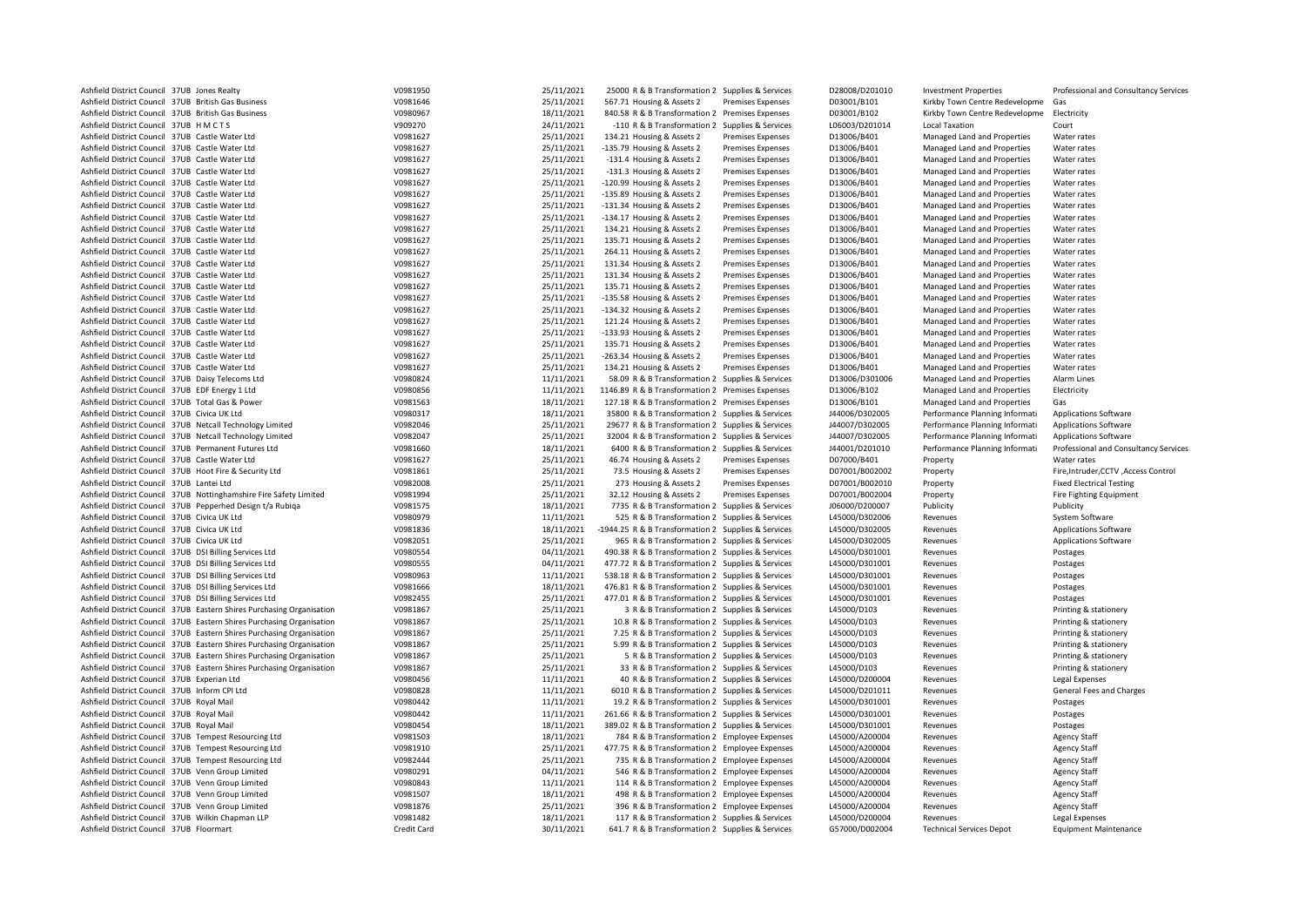| | | | | | | | | | | |
|---|---|---|---|---|---|---|---|---|---|---|
| Ashfield District Council | 37UB | Jones Realty | V0981950 | 25/11/2021 | 25000 | R & B Transformation 2 | Supplies & Services | D28008/D201010 | Investment Properties | Professional and Consultancy Services |
| Ashfield District Council | 37UB | British Gas Business | V0981646 | 25/11/2021 | 567.71 | Housing & Assets 2 | Premises Expenses | D03001/B101 | Kirkby Town Centre Redevelopme | Gas |
| Ashfield District Council | 37UB | British Gas Business | V0980967 | 18/11/2021 | 840.58 | R & B Transformation 2 | Premises Expenses | D03001/B102 | Kirkby Town Centre Redevelopme | Electricity |
| Ashfield District Council | 37UB | H M C T S | V909270 | 24/11/2021 | -110 | R & B Transformation 2 | Supplies & Services | L06003/D201014 | Local Taxation | Court |
| Ashfield District Council | 37UB | Castle Water Ltd | V0981627 | 25/11/2021 | 134.21 | Housing & Assets 2 | Premises Expenses | D13006/B401 | Managed Land and Properties | Water rates |
| Ashfield District Council | 37UB | Castle Water Ltd | V0981627 | 25/11/2021 | -135.79 | Housing & Assets 2 | Premises Expenses | D13006/B401 | Managed Land and Properties | Water rates |
| Ashfield District Council | 37UB | Castle Water Ltd | V0981627 | 25/11/2021 | -131.4 | Housing & Assets 2 | Premises Expenses | D13006/B401 | Managed Land and Properties | Water rates |
| Ashfield District Council | 37UB | Castle Water Ltd | V0981627 | 25/11/2021 | -131.3 | Housing & Assets 2 | Premises Expenses | D13006/B401 | Managed Land and Properties | Water rates |
| Ashfield District Council | 37UB | Castle Water Ltd | V0981627 | 25/11/2021 | -120.99 | Housing & Assets 2 | Premises Expenses | D13006/B401 | Managed Land and Properties | Water rates |
| Ashfield District Council | 37UB | Castle Water Ltd | V0981627 | 25/11/2021 | -135.89 | Housing & Assets 2 | Premises Expenses | D13006/B401 | Managed Land and Properties | Water rates |
| Ashfield District Council | 37UB | Castle Water Ltd | V0981627 | 25/11/2021 | -131.34 | Housing & Assets 2 | Premises Expenses | D13006/B401 | Managed Land and Properties | Water rates |
| Ashfield District Council | 37UB | Castle Water Ltd | V0981627 | 25/11/2021 | -134.17 | Housing & Assets 2 | Premises Expenses | D13006/B401 | Managed Land and Properties | Water rates |
| Ashfield District Council | 37UB | Castle Water Ltd | V0981627 | 25/11/2021 | 134.21 | Housing & Assets 2 | Premises Expenses | D13006/B401 | Managed Land and Properties | Water rates |
| Ashfield District Council | 37UB | Castle Water Ltd | V0981627 | 25/11/2021 | 135.71 | Housing & Assets 2 | Premises Expenses | D13006/B401 | Managed Land and Properties | Water rates |
| Ashfield District Council | 37UB | Castle Water Ltd | V0981627 | 25/11/2021 | 264.11 | Housing & Assets 2 | Premises Expenses | D13006/B401 | Managed Land and Properties | Water rates |
| Ashfield District Council | 37UB | Castle Water Ltd | V0981627 | 25/11/2021 | 131.34 | Housing & Assets 2 | Premises Expenses | D13006/B401 | Managed Land and Properties | Water rates |
| Ashfield District Council | 37UB | Castle Water Ltd | V0981627 | 25/11/2021 | 131.34 | Housing & Assets 2 | Premises Expenses | D13006/B401 | Managed Land and Properties | Water rates |
| Ashfield District Council | 37UB | Castle Water Ltd | V0981627 | 25/11/2021 | 135.71 | Housing & Assets 2 | Premises Expenses | D13006/B401 | Managed Land and Properties | Water rates |
| Ashfield District Council | 37UB | Castle Water Ltd | V0981627 | 25/11/2021 | -135.58 | Housing & Assets 2 | Premises Expenses | D13006/B401 | Managed Land and Properties | Water rates |
| Ashfield District Council | 37UB | Castle Water Ltd | V0981627 | 25/11/2021 | -134.32 | Housing & Assets 2 | Premises Expenses | D13006/B401 | Managed Land and Properties | Water rates |
| Ashfield District Council | 37UB | Castle Water Ltd | V0981627 | 25/11/2021 | 121.24 | Housing & Assets 2 | Premises Expenses | D13006/B401 | Managed Land and Properties | Water rates |
| Ashfield District Council | 37UB | Castle Water Ltd | V0981627 | 25/11/2021 | -133.93 | Housing & Assets 2 | Premises Expenses | D13006/B401 | Managed Land and Properties | Water rates |
| Ashfield District Council | 37UB | Castle Water Ltd | V0981627 | 25/11/2021 | 135.71 | Housing & Assets 2 | Premises Expenses | D13006/B401 | Managed Land and Properties | Water rates |
| Ashfield District Council | 37UB | Castle Water Ltd | V0981627 | 25/11/2021 | -263.34 | Housing & Assets 2 | Premises Expenses | D13006/B401 | Managed Land and Properties | Water rates |
| Ashfield District Council | 37UB | Castle Water Ltd | V0981627 | 25/11/2021 | 134.21 | Housing & Assets 2 | Premises Expenses | D13006/B401 | Managed Land and Properties | Water rates |
| Ashfield District Council | 37UB | Daisy Telecoms Ltd | V0980824 | 11/11/2021 | 58.09 | R & B Transformation 2 | Supplies & Services | D13006/D301006 | Managed Land and Properties | Alarm Lines |
| Ashfield District Council | 37UB | EDF Energy 1 Ltd | V0980856 | 11/11/2021 | 1146.89 | R & B Transformation 2 | Premises Expenses | D13006/B102 | Managed Land and Properties | Electricity |
| Ashfield District Council | 37UB | Total Gas & Power | V0981563 | 18/11/2021 | 127.18 | R & B Transformation 2 | Premises Expenses | D13006/B101 | Managed Land and Properties | Gas |
| Ashfield District Council | 37UB | Civica UK Ltd | V0980317 | 18/11/2021 | 35800 | R & B Transformation 2 | Supplies & Services | J44006/D302005 | Performance Planning Informati | Applications Software |
| Ashfield District Council | 37UB | Netcall Technology Limited | V0982046 | 25/11/2021 | 29677 | R & B Transformation 2 | Supplies & Services | J44007/D302005 | Performance Planning Informati | Applications Software |
| Ashfield District Council | 37UB | Netcall Technology Limited | V0982047 | 25/11/2021 | 32004 | R & B Transformation 2 | Supplies & Services | J44007/D302005 | Performance Planning Informati | Applications Software |
| Ashfield District Council | 37UB | Permanent Futures Ltd | V0981660 | 18/11/2021 | 6400 | R & B Transformation 2 | Supplies & Services | J44001/D201010 | Performance Planning Informati | Professional and Consultancy Services |
| Ashfield District Council | 37UB | Castle Water Ltd | V0981627 | 25/11/2021 | 46.74 | Housing & Assets 2 | Premises Expenses | D07000/B401 | Property | Water rates |
| Ashfield District Council | 37UB | Hoot Fire & Security Ltd | V0981861 | 25/11/2021 | 73.5 | Housing & Assets 2 | Premises Expenses | D07001/B002002 | Property | Fire,Intruder,CCTV ,Access Control |
| Ashfield District Council | 37UB | Lantei Ltd | V0982008 | 25/11/2021 | 273 | Housing & Assets 2 | Premises Expenses | D07001/B002010 | Property | Fixed Electrical Testing |
| Ashfield District Council | 37UB | Nottinghamshire Fire Safety Limited | V0981994 | 25/11/2021 | 32.12 | Housing & Assets 2 | Premises Expenses | D07001/B002004 | Property | Fire Fighting Equipment |
| Ashfield District Council | 37UB | Pepperhed Design t/a Rubiqa | V0981575 | 18/11/2021 | 7735 | R & B Transformation 2 | Supplies & Services | J06000/D200007 | Publicity | Publicity |
| Ashfield District Council | 37UB | Civica UK Ltd | V0980979 | 11/11/2021 | 525 | R & B Transformation 2 | Supplies & Services | L45000/D302006 | Revenues | System Software |
| Ashfield District Council | 37UB | Civica UK Ltd | V0981836 | 18/11/2021 | -1944.25 | R & B Transformation 2 | Supplies & Services | L45000/D302005 | Revenues | Applications Software |
| Ashfield District Council | 37UB | Civica UK Ltd | V0982051 | 25/11/2021 | 965 | R & B Transformation 2 | Supplies & Services | L45000/D302005 | Revenues | Applications Software |
| Ashfield District Council | 37UB | DSI Billing Services Ltd | V0980554 | 04/11/2021 | 490.38 | R & B Transformation 2 | Supplies & Services | L45000/D301001 | Revenues | Postages |
| Ashfield District Council | 37UB | DSI Billing Services Ltd | V0980555 | 04/11/2021 | 477.72 | R & B Transformation 2 | Supplies & Services | L45000/D301001 | Revenues | Postages |
| Ashfield District Council | 37UB | DSI Billing Services Ltd | V0980963 | 11/11/2021 | 538.18 | R & B Transformation 2 | Supplies & Services | L45000/D301001 | Revenues | Postages |
| Ashfield District Council | 37UB | DSI Billing Services Ltd | V0981666 | 18/11/2021 | 476.81 | R & B Transformation 2 | Supplies & Services | L45000/D301001 | Revenues | Postages |
| Ashfield District Council | 37UB | DSI Billing Services Ltd | V0982455 | 25/11/2021 | 477.01 | R & B Transformation 2 | Supplies & Services | L45000/D301001 | Revenues | Postages |
| Ashfield District Council | 37UB | Eastern Shires Purchasing Organisation | V0981867 | 25/11/2021 | 3 | R & B Transformation 2 | Supplies & Services | L45000/D103 | Revenues | Printing & stationery |
| Ashfield District Council | 37UB | Eastern Shires Purchasing Organisation | V0981867 | 25/11/2021 | 10.8 | R & B Transformation 2 | Supplies & Services | L45000/D103 | Revenues | Printing & stationery |
| Ashfield District Council | 37UB | Eastern Shires Purchasing Organisation | V0981867 | 25/11/2021 | 7.25 | R & B Transformation 2 | Supplies & Services | L45000/D103 | Revenues | Printing & stationery |
| Ashfield District Council | 37UB | Eastern Shires Purchasing Organisation | V0981867 | 25/11/2021 | 5.99 | R & B Transformation 2 | Supplies & Services | L45000/D103 | Revenues | Printing & stationery |
| Ashfield District Council | 37UB | Eastern Shires Purchasing Organisation | V0981867 | 25/11/2021 | 5 | R & B Transformation 2 | Supplies & Services | L45000/D103 | Revenues | Printing & stationery |
| Ashfield District Council | 37UB | Eastern Shires Purchasing Organisation | V0981867 | 25/11/2021 | 33 | R & B Transformation 2 | Supplies & Services | L45000/D103 | Revenues | Printing & stationery |
| Ashfield District Council | 37UB | Experian Ltd | V0980456 | 11/11/2021 | 40 | R & B Transformation 2 | Supplies & Services | L45000/D200004 | Revenues | Legal Expenses |
| Ashfield District Council | 37UB | Inform CPI Ltd | V0980828 | 11/11/2021 | 6010 | R & B Transformation 2 | Supplies & Services | L45000/D201011 | Revenues | General Fees and Charges |
| Ashfield District Council | 37UB | Royal Mail | V0980442 | 11/11/2021 | 19.2 | R & B Transformation 2 | Supplies & Services | L45000/D301001 | Revenues | Postages |
| Ashfield District Council | 37UB | Royal Mail | V0980442 | 11/11/2021 | 261.66 | R & B Transformation 2 | Supplies & Services | L45000/D301001 | Revenues | Postages |
| Ashfield District Council | 37UB | Royal Mail | V0980454 | 18/11/2021 | 389.02 | R & B Transformation 2 | Supplies & Services | L45000/D301001 | Revenues | Postages |
| Ashfield District Council | 37UB | Tempest Resourcing Ltd | V0981503 | 18/11/2021 | 784 | R & B Transformation 2 | Employee Expenses | L45000/A200004 | Revenues | Agency Staff |
| Ashfield District Council | 37UB | Tempest Resourcing Ltd | V0981910 | 25/11/2021 | 477.75 | R & B Transformation 2 | Employee Expenses | L45000/A200004 | Revenues | Agency Staff |
| Ashfield District Council | 37UB | Tempest Resourcing Ltd | V0982444 | 25/11/2021 | 735 | R & B Transformation 2 | Employee Expenses | L45000/A200004 | Revenues | Agency Staff |
| Ashfield District Council | 37UB | Venn Group Limited | V0980291 | 04/11/2021 | 546 | R & B Transformation 2 | Employee Expenses | L45000/A200004 | Revenues | Agency Staff |
| Ashfield District Council | 37UB | Venn Group Limited | V0980843 | 11/11/2021 | 114 | R & B Transformation 2 | Employee Expenses | L45000/A200004 | Revenues | Agency Staff |
| Ashfield District Council | 37UB | Venn Group Limited | V0981507 | 18/11/2021 | 498 | R & B Transformation 2 | Employee Expenses | L45000/A200004 | Revenues | Agency Staff |
| Ashfield District Council | 37UB | Venn Group Limited | V0981876 | 25/11/2021 | 396 | R & B Transformation 2 | Employee Expenses | L45000/A200004 | Revenues | Agency Staff |
| Ashfield District Council | 37UB | Wilkin Chapman LLP | V0981482 | 18/11/2021 | 117 | R & B Transformation 2 | Supplies & Services | L45000/D200004 | Revenues | Legal Expenses |
| Ashfield District Council | 37UB | Floormart | Credit Card | 30/11/2021 | 641.7 | R & B Transformation 2 | Supplies & Services | G57000/D002004 | Technical Services Depot | Equipment Maintenance |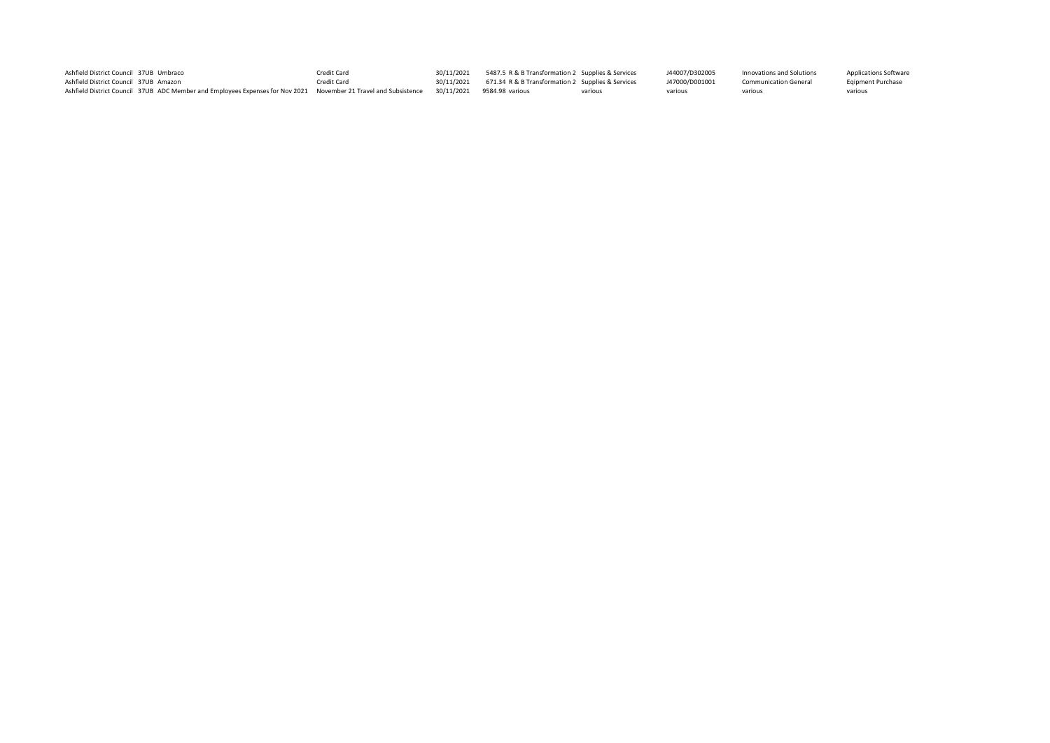| | | | | | | | | | | | |
|---|---|---|---|---|---|---|---|---|---|---|---|
| Ashfield District Council | 37UB | Umbraco | Credit Card | 30/11/2021 | 5487.5 | R & B Transformation 2 | Supplies & Services | J44007/D302005 | Innovations and Solutions | Applications Software |
| Ashfield District Council | 37UB | Amazon | Credit Card | 30/11/2021 | 671.34 | R & B Transformation 2 | Supplies & Services | J47000/D001001 | Communication General | Eqipment Purchase |
| Ashfield District Council | 37UB | ADC Member and Employees Expenses for Nov 2021 | November 21 Travel and Subsistence | 30/11/2021 | 9584.98 | various | various | various | various | various |